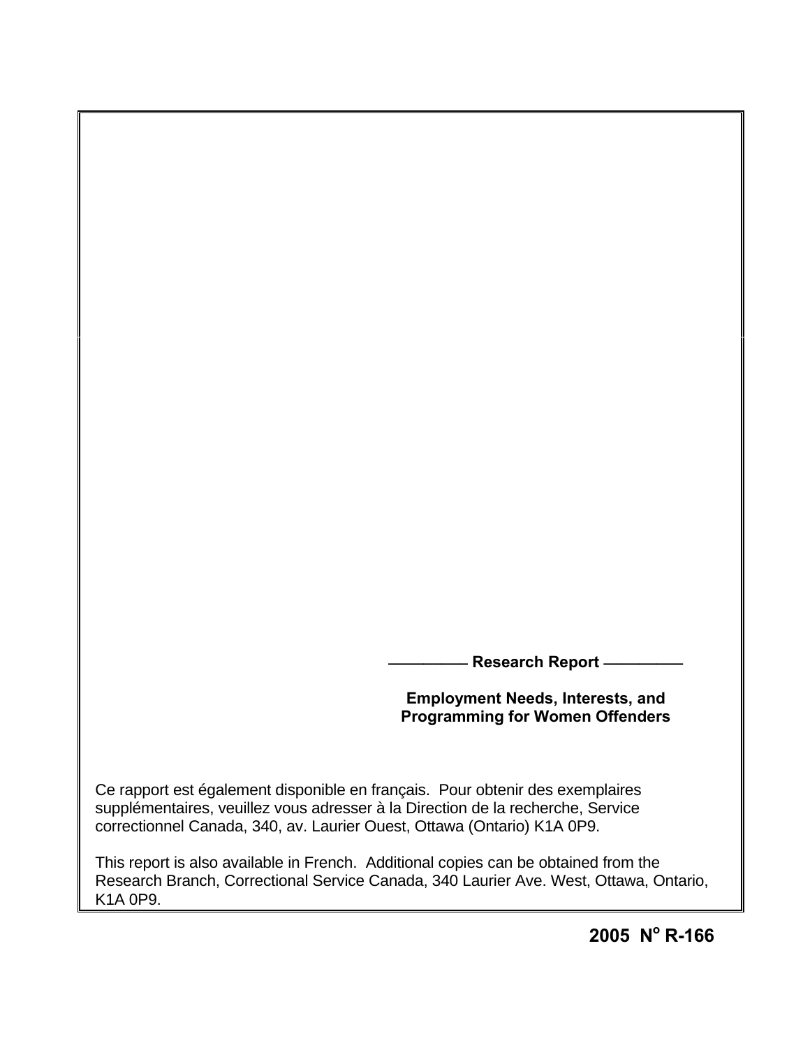Research Report

# Employment Needs, Interests, and Programming for Women Offenders

Ce rapport est également disponible en français. Pour obtenir des exemplaires supplémentaires, veuillez vous adresser à la Direction de la recherche, Service correctionnel Canada, 340, av. Laurier Ouest, Ottawa (Ontario) K1A 0P9.

This report is also available in French. Additional copies can be obtained from the Research Branch, Correctional Service Canada, 340 Laurier Ave. West, Ottawa, Ontario, K1A 0P9.

**2005 N$^{o}$ R-166**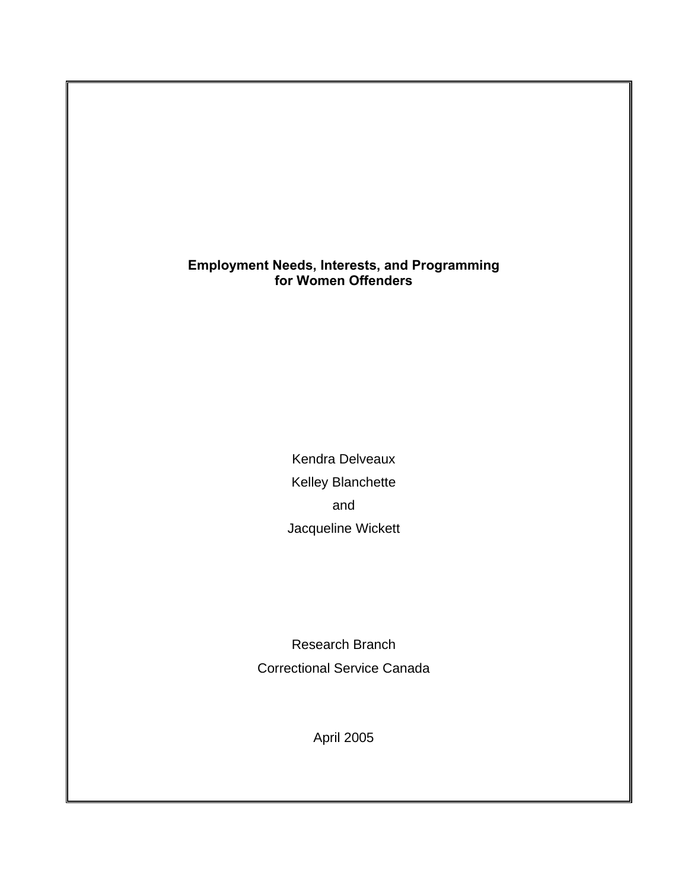**Employment Needs, Interests, and Programming for Women Offenders**

Kendra Delveaux

Kelley Blanchette

and

Jacqueline Wickett

Research Branch

Correctional Service Canada

April 2005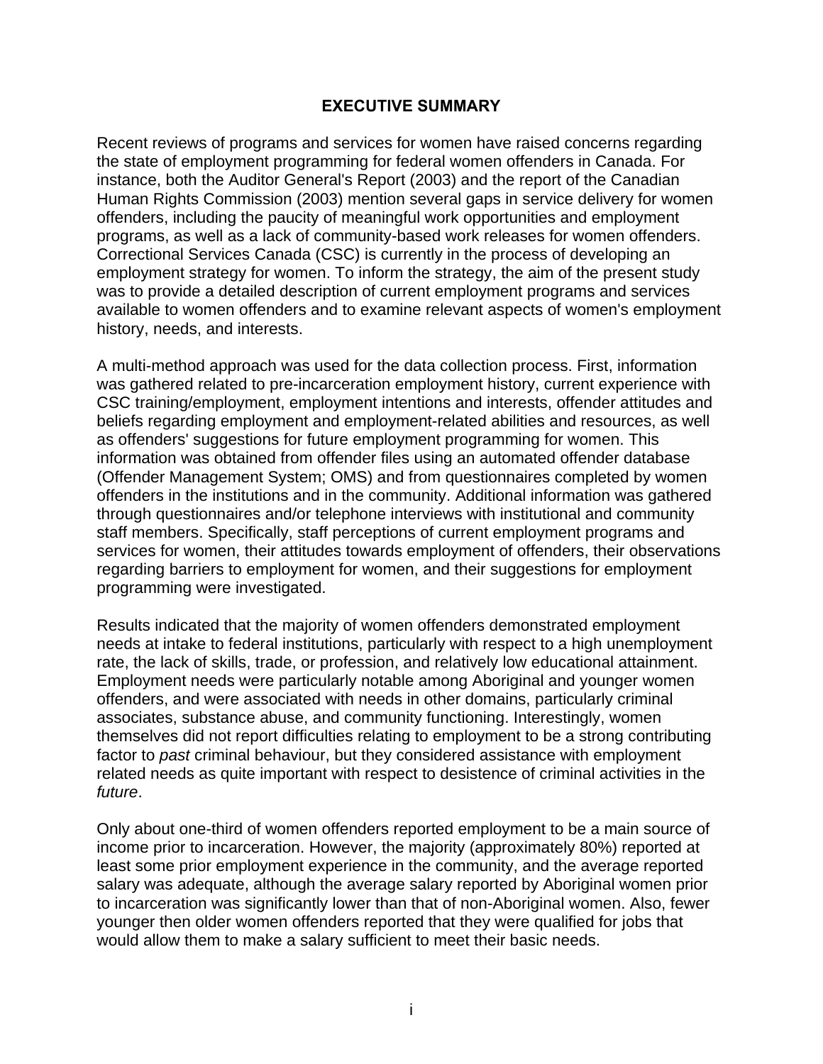# EXECUTIVE SUMMARY

Recent reviews of programs and services for women have raised concerns regarding the state of employment programming for federal women offenders in Canada. For instance, both the Auditor General's Report (2003) and the report of the Canadian Human Rights Commission (2003) mention several gaps in service delivery for women offenders, including the paucity of meaningful work opportunities and employment programs, as well as a lack of community-based work releases for women offenders. Correctional Services Canada (CSC) is currently in the process of developing an employment strategy for women. To inform the strategy, the aim of the present study was to provide a detailed description of current employment programs and services available to women offenders and to examine relevant aspects of women's employment history, needs, and interests.

A multi-method approach was used for the data collection process. First, information was gathered related to pre-incarceration employment history, current experience with CSC training/employment, employment intentions and interests, offender attitudes and beliefs regarding employment and employment-related abilities and resources, as well as offenders' suggestions for future employment programming for women. This information was obtained from offender files using an automated offender database (Offender Management System; OMS) and from questionnaires completed by women offenders in the institutions and in the community. Additional information was gathered through questionnaires and/or telephone interviews with institutional and community staff members. Specifically, staff perceptions of current employment programs and services for women, their attitudes towards employment of offenders, their observations regarding barriers to employment for women, and their suggestions for employment programming were investigated.

Results indicated that the majority of women offenders demonstrated employment needs at intake to federal institutions, particularly with respect to a high unemployment rate, the lack of skills, trade, or profession, and relatively low educational attainment. Employment needs were particularly notable among Aboriginal and younger women offenders, and were associated with needs in other domains, particularly criminal associates, substance abuse, and community functioning. Interestingly, women themselves did not report difficulties relating to employment to be a strong contributing factor to *past* criminal behaviour, but they considered assistance with employment related needs as quite important with respect to desistence of criminal activities in the *future*.

Only about one-third of women offenders reported employment to be a main source of income prior to incarceration. However, the majority (approximately 80%) reported at least some prior employment experience in the community, and the average reported salary was adequate, although the average salary reported by Aboriginal women prior to incarceration was significantly lower than that of non-Aboriginal women. Also, fewer younger then older women offenders reported that they were qualified for jobs that would allow them to make a salary sufficient to meet their basic needs.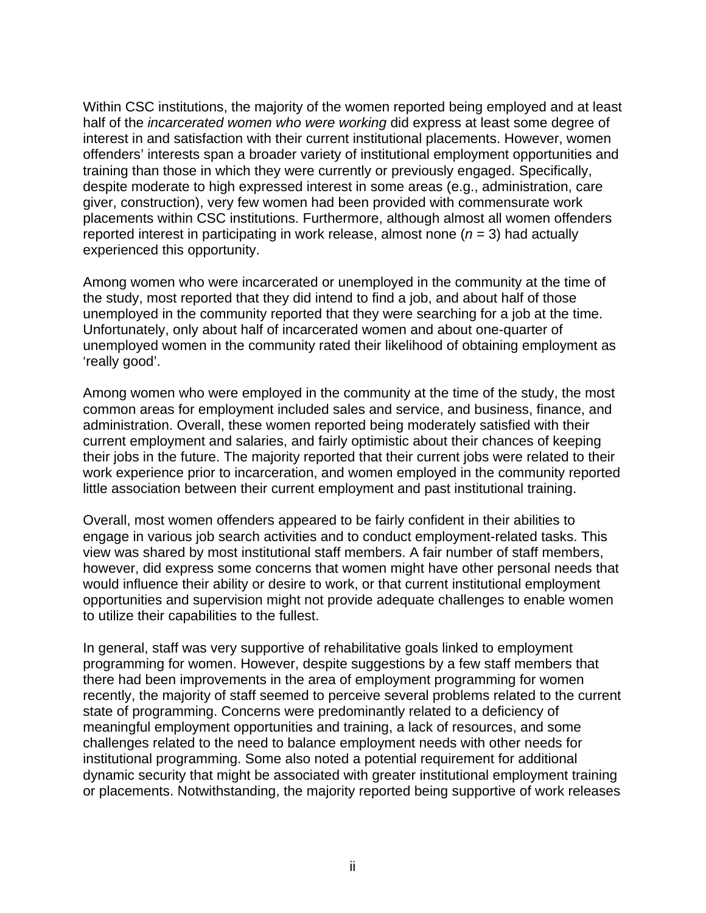Within CSC institutions, the majority of the women reported being employed and at least half of the *incarcerated women who were working* did express at least some degree of interest in and satisfaction with their current institutional placements. However, women offenders' interests span a broader variety of institutional employment opportunities and training than those in which they were currently or previously engaged. Specifically, despite moderate to high expressed interest in some areas (e.g., administration, care giver, construction), very few women had been provided with commensurate work placements within CSC institutions. Furthermore, although almost all women offenders reported interest in participating in work release, almost none ($n$ = 3) had actually experienced this opportunity.

Among women who were incarcerated or unemployed in the community at the time of the study, most reported that they did intend to find a job, and about half of those unemployed in the community reported that they were searching for a job at the time. Unfortunately, only about half of incarcerated women and about one-quarter of unemployed women in the community rated their likelihood of obtaining employment as 'really good'.

Among women who were employed in the community at the time of the study, the most common areas for employment included sales and service, and business, finance, and administration. Overall, these women reported being moderately satisfied with their current employment and salaries, and fairly optimistic about their chances of keeping their jobs in the future. The majority reported that their current jobs were related to their work experience prior to incarceration, and women employed in the community reported little association between their current employment and past institutional training.

Overall, most women offenders appeared to be fairly confident in their abilities to engage in various job search activities and to conduct employment-related tasks. This view was shared by most institutional staff members. A fair number of staff members, however, did express some concerns that women might have other personal needs that would influence their ability or desire to work, or that current institutional employment opportunities and supervision might not provide adequate challenges to enable women to utilize their capabilities to the fullest.

In general, staff was very supportive of rehabilitative goals linked to employment programming for women. However, despite suggestions by a few staff members that there had been improvements in the area of employment programming for women recently, the majority of staff seemed to perceive several problems related to the current state of programming. Concerns were predominantly related to a deficiency of meaningful employment opportunities and training, a lack of resources, and some challenges related to the need to balance employment needs with other needs for institutional programming. Some also noted a potential requirement for additional dynamic security that might be associated with greater institutional employment training or placements. Notwithstanding, the majority reported being supportive of work releases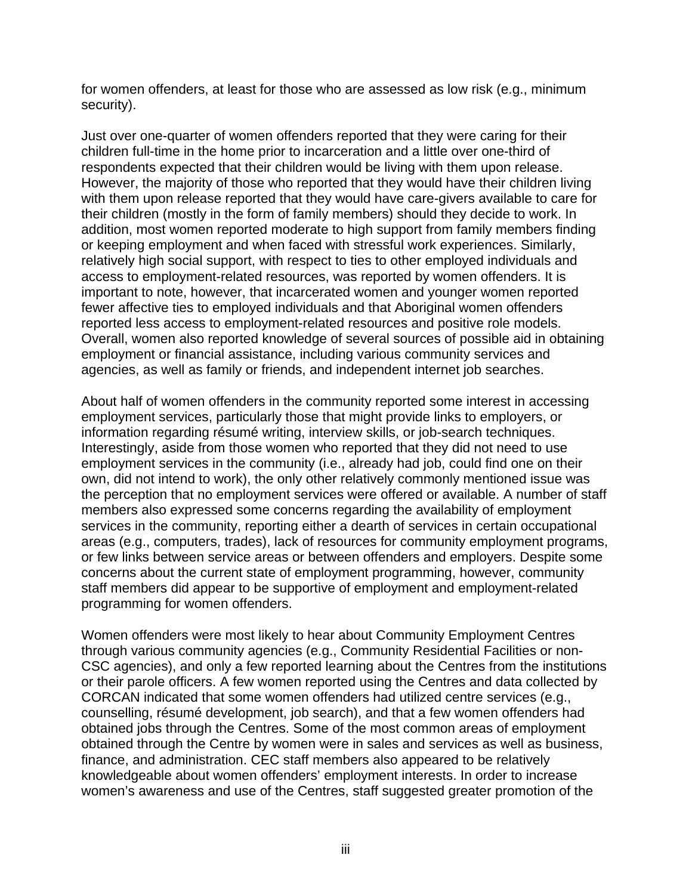for women offenders, at least for those who are assessed as low risk (e.g., minimum security).

Just over one-quarter of women offenders reported that they were caring for their children full-time in the home prior to incarceration and a little over one-third of respondents expected that their children would be living with them upon release. However, the majority of those who reported that they would have their children living with them upon release reported that they would have care-givers available to care for their children (mostly in the form of family members) should they decide to work. In addition, most women reported moderate to high support from family members finding or keeping employment and when faced with stressful work experiences. Similarly, relatively high social support, with respect to ties to other employed individuals and access to employment-related resources, was reported by women offenders. It is important to note, however, that incarcerated women and younger women reported fewer affective ties to employed individuals and that Aboriginal women offenders reported less access to employment-related resources and positive role models. Overall, women also reported knowledge of several sources of possible aid in obtaining employment or financial assistance, including various community services and agencies, as well as family or friends, and independent internet job searches.

About half of women offenders in the community reported some interest in accessing employment services, particularly those that might provide links to employers, or information regarding résumé writing, interview skills, or job-search techniques. Interestingly, aside from those women who reported that they did not need to use employment services in the community (i.e., already had job, could find one on their own, did not intend to work), the only other relatively commonly mentioned issue was the perception that no employment services were offered or available. A number of staff members also expressed some concerns regarding the availability of employment services in the community, reporting either a dearth of services in certain occupational areas (e.g., computers, trades), lack of resources for community employment programs, or few links between service areas or between offenders and employers. Despite some concerns about the current state of employment programming, however, community staff members did appear to be supportive of employment and employment-related programming for women offenders.

Women offenders were most likely to hear about Community Employment Centres through various community agencies (e.g., Community Residential Facilities or non-CSC agencies), and only a few reported learning about the Centres from the institutions or their parole officers. A few women reported using the Centres and data collected by CORCAN indicated that some women offenders had utilized centre services (e.g., counselling, résumé development, job search), and that a few women offenders had obtained jobs through the Centres. Some of the most common areas of employment obtained through the Centre by women were in sales and services as well as business, finance, and administration. CEC staff members also appeared to be relatively knowledgeable about women offenders' employment interests. In order to increase women's awareness and use of the Centres, staff suggested greater promotion of the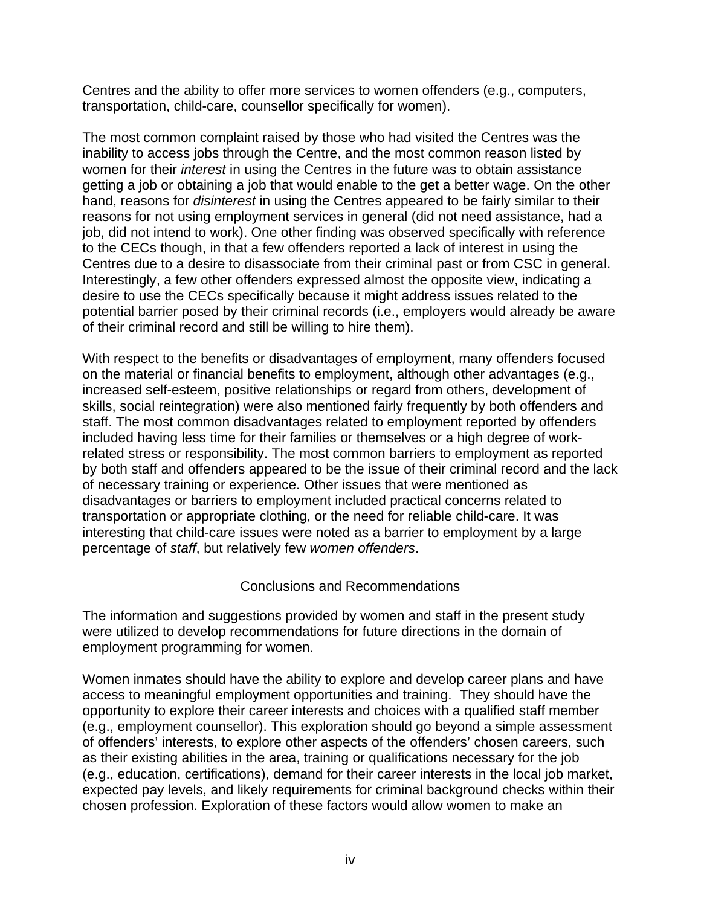Centres and the ability to offer more services to women offenders (e.g., computers, transportation, child-care, counsellor specifically for women).

The most common complaint raised by those who had visited the Centres was the inability to access jobs through the Centre, and the most common reason listed by women for their *interest* in using the Centres in the future was to obtain assistance getting a job or obtaining a job that would enable to the get a better wage. On the other hand, reasons for *disinterest* in using the Centres appeared to be fairly similar to their reasons for not using employment services in general (did not need assistance, had a job, did not intend to work). One other finding was observed specifically with reference to the CECs though, in that a few offenders reported a lack of interest in using the Centres due to a desire to disassociate from their criminal past or from CSC in general. Interestingly, a few other offenders expressed almost the opposite view, indicating a desire to use the CECs specifically because it might address issues related to the potential barrier posed by their criminal records (i.e., employers would already be aware of their criminal record and still be willing to hire them).

With respect to the benefits or disadvantages of employment, many offenders focused on the material or financial benefits to employment, although other advantages (e.g., increased self-esteem, positive relationships or regard from others, development of skills, social reintegration) were also mentioned fairly frequently by both offenders and staff. The most common disadvantages related to employment reported by offenders included having less time for their families or themselves or a high degree of work-related stress or responsibility. The most common barriers to employment as reported by both staff and offenders appeared to be the issue of their criminal record and the lack of necessary training or experience. Other issues that were mentioned as disadvantages or barriers to employment included practical concerns related to transportation or appropriate clothing, or the need for reliable child-care. It was interesting that child-care issues were noted as a barrier to employment by a large percentage of *staff*, but relatively few *women offenders*.

## Conclusions and Recommendations

The information and suggestions provided by women and staff in the present study were utilized to develop recommendations for future directions in the domain of employment programming for women.

Women inmates should have the ability to explore and develop career plans and have access to meaningful employment opportunities and training. They should have the opportunity to explore their career interests and choices with a qualified staff member (e.g., employment counsellor). This exploration should go beyond a simple assessment of offenders' interests, to explore other aspects of the offenders' chosen careers, such as their existing abilities in the area, training or qualifications necessary for the job (e.g., education, certifications), demand for their career interests in the local job market, expected pay levels, and likely requirements for criminal background checks within their chosen profession. Exploration of these factors would allow women to make an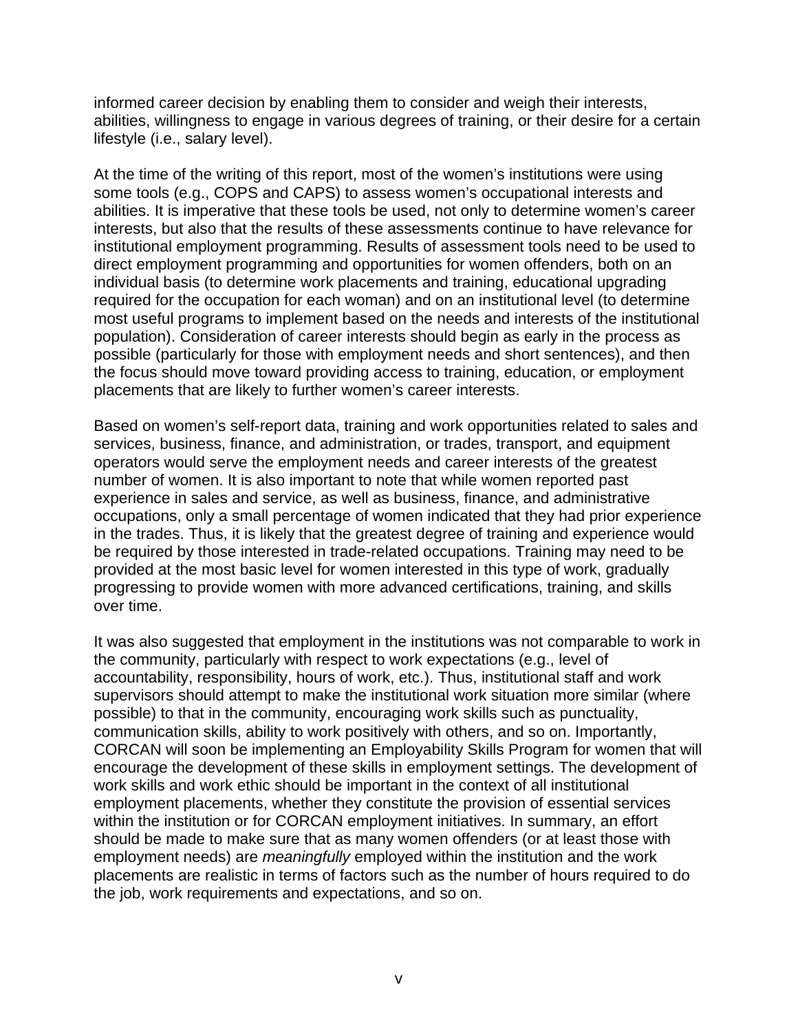informed career decision by enabling them to consider and weigh their interests, abilities, willingness to engage in various degrees of training, or their desire for a certain lifestyle (i.e., salary level).

At the time of the writing of this report, most of the women's institutions were using some tools (e.g., COPS and CAPS) to assess women's occupational interests and abilities. It is imperative that these tools be used, not only to determine women's career interests, but also that the results of these assessments continue to have relevance for institutional employment programming. Results of assessment tools need to be used to direct employment programming and opportunities for women offenders, both on an individual basis (to determine work placements and training, educational upgrading required for the occupation for each woman) and on an institutional level (to determine most useful programs to implement based on the needs and interests of the institutional population). Consideration of career interests should begin as early in the process as possible (particularly for those with employment needs and short sentences), and then the focus should move toward providing access to training, education, or employment placements that are likely to further women's career interests.

Based on women's self-report data, training and work opportunities related to sales and services, business, finance, and administration, or trades, transport, and equipment operators would serve the employment needs and career interests of the greatest number of women. It is also important to note that while women reported past experience in sales and service, as well as business, finance, and administrative occupations, only a small percentage of women indicated that they had prior experience in the trades. Thus, it is likely that the greatest degree of training and experience would be required by those interested in trade-related occupations. Training may need to be provided at the most basic level for women interested in this type of work, gradually progressing to provide women with more advanced certifications, training, and skills over time.

It was also suggested that employment in the institutions was not comparable to work in the community, particularly with respect to work expectations (e.g., level of accountability, responsibility, hours of work, etc.). Thus, institutional staff and work supervisors should attempt to make the institutional work situation more similar (where possible) to that in the community, encouraging work skills such as punctuality, communication skills, ability to work positively with others, and so on. Importantly, CORCAN will soon be implementing an Employability Skills Program for women that will encourage the development of these skills in employment settings. The development of work skills and work ethic should be important in the context of all institutional employment placements, whether they constitute the provision of essential services within the institution or for CORCAN employment initiatives. In summary, an effort should be made to make sure that as many women offenders (or at least those with employment needs) are *meaningfully* employed within the institution and the work placements are realistic in terms of factors such as the number of hours required to do the job, work requirements and expectations, and so on.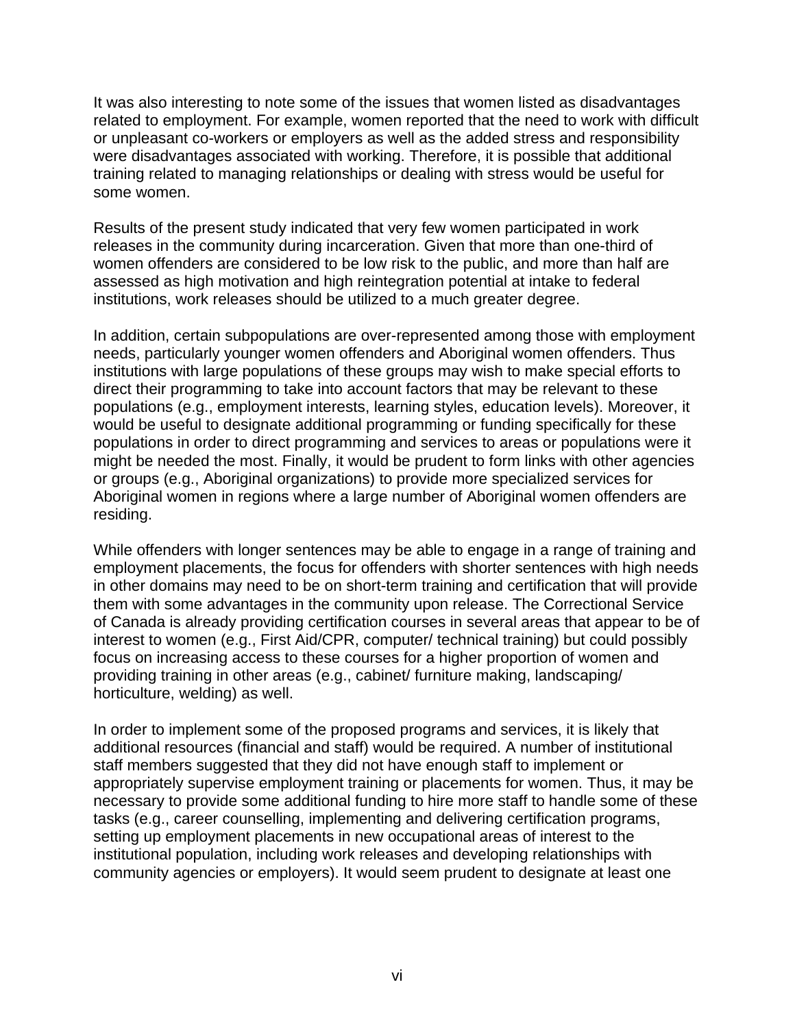It was also interesting to note some of the issues that women listed as disadvantages related to employment. For example, women reported that the need to work with difficult or unpleasant co-workers or employers as well as the added stress and responsibility were disadvantages associated with working. Therefore, it is possible that additional training related to managing relationships or dealing with stress would be useful for some women.

Results of the present study indicated that very few women participated in work releases in the community during incarceration. Given that more than one-third of women offenders are considered to be low risk to the public, and more than half are assessed as high motivation and high reintegration potential at intake to federal institutions, work releases should be utilized to a much greater degree.

In addition, certain subpopulations are over-represented among those with employment needs, particularly younger women offenders and Aboriginal women offenders. Thus institutions with large populations of these groups may wish to make special efforts to direct their programming to take into account factors that may be relevant to these populations (e.g., employment interests, learning styles, education levels). Moreover, it would be useful to designate additional programming or funding specifically for these populations in order to direct programming and services to areas or populations were it might be needed the most. Finally, it would be prudent to form links with other agencies or groups (e.g., Aboriginal organizations) to provide more specialized services for Aboriginal women in regions where a large number of Aboriginal women offenders are residing.

While offenders with longer sentences may be able to engage in a range of training and employment placements, the focus for offenders with shorter sentences with high needs in other domains may need to be on short-term training and certification that will provide them with some advantages in the community upon release. The Correctional Service of Canada is already providing certification courses in several areas that appear to be of interest to women (e.g., First Aid/CPR, computer/ technical training) but could possibly focus on increasing access to these courses for a higher proportion of women and providing training in other areas (e.g., cabinet/ furniture making, landscaping/ horticulture, welding) as well.

In order to implement some of the proposed programs and services, it is likely that additional resources (financial and staff) would be required. A number of institutional staff members suggested that they did not have enough staff to implement or appropriately supervise employment training or placements for women. Thus, it may be necessary to provide some additional funding to hire more staff to handle some of these tasks (e.g., career counselling, implementing and delivering certification programs, setting up employment placements in new occupational areas of interest to the institutional population, including work releases and developing relationships with community agencies or employers). It would seem prudent to designate at least one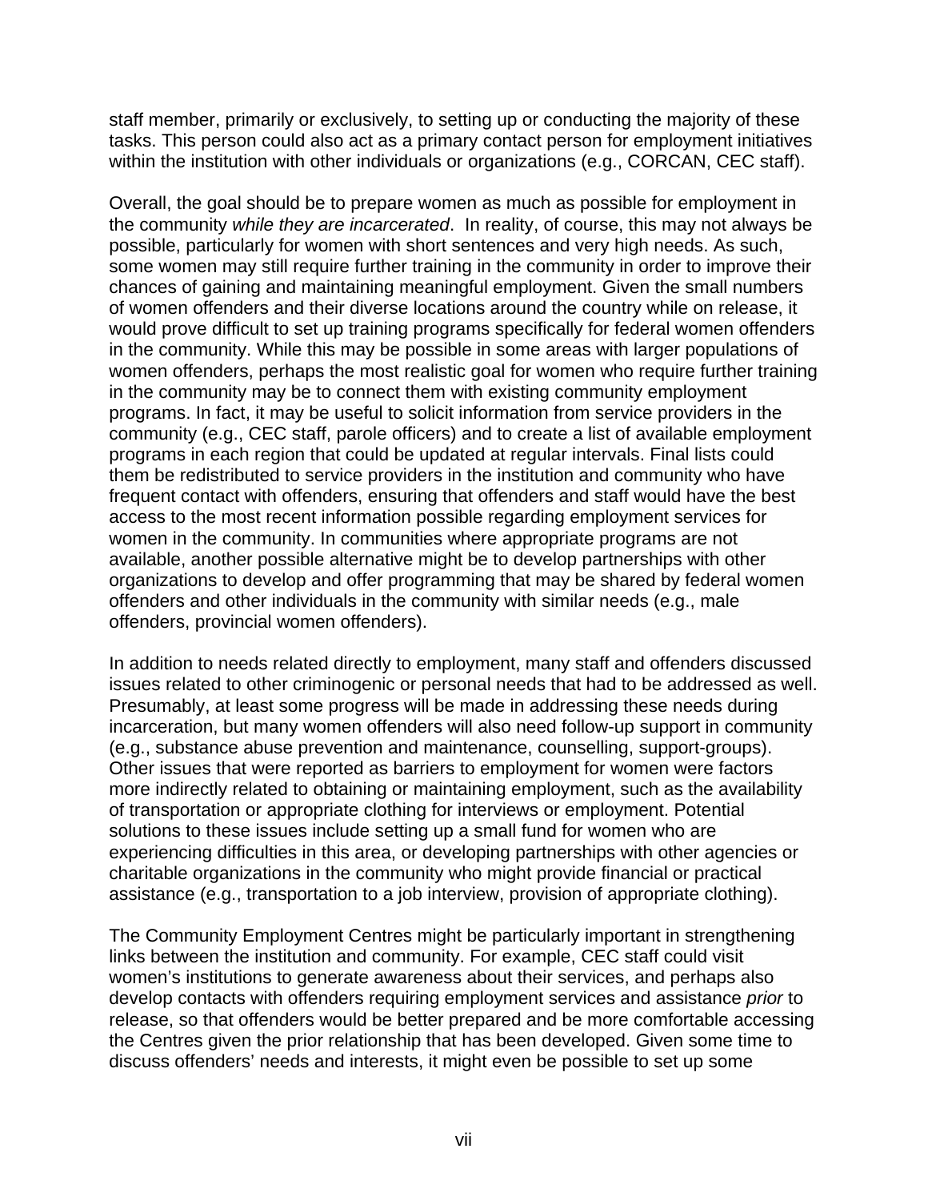staff member, primarily or exclusively, to setting up or conducting the majority of these tasks. This person could also act as a primary contact person for employment initiatives within the institution with other individuals or organizations (e.g., CORCAN, CEC staff).

Overall, the goal should be to prepare women as much as possible for employment in the community *while they are incarcerated*. In reality, of course, this may not always be possible, particularly for women with short sentences and very high needs. As such, some women may still require further training in the community in order to improve their chances of gaining and maintaining meaningful employment. Given the small numbers of women offenders and their diverse locations around the country while on release, it would prove difficult to set up training programs specifically for federal women offenders in the community. While this may be possible in some areas with larger populations of women offenders, perhaps the most realistic goal for women who require further training in the community may be to connect them with existing community employment programs. In fact, it may be useful to solicit information from service providers in the community (e.g., CEC staff, parole officers) and to create a list of available employment programs in each region that could be updated at regular intervals. Final lists could them be redistributed to service providers in the institution and community who have frequent contact with offenders, ensuring that offenders and staff would have the best access to the most recent information possible regarding employment services for women in the community. In communities where appropriate programs are not available, another possible alternative might be to develop partnerships with other organizations to develop and offer programming that may be shared by federal women offenders and other individuals in the community with similar needs (e.g., male offenders, provincial women offenders).

In addition to needs related directly to employment, many staff and offenders discussed issues related to other criminogenic or personal needs that had to be addressed as well. Presumably, at least some progress will be made in addressing these needs during incarceration, but many women offenders will also need follow-up support in community (e.g., substance abuse prevention and maintenance, counselling, support-groups). Other issues that were reported as barriers to employment for women were factors more indirectly related to obtaining or maintaining employment, such as the availability of transportation or appropriate clothing for interviews or employment. Potential solutions to these issues include setting up a small fund for women who are experiencing difficulties in this area, or developing partnerships with other agencies or charitable organizations in the community who might provide financial or practical assistance (e.g., transportation to a job interview, provision of appropriate clothing).

The Community Employment Centres might be particularly important in strengthening links between the institution and community. For example, CEC staff could visit women's institutions to generate awareness about their services, and perhaps also develop contacts with offenders requiring employment services and assistance *prior* to release, so that offenders would be better prepared and be more comfortable accessing the Centres given the prior relationship that has been developed. Given some time to discuss offenders' needs and interests, it might even be possible to set up some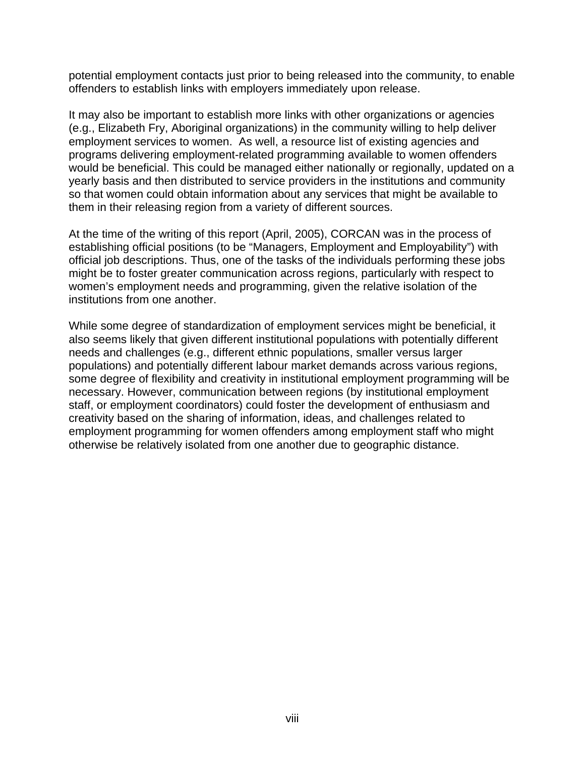potential employment contacts just prior to being released into the community, to enable offenders to establish links with employers immediately upon release.

It may also be important to establish more links with other organizations or agencies (e.g., Elizabeth Fry, Aboriginal organizations) in the community willing to help deliver employment services to women. As well, a resource list of existing agencies and programs delivering employment-related programming available to women offenders would be beneficial. This could be managed either nationally or regionally, updated on a yearly basis and then distributed to service providers in the institutions and community so that women could obtain information about any services that might be available to them in their releasing region from a variety of different sources.

At the time of the writing of this report (April, 2005), CORCAN was in the process of establishing official positions (to be "Managers, Employment and Employability") with official job descriptions. Thus, one of the tasks of the individuals performing these jobs might be to foster greater communication across regions, particularly with respect to women's employment needs and programming, given the relative isolation of the institutions from one another.

While some degree of standardization of employment services might be beneficial, it also seems likely that given different institutional populations with potentially different needs and challenges (e.g., different ethnic populations, smaller versus larger populations) and potentially different labour market demands across various regions, some degree of flexibility and creativity in institutional employment programming will be necessary. However, communication between regions (by institutional employment staff, or employment coordinators) could foster the development of enthusiasm and creativity based on the sharing of information, ideas, and challenges related to employment programming for women offenders among employment staff who might otherwise be relatively isolated from one another due to geographic distance.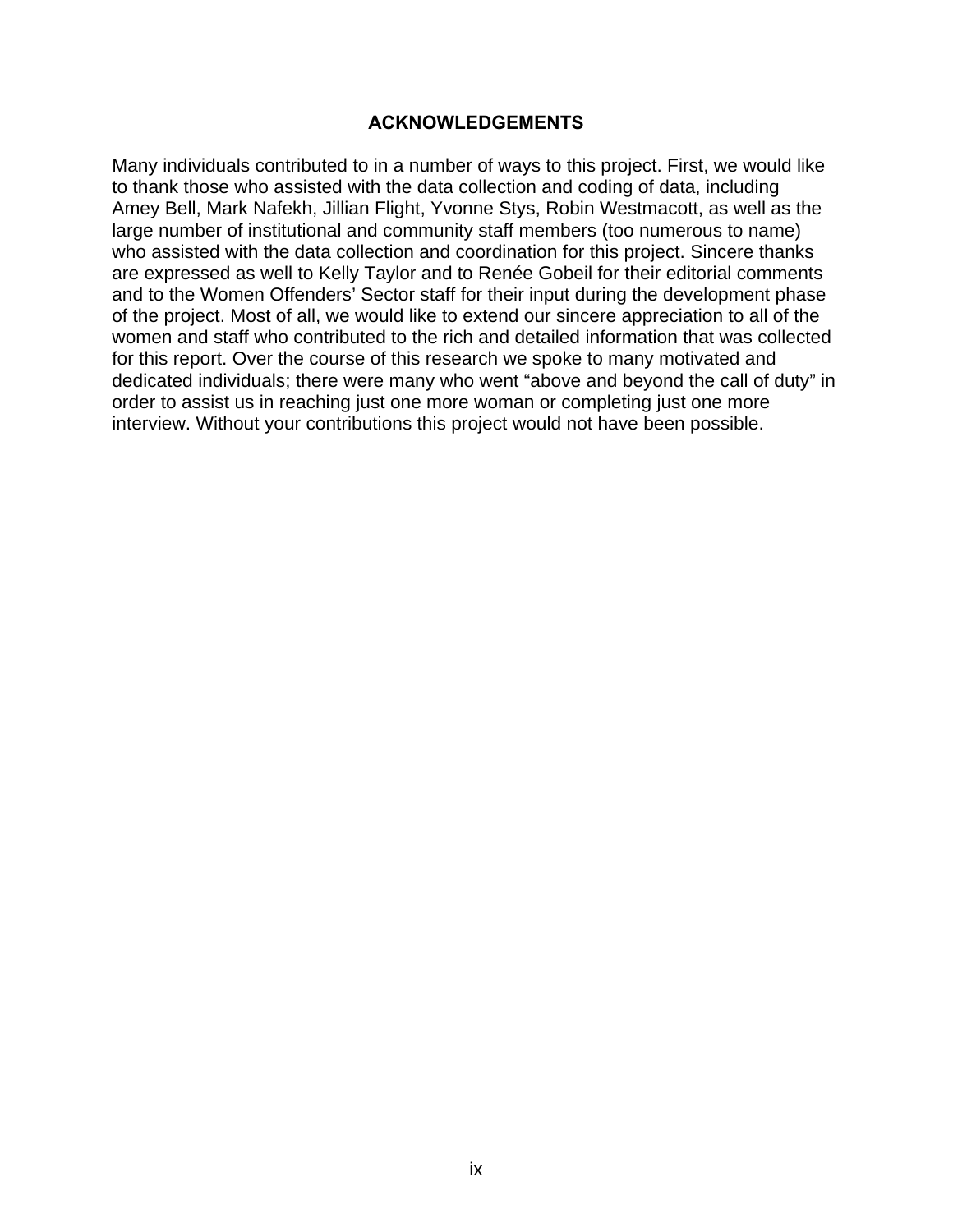## ACKNOWLEDGEMENTS

Many individuals contributed to in a number of ways to this project. First, we would like to thank those who assisted with the data collection and coding of data, including Amey Bell, Mark Nafekh, Jillian Flight, Yvonne Stys, Robin Westmacott, as well as the large number of institutional and community staff members (too numerous to name) who assisted with the data collection and coordination for this project. Sincere thanks are expressed as well to Kelly Taylor and to Renée Gobeil for their editorial comments and to the Women Offenders' Sector staff for their input during the development phase of the project. Most of all, we would like to extend our sincere appreciation to all of the women and staff who contributed to the rich and detailed information that was collected for this report. Over the course of this research we spoke to many motivated and dedicated individuals; there were many who went "above and beyond the call of duty" in order to assist us in reaching just one more woman or completing just one more interview. Without your contributions this project would not have been possible.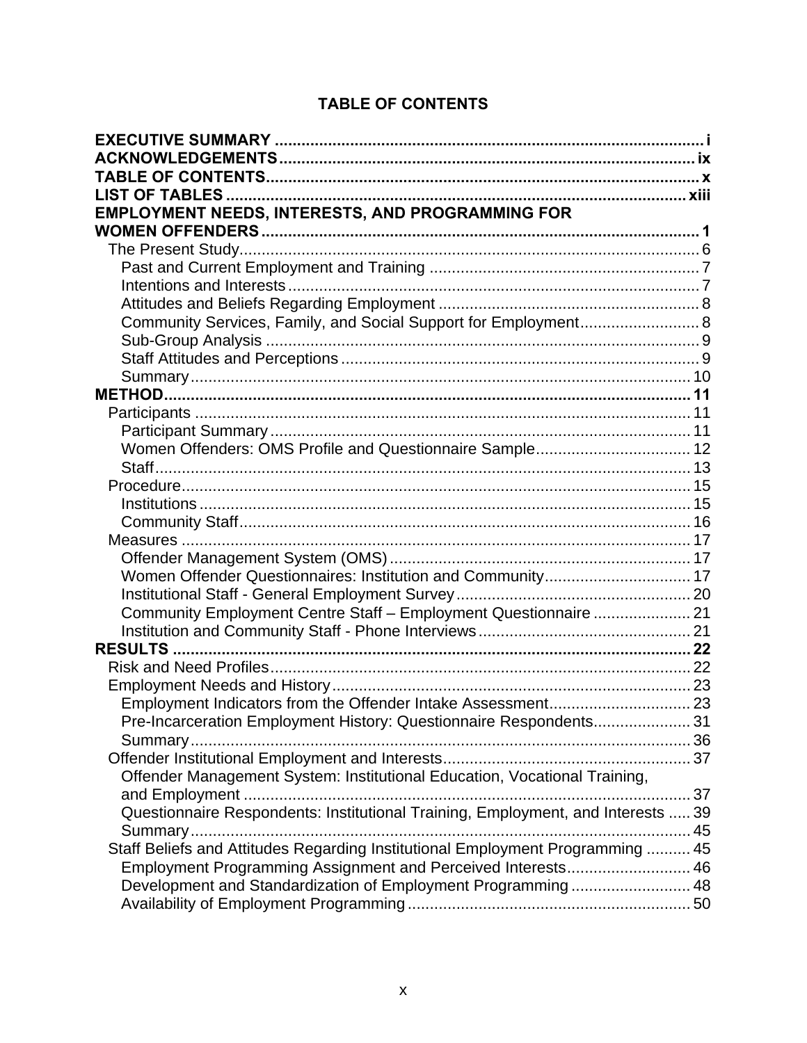# TABLE OF CONTENTS

**EXECUTIVE SUMMARY** ... **i**
**ACKNOWLEDGEMENTS** ... **ix**
**TABLE OF CONTENTS** ... **x**
**LIST OF TABLES** ... **xiii**
**EMPLOYMENT NEEDS, INTERESTS, AND PROGRAMMING FOR WOMEN OFFENDERS** ... **1**

- The Present Study ... 6
  - Past and Current Employment and Training ... 7
  - Intentions and Interests ... 7
  - Attitudes and Beliefs Regarding Employment ... 8
  - Community Services, Family, and Social Support for Employment ... 8
  - Sub-Group Analysis ... 9
  - Staff Attitudes and Perceptions ... 9
  - Summary ... 10

**METHOD** ... **11**

- Participants ... 11
  - Participant Summary ... 11
  - Women Offenders: OMS Profile and Questionnaire Sample ... 12
  - Staff ... 13
- Procedure ... 15
  - Institutions ... 15
  - Community Staff ... 16
- Measures ... 17
  - Offender Management System (OMS) ... 17
  - Women Offender Questionnaires: Institution and Community ... 17
  - Institutional Staff - General Employment Survey ... 20
  - Community Employment Centre Staff – Employment Questionnaire ... 21
  - Institution and Community Staff - Phone Interviews ... 21

**RESULTS** ... **22**

- Risk and Need Profiles ... 22
- Employment Needs and History ... 23
  - Employment Indicators from the Offender Intake Assessment ... 23
  - Pre-Incarceration Employment History: Questionnaire Respondents ... 31
  - Summary ... 36
- Offender Institutional Employment and Interests ... 37
  - Offender Management System: Institutional Education, Vocational Training, and Employment ... 37
  - Questionnaire Respondents: Institutional Training, Employment, and Interests ... 39
  - Summary ... 45
- Staff Beliefs and Attitudes Regarding Institutional Employment Programming ... 45
  - Employment Programming Assignment and Perceived Interests ... 46
  - Development and Standardization of Employment Programming ... 48
  - Availability of Employment Programming ... 50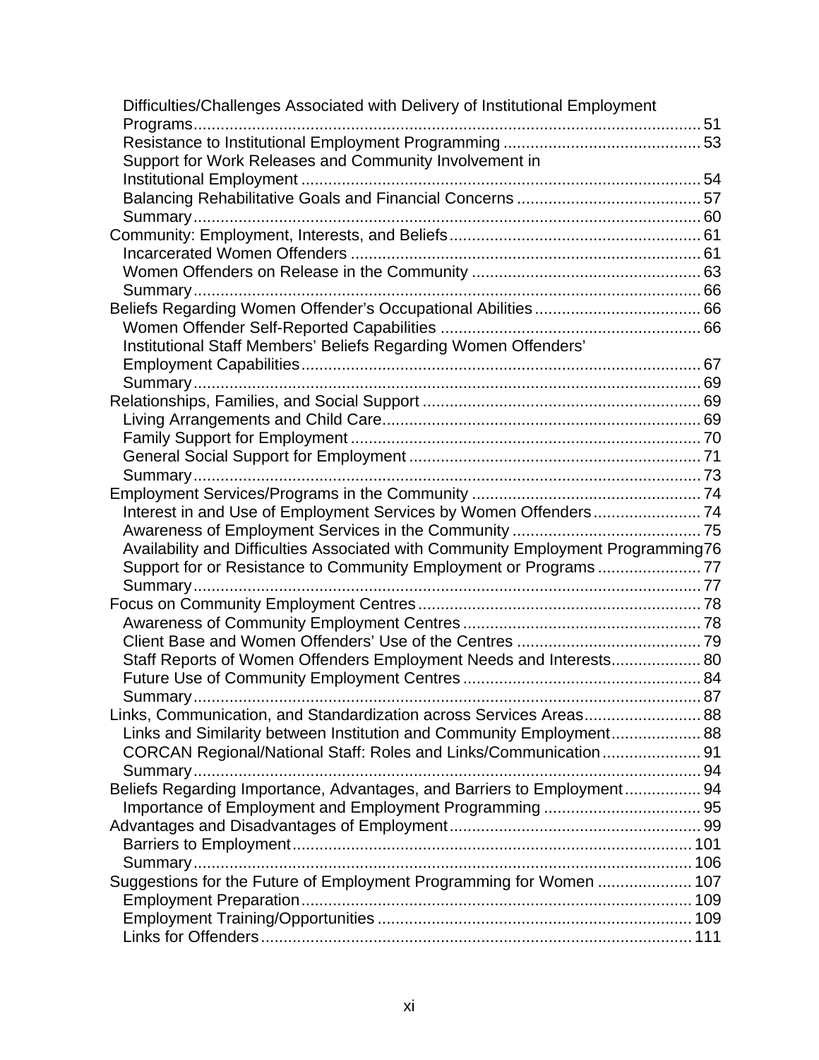- Difficulties/Challenges Associated with Delivery of Institutional Employment Programs ..... 51
  - Resistance to Institutional Employment Programming ..... 53
  - Support for Work Releases and Community Involvement in Institutional Employment ..... 54
  - Balancing Rehabilitative Goals and Financial Concerns ..... 57
  - Summary ..... 60
- Community: Employment, Interests, and Beliefs ..... 61
  - Incarcerated Women Offenders ..... 61
  - Women Offenders on Release in the Community ..... 63
  - Summary ..... 66
- Beliefs Regarding Women Offender's Occupational Abilities ..... 66
  - Women Offender Self-Reported Capabilities ..... 66
  - Institutional Staff Members' Beliefs Regarding Women Offenders' Employment Capabilities ..... 67
  - Summary ..... 69
- Relationships, Families, and Social Support ..... 69
  - Living Arrangements and Child Care ..... 69
  - Family Support for Employment ..... 70
  - General Social Support for Employment ..... 71
  - Summary ..... 73
- Employment Services/Programs in the Community ..... 74
  - Interest in and Use of Employment Services by Women Offenders ..... 74
  - Awareness of Employment Services in the Community ..... 75
  - Availability and Difficulties Associated with Community Employment Programming ..... 76
  - Support for or Resistance to Community Employment or Programs ..... 77
  - Summary ..... 77
- Focus on Community Employment Centres ..... 78
  - Awareness of Community Employment Centres ..... 78
  - Client Base and Women Offenders' Use of the Centres ..... 79
  - Staff Reports of Women Offenders Employment Needs and Interests ..... 80
  - Future Use of Community Employment Centres ..... 84
  - Summary ..... 87
- Links, Communication, and Standardization across Services Areas ..... 88
  - Links and Similarity between Institution and Community Employment ..... 88
  - CORCAN Regional/National Staff: Roles and Links/Communication ..... 91
  - Summary ..... 94
- Beliefs Regarding Importance, Advantages, and Barriers to Employment ..... 94
  - Importance of Employment and Employment Programming ..... 95
- Advantages and Disadvantages of Employment ..... 99
  - Barriers to Employment ..... 101
  - Summary ..... 106
- Suggestions for the Future of Employment Programming for Women ..... 107
  - Employment Preparation ..... 109
  - Employment Training/Opportunities ..... 109
  - Links for Offenders ..... 111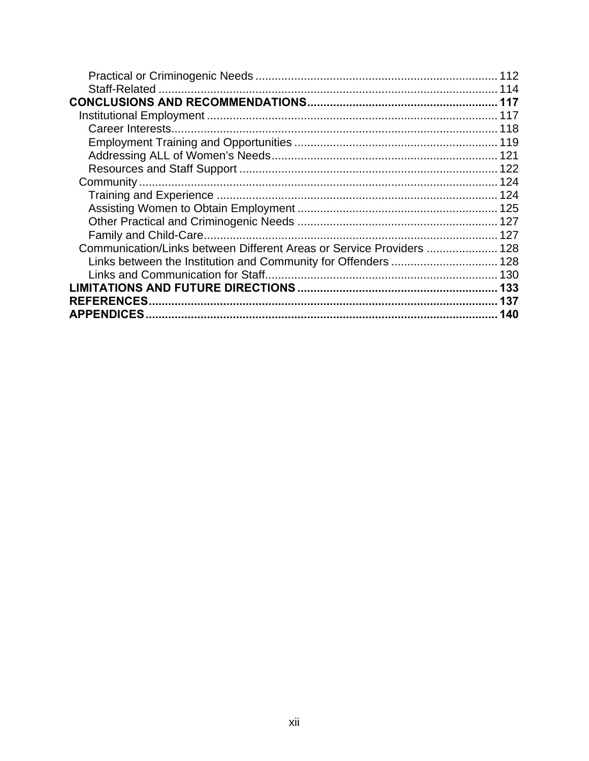Practical or Criminogenic Needs ........................................................................ 112
Staff-Related ........................................................................................................ 114

**CONCLUSIONS AND RECOMMENDATIONS.......................................................... 117**

Institutional Employment ......................................................................................... 117
Career Interests..................................................................................................... 118
Employment Training and Opportunities .............................................................. 119
Addressing ALL of Women's Needs..................................................................... 121
Resources and Staff Support ............................................................................... 122

Community ............................................................................................................... 124
Training and Experience ...................................................................................... 124
Assisting Women to Obtain Employment ............................................................. 125
Other Practical and Criminogenic Needs ............................................................. 127
Family and Child-Care.......................................................................................... 127

Communication/Links between Different Areas or Service Providers ...................... 128
Links between the Institution and Community for Offenders ................................ 128
Links and Communication for Staff....................................................................... 130

**LIMITATIONS AND FUTURE DIRECTIONS ............................................................. 133**

**REFERENCES........................................................................................................... 137**

**APPENDICES............................................................................................................ 140**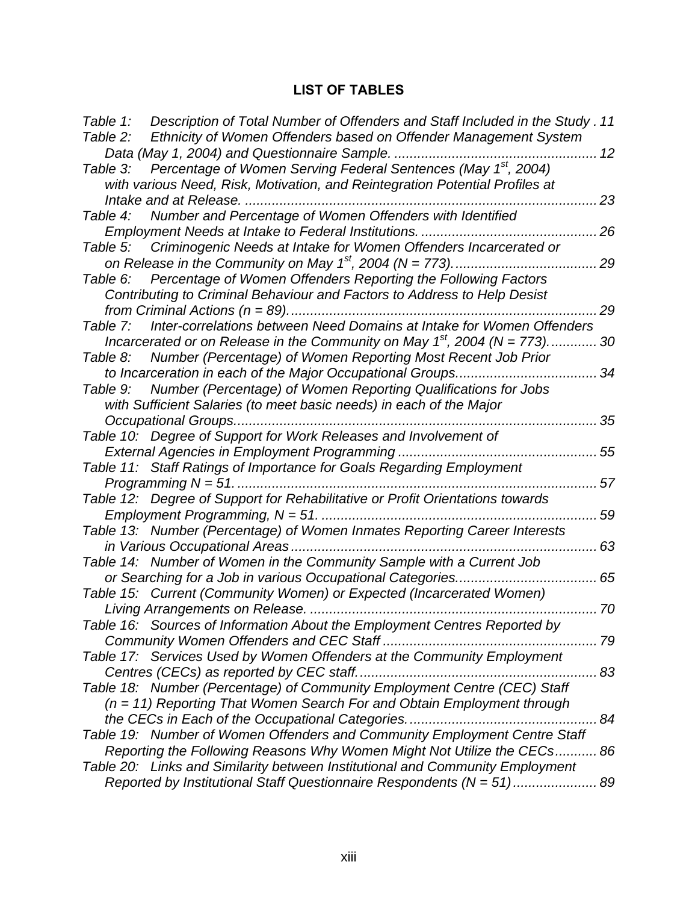## LIST OF TABLES

*Table 1: Description of Total Number of Offenders and Staff Included in the Study* . 11
*Table 2: Ethnicity of Women Offenders based on Offender Management System Data (May 1, 2004) and Questionnaire Sample.* ..... 12
*Table 3: Percentage of Women Serving Federal Sentences (May 1st, 2004) with various Need, Risk, Motivation, and Reintegration Potential Profiles at Intake and at Release.* ..... 23
*Table 4: Number and Percentage of Women Offenders with Identified Employment Needs at Intake to Federal Institutions.* ..... 26
*Table 5: Criminogenic Needs at Intake for Women Offenders Incarcerated or on Release in the Community on May 1st, 2004 (N = 773).* ..... 29
*Table 6: Percentage of Women Offenders Reporting the Following Factors Contributing to Criminal Behaviour and Factors to Address to Help Desist from Criminal Actions (n = 89).* ..... 29
*Table 7: Inter-correlations between Need Domains at Intake for Women Offenders Incarcerated or on Release in the Community on May 1st, 2004 (N = 773).* ..... 30
*Table 8: Number (Percentage) of Women Reporting Most Recent Job Prior to Incarceration in each of the Major Occupational Groups.* ..... 34
*Table 9: Number (Percentage) of Women Reporting Qualifications for Jobs with Sufficient Salaries (to meet basic needs) in each of the Major Occupational Groups.* ..... 35
*Table 10: Degree of Support for Work Releases and Involvement of External Agencies in Employment Programming* ..... 55
*Table 11: Staff Ratings of Importance for Goals Regarding Employment Programming N = 51.* ..... 57
*Table 12: Degree of Support for Rehabilitative or Profit Orientations towards Employment Programming, N = 51.* ..... 59
*Table 13: Number (Percentage) of Women Inmates Reporting Career Interests in Various Occupational Areas* ..... 63
*Table 14: Number of Women in the Community Sample with a Current Job or Searching for a Job in various Occupational Categories.* ..... 65
*Table 15: Current (Community Women) or Expected (Incarcerated Women) Living Arrangements on Release.* ..... 70
*Table 16: Sources of Information About the Employment Centres Reported by Community Women Offenders and CEC Staff* ..... 79
*Table 17: Services Used by Women Offenders at the Community Employment Centres (CECs) as reported by CEC staff.* ..... 83
*Table 18: Number (Percentage) of Community Employment Centre (CEC) Staff (n = 11) Reporting That Women Search For and Obtain Employment through the CECs in Each of the Occupational Categories.* ..... 84
*Table 19: Number of Women Offenders and Community Employment Centre Staff Reporting the Following Reasons Why Women Might Not Utilize the CECs* ..... 86
*Table 20: Links and Similarity between Institutional and Community Employment Reported by Institutional Staff Questionnaire Respondents (N = 51)* ..... 89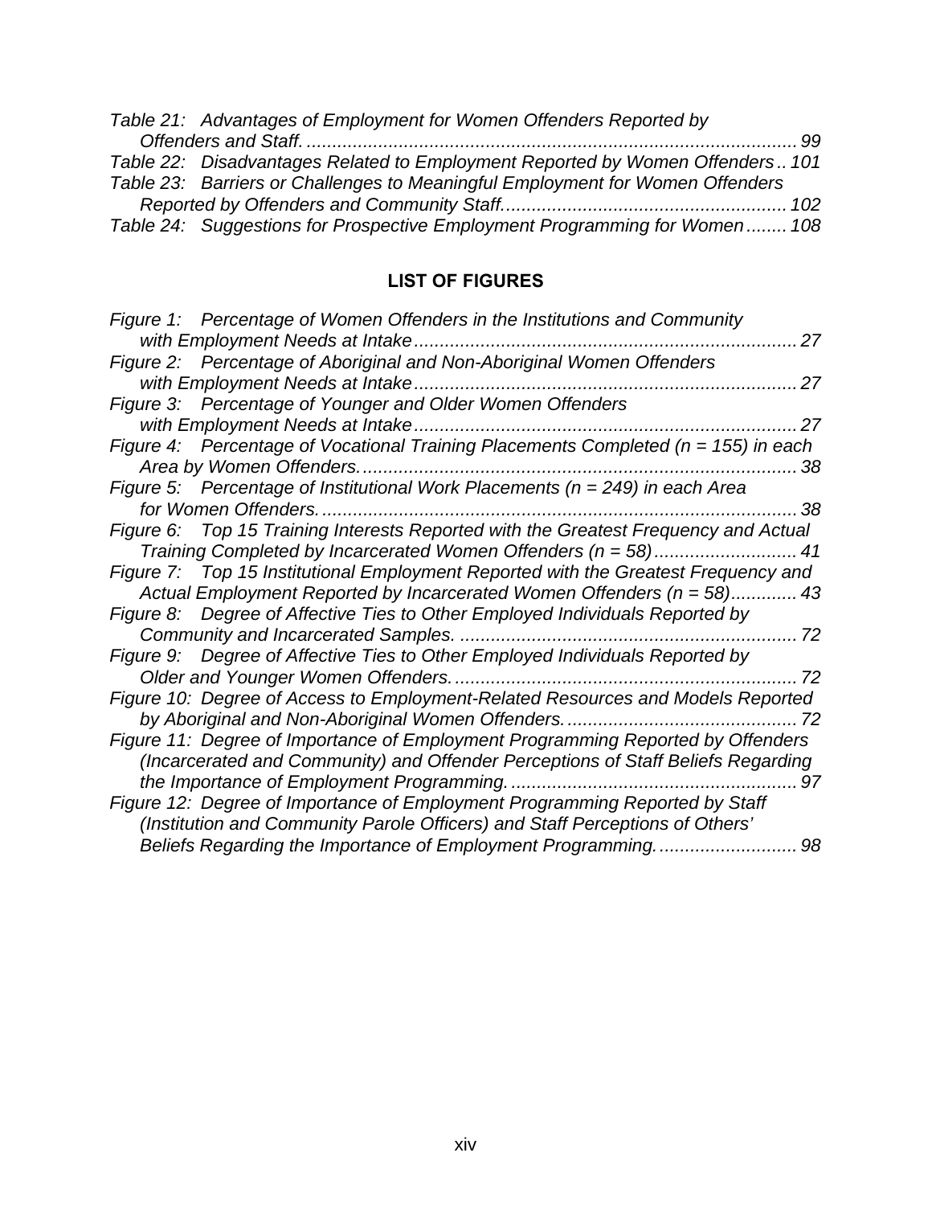*Table 21: Advantages of Employment for Women Offenders Reported by Offenders and Staff. ...... 99*
*Table 22: Disadvantages Related to Employment Reported by Women Offenders .. 101*
*Table 23: Barriers or Challenges to Meaningful Employment for Women Offenders Reported by Offenders and Community Staff...... 102*
*Table 24: Suggestions for Prospective Employment Programming for Women ...... 108*

## LIST OF FIGURES

*Figure 1: Percentage of Women Offenders in the Institutions and Community with Employment Needs at Intake ...... 27*
*Figure 2: Percentage of Aboriginal and Non-Aboriginal Women Offenders with Employment Needs at Intake ...... 27*
*Figure 3: Percentage of Younger and Older Women Offenders with Employment Needs at Intake ...... 27*
*Figure 4: Percentage of Vocational Training Placements Completed (n = 155) in each Area by Women Offenders. ...... 38*
*Figure 5: Percentage of Institutional Work Placements (n = 249) in each Area for Women Offenders. ...... 38*
*Figure 6: Top 15 Training Interests Reported with the Greatest Frequency and Actual Training Completed by Incarcerated Women Offenders (n = 58) ...... 41*
*Figure 7: Top 15 Institutional Employment Reported with the Greatest Frequency and Actual Employment Reported by Incarcerated Women Offenders (n = 58)...... 43*
*Figure 8: Degree of Affective Ties to Other Employed Individuals Reported by Community and Incarcerated Samples. ...... 72*
*Figure 9: Degree of Affective Ties to Other Employed Individuals Reported by Older and Younger Women Offenders. ...... 72*
*Figure 10: Degree of Access to Employment-Related Resources and Models Reported by Aboriginal and Non-Aboriginal Women Offenders. ...... 72*
*Figure 11: Degree of Importance of Employment Programming Reported by Offenders (Incarcerated and Community) and Offender Perceptions of Staff Beliefs Regarding the Importance of Employment Programming. ...... 97*
*Figure 12: Degree of Importance of Employment Programming Reported by Staff (Institution and Community Parole Officers) and Staff Perceptions of Others' Beliefs Regarding the Importance of Employment Programming. ...... 98*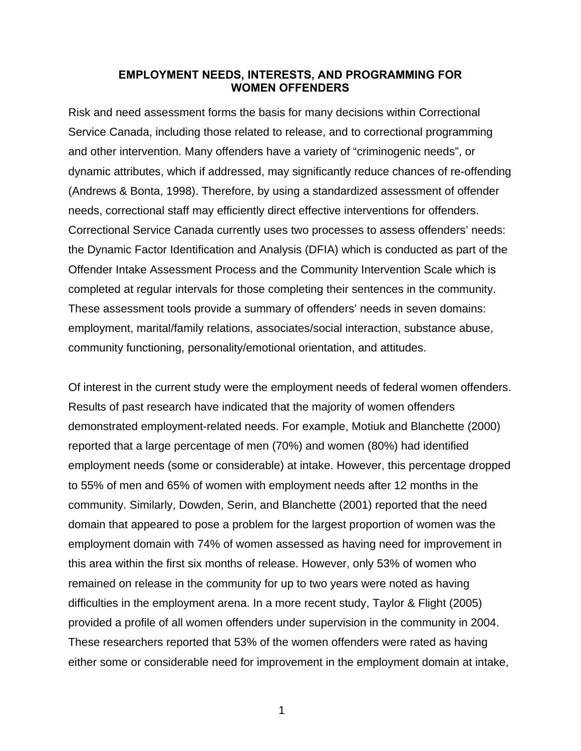## EMPLOYMENT NEEDS, INTERESTS, AND PROGRAMMING FOR WOMEN OFFENDERS

Risk and need assessment forms the basis for many decisions within Correctional Service Canada, including those related to release, and to correctional programming and other intervention. Many offenders have a variety of "criminogenic needs", or dynamic attributes, which if addressed, may significantly reduce chances of re-offending (Andrews & Bonta, 1998). Therefore, by using a standardized assessment of offender needs, correctional staff may efficiently direct effective interventions for offenders. Correctional Service Canada currently uses two processes to assess offenders' needs: the Dynamic Factor Identification and Analysis (DFIA) which is conducted as part of the Offender Intake Assessment Process and the Community Intervention Scale which is completed at regular intervals for those completing their sentences in the community. These assessment tools provide a summary of offenders' needs in seven domains: employment, marital/family relations, associates/social interaction, substance abuse, community functioning, personality/emotional orientation, and attitudes.

Of interest in the current study were the employment needs of federal women offenders. Results of past research have indicated that the majority of women offenders demonstrated employment-related needs. For example, Motiuk and Blanchette (2000) reported that a large percentage of men (70%) and women (80%) had identified employment needs (some or considerable) at intake. However, this percentage dropped to 55% of men and 65% of women with employment needs after 12 months in the community. Similarly, Dowden, Serin, and Blanchette (2001) reported that the need domain that appeared to pose a problem for the largest proportion of women was the employment domain with 74% of women assessed as having need for improvement in this area within the first six months of release. However, only 53% of women who remained on release in the community for up to two years were noted as having difficulties in the employment arena. In a more recent study, Taylor & Flight (2005) provided a profile of all women offenders under supervision in the community in 2004. These researchers reported that 53% of the women offenders were rated as having either some or considerable need for improvement in the employment domain at intake,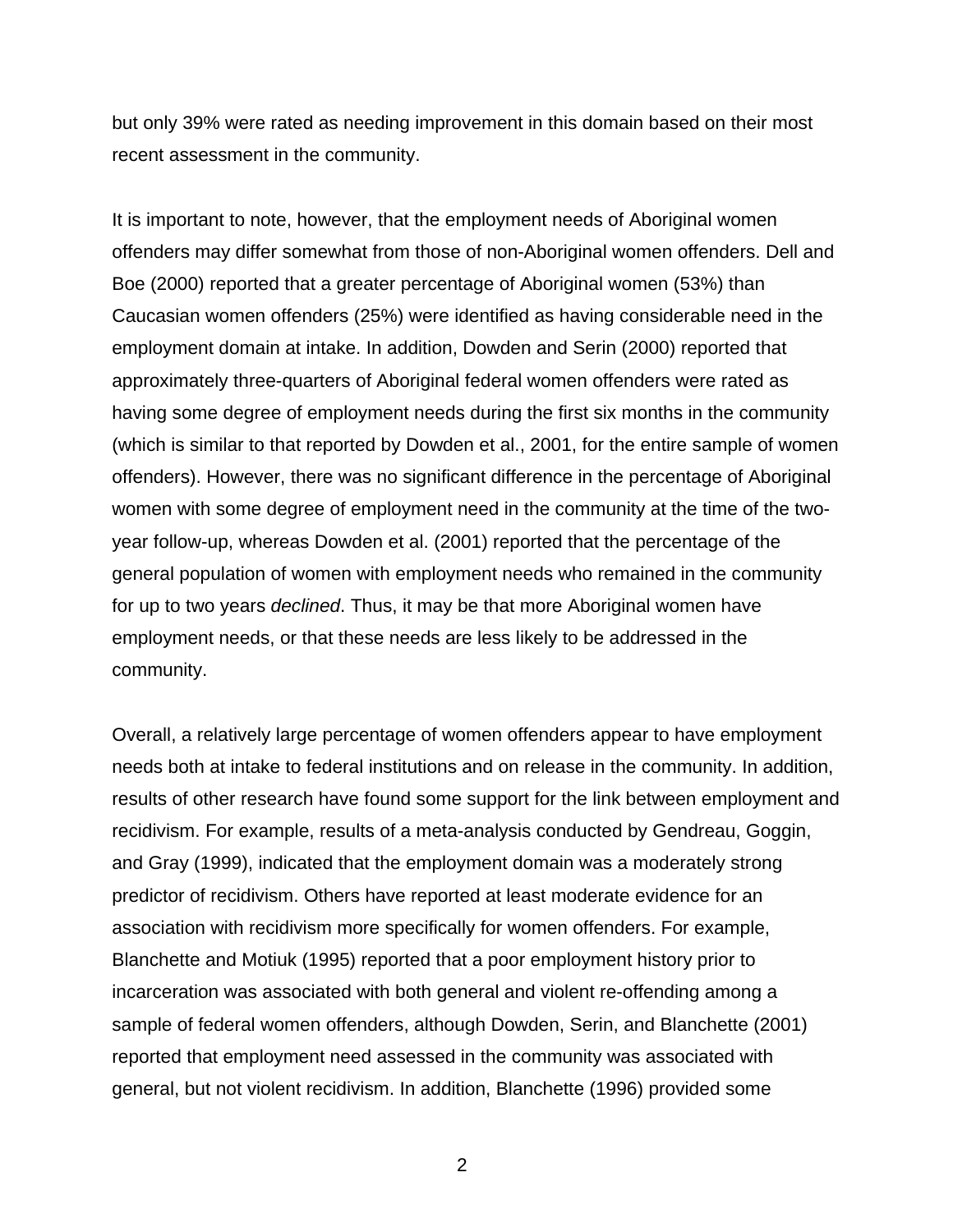but only 39% were rated as needing improvement in this domain based on their most recent assessment in the community.

It is important to note, however, that the employment needs of Aboriginal women offenders may differ somewhat from those of non-Aboriginal women offenders. Dell and Boe (2000) reported that a greater percentage of Aboriginal women (53%) than Caucasian women offenders (25%) were identified as having considerable need in the employment domain at intake. In addition, Dowden and Serin (2000) reported that approximately three-quarters of Aboriginal federal women offenders were rated as having some degree of employment needs during the first six months in the community (which is similar to that reported by Dowden et al., 2001, for the entire sample of women offenders). However, there was no significant difference in the percentage of Aboriginal women with some degree of employment need in the community at the time of the two-year follow-up, whereas Dowden et al. (2001) reported that the percentage of the general population of women with employment needs who remained in the community for up to two years *declined*. Thus, it may be that more Aboriginal women have employment needs, or that these needs are less likely to be addressed in the community.

Overall, a relatively large percentage of women offenders appear to have employment needs both at intake to federal institutions and on release in the community. In addition, results of other research have found some support for the link between employment and recidivism. For example, results of a meta-analysis conducted by Gendreau, Goggin, and Gray (1999), indicated that the employment domain was a moderately strong predictor of recidivism. Others have reported at least moderate evidence for an association with recidivism more specifically for women offenders. For example, Blanchette and Motiuk (1995) reported that a poor employment history prior to incarceration was associated with both general and violent re-offending among a sample of federal women offenders, although Dowden, Serin, and Blanchette (2001) reported that employment need assessed in the community was associated with general, but not violent recidivism. In addition, Blanchette (1996) provided some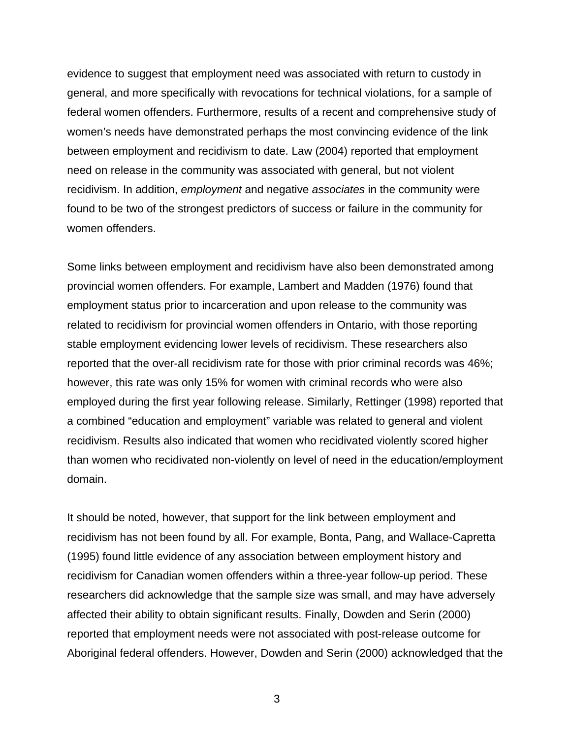evidence to suggest that employment need was associated with return to custody in general, and more specifically with revocations for technical violations, for a sample of federal women offenders. Furthermore, results of a recent and comprehensive study of women's needs have demonstrated perhaps the most convincing evidence of the link between employment and recidivism to date. Law (2004) reported that employment need on release in the community was associated with general, but not violent recidivism. In addition, *employment* and negative *associates* in the community were found to be two of the strongest predictors of success or failure in the community for women offenders.

Some links between employment and recidivism have also been demonstrated among provincial women offenders. For example, Lambert and Madden (1976) found that employment status prior to incarceration and upon release to the community was related to recidivism for provincial women offenders in Ontario, with those reporting stable employment evidencing lower levels of recidivism. These researchers also reported that the over-all recidivism rate for those with prior criminal records was 46%; however, this rate was only 15% for women with criminal records who were also employed during the first year following release. Similarly, Rettinger (1998) reported that a combined "education and employment" variable was related to general and violent recidivism. Results also indicated that women who recidivated violently scored higher than women who recidivated non-violently on level of need in the education/employment domain.

It should be noted, however, that support for the link between employment and recidivism has not been found by all. For example, Bonta, Pang, and Wallace-Capretta (1995) found little evidence of any association between employment history and recidivism for Canadian women offenders within a three-year follow-up period. These researchers did acknowledge that the sample size was small, and may have adversely affected their ability to obtain significant results. Finally, Dowden and Serin (2000) reported that employment needs were not associated with post-release outcome for Aboriginal federal offenders. However, Dowden and Serin (2000) acknowledged that the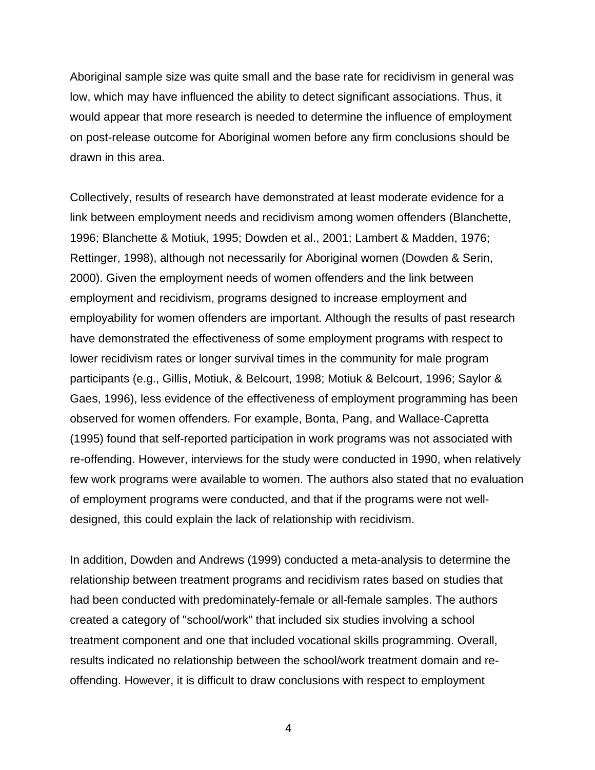Aboriginal sample size was quite small and the base rate for recidivism in general was low, which may have influenced the ability to detect significant associations. Thus, it would appear that more research is needed to determine the influence of employment on post-release outcome for Aboriginal women before any firm conclusions should be drawn in this area.

Collectively, results of research have demonstrated at least moderate evidence for a link between employment needs and recidivism among women offenders (Blanchette, 1996; Blanchette & Motiuk, 1995; Dowden et al., 2001; Lambert & Madden, 1976; Rettinger, 1998), although not necessarily for Aboriginal women (Dowden & Serin, 2000). Given the employment needs of women offenders and the link between employment and recidivism, programs designed to increase employment and employability for women offenders are important. Although the results of past research have demonstrated the effectiveness of some employment programs with respect to lower recidivism rates or longer survival times in the community for male program participants (e.g., Gillis, Motiuk, & Belcourt, 1998; Motiuk & Belcourt, 1996; Saylor & Gaes, 1996), less evidence of the effectiveness of employment programming has been observed for women offenders. For example, Bonta, Pang, and Wallace-Capretta (1995) found that self-reported participation in work programs was not associated with re-offending. However, interviews for the study were conducted in 1990, when relatively few work programs were available to women. The authors also stated that no evaluation of employment programs were conducted, and that if the programs were not well-designed, this could explain the lack of relationship with recidivism.

In addition, Dowden and Andrews (1999) conducted a meta-analysis to determine the relationship between treatment programs and recidivism rates based on studies that had been conducted with predominately-female or all-female samples. The authors created a category of "school/work" that included six studies involving a school treatment component and one that included vocational skills programming. Overall, results indicated no relationship between the school/work treatment domain and re-offending. However, it is difficult to draw conclusions with respect to employment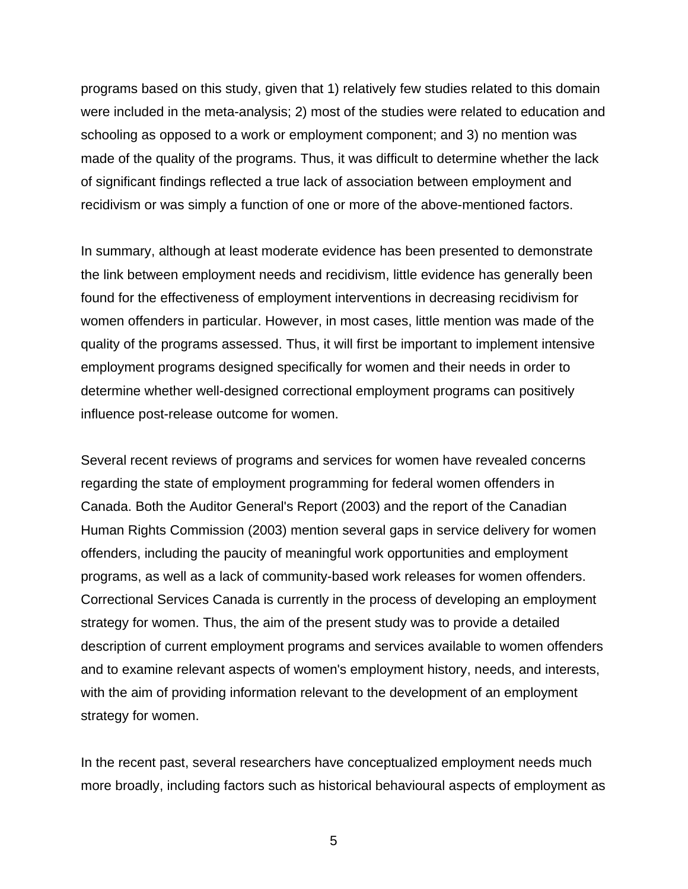programs based on this study, given that 1) relatively few studies related to this domain were included in the meta-analysis; 2) most of the studies were related to education and schooling as opposed to a work or employment component; and 3) no mention was made of the quality of the programs. Thus, it was difficult to determine whether the lack of significant findings reflected a true lack of association between employment and recidivism or was simply a function of one or more of the above-mentioned factors.

In summary, although at least moderate evidence has been presented to demonstrate the link between employment needs and recidivism, little evidence has generally been found for the effectiveness of employment interventions in decreasing recidivism for women offenders in particular. However, in most cases, little mention was made of the quality of the programs assessed. Thus, it will first be important to implement intensive employment programs designed specifically for women and their needs in order to determine whether well-designed correctional employment programs can positively influence post-release outcome for women.

Several recent reviews of programs and services for women have revealed concerns regarding the state of employment programming for federal women offenders in Canada. Both the Auditor General's Report (2003) and the report of the Canadian Human Rights Commission (2003) mention several gaps in service delivery for women offenders, including the paucity of meaningful work opportunities and employment programs, as well as a lack of community-based work releases for women offenders. Correctional Services Canada is currently in the process of developing an employment strategy for women. Thus, the aim of the present study was to provide a detailed description of current employment programs and services available to women offenders and to examine relevant aspects of women's employment history, needs, and interests, with the aim of providing information relevant to the development of an employment strategy for women.

In the recent past, several researchers have conceptualized employment needs much more broadly, including factors such as historical behavioural aspects of employment as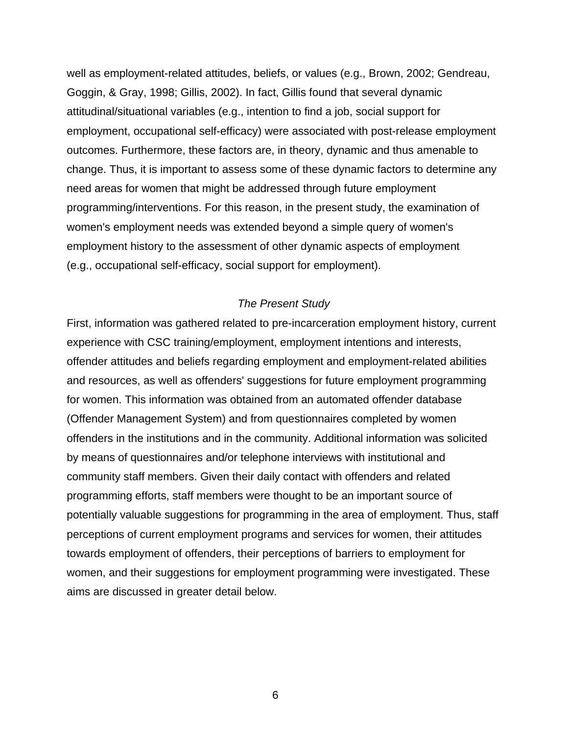well as employment-related attitudes, beliefs, or values (e.g., Brown, 2002; Gendreau, Goggin, & Gray, 1998; Gillis, 2002). In fact, Gillis found that several dynamic attitudinal/situational variables (e.g., intention to find a job, social support for employment, occupational self-efficacy) were associated with post-release employment outcomes. Furthermore, these factors are, in theory, dynamic and thus amenable to change. Thus, it is important to assess some of these dynamic factors to determine any need areas for women that might be addressed through future employment programming/interventions. For this reason, in the present study, the examination of women's employment needs was extended beyond a simple query of women's employment history to the assessment of other dynamic aspects of employment (e.g., occupational self-efficacy, social support for employment).

### *The Present Study*

First, information was gathered related to pre-incarceration employment history, current experience with CSC training/employment, employment intentions and interests, offender attitudes and beliefs regarding employment and employment-related abilities and resources, as well as offenders' suggestions for future employment programming for women. This information was obtained from an automated offender database (Offender Management System) and from questionnaires completed by women offenders in the institutions and in the community. Additional information was solicited by means of questionnaires and/or telephone interviews with institutional and community staff members. Given their daily contact with offenders and related programming efforts, staff members were thought to be an important source of potentially valuable suggestions for programming in the area of employment. Thus, staff perceptions of current employment programs and services for women, their attitudes towards employment of offenders, their perceptions of barriers to employment for women, and their suggestions for employment programming were investigated. These aims are discussed in greater detail below.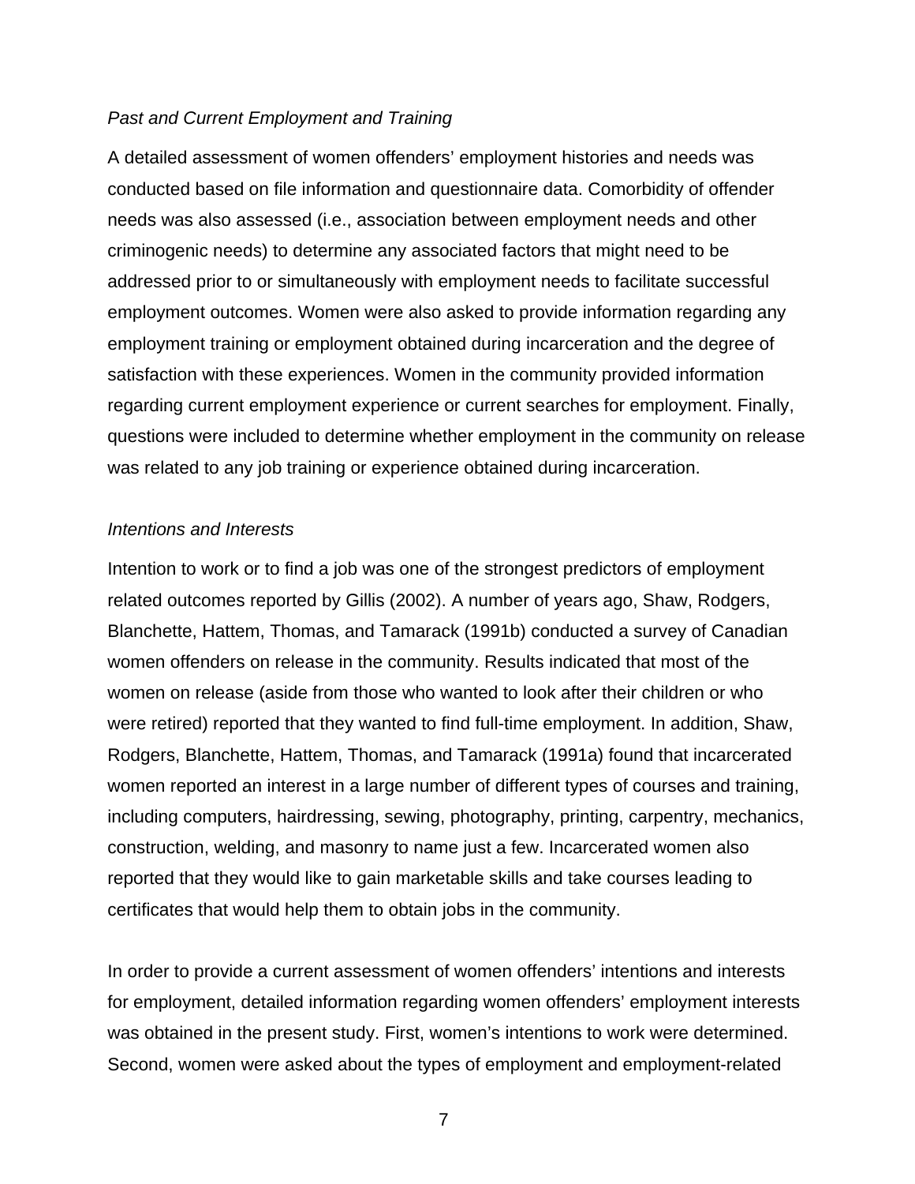*Past and Current Employment and Training*

A detailed assessment of women offenders' employment histories and needs was conducted based on file information and questionnaire data. Comorbidity of offender needs was also assessed (i.e., association between employment needs and other criminogenic needs) to determine any associated factors that might need to be addressed prior to or simultaneously with employment needs to facilitate successful employment outcomes. Women were also asked to provide information regarding any employment training or employment obtained during incarceration and the degree of satisfaction with these experiences. Women in the community provided information regarding current employment experience or current searches for employment. Finally, questions were included to determine whether employment in the community on release was related to any job training or experience obtained during incarceration.

*Intentions and Interests*

Intention to work or to find a job was one of the strongest predictors of employment related outcomes reported by Gillis (2002). A number of years ago, Shaw, Rodgers, Blanchette, Hattem, Thomas, and Tamarack (1991b) conducted a survey of Canadian women offenders on release in the community. Results indicated that most of the women on release (aside from those who wanted to look after their children or who were retired) reported that they wanted to find full-time employment. In addition, Shaw, Rodgers, Blanchette, Hattem, Thomas, and Tamarack (1991a) found that incarcerated women reported an interest in a large number of different types of courses and training, including computers, hairdressing, sewing, photography, printing, carpentry, mechanics, construction, welding, and masonry to name just a few. Incarcerated women also reported that they would like to gain marketable skills and take courses leading to certificates that would help them to obtain jobs in the community.

In order to provide a current assessment of women offenders' intentions and interests for employment, detailed information regarding women offenders' employment interests was obtained in the present study. First, women's intentions to work were determined. Second, women were asked about the types of employment and employment-related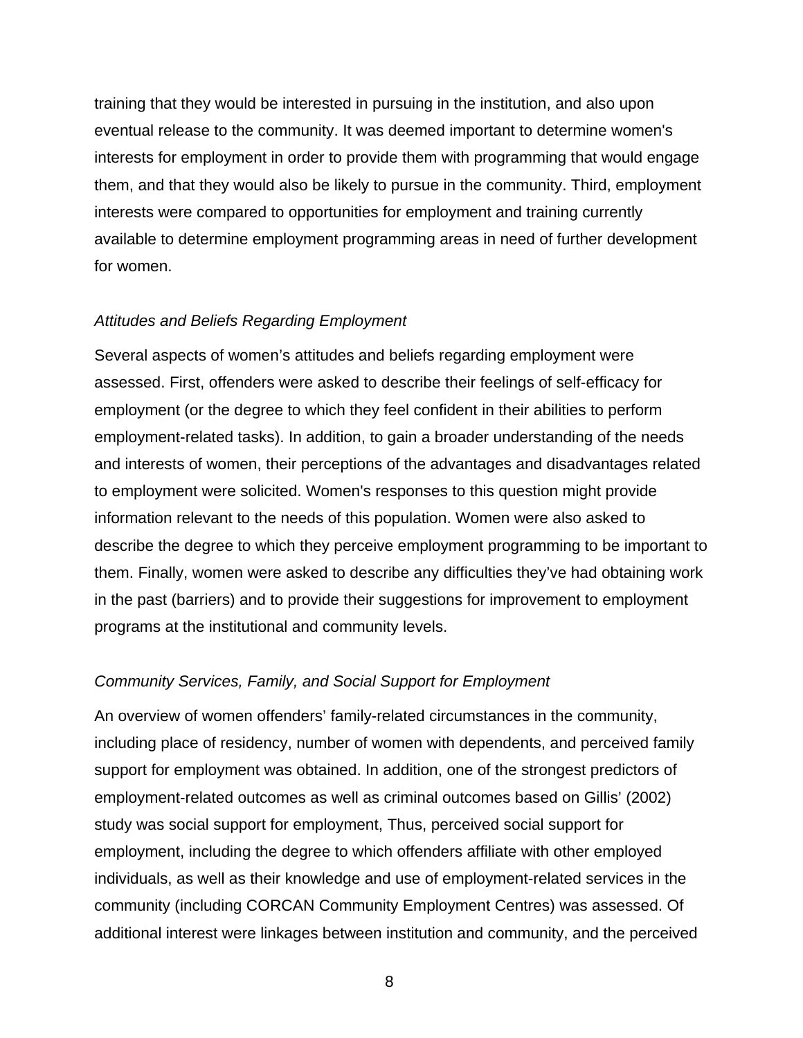training that they would be interested in pursuing in the institution, and also upon eventual release to the community. It was deemed important to determine women's interests for employment in order to provide them with programming that would engage them, and that they would also be likely to pursue in the community. Third, employment interests were compared to opportunities for employment and training currently available to determine employment programming areas in need of further development for women.

### *Attitudes and Beliefs Regarding Employment*

Several aspects of women's attitudes and beliefs regarding employment were assessed. First, offenders were asked to describe their feelings of self-efficacy for employment (or the degree to which they feel confident in their abilities to perform employment-related tasks). In addition, to gain a broader understanding of the needs and interests of women, their perceptions of the advantages and disadvantages related to employment were solicited. Women's responses to this question might provide information relevant to the needs of this population. Women were also asked to describe the degree to which they perceive employment programming to be important to them. Finally, women were asked to describe any difficulties they've had obtaining work in the past (barriers) and to provide their suggestions for improvement to employment programs at the institutional and community levels.

### *Community Services, Family, and Social Support for Employment*

An overview of women offenders' family-related circumstances in the community, including place of residency, number of women with dependents, and perceived family support for employment was obtained. In addition, one of the strongest predictors of employment-related outcomes as well as criminal outcomes based on Gillis' (2002) study was social support for employment, Thus, perceived social support for employment, including the degree to which offenders affiliate with other employed individuals, as well as their knowledge and use of employment-related services in the community (including CORCAN Community Employment Centres) was assessed. Of additional interest were linkages between institution and community, and the perceived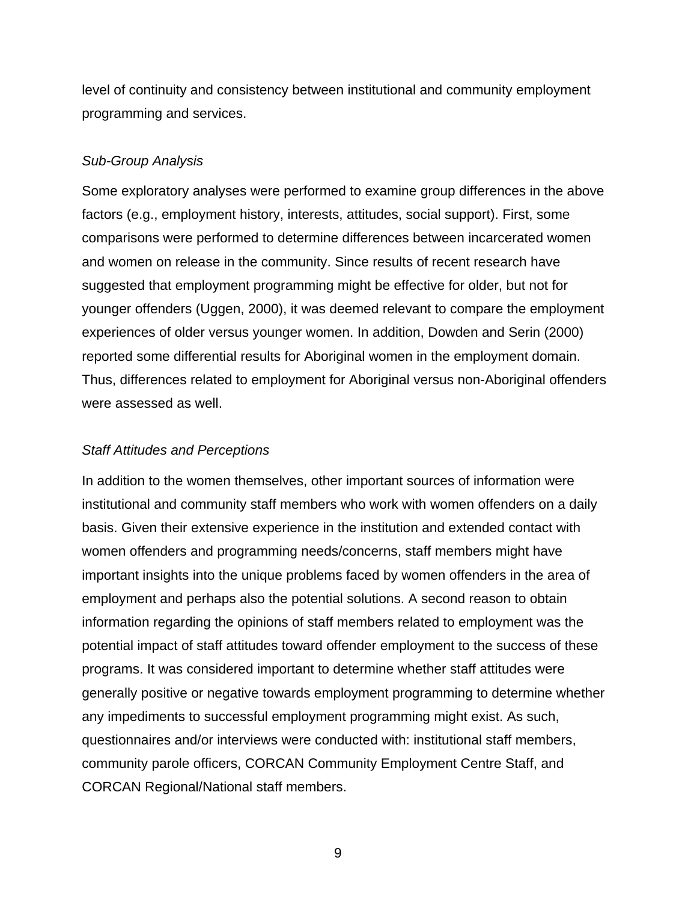level of continuity and consistency between institutional and community employment programming and services.

*Sub-Group Analysis*

Some exploratory analyses were performed to examine group differences in the above factors (e.g., employment history, interests, attitudes, social support). First, some comparisons were performed to determine differences between incarcerated women and women on release in the community. Since results of recent research have suggested that employment programming might be effective for older, but not for younger offenders (Uggen, 2000), it was deemed relevant to compare the employment experiences of older versus younger women. In addition, Dowden and Serin (2000) reported some differential results for Aboriginal women in the employment domain. Thus, differences related to employment for Aboriginal versus non-Aboriginal offenders were assessed as well.

*Staff Attitudes and Perceptions*

In addition to the women themselves, other important sources of information were institutional and community staff members who work with women offenders on a daily basis. Given their extensive experience in the institution and extended contact with women offenders and programming needs/concerns, staff members might have important insights into the unique problems faced by women offenders in the area of employment and perhaps also the potential solutions. A second reason to obtain information regarding the opinions of staff members related to employment was the potential impact of staff attitudes toward offender employment to the success of these programs. It was considered important to determine whether staff attitudes were generally positive or negative towards employment programming to determine whether any impediments to successful employment programming might exist. As such, questionnaires and/or interviews were conducted with: institutional staff members, community parole officers, CORCAN Community Employment Centre Staff, and CORCAN Regional/National staff members.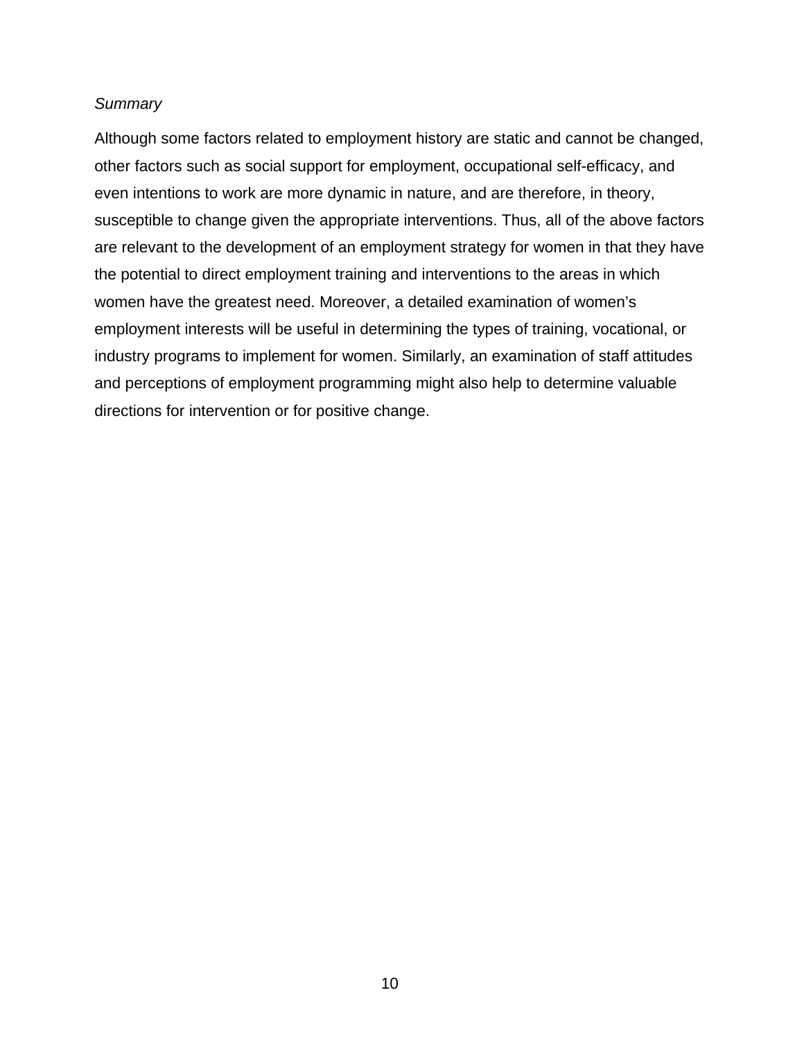*Summary*

Although some factors related to employment history are static and cannot be changed, other factors such as social support for employment, occupational self-efficacy, and even intentions to work are more dynamic in nature, and are therefore, in theory, susceptible to change given the appropriate interventions. Thus, all of the above factors are relevant to the development of an employment strategy for women in that they have the potential to direct employment training and interventions to the areas in which women have the greatest need. Moreover, a detailed examination of women's employment interests will be useful in determining the types of training, vocational, or industry programs to implement for women. Similarly, an examination of staff attitudes and perceptions of employment programming might also help to determine valuable directions for intervention or for positive change.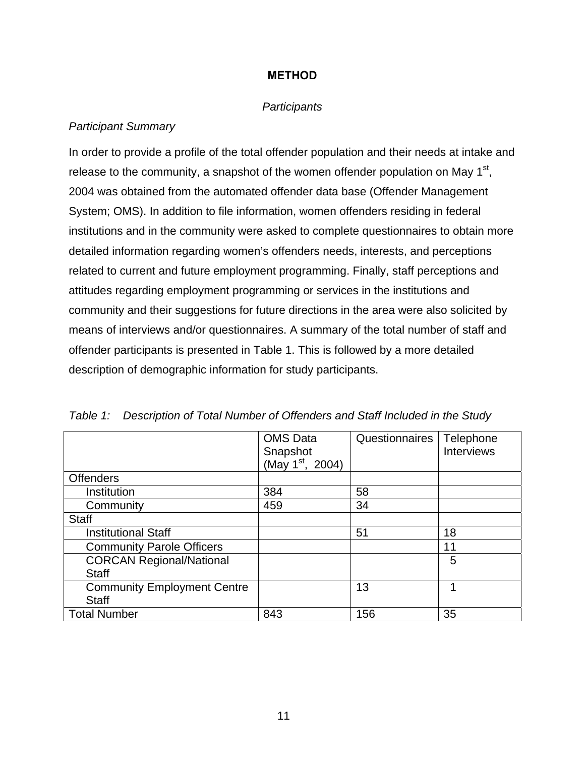# METHOD

## *Participants*

### *Participant Summary*

In order to provide a profile of the total offender population and their needs at intake and release to the community, a snapshot of the women offender population on May 1st, 2004 was obtained from the automated offender data base (Offender Management System; OMS). In addition to file information, women offenders residing in federal institutions and in the community were asked to complete questionnaires to obtain more detailed information regarding women's offenders needs, interests, and perceptions related to current and future employment programming. Finally, staff perceptions and attitudes regarding employment programming or services in the institutions and community and their suggestions for future directions in the area were also solicited by means of interviews and/or questionnaires. A summary of the total number of staff and offender participants is presented in Table 1. This is followed by a more detailed description of demographic information for study participants.

*Table 1: Description of Total Number of Offenders and Staff Included in the Study*

| | OMS Data Snapshot (May 1st, 2004) | Questionnaires | Telephone Interviews |
|---|---|---|---|
| Offenders | | | |
| Institution | 384 | 58 | |
| Community | 459 | 34 | |
| Staff | | | |
| Institutional Staff | | 51 | 18 |
| Community Parole Officers | | | 11 |
| CORCAN Regional/National Staff | | | 5 |
| Community Employment Centre Staff | | 13 | 1 |
| Total Number | 843 | 156 | 35 |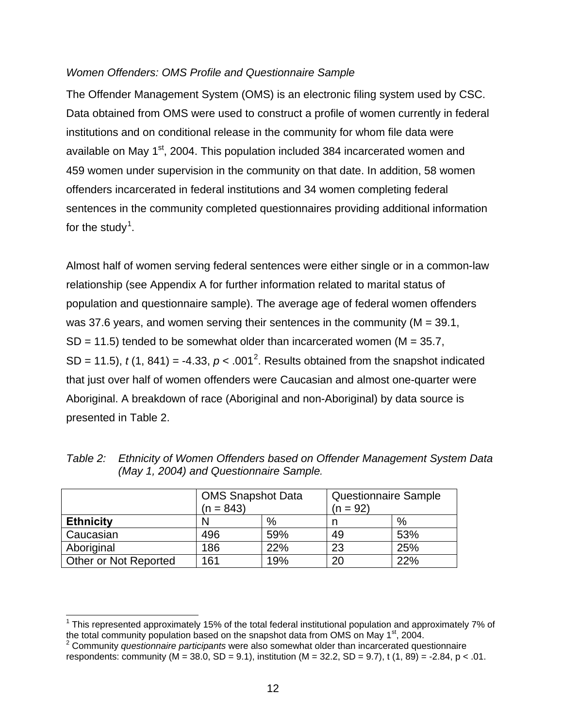*Women Offenders: OMS Profile and Questionnaire Sample*

The Offender Management System (OMS) is an electronic filing system used by CSC. Data obtained from OMS were used to construct a profile of women currently in federal institutions and on conditional release in the community for whom file data were available on May 1st, 2004. This population included 384 incarcerated women and 459 women under supervision in the community on that date. In addition, 58 women offenders incarcerated in federal institutions and 34 women completing federal sentences in the community completed questionnaires providing additional information for the study[1].

Almost half of women serving federal sentences were either single or in a common-law relationship (see Appendix A for further information related to marital status of population and questionnaire sample). The average age of federal women offenders was 37.6 years, and women serving their sentences in the community (M = 39.1, SD = 11.5) tended to be somewhat older than incarcerated women (M = 35.7, SD = 11.5), $t\ (1, 841) = -4.33$, $p < .001$[2]. Results obtained from the snapshot indicated that just over half of women offenders were Caucasian and almost one-quarter were Aboriginal. A breakdown of race (Aboriginal and non-Aboriginal) by data source is presented in Table 2.

*Table 2: Ethnicity of Women Offenders based on Offender Management System Data (May 1, 2004) and Questionnaire Sample.*

| | OMS Snapshot Data (n = 843) | | Questionnaire Sample (n = 92) | |
|---|---|---|---|---|
| **Ethnicity** | N | % | n | % |
| Caucasian | 496 | 59% | 49 | 53% |
| Aboriginal | 186 | 22% | 23 | 25% |
| Other or Not Reported | 161 | 19% | 20 | 22% |

[1] This represented approximately 15% of the total federal institutional population and approximately 7% of the total community population based on the snapshot data from OMS on May 1st, 2004.

[2] Community *questionnaire participants* were also somewhat older than incarcerated questionnaire respondents: community (M = 38.0, SD = 9.1), institution (M = 32.2, SD = 9.7), $t\ (1, 89) = -2.84$, $p < .01$.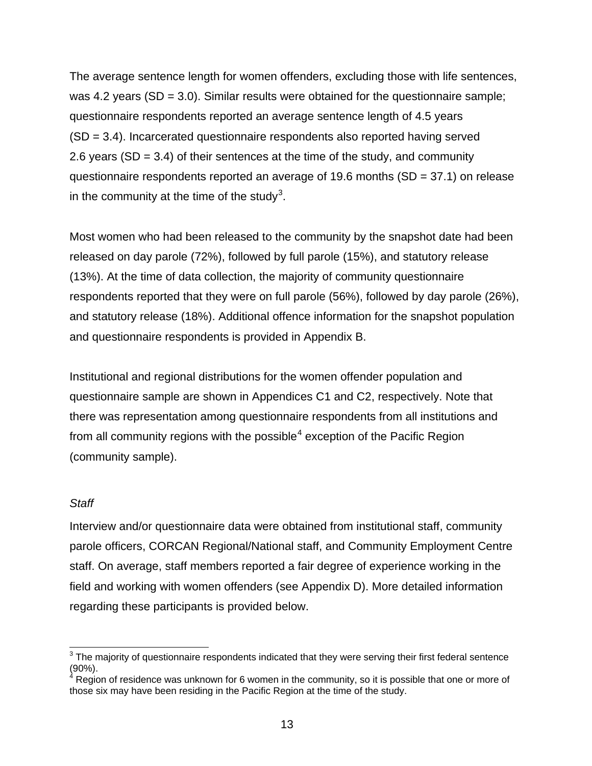The average sentence length for women offenders, excluding those with life sentences, was 4.2 years (SD = 3.0). Similar results were obtained for the questionnaire sample; questionnaire respondents reported an average sentence length of 4.5 years (SD = 3.4). Incarcerated questionnaire respondents also reported having served 2.6 years (SD = 3.4) of their sentences at the time of the study, and community questionnaire respondents reported an average of 19.6 months (SD = 37.1) on release in the community at the time of the study[3].

Most women who had been released to the community by the snapshot date had been released on day parole (72%), followed by full parole (15%), and statutory release (13%). At the time of data collection, the majority of community questionnaire respondents reported that they were on full parole (56%), followed by day parole (26%), and statutory release (18%). Additional offence information for the snapshot population and questionnaire respondents is provided in Appendix B.

Institutional and regional distributions for the women offender population and questionnaire sample are shown in Appendices C1 and C2, respectively. Note that there was representation among questionnaire respondents from all institutions and from all community regions with the possible[4] exception of the Pacific Region (community sample).

*Staff*

Interview and/or questionnaire data were obtained from institutional staff, community parole officers, CORCAN Regional/National staff, and Community Employment Centre staff. On average, staff members reported a fair degree of experience working in the field and working with women offenders (see Appendix D). More detailed information regarding these participants is provided below.

---

[3] The majority of questionnaire respondents indicated that they were serving their first federal sentence (90%).

[4] Region of residence was unknown for 6 women in the community, so it is possible that one or more of those six may have been residing in the Pacific Region at the time of the study.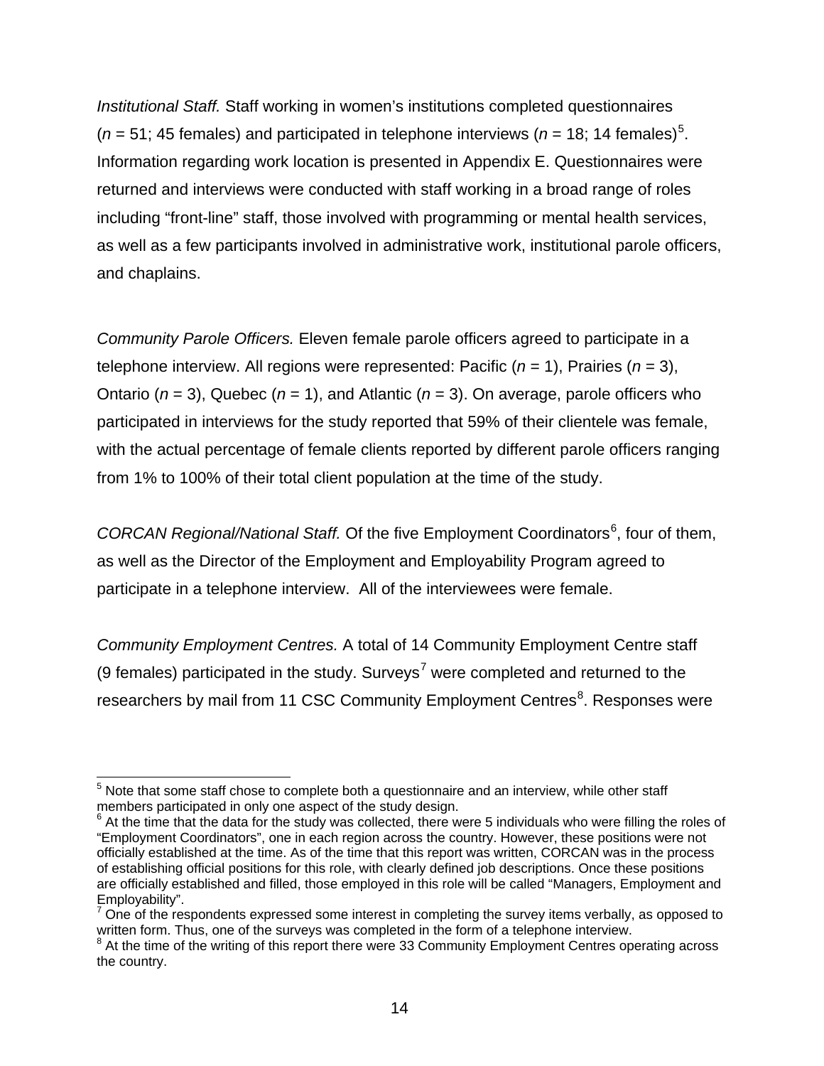*Institutional Staff.* Staff working in women's institutions completed questionnaires ($n$ = 51; 45 females) and participated in telephone interviews ($n$ = 18; 14 females)[5]. Information regarding work location is presented in Appendix E. Questionnaires were returned and interviews were conducted with staff working in a broad range of roles including "front-line" staff, those involved with programming or mental health services, as well as a few participants involved in administrative work, institutional parole officers, and chaplains.

*Community Parole Officers.* Eleven female parole officers agreed to participate in a telephone interview. All regions were represented: Pacific ($n$ = 1), Prairies ($n$ = 3), Ontario ($n$ = 3), Quebec ($n$ = 1), and Atlantic ($n$ = 3). On average, parole officers who participated in interviews for the study reported that 59% of their clientele was female, with the actual percentage of female clients reported by different parole officers ranging from 1% to 100% of their total client population at the time of the study.

*CORCAN Regional/National Staff.* Of the five Employment Coordinators[6], four of them, as well as the Director of the Employment and Employability Program agreed to participate in a telephone interview. All of the interviewees were female.

*Community Employment Centres.* A total of 14 Community Employment Centre staff (9 females) participated in the study. Surveys[7] were completed and returned to the researchers by mail from 11 CSC Community Employment Centres[8]. Responses were

---

[5] Note that some staff chose to complete both a questionnaire and an interview, while other staff members participated in only one aspect of the study design.

[6] At the time that the data for the study was collected, there were 5 individuals who were filling the roles of "Employment Coordinators", one in each region across the country. However, these positions were not officially established at the time. As of the time that this report was written, CORCAN was in the process of establishing official positions for this role, with clearly defined job descriptions. Once these positions are officially established and filled, those employed in this role will be called "Managers, Employment and Employability".

[7] One of the respondents expressed some interest in completing the survey items verbally, as opposed to written form. Thus, one of the surveys was completed in the form of a telephone interview.

[8] At the time of the writing of this report there were 33 Community Employment Centres operating across the country.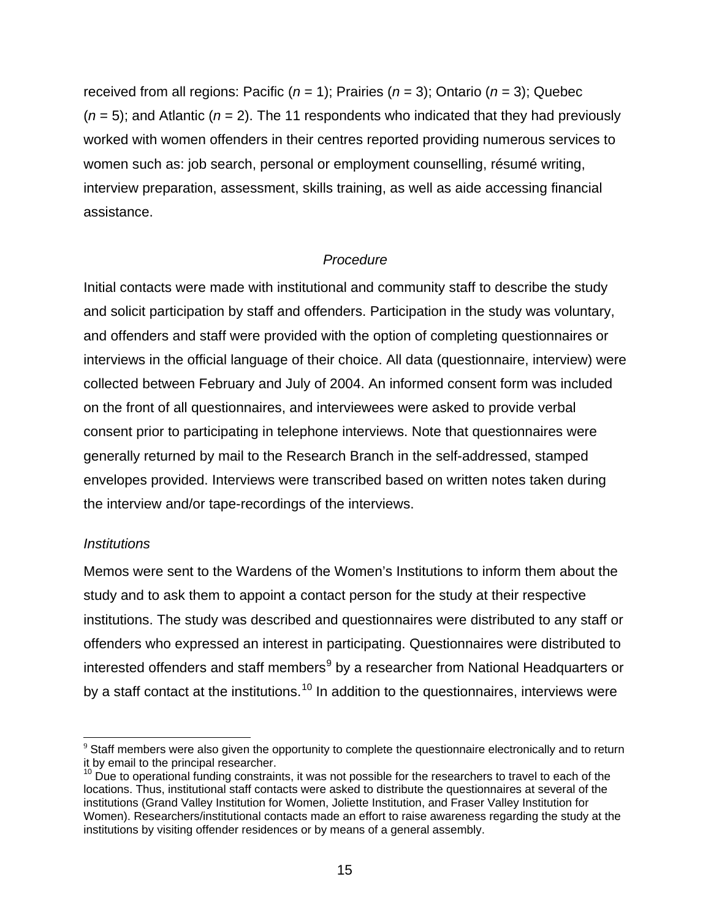received from all regions: Pacific (*n* = 1); Prairies (*n* = 3); Ontario (*n* = 3); Quebec (*n* = 5); and Atlantic (*n* = 2). The 11 respondents who indicated that they had previously worked with women offenders in their centres reported providing numerous services to women such as: job search, personal or employment counselling, résumé writing, interview preparation, assessment, skills training, as well as aide accessing financial assistance.

### *Procedure*

Initial contacts were made with institutional and community staff to describe the study and solicit participation by staff and offenders. Participation in the study was voluntary, and offenders and staff were provided with the option of completing questionnaires or interviews in the official language of their choice. All data (questionnaire, interview) were collected between February and July of 2004. An informed consent form was included on the front of all questionnaires, and interviewees were asked to provide verbal consent prior to participating in telephone interviews. Note that questionnaires were generally returned by mail to the Research Branch in the self-addressed, stamped envelopes provided. Interviews were transcribed based on written notes taken during the interview and/or tape-recordings of the interviews.

#### *Institutions*

Memos were sent to the Wardens of the Women's Institutions to inform them about the study and to ask them to appoint a contact person for the study at their respective institutions. The study was described and questionnaires were distributed to any staff or offenders who expressed an interest in participating. Questionnaires were distributed to interested offenders and staff members[9] by a researcher from National Headquarters or by a staff contact at the institutions.[10] In addition to the questionnaires, interviews were

[9] Staff members were also given the opportunity to complete the questionnaire electronically and to return it by email to the principal researcher.

[10] Due to operational funding constraints, it was not possible for the researchers to travel to each of the locations. Thus, institutional staff contacts were asked to distribute the questionnaires at several of the institutions (Grand Valley Institution for Women, Joliette Institution, and Fraser Valley Institution for Women). Researchers/institutional contacts made an effort to raise awareness regarding the study at the institutions by visiting offender residences or by means of a general assembly.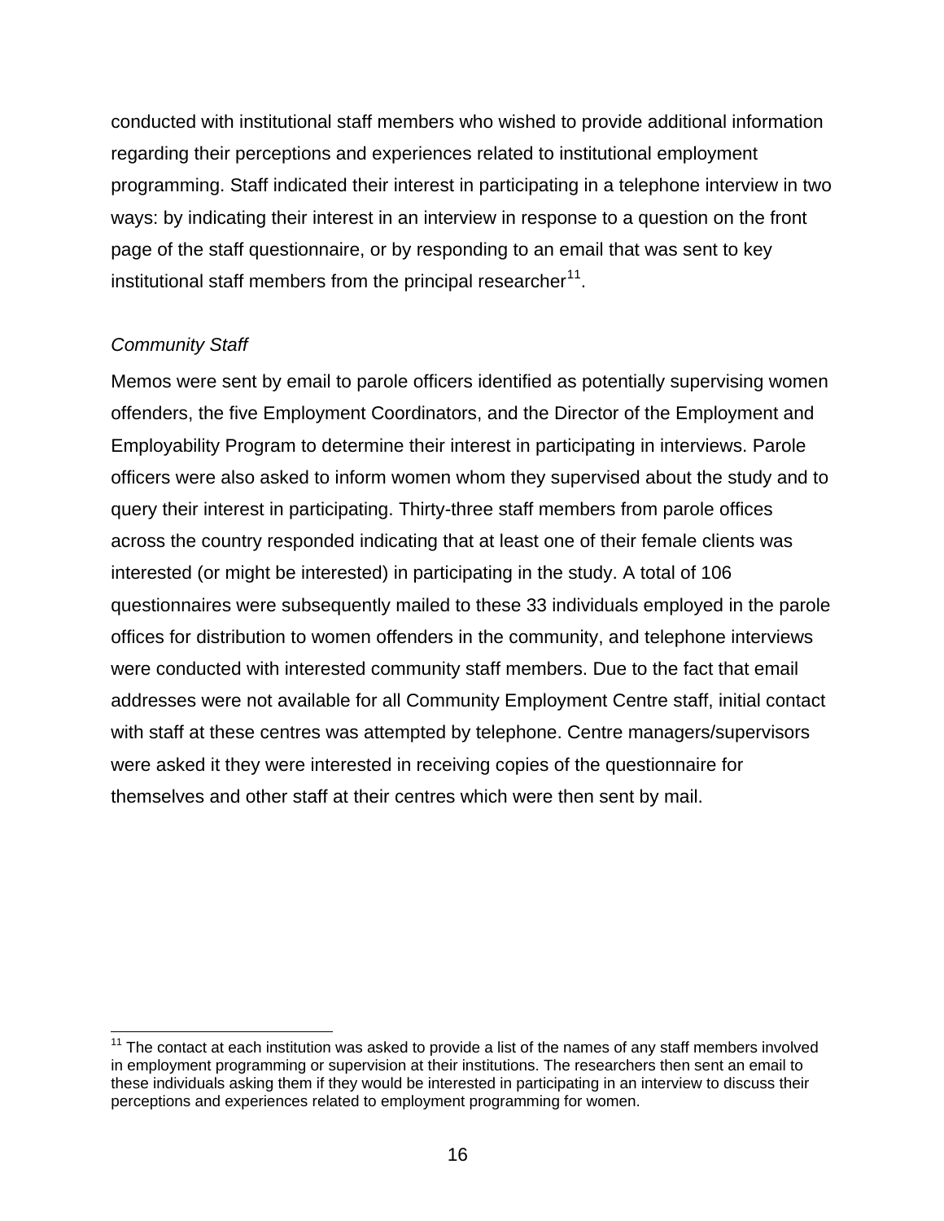conducted with institutional staff members who wished to provide additional information regarding their perceptions and experiences related to institutional employment programming. Staff indicated their interest in participating in a telephone interview in two ways: by indicating their interest in an interview in response to a question on the front page of the staff questionnaire, or by responding to an email that was sent to key institutional staff members from the principal researcher[11].

*Community Staff*

Memos were sent by email to parole officers identified as potentially supervising women offenders, the five Employment Coordinators, and the Director of the Employment and Employability Program to determine their interest in participating in interviews. Parole officers were also asked to inform women whom they supervised about the study and to query their interest in participating. Thirty-three staff members from parole offices across the country responded indicating that at least one of their female clients was interested (or might be interested) in participating in the study. A total of 106 questionnaires were subsequently mailed to these 33 individuals employed in the parole offices for distribution to women offenders in the community, and telephone interviews were conducted with interested community staff members. Due to the fact that email addresses were not available for all Community Employment Centre staff, initial contact with staff at these centres was attempted by telephone. Centre managers/supervisors were asked it they were interested in receiving copies of the questionnaire for themselves and other staff at their centres which were then sent by mail.

---

[11] The contact at each institution was asked to provide a list of the names of any staff members involved in employment programming or supervision at their institutions. The researchers then sent an email to these individuals asking them if they would be interested in participating in an interview to discuss their perceptions and experiences related to employment programming for women.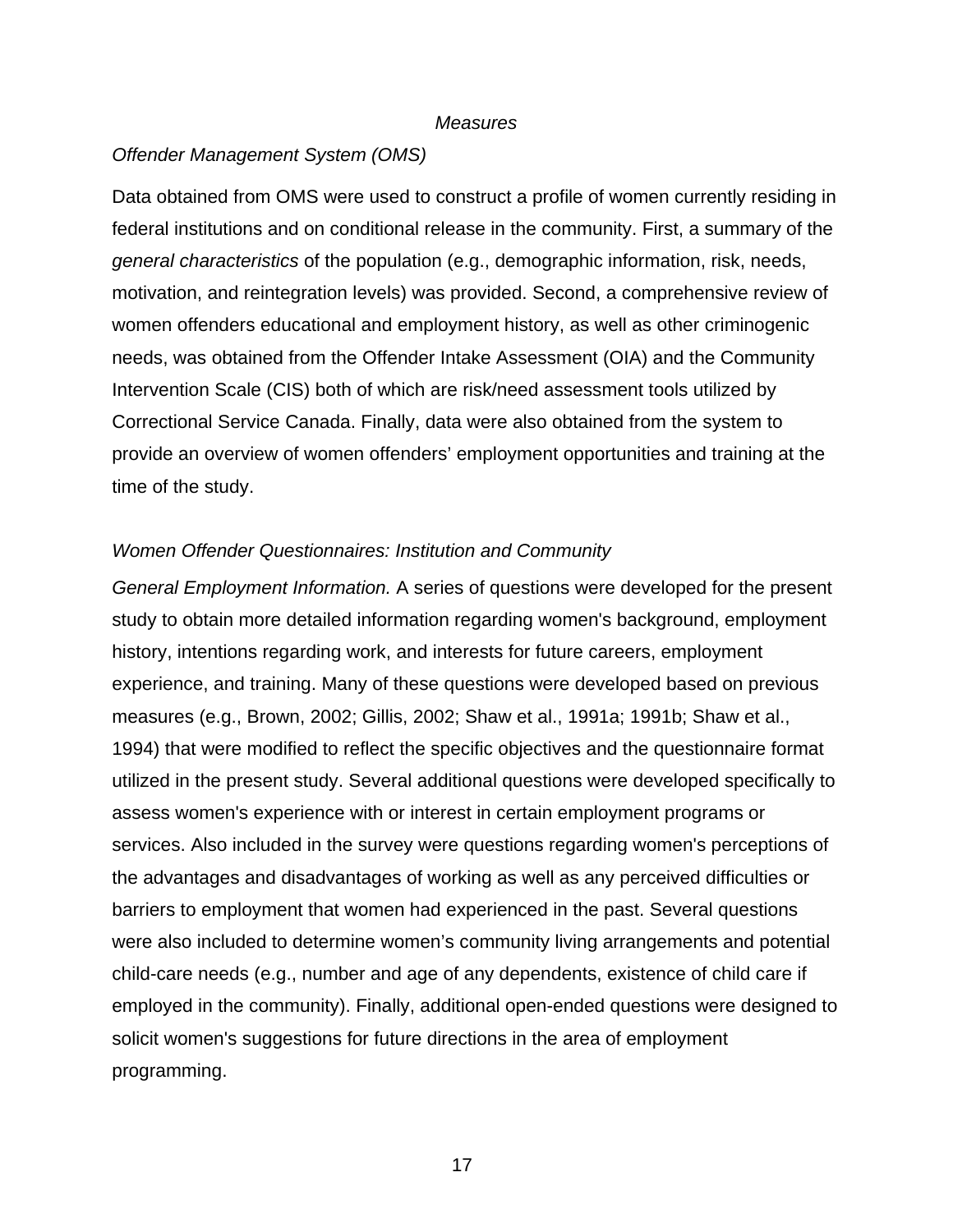## *Measures*

### *Offender Management System (OMS)*

Data obtained from OMS were used to construct a profile of women currently residing in federal institutions and on conditional release in the community. First, a summary of the *general characteristics* of the population (e.g., demographic information, risk, needs, motivation, and reintegration levels) was provided. Second, a comprehensive review of women offenders educational and employment history, as well as other criminogenic needs, was obtained from the Offender Intake Assessment (OIA) and the Community Intervention Scale (CIS) both of which are risk/need assessment tools utilized by Correctional Service Canada. Finally, data were also obtained from the system to provide an overview of women offenders' employment opportunities and training at the time of the study.

### *Women Offender Questionnaires: Institution and Community*

*General Employment Information.* A series of questions were developed for the present study to obtain more detailed information regarding women's background, employment history, intentions regarding work, and interests for future careers, employment experience, and training. Many of these questions were developed based on previous measures (e.g., Brown, 2002; Gillis, 2002; Shaw et al., 1991a; 1991b; Shaw et al., 1994) that were modified to reflect the specific objectives and the questionnaire format utilized in the present study. Several additional questions were developed specifically to assess women's experience with or interest in certain employment programs or services. Also included in the survey were questions regarding women's perceptions of the advantages and disadvantages of working as well as any perceived difficulties or barriers to employment that women had experienced in the past. Several questions were also included to determine women's community living arrangements and potential child-care needs (e.g., number and age of any dependents, existence of child care if employed in the community). Finally, additional open-ended questions were designed to solicit women's suggestions for future directions in the area of employment programming.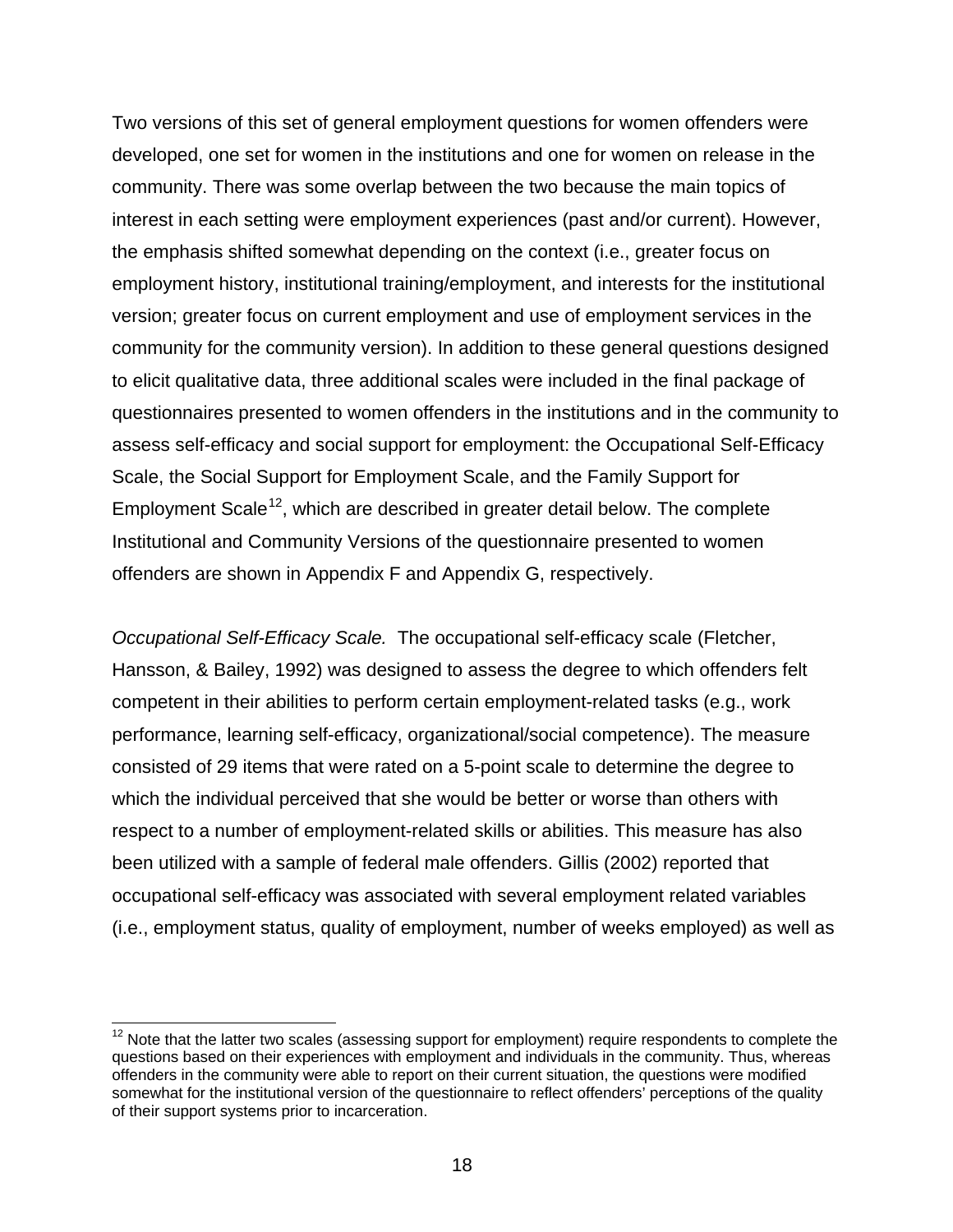Two versions of this set of general employment questions for women offenders were developed, one set for women in the institutions and one for women on release in the community. There was some overlap between the two because the main topics of interest in each setting were employment experiences (past and/or current). However, the emphasis shifted somewhat depending on the context (i.e., greater focus on employment history, institutional training/employment, and interests for the institutional version; greater focus on current employment and use of employment services in the community for the community version). In addition to these general questions designed to elicit qualitative data, three additional scales were included in the final package of questionnaires presented to women offenders in the institutions and in the community to assess self-efficacy and social support for employment: the Occupational Self-Efficacy Scale, the Social Support for Employment Scale, and the Family Support for Employment Scale[12], which are described in greater detail below. The complete Institutional and Community Versions of the questionnaire presented to women offenders are shown in Appendix F and Appendix G, respectively.

*Occupational Self-Efficacy Scale.* The occupational self-efficacy scale (Fletcher, Hansson, & Bailey, 1992) was designed to assess the degree to which offenders felt competent in their abilities to perform certain employment-related tasks (e.g., work performance, learning self-efficacy, organizational/social competence). The measure consisted of 29 items that were rated on a 5-point scale to determine the degree to which the individual perceived that she would be better or worse than others with respect to a number of employment-related skills or abilities. This measure has also been utilized with a sample of federal male offenders. Gillis (2002) reported that occupational self-efficacy was associated with several employment related variables (i.e., employment status, quality of employment, number of weeks employed) as well as

[12] Note that the latter two scales (assessing support for employment) require respondents to complete the questions based on their experiences with employment and individuals in the community. Thus, whereas offenders in the community were able to report on their current situation, the questions were modified somewhat for the institutional version of the questionnaire to reflect offenders' perceptions of the quality of their support systems prior to incarceration.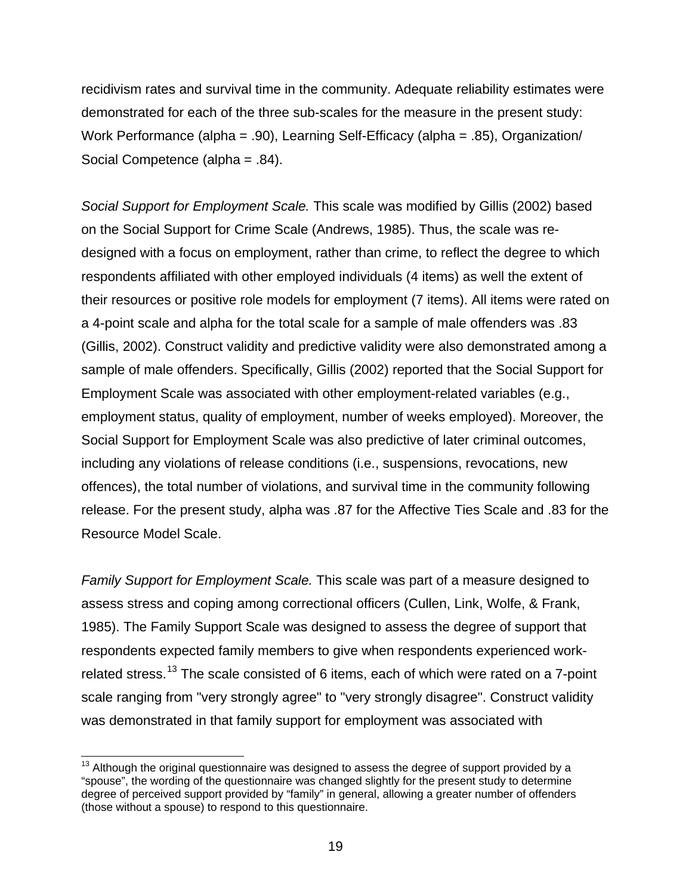recidivism rates and survival time in the community. Adequate reliability estimates were demonstrated for each of the three sub-scales for the measure in the present study: Work Performance (alpha = .90), Learning Self-Efficacy (alpha = .85), Organization/ Social Competence (alpha = .84).

*Social Support for Employment Scale.* This scale was modified by Gillis (2002) based on the Social Support for Crime Scale (Andrews, 1985). Thus, the scale was re-designed with a focus on employment, rather than crime, to reflect the degree to which respondents affiliated with other employed individuals (4 items) as well the extent of their resources or positive role models for employment (7 items). All items were rated on a 4-point scale and alpha for the total scale for a sample of male offenders was .83 (Gillis, 2002). Construct validity and predictive validity were also demonstrated among a sample of male offenders. Specifically, Gillis (2002) reported that the Social Support for Employment Scale was associated with other employment-related variables (e.g., employment status, quality of employment, number of weeks employed). Moreover, the Social Support for Employment Scale was also predictive of later criminal outcomes, including any violations of release conditions (i.e., suspensions, revocations, new offences), the total number of violations, and survival time in the community following release. For the present study, alpha was .87 for the Affective Ties Scale and .83 for the Resource Model Scale.

*Family Support for Employment Scale.* This scale was part of a measure designed to assess stress and coping among correctional officers (Cullen, Link, Wolfe, & Frank, 1985). The Family Support Scale was designed to assess the degree of support that respondents expected family members to give when respondents experienced work-related stress.[13] The scale consisted of 6 items, each of which were rated on a 7-point scale ranging from "very strongly agree" to "very strongly disagree". Construct validity was demonstrated in that family support for employment was associated with

[13] Although the original questionnaire was designed to assess the degree of support provided by a “spouse”, the wording of the questionnaire was changed slightly for the present study to determine degree of perceived support provided by “family” in general, allowing a greater number of offenders (those without a spouse) to respond to this questionnaire.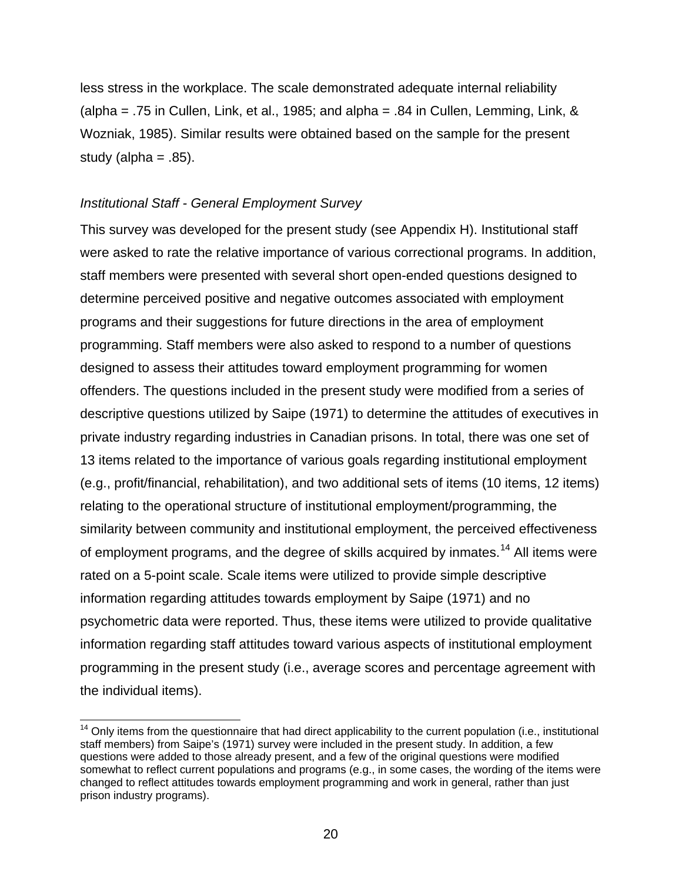less stress in the workplace. The scale demonstrated adequate internal reliability (alpha = .75 in Cullen, Link, et al., 1985; and alpha = .84 in Cullen, Lemming, Link, & Wozniak, 1985). Similar results were obtained based on the sample for the present study (alpha = .85).

*Institutional Staff - General Employment Survey*

This survey was developed for the present study (see Appendix H). Institutional staff were asked to rate the relative importance of various correctional programs. In addition, staff members were presented with several short open-ended questions designed to determine perceived positive and negative outcomes associated with employment programs and their suggestions for future directions in the area of employment programming. Staff members were also asked to respond to a number of questions designed to assess their attitudes toward employment programming for women offenders. The questions included in the present study were modified from a series of descriptive questions utilized by Saipe (1971) to determine the attitudes of executives in private industry regarding industries in Canadian prisons. In total, there was one set of 13 items related to the importance of various goals regarding institutional employment (e.g., profit/financial, rehabilitation), and two additional sets of items (10 items, 12 items) relating to the operational structure of institutional employment/programming, the similarity between community and institutional employment, the perceived effectiveness of employment programs, and the degree of skills acquired by inmates.[14] All items were rated on a 5-point scale. Scale items were utilized to provide simple descriptive information regarding attitudes towards employment by Saipe (1971) and no psychometric data were reported. Thus, these items were utilized to provide qualitative information regarding staff attitudes toward various aspects of institutional employment programming in the present study (i.e., average scores and percentage agreement with the individual items).

---

[14] Only items from the questionnaire that had direct applicability to the current population (i.e., institutional staff members) from Saipe's (1971) survey were included in the present study. In addition, a few questions were added to those already present, and a few of the original questions were modified somewhat to reflect current populations and programs (e.g., in some cases, the wording of the items were changed to reflect attitudes towards employment programming and work in general, rather than just prison industry programs).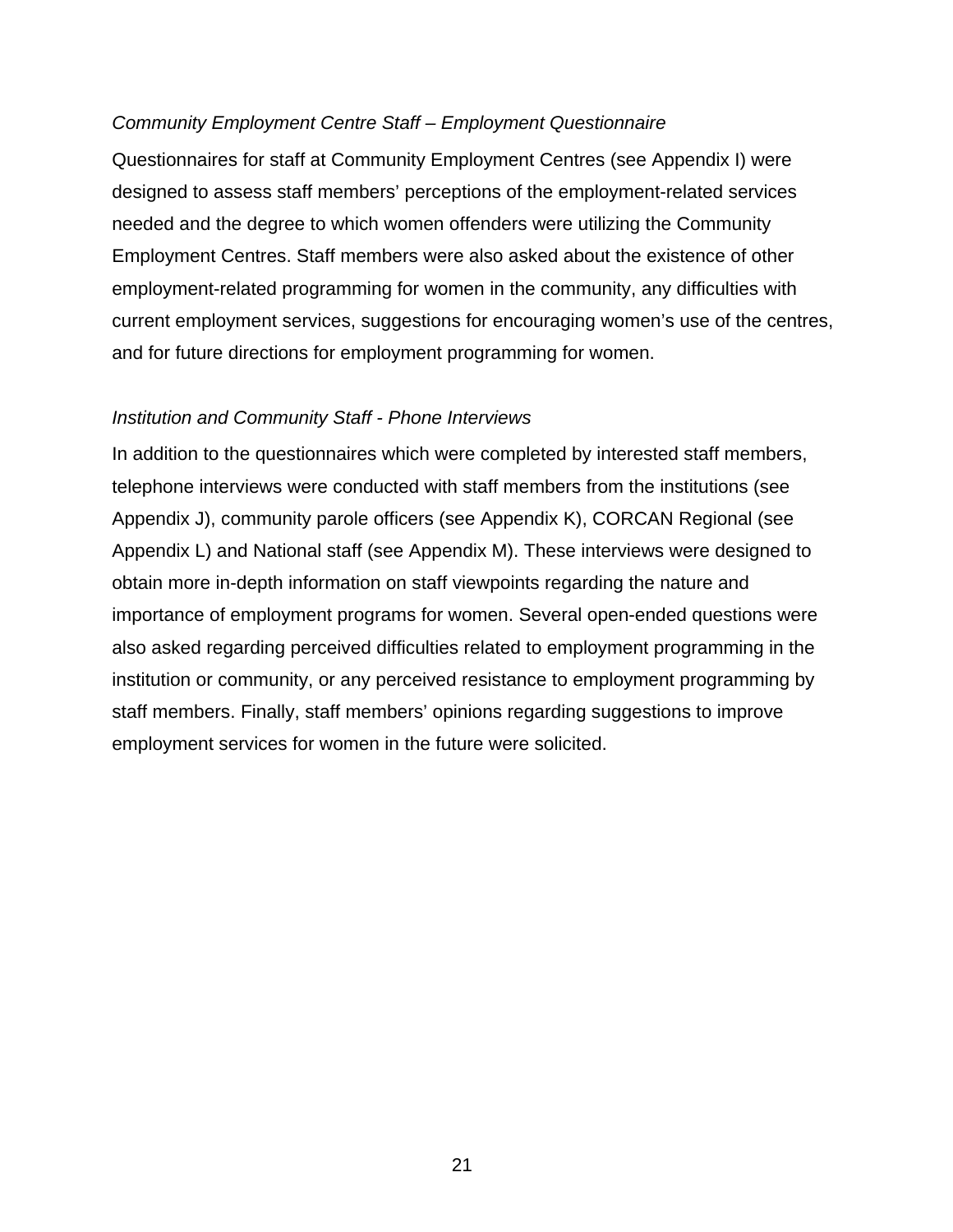*Community Employment Centre Staff – Employment Questionnaire*

Questionnaires for staff at Community Employment Centres (see Appendix I) were designed to assess staff members' perceptions of the employment-related services needed and the degree to which women offenders were utilizing the Community Employment Centres. Staff members were also asked about the existence of other employment-related programming for women in the community, any difficulties with current employment services, suggestions for encouraging women's use of the centres, and for future directions for employment programming for women.

*Institution and Community Staff - Phone Interviews*

In addition to the questionnaires which were completed by interested staff members, telephone interviews were conducted with staff members from the institutions (see Appendix J), community parole officers (see Appendix K), CORCAN Regional (see Appendix L) and National staff (see Appendix M). These interviews were designed to obtain more in-depth information on staff viewpoints regarding the nature and importance of employment programs for women. Several open-ended questions were also asked regarding perceived difficulties related to employment programming in the institution or community, or any perceived resistance to employment programming by staff members. Finally, staff members' opinions regarding suggestions to improve employment services for women in the future were solicited.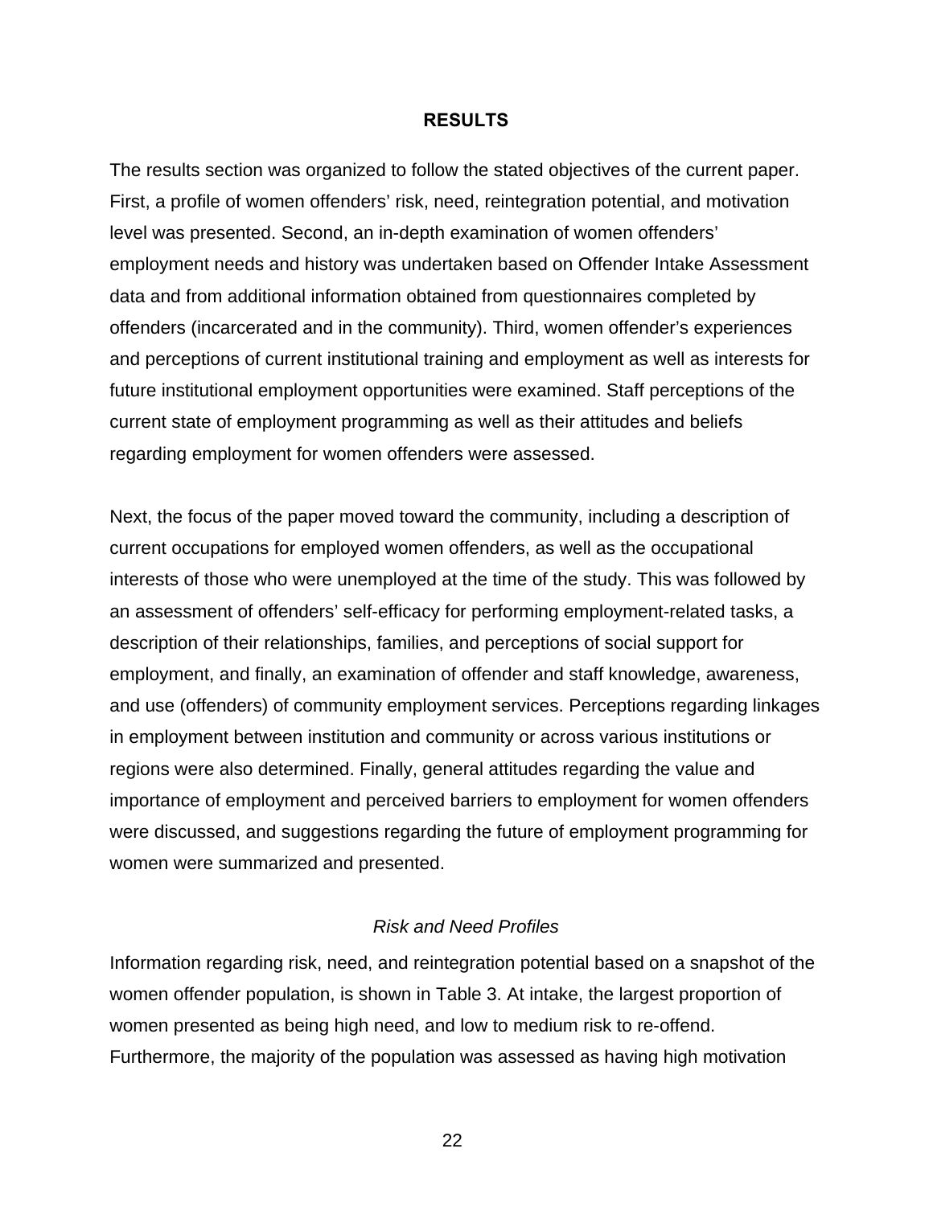## RESULTS

The results section was organized to follow the stated objectives of the current paper. First, a profile of women offenders' risk, need, reintegration potential, and motivation level was presented. Second, an in-depth examination of women offenders' employment needs and history was undertaken based on Offender Intake Assessment data and from additional information obtained from questionnaires completed by offenders (incarcerated and in the community). Third, women offender's experiences and perceptions of current institutional training and employment as well as interests for future institutional employment opportunities were examined. Staff perceptions of the current state of employment programming as well as their attitudes and beliefs regarding employment for women offenders were assessed.

Next, the focus of the paper moved toward the community, including a description of current occupations for employed women offenders, as well as the occupational interests of those who were unemployed at the time of the study. This was followed by an assessment of offenders' self-efficacy for performing employment-related tasks, a description of their relationships, families, and perceptions of social support for employment, and finally, an examination of offender and staff knowledge, awareness, and use (offenders) of community employment services. Perceptions regarding linkages in employment between institution and community or across various institutions or regions were also determined. Finally, general attitudes regarding the value and importance of employment and perceived barriers to employment for women offenders were discussed, and suggestions regarding the future of employment programming for women were summarized and presented.

### *Risk and Need Profiles*

Information regarding risk, need, and reintegration potential based on a snapshot of the women offender population, is shown in Table 3. At intake, the largest proportion of women presented as being high need, and low to medium risk to re-offend. Furthermore, the majority of the population was assessed as having high motivation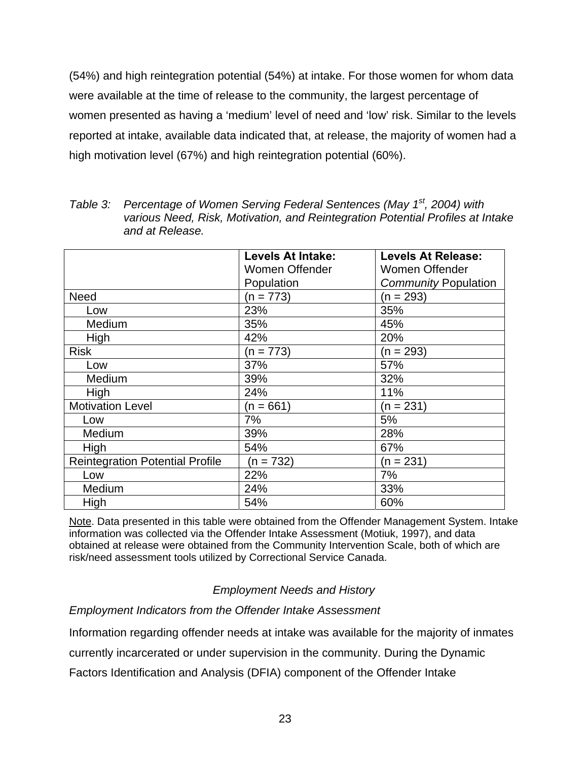(54%) and high reintegration potential (54%) at intake. For those women for whom data were available at the time of release to the community, the largest percentage of women presented as having a 'medium' level of need and 'low' risk. Similar to the levels reported at intake, available data indicated that, at release, the majority of women had a high motivation level (67%) and high reintegration potential (60%).

*Table 3: Percentage of Women Serving Federal Sentences (May 1st, 2004) with various Need, Risk, Motivation, and Reintegration Potential Profiles at Intake and at Release.*

| | **Levels At Intake:** Women Offender Population | **Levels At Release:** Women Offender *Community* Population |
|---|---|---|
| Need | (n = 773) | (n = 293) |
| Low | 23% | 35% |
| Medium | 35% | 45% |
| High | 42% | 20% |
| Risk | (n = 773) | (n = 293) |
| Low | 37% | 57% |
| Medium | 39% | 32% |
| High | 24% | 11% |
| Motivation Level | (n = 661) | (n = 231) |
| Low | 7% | 5% |
| Medium | 39% | 28% |
| High | 54% | 67% |
| Reintegration Potential Profile | (n = 732) | (n = 231) |
| Low | 22% | 7% |
| Medium | 24% | 33% |
| High | 54% | 60% |

Note. Data presented in this table were obtained from the Offender Management System. Intake information was collected via the Offender Intake Assessment (Motiuk, 1997), and data obtained at release were obtained from the Community Intervention Scale, both of which are risk/need assessment tools utilized by Correctional Service Canada.

## *Employment Needs and History*

### *Employment Indicators from the Offender Intake Assessment*

Information regarding offender needs at intake was available for the majority of inmates currently incarcerated or under supervision in the community. During the Dynamic Factors Identification and Analysis (DFIA) component of the Offender Intake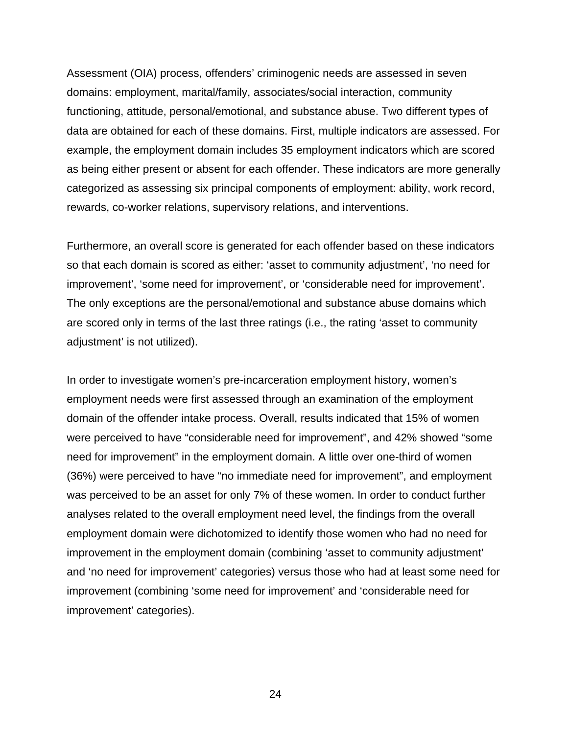Assessment (OIA) process, offenders' criminogenic needs are assessed in seven domains: employment, marital/family, associates/social interaction, community functioning, attitude, personal/emotional, and substance abuse. Two different types of data are obtained for each of these domains. First, multiple indicators are assessed. For example, the employment domain includes 35 employment indicators which are scored as being either present or absent for each offender. These indicators are more generally categorized as assessing six principal components of employment: ability, work record, rewards, co-worker relations, supervisory relations, and interventions.

Furthermore, an overall score is generated for each offender based on these indicators so that each domain is scored as either: 'asset to community adjustment', 'no need for improvement', 'some need for improvement', or 'considerable need for improvement'. The only exceptions are the personal/emotional and substance abuse domains which are scored only in terms of the last three ratings (i.e., the rating 'asset to community adjustment' is not utilized).

In order to investigate women's pre-incarceration employment history, women's employment needs were first assessed through an examination of the employment domain of the offender intake process. Overall, results indicated that 15% of women were perceived to have "considerable need for improvement", and 42% showed "some need for improvement" in the employment domain. A little over one-third of women (36%) were perceived to have "no immediate need for improvement", and employment was perceived to be an asset for only 7% of these women. In order to conduct further analyses related to the overall employment need level, the findings from the overall employment domain were dichotomized to identify those women who had no need for improvement in the employment domain (combining 'asset to community adjustment' and 'no need for improvement' categories) versus those who had at least some need for improvement (combining 'some need for improvement' and 'considerable need for improvement' categories).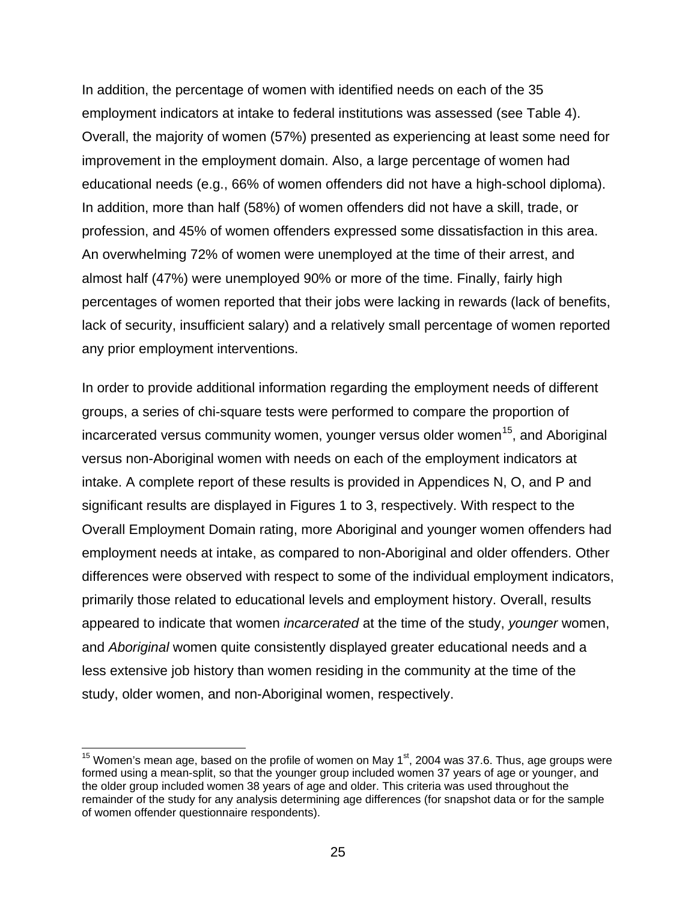In addition, the percentage of women with identified needs on each of the 35 employment indicators at intake to federal institutions was assessed (see Table 4). Overall, the majority of women (57%) presented as experiencing at least some need for improvement in the employment domain. Also, a large percentage of women had educational needs (e.g., 66% of women offenders did not have a high-school diploma). In addition, more than half (58%) of women offenders did not have a skill, trade, or profession, and 45% of women offenders expressed some dissatisfaction in this area. An overwhelming 72% of women were unemployed at the time of their arrest, and almost half (47%) were unemployed 90% or more of the time. Finally, fairly high percentages of women reported that their jobs were lacking in rewards (lack of benefits, lack of security, insufficient salary) and a relatively small percentage of women reported any prior employment interventions.

In order to provide additional information regarding the employment needs of different groups, a series of chi-square tests were performed to compare the proportion of incarcerated versus community women, younger versus older women[15], and Aboriginal versus non-Aboriginal women with needs on each of the employment indicators at intake. A complete report of these results is provided in Appendices N, O, and P and significant results are displayed in Figures 1 to 3, respectively. With respect to the Overall Employment Domain rating, more Aboriginal and younger women offenders had employment needs at intake, as compared to non-Aboriginal and older offenders. Other differences were observed with respect to some of the individual employment indicators, primarily those related to educational levels and employment history. Overall, results appeared to indicate that women *incarcerated* at the time of the study, *younger* women, and *Aboriginal* women quite consistently displayed greater educational needs and a less extensive job history than women residing in the community at the time of the study, older women, and non-Aboriginal women, respectively.

[15] Women's mean age, based on the profile of women on May 1st, 2004 was 37.6. Thus, age groups were formed using a mean-split, so that the younger group included women 37 years of age or younger, and the older group included women 38 years of age and older. This criteria was used throughout the remainder of the study for any analysis determining age differences (for snapshot data or for the sample of women offender questionnaire respondents).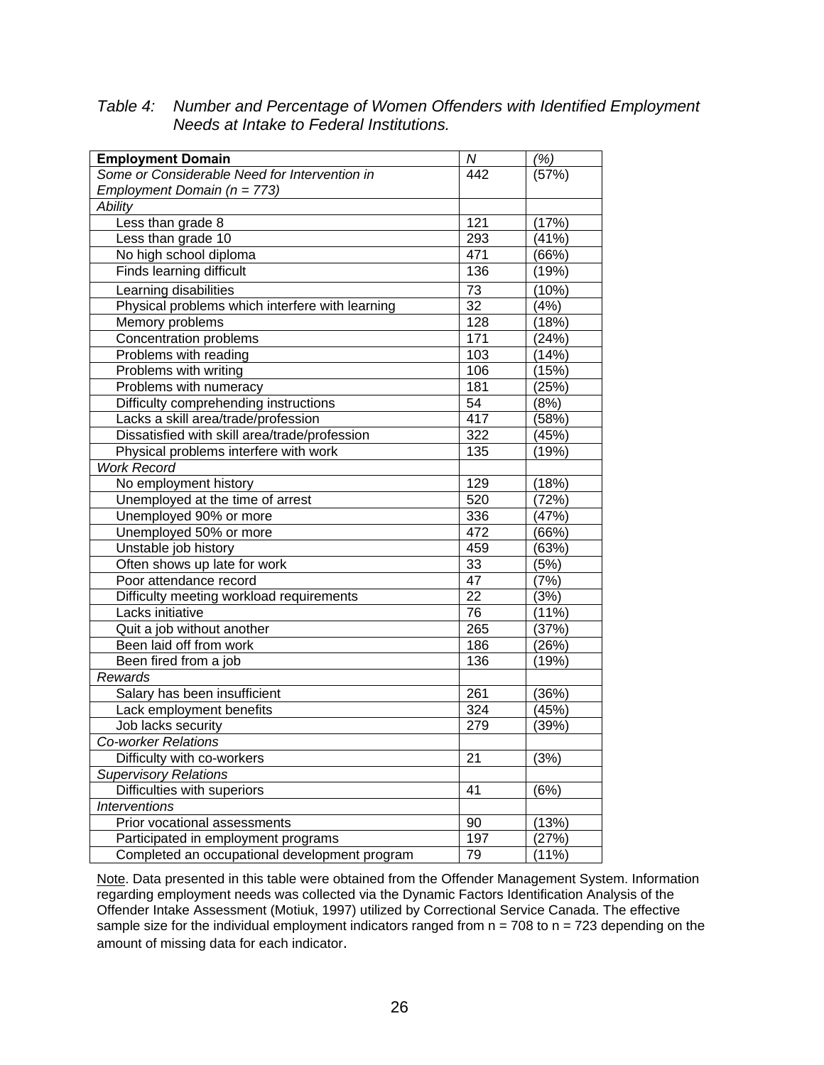*Table 4: Number and Percentage of Women Offenders with Identified Employment Needs at Intake to Federal Institutions.*

| **Employment Domain** | *N* | *(%)* |
|---|---|---|
| *Some or Considerable Need for Intervention in Employment Domain (n = 773)* | 442 | (57%) |
| *Ability* | | |
| Less than grade 8 | 121 | (17%) |
| Less than grade 10 | 293 | (41%) |
| No high school diploma | 471 | (66%) |
| Finds learning difficult | 136 | (19%) |
| Learning disabilities | 73 | (10%) |
| Physical problems which interfere with learning | 32 | (4%) |
| Memory problems | 128 | (18%) |
| Concentration problems | 171 | (24%) |
| Problems with reading | 103 | (14%) |
| Problems with writing | 106 | (15%) |
| Problems with numeracy | 181 | (25%) |
| Difficulty comprehending instructions | 54 | (8%) |
| Lacks a skill area/trade/profession | 417 | (58%) |
| Dissatisfied with skill area/trade/profession | 322 | (45%) |
| Physical problems interfere with work | 135 | (19%) |
| *Work Record* | | |
| No employment history | 129 | (18%) |
| Unemployed at the time of arrest | 520 | (72%) |
| Unemployed 90% or more | 336 | (47%) |
| Unemployed 50% or more | 472 | (66%) |
| Unstable job history | 459 | (63%) |
| Often shows up late for work | 33 | (5%) |
| Poor attendance record | 47 | (7%) |
| Difficulty meeting workload requirements | 22 | (3%) |
| Lacks initiative | 76 | (11%) |
| Quit a job without another | 265 | (37%) |
| Been laid off from work | 186 | (26%) |
| Been fired from a job | 136 | (19%) |
| *Rewards* | | |
| Salary has been insufficient | 261 | (36%) |
| Lack employment benefits | 324 | (45%) |
| Job lacks security | 279 | (39%) |
| *Co-worker Relations* | | |
| Difficulty with co-workers | 21 | (3%) |
| *Supervisory Relations* | | |
| Difficulties with superiors | 41 | (6%) |
| *Interventions* | | |
| Prior vocational assessments | 90 | (13%) |
| Participated in employment programs | 197 | (27%) |
| Completed an occupational development program | 79 | (11%) |

Note. Data presented in this table were obtained from the Offender Management System. Information regarding employment needs was collected via the Dynamic Factors Identification Analysis of the Offender Intake Assessment (Motiuk, 1997) utilized by Correctional Service Canada. The effective sample size for the individual employment indicators ranged from n = 708 to n = 723 depending on the amount of missing data for each indicator.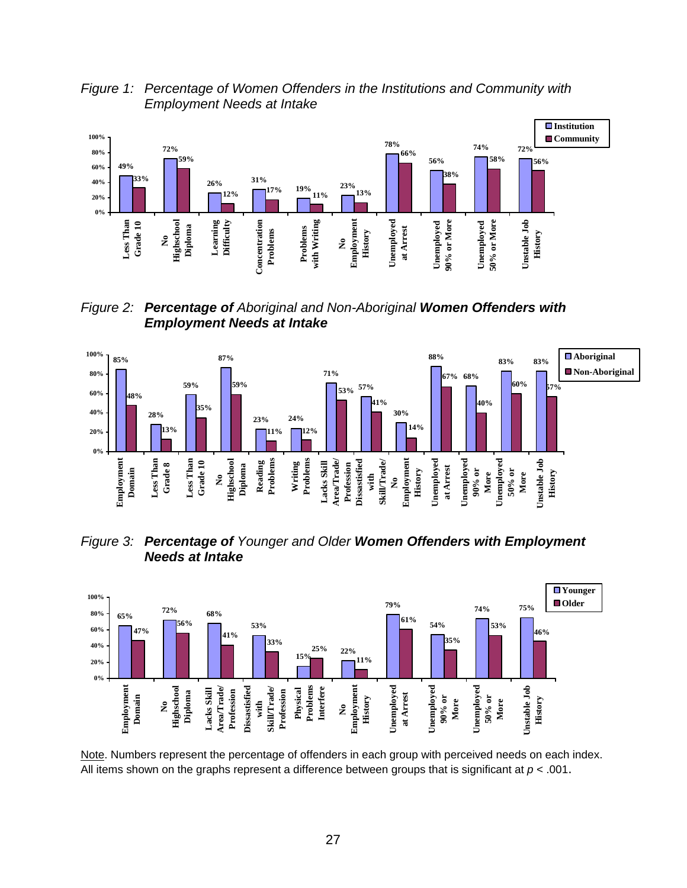*Figure 1: Percentage of Women Offenders in the Institutions and Community with Employment Needs at Intake*

| | Institution | Community |
|---|---|---|
| Less Than Grade 10 | 49% | 33% |
| No Highschool Diploma | 72% | 59% |
| Learning Difficulty | 26% | 12% |
| Concentration Problems | 31% | 17% |
| Problems with Writing | 19% | 11% |
| No Employment History | 23% | 13% |
| Unemployed at Arrest | 78% | 66% |
| Unemployed 90% or More | 56% | 38% |
| Unemployed 50% or More | 74% | 58% |
| Unstable Job History | 72% | 56% |

*Figure 2:* ***Percentage of*** *Aboriginal and Non-Aboriginal* ***Women Offenders with Employment Needs at Intake***

| | Aboriginal | Non-Aboriginal |
|---|---|---|
| Employment Domain | 85% | 48% |
| Less Than Grade 8 | 28% | 13% |
| Less Than Grade 10 | 59% | 35% |
| No Highschool Diploma | 87% | 59% |
| Reading Problems | 23% | 11% |
| Writing Problems | 24% | 12% |
| Lacks Skill Area/Trade/Profession | 71% | 53% |
| Dissatisfied with Skill/Trade/ | 57% | 41% |
| No Employment History | 30% | 14% |
| Unemployed at Arrest | 88% | 67% |
| Unemployed 90% or More | 68% | 40% |
| Unemployed 50% or More | 83% | 60% |
| Unstable Job History | 83% | 57% |

*Figure 3:* ***Percentage of*** *Younger and Older* ***Women Offenders with Employment Needs at Intake***

| | Younger | Older |
|---|---|---|
| Employment Domain | 65% | 47% |
| No Highschool Diploma | 72% | 56% |
| Lacks Skill Area/Trade/Profession | 68% | 41% |
| Dissatisfied with Skill/Trade/Profession | 53% | 33% |
| Physical Problems Interfere | 15% | 25% |
| No Employment History | 22% | 11% |
| Unemployed at Arrest | 79% | 61% |
| Unemployed 90% or More | 54% | 35% |
| Unemployed 50% or More | 74% | 53% |
| Unstable Job History | 75% | 46% |

Note. Numbers represent the percentage of offenders in each group with perceived needs on each index. All items shown on the graphs represent a difference between groups that is significant at $p < .001$.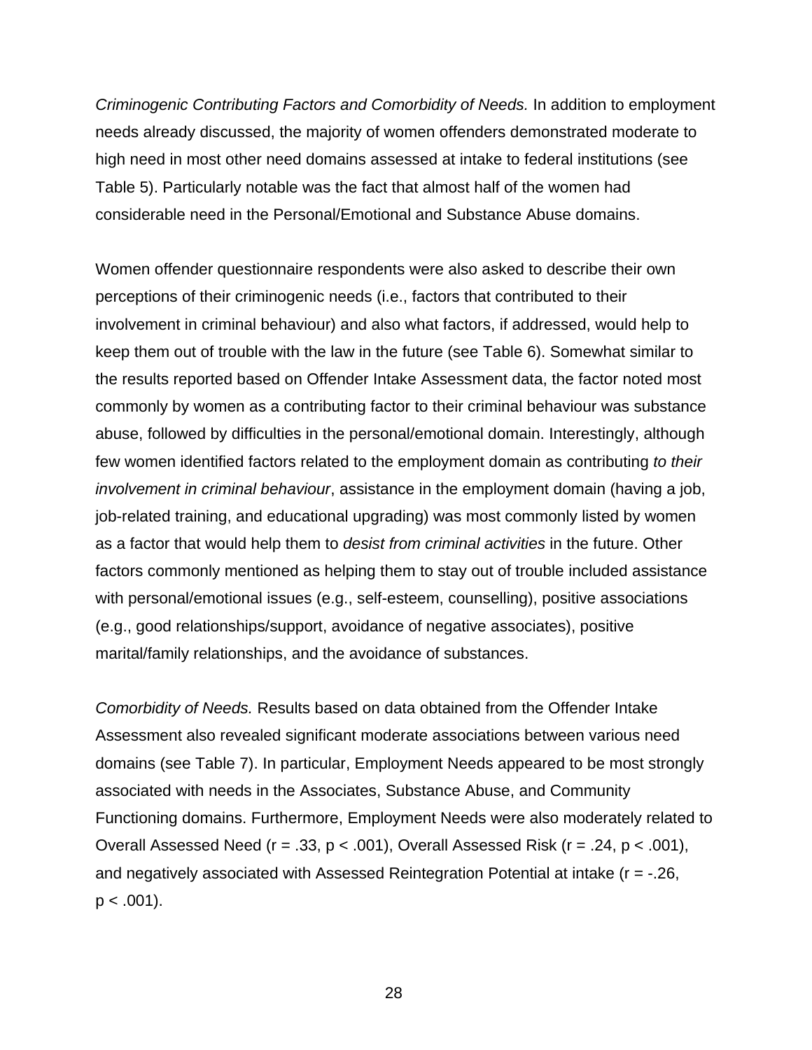*Criminogenic Contributing Factors and Comorbidity of Needs.* In addition to employment needs already discussed, the majority of women offenders demonstrated moderate to high need in most other need domains assessed at intake to federal institutions (see Table 5). Particularly notable was the fact that almost half of the women had considerable need in the Personal/Emotional and Substance Abuse domains.

Women offender questionnaire respondents were also asked to describe their own perceptions of their criminogenic needs (i.e., factors that contributed to their involvement in criminal behaviour) and also what factors, if addressed, would help to keep them out of trouble with the law in the future (see Table 6). Somewhat similar to the results reported based on Offender Intake Assessment data, the factor noted most commonly by women as a contributing factor to their criminal behaviour was substance abuse, followed by difficulties in the personal/emotional domain. Interestingly, although few women identified factors related to the employment domain as contributing *to their involvement in criminal behaviour*, assistance in the employment domain (having a job, job-related training, and educational upgrading) was most commonly listed by women as a factor that would help them to *desist from criminal activities* in the future. Other factors commonly mentioned as helping them to stay out of trouble included assistance with personal/emotional issues (e.g., self-esteem, counselling), positive associations (e.g., good relationships/support, avoidance of negative associates), positive marital/family relationships, and the avoidance of substances.

*Comorbidity of Needs.* Results based on data obtained from the Offender Intake Assessment also revealed significant moderate associations between various need domains (see Table 7). In particular, Employment Needs appeared to be most strongly associated with needs in the Associates, Substance Abuse, and Community Functioning domains. Furthermore, Employment Needs were also moderately related to Overall Assessed Need ($r = .33$, $p < .001$), Overall Assessed Risk ($r = .24$, $p < .001$), and negatively associated with Assessed Reintegration Potential at intake ($r = -.26$, $p < .001$).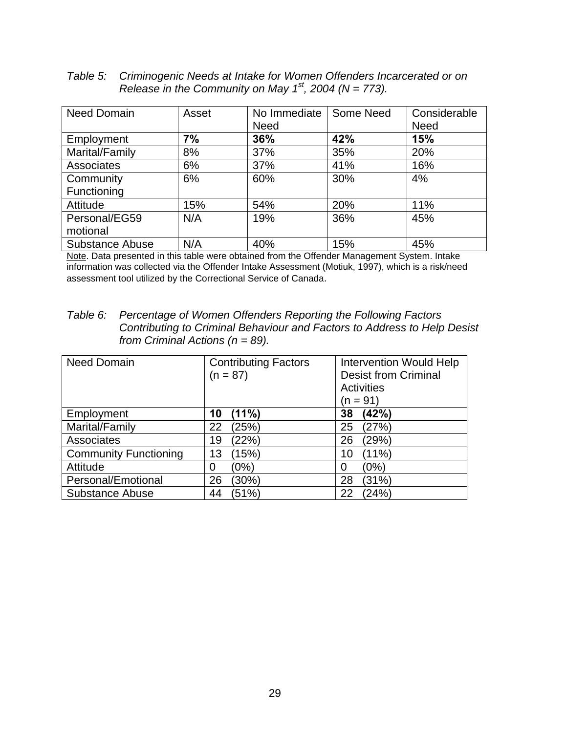*Table 5: Criminogenic Needs at Intake for Women Offenders Incarcerated or on Release in the Community on May 1st, 2004 (N = 773).*

| Need Domain | Asset | No Immediate Need | Some Need | Considerable Need |
|---|---|---|---|---|
| Employment | **7%** | **36%** | **42%** | **15%** |
| Marital/Family | 8% | 37% | 35% | 20% |
| Associates | 6% | 37% | 41% | 16% |
| Community Functioning | 6% | 60% | 30% | 4% |
| Attitude | 15% | 54% | 20% | 11% |
| Personal/EG59 motional | N/A | 19% | 36% | 45% |
| Substance Abuse | N/A | 40% | 15% | 45% |

Note. Data presented in this table were obtained from the Offender Management System. Intake information was collected via the Offender Intake Assessment (Motiuk, 1997), which is a risk/need assessment tool utilized by the Correctional Service of Canada.

*Table 6: Percentage of Women Offenders Reporting the Following Factors Contributing to Criminal Behaviour and Factors to Address to Help Desist from Criminal Actions (n = 89).*

| Need Domain | Contributing Factors (n = 87) | Intervention Would Help Desist from Criminal Activities (n = 91) |
|---|---|---|
| Employment | **10 (11%)** | **38 (42%)** |
| Marital/Family | 22 (25%) | 25 (27%) |
| Associates | 19 (22%) | 26 (29%) |
| Community Functioning | 13 (15%) | 10 (11%) |
| Attitude | 0 (0%) | 0 (0%) |
| Personal/Emotional | 26 (30%) | 28 (31%) |
| Substance Abuse | 44 (51%) | 22 (24%) |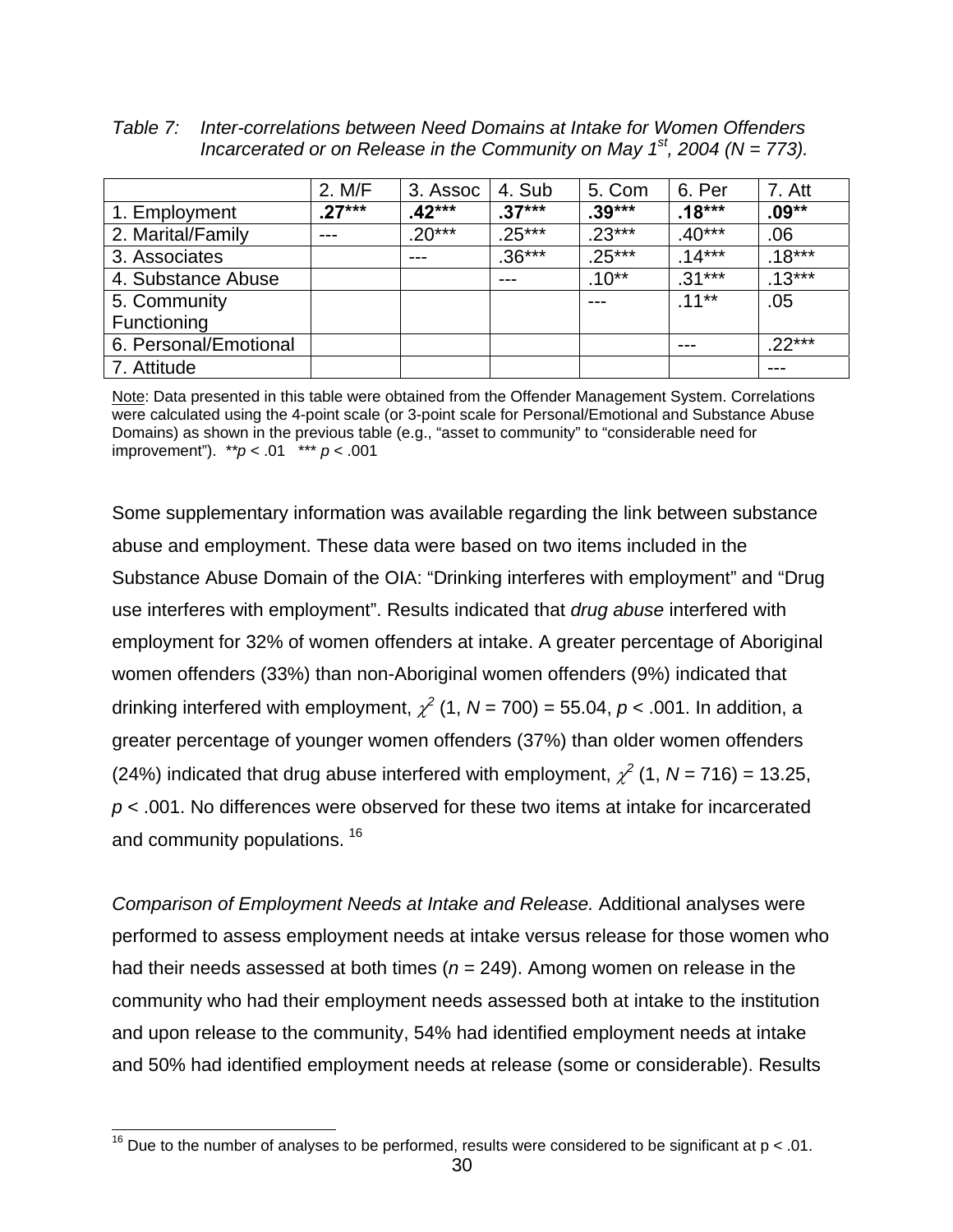*Table 7: Inter-correlations between Need Domains at Intake for Women Offenders Incarcerated or on Release in the Community on May 1st, 2004 (N = 773).*

| | 2. M/F | 3. Assoc | 4. Sub | 5. Com | 6. Per | 7. Att |
|---|---|---|---|---|---|---|
| 1. Employment | **.27*** ** | **.42*** ** | **.37*** ** | **.39*** ** | **.18*** ** | **.09** ** |
| 2. Marital/Family | --- | .20*** | .25*** | .23*** | .40*** | .06 |
| 3. Associates | | --- | .36*** | .25*** | .14*** | .18*** |
| 4. Substance Abuse | | | --- | .10** | .31*** | .13*** |
| 5. Community Functioning | | | | --- | .11** | .05 |
| 6. Personal/Emotional | | | | | --- | .22*** |
| 7. Attitude | | | | | | --- |

Note: Data presented in this table were obtained from the Offender Management System. Correlations were calculated using the 4-point scale (or 3-point scale for Personal/Emotional and Substance Abuse Domains) as shown in the previous table (e.g., "asset to community" to "considerable need for improvement"). $**p < .01$ $***p < .001$

Some supplementary information was available regarding the link between substance abuse and employment. These data were based on two items included in the Substance Abuse Domain of the OIA: "Drinking interferes with employment" and "Drug use interferes with employment". Results indicated that *drug abuse* interfered with employment for 32% of women offenders at intake. A greater percentage of Aboriginal women offenders (33%) than non-Aboriginal women offenders (9%) indicated that drinking interfered with employment, $\chi^2$ (1, $N$ = 700) = 55.04, $p < .001$. In addition, a greater percentage of younger women offenders (37%) than older women offenders (24%) indicated that drug abuse interfered with employment, $\chi^2$ (1, $N$ = 716) = 13.25, $p < .001$. No differences were observed for these two items at intake for incarcerated and community populations.[16]

*Comparison of Employment Needs at Intake and Release.* Additional analyses were performed to assess employment needs at intake versus release for those women who had their needs assessed at both times ($n$ = 249). Among women on release in the community who had their employment needs assessed both at intake to the institution and upon release to the community, 54% had identified employment needs at intake and 50% had identified employment needs at release (some or considerable). Results

[16] Due to the number of analyses to be performed, results were considered to be significant at $p < .01$.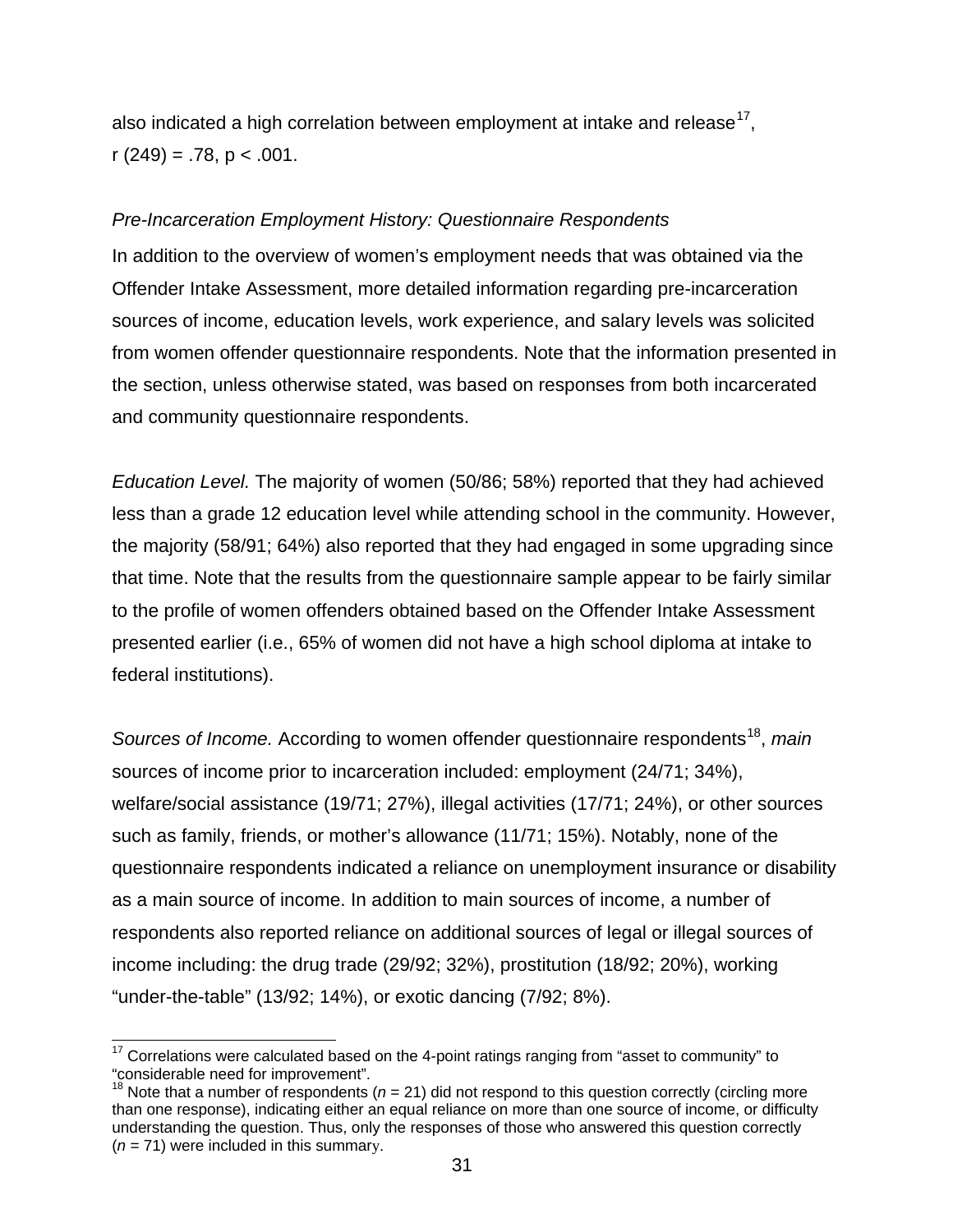also indicated a high correlation between employment at intake and release[17], $r(249) = .78$, $p < .001$.

*Pre-Incarceration Employment History: Questionnaire Respondents*

In addition to the overview of women's employment needs that was obtained via the Offender Intake Assessment, more detailed information regarding pre-incarceration sources of income, education levels, work experience, and salary levels was solicited from women offender questionnaire respondents. Note that the information presented in the section, unless otherwise stated, was based on responses from both incarcerated and community questionnaire respondents.

*Education Level.* The majority of women (50/86; 58%) reported that they had achieved less than a grade 12 education level while attending school in the community. However, the majority (58/91; 64%) also reported that they had engaged in some upgrading since that time. Note that the results from the questionnaire sample appear to be fairly similar to the profile of women offenders obtained based on the Offender Intake Assessment presented earlier (i.e., 65% of women did not have a high school diploma at intake to federal institutions).

*Sources of Income.* According to women offender questionnaire respondents[18], *main* sources of income prior to incarceration included: employment (24/71; 34%), welfare/social assistance (19/71; 27%), illegal activities (17/71; 24%), or other sources such as family, friends, or mother's allowance (11/71; 15%). Notably, none of the questionnaire respondents indicated a reliance on unemployment insurance or disability as a main source of income. In addition to main sources of income, a number of respondents also reported reliance on additional sources of legal or illegal sources of income including: the drug trade (29/92; 32%), prostitution (18/92; 20%), working "under-the-table" (13/92; 14%), or exotic dancing (7/92; 8%).

---

[17] Correlations were calculated based on the 4-point ratings ranging from "asset to community" to "considerable need for improvement".

[18] Note that a number of respondents ($n = 21$) did not respond to this question correctly (circling more than one response), indicating either an equal reliance on more than one source of income, or difficulty understanding the question. Thus, only the responses of those who answered this question correctly ($n = 71$) were included in this summary.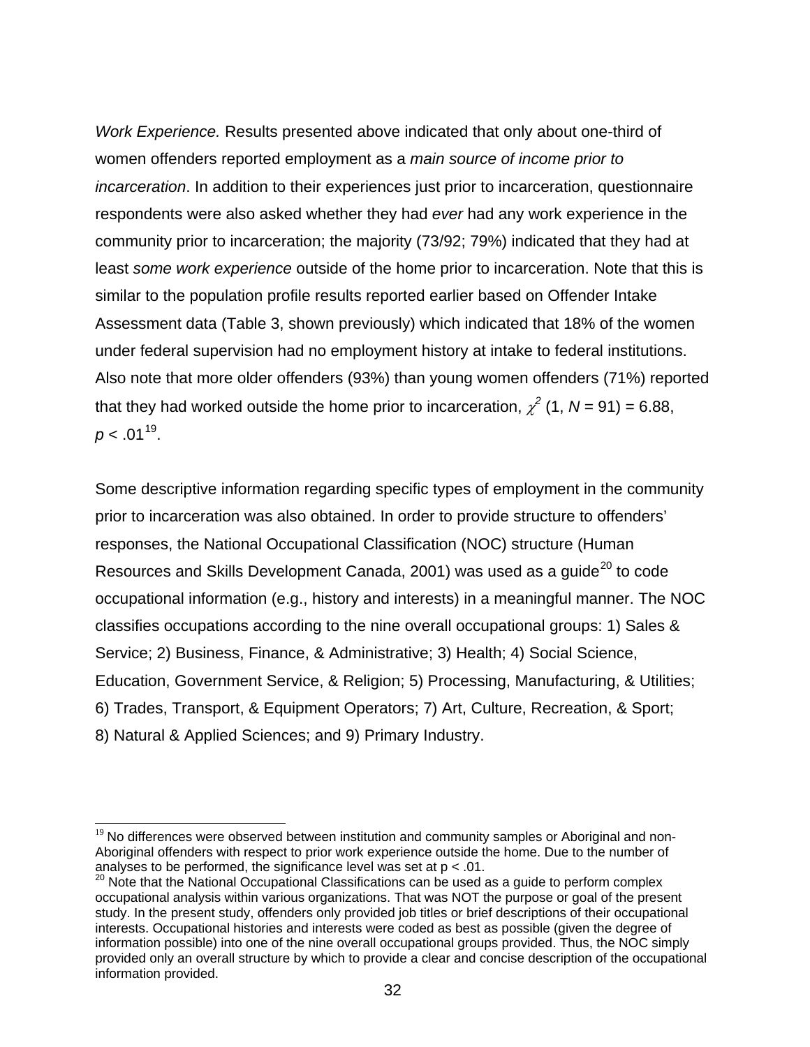*Work Experience.* Results presented above indicated that only about one-third of women offenders reported employment as a *main source of income prior to incarceration*. In addition to their experiences just prior to incarceration, questionnaire respondents were also asked whether they had *ever* had any work experience in the community prior to incarceration; the majority (73/92; 79%) indicated that they had at least *some work experience* outside of the home prior to incarceration. Note that this is similar to the population profile results reported earlier based on Offender Intake Assessment data (Table 3, shown previously) which indicated that 18% of the women under federal supervision had no employment history at intake to federal institutions. Also note that more older offenders (93%) than young women offenders (71%) reported that they had worked outside the home prior to incarceration, $\chi^2$ (1, $N$ = 91) = 6.88, $p < .01$[19].

Some descriptive information regarding specific types of employment in the community prior to incarceration was also obtained. In order to provide structure to offenders' responses, the National Occupational Classification (NOC) structure (Human Resources and Skills Development Canada, 2001) was used as a guide[20] to code occupational information (e.g., history and interests) in a meaningful manner. The NOC classifies occupations according to the nine overall occupational groups: 1) Sales & Service; 2) Business, Finance, & Administrative; 3) Health; 4) Social Science, Education, Government Service, & Religion; 5) Processing, Manufacturing, & Utilities; 6) Trades, Transport, & Equipment Operators; 7) Art, Culture, Recreation, & Sport; 8) Natural & Applied Sciences; and 9) Primary Industry.

---

[19] No differences were observed between institution and community samples or Aboriginal and non-Aboriginal offenders with respect to prior work experience outside the home. Due to the number of analyses to be performed, the significance level was set at p < .01.

[20] Note that the National Occupational Classifications can be used as a guide to perform complex occupational analysis within various organizations. That was NOT the purpose or goal of the present study. In the present study, offenders only provided job titles or brief descriptions of their occupational interests. Occupational histories and interests were coded as best as possible (given the degree of information possible) into one of the nine overall occupational groups provided. Thus, the NOC simply provided only an overall structure by which to provide a clear and concise description of the occupational information provided.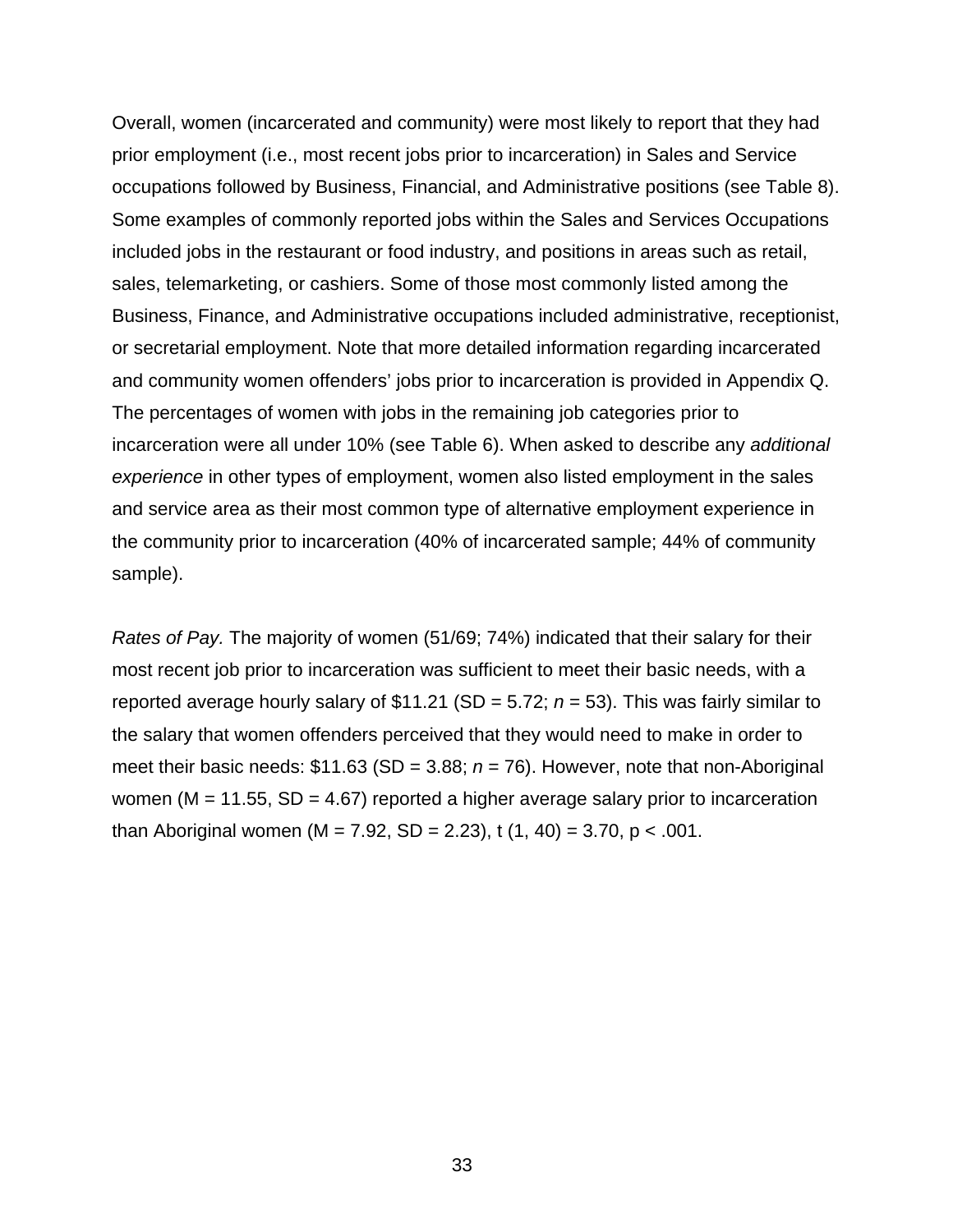Overall, women (incarcerated and community) were most likely to report that they had prior employment (i.e., most recent jobs prior to incarceration) in Sales and Service occupations followed by Business, Financial, and Administrative positions (see Table 8). Some examples of commonly reported jobs within the Sales and Services Occupations included jobs in the restaurant or food industry, and positions in areas such as retail, sales, telemarketing, or cashiers. Some of those most commonly listed among the Business, Finance, and Administrative occupations included administrative, receptionist, or secretarial employment. Note that more detailed information regarding incarcerated and community women offenders' jobs prior to incarceration is provided in Appendix Q. The percentages of women with jobs in the remaining job categories prior to incarceration were all under 10% (see Table 6). When asked to describe any *additional experience* in other types of employment, women also listed employment in the sales and service area as their most common type of alternative employment experience in the community prior to incarceration (40% of incarcerated sample; 44% of community sample).

*Rates of Pay.* The majority of women (51/69; 74%) indicated that their salary for their most recent job prior to incarceration was sufficient to meet their basic needs, with a reported average hourly salary of $11.21 (SD = 5.72; *n* = 53). This was fairly similar to the salary that women offenders perceived that they would need to make in order to meet their basic needs: $11.63 (SD = 3.88; *n* = 76). However, note that non-Aboriginal women (M = 11.55, SD = 4.67) reported a higher average salary prior to incarceration than Aboriginal women (M = 7.92, SD = 2.23), $t(1, 40) = 3.70$, $p < .001$.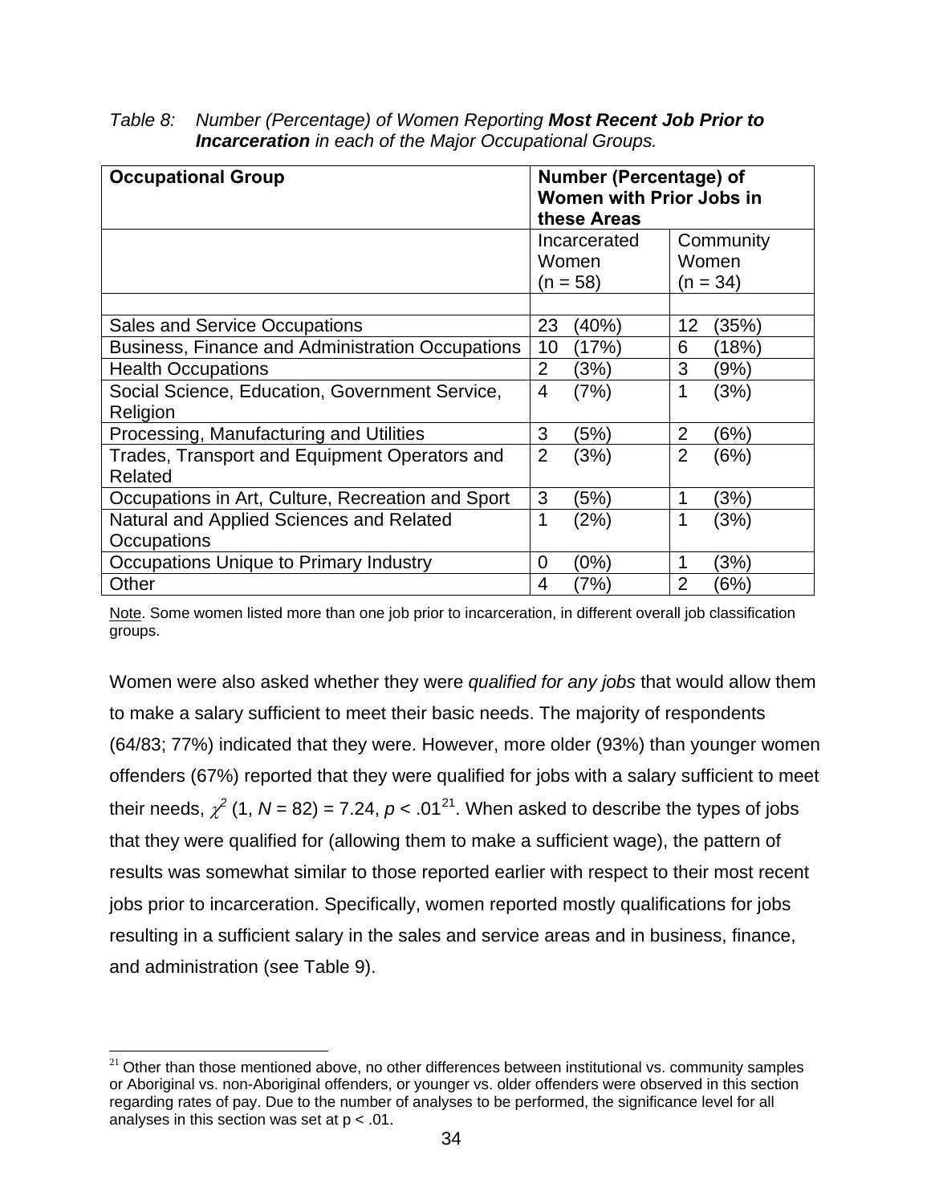*Table 8: Number (Percentage) of Women Reporting **Most Recent Job Prior to Incarceration** in each of the Major Occupational Groups.*

| **Occupational Group** | **Number (Percentage) of Women with Prior Jobs in these Areas** | |
|---|---|---|
| | Incarcerated Women (n = 58) | Community Women (n = 34) |
| | | |
| Sales and Service Occupations | 23 (40%) | 12 (35%) |
| Business, Finance and Administration Occupations | 10 (17%) | 6 (18%) |
| Health Occupations | 2 (3%) | 3 (9%) |
| Social Science, Education, Government Service, Religion | 4 (7%) | 1 (3%) |
| Processing, Manufacturing and Utilities | 3 (5%) | 2 (6%) |
| Trades, Transport and Equipment Operators and Related | 2 (3%) | 2 (6%) |
| Occupations in Art, Culture, Recreation and Sport | 3 (5%) | 1 (3%) |
| Natural and Applied Sciences and Related Occupations | 1 (2%) | 1 (3%) |
| Occupations Unique to Primary Industry | 0 (0%) | 1 (3%) |
| Other | 4 (7%) | 2 (6%) |

Note. Some women listed more than one job prior to incarceration, in different overall job classification groups.

Women were also asked whether they were *qualified for any jobs* that would allow them to make a salary sufficient to meet their basic needs. The majority of respondents (64/83; 77%) indicated that they were. However, more older (93%) than younger women offenders (67%) reported that they were qualified for jobs with a salary sufficient to meet their needs, $\chi^2$ (1, $N$ = 82) = 7.24, $p < .01$[21]. When asked to describe the types of jobs that they were qualified for (allowing them to make a sufficient wage), the pattern of results was somewhat similar to those reported earlier with respect to their most recent jobs prior to incarceration. Specifically, women reported mostly qualifications for jobs resulting in a sufficient salary in the sales and service areas and in business, finance, and administration (see Table 9).

[21] Other than those mentioned above, no other differences between institutional vs. community samples or Aboriginal vs. non-Aboriginal offenders, or younger vs. older offenders were observed in this section regarding rates of pay. Due to the number of analyses to be performed, the significance level for all analyses in this section was set at $p < .01$.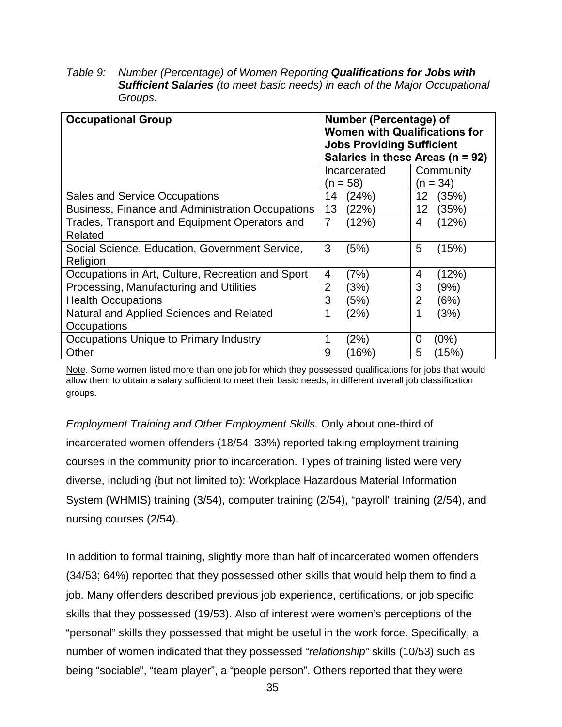*Table 9: Number (Percentage) of Women Reporting **Qualifications for Jobs with Sufficient Salaries** (to meet basic needs) in each of the Major Occupational Groups.*

| **Occupational Group** | **Number (Percentage) of Women with Qualifications for Jobs Providing Sufficient Salaries in these Areas (n = 92)** | |
|---|---|---|
| | Incarcerated (n = 58) | Community (n = 34) |
| Sales and Service Occupations | 14 (24%) | 12 (35%) |
| Business, Finance and Administration Occupations | 13 (22%) | 12 (35%) |
| Trades, Transport and Equipment Operators and Related | 7 (12%) | 4 (12%) |
| Social Science, Education, Government Service, Religion | 3 (5%) | 5 (15%) |
| Occupations in Art, Culture, Recreation and Sport | 4 (7%) | 4 (12%) |
| Processing, Manufacturing and Utilities | 2 (3%) | 3 (9%) |
| Health Occupations | 3 (5%) | 2 (6%) |
| Natural and Applied Sciences and Related Occupations | 1 (2%) | 1 (3%) |
| Occupations Unique to Primary Industry | 1 (2%) | 0 (0%) |
| Other | 9 (16%) | 5 (15%) |

Note. Some women listed more than one job for which they possessed qualifications for jobs that would allow them to obtain a salary sufficient to meet their basic needs, in different overall job classification groups.

*Employment Training and Other Employment Skills.* Only about one-third of incarcerated women offenders (18/54; 33%) reported taking employment training courses in the community prior to incarceration. Types of training listed were very diverse, including (but not limited to): Workplace Hazardous Material Information System (WHMIS) training (3/54), computer training (2/54), "payroll" training (2/54), and nursing courses (2/54).

In addition to formal training, slightly more than half of incarcerated women offenders (34/53; 64%) reported that they possessed other skills that would help them to find a job. Many offenders described previous job experience, certifications, or job specific skills that they possessed (19/53). Also of interest were women's perceptions of the "personal" skills they possessed that might be useful in the work force. Specifically, a number of women indicated that they possessed *"relationship"* skills (10/53) such as being "sociable", "team player", a "people person". Others reported that they were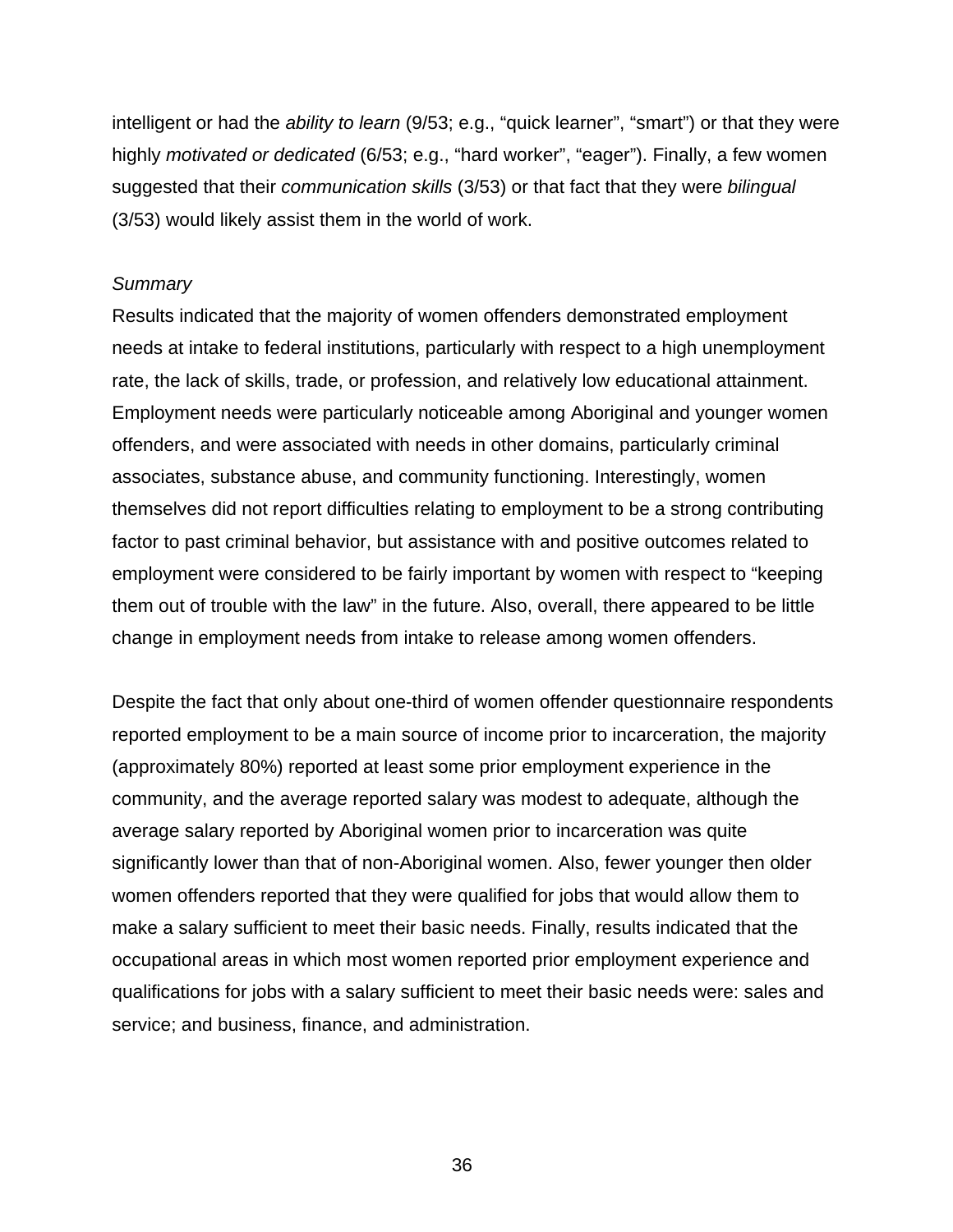intelligent or had the *ability to learn* (9/53; e.g., “quick learner”, “smart”) or that they were highly *motivated or dedicated* (6/53; e.g., “hard worker”, “eager”). Finally, a few women suggested that their *communication skills* (3/53) or that fact that they were *bilingual* (3/53) would likely assist them in the world of work.

*Summary*

Results indicated that the majority of women offenders demonstrated employment needs at intake to federal institutions, particularly with respect to a high unemployment rate, the lack of skills, trade, or profession, and relatively low educational attainment. Employment needs were particularly noticeable among Aboriginal and younger women offenders, and were associated with needs in other domains, particularly criminal associates, substance abuse, and community functioning. Interestingly, women themselves did not report difficulties relating to employment to be a strong contributing factor to past criminal behavior, but assistance with and positive outcomes related to employment were considered to be fairly important by women with respect to “keeping them out of trouble with the law” in the future. Also, overall, there appeared to be little change in employment needs from intake to release among women offenders.

Despite the fact that only about one-third of women offender questionnaire respondents reported employment to be a main source of income prior to incarceration, the majority (approximately 80%) reported at least some prior employment experience in the community, and the average reported salary was modest to adequate, although the average salary reported by Aboriginal women prior to incarceration was quite significantly lower than that of non-Aboriginal women. Also, fewer younger then older women offenders reported that they were qualified for jobs that would allow them to make a salary sufficient to meet their basic needs. Finally, results indicated that the occupational areas in which most women reported prior employment experience and qualifications for jobs with a salary sufficient to meet their basic needs were: sales and service; and business, finance, and administration.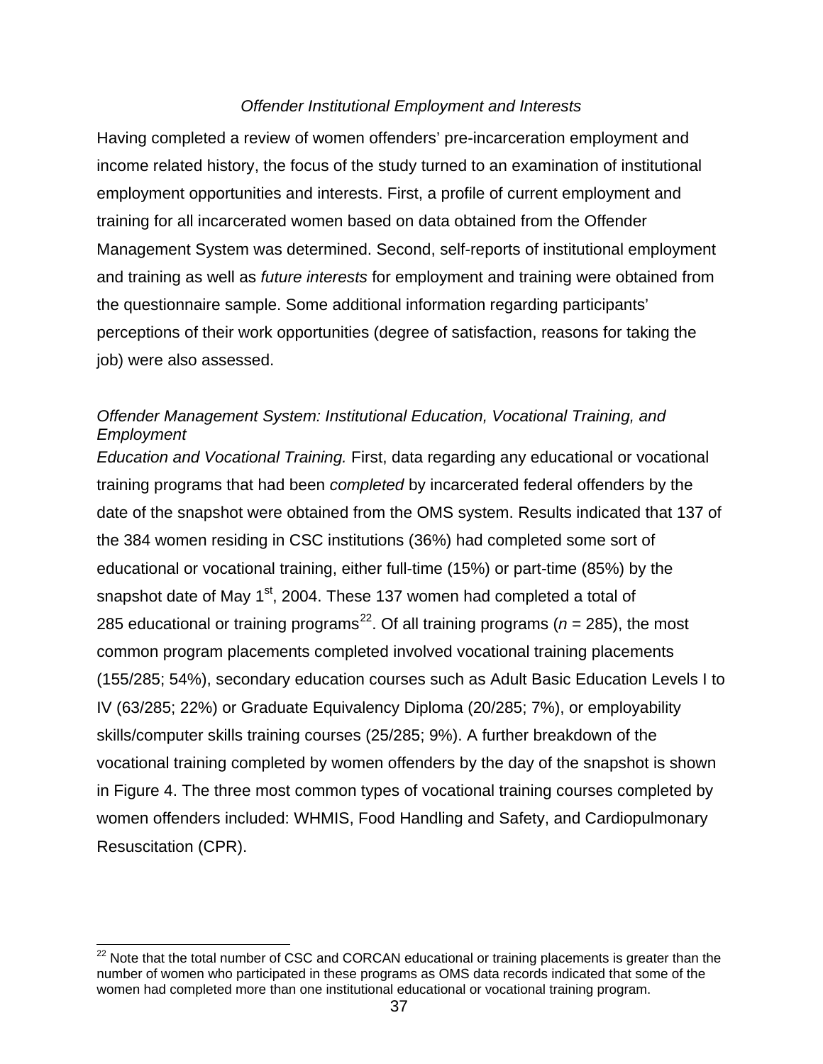### *Offender Institutional Employment and Interests*

Having completed a review of women offenders' pre-incarceration employment and income related history, the focus of the study turned to an examination of institutional employment opportunities and interests. First, a profile of current employment and training for all incarcerated women based on data obtained from the Offender Management System was determined. Second, self-reports of institutional employment and training as well as *future interests* for employment and training were obtained from the questionnaire sample. Some additional information regarding participants' perceptions of their work opportunities (degree of satisfaction, reasons for taking the job) were also assessed.

*Offender Management System: Institutional Education, Vocational Training, and Employment*

*Education and Vocational Training.* First, data regarding any educational or vocational training programs that had been *completed* by incarcerated federal offenders by the date of the snapshot were obtained from the OMS system. Results indicated that 137 of the 384 women residing in CSC institutions (36%) had completed some sort of educational or vocational training, either full-time (15%) or part-time (85%) by the snapshot date of May 1st, 2004. These 137 women had completed a total of 285 educational or training programs[22]. Of all training programs ($n$ = 285), the most common program placements completed involved vocational training placements (155/285; 54%), secondary education courses such as Adult Basic Education Levels I to IV (63/285; 22%) or Graduate Equivalency Diploma (20/285; 7%), or employability skills/computer skills training courses (25/285; 9%). A further breakdown of the vocational training completed by women offenders by the day of the snapshot is shown in Figure 4. The three most common types of vocational training courses completed by women offenders included: WHMIS, Food Handling and Safety, and Cardiopulmonary Resuscitation (CPR).

[22] Note that the total number of CSC and CORCAN educational or training placements is greater than the number of women who participated in these programs as OMS data records indicated that some of the women had completed more than one institutional educational or vocational training program.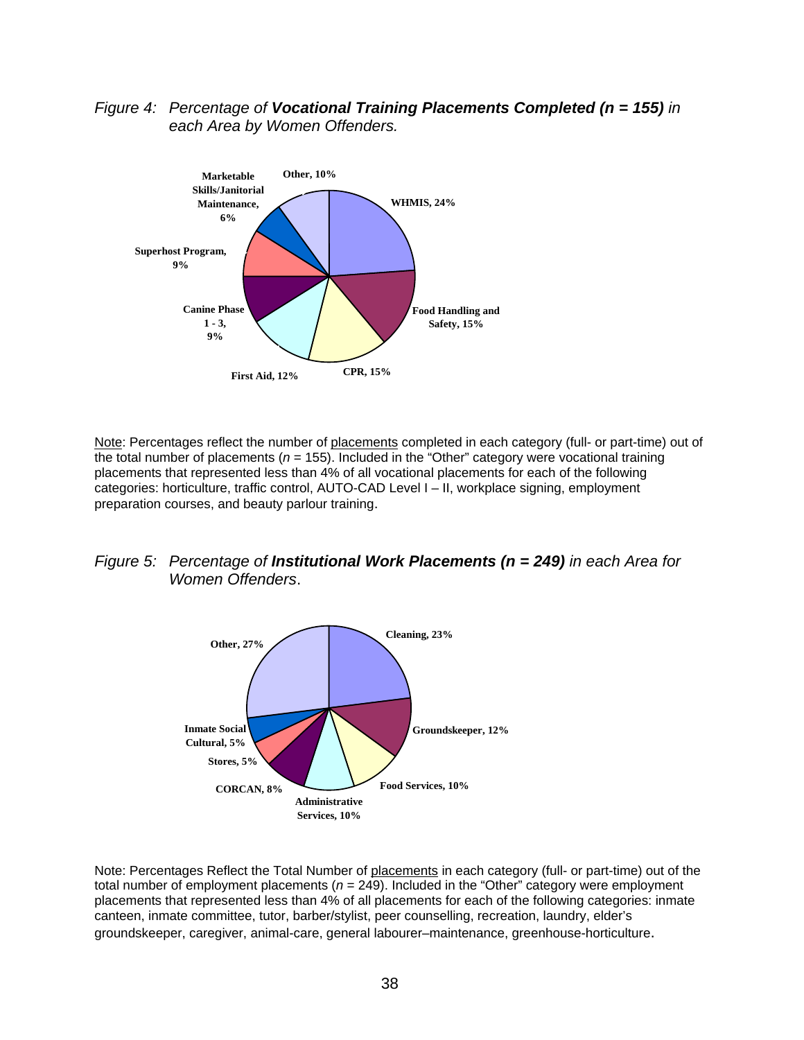*Figure 4: Percentage of **Vocational Training Placements Completed (n = 155)** in each Area by Women Offenders.*

Note: Percentages reflect the number of placements completed in each category (full- or part-time) out of the total number of placements ($n$ = 155). Included in the "Other" category were vocational training placements that represented less than 4% of all vocational placements for each of the following categories: horticulture, traffic control, AUTO-CAD Level I – II, workplace signing, employment preparation courses, and beauty parlour training.

*Figure 5: Percentage of **Institutional Work Placements (n = 249)** in each Area for Women Offenders.*

Note: Percentages Reflect the Total Number of placements in each category (full- or part-time) out of the total number of employment placements ($n$ = 249). Included in the "Other" category were employment placements that represented less than 4% of all placements for each of the following categories: inmate canteen, inmate committee, tutor, barber/stylist, peer counselling, recreation, laundry, elder's groundskeeper, caregiver, animal-care, general labourer–maintenance, greenhouse-horticulture.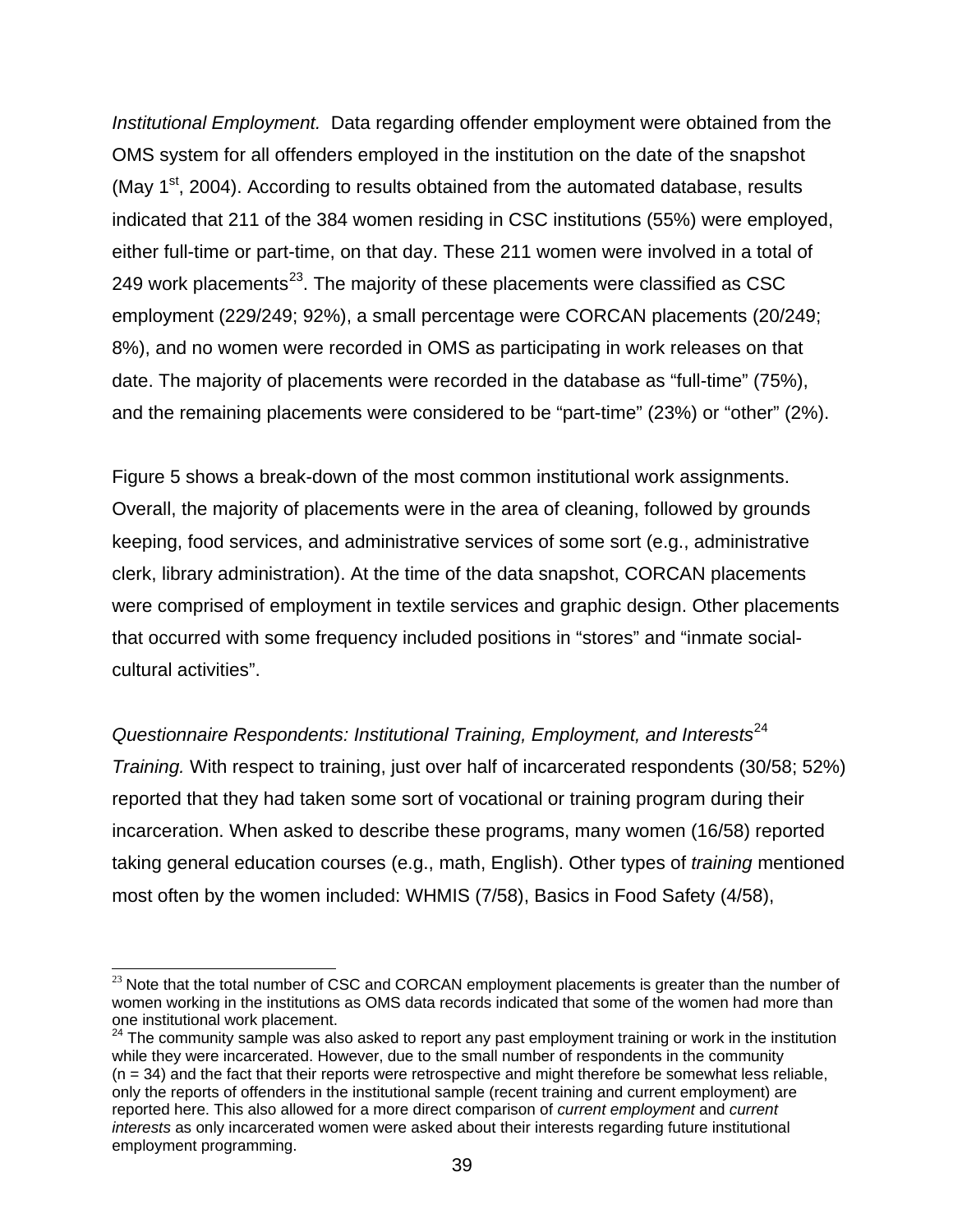*Institutional Employment.* Data regarding offender employment were obtained from the OMS system for all offenders employed in the institution on the date of the snapshot (May 1st, 2004). According to results obtained from the automated database, results indicated that 211 of the 384 women residing in CSC institutions (55%) were employed, either full-time or part-time, on that day. These 211 women were involved in a total of 249 work placements[23]. The majority of these placements were classified as CSC employment (229/249; 92%), a small percentage were CORCAN placements (20/249; 8%), and no women were recorded in OMS as participating in work releases on that date. The majority of placements were recorded in the database as "full-time" (75%), and the remaining placements were considered to be "part-time" (23%) or "other" (2%).

Figure 5 shows a break-down of the most common institutional work assignments. Overall, the majority of placements were in the area of cleaning, followed by grounds keeping, food services, and administrative services of some sort (e.g., administrative clerk, library administration). At the time of the data snapshot, CORCAN placements were comprised of employment in textile services and graphic design. Other placements that occurred with some frequency included positions in "stores" and "inmate social-cultural activities".

*Questionnaire Respondents: Institutional Training, Employment, and Interests*[24]

*Training.* With respect to training, just over half of incarcerated respondents (30/58; 52%) reported that they had taken some sort of vocational or training program during their incarceration. When asked to describe these programs, many women (16/58) reported taking general education courses (e.g., math, English). Other types of *training* mentioned most often by the women included: WHMIS (7/58), Basics in Food Safety (4/58),

---

[23] Note that the total number of CSC and CORCAN employment placements is greater than the number of women working in the institutions as OMS data records indicated that some of the women had more than one institutional work placement.

[24] The community sample was also asked to report any past employment training or work in the institution while they were incarcerated. However, due to the small number of respondents in the community (n = 34) and the fact that their reports were retrospective and might therefore be somewhat less reliable, only the reports of offenders in the institutional sample (recent training and current employment) are reported here. This also allowed for a more direct comparison of *current employment* and *current interests* as only incarcerated women were asked about their interests regarding future institutional employment programming.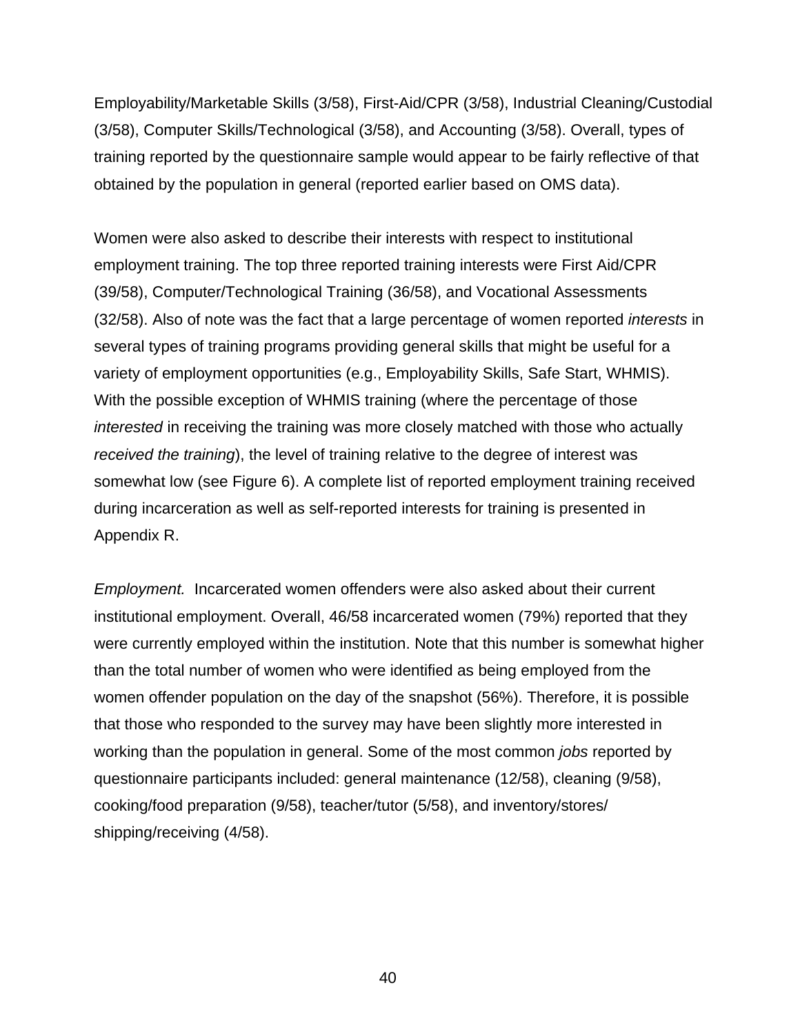Employability/Marketable Skills (3/58), First-Aid/CPR (3/58), Industrial Cleaning/Custodial (3/58), Computer Skills/Technological (3/58), and Accounting (3/58). Overall, types of training reported by the questionnaire sample would appear to be fairly reflective of that obtained by the population in general (reported earlier based on OMS data).

Women were also asked to describe their interests with respect to institutional employment training. The top three reported training interests were First Aid/CPR (39/58), Computer/Technological Training (36/58), and Vocational Assessments (32/58). Also of note was the fact that a large percentage of women reported *interests* in several types of training programs providing general skills that might be useful for a variety of employment opportunities (e.g., Employability Skills, Safe Start, WHMIS). With the possible exception of WHMIS training (where the percentage of those *interested* in receiving the training was more closely matched with those who actually *received the training*), the level of training relative to the degree of interest was somewhat low (see Figure 6). A complete list of reported employment training received during incarceration as well as self-reported interests for training is presented in Appendix R.

*Employment.* Incarcerated women offenders were also asked about their current institutional employment. Overall, 46/58 incarcerated women (79%) reported that they were currently employed within the institution. Note that this number is somewhat higher than the total number of women who were identified as being employed from the women offender population on the day of the snapshot (56%). Therefore, it is possible that those who responded to the survey may have been slightly more interested in working than the population in general. Some of the most common *jobs* reported by questionnaire participants included: general maintenance (12/58), cleaning (9/58), cooking/food preparation (9/58), teacher/tutor (5/58), and inventory/stores/shipping/receiving (4/58).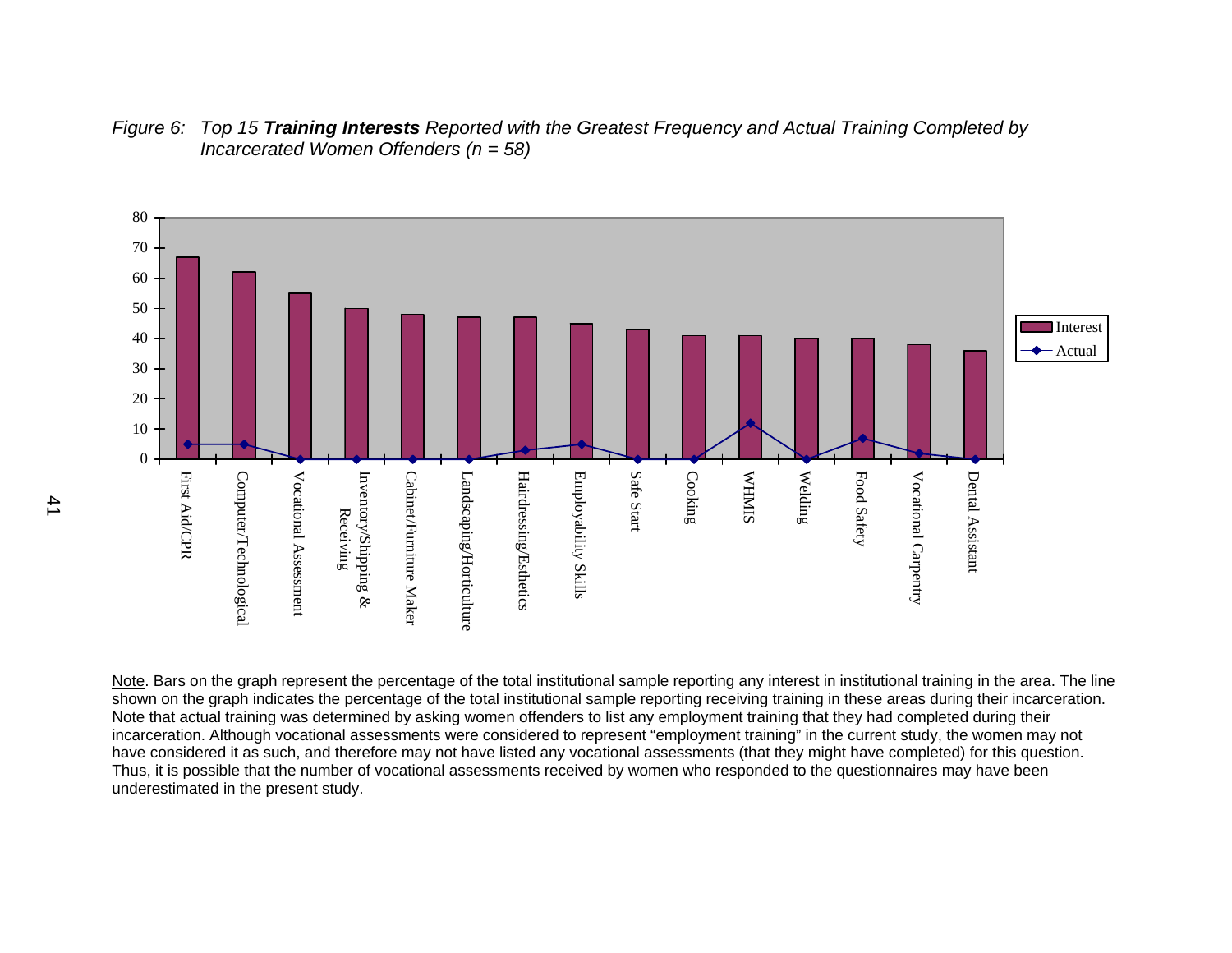*Figure 6: Top 15* ***Training Interests*** *Reported with the Greatest Frequency and Actual Training Completed by Incarcerated Women Offenders (n = 58)*

Note. Bars on the graph represent the percentage of the total institutional sample reporting any interest in institutional training in the area. The line shown on the graph indicates the percentage of the total institutional sample reporting receiving training in these areas during their incarceration. Note that actual training was determined by asking women offenders to list any employment training that they had completed during their incarceration. Although vocational assessments were considered to represent "employment training" in the current study, the women may not have considered it as such, and therefore may not have listed any vocational assessments (that they might have completed) for this question. Thus, it is possible that the number of vocational assessments received by women who responded to the questionnaires may have been underestimated in the present study.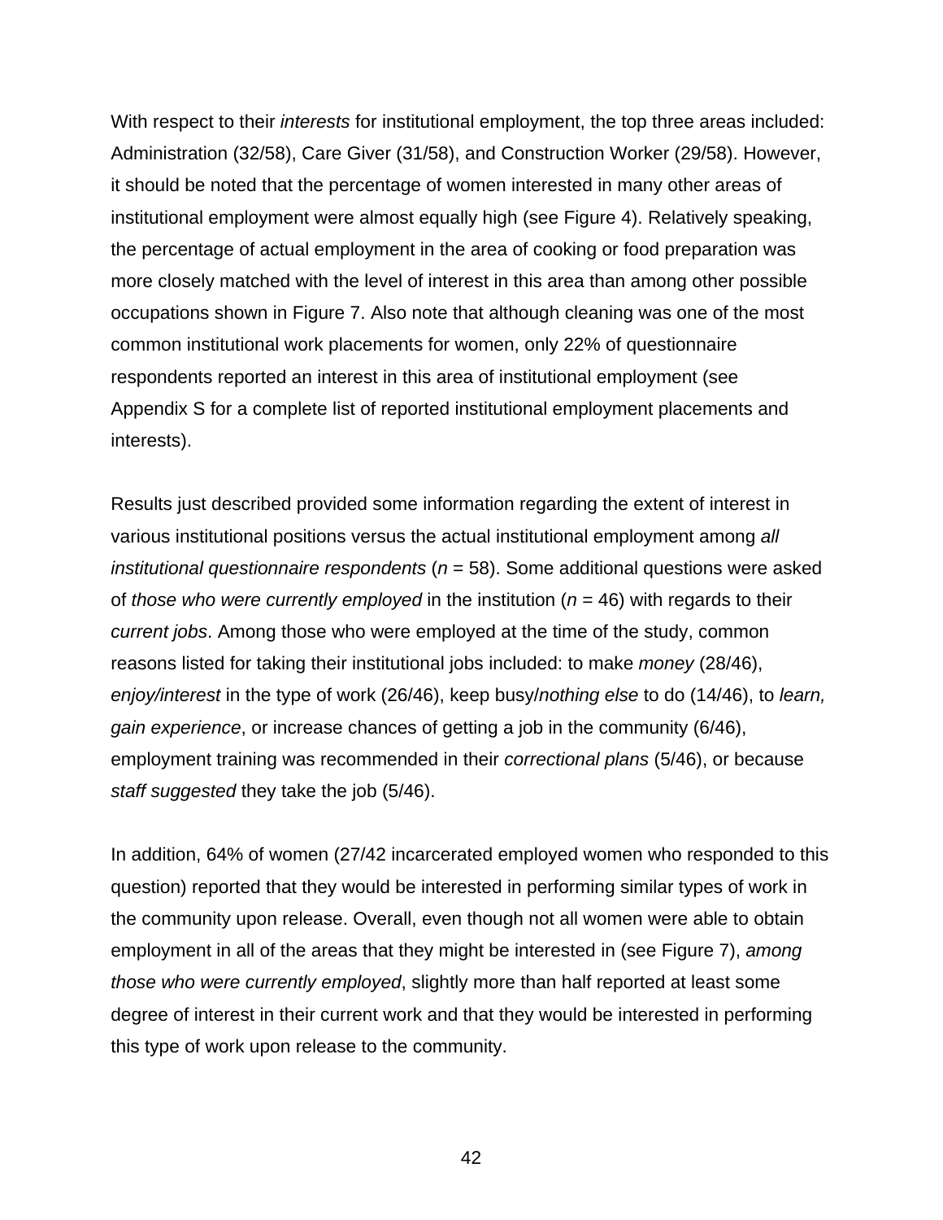With respect to their *interests* for institutional employment, the top three areas included: Administration (32/58), Care Giver (31/58), and Construction Worker (29/58). However, it should be noted that the percentage of women interested in many other areas of institutional employment were almost equally high (see Figure 4). Relatively speaking, the percentage of actual employment in the area of cooking or food preparation was more closely matched with the level of interest in this area than among other possible occupations shown in Figure 7. Also note that although cleaning was one of the most common institutional work placements for women, only 22% of questionnaire respondents reported an interest in this area of institutional employment (see Appendix S for a complete list of reported institutional employment placements and interests).

Results just described provided some information regarding the extent of interest in various institutional positions versus the actual institutional employment among *all institutional questionnaire respondents* (*n* = 58). Some additional questions were asked of *those who were currently employed* in the institution (*n* = 46) with regards to their *current jobs*. Among those who were employed at the time of the study, common reasons listed for taking their institutional jobs included: to make *money* (28/46), *enjoy/interest* in the type of work (26/46), keep busy/*nothing else* to do (14/46), to *learn, gain experience*, or increase chances of getting a job in the community (6/46), employment training was recommended in their *correctional plans* (5/46), or because *staff suggested* they take the job (5/46).

In addition, 64% of women (27/42 incarcerated employed women who responded to this question) reported that they would be interested in performing similar types of work in the community upon release. Overall, even though not all women were able to obtain employment in all of the areas that they might be interested in (see Figure 7), *among those who were currently employed*, slightly more than half reported at least some degree of interest in their current work and that they would be interested in performing this type of work upon release to the community.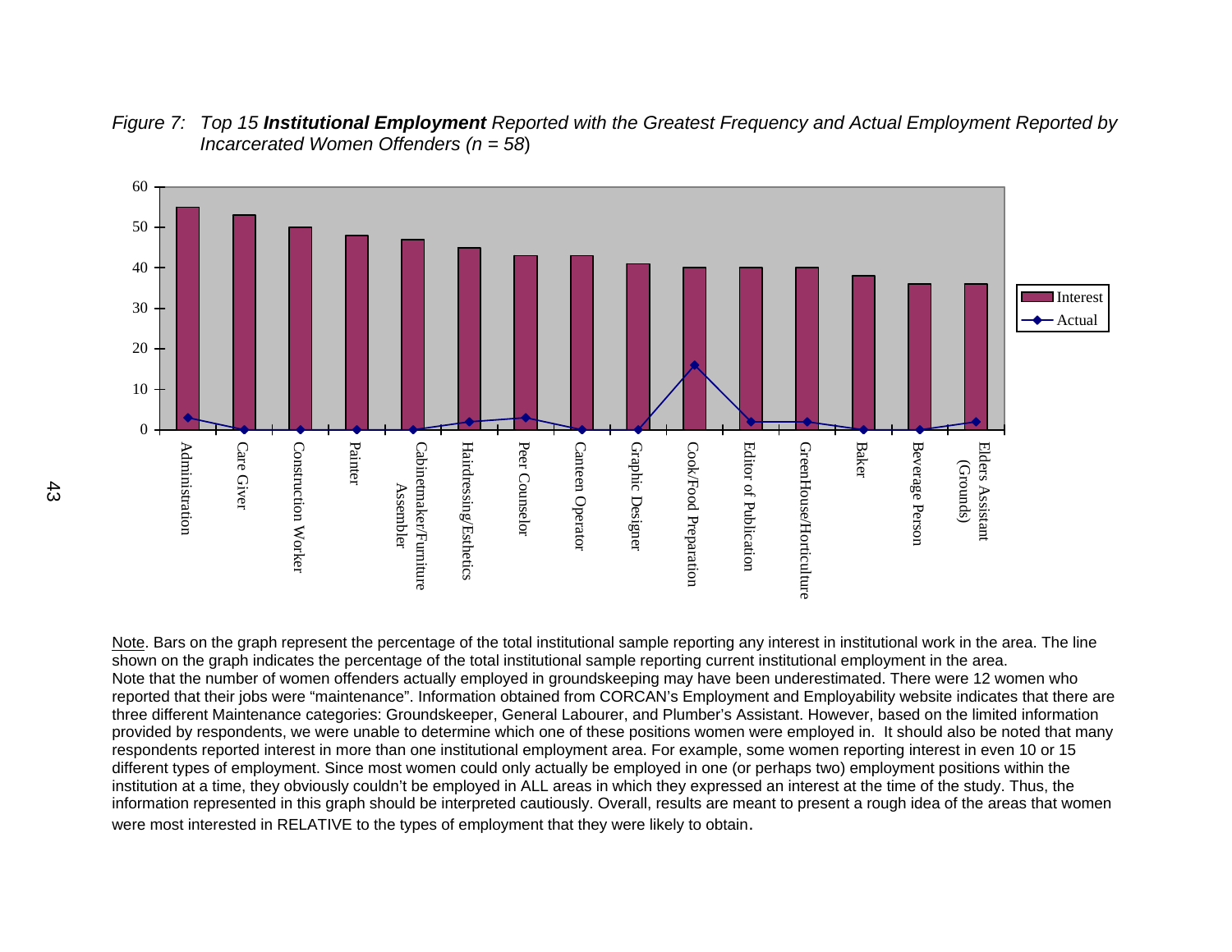*Figure 7: Top 15* ***Institutional Employment*** *Reported with the Greatest Frequency and Actual Employment Reported by Incarcerated Women Offenders (n = 58)*

| Employment Area | Interest | Actual |
|---|---|---|
| Administration | 55 | 3 |
| Care Giver | 53 | 0 |
| Construction Worker | 50 | 0 |
| Painter | 48 | 0 |
| Cabinetmaker/Furniture Assembler | 47 | 0 |
| Hairdressing/Esthetics | 45 | 2 |
| Peer Counselor | 43 | 3 |
| Canteen Operator | 43 | 0 |
| Graphic Designer | 41 | 0 |
| Cook/Food Preparation | 40 | 16 |
| Editor of Publication | 40 | 2 |
| GreenHouse/Horticulture | 40 | 2 |
| Baker | 38 | 0 |
| Beverage Person | 36 | 0 |
| Elders Assistant (Grounds) | 36 | 2 |

Note. Bars on the graph represent the percentage of the total institutional sample reporting any interest in institutional work in the area. The line shown on the graph indicates the percentage of the total institutional sample reporting current institutional employment in the area.
Note that the number of women offenders actually employed in groundskeeping may have been underestimated. There were 12 women who reported that their jobs were "maintenance". Information obtained from CORCAN's Employment and Employability website indicates that there are three different Maintenance categories: Groundskeeper, General Labourer, and Plumber's Assistant. However, based on the limited information provided by respondents, we were unable to determine which one of these positions women were employed in. It should also be noted that many respondents reported interest in more than one institutional employment area. For example, some women reporting interest in even 10 or 15 different types of employment. Since most women could only actually be employed in one (or perhaps two) employment positions within the institution at a time, they obviously couldn't be employed in ALL areas in which they expressed an interest at the time of the study. Thus, the information represented in this graph should be interpreted cautiously. Overall, results are meant to present a rough idea of the areas that women were most interested in RELATIVE to the types of employment that they were likely to obtain.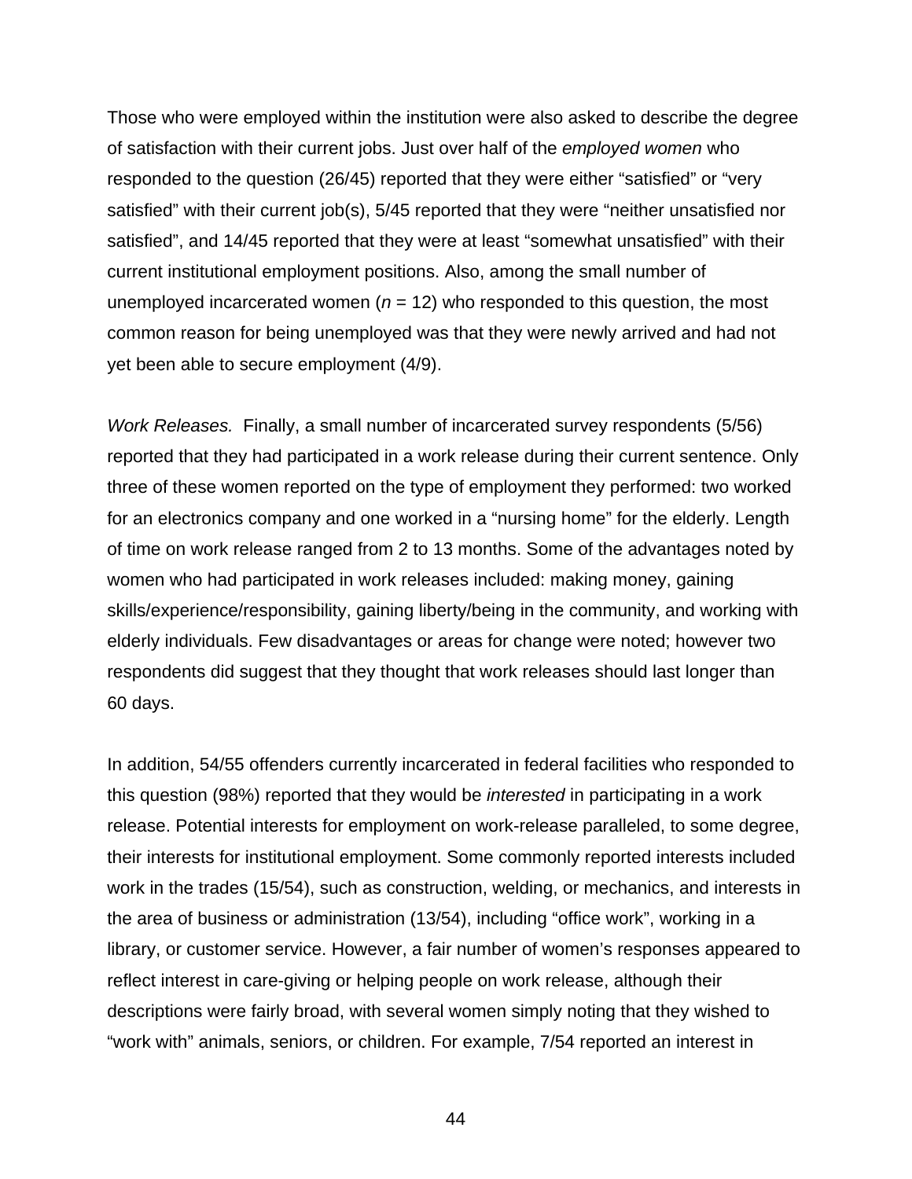Those who were employed within the institution were also asked to describe the degree of satisfaction with their current jobs. Just over half of the *employed women* who responded to the question (26/45) reported that they were either “satisfied” or “very satisfied” with their current job(s), 5/45 reported that they were “neither unsatisfied nor satisfied”, and 14/45 reported that they were at least “somewhat unsatisfied” with their current institutional employment positions. Also, among the small number of unemployed incarcerated women ($n$ = 12) who responded to this question, the most common reason for being unemployed was that they were newly arrived and had not yet been able to secure employment (4/9).

*Work Releases.* Finally, a small number of incarcerated survey respondents (5/56) reported that they had participated in a work release during their current sentence. Only three of these women reported on the type of employment they performed: two worked for an electronics company and one worked in a “nursing home” for the elderly. Length of time on work release ranged from 2 to 13 months. Some of the advantages noted by women who had participated in work releases included: making money, gaining skills/experience/responsibility, gaining liberty/being in the community, and working with elderly individuals. Few disadvantages or areas for change were noted; however two respondents did suggest that they thought that work releases should last longer than 60 days.

In addition, 54/55 offenders currently incarcerated in federal facilities who responded to this question (98%) reported that they would be *interested* in participating in a work release. Potential interests for employment on work-release paralleled, to some degree, their interests for institutional employment. Some commonly reported interests included work in the trades (15/54), such as construction, welding, or mechanics, and interests in the area of business or administration (13/54), including “office work”, working in a library, or customer service. However, a fair number of women’s responses appeared to reflect interest in care-giving or helping people on work release, although their descriptions were fairly broad, with several women simply noting that they wished to “work with” animals, seniors, or children. For example, 7/54 reported an interest in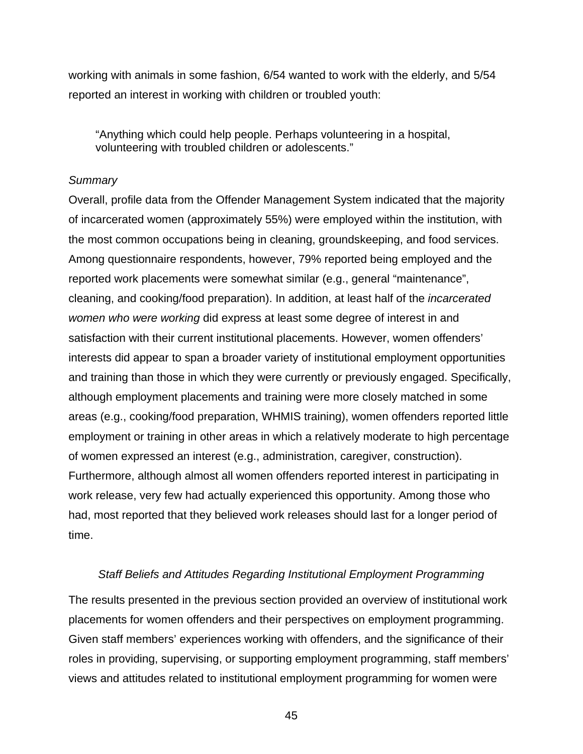working with animals in some fashion, 6/54 wanted to work with the elderly, and 5/54 reported an interest in working with children or troubled youth:

> "Anything which could help people. Perhaps volunteering in a hospital, volunteering with troubled children or adolescents."

*Summary*

Overall, profile data from the Offender Management System indicated that the majority of incarcerated women (approximately 55%) were employed within the institution, with the most common occupations being in cleaning, groundskeeping, and food services. Among questionnaire respondents, however, 79% reported being employed and the reported work placements were somewhat similar (e.g., general "maintenance", cleaning, and cooking/food preparation). In addition, at least half of the *incarcerated women who were working* did express at least some degree of interest in and satisfaction with their current institutional placements. However, women offenders' interests did appear to span a broader variety of institutional employment opportunities and training than those in which they were currently or previously engaged. Specifically, although employment placements and training were more closely matched in some areas (e.g., cooking/food preparation, WHMIS training), women offenders reported little employment or training in other areas in which a relatively moderate to high percentage of women expressed an interest (e.g., administration, caregiver, construction). Furthermore, although almost all women offenders reported interest in participating in work release, very few had actually experienced this opportunity. Among those who had, most reported that they believed work releases should last for a longer period of time.

### *Staff Beliefs and Attitudes Regarding Institutional Employment Programming*

The results presented in the previous section provided an overview of institutional work placements for women offenders and their perspectives on employment programming. Given staff members' experiences working with offenders, and the significance of their roles in providing, supervising, or supporting employment programming, staff members' views and attitudes related to institutional employment programming for women were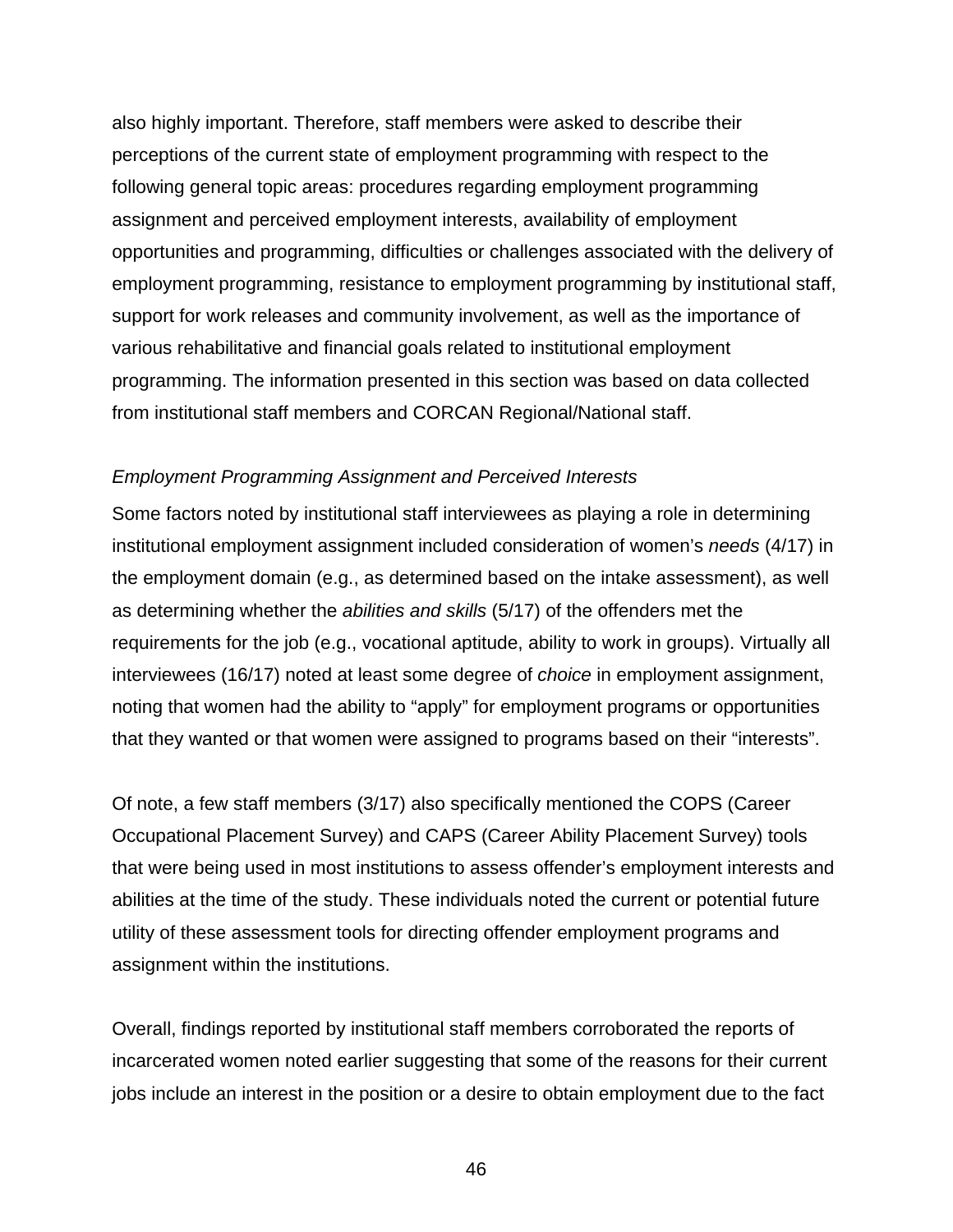also highly important. Therefore, staff members were asked to describe their perceptions of the current state of employment programming with respect to the following general topic areas: procedures regarding employment programming assignment and perceived employment interests, availability of employment opportunities and programming, difficulties or challenges associated with the delivery of employment programming, resistance to employment programming by institutional staff, support for work releases and community involvement, as well as the importance of various rehabilitative and financial goals related to institutional employment programming. The information presented in this section was based on data collected from institutional staff members and CORCAN Regional/National staff.

*Employment Programming Assignment and Perceived Interests*

Some factors noted by institutional staff interviewees as playing a role in determining institutional employment assignment included consideration of women's *needs* (4/17) in the employment domain (e.g., as determined based on the intake assessment), as well as determining whether the *abilities and skills* (5/17) of the offenders met the requirements for the job (e.g., vocational aptitude, ability to work in groups). Virtually all interviewees (16/17) noted at least some degree of *choice* in employment assignment, noting that women had the ability to "apply" for employment programs or opportunities that they wanted or that women were assigned to programs based on their "interests".

Of note, a few staff members (3/17) also specifically mentioned the COPS (Career Occupational Placement Survey) and CAPS (Career Ability Placement Survey) tools that were being used in most institutions to assess offender's employment interests and abilities at the time of the study. These individuals noted the current or potential future utility of these assessment tools for directing offender employment programs and assignment within the institutions.

Overall, findings reported by institutional staff members corroborated the reports of incarcerated women noted earlier suggesting that some of the reasons for their current jobs include an interest in the position or a desire to obtain employment due to the fact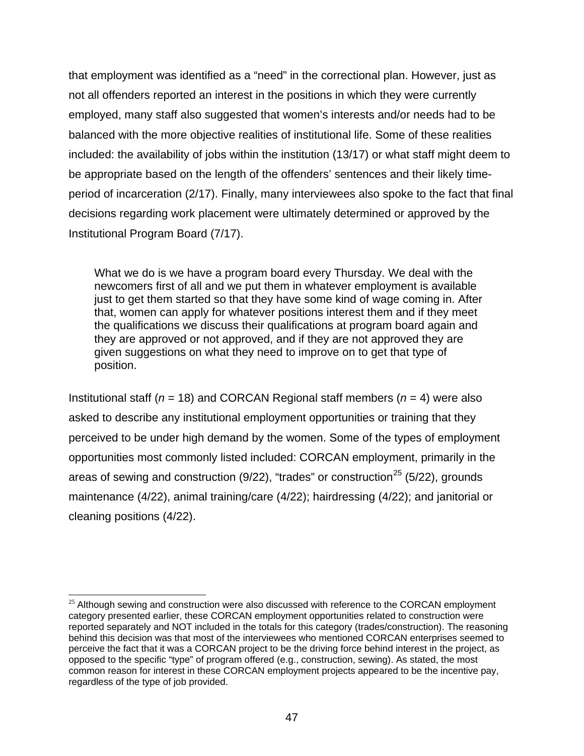that employment was identified as a "need" in the correctional plan. However, just as not all offenders reported an interest in the positions in which they were currently employed, many staff also suggested that women's interests and/or needs had to be balanced with the more objective realities of institutional life. Some of these realities included: the availability of jobs within the institution (13/17) or what staff might deem to be appropriate based on the length of the offenders' sentences and their likely time-period of incarceration (2/17). Finally, many interviewees also spoke to the fact that final decisions regarding work placement were ultimately determined or approved by the Institutional Program Board (7/17).

> What we do is we have a program board every Thursday. We deal with the newcomers first of all and we put them in whatever employment is available just to get them started so that they have some kind of wage coming in. After that, women can apply for whatever positions interest them and if they meet the qualifications we discuss their qualifications at program board again and they are approved or not approved, and if they are not approved they are given suggestions on what they need to improve on to get that type of position.

Institutional staff (*n* = 18) and CORCAN Regional staff members (*n* = 4) were also asked to describe any institutional employment opportunities or training that they perceived to be under high demand by the women. Some of the types of employment opportunities most commonly listed included: CORCAN employment, primarily in the areas of sewing and construction (9/22), "trades" or construction[25] (5/22), grounds maintenance (4/22), animal training/care (4/22); hairdressing (4/22); and janitorial or cleaning positions (4/22).

[25] Although sewing and construction were also discussed with reference to the CORCAN employment category presented earlier, these CORCAN employment opportunities related to construction were reported separately and NOT included in the totals for this category (trades/construction). The reasoning behind this decision was that most of the interviewees who mentioned CORCAN enterprises seemed to perceive the fact that it was a CORCAN project to be the driving force behind interest in the project, as opposed to the specific "type" of program offered (e.g., construction, sewing). As stated, the most common reason for interest in these CORCAN employment projects appeared to be the incentive pay, regardless of the type of job provided.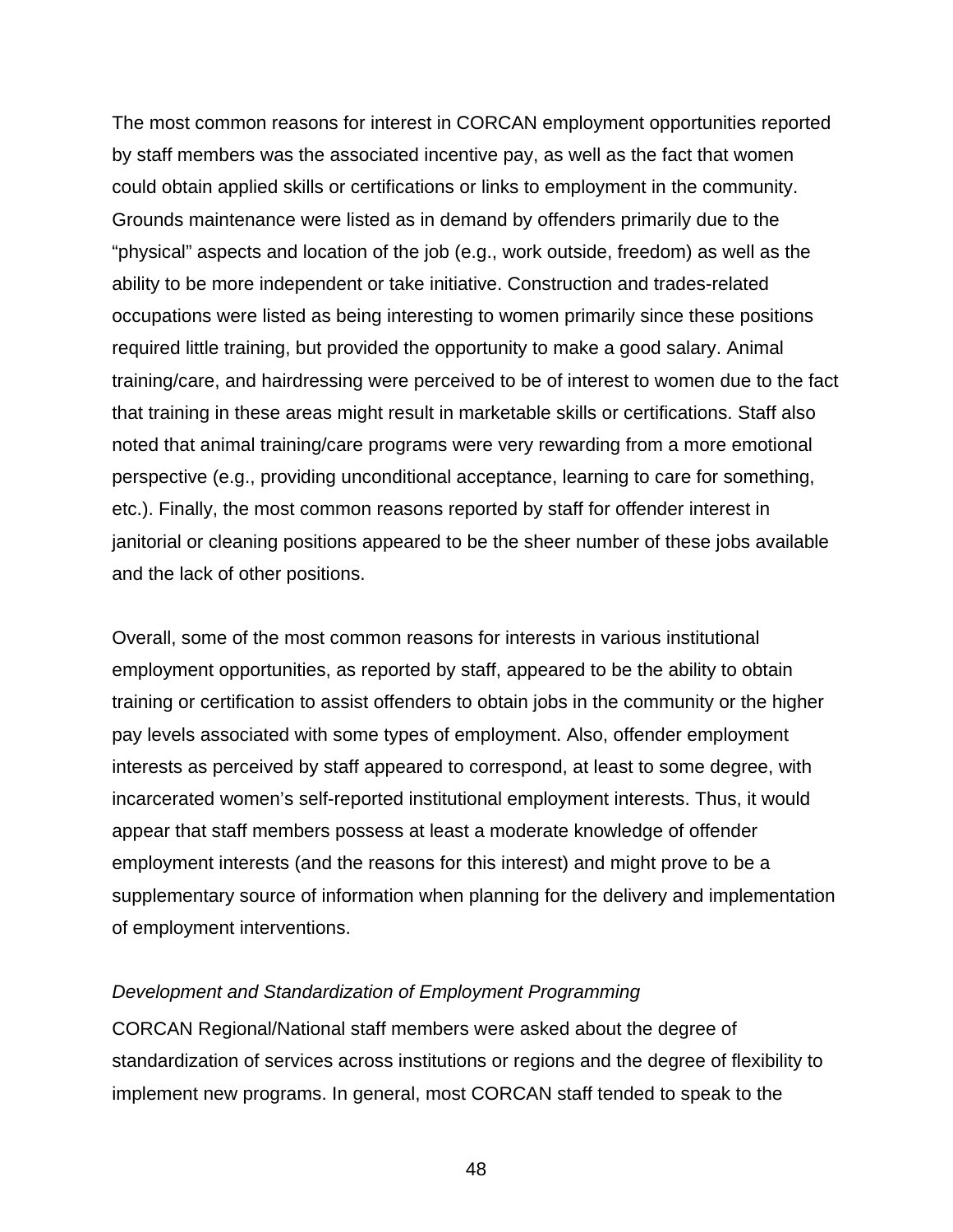The most common reasons for interest in CORCAN employment opportunities reported by staff members was the associated incentive pay, as well as the fact that women could obtain applied skills or certifications or links to employment in the community. Grounds maintenance were listed as in demand by offenders primarily due to the "physical" aspects and location of the job (e.g., work outside, freedom) as well as the ability to be more independent or take initiative. Construction and trades-related occupations were listed as being interesting to women primarily since these positions required little training, but provided the opportunity to make a good salary. Animal training/care, and hairdressing were perceived to be of interest to women due to the fact that training in these areas might result in marketable skills or certifications. Staff also noted that animal training/care programs were very rewarding from a more emotional perspective (e.g., providing unconditional acceptance, learning to care for something, etc.). Finally, the most common reasons reported by staff for offender interest in janitorial or cleaning positions appeared to be the sheer number of these jobs available and the lack of other positions.

Overall, some of the most common reasons for interests in various institutional employment opportunities, as reported by staff, appeared to be the ability to obtain training or certification to assist offenders to obtain jobs in the community or the higher pay levels associated with some types of employment. Also, offender employment interests as perceived by staff appeared to correspond, at least to some degree, with incarcerated women's self-reported institutional employment interests. Thus, it would appear that staff members possess at least a moderate knowledge of offender employment interests (and the reasons for this interest) and might prove to be a supplementary source of information when planning for the delivery and implementation of employment interventions.

*Development and Standardization of Employment Programming*

CORCAN Regional/National staff members were asked about the degree of standardization of services across institutions or regions and the degree of flexibility to implement new programs. In general, most CORCAN staff tended to speak to the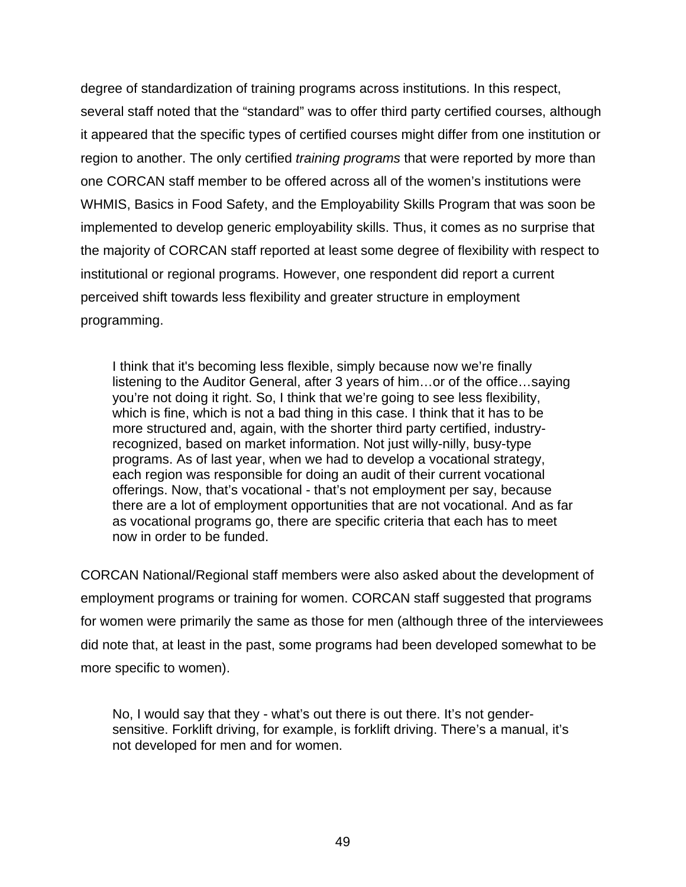degree of standardization of training programs across institutions. In this respect, several staff noted that the "standard" was to offer third party certified courses, although it appeared that the specific types of certified courses might differ from one institution or region to another. The only certified *training programs* that were reported by more than one CORCAN staff member to be offered across all of the women's institutions were WHMIS, Basics in Food Safety, and the Employability Skills Program that was soon be implemented to develop generic employability skills. Thus, it comes as no surprise that the majority of CORCAN staff reported at least some degree of flexibility with respect to institutional or regional programs. However, one respondent did report a current perceived shift towards less flexibility and greater structure in employment programming.

> I think that it's becoming less flexible, simply because now we're finally listening to the Auditor General, after 3 years of him…or of the office…saying you're not doing it right. So, I think that we're going to see less flexibility, which is fine, which is not a bad thing in this case. I think that it has to be more structured and, again, with the shorter third party certified, industry-recognized, based on market information. Not just willy-nilly, busy-type programs. As of last year, when we had to develop a vocational strategy, each region was responsible for doing an audit of their current vocational offerings. Now, that's vocational - that's not employment per say, because there are a lot of employment opportunities that are not vocational. And as far as vocational programs go, there are specific criteria that each has to meet now in order to be funded.

CORCAN National/Regional staff members were also asked about the development of employment programs or training for women. CORCAN staff suggested that programs for women were primarily the same as those for men (although three of the interviewees did note that, at least in the past, some programs had been developed somewhat to be more specific to women).

> No, I would say that they - what's out there is out there. It's not gender-sensitive. Forklift driving, for example, is forklift driving. There's a manual, it's not developed for men and for women.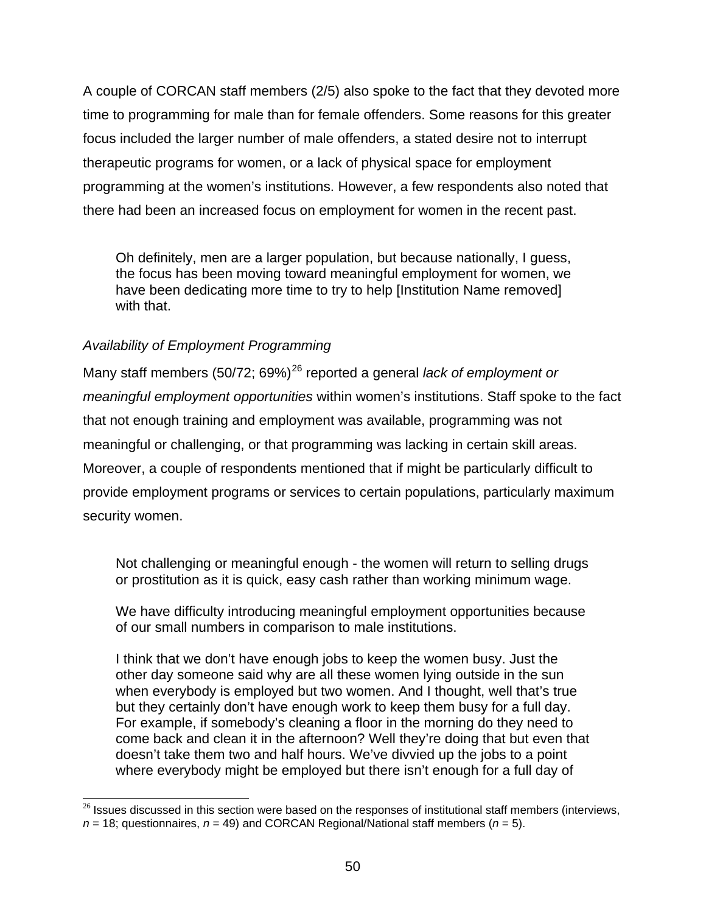A couple of CORCAN staff members (2/5) also spoke to the fact that they devoted more time to programming for male than for female offenders. Some reasons for this greater focus included the larger number of male offenders, a stated desire not to interrupt therapeutic programs for women, or a lack of physical space for employment programming at the women's institutions. However, a few respondents also noted that there had been an increased focus on employment for women in the recent past.

> Oh definitely, men are a larger population, but because nationally, I guess, the focus has been moving toward meaningful employment for women, we have been dedicating more time to try to help [Institution Name removed] with that.

*Availability of Employment Programming*

Many staff members (50/72; 69%)[26] reported a general *lack of employment or meaningful employment opportunities* within women's institutions. Staff spoke to the fact that not enough training and employment was available, programming was not meaningful or challenging, or that programming was lacking in certain skill areas. Moreover, a couple of respondents mentioned that if might be particularly difficult to provide employment programs or services to certain populations, particularly maximum security women.

> Not challenging or meaningful enough - the women will return to selling drugs or prostitution as it is quick, easy cash rather than working minimum wage.

> We have difficulty introducing meaningful employment opportunities because of our small numbers in comparison to male institutions.

> I think that we don't have enough jobs to keep the women busy. Just the other day someone said why are all these women lying outside in the sun when everybody is employed but two women. And I thought, well that's true but they certainly don't have enough work to keep them busy for a full day. For example, if somebody's cleaning a floor in the morning do they need to come back and clean it in the afternoon? Well they're doing that but even that doesn't take them two and half hours. We've divvied up the jobs to a point where everybody might be employed but there isn't enough for a full day of

[26] Issues discussed in this section were based on the responses of institutional staff members (interviews, *n* = 18; questionnaires, *n* = 49) and CORCAN Regional/National staff members (*n* = 5).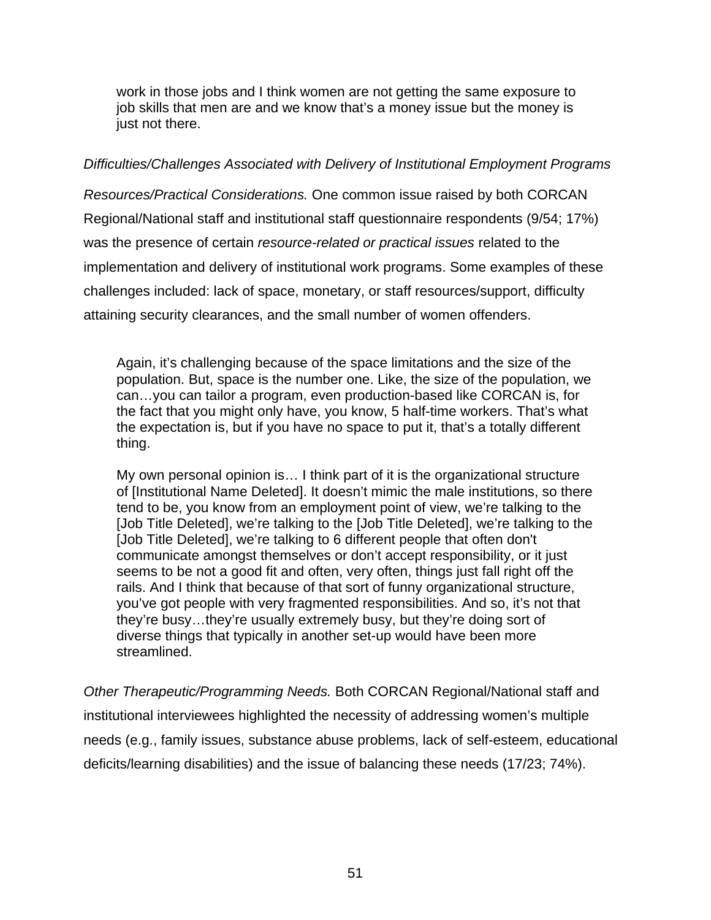> work in those jobs and I think women are not getting the same exposure to job skills that men are and we know that's a money issue but the money is just not there.

*Difficulties/Challenges Associated with Delivery of Institutional Employment Programs*

*Resources/Practical Considerations.* One common issue raised by both CORCAN Regional/National staff and institutional staff questionnaire respondents (9/54; 17%) was the presence of certain *resource-related or practical issues* related to the implementation and delivery of institutional work programs. Some examples of these challenges included: lack of space, monetary, or staff resources/support, difficulty attaining security clearances, and the small number of women offenders.

> Again, it's challenging because of the space limitations and the size of the population. But, space is the number one. Like, the size of the population, we can…you can tailor a program, even production-based like CORCAN is, for the fact that you might only have, you know, 5 half-time workers. That's what the expectation is, but if you have no space to put it, that's a totally different thing.

> My own personal opinion is… I think part of it is the organizational structure of [Institutional Name Deleted]. It doesn't mimic the male institutions, so there tend to be, you know from an employment point of view, we're talking to the [Job Title Deleted], we're talking to the [Job Title Deleted], we're talking to the [Job Title Deleted], we're talking to 6 different people that often don't communicate amongst themselves or don't accept responsibility, or it just seems to be not a good fit and often, very often, things just fall right off the rails. And I think that because of that sort of funny organizational structure, you've got people with very fragmented responsibilities. And so, it's not that they're busy…they're usually extremely busy, but they're doing sort of diverse things that typically in another set-up would have been more streamlined.

*Other Therapeutic/Programming Needs.* Both CORCAN Regional/National staff and institutional interviewees highlighted the necessity of addressing women's multiple needs (e.g., family issues, substance abuse problems, lack of self-esteem, educational deficits/learning disabilities) and the issue of balancing these needs (17/23; 74%).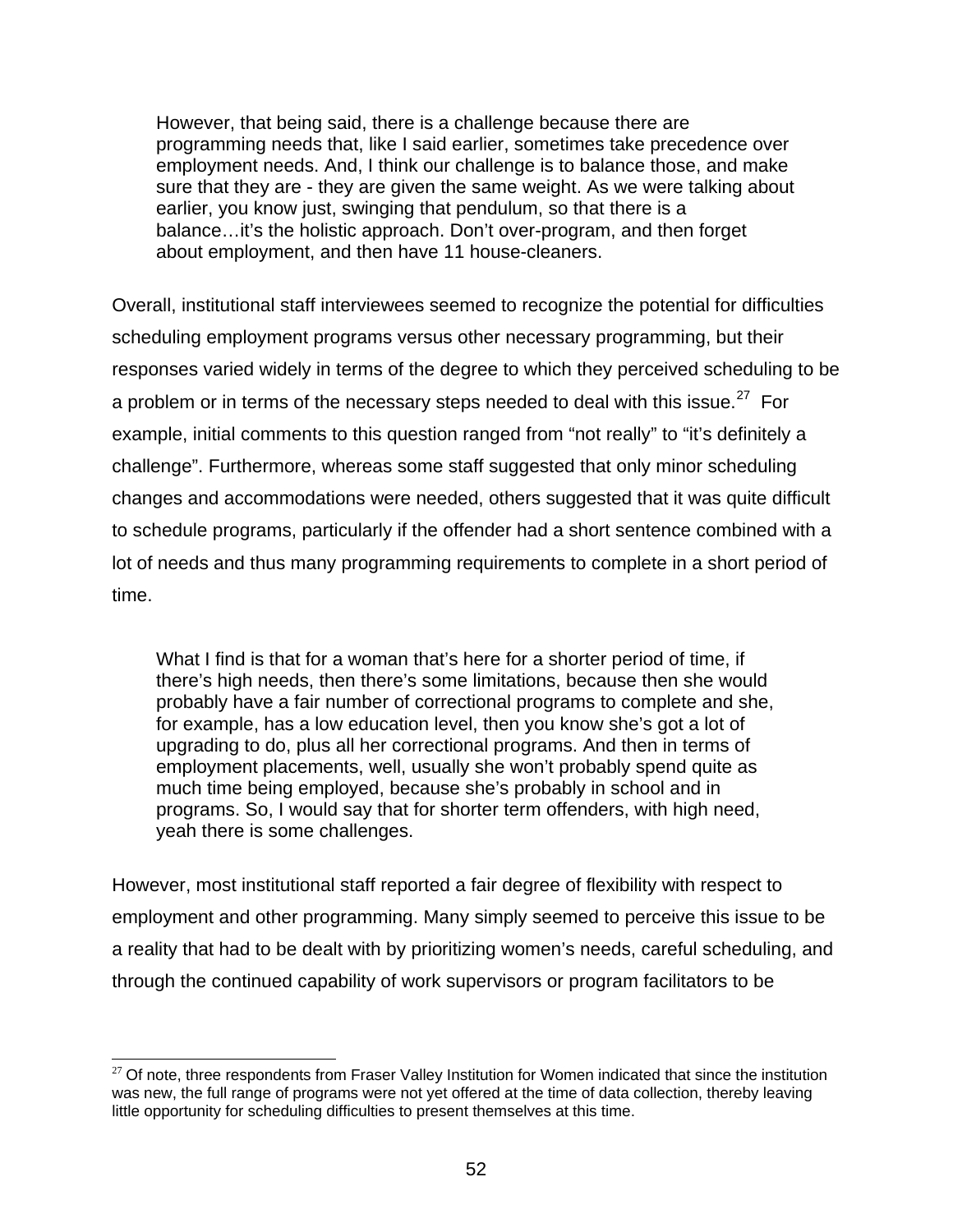> However, that being said, there is a challenge because there are programming needs that, like I said earlier, sometimes take precedence over employment needs. And, I think our challenge is to balance those, and make sure that they are - they are given the same weight. As we were talking about earlier, you know just, swinging that pendulum, so that there is a balance…it's the holistic approach. Don't over-program, and then forget about employment, and then have 11 house-cleaners.

Overall, institutional staff interviewees seemed to recognize the potential for difficulties scheduling employment programs versus other necessary programming, but their responses varied widely in terms of the degree to which they perceived scheduling to be a problem or in terms of the necessary steps needed to deal with this issue.[27] For example, initial comments to this question ranged from "not really" to "it's definitely a challenge". Furthermore, whereas some staff suggested that only minor scheduling changes and accommodations were needed, others suggested that it was quite difficult to schedule programs, particularly if the offender had a short sentence combined with a lot of needs and thus many programming requirements to complete in a short period of time.

> What I find is that for a woman that's here for a shorter period of time, if there's high needs, then there's some limitations, because then she would probably have a fair number of correctional programs to complete and she, for example, has a low education level, then you know she's got a lot of upgrading to do, plus all her correctional programs. And then in terms of employment placements, well, usually she won't probably spend quite as much time being employed, because she's probably in school and in programs. So, I would say that for shorter term offenders, with high need, yeah there is some challenges.

However, most institutional staff reported a fair degree of flexibility with respect to employment and other programming. Many simply seemed to perceive this issue to be a reality that had to be dealt with by prioritizing women's needs, careful scheduling, and through the continued capability of work supervisors or program facilitators to be

[27] Of note, three respondents from Fraser Valley Institution for Women indicated that since the institution was new, the full range of programs were not yet offered at the time of data collection, thereby leaving little opportunity for scheduling difficulties to present themselves at this time.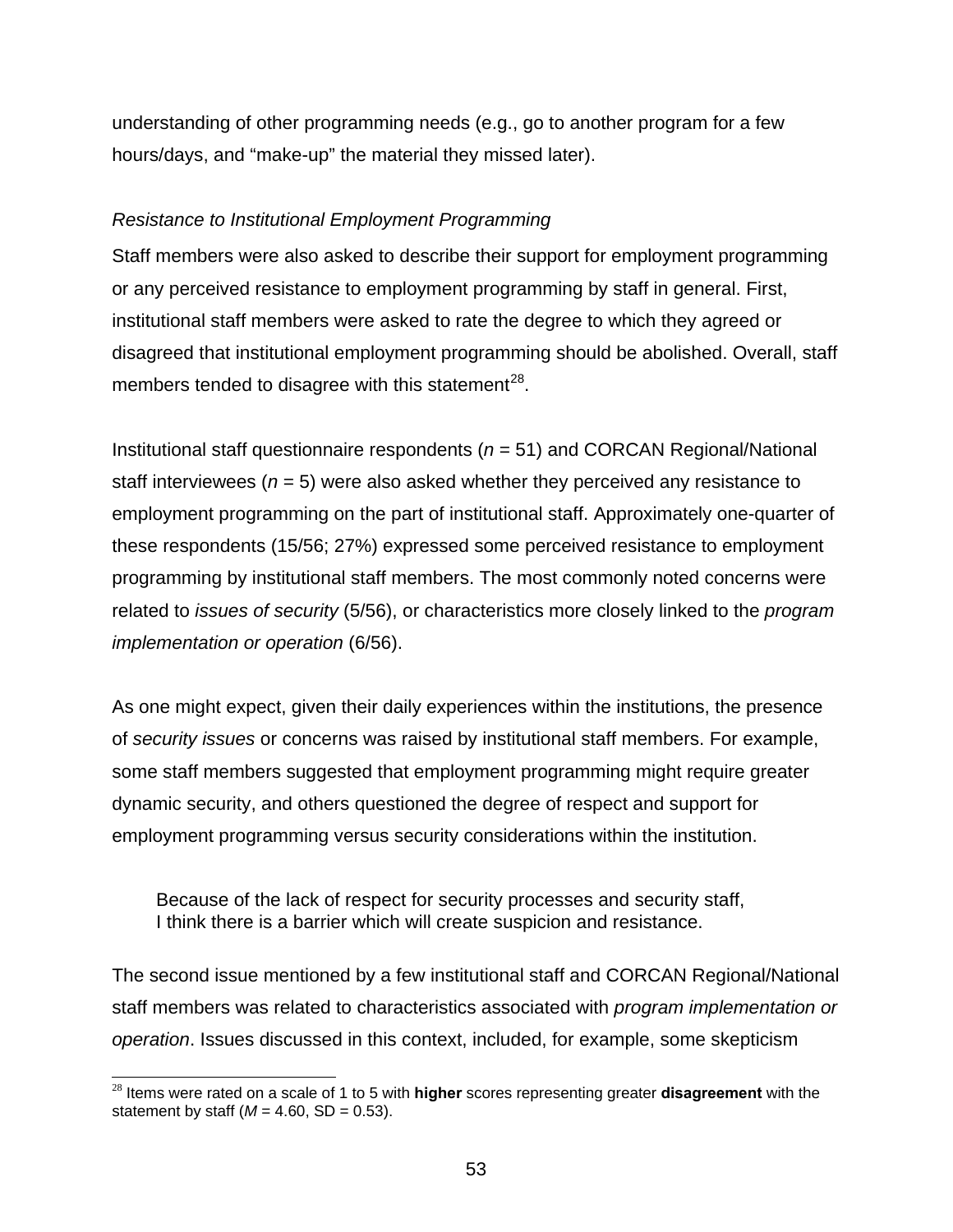understanding of other programming needs (e.g., go to another program for a few hours/days, and "make-up" the material they missed later).

*Resistance to Institutional Employment Programming*

Staff members were also asked to describe their support for employment programming or any perceived resistance to employment programming by staff in general. First, institutional staff members were asked to rate the degree to which they agreed or disagreed that institutional employment programming should be abolished. Overall, staff members tended to disagree with this statement[28].

Institutional staff questionnaire respondents ($n$ = 51) and CORCAN Regional/National staff interviewees ($n$ = 5) were also asked whether they perceived any resistance to employment programming on the part of institutional staff. Approximately one-quarter of these respondents (15/56; 27%) expressed some perceived resistance to employment programming by institutional staff members. The most commonly noted concerns were related to *issues of security* (5/56), or characteristics more closely linked to the *program implementation or operation* (6/56).

As one might expect, given their daily experiences within the institutions, the presence of *security issues* or concerns was raised by institutional staff members. For example, some staff members suggested that employment programming might require greater dynamic security, and others questioned the degree of respect and support for employment programming versus security considerations within the institution.

> Because of the lack of respect for security processes and security staff, I think there is a barrier which will create suspicion and resistance.

The second issue mentioned by a few institutional staff and CORCAN Regional/National staff members was related to characteristics associated with *program implementation or operation*. Issues discussed in this context, included, for example, some skepticism

---

[28] Items were rated on a scale of 1 to 5 with **higher** scores representing greater **disagreement** with the statement by staff ($M$ = 4.60, SD = 0.53).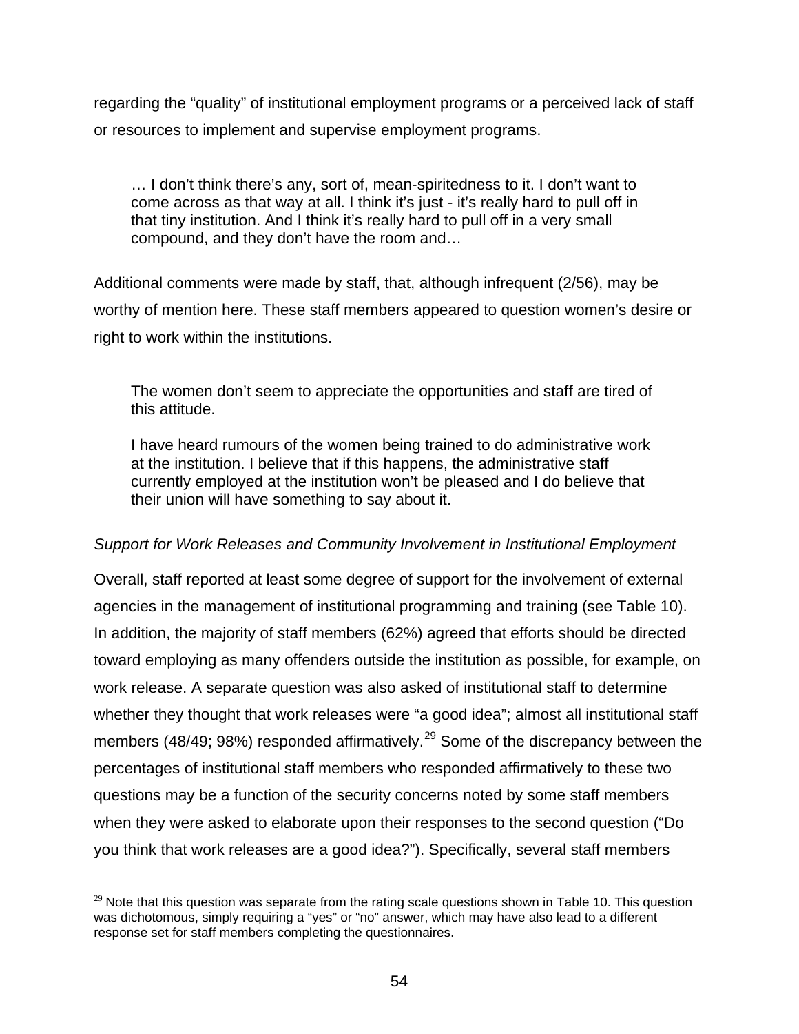regarding the "quality" of institutional employment programs or a perceived lack of staff or resources to implement and supervise employment programs.

> … I don't think there's any, sort of, mean-spiritedness to it. I don't want to come across as that way at all. I think it's just - it's really hard to pull off in that tiny institution. And I think it's really hard to pull off in a very small compound, and they don't have the room and…

Additional comments were made by staff, that, although infrequent (2/56), may be worthy of mention here. These staff members appeared to question women's desire or right to work within the institutions.

> The women don't seem to appreciate the opportunities and staff are tired of this attitude.
>
> I have heard rumours of the women being trained to do administrative work at the institution. I believe that if this happens, the administrative staff currently employed at the institution won't be pleased and I do believe that their union will have something to say about it.

*Support for Work Releases and Community Involvement in Institutional Employment*

Overall, staff reported at least some degree of support for the involvement of external agencies in the management of institutional programming and training (see Table 10). In addition, the majority of staff members (62%) agreed that efforts should be directed toward employing as many offenders outside the institution as possible, for example, on work release. A separate question was also asked of institutional staff to determine whether they thought that work releases were "a good idea"; almost all institutional staff members (48/49; 98%) responded affirmatively.[29] Some of the discrepancy between the percentages of institutional staff members who responded affirmatively to these two questions may be a function of the security concerns noted by some staff members when they were asked to elaborate upon their responses to the second question ("Do you think that work releases are a good idea?"). Specifically, several staff members

[29] Note that this question was separate from the rating scale questions shown in Table 10. This question was dichotomous, simply requiring a "yes" or "no" answer, which may have also lead to a different response set for staff members completing the questionnaires.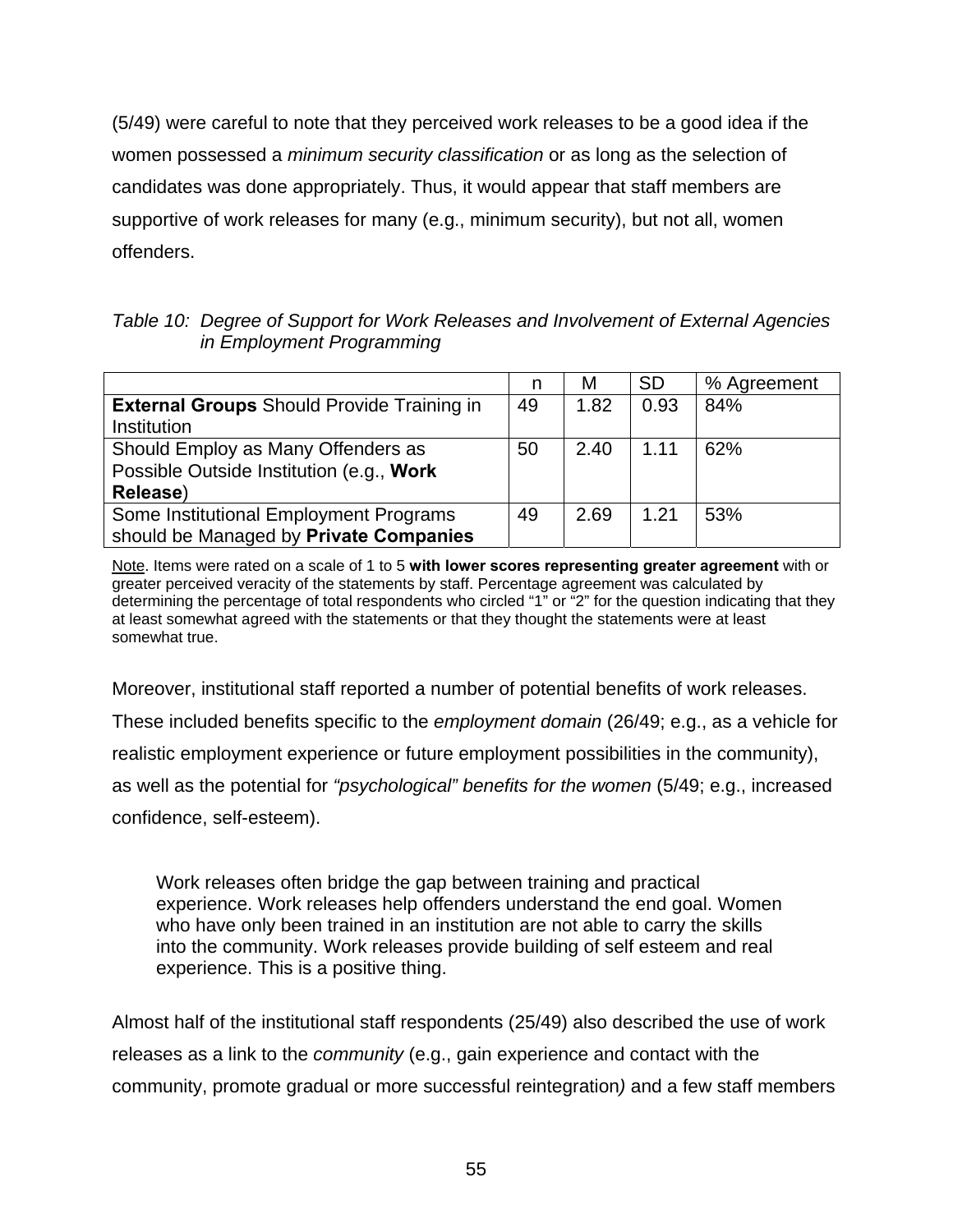(5/49) were careful to note that they perceived work releases to be a good idea if the women possessed a *minimum security classification* or as long as the selection of candidates was done appropriately. Thus, it would appear that staff members are supportive of work releases for many (e.g., minimum security), but not all, women offenders.

*Table 10: Degree of Support for Work Releases and Involvement of External Agencies in Employment Programming*

| | n | M | SD | % Agreement |
|---|---|---|---|---|
| **External Groups** Should Provide Training in Institution | 49 | 1.82 | 0.93 | 84% |
| Should Employ as Many Offenders as Possible Outside Institution (e.g., **Work Release**) | 50 | 2.40 | 1.11 | 62% |
| Some Institutional Employment Programs should be Managed by **Private Companies** | 49 | 2.69 | 1.21 | 53% |

Note. Items were rated on a scale of 1 to 5 **with lower scores representing greater agreement** with or greater perceived veracity of the statements by staff. Percentage agreement was calculated by determining the percentage of total respondents who circled "1" or "2" for the question indicating that they at least somewhat agreed with the statements or that they thought the statements were at least somewhat true.

Moreover, institutional staff reported a number of potential benefits of work releases. These included benefits specific to the *employment domain* (26/49; e.g., as a vehicle for realistic employment experience or future employment possibilities in the community), as well as the potential for *"psychological" benefits for the women* (5/49; e.g., increased confidence, self-esteem).

> Work releases often bridge the gap between training and practical experience. Work releases help offenders understand the end goal. Women who have only been trained in an institution are not able to carry the skills into the community. Work releases provide building of self esteem and real experience. This is a positive thing.

Almost half of the institutional staff respondents (25/49) also described the use of work releases as a link to the *community* (e.g., gain experience and contact with the community, promote gradual or more successful reintegration*)* and a few staff members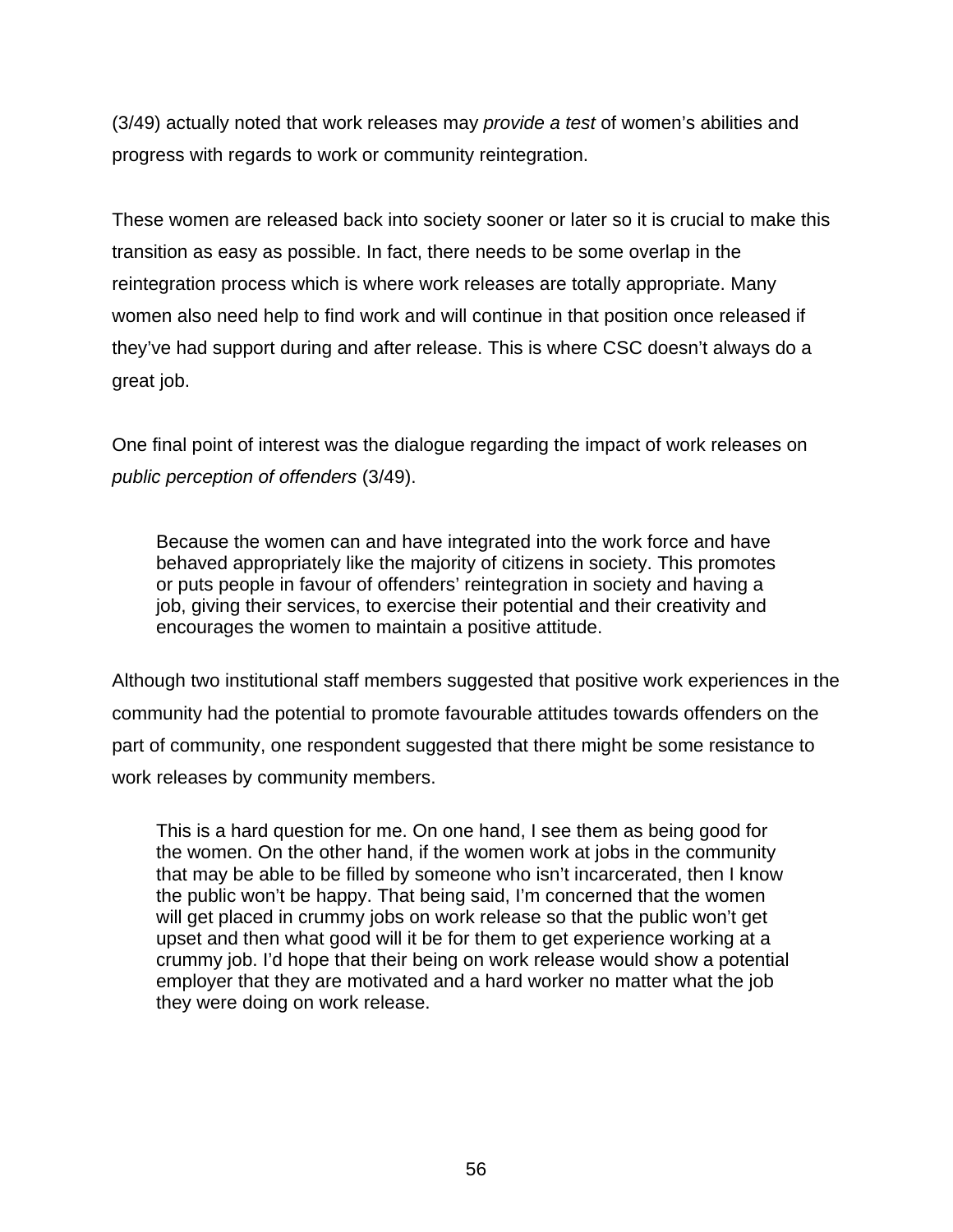(3/49) actually noted that work releases may *provide a test* of women's abilities and progress with regards to work or community reintegration.

These women are released back into society sooner or later so it is crucial to make this transition as easy as possible. In fact, there needs to be some overlap in the reintegration process which is where work releases are totally appropriate. Many women also need help to find work and will continue in that position once released if they've had support during and after release. This is where CSC doesn't always do a great job.

One final point of interest was the dialogue regarding the impact of work releases on *public perception of offenders* (3/49).

> Because the women can and have integrated into the work force and have behaved appropriately like the majority of citizens in society. This promotes or puts people in favour of offenders' reintegration in society and having a job, giving their services, to exercise their potential and their creativity and encourages the women to maintain a positive attitude.

Although two institutional staff members suggested that positive work experiences in the community had the potential to promote favourable attitudes towards offenders on the part of community, one respondent suggested that there might be some resistance to work releases by community members.

> This is a hard question for me. On one hand, I see them as being good for the women. On the other hand, if the women work at jobs in the community that may be able to be filled by someone who isn't incarcerated, then I know the public won't be happy. That being said, I'm concerned that the women will get placed in crummy jobs on work release so that the public won't get upset and then what good will it be for them to get experience working at a crummy job. I'd hope that their being on work release would show a potential employer that they are motivated and a hard worker no matter what the job they were doing on work release.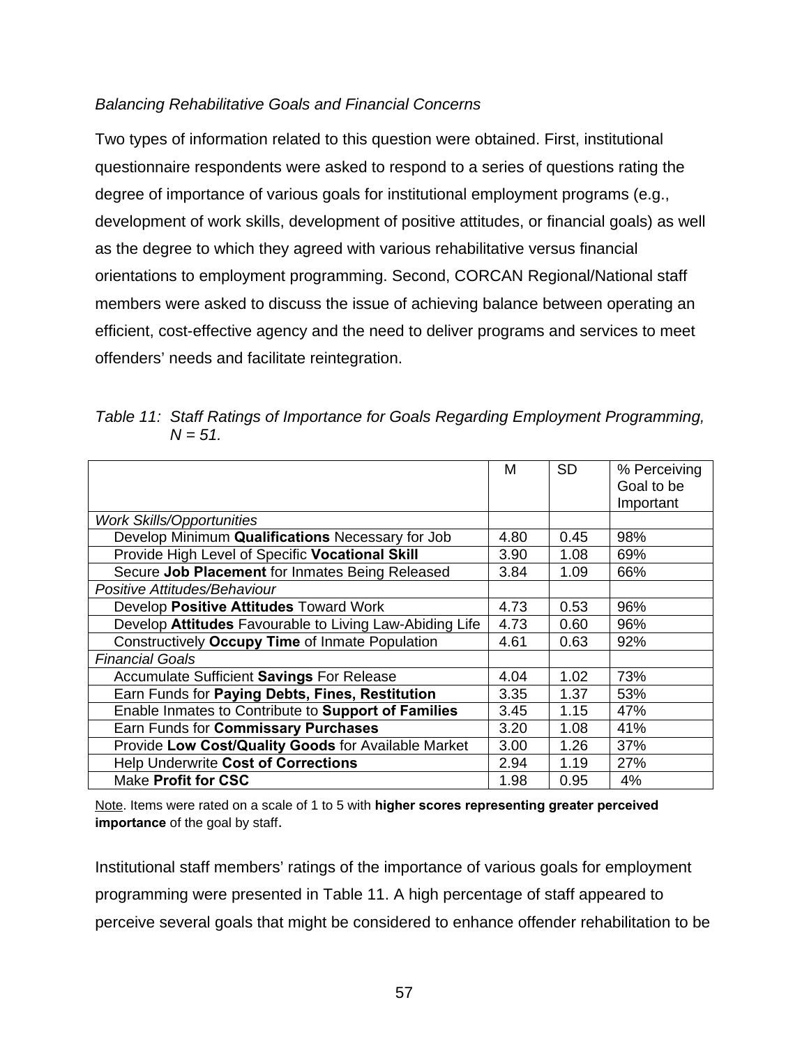*Balancing Rehabilitative Goals and Financial Concerns*

Two types of information related to this question were obtained. First, institutional questionnaire respondents were asked to respond to a series of questions rating the degree of importance of various goals for institutional employment programs (e.g., development of work skills, development of positive attitudes, or financial goals) as well as the degree to which they agreed with various rehabilitative versus financial orientations to employment programming. Second, CORCAN Regional/National staff members were asked to discuss the issue of achieving balance between operating an efficient, cost-effective agency and the need to deliver programs and services to meet offenders' needs and facilitate reintegration.

*Table 11: Staff Ratings of Importance for Goals Regarding Employment Programming, N = 51.*

| | M | SD | % Perceiving Goal to be Important |
|---|---|---|---|
| *Work Skills/Opportunities* | | | |
| Develop Minimum **Qualifications** Necessary for Job | 4.80 | 0.45 | 98% |
| Provide High Level of Specific **Vocational Skill** | 3.90 | 1.08 | 69% |
| Secure **Job Placement** for Inmates Being Released | 3.84 | 1.09 | 66% |
| *Positive Attitudes/Behaviour* | | | |
| Develop **Positive Attitudes** Toward Work | 4.73 | 0.53 | 96% |
| Develop **Attitudes** Favourable to Living Law-Abiding Life | 4.73 | 0.60 | 96% |
| Constructively **Occupy Time** of Inmate Population | 4.61 | 0.63 | 92% |
| *Financial Goals* | | | |
| Accumulate Sufficient **Savings** For Release | 4.04 | 1.02 | 73% |
| Earn Funds for **Paying Debts, Fines, Restitution** | 3.35 | 1.37 | 53% |
| Enable Inmates to Contribute to **Support of Families** | 3.45 | 1.15 | 47% |
| Earn Funds for **Commissary Purchases** | 3.20 | 1.08 | 41% |
| Provide **Low Cost/Quality Goods** for Available Market | 3.00 | 1.26 | 37% |
| Help Underwrite **Cost of Corrections** | 2.94 | 1.19 | 27% |
| Make **Profit for CSC** | 1.98 | 0.95 | 4% |

Note. Items were rated on a scale of 1 to 5 with **higher scores representing greater perceived importance** of the goal by staff.

Institutional staff members' ratings of the importance of various goals for employment programming were presented in Table 11. A high percentage of staff appeared to perceive several goals that might be considered to enhance offender rehabilitation to be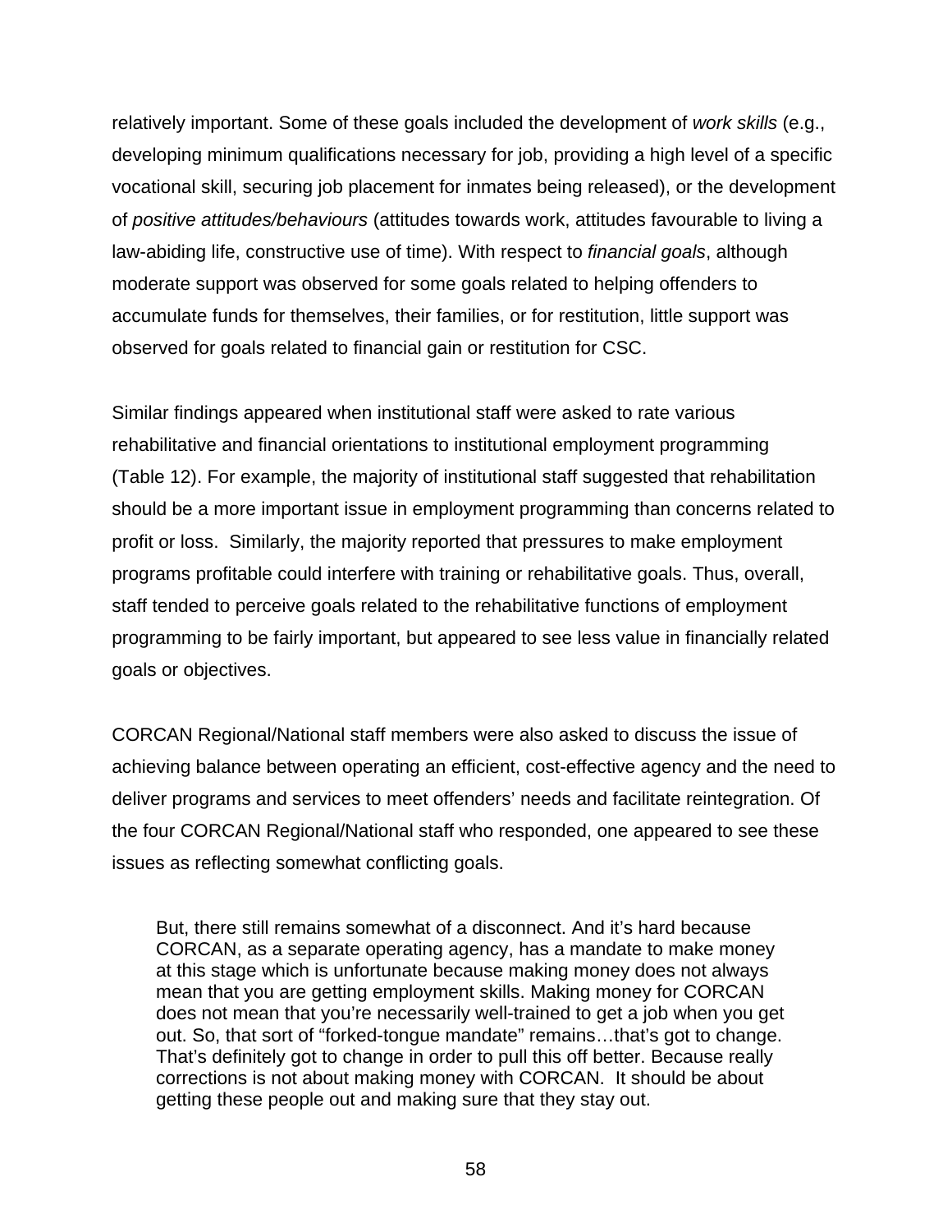relatively important. Some of these goals included the development of *work skills* (e.g., developing minimum qualifications necessary for job, providing a high level of a specific vocational skill, securing job placement for inmates being released), or the development of *positive attitudes/behaviours* (attitudes towards work, attitudes favourable to living a law-abiding life, constructive use of time). With respect to *financial goals*, although moderate support was observed for some goals related to helping offenders to accumulate funds for themselves, their families, or for restitution, little support was observed for goals related to financial gain or restitution for CSC.

Similar findings appeared when institutional staff were asked to rate various rehabilitative and financial orientations to institutional employment programming (Table 12). For example, the majority of institutional staff suggested that rehabilitation should be a more important issue in employment programming than concerns related to profit or loss. Similarly, the majority reported that pressures to make employment programs profitable could interfere with training or rehabilitative goals. Thus, overall, staff tended to perceive goals related to the rehabilitative functions of employment programming to be fairly important, but appeared to see less value in financially related goals or objectives.

CORCAN Regional/National staff members were also asked to discuss the issue of achieving balance between operating an efficient, cost-effective agency and the need to deliver programs and services to meet offenders' needs and facilitate reintegration. Of the four CORCAN Regional/National staff who responded, one appeared to see these issues as reflecting somewhat conflicting goals.

> But, there still remains somewhat of a disconnect. And it's hard because CORCAN, as a separate operating agency, has a mandate to make money at this stage which is unfortunate because making money does not always mean that you are getting employment skills. Making money for CORCAN does not mean that you're necessarily well-trained to get a job when you get out. So, that sort of "forked-tongue mandate" remains…that's got to change. That's definitely got to change in order to pull this off better. Because really corrections is not about making money with CORCAN. It should be about getting these people out and making sure that they stay out.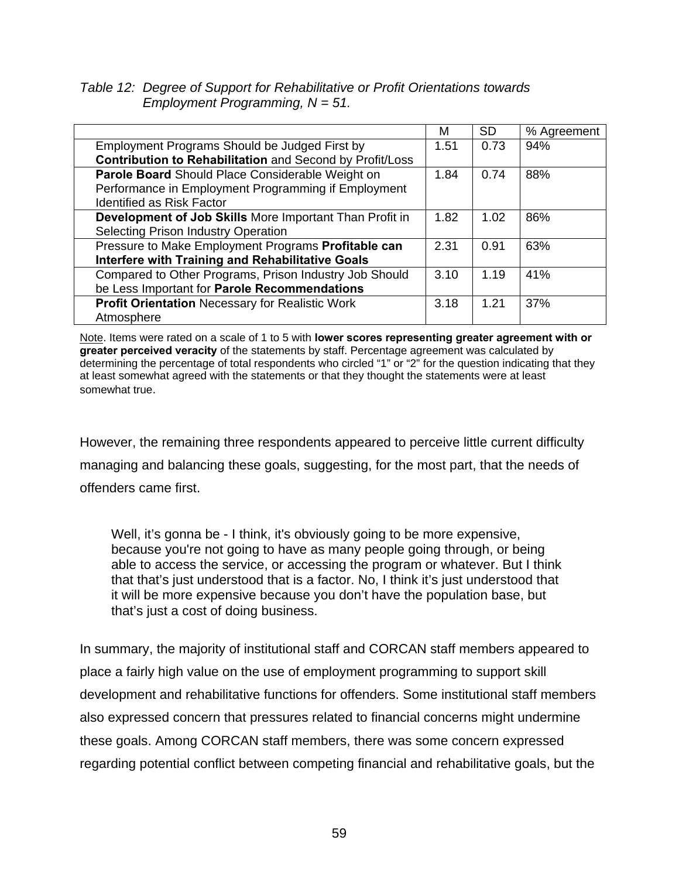*Table 12: Degree of Support for Rehabilitative or Profit Orientations towards Employment Programming, N = 51.*

| | M | SD | % Agreement |
|---|---|---|---|
| Employment Programs Should be Judged First by **Contribution to Rehabilitation** and Second by Profit/Loss | 1.51 | 0.73 | 94% |
| **Parole Board** Should Place Considerable Weight on Performance in Employment Programming if Employment Identified as Risk Factor | 1.84 | 0.74 | 88% |
| **Development of Job Skills** More Important Than Profit in Selecting Prison Industry Operation | 1.82 | 1.02 | 86% |
| Pressure to Make Employment Programs **Profitable can Interfere with Training and Rehabilitative Goals** | 2.31 | 0.91 | 63% |
| Compared to Other Programs, Prison Industry Job Should be Less Important for **Parole Recommendations** | 3.10 | 1.19 | 41% |
| **Profit Orientation** Necessary for Realistic Work Atmosphere | 3.18 | 1.21 | 37% |

Note. Items were rated on a scale of 1 to 5 with **lower scores representing greater agreement with or greater perceived veracity** of the statements by staff. Percentage agreement was calculated by determining the percentage of total respondents who circled "1" or "2" for the question indicating that they at least somewhat agreed with the statements or that they thought the statements were at least somewhat true.

However, the remaining three respondents appeared to perceive little current difficulty managing and balancing these goals, suggesting, for the most part, that the needs of offenders came first.

> Well, it's gonna be - I think, it's obviously going to be more expensive, because you're not going to have as many people going through, or being able to access the service, or accessing the program or whatever. But I think that that's just understood that is a factor. No, I think it's just understood that it will be more expensive because you don't have the population base, but that's just a cost of doing business.

In summary, the majority of institutional staff and CORCAN staff members appeared to place a fairly high value on the use of employment programming to support skill development and rehabilitative functions for offenders. Some institutional staff members also expressed concern that pressures related to financial concerns might undermine these goals. Among CORCAN staff members, there was some concern expressed regarding potential conflict between competing financial and rehabilitative goals, but the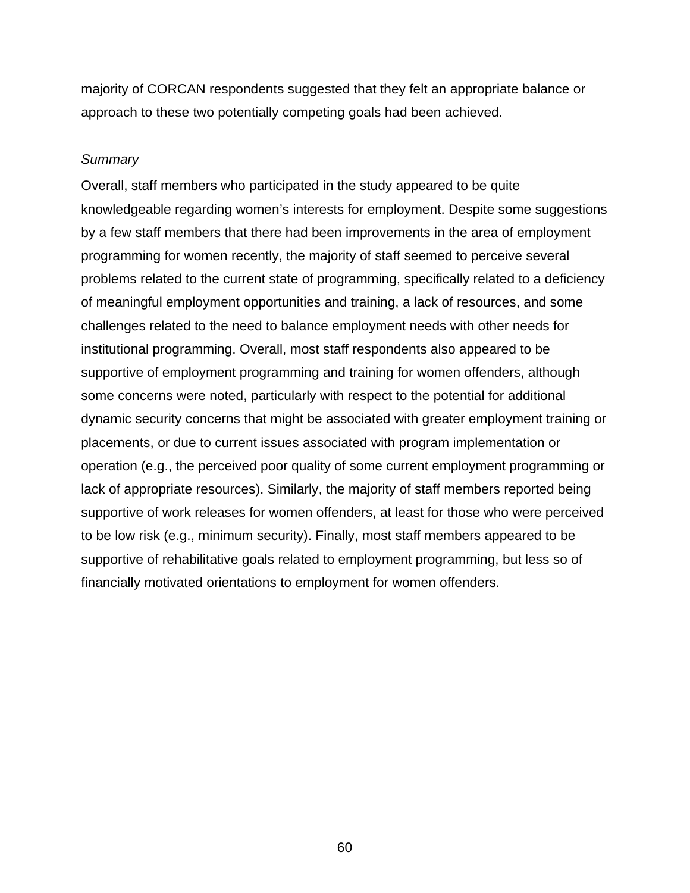majority of CORCAN respondents suggested that they felt an appropriate balance or approach to these two potentially competing goals had been achieved.

*Summary*

Overall, staff members who participated in the study appeared to be quite knowledgeable regarding women's interests for employment. Despite some suggestions by a few staff members that there had been improvements in the area of employment programming for women recently, the majority of staff seemed to perceive several problems related to the current state of programming, specifically related to a deficiency of meaningful employment opportunities and training, a lack of resources, and some challenges related to the need to balance employment needs with other needs for institutional programming. Overall, most staff respondents also appeared to be supportive of employment programming and training for women offenders, although some concerns were noted, particularly with respect to the potential for additional dynamic security concerns that might be associated with greater employment training or placements, or due to current issues associated with program implementation or operation (e.g., the perceived poor quality of some current employment programming or lack of appropriate resources). Similarly, the majority of staff members reported being supportive of work releases for women offenders, at least for those who were perceived to be low risk (e.g., minimum security). Finally, most staff members appeared to be supportive of rehabilitative goals related to employment programming, but less so of financially motivated orientations to employment for women offenders.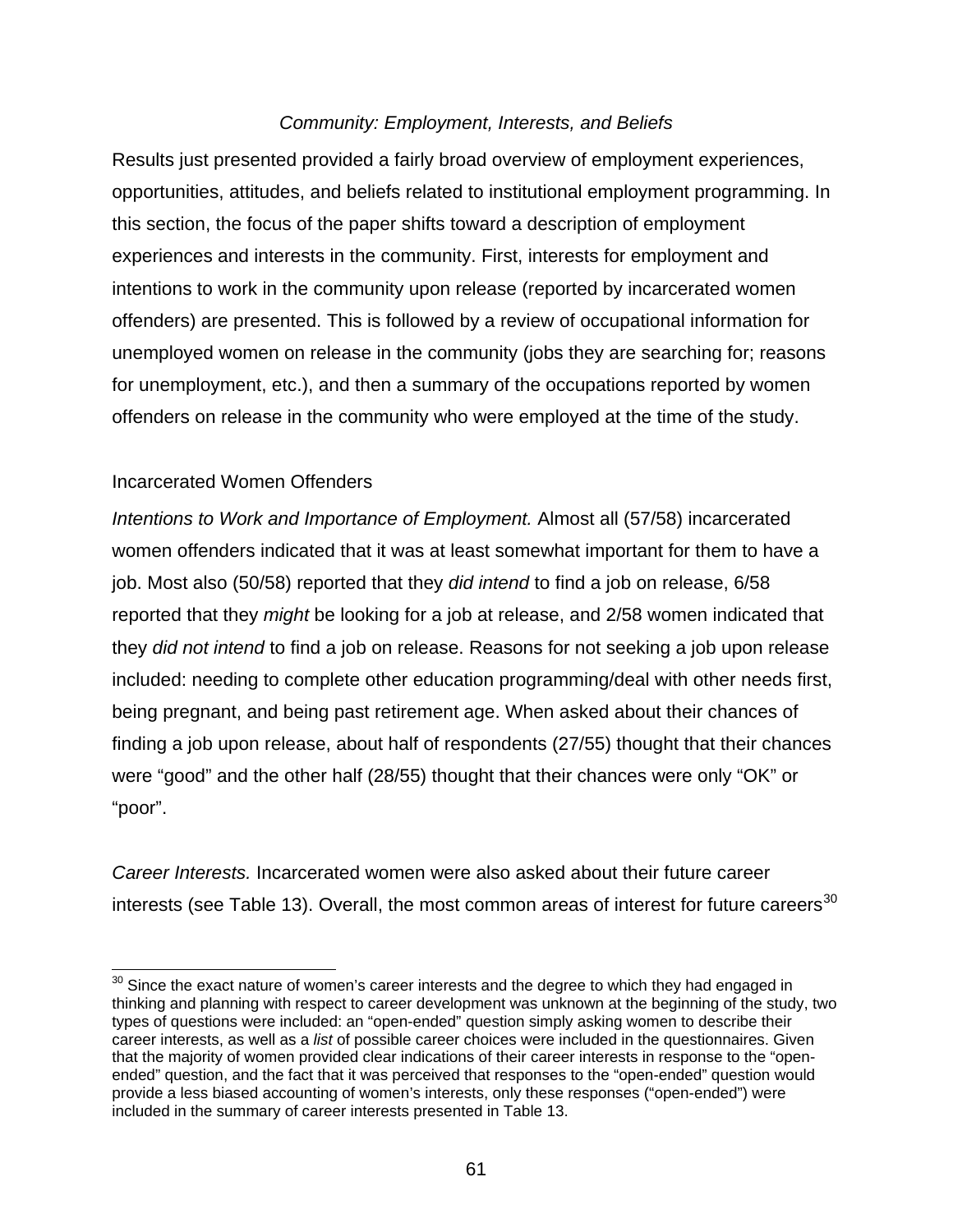### *Community: Employment, Interests, and Beliefs*

Results just presented provided a fairly broad overview of employment experiences, opportunities, attitudes, and beliefs related to institutional employment programming. In this section, the focus of the paper shifts toward a description of employment experiences and interests in the community. First, interests for employment and intentions to work in the community upon release (reported by incarcerated women offenders) are presented. This is followed by a review of occupational information for unemployed women on release in the community (jobs they are searching for; reasons for unemployment, etc.), and then a summary of the occupations reported by women offenders on release in the community who were employed at the time of the study.

#### Incarcerated Women Offenders

*Intentions to Work and Importance of Employment.* Almost all (57/58) incarcerated women offenders indicated that it was at least somewhat important for them to have a job. Most also (50/58) reported that they *did intend* to find a job on release, 6/58 reported that they *might* be looking for a job at release, and 2/58 women indicated that they *did not intend* to find a job on release. Reasons for not seeking a job upon release included: needing to complete other education programming/deal with other needs first, being pregnant, and being past retirement age. When asked about their chances of finding a job upon release, about half of respondents (27/55) thought that their chances were "good" and the other half (28/55) thought that their chances were only "OK" or "poor".

*Career Interests.* Incarcerated women were also asked about their future career interests (see Table 13). Overall, the most common areas of interest for future careers[30]

[30] Since the exact nature of women's career interests and the degree to which they had engaged in thinking and planning with respect to career development was unknown at the beginning of the study, two types of questions were included: an "open-ended" question simply asking women to describe their career interests, as well as a *list* of possible career choices were included in the questionnaires. Given that the majority of women provided clear indications of their career interests in response to the "open-ended" question, and the fact that it was perceived that responses to the "open-ended" question would provide a less biased accounting of women's interests, only these responses ("open-ended") were included in the summary of career interests presented in Table 13.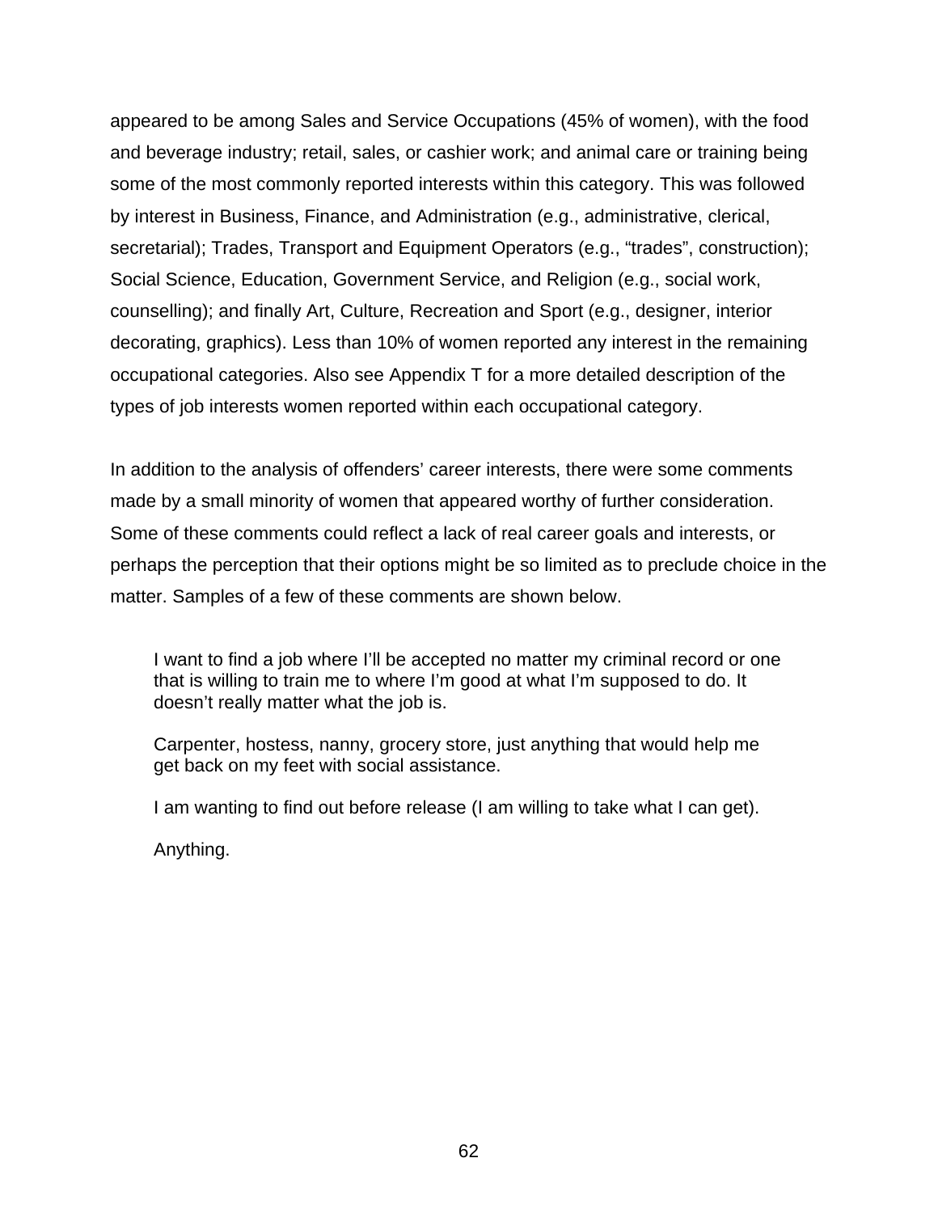appeared to be among Sales and Service Occupations (45% of women), with the food and beverage industry; retail, sales, or cashier work; and animal care or training being some of the most commonly reported interests within this category. This was followed by interest in Business, Finance, and Administration (e.g., administrative, clerical, secretarial); Trades, Transport and Equipment Operators (e.g., "trades", construction); Social Science, Education, Government Service, and Religion (e.g., social work, counselling); and finally Art, Culture, Recreation and Sport (e.g., designer, interior decorating, graphics). Less than 10% of women reported any interest in the remaining occupational categories. Also see Appendix T for a more detailed description of the types of job interests women reported within each occupational category.

In addition to the analysis of offenders' career interests, there were some comments made by a small minority of women that appeared worthy of further consideration. Some of these comments could reflect a lack of real career goals and interests, or perhaps the perception that their options might be so limited as to preclude choice in the matter. Samples of a few of these comments are shown below.

> I want to find a job where I'll be accepted no matter my criminal record or one that is willing to train me to where I'm good at what I'm supposed to do. It doesn't really matter what the job is.
>
> Carpenter, hostess, nanny, grocery store, just anything that would help me get back on my feet with social assistance.
>
> I am wanting to find out before release (I am willing to take what I can get).
>
> Anything.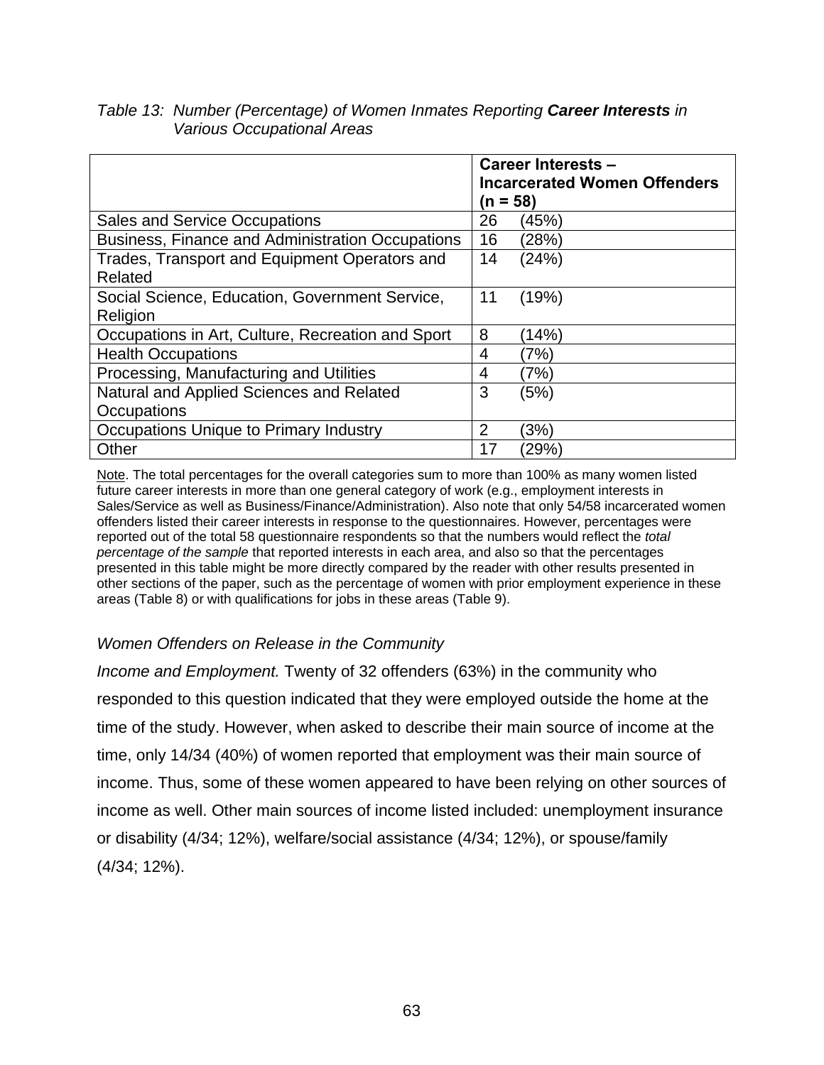*Table 13: Number (Percentage) of Women Inmates Reporting **Career Interests** in Various Occupational Areas*

| | **Career Interests – Incarcerated Women Offenders (n = 58)** |
|---|---|
| Sales and Service Occupations | 26 (45%) |
| Business, Finance and Administration Occupations | 16 (28%) |
| Trades, Transport and Equipment Operators and Related | 14 (24%) |
| Social Science, Education, Government Service, Religion | 11 (19%) |
| Occupations in Art, Culture, Recreation and Sport | 8 (14%) |
| Health Occupations | 4 (7%) |
| Processing, Manufacturing and Utilities | 4 (7%) |
| Natural and Applied Sciences and Related Occupations | 3 (5%) |
| Occupations Unique to Primary Industry | 2 (3%) |
| Other | 17 (29%) |

Note. The total percentages for the overall categories sum to more than 100% as many women listed future career interests in more than one general category of work (e.g., employment interests in Sales/Service as well as Business/Finance/Administration). Also note that only 54/58 incarcerated women offenders listed their career interests in response to the questionnaires. However, percentages were reported out of the total 58 questionnaire respondents so that the numbers would reflect the *total percentage of the sample* that reported interests in each area, and also so that the percentages presented in this table might be more directly compared by the reader with other results presented in other sections of the paper, such as the percentage of women with prior employment experience in these areas (Table 8) or with qualifications for jobs in these areas (Table 9).

### *Women Offenders on Release in the Community*

*Income and Employment.* Twenty of 32 offenders (63%) in the community who responded to this question indicated that they were employed outside the home at the time of the study. However, when asked to describe their main source of income at the time, only 14/34 (40%) of women reported that employment was their main source of income. Thus, some of these women appeared to have been relying on other sources of income as well. Other main sources of income listed included: unemployment insurance or disability (4/34; 12%), welfare/social assistance (4/34; 12%), or spouse/family (4/34; 12%).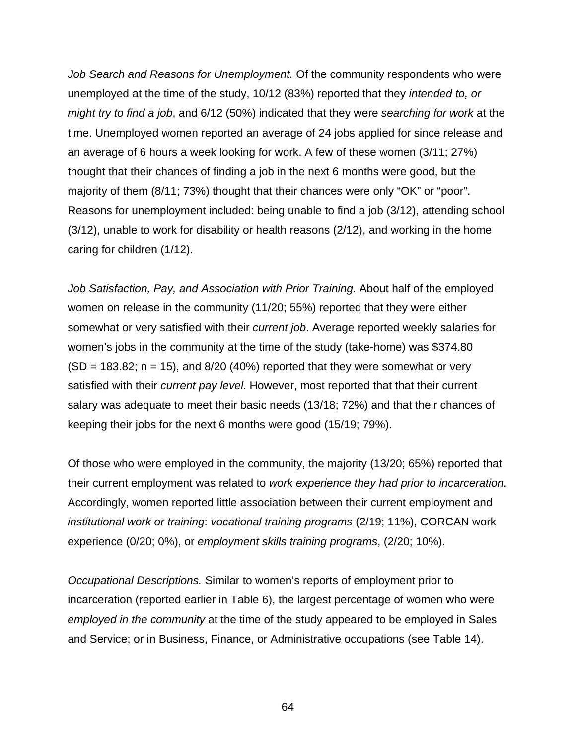*Job Search and Reasons for Unemployment.* Of the community respondents who were unemployed at the time of the study, 10/12 (83%) reported that they *intended to, or might try to find a job*, and 6/12 (50%) indicated that they were *searching for work* at the time. Unemployed women reported an average of 24 jobs applied for since release and an average of 6 hours a week looking for work. A few of these women (3/11; 27%) thought that their chances of finding a job in the next 6 months were good, but the majority of them (8/11; 73%) thought that their chances were only "OK" or "poor". Reasons for unemployment included: being unable to find a job (3/12), attending school (3/12), unable to work for disability or health reasons (2/12), and working in the home caring for children (1/12).

*Job Satisfaction, Pay, and Association with Prior Training*. About half of the employed women on release in the community (11/20; 55%) reported that they were either somewhat or very satisfied with their *current job*. Average reported weekly salaries for women's jobs in the community at the time of the study (take-home) was $374.80 (SD = 183.82; n = 15), and 8/20 (40%) reported that they were somewhat or very satisfied with their *current pay level*. However, most reported that that their current salary was adequate to meet their basic needs (13/18; 72%) and that their chances of keeping their jobs for the next 6 months were good (15/19; 79%).

Of those who were employed in the community, the majority (13/20; 65%) reported that their current employment was related to *work experience they had prior to incarceration*. Accordingly, women reported little association between their current employment and *institutional work or training*: *vocational training programs* (2/19; 11%), CORCAN work experience (0/20; 0%), or *employment skills training programs*, (2/20; 10%).

*Occupational Descriptions.* Similar to women's reports of employment prior to incarceration (reported earlier in Table 6), the largest percentage of women who were *employed in the community* at the time of the study appeared to be employed in Sales and Service; or in Business, Finance, or Administrative occupations (see Table 14).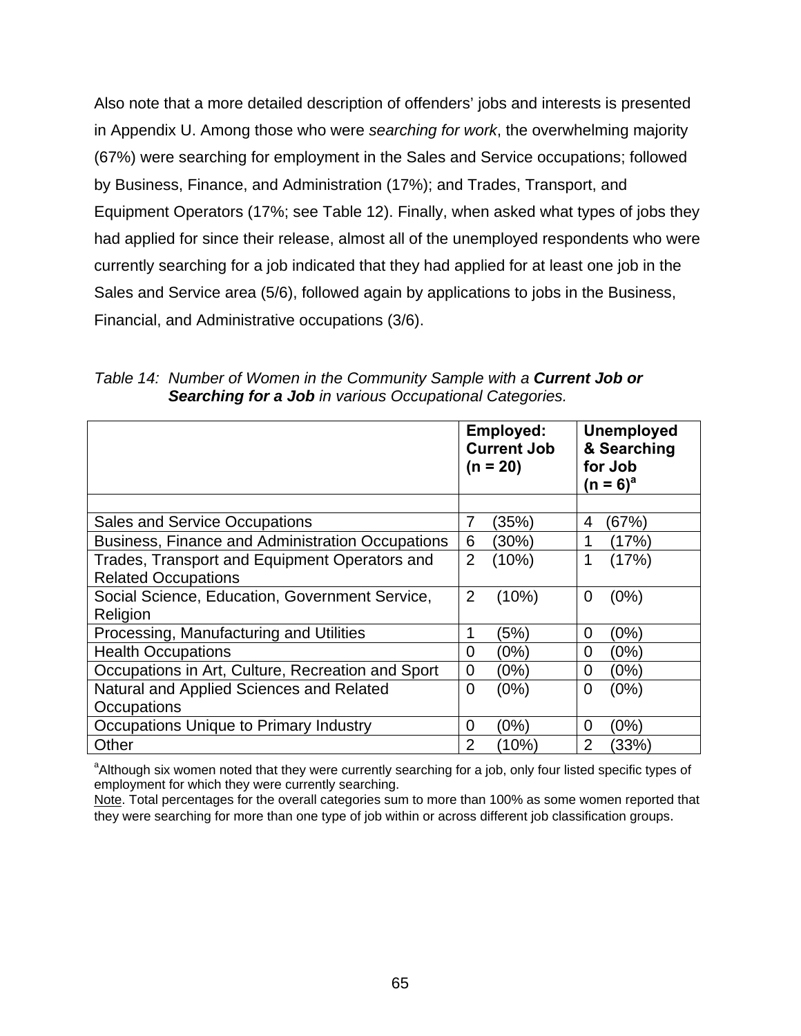Also note that a more detailed description of offenders' jobs and interests is presented in Appendix U. Among those who were *searching for work*, the overwhelming majority (67%) were searching for employment in the Sales and Service occupations; followed by Business, Finance, and Administration (17%); and Trades, Transport, and Equipment Operators (17%; see Table 12). Finally, when asked what types of jobs they had applied for since their release, almost all of the unemployed respondents who were currently searching for a job indicated that they had applied for at least one job in the Sales and Service area (5/6), followed again by applications to jobs in the Business, Financial, and Administrative occupations (3/6).

*Table 14: Number of Women in the Community Sample with a* ***Current Job or Searching for a Job*** *in various Occupational Categories.*

| | **Employed: Current Job (n = 20)** | **Unemployed & Searching for Job (n = 6)[a]** |
|---|---|---|
| | | |
| Sales and Service Occupations | 7 (35%) | 4 (67%) |
| Business, Finance and Administration Occupations | 6 (30%) | 1 (17%) |
| Trades, Transport and Equipment Operators and Related Occupations | 2 (10%) | 1 (17%) |
| Social Science, Education, Government Service, Religion | 2 (10%) | 0 (0%) |
| Processing, Manufacturing and Utilities | 1 (5%) | 0 (0%) |
| Health Occupations | 0 (0%) | 0 (0%) |
| Occupations in Art, Culture, Recreation and Sport | 0 (0%) | 0 (0%) |
| Natural and Applied Sciences and Related Occupations | 0 (0%) | 0 (0%) |
| Occupations Unique to Primary Industry | 0 (0%) | 0 (0%) |
| Other | 2 (10%) | 2 (33%) |

[a]Although six women noted that they were currently searching for a job, only four listed specific types of employment for which they were currently searching.

Note. Total percentages for the overall categories sum to more than 100% as some women reported that they were searching for more than one type of job within or across different job classification groups.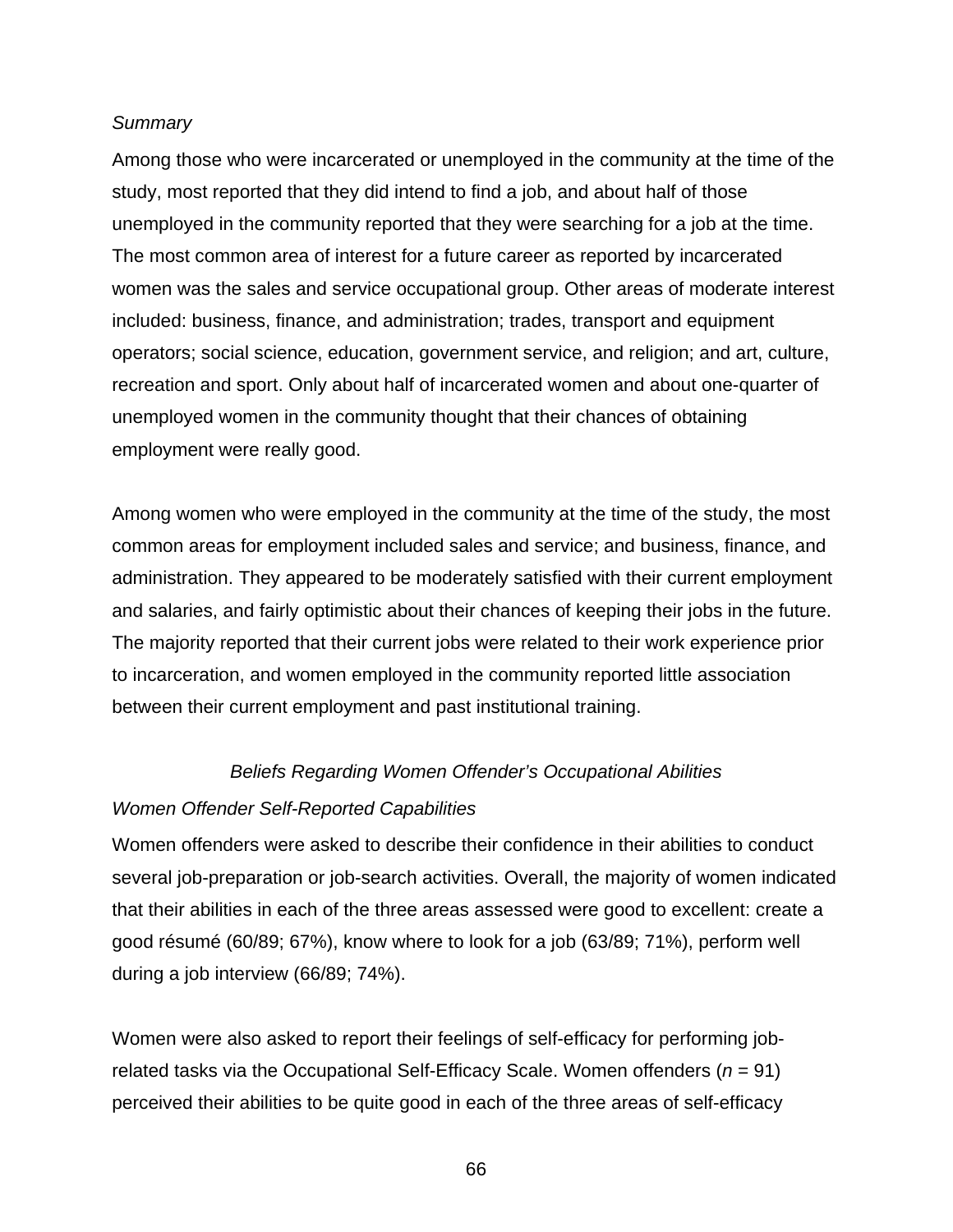*Summary*

Among those who were incarcerated or unemployed in the community at the time of the study, most reported that they did intend to find a job, and about half of those unemployed in the community reported that they were searching for a job at the time. The most common area of interest for a future career as reported by incarcerated women was the sales and service occupational group. Other areas of moderate interest included: business, finance, and administration; trades, transport and equipment operators; social science, education, government service, and religion; and art, culture, recreation and sport. Only about half of incarcerated women and about one-quarter of unemployed women in the community thought that their chances of obtaining employment were really good.

Among women who were employed in the community at the time of the study, the most common areas for employment included sales and service; and business, finance, and administration. They appeared to be moderately satisfied with their current employment and salaries, and fairly optimistic about their chances of keeping their jobs in the future. The majority reported that their current jobs were related to their work experience prior to incarceration, and women employed in the community reported little association between their current employment and past institutional training.

### *Beliefs Regarding Women Offender's Occupational Abilities*

*Women Offender Self-Reported Capabilities*

Women offenders were asked to describe their confidence in their abilities to conduct several job-preparation or job-search activities. Overall, the majority of women indicated that their abilities in each of the three areas assessed were good to excellent: create a good résumé (60/89; 67%), know where to look for a job (63/89; 71%), perform well during a job interview (66/89; 74%).

Women were also asked to report their feelings of self-efficacy for performing job-related tasks via the Occupational Self-Efficacy Scale. Women offenders ($n$ = 91) perceived their abilities to be quite good in each of the three areas of self-efficacy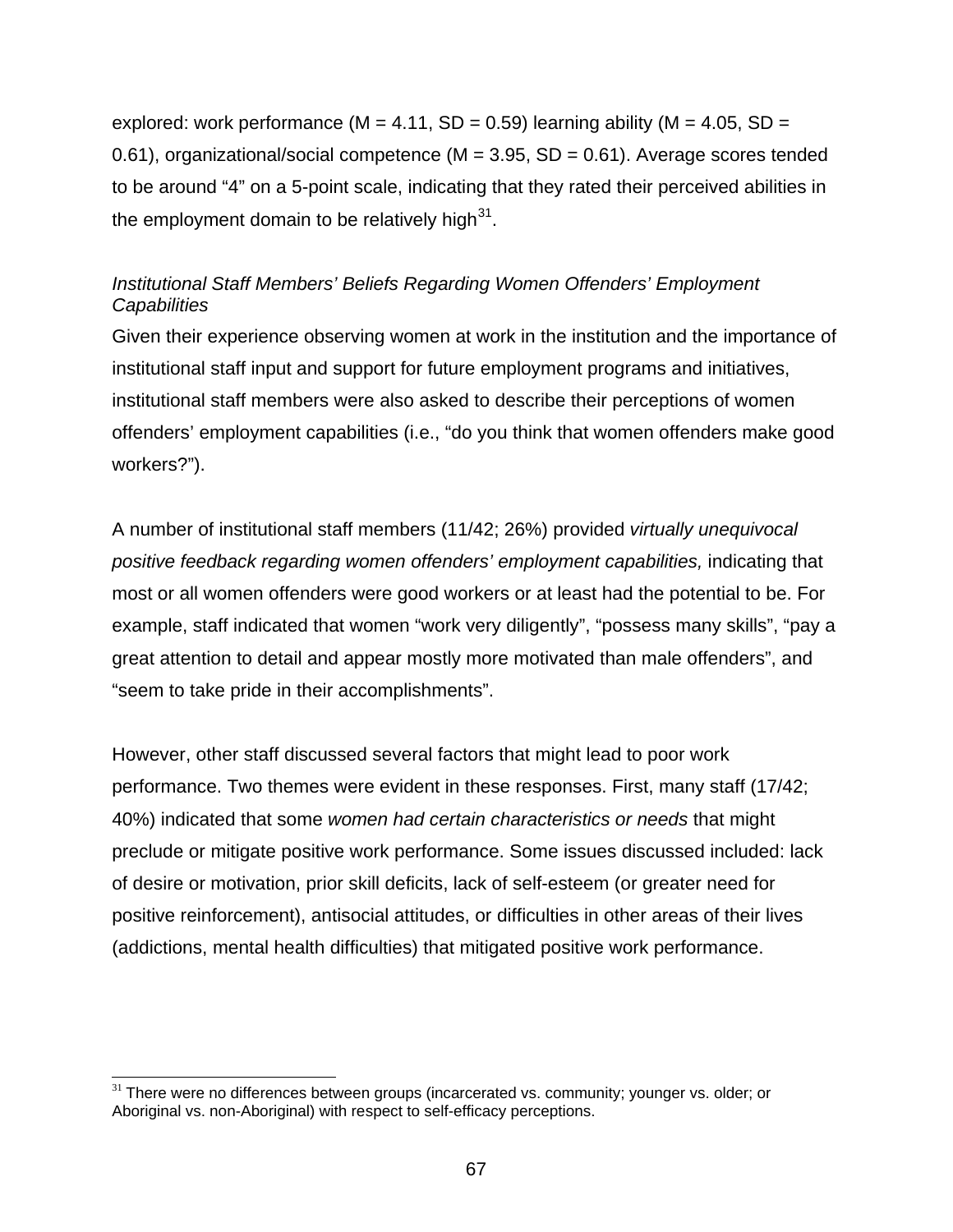explored: work performance (M = 4.11, SD = 0.59) learning ability (M = 4.05, SD = 0.61), organizational/social competence (M = 3.95, SD = 0.61). Average scores tended to be around "4" on a 5-point scale, indicating that they rated their perceived abilities in the employment domain to be relatively high[31].

### *Institutional Staff Members' Beliefs Regarding Women Offenders' Employment Capabilities*

Given their experience observing women at work in the institution and the importance of institutional staff input and support for future employment programs and initiatives, institutional staff members were also asked to describe their perceptions of women offenders' employment capabilities (i.e., "do you think that women offenders make good workers?").

A number of institutional staff members (11/42; 26%) provided *virtually unequivocal positive feedback regarding women offenders' employment capabilities,* indicating that most or all women offenders were good workers or at least had the potential to be. For example, staff indicated that women "work very diligently", "possess many skills", "pay a great attention to detail and appear mostly more motivated than male offenders", and "seem to take pride in their accomplishments".

However, other staff discussed several factors that might lead to poor work performance. Two themes were evident in these responses. First, many staff (17/42; 40%) indicated that some *women had certain characteristics or needs* that might preclude or mitigate positive work performance. Some issues discussed included: lack of desire or motivation, prior skill deficits, lack of self-esteem (or greater need for positive reinforcement), antisocial attitudes, or difficulties in other areas of their lives (addictions, mental health difficulties) that mitigated positive work performance.

[31] There were no differences between groups (incarcerated vs. community; younger vs. older; or Aboriginal vs. non-Aboriginal) with respect to self-efficacy perceptions.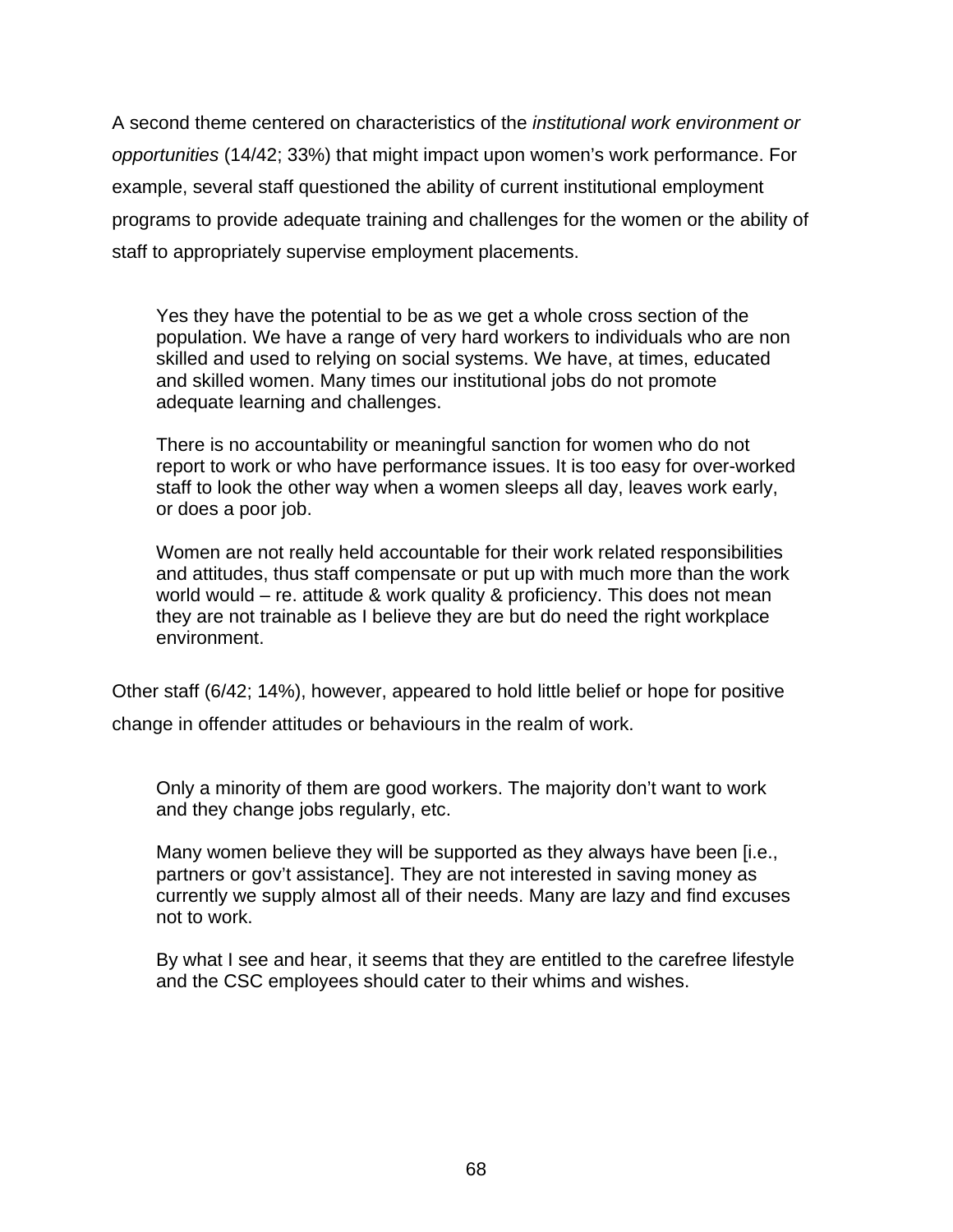A second theme centered on characteristics of the *institutional work environment or opportunities* (14/42; 33%) that might impact upon women's work performance. For example, several staff questioned the ability of current institutional employment programs to provide adequate training and challenges for the women or the ability of staff to appropriately supervise employment placements.

> Yes they have the potential to be as we get a whole cross section of the population. We have a range of very hard workers to individuals who are non skilled and used to relying on social systems. We have, at times, educated and skilled women. Many times our institutional jobs do not promote adequate learning and challenges.
>
> There is no accountability or meaningful sanction for women who do not report to work or who have performance issues. It is too easy for over-worked staff to look the other way when a women sleeps all day, leaves work early, or does a poor job.
>
> Women are not really held accountable for their work related responsibilities and attitudes, thus staff compensate or put up with much more than the work world would – re. attitude & work quality & proficiency. This does not mean they are not trainable as I believe they are but do need the right workplace environment.

Other staff (6/42; 14%), however, appeared to hold little belief or hope for positive change in offender attitudes or behaviours in the realm of work.

> Only a minority of them are good workers. The majority don't want to work and they change jobs regularly, etc.
>
> Many women believe they will be supported as they always have been [i.e., partners or gov't assistance]. They are not interested in saving money as currently we supply almost all of their needs. Many are lazy and find excuses not to work.
>
> By what I see and hear, it seems that they are entitled to the carefree lifestyle and the CSC employees should cater to their whims and wishes.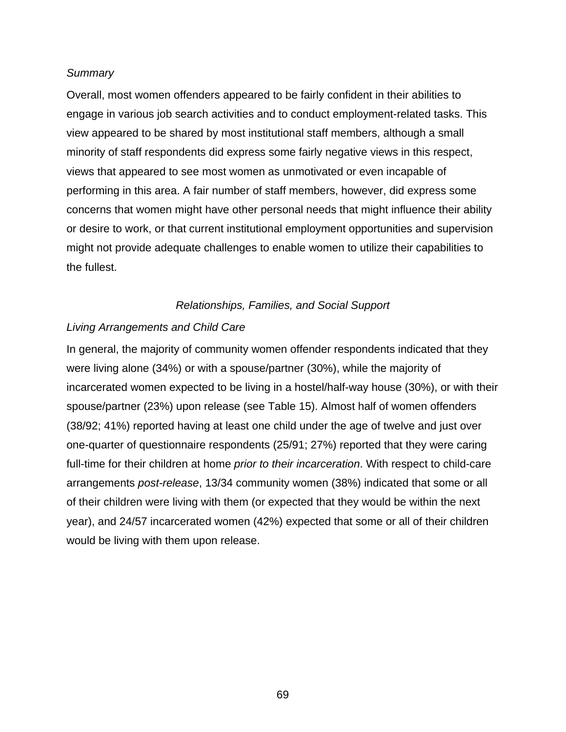*Summary*

Overall, most women offenders appeared to be fairly confident in their abilities to engage in various job search activities and to conduct employment-related tasks. This view appeared to be shared by most institutional staff members, although a small minority of staff respondents did express some fairly negative views in this respect, views that appeared to see most women as unmotivated or even incapable of performing in this area. A fair number of staff members, however, did express some concerns that women might have other personal needs that might influence their ability or desire to work, or that current institutional employment opportunities and supervision might not provide adequate challenges to enable women to utilize their capabilities to the fullest.

## *Relationships, Families, and Social Support*

### *Living Arrangements and Child Care*

In general, the majority of community women offender respondents indicated that they were living alone (34%) or with a spouse/partner (30%), while the majority of incarcerated women expected to be living in a hostel/half-way house (30%), or with their spouse/partner (23%) upon release (see Table 15). Almost half of women offenders (38/92; 41%) reported having at least one child under the age of twelve and just over one-quarter of questionnaire respondents (25/91; 27%) reported that they were caring full-time for their children at home *prior to their incarceration*. With respect to child-care arrangements *post-release*, 13/34 community women (38%) indicated that some or all of their children were living with them (or expected that they would be within the next year), and 24/57 incarcerated women (42%) expected that some or all of their children would be living with them upon release.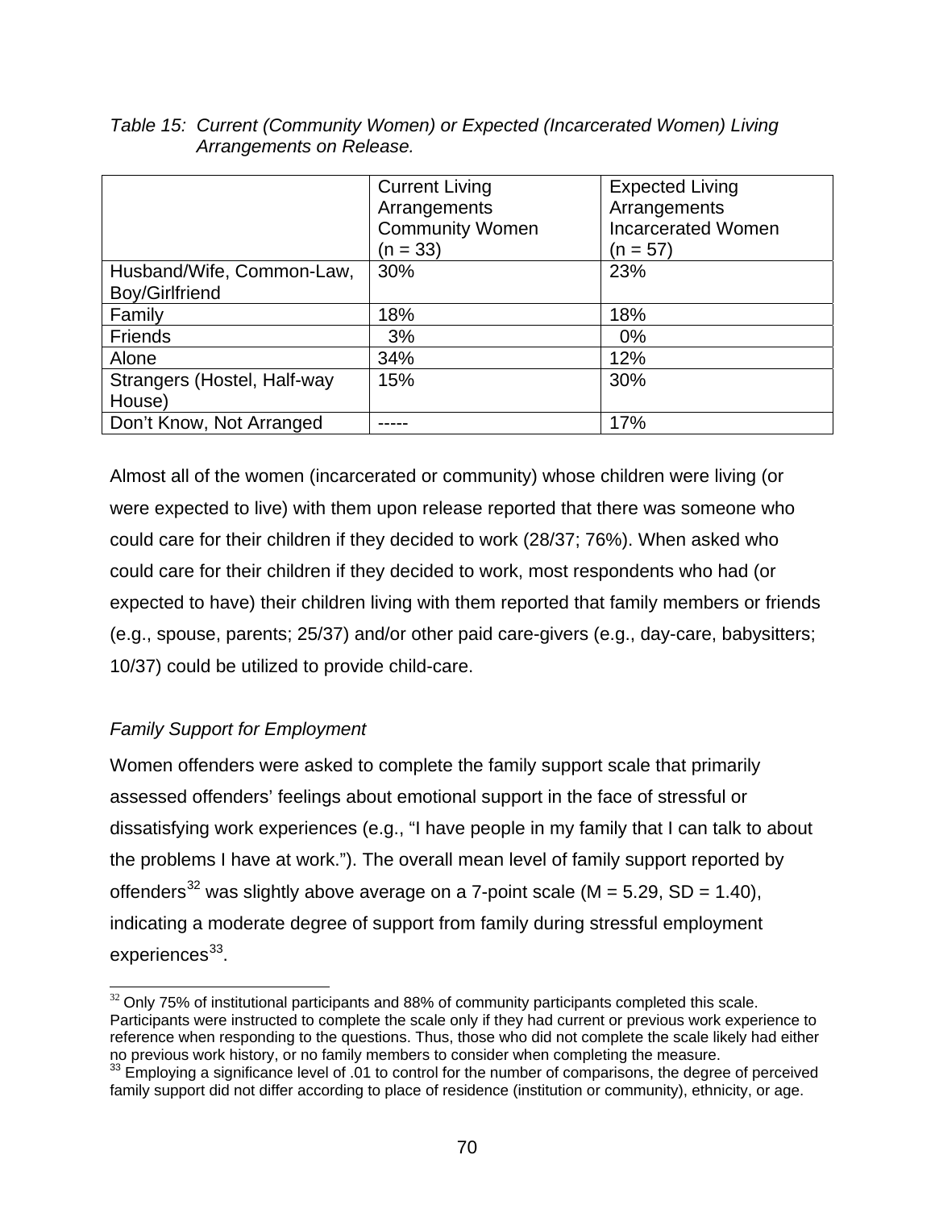*Table 15: Current (Community Women) or Expected (Incarcerated Women) Living Arrangements on Release.*

| | Current Living Arrangements Community Women (n = 33) | Expected Living Arrangements Incarcerated Women (n = 57) |
|---|---|---|
| Husband/Wife, Common-Law, Boy/Girlfriend | 30% | 23% |
| Family | 18% | 18% |
| Friends | 3% | 0% |
| Alone | 34% | 12% |
| Strangers (Hostel, Half-way House) | 15% | 30% |
| Don't Know, Not Arranged | ----- | 17% |

Almost all of the women (incarcerated or community) whose children were living (or were expected to live) with them upon release reported that there was someone who could care for their children if they decided to work (28/37; 76%). When asked who could care for their children if they decided to work, most respondents who had (or expected to have) their children living with them reported that family members or friends (e.g., spouse, parents; 25/37) and/or other paid care-givers (e.g., day-care, babysitters; 10/37) could be utilized to provide child-care.

*Family Support for Employment*

Women offenders were asked to complete the family support scale that primarily assessed offenders' feelings about emotional support in the face of stressful or dissatisfying work experiences (e.g., "I have people in my family that I can talk to about the problems I have at work."). The overall mean level of family support reported by offenders[32] was slightly above average on a 7-point scale (M = 5.29, SD = 1.40), indicating a moderate degree of support from family during stressful employment experiences[33].

[32] Only 75% of institutional participants and 88% of community participants completed this scale. Participants were instructed to complete the scale only if they had current or previous work experience to reference when responding to the questions. Thus, those who did not complete the scale likely had either no previous work history, or no family members to consider when completing the measure.

[33] Employing a significance level of .01 to control for the number of comparisons, the degree of perceived family support did not differ according to place of residence (institution or community), ethnicity, or age.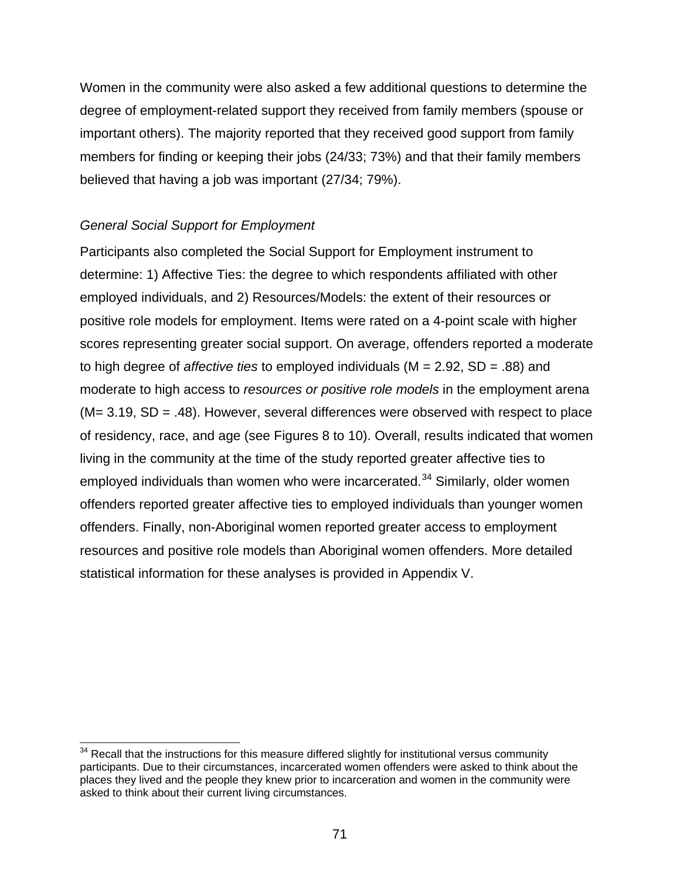Women in the community were also asked a few additional questions to determine the degree of employment-related support they received from family members (spouse or important others). The majority reported that they received good support from family members for finding or keeping their jobs (24/33; 73%) and that their family members believed that having a job was important (27/34; 79%).

*General Social Support for Employment*

Participants also completed the Social Support for Employment instrument to determine: 1) Affective Ties: the degree to which respondents affiliated with other employed individuals, and 2) Resources/Models: the extent of their resources or positive role models for employment. Items were rated on a 4-point scale with higher scores representing greater social support. On average, offenders reported a moderate to high degree of *affective ties* to employed individuals ($M = 2.92$, $SD = .88$) and moderate to high access to *resources or positive role models* in the employment arena ($M = 3.19$, $SD = .48$). However, several differences were observed with respect to place of residency, race, and age (see Figures 8 to 10). Overall, results indicated that women living in the community at the time of the study reported greater affective ties to employed individuals than women who were incarcerated.[34] Similarly, older women offenders reported greater affective ties to employed individuals than younger women offenders. Finally, non-Aboriginal women reported greater access to employment resources and positive role models than Aboriginal women offenders. More detailed statistical information for these analyses is provided in Appendix V.

---

[34] Recall that the instructions for this measure differed slightly for institutional versus community participants. Due to their circumstances, incarcerated women offenders were asked to think about the places they lived and the people they knew prior to incarceration and women in the community were asked to think about their current living circumstances.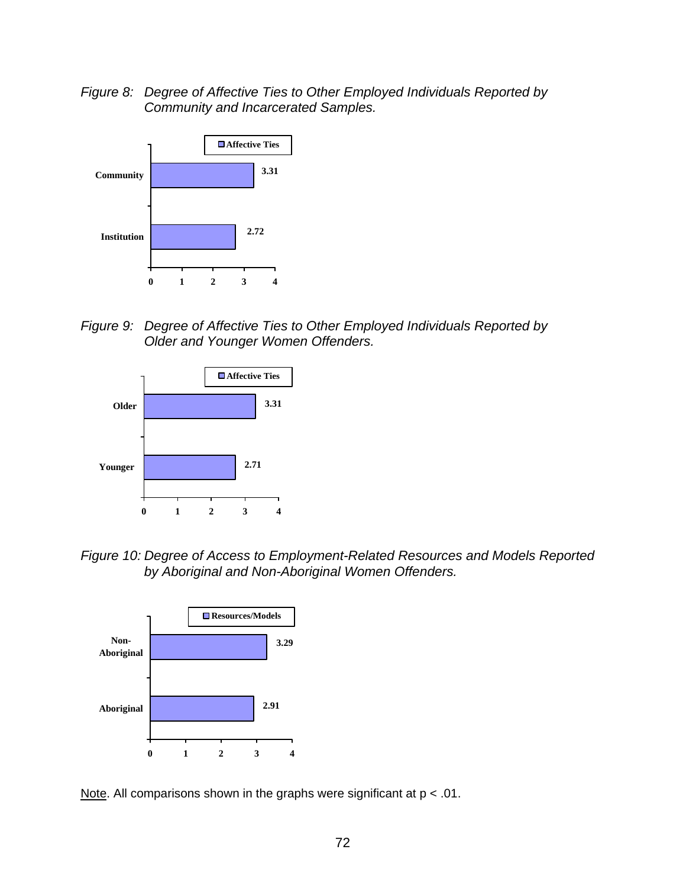*Figure 8: Degree of Affective Ties to Other Employed Individuals Reported by Community and Incarcerated Samples.*

| | Affective Ties |
|---|---|
| Community | 3.31 |
| Institution | 2.72 |

*Figure 9: Degree of Affective Ties to Other Employed Individuals Reported by Older and Younger Women Offenders.*

| | Affective Ties |
|---|---|
| Older | 3.31 |
| Younger | 2.71 |

*Figure 10: Degree of Access to Employment-Related Resources and Models Reported by Aboriginal and Non-Aboriginal Women Offenders.*

| | Resources/Models |
|---|---|
| Non-Aboriginal | 3.29 |
| Aboriginal | 2.91 |

Note. All comparisons shown in the graphs were significant at $p < .01$.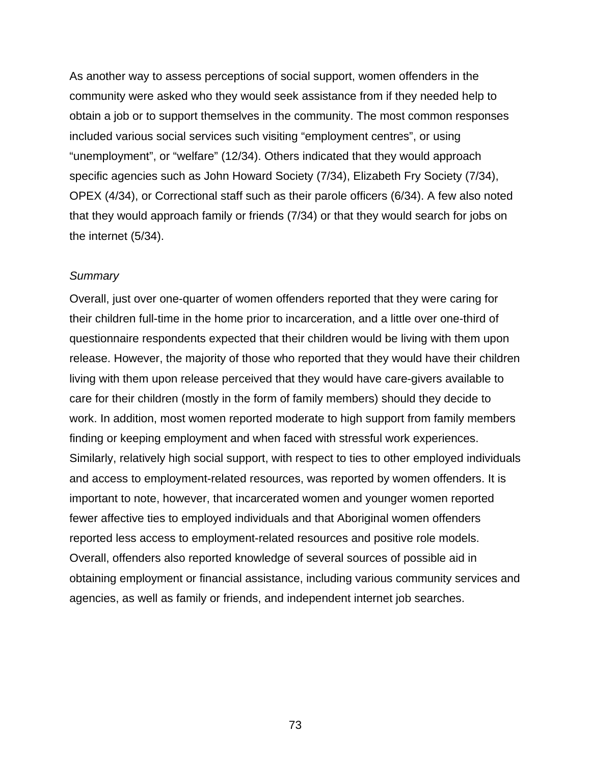As another way to assess perceptions of social support, women offenders in the community were asked who they would seek assistance from if they needed help to obtain a job or to support themselves in the community. The most common responses included various social services such visiting “employment centres”, or using “unemployment”, or “welfare” (12/34). Others indicated that they would approach specific agencies such as John Howard Society (7/34), Elizabeth Fry Society (7/34), OPEX (4/34), or Correctional staff such as their parole officers (6/34). A few also noted that they would approach family or friends (7/34) or that they would search for jobs on the internet (5/34).

*Summary*

Overall, just over one-quarter of women offenders reported that they were caring for their children full-time in the home prior to incarceration, and a little over one-third of questionnaire respondents expected that their children would be living with them upon release. However, the majority of those who reported that they would have their children living with them upon release perceived that they would have care-givers available to care for their children (mostly in the form of family members) should they decide to work. In addition, most women reported moderate to high support from family members finding or keeping employment and when faced with stressful work experiences. Similarly, relatively high social support, with respect to ties to other employed individuals and access to employment-related resources, was reported by women offenders. It is important to note, however, that incarcerated women and younger women reported fewer affective ties to employed individuals and that Aboriginal women offenders reported less access to employment-related resources and positive role models. Overall, offenders also reported knowledge of several sources of possible aid in obtaining employment or financial assistance, including various community services and agencies, as well as family or friends, and independent internet job searches.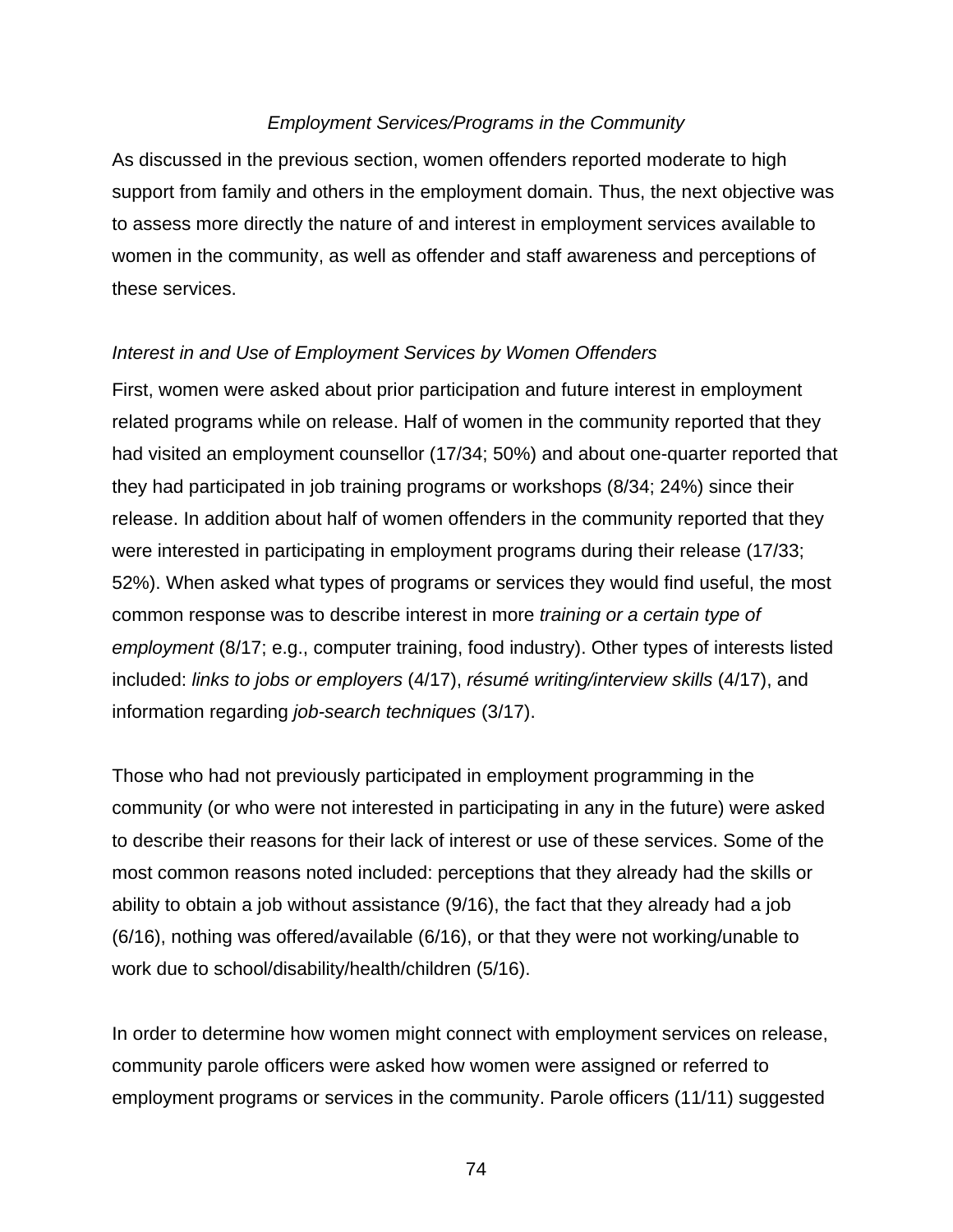### *Employment Services/Programs in the Community*

As discussed in the previous section, women offenders reported moderate to high support from family and others in the employment domain. Thus, the next objective was to assess more directly the nature of and interest in employment services available to women in the community, as well as offender and staff awareness and perceptions of these services.

#### *Interest in and Use of Employment Services by Women Offenders*

First, women were asked about prior participation and future interest in employment related programs while on release. Half of women in the community reported that they had visited an employment counsellor (17/34; 50%) and about one-quarter reported that they had participated in job training programs or workshops (8/34; 24%) since their release. In addition about half of women offenders in the community reported that they were interested in participating in employment programs during their release (17/33; 52%). When asked what types of programs or services they would find useful, the most common response was to describe interest in more *training or a certain type of employment* (8/17; e.g., computer training, food industry). Other types of interests listed included: *links to jobs or employers* (4/17), *résumé writing/interview skills* (4/17), and information regarding *job-search techniques* (3/17).

Those who had not previously participated in employment programming in the community (or who were not interested in participating in any in the future) were asked to describe their reasons for their lack of interest or use of these services. Some of the most common reasons noted included: perceptions that they already had the skills or ability to obtain a job without assistance (9/16), the fact that they already had a job (6/16), nothing was offered/available (6/16), or that they were not working/unable to work due to school/disability/health/children (5/16).

In order to determine how women might connect with employment services on release, community parole officers were asked how women were assigned or referred to employment programs or services in the community. Parole officers (11/11) suggested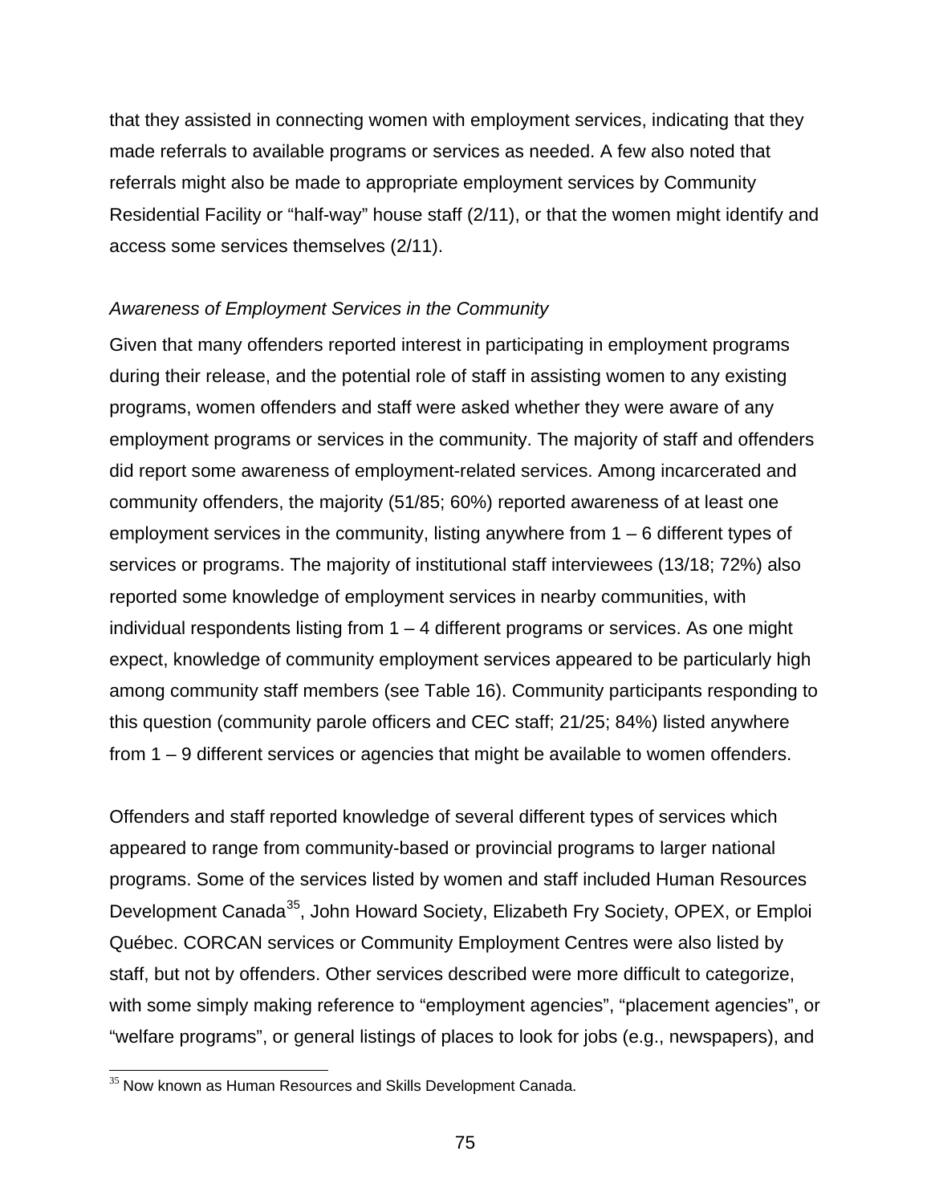that they assisted in connecting women with employment services, indicating that they made referrals to available programs or services as needed. A few also noted that referrals might also be made to appropriate employment services by Community Residential Facility or "half-way" house staff (2/11), or that the women might identify and access some services themselves (2/11).

*Awareness of Employment Services in the Community*

Given that many offenders reported interest in participating in employment programs during their release, and the potential role of staff in assisting women to any existing programs, women offenders and staff were asked whether they were aware of any employment programs or services in the community. The majority of staff and offenders did report some awareness of employment-related services. Among incarcerated and community offenders, the majority (51/85; 60%) reported awareness of at least one employment services in the community, listing anywhere from 1 – 6 different types of services or programs. The majority of institutional staff interviewees (13/18; 72%) also reported some knowledge of employment services in nearby communities, with individual respondents listing from 1 – 4 different programs or services. As one might expect, knowledge of community employment services appeared to be particularly high among community staff members (see Table 16). Community participants responding to this question (community parole officers and CEC staff; 21/25; 84%) listed anywhere from 1 – 9 different services or agencies that might be available to women offenders.

Offenders and staff reported knowledge of several different types of services which appeared to range from community-based or provincial programs to larger national programs. Some of the services listed by women and staff included Human Resources Development Canada[35], John Howard Society, Elizabeth Fry Society, OPEX, or Emploi Québec. CORCAN services or Community Employment Centres were also listed by staff, but not by offenders. Other services described were more difficult to categorize, with some simply making reference to "employment agencies", "placement agencies", or "welfare programs", or general listings of places to look for jobs (e.g., newspapers), and

[35] Now known as Human Resources and Skills Development Canada.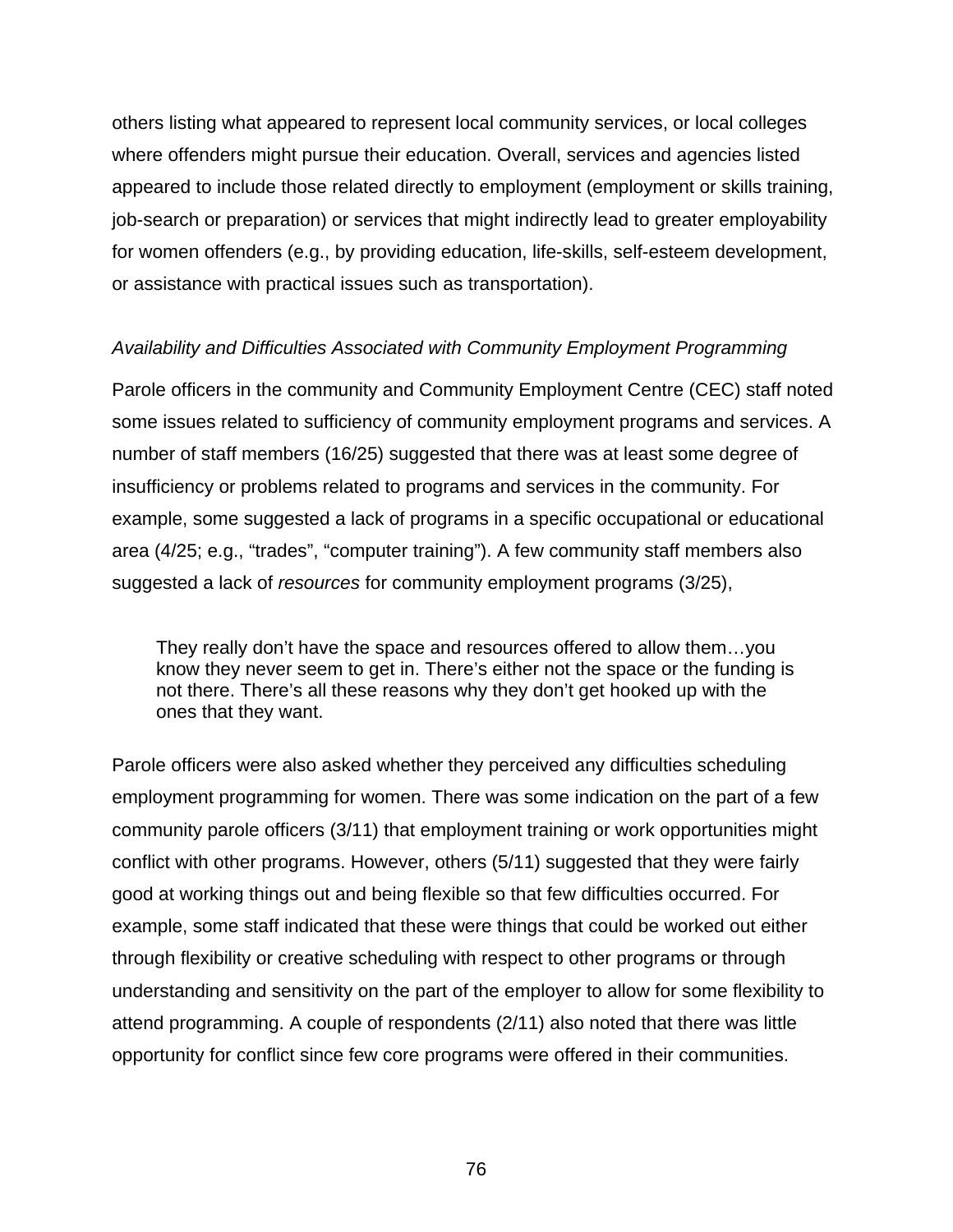others listing what appeared to represent local community services, or local colleges where offenders might pursue their education. Overall, services and agencies listed appeared to include those related directly to employment (employment or skills training, job-search or preparation) or services that might indirectly lead to greater employability for women offenders (e.g., by providing education, life-skills, self-esteem development, or assistance with practical issues such as transportation).

*Availability and Difficulties Associated with Community Employment Programming*

Parole officers in the community and Community Employment Centre (CEC) staff noted some issues related to sufficiency of community employment programs and services. A number of staff members (16/25) suggested that there was at least some degree of insufficiency or problems related to programs and services in the community. For example, some suggested a lack of programs in a specific occupational or educational area (4/25; e.g., “trades”, “computer training”). A few community staff members also suggested a lack of *resources* for community employment programs (3/25),

> They really don’t have the space and resources offered to allow them…you know they never seem to get in. There’s either not the space or the funding is not there. There’s all these reasons why they don’t get hooked up with the ones that they want.

Parole officers were also asked whether they perceived any difficulties scheduling employment programming for women. There was some indication on the part of a few community parole officers (3/11) that employment training or work opportunities might conflict with other programs. However, others (5/11) suggested that they were fairly good at working things out and being flexible so that few difficulties occurred. For example, some staff indicated that these were things that could be worked out either through flexibility or creative scheduling with respect to other programs or through understanding and sensitivity on the part of the employer to allow for some flexibility to attend programming. A couple of respondents (2/11) also noted that there was little opportunity for conflict since few core programs were offered in their communities.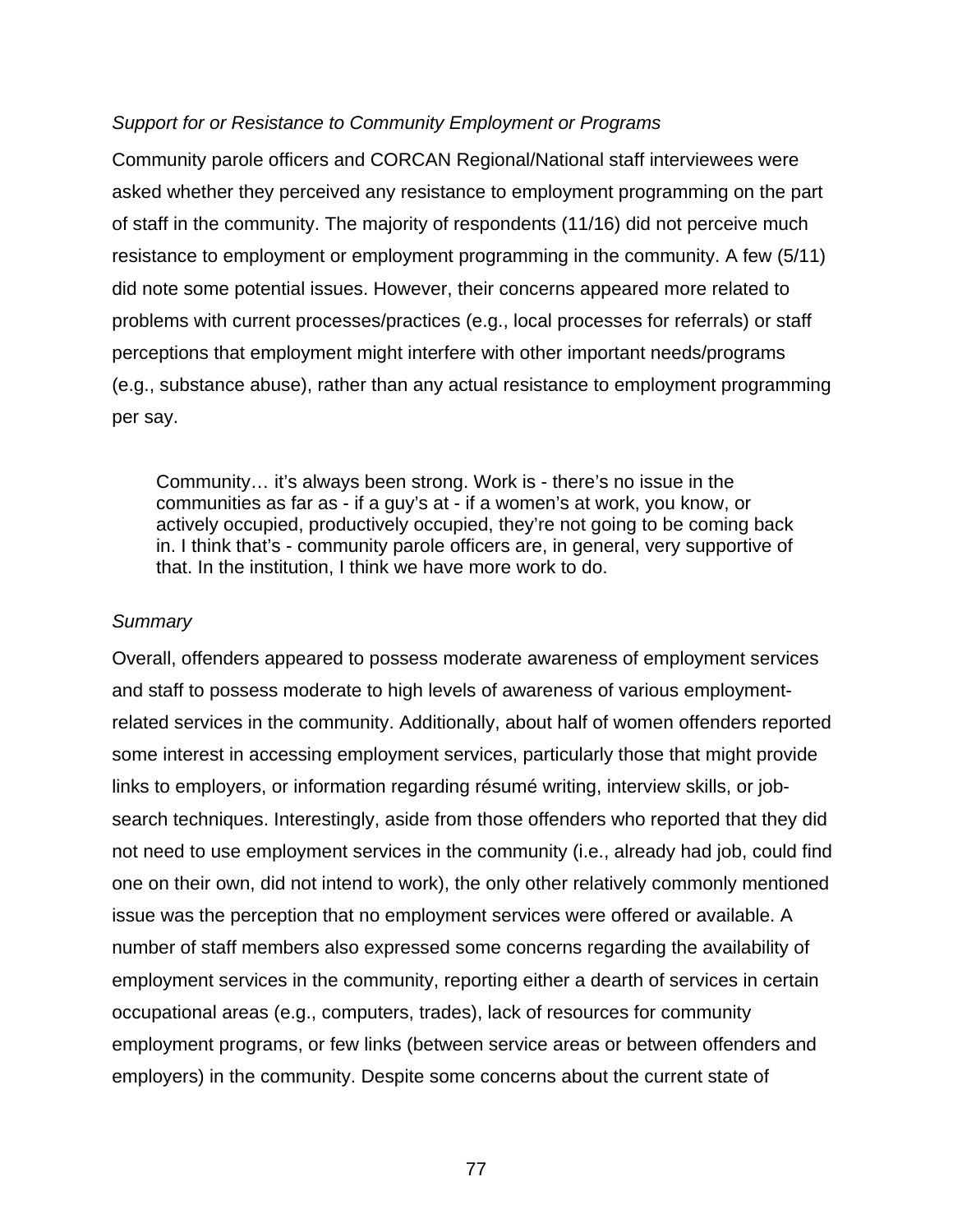*Support for or Resistance to Community Employment or Programs*

Community parole officers and CORCAN Regional/National staff interviewees were asked whether they perceived any resistance to employment programming on the part of staff in the community. The majority of respondents (11/16) did not perceive much resistance to employment or employment programming in the community. A few (5/11) did note some potential issues. However, their concerns appeared more related to problems with current processes/practices (e.g., local processes for referrals) or staff perceptions that employment might interfere with other important needs/programs (e.g., substance abuse), rather than any actual resistance to employment programming per say.

> Community… it's always been strong. Work is - there's no issue in the communities as far as - if a guy's at - if a women's at work, you know, or actively occupied, productively occupied, they're not going to be coming back in. I think that's - community parole officers are, in general, very supportive of that. In the institution, I think we have more work to do.

*Summary*

Overall, offenders appeared to possess moderate awareness of employment services and staff to possess moderate to high levels of awareness of various employment-related services in the community. Additionally, about half of women offenders reported some interest in accessing employment services, particularly those that might provide links to employers, or information regarding résumé writing, interview skills, or job-search techniques. Interestingly, aside from those offenders who reported that they did not need to use employment services in the community (i.e., already had job, could find one on their own, did not intend to work), the only other relatively commonly mentioned issue was the perception that no employment services were offered or available. A number of staff members also expressed some concerns regarding the availability of employment services in the community, reporting either a dearth of services in certain occupational areas (e.g., computers, trades), lack of resources for community employment programs, or few links (between service areas or between offenders and employers) in the community. Despite some concerns about the current state of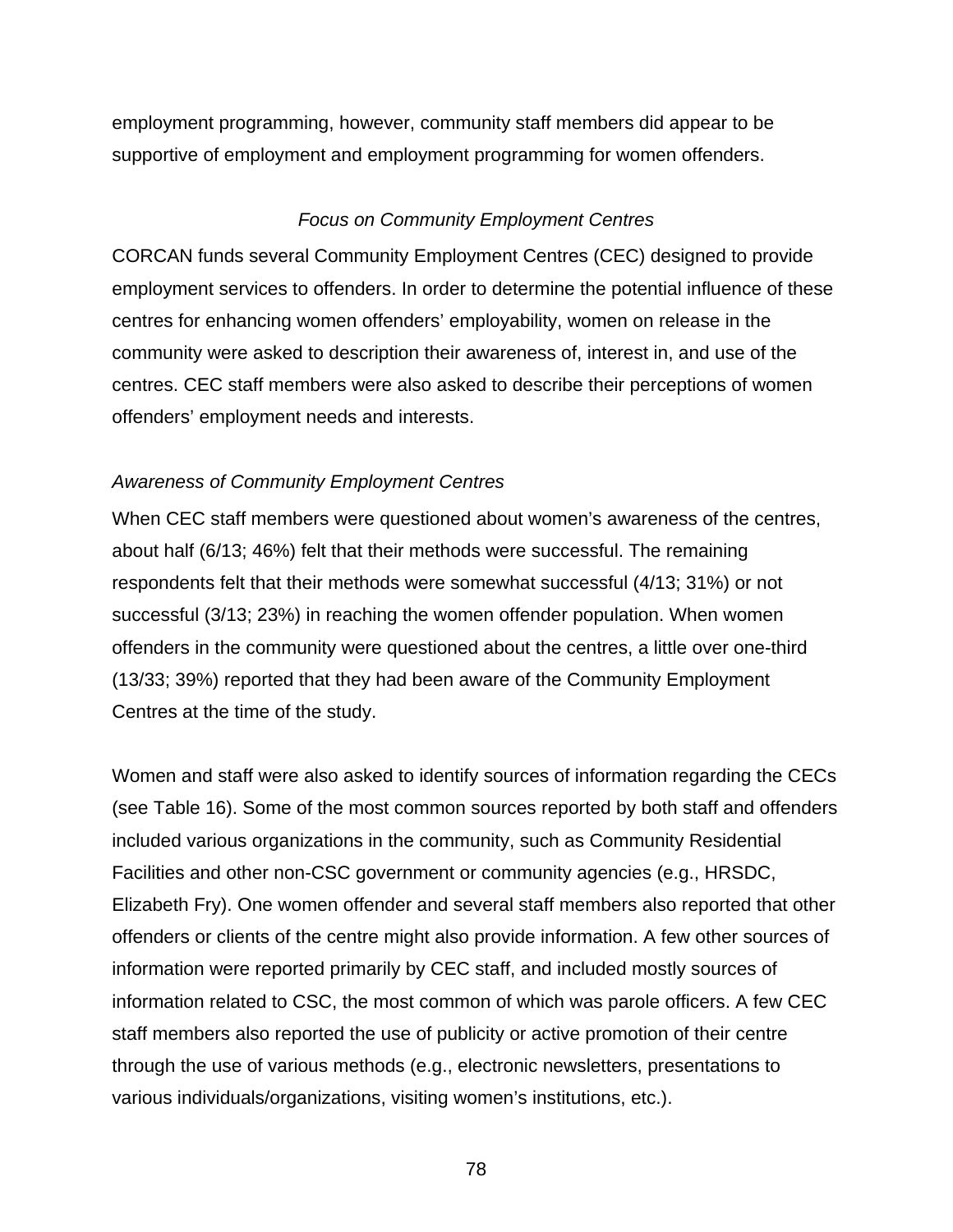employment programming, however, community staff members did appear to be supportive of employment and employment programming for women offenders.

### *Focus on Community Employment Centres*

CORCAN funds several Community Employment Centres (CEC) designed to provide employment services to offenders. In order to determine the potential influence of these centres for enhancing women offenders' employability, women on release in the community were asked to description their awareness of, interest in, and use of the centres. CEC staff members were also asked to describe their perceptions of women offenders' employment needs and interests.

#### *Awareness of Community Employment Centres*

When CEC staff members were questioned about women's awareness of the centres, about half (6/13; 46%) felt that their methods were successful. The remaining respondents felt that their methods were somewhat successful (4/13; 31%) or not successful (3/13; 23%) in reaching the women offender population. When women offenders in the community were questioned about the centres, a little over one-third (13/33; 39%) reported that they had been aware of the Community Employment Centres at the time of the study.

Women and staff were also asked to identify sources of information regarding the CECs (see Table 16). Some of the most common sources reported by both staff and offenders included various organizations in the community, such as Community Residential Facilities and other non-CSC government or community agencies (e.g., HRSDC, Elizabeth Fry). One women offender and several staff members also reported that other offenders or clients of the centre might also provide information. A few other sources of information were reported primarily by CEC staff, and included mostly sources of information related to CSC, the most common of which was parole officers. A few CEC staff members also reported the use of publicity or active promotion of their centre through the use of various methods (e.g., electronic newsletters, presentations to various individuals/organizations, visiting women's institutions, etc.).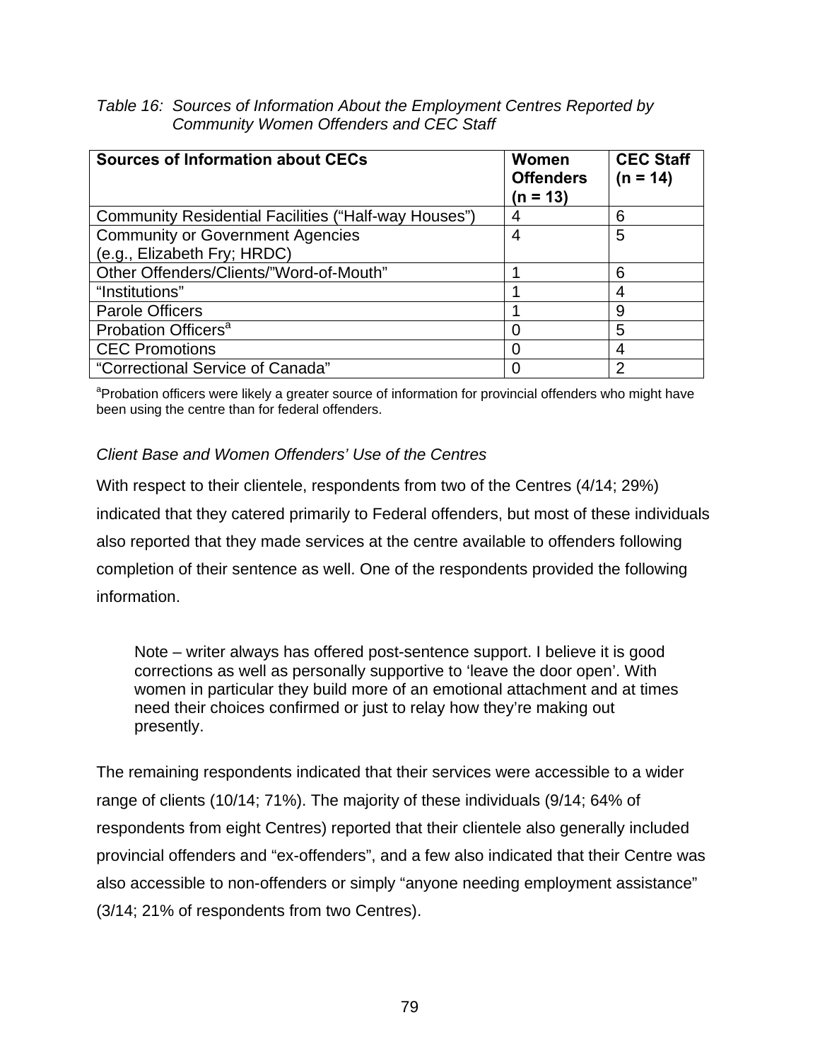*Table 16: Sources of Information About the Employment Centres Reported by Community Women Offenders and CEC Staff*

| Sources of Information about CECs | Women Offenders (n = 13) | CEC Staff (n = 14) |
|---|---|---|
| Community Residential Facilities (“Half-way Houses”) | 4 | 6 |
| Community or Government Agencies (e.g., Elizabeth Fry; HRDC) | 4 | 5 |
| Other Offenders/Clients/”Word-of-Mouth” | 1 | 6 |
| “Institutions” | 1 | 4 |
| Parole Officers | 1 | 9 |
| Probation Officers[a] | 0 | 5 |
| CEC Promotions | 0 | 4 |
| “Correctional Service of Canada” | 0 | 2 |

[a]Probation officers were likely a greater source of information for provincial offenders who might have been using the centre than for federal offenders.

### *Client Base and Women Offenders’ Use of the Centres*

With respect to their clientele, respondents from two of the Centres (4/14; 29%) indicated that they catered primarily to Federal offenders, but most of these individuals also reported that they made services at the centre available to offenders following completion of their sentence as well. One of the respondents provided the following information.

> Note – writer always has offered post-sentence support. I believe it is good corrections as well as personally supportive to ‘leave the door open’. With women in particular they build more of an emotional attachment and at times need their choices confirmed or just to relay how they’re making out presently.

The remaining respondents indicated that their services were accessible to a wider range of clients (10/14; 71%). The majority of these individuals (9/14; 64% of respondents from eight Centres) reported that their clientele also generally included provincial offenders and “ex-offenders”, and a few also indicated that their Centre was also accessible to non-offenders or simply “anyone needing employment assistance” (3/14; 21% of respondents from two Centres).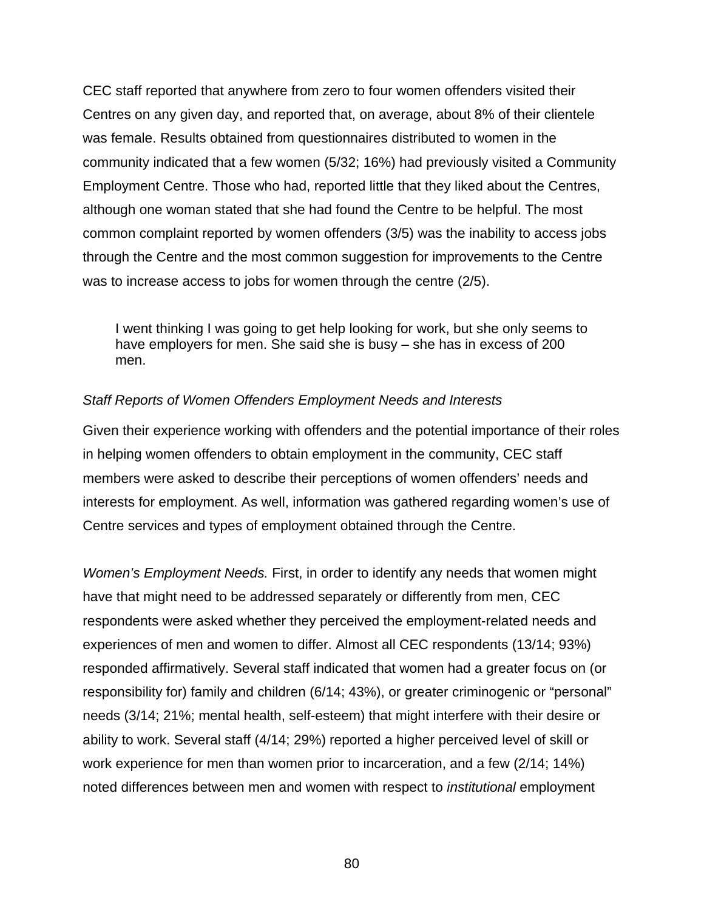CEC staff reported that anywhere from zero to four women offenders visited their Centres on any given day, and reported that, on average, about 8% of their clientele was female. Results obtained from questionnaires distributed to women in the community indicated that a few women (5/32; 16%) had previously visited a Community Employment Centre. Those who had, reported little that they liked about the Centres, although one woman stated that she had found the Centre to be helpful. The most common complaint reported by women offenders (3/5) was the inability to access jobs through the Centre and the most common suggestion for improvements to the Centre was to increase access to jobs for women through the centre (2/5).

> I went thinking I was going to get help looking for work, but she only seems to have employers for men. She said she is busy – she has in excess of 200 men.

*Staff Reports of Women Offenders Employment Needs and Interests*

Given their experience working with offenders and the potential importance of their roles in helping women offenders to obtain employment in the community, CEC staff members were asked to describe their perceptions of women offenders' needs and interests for employment. As well, information was gathered regarding women's use of Centre services and types of employment obtained through the Centre.

*Women's Employment Needs.* First, in order to identify any needs that women might have that might need to be addressed separately or differently from men, CEC respondents were asked whether they perceived the employment-related needs and experiences of men and women to differ. Almost all CEC respondents (13/14; 93%) responded affirmatively. Several staff indicated that women had a greater focus on (or responsibility for) family and children (6/14; 43%), or greater criminogenic or "personal" needs (3/14; 21%; mental health, self-esteem) that might interfere with their desire or ability to work. Several staff (4/14; 29%) reported a higher perceived level of skill or work experience for men than women prior to incarceration, and a few (2/14; 14%) noted differences between men and women with respect to *institutional* employment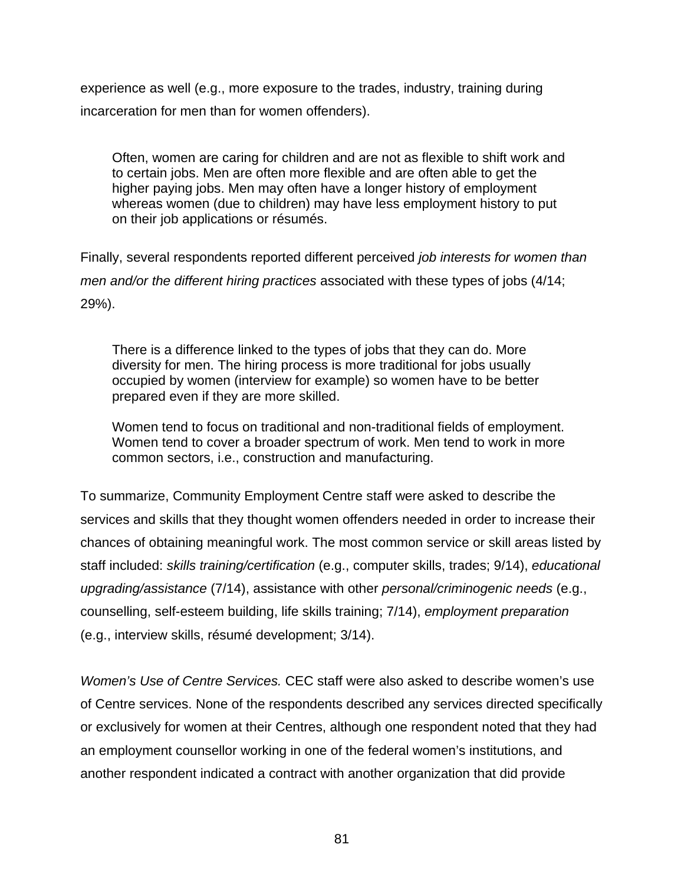experience as well (e.g., more exposure to the trades, industry, training during incarceration for men than for women offenders).

> Often, women are caring for children and are not as flexible to shift work and to certain jobs. Men are often more flexible and are often able to get the higher paying jobs. Men may often have a longer history of employment whereas women (due to children) may have less employment history to put on their job applications or résumés.

Finally, several respondents reported different perceived *job interests for women than men and/or the different hiring practices* associated with these types of jobs (4/14; 29%).

> There is a difference linked to the types of jobs that they can do. More diversity for men. The hiring process is more traditional for jobs usually occupied by women (interview for example) so women have to be better prepared even if they are more skilled.

> Women tend to focus on traditional and non-traditional fields of employment. Women tend to cover a broader spectrum of work. Men tend to work in more common sectors, i.e., construction and manufacturing.

To summarize, Community Employment Centre staff were asked to describe the services and skills that they thought women offenders needed in order to increase their chances of obtaining meaningful work. The most common service or skill areas listed by staff included: *skills training/certification* (e.g., computer skills, trades; 9/14), *educational upgrading/assistance* (7/14), assistance with other *personal/criminogenic needs* (e.g., counselling, self-esteem building, life skills training; 7/14), *employment preparation* (e.g., interview skills, résumé development; 3/14).

*Women's Use of Centre Services.* CEC staff were also asked to describe women's use of Centre services. None of the respondents described any services directed specifically or exclusively for women at their Centres, although one respondent noted that they had an employment counsellor working in one of the federal women's institutions, and another respondent indicated a contract with another organization that did provide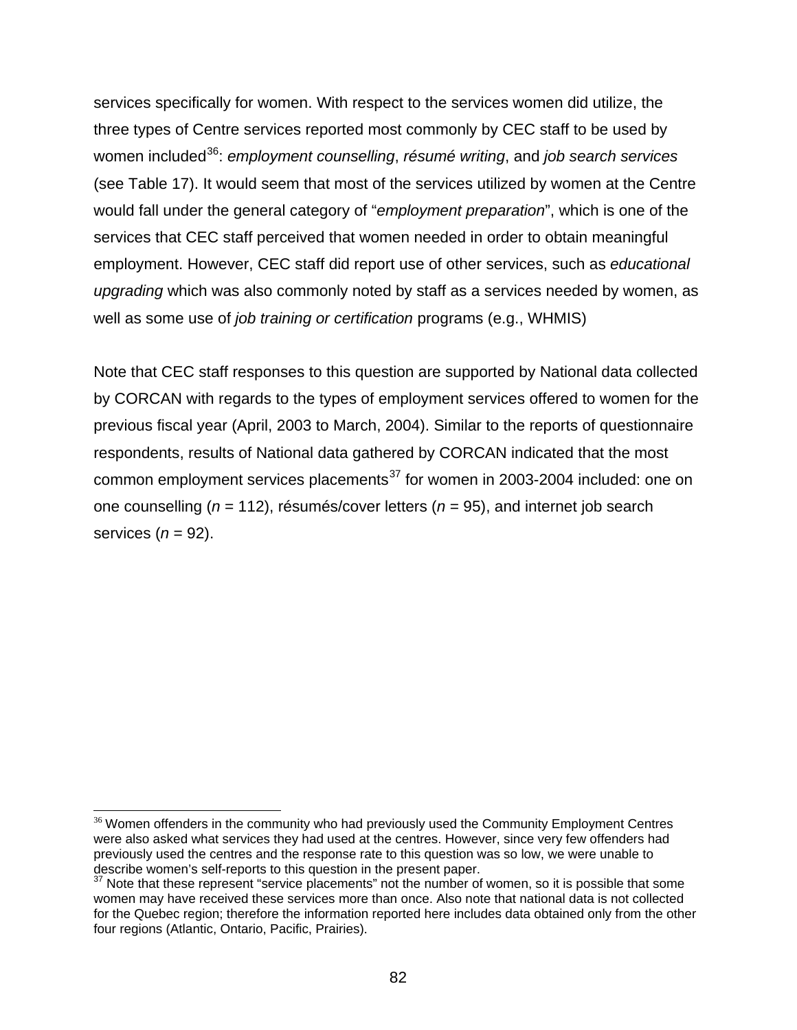services specifically for women. With respect to the services women did utilize, the three types of Centre services reported most commonly by CEC staff to be used by women included[36]: *employment counselling*, *résumé writing*, and *job search services* (see Table 17). It would seem that most of the services utilized by women at the Centre would fall under the general category of "*employment preparation*", which is one of the services that CEC staff perceived that women needed in order to obtain meaningful employment. However, CEC staff did report use of other services, such as *educational upgrading* which was also commonly noted by staff as a services needed by women, as well as some use of *job training or certification* programs (e.g., WHMIS)

Note that CEC staff responses to this question are supported by National data collected by CORCAN with regards to the types of employment services offered to women for the previous fiscal year (April, 2003 to March, 2004). Similar to the reports of questionnaire respondents, results of National data gathered by CORCAN indicated that the most common employment services placements[37] for women in 2003-2004 included: one on one counselling ($n$ = 112), résumés/cover letters ($n$ = 95), and internet job search services ($n$ = 92).

[36] Women offenders in the community who had previously used the Community Employment Centres were also asked what services they had used at the centres. However, since very few offenders had previously used the centres and the response rate to this question was so low, we were unable to describe women's self-reports to this question in the present paper.

[37] Note that these represent "service placements" not the number of women, so it is possible that some women may have received these services more than once. Also note that national data is not collected for the Quebec region; therefore the information reported here includes data obtained only from the other four regions (Atlantic, Ontario, Pacific, Prairies).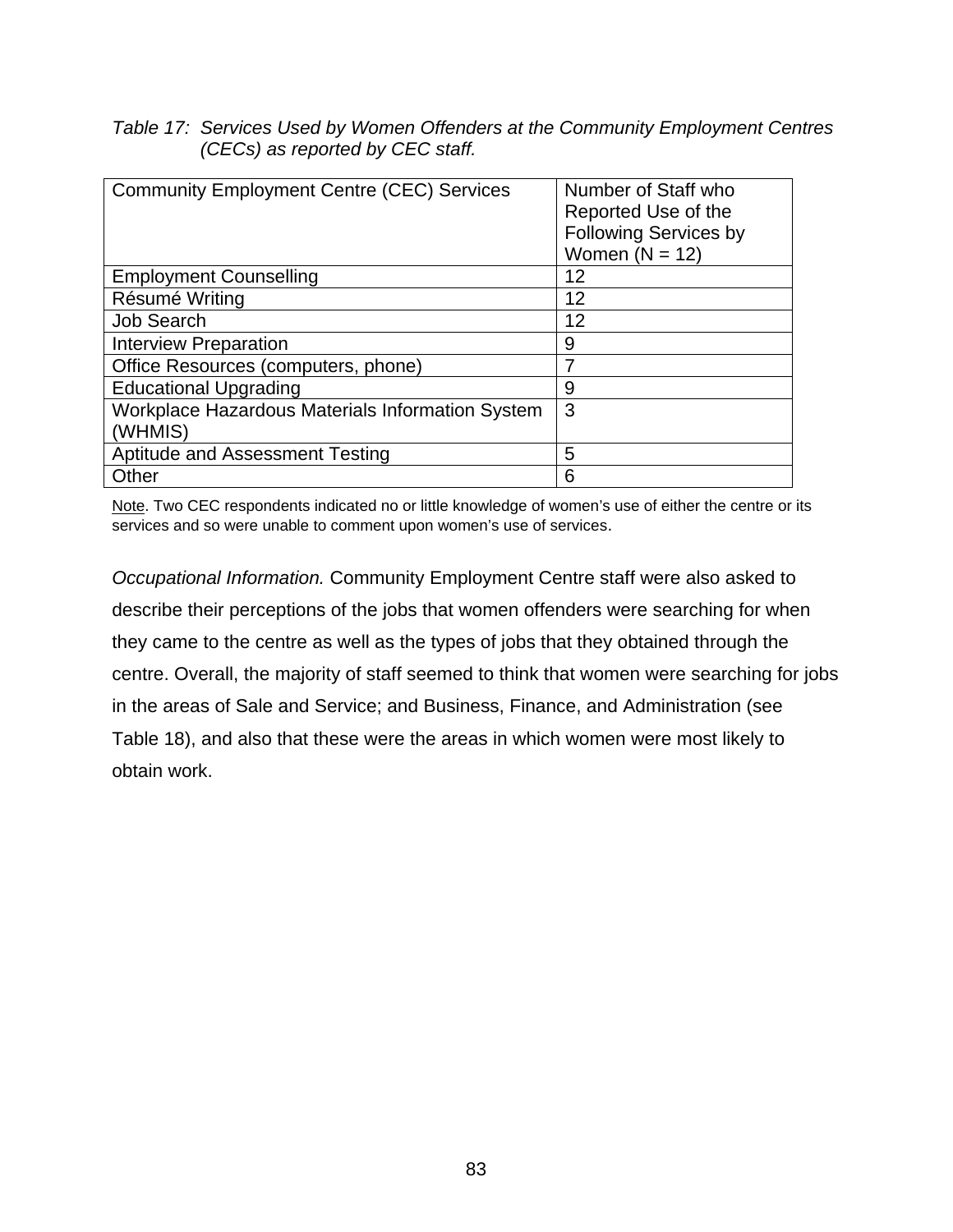*Table 17: Services Used by Women Offenders at the Community Employment Centres (CECs) as reported by CEC staff.*

| Community Employment Centre (CEC) Services | Number of Staff who Reported Use of the Following Services by Women (N = 12) |
|---|---|
| Employment Counselling | 12 |
| Résumé Writing | 12 |
| Job Search | 12 |
| Interview Preparation | 9 |
| Office Resources (computers, phone) | 7 |
| Educational Upgrading | 9 |
| Workplace Hazardous Materials Information System (WHMIS) | 3 |
| Aptitude and Assessment Testing | 5 |
| Other | 6 |

Note. Two CEC respondents indicated no or little knowledge of women's use of either the centre or its services and so were unable to comment upon women's use of services.

*Occupational Information.* Community Employment Centre staff were also asked to describe their perceptions of the jobs that women offenders were searching for when they came to the centre as well as the types of jobs that they obtained through the centre. Overall, the majority of staff seemed to think that women were searching for jobs in the areas of Sale and Service; and Business, Finance, and Administration (see Table 18), and also that these were the areas in which women were most likely to obtain work.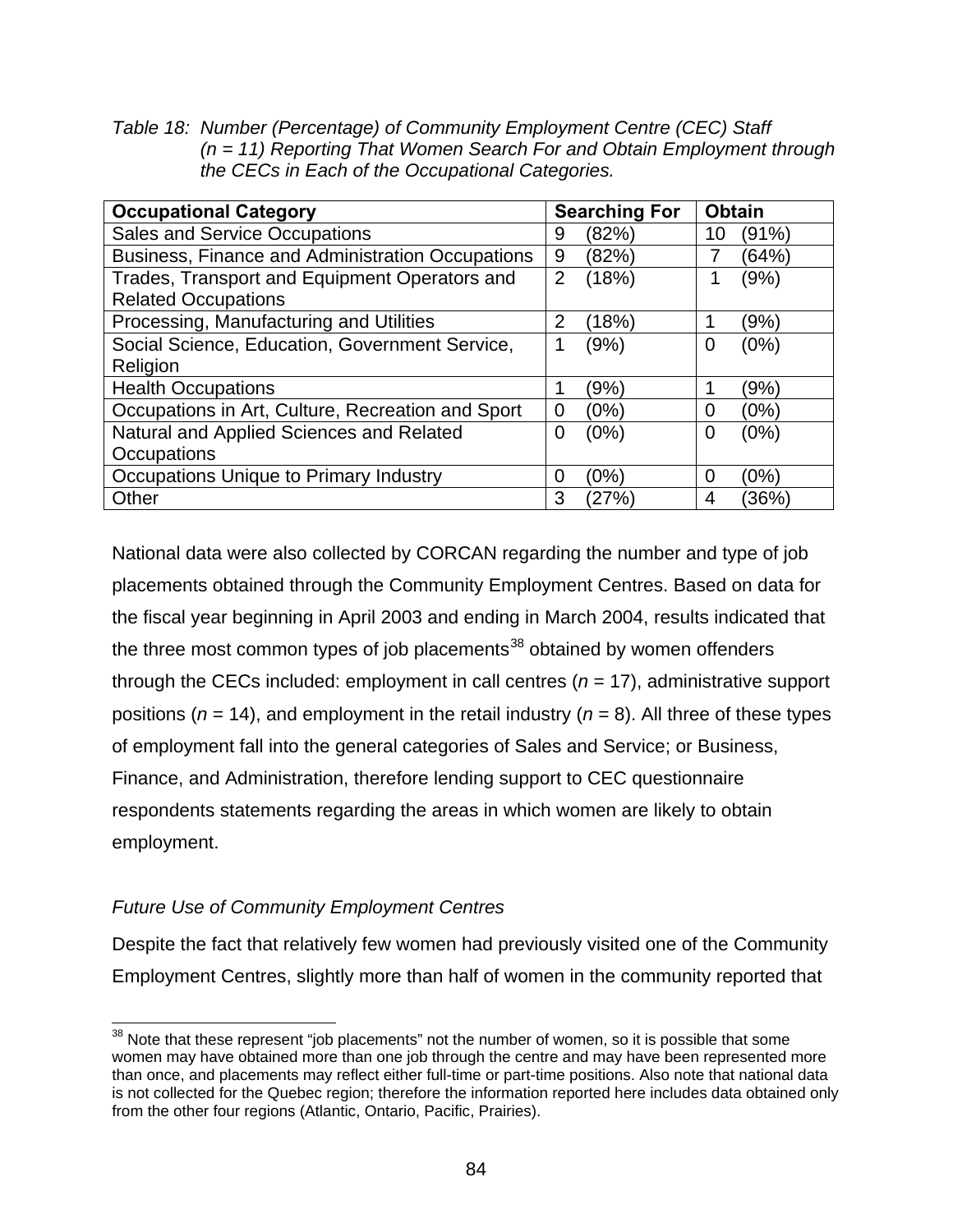*Table 18: Number (Percentage) of Community Employment Centre (CEC) Staff (n = 11) Reporting That Women Search For and Obtain Employment through the CECs in Each of the Occupational Categories.*

| Occupational Category | Searching For | Obtain |
|---|---|---|
| Sales and Service Occupations | 9 (82%) | 10 (91%) |
| Business, Finance and Administration Occupations | 9 (82%) | 7 (64%) |
| Trades, Transport and Equipment Operators and Related Occupations | 2 (18%) | 1 (9%) |
| Processing, Manufacturing and Utilities | 2 (18%) | 1 (9%) |
| Social Science, Education, Government Service, Religion | 1 (9%) | 0 (0%) |
| Health Occupations | 1 (9%) | 1 (9%) |
| Occupations in Art, Culture, Recreation and Sport | 0 (0%) | 0 (0%) |
| Natural and Applied Sciences and Related Occupations | 0 (0%) | 0 (0%) |
| Occupations Unique to Primary Industry | 0 (0%) | 0 (0%) |
| Other | 3 (27%) | 4 (36%) |

National data were also collected by CORCAN regarding the number and type of job placements obtained through the Community Employment Centres. Based on data for the fiscal year beginning in April 2003 and ending in March 2004, results indicated that the three most common types of job placements[38] obtained by women offenders through the CECs included: employment in call centres (*n* = 17), administrative support positions (*n* = 14), and employment in the retail industry (*n* = 8). All three of these types of employment fall into the general categories of Sales and Service; or Business, Finance, and Administration, therefore lending support to CEC questionnaire respondents statements regarding the areas in which women are likely to obtain employment.

*Future Use of Community Employment Centres*

Despite the fact that relatively few women had previously visited one of the Community Employment Centres, slightly more than half of women in the community reported that

[38] Note that these represent "job placements" not the number of women, so it is possible that some women may have obtained more than one job through the centre and may have been represented more than once, and placements may reflect either full-time or part-time positions. Also note that national data is not collected for the Quebec region; therefore the information reported here includes data obtained only from the other four regions (Atlantic, Ontario, Pacific, Prairies).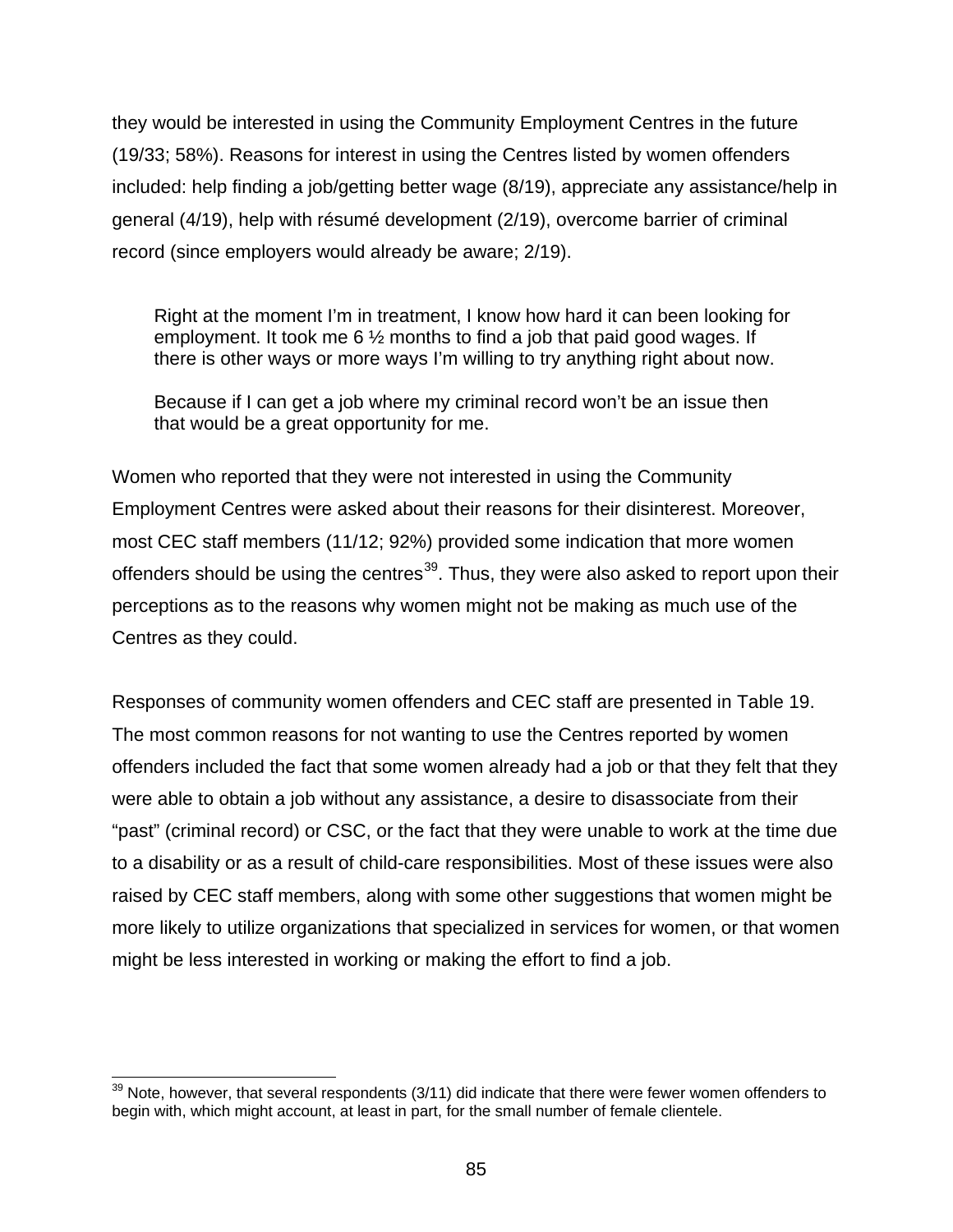they would be interested in using the Community Employment Centres in the future (19/33; 58%). Reasons for interest in using the Centres listed by women offenders included: help finding a job/getting better wage (8/19), appreciate any assistance/help in general (4/19), help with résumé development (2/19), overcome barrier of criminal record (since employers would already be aware; 2/19).

> Right at the moment I'm in treatment, I know how hard it can been looking for employment. It took me 6 ½ months to find a job that paid good wages. If there is other ways or more ways I'm willing to try anything right about now.
>
> Because if I can get a job where my criminal record won't be an issue then that would be a great opportunity for me.

Women who reported that they were not interested in using the Community Employment Centres were asked about their reasons for their disinterest. Moreover, most CEC staff members (11/12; 92%) provided some indication that more women offenders should be using the centres[39]. Thus, they were also asked to report upon their perceptions as to the reasons why women might not be making as much use of the Centres as they could.

Responses of community women offenders and CEC staff are presented in Table 19. The most common reasons for not wanting to use the Centres reported by women offenders included the fact that some women already had a job or that they felt that they were able to obtain a job without any assistance, a desire to disassociate from their "past" (criminal record) or CSC, or the fact that they were unable to work at the time due to a disability or as a result of child-care responsibilities. Most of these issues were also raised by CEC staff members, along with some other suggestions that women might be more likely to utilize organizations that specialized in services for women, or that women might be less interested in working or making the effort to find a job.

[39] Note, however, that several respondents (3/11) did indicate that there were fewer women offenders to begin with, which might account, at least in part, for the small number of female clientele.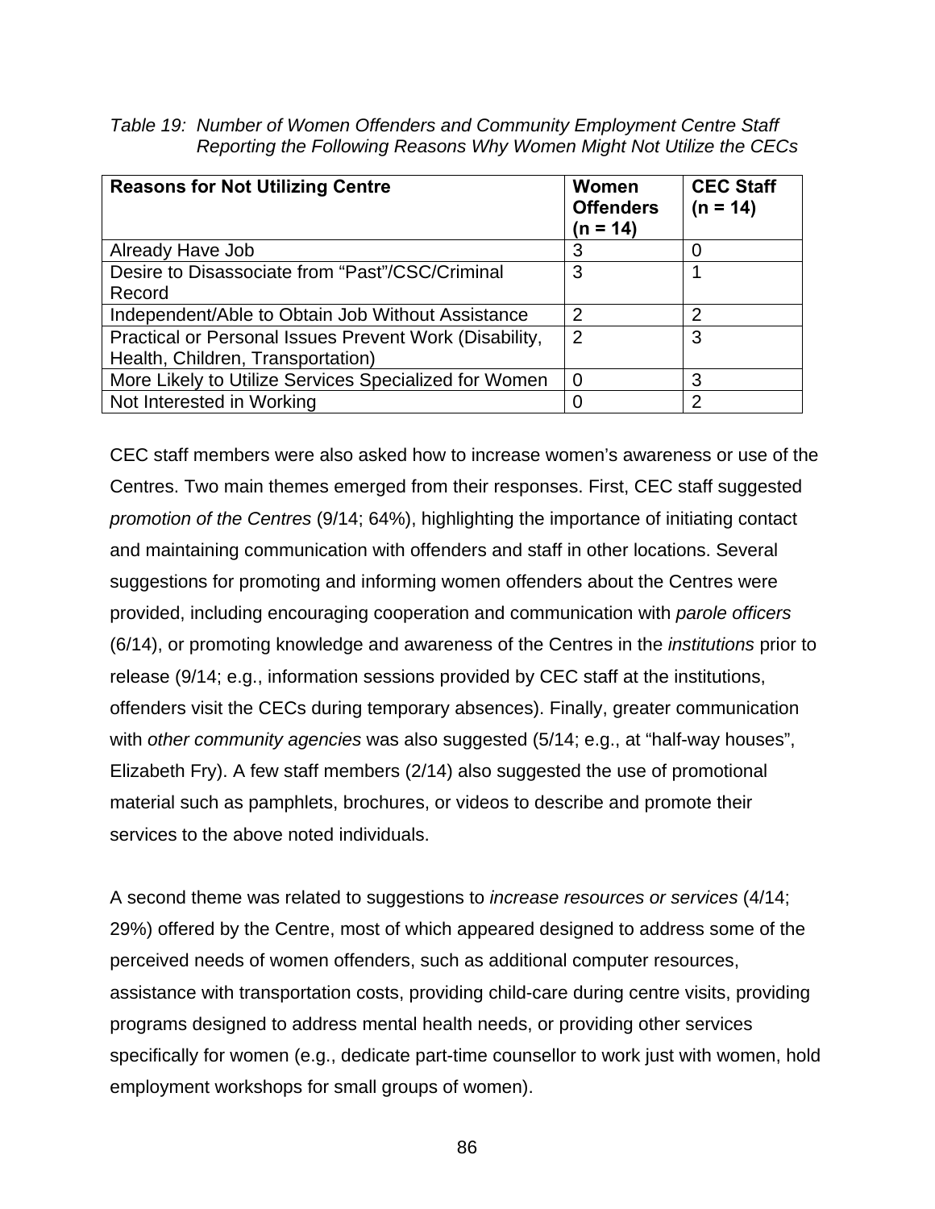*Table 19: Number of Women Offenders and Community Employment Centre Staff Reporting the Following Reasons Why Women Might Not Utilize the CECs*

| Reasons for Not Utilizing Centre | Women Offenders (n = 14) | CEC Staff (n = 14) |
|---|---|---|
| Already Have Job | 3 | 0 |
| Desire to Disassociate from “Past”/CSC/Criminal Record | 3 | 1 |
| Independent/Able to Obtain Job Without Assistance | 2 | 2 |
| Practical or Personal Issues Prevent Work (Disability, Health, Children, Transportation) | 2 | 3 |
| More Likely to Utilize Services Specialized for Women | 0 | 3 |
| Not Interested in Working | 0 | 2 |

CEC staff members were also asked how to increase women’s awareness or use of the Centres. Two main themes emerged from their responses. First, CEC staff suggested *promotion of the Centres* (9/14; 64%), highlighting the importance of initiating contact and maintaining communication with offenders and staff in other locations. Several suggestions for promoting and informing women offenders about the Centres were provided, including encouraging cooperation and communication with *parole officers* (6/14), or promoting knowledge and awareness of the Centres in the *institutions* prior to release (9/14; e.g., information sessions provided by CEC staff at the institutions, offenders visit the CECs during temporary absences). Finally, greater communication with *other community agencies* was also suggested (5/14; e.g., at “half-way houses”, Elizabeth Fry). A few staff members (2/14) also suggested the use of promotional material such as pamphlets, brochures, or videos to describe and promote their services to the above noted individuals.

A second theme was related to suggestions to *increase resources or services* (4/14; 29%) offered by the Centre, most of which appeared designed to address some of the perceived needs of women offenders, such as additional computer resources, assistance with transportation costs, providing child-care during centre visits, providing programs designed to address mental health needs, or providing other services specifically for women (e.g., dedicate part-time counsellor to work just with women, hold employment workshops for small groups of women).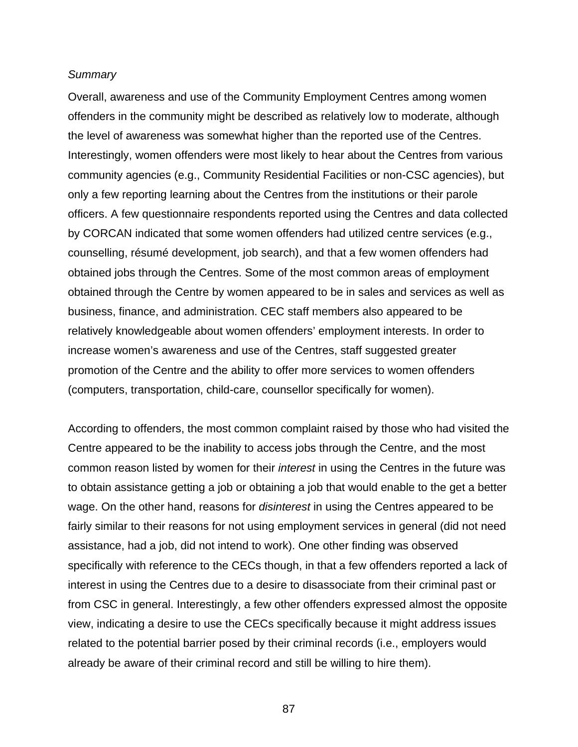*Summary*

Overall, awareness and use of the Community Employment Centres among women offenders in the community might be described as relatively low to moderate, although the level of awareness was somewhat higher than the reported use of the Centres. Interestingly, women offenders were most likely to hear about the Centres from various community agencies (e.g., Community Residential Facilities or non-CSC agencies), but only a few reporting learning about the Centres from the institutions or their parole officers. A few questionnaire respondents reported using the Centres and data collected by CORCAN indicated that some women offenders had utilized centre services (e.g., counselling, résumé development, job search), and that a few women offenders had obtained jobs through the Centres. Some of the most common areas of employment obtained through the Centre by women appeared to be in sales and services as well as business, finance, and administration. CEC staff members also appeared to be relatively knowledgeable about women offenders' employment interests. In order to increase women's awareness and use of the Centres, staff suggested greater promotion of the Centre and the ability to offer more services to women offenders (computers, transportation, child-care, counsellor specifically for women).

According to offenders, the most common complaint raised by those who had visited the Centre appeared to be the inability to access jobs through the Centre, and the most common reason listed by women for their *interest* in using the Centres in the future was to obtain assistance getting a job or obtaining a job that would enable to the get a better wage. On the other hand, reasons for *disinterest* in using the Centres appeared to be fairly similar to their reasons for not using employment services in general (did not need assistance, had a job, did not intend to work). One other finding was observed specifically with reference to the CECs though, in that a few offenders reported a lack of interest in using the Centres due to a desire to disassociate from their criminal past or from CSC in general. Interestingly, a few other offenders expressed almost the opposite view, indicating a desire to use the CECs specifically because it might address issues related to the potential barrier posed by their criminal records (i.e., employers would already be aware of their criminal record and still be willing to hire them).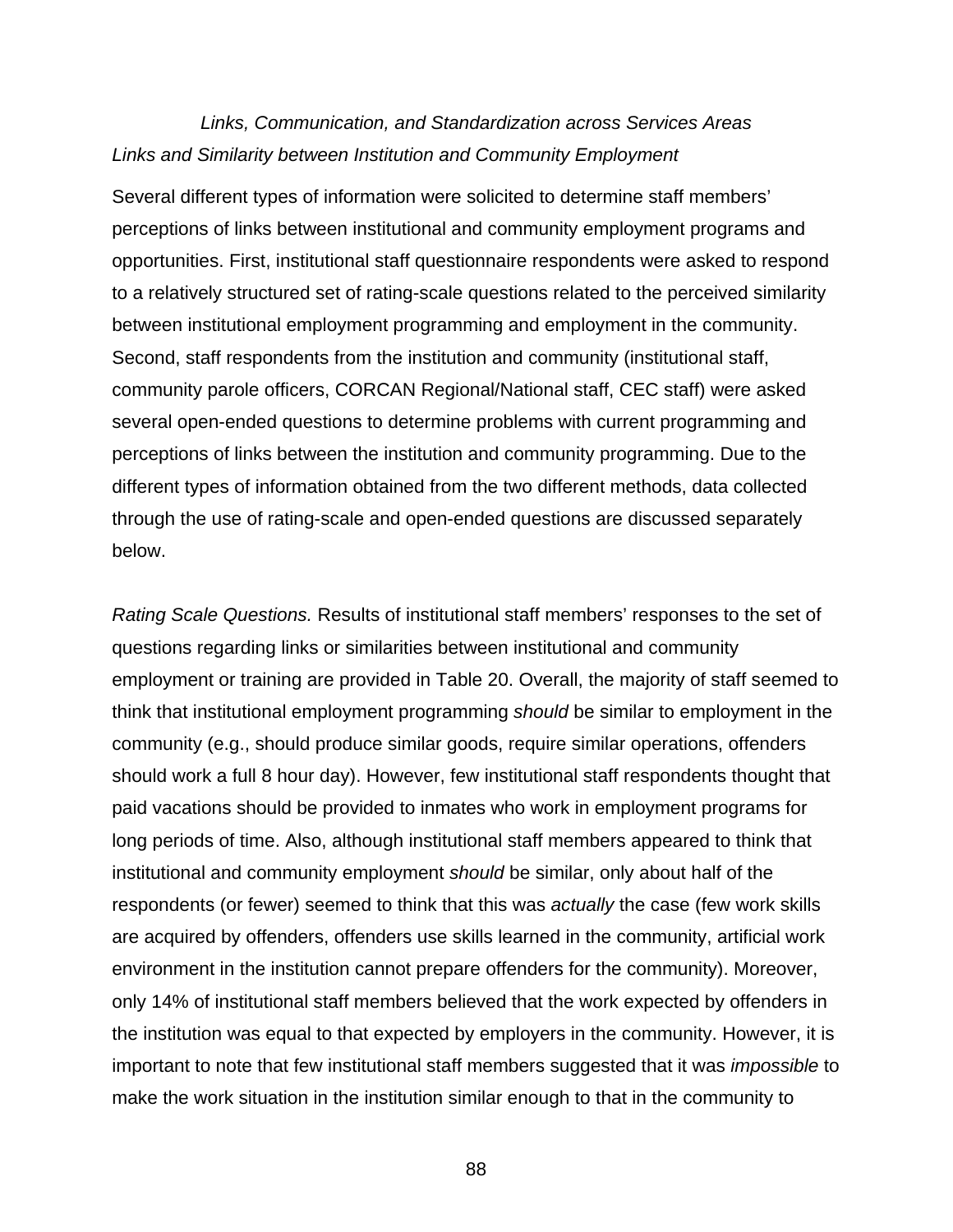### *Links, Communication, and Standardization across Services Areas*

#### *Links and Similarity between Institution and Community Employment*

Several different types of information were solicited to determine staff members' perceptions of links between institutional and community employment programs and opportunities. First, institutional staff questionnaire respondents were asked to respond to a relatively structured set of rating-scale questions related to the perceived similarity between institutional employment programming and employment in the community. Second, staff respondents from the institution and community (institutional staff, community parole officers, CORCAN Regional/National staff, CEC staff) were asked several open-ended questions to determine problems with current programming and perceptions of links between the institution and community programming. Due to the different types of information obtained from the two different methods, data collected through the use of rating-scale and open-ended questions are discussed separately below.

*Rating Scale Questions.* Results of institutional staff members' responses to the set of questions regarding links or similarities between institutional and community employment or training are provided in Table 20. Overall, the majority of staff seemed to think that institutional employment programming *should* be similar to employment in the community (e.g., should produce similar goods, require similar operations, offenders should work a full 8 hour day). However, few institutional staff respondents thought that paid vacations should be provided to inmates who work in employment programs for long periods of time. Also, although institutional staff members appeared to think that institutional and community employment *should* be similar, only about half of the respondents (or fewer) seemed to think that this was *actually* the case (few work skills are acquired by offenders, offenders use skills learned in the community, artificial work environment in the institution cannot prepare offenders for the community). Moreover, only 14% of institutional staff members believed that the work expected by offenders in the institution was equal to that expected by employers in the community. However, it is important to note that few institutional staff members suggested that it was *impossible* to make the work situation in the institution similar enough to that in the community to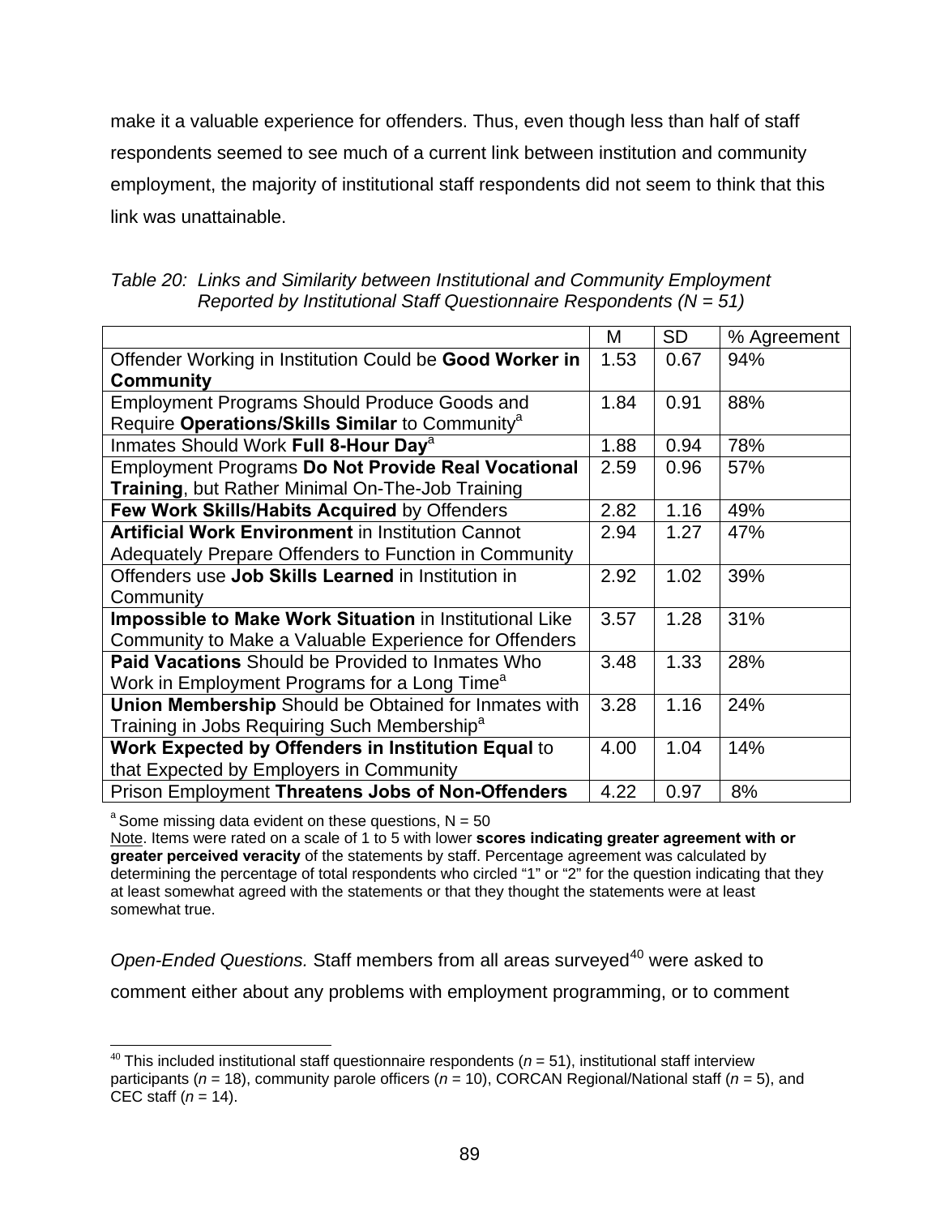make it a valuable experience for offenders. Thus, even though less than half of staff respondents seemed to see much of a current link between institution and community employment, the majority of institutional staff respondents did not seem to think that this link was unattainable.

*Table 20: Links and Similarity between Institutional and Community Employment Reported by Institutional Staff Questionnaire Respondents (N = 51)*

| | M | SD | % Agreement |
|---|---|---|---|
| Offender Working in Institution Could be **Good Worker in Community** | 1.53 | 0.67 | 94% |
| Employment Programs Should Produce Goods and Require **Operations/Skills Similar** to Community[a] | 1.84 | 0.91 | 88% |
| Inmates Should Work **Full 8-Hour Day**[a] | 1.88 | 0.94 | 78% |
| Employment Programs **Do Not Provide Real Vocational Training**, but Rather Minimal On-The-Job Training | 2.59 | 0.96 | 57% |
| **Few Work Skills/Habits Acquired** by Offenders | 2.82 | 1.16 | 49% |
| **Artificial Work Environment** in Institution Cannot Adequately Prepare Offenders to Function in Community | 2.94 | 1.27 | 47% |
| Offenders use **Job Skills Learned** in Institution in Community | 2.92 | 1.02 | 39% |
| **Impossible to Make Work Situation** in Institutional Like Community to Make a Valuable Experience for Offenders | 3.57 | 1.28 | 31% |
| **Paid Vacations** Should be Provided to Inmates Who Work in Employment Programs for a Long Time[a] | 3.48 | 1.33 | 28% |
| **Union Membership** Should be Obtained for Inmates with Training in Jobs Requiring Such Membership[a] | 3.28 | 1.16 | 24% |
| **Work Expected by Offenders in Institution Equal** to that Expected by Employers in Community | 4.00 | 1.04 | 14% |
| Prison Employment **Threatens Jobs of Non-Offenders** | 4.22 | 0.97 | 8% |

[a] Some missing data evident on these questions, N = 50

Note. Items were rated on a scale of 1 to 5 with lower **scores indicating greater agreement with or greater perceived veracity** of the statements by staff. Percentage agreement was calculated by determining the percentage of total respondents who circled "1" or "2" for the question indicating that they at least somewhat agreed with the statements or that they thought the statements were at least somewhat true.

*Open-Ended Questions.* Staff members from all areas surveyed[40] were asked to comment either about any problems with employment programming, or to comment

[40] This included institutional staff questionnaire respondents (*n* = 51), institutional staff interview participants (*n* = 18), community parole officers (*n* = 10), CORCAN Regional/National staff (*n* = 5), and CEC staff (*n* = 14).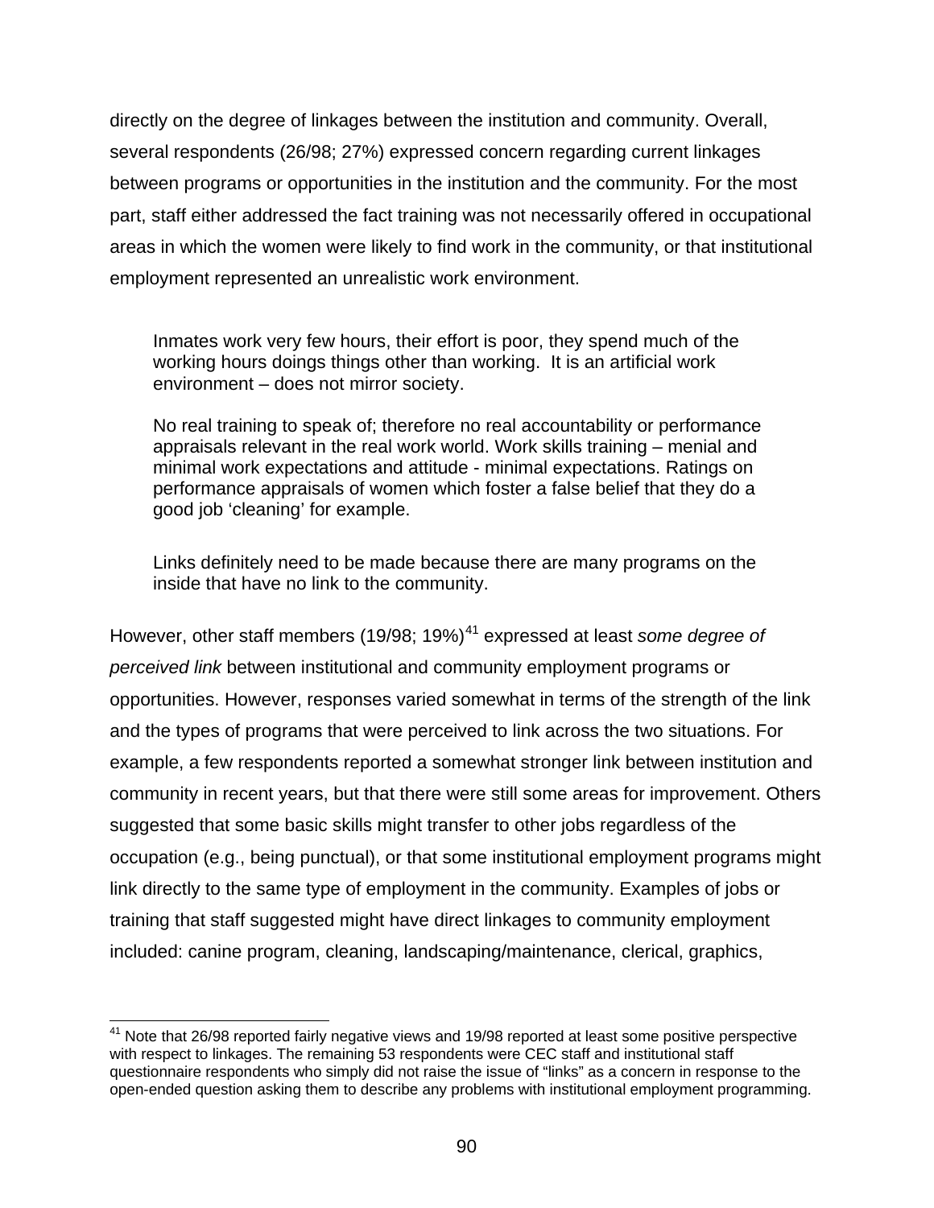directly on the degree of linkages between the institution and community. Overall, several respondents (26/98; 27%) expressed concern regarding current linkages between programs or opportunities in the institution and the community. For the most part, staff either addressed the fact training was not necessarily offered in occupational areas in which the women were likely to find work in the community, or that institutional employment represented an unrealistic work environment.

> Inmates work very few hours, their effort is poor, they spend much of the working hours doings things other than working. It is an artificial work environment – does not mirror society.
>
> No real training to speak of; therefore no real accountability or performance appraisals relevant in the real work world. Work skills training – menial and minimal work expectations and attitude - minimal expectations. Ratings on performance appraisals of women which foster a false belief that they do a good job 'cleaning' for example.
>
> Links definitely need to be made because there are many programs on the inside that have no link to the community.

However, other staff members (19/98; 19%)[41] expressed at least *some degree of perceived link* between institutional and community employment programs or opportunities. However, responses varied somewhat in terms of the strength of the link and the types of programs that were perceived to link across the two situations. For example, a few respondents reported a somewhat stronger link between institution and community in recent years, but that there were still some areas for improvement. Others suggested that some basic skills might transfer to other jobs regardless of the occupation (e.g., being punctual), or that some institutional employment programs might link directly to the same type of employment in the community. Examples of jobs or training that staff suggested might have direct linkages to community employment included: canine program, cleaning, landscaping/maintenance, clerical, graphics,

[41] Note that 26/98 reported fairly negative views and 19/98 reported at least some positive perspective with respect to linkages. The remaining 53 respondents were CEC staff and institutional staff questionnaire respondents who simply did not raise the issue of "links" as a concern in response to the open-ended question asking them to describe any problems with institutional employment programming.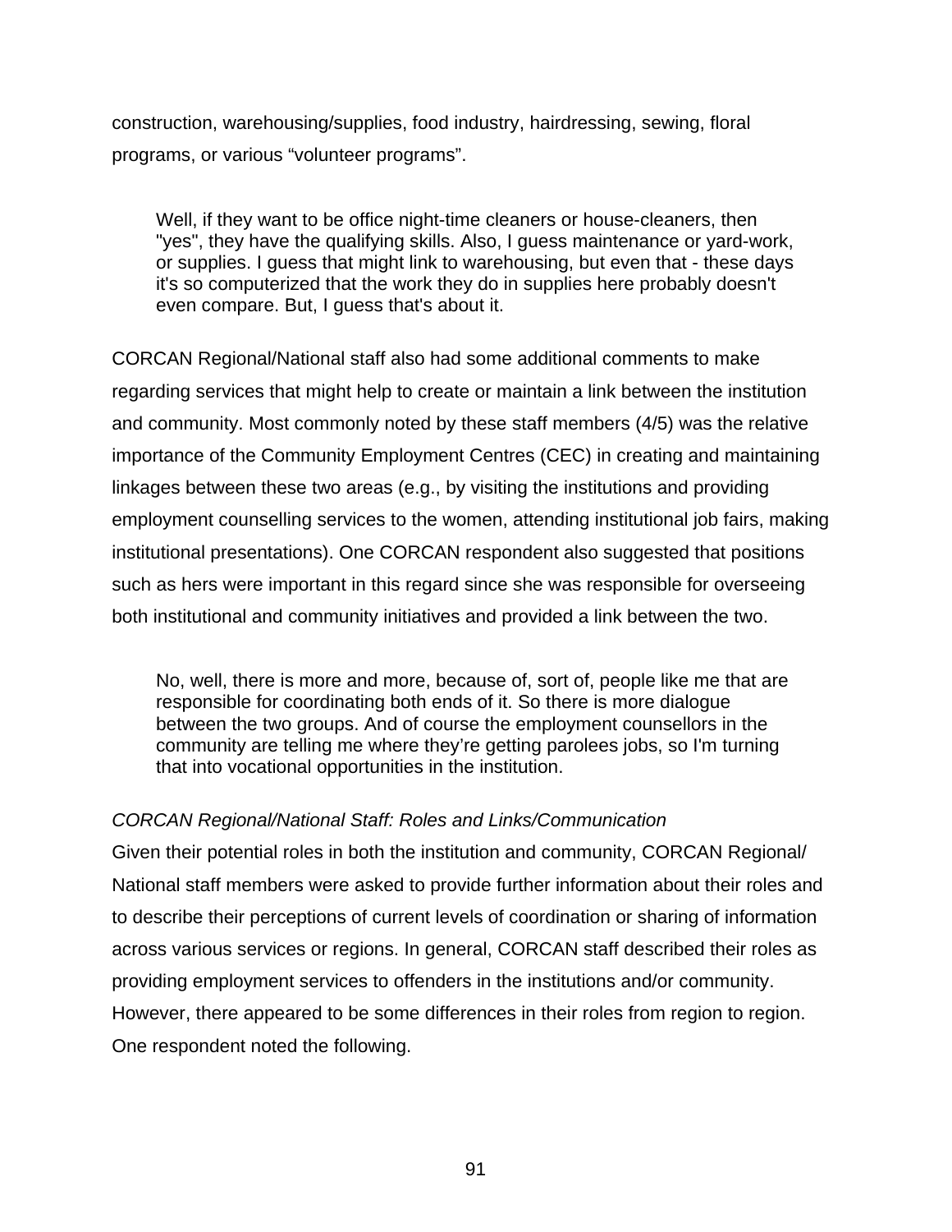construction, warehousing/supplies, food industry, hairdressing, sewing, floral programs, or various “volunteer programs”.

> Well, if they want to be office night-time cleaners or house-cleaners, then "yes", they have the qualifying skills. Also, I guess maintenance or yard-work, or supplies. I guess that might link to warehousing, but even that - these days it's so computerized that the work they do in supplies here probably doesn't even compare. But, I guess that's about it.

CORCAN Regional/National staff also had some additional comments to make regarding services that might help to create or maintain a link between the institution and community. Most commonly noted by these staff members (4/5) was the relative importance of the Community Employment Centres (CEC) in creating and maintaining linkages between these two areas (e.g., by visiting the institutions and providing employment counselling services to the women, attending institutional job fairs, making institutional presentations). One CORCAN respondent also suggested that positions such as hers were important in this regard since she was responsible for overseeing both institutional and community initiatives and provided a link between the two.

> No, well, there is more and more, because of, sort of, people like me that are responsible for coordinating both ends of it. So there is more dialogue between the two groups. And of course the employment counsellors in the community are telling me where they’re getting parolees jobs, so I'm turning that into vocational opportunities in the institution.

*CORCAN Regional/National Staff: Roles and Links/Communication*

Given their potential roles in both the institution and community, CORCAN Regional/ National staff members were asked to provide further information about their roles and to describe their perceptions of current levels of coordination or sharing of information across various services or regions. In general, CORCAN staff described their roles as providing employment services to offenders in the institutions and/or community. However, there appeared to be some differences in their roles from region to region. One respondent noted the following.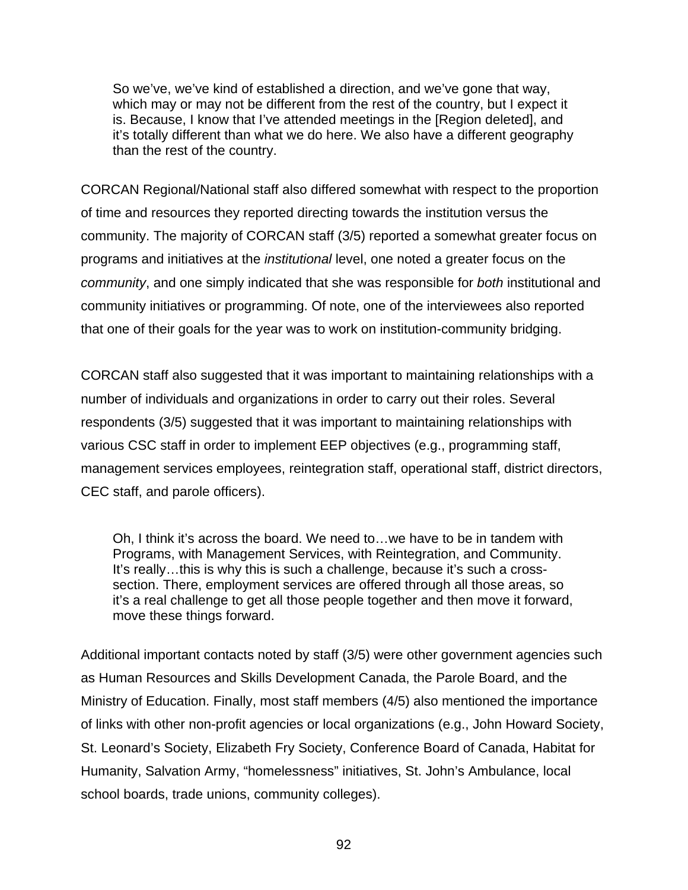> So we've, we've kind of established a direction, and we've gone that way, which may or may not be different from the rest of the country, but I expect it is. Because, I know that I've attended meetings in the [Region deleted], and it's totally different than what we do here. We also have a different geography than the rest of the country.

CORCAN Regional/National staff also differed somewhat with respect to the proportion of time and resources they reported directing towards the institution versus the community. The majority of CORCAN staff (3/5) reported a somewhat greater focus on programs and initiatives at the *institutional* level, one noted a greater focus on the *community*, and one simply indicated that she was responsible for *both* institutional and community initiatives or programming. Of note, one of the interviewees also reported that one of their goals for the year was to work on institution-community bridging.

CORCAN staff also suggested that it was important to maintaining relationships with a number of individuals and organizations in order to carry out their roles. Several respondents (3/5) suggested that it was important to maintaining relationships with various CSC staff in order to implement EEP objectives (e.g., programming staff, management services employees, reintegration staff, operational staff, district directors, CEC staff, and parole officers).

> Oh, I think it's across the board. We need to…we have to be in tandem with Programs, with Management Services, with Reintegration, and Community. It's really…this is why this is such a challenge, because it's such a cross-section. There, employment services are offered through all those areas, so it's a real challenge to get all those people together and then move it forward, move these things forward.

Additional important contacts noted by staff (3/5) were other government agencies such as Human Resources and Skills Development Canada, the Parole Board, and the Ministry of Education. Finally, most staff members (4/5) also mentioned the importance of links with other non-profit agencies or local organizations (e.g., John Howard Society, St. Leonard's Society, Elizabeth Fry Society, Conference Board of Canada, Habitat for Humanity, Salvation Army, "homelessness" initiatives, St. John's Ambulance, local school boards, trade unions, community colleges).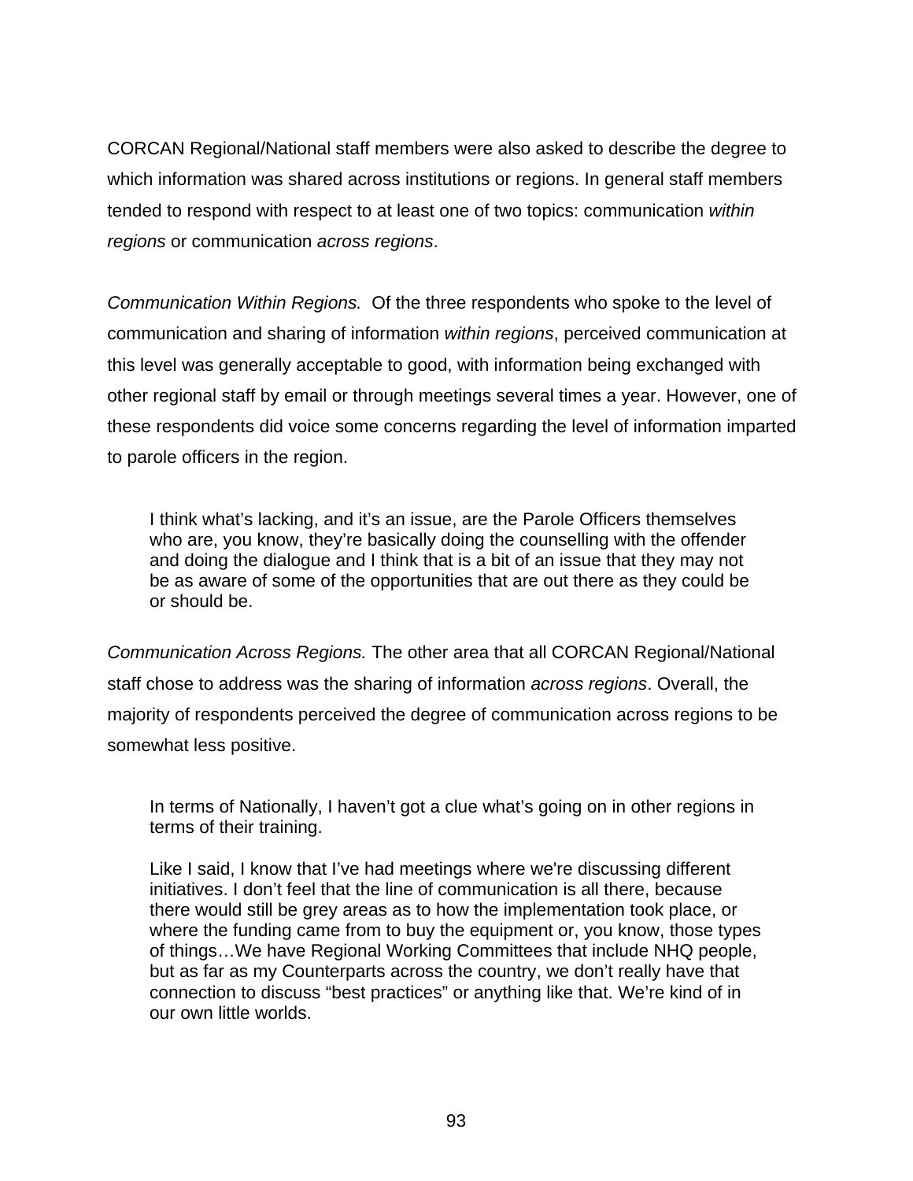CORCAN Regional/National staff members were also asked to describe the degree to which information was shared across institutions or regions. In general staff members tended to respond with respect to at least one of two topics: communication *within regions* or communication *across regions*.

*Communication Within Regions.* Of the three respondents who spoke to the level of communication and sharing of information *within regions*, perceived communication at this level was generally acceptable to good, with information being exchanged with other regional staff by email or through meetings several times a year. However, one of these respondents did voice some concerns regarding the level of information imparted to parole officers in the region.

> I think what's lacking, and it's an issue, are the Parole Officers themselves who are, you know, they're basically doing the counselling with the offender and doing the dialogue and I think that is a bit of an issue that they may not be as aware of some of the opportunities that are out there as they could be or should be.

*Communication Across Regions.* The other area that all CORCAN Regional/National staff chose to address was the sharing of information *across regions*. Overall, the majority of respondents perceived the degree of communication across regions to be somewhat less positive.

> In terms of Nationally, I haven't got a clue what's going on in other regions in terms of their training.

> Like I said, I know that I've had meetings where we're discussing different initiatives. I don't feel that the line of communication is all there, because there would still be grey areas as to how the implementation took place, or where the funding came from to buy the equipment or, you know, those types of things…We have Regional Working Committees that include NHQ people, but as far as my Counterparts across the country, we don't really have that connection to discuss "best practices" or anything like that. We're kind of in our own little worlds.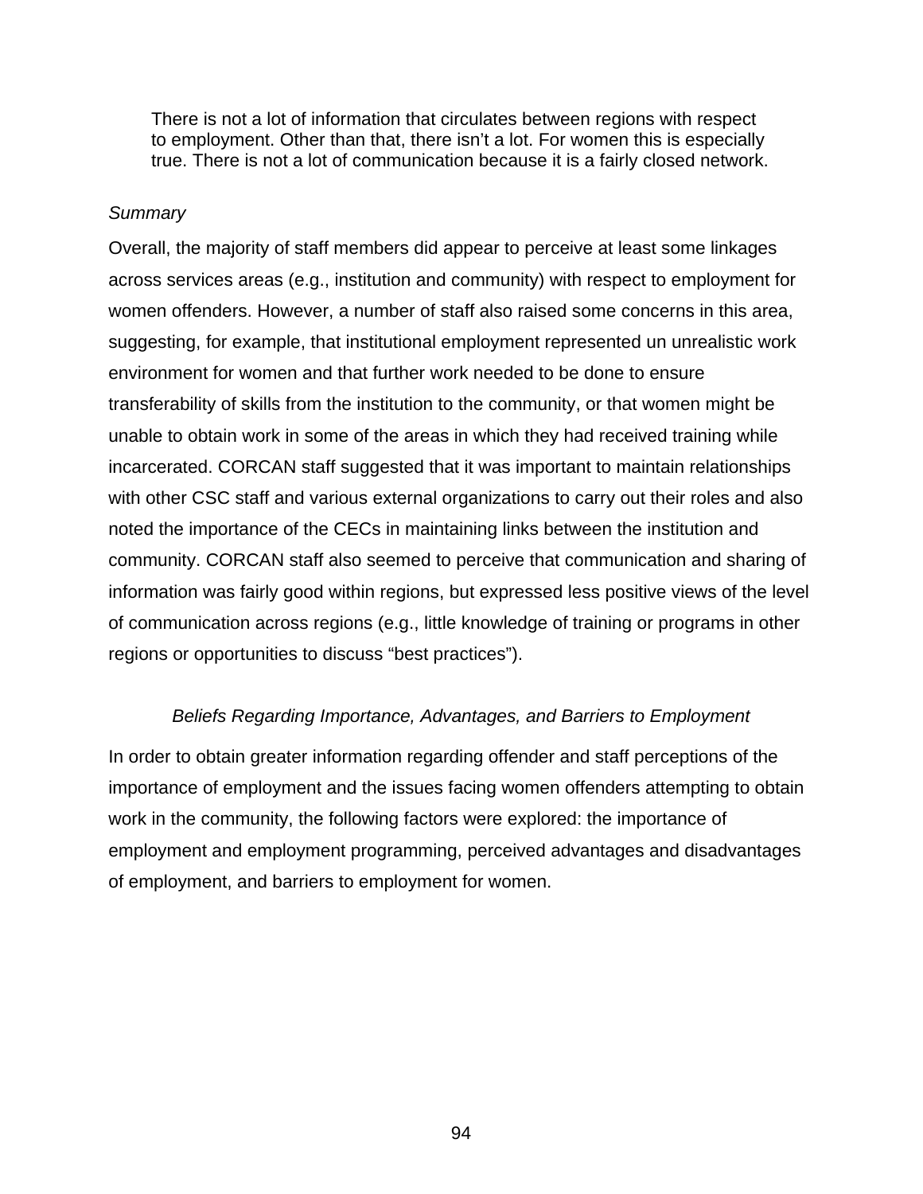> There is not a lot of information that circulates between regions with respect to employment. Other than that, there isn't a lot. For women this is especially true. There is not a lot of communication because it is a fairly closed network.

*Summary*

Overall, the majority of staff members did appear to perceive at least some linkages across services areas (e.g., institution and community) with respect to employment for women offenders. However, a number of staff also raised some concerns in this area, suggesting, for example, that institutional employment represented un unrealistic work environment for women and that further work needed to be done to ensure transferability of skills from the institution to the community, or that women might be unable to obtain work in some of the areas in which they had received training while incarcerated. CORCAN staff suggested that it was important to maintain relationships with other CSC staff and various external organizations to carry out their roles and also noted the importance of the CECs in maintaining links between the institution and community. CORCAN staff also seemed to perceive that communication and sharing of information was fairly good within regions, but expressed less positive views of the level of communication across regions (e.g., little knowledge of training or programs in other regions or opportunities to discuss "best practices").

### *Beliefs Regarding Importance, Advantages, and Barriers to Employment*

In order to obtain greater information regarding offender and staff perceptions of the importance of employment and the issues facing women offenders attempting to obtain work in the community, the following factors were explored: the importance of employment and employment programming, perceived advantages and disadvantages of employment, and barriers to employment for women.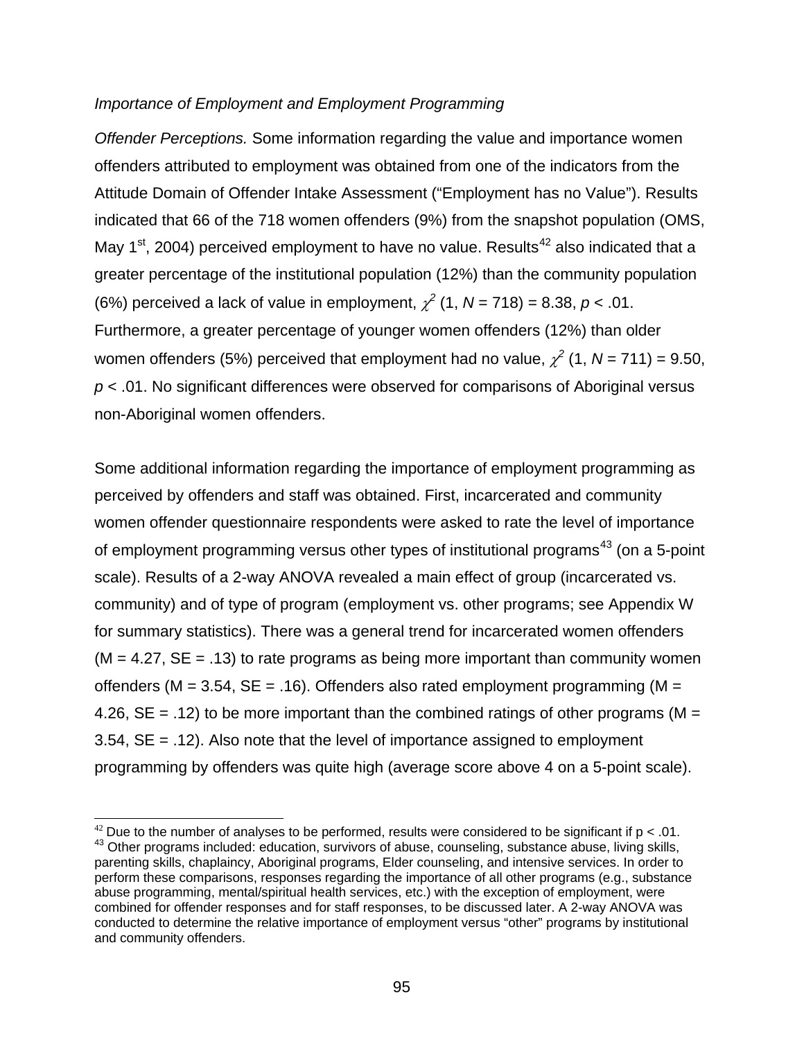*Importance of Employment and Employment Programming*

*Offender Perceptions.* Some information regarding the value and importance women offenders attributed to employment was obtained from one of the indicators from the Attitude Domain of Offender Intake Assessment ("Employment has no Value"). Results indicated that 66 of the 718 women offenders (9%) from the snapshot population (OMS, May 1st, 2004) perceived employment to have no value. Results[42] also indicated that a greater percentage of the institutional population (12%) than the community population (6%) perceived a lack of value in employment, $\chi^2$ (1, $N$ = 718) = 8.38, $p$ < .01. Furthermore, a greater percentage of younger women offenders (12%) than older women offenders (5%) perceived that employment had no value, $\chi^2$ (1, $N$ = 711) = 9.50, $p$ < .01. No significant differences were observed for comparisons of Aboriginal versus non-Aboriginal women offenders.

Some additional information regarding the importance of employment programming as perceived by offenders and staff was obtained. First, incarcerated and community women offender questionnaire respondents were asked to rate the level of importance of employment programming versus other types of institutional programs[43] (on a 5-point scale). Results of a 2-way ANOVA revealed a main effect of group (incarcerated vs. community) and of type of program (employment vs. other programs; see Appendix W for summary statistics). There was a general trend for incarcerated women offenders (M = 4.27, SE = .13) to rate programs as being more important than community women offenders (M = 3.54, SE = .16). Offenders also rated employment programming (M = 4.26, SE = .12) to be more important than the combined ratings of other programs (M = 3.54, SE = .12). Also note that the level of importance assigned to employment programming by offenders was quite high (average score above 4 on a 5-point scale).

---

[42] Due to the number of analyses to be performed, results were considered to be significant if p < .01.

[43] Other programs included: education, survivors of abuse, counseling, substance abuse, living skills, parenting skills, chaplaincy, Aboriginal programs, Elder counseling, and intensive services. In order to perform these comparisons, responses regarding the importance of all other programs (e.g., substance abuse programming, mental/spiritual health services, etc.) with the exception of employment, were combined for offender responses and for staff responses, to be discussed later. A 2-way ANOVA was conducted to determine the relative importance of employment versus "other" programs by institutional and community offenders.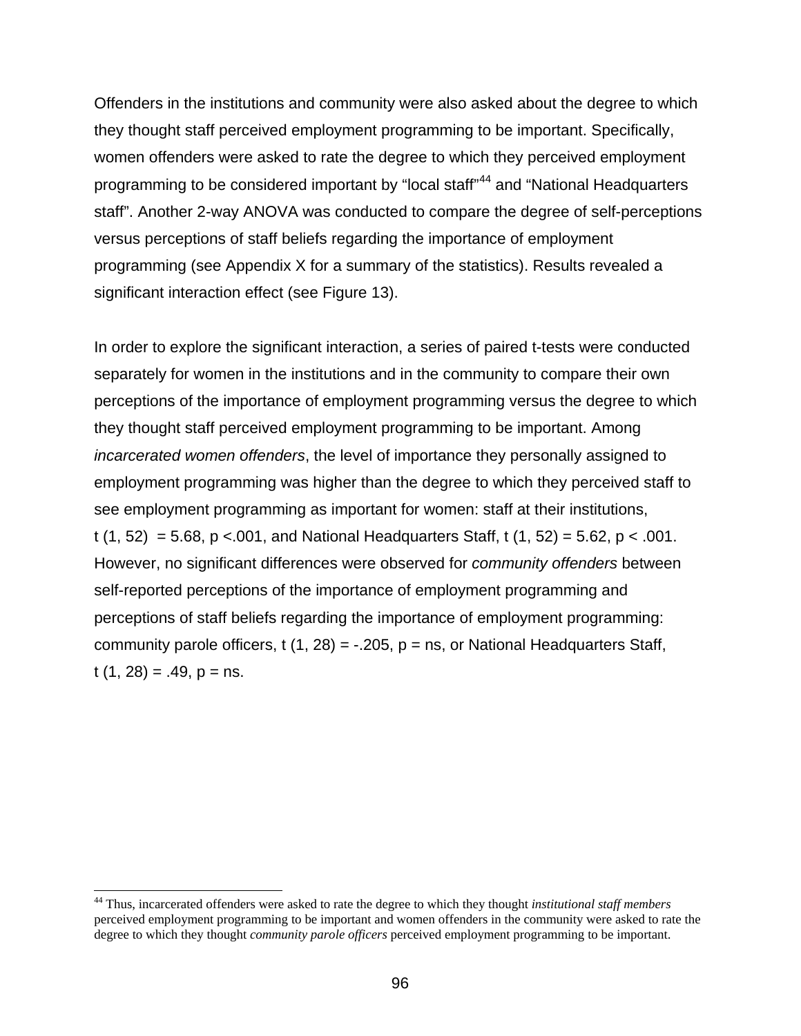Offenders in the institutions and community were also asked about the degree to which they thought staff perceived employment programming to be important. Specifically, women offenders were asked to rate the degree to which they perceived employment programming to be considered important by “local staff”[44] and “National Headquarters staff”. Another 2-way ANOVA was conducted to compare the degree of self-perceptions versus perceptions of staff beliefs regarding the importance of employment programming (see Appendix X for a summary of the statistics). Results revealed a significant interaction effect (see Figure 13).

In order to explore the significant interaction, a series of paired t-tests were conducted separately for women in the institutions and in the community to compare their own perceptions of the importance of employment programming versus the degree to which they thought staff perceived employment programming to be important. Among *incarcerated women offenders*, the level of importance they personally assigned to employment programming was higher than the degree to which they perceived staff to see employment programming as important for women: staff at their institutions, $t\ (1, 52) = 5.68$, $p < .001$, and National Headquarters Staff, $t\ (1, 52) = 5.62$, $p < .001$. However, no significant differences were observed for *community offenders* between self-reported perceptions of the importance of employment programming and perceptions of staff beliefs regarding the importance of employment programming: community parole officers, $t\ (1, 28) = -.205$, $p = ns$, or National Headquarters Staff, $t\ (1, 28) = .49$, $p = ns$.

[44] Thus, incarcerated offenders were asked to rate the degree to which they thought *institutional staff members* perceived employment programming to be important and women offenders in the community were asked to rate the degree to which they thought *community parole officers* perceived employment programming to be important.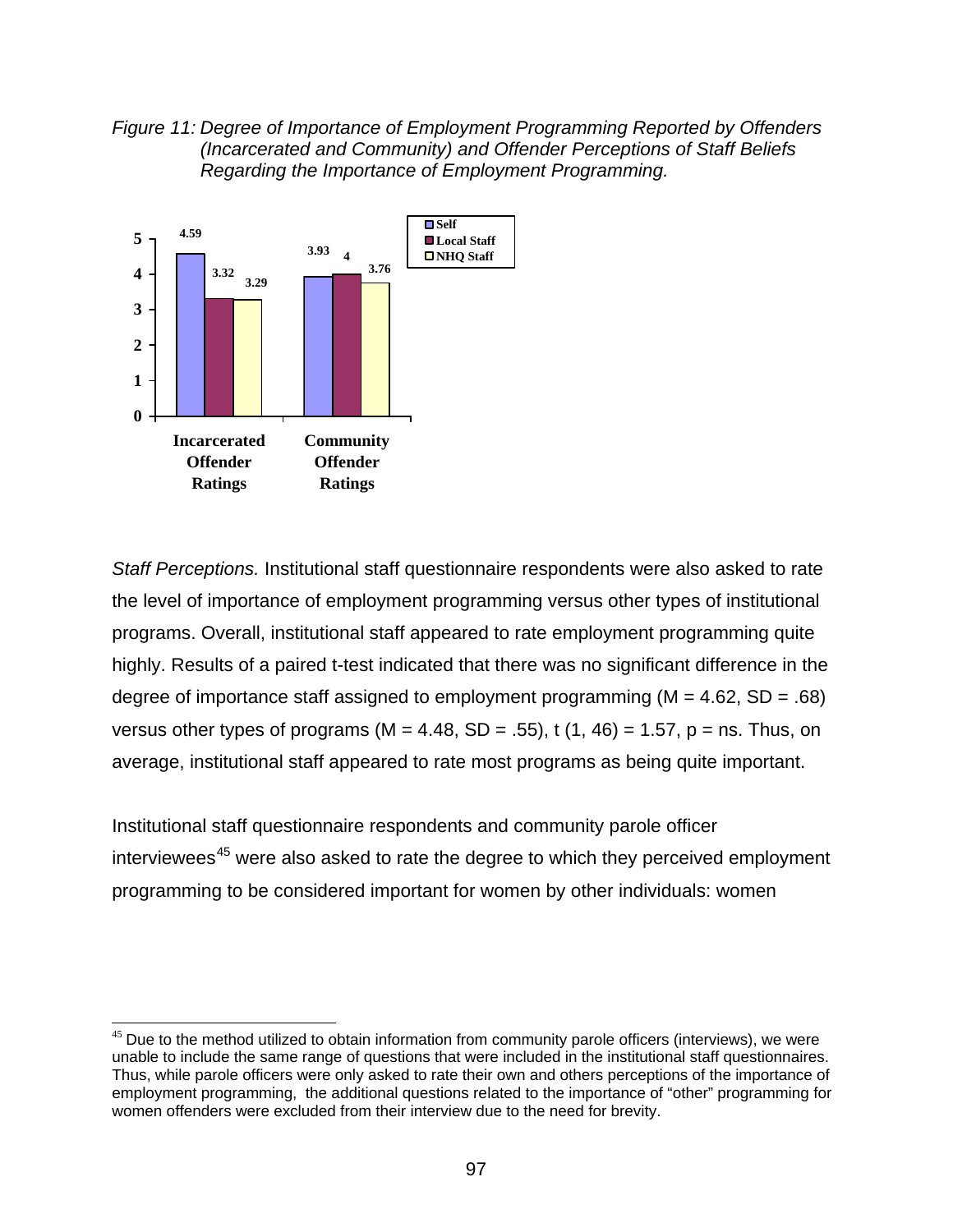*Figure 11: Degree of Importance of Employment Programming Reported by Offenders (Incarcerated and Community) and Offender Perceptions of Staff Beliefs Regarding the Importance of Employment Programming.*

| | Self | Local Staff | NHQ Staff |
|---|---|---|---|
| Incarcerated Offender Ratings | 4.59 | 3.32 | 3.29 |
| Community Offender Ratings | 3.93 | 4 | 3.76 |

*Staff Perceptions.* Institutional staff questionnaire respondents were also asked to rate the level of importance of employment programming versus other types of institutional programs. Overall, institutional staff appeared to rate employment programming quite highly. Results of a paired t-test indicated that there was no significant difference in the degree of importance staff assigned to employment programming ($M = 4.62$, $SD = .68$) versus other types of programs ($M = 4.48$, $SD = .55$), $t$ (1, 46) = 1.57, $p$ = ns. Thus, on average, institutional staff appeared to rate most programs as being quite important.

Institutional staff questionnaire respondents and community parole officer interviewees[45] were also asked to rate the degree to which they perceived employment programming to be considered important for women by other individuals: women

[45] Due to the method utilized to obtain information from community parole officers (interviews), we were unable to include the same range of questions that were included in the institutional staff questionnaires. Thus, while parole officers were only asked to rate their own and others perceptions of the importance of employment programming, the additional questions related to the importance of "other" programming for women offenders were excluded from their interview due to the need for brevity.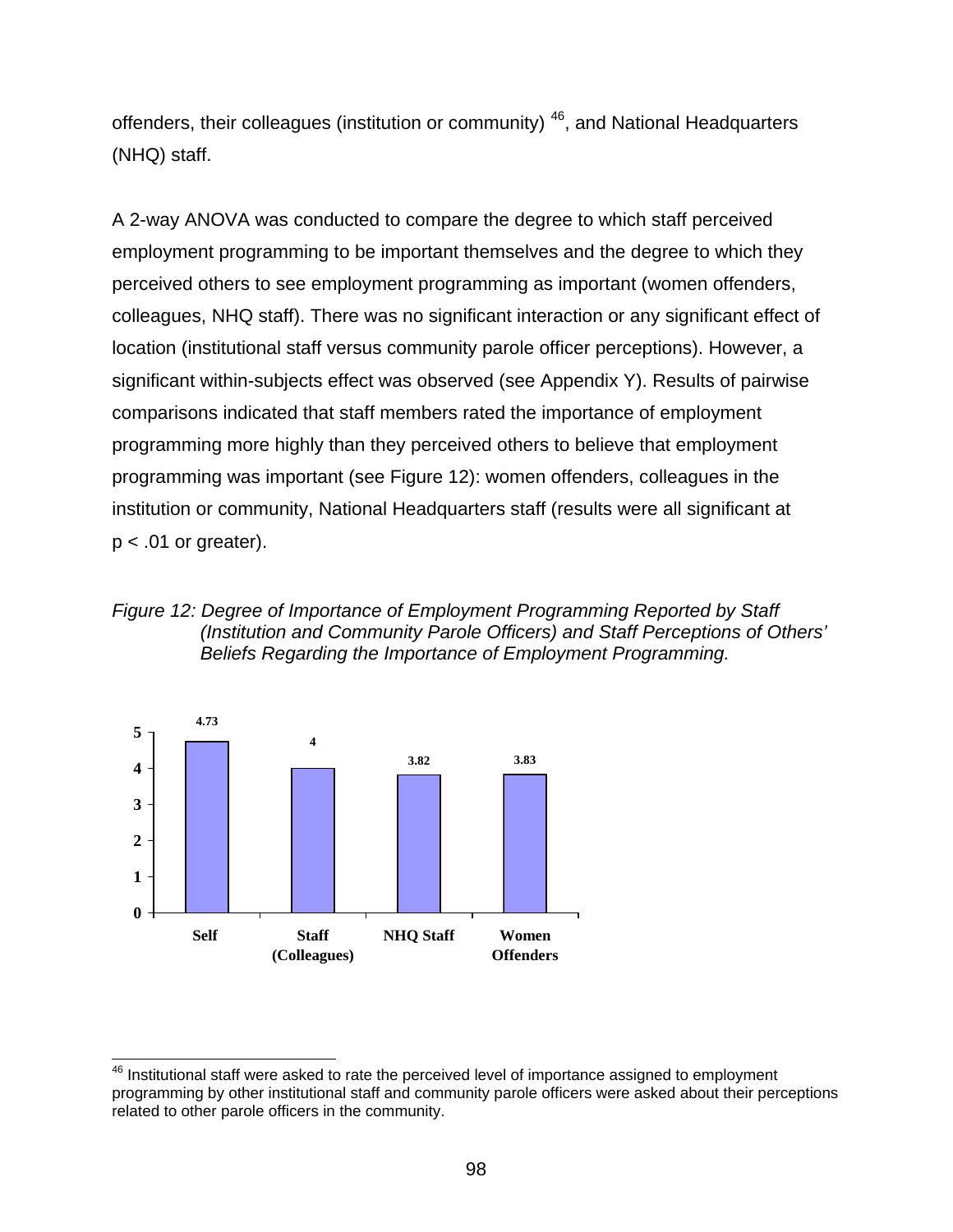offenders, their colleagues (institution or community) [46], and National Headquarters (NHQ) staff.

A 2-way ANOVA was conducted to compare the degree to which staff perceived employment programming to be important themselves and the degree to which they perceived others to see employment programming as important (women offenders, colleagues, NHQ staff). There was no significant interaction or any significant effect of location (institutional staff versus community parole officer perceptions). However, a significant within-subjects effect was observed (see Appendix Y). Results of pairwise comparisons indicated that staff members rated the importance of employment programming more highly than they perceived others to believe that employment programming was important (see Figure 12): women offenders, colleagues in the institution or community, National Headquarters staff (results were all significant at $p < .01$ or greater).

*Figure 12: Degree of Importance of Employment Programming Reported by Staff (Institution and Community Parole Officers) and Staff Perceptions of Others' Beliefs Regarding the Importance of Employment Programming.*

| Self | Staff (Colleagues) | NHQ Staff | Women Offenders |
|---|---|---|---|
| 4.73 | 4 | 3.82 | 3.83 |

[46] Institutional staff were asked to rate the perceived level of importance assigned to employment programming by other institutional staff and community parole officers were asked about their perceptions related to other parole officers in the community.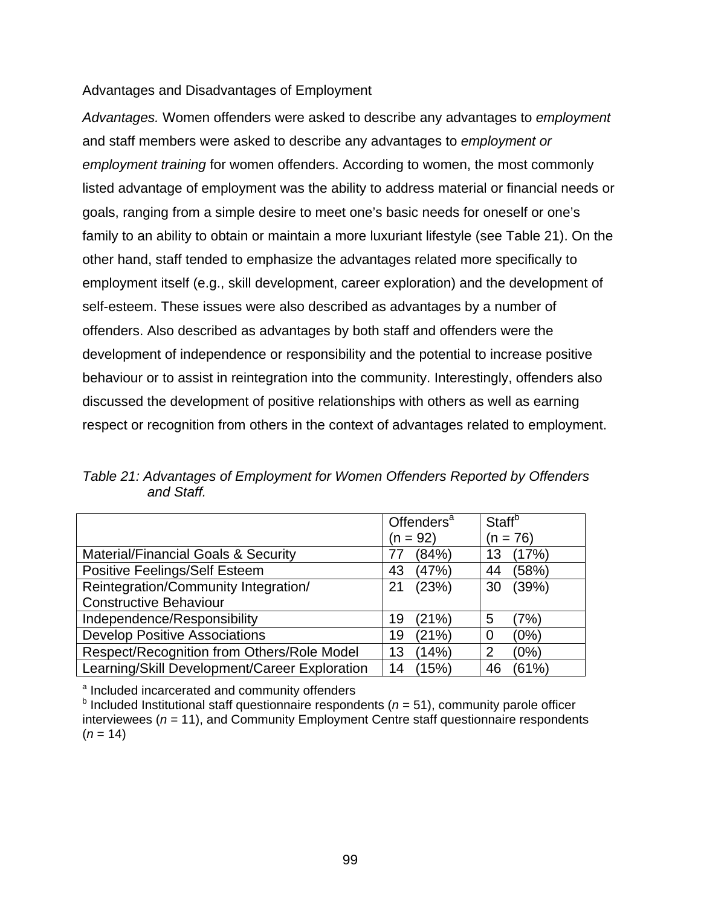## Advantages and Disadvantages of Employment

*Advantages.* Women offenders were asked to describe any advantages to *employment* and staff members were asked to describe any advantages to *employment or employment training* for women offenders. According to women, the most commonly listed advantage of employment was the ability to address material or financial needs or goals, ranging from a simple desire to meet one's basic needs for oneself or one's family to an ability to obtain or maintain a more luxuriant lifestyle (see Table 21). On the other hand, staff tended to emphasize the advantages related more specifically to employment itself (e.g., skill development, career exploration) and the development of self-esteem. These issues were also described as advantages by a number of offenders. Also described as advantages by both staff and offenders were the development of independence or responsibility and the potential to increase positive behaviour or to assist in reintegration into the community. Interestingly, offenders also discussed the development of positive relationships with others as well as earning respect or recognition from others in the context of advantages related to employment.

*Table 21: Advantages of Employment for Women Offenders Reported by Offenders and Staff.*

| | Offenders[a] (n = 92) | Staff[b] (n = 76) |
|---|---|---|
| Material/Financial Goals & Security | 77 (84%) | 13 (17%) |
| Positive Feelings/Self Esteem | 43 (47%) | 44 (58%) |
| Reintegration/Community Integration/ Constructive Behaviour | 21 (23%) | 30 (39%) |
| Independence/Responsibility | 19 (21%) | 5 (7%) |
| Develop Positive Associations | 19 (21%) | 0 (0%) |
| Respect/Recognition from Others/Role Model | 13 (14%) | 2 (0%) |
| Learning/Skill Development/Career Exploration | 14 (15%) | 46 (61%) |

[a] Included incarcerated and community offenders
[b] Included Institutional staff questionnaire respondents (*n* = 51), community parole officer interviewees (*n* = 11), and Community Employment Centre staff questionnaire respondents (*n* = 14)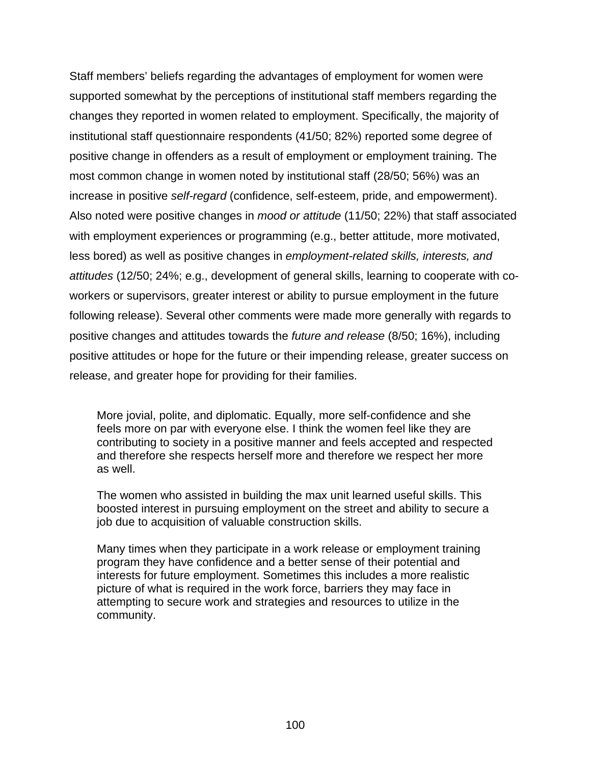Staff members' beliefs regarding the advantages of employment for women were supported somewhat by the perceptions of institutional staff members regarding the changes they reported in women related to employment. Specifically, the majority of institutional staff questionnaire respondents (41/50; 82%) reported some degree of positive change in offenders as a result of employment or employment training. The most common change in women noted by institutional staff (28/50; 56%) was an increase in positive *self-regard* (confidence, self-esteem, pride, and empowerment). Also noted were positive changes in *mood or attitude* (11/50; 22%) that staff associated with employment experiences or programming (e.g., better attitude, more motivated, less bored) as well as positive changes in *employment-related skills, interests, and attitudes* (12/50; 24%; e.g., development of general skills, learning to cooperate with co-workers or supervisors, greater interest or ability to pursue employment in the future following release). Several other comments were made more generally with regards to positive changes and attitudes towards the *future and release* (8/50; 16%), including positive attitudes or hope for the future or their impending release, greater success on release, and greater hope for providing for their families.

> More jovial, polite, and diplomatic. Equally, more self-confidence and she feels more on par with everyone else. I think the women feel like they are contributing to society in a positive manner and feels accepted and respected and therefore she respects herself more and therefore we respect her more as well.

> The women who assisted in building the max unit learned useful skills. This boosted interest in pursuing employment on the street and ability to secure a job due to acquisition of valuable construction skills.

> Many times when they participate in a work release or employment training program they have confidence and a better sense of their potential and interests for future employment. Sometimes this includes a more realistic picture of what is required in the work force, barriers they may face in attempting to secure work and strategies and resources to utilize in the community.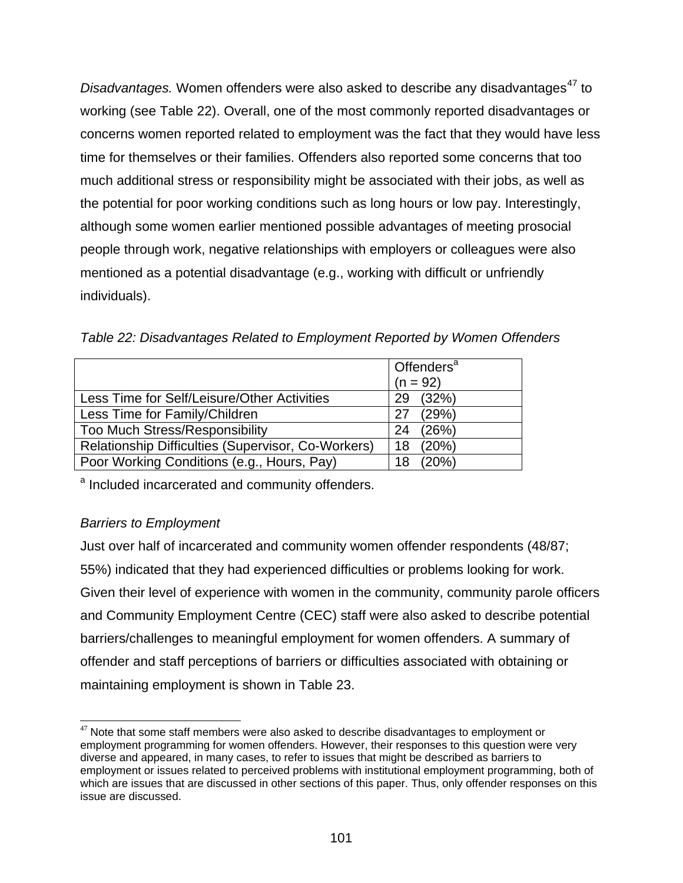*Disadvantages.* Women offenders were also asked to describe any disadvantages[47] to working (see Table 22). Overall, one of the most commonly reported disadvantages or concerns women reported related to employment was the fact that they would have less time for themselves or their families. Offenders also reported some concerns that too much additional stress or responsibility might be associated with their jobs, as well as the potential for poor working conditions such as long hours or low pay. Interestingly, although some women earlier mentioned possible advantages of meeting prosocial people through work, negative relationships with employers or colleagues were also mentioned as a potential disadvantage (e.g., working with difficult or unfriendly individuals).

*Table 22: Disadvantages Related to Employment Reported by Women Offenders*

| | Offenders[a] (n = 92) |
|---|---|
| Less Time for Self/Leisure/Other Activities | 29 (32%) |
| Less Time for Family/Children | 27 (29%) |
| Too Much Stress/Responsibility | 24 (26%) |
| Relationship Difficulties (Supervisor, Co-Workers) | 18 (20%) |
| Poor Working Conditions (e.g., Hours, Pay) | 18 (20%) |

[a] Included incarcerated and community offenders.

### *Barriers to Employment*

Just over half of incarcerated and community women offender respondents (48/87; 55%) indicated that they had experienced difficulties or problems looking for work. Given their level of experience with women in the community, community parole officers and Community Employment Centre (CEC) staff were also asked to describe potential barriers/challenges to meaningful employment for women offenders. A summary of offender and staff perceptions of barriers or difficulties associated with obtaining or maintaining employment is shown in Table 23.

[47] Note that some staff members were also asked to describe disadvantages to employment or employment programming for women offenders. However, their responses to this question were very diverse and appeared, in many cases, to refer to issues that might be described as barriers to employment or issues related to perceived problems with institutional employment programming, both of which are issues that are discussed in other sections of this paper. Thus, only offender responses on this issue are discussed.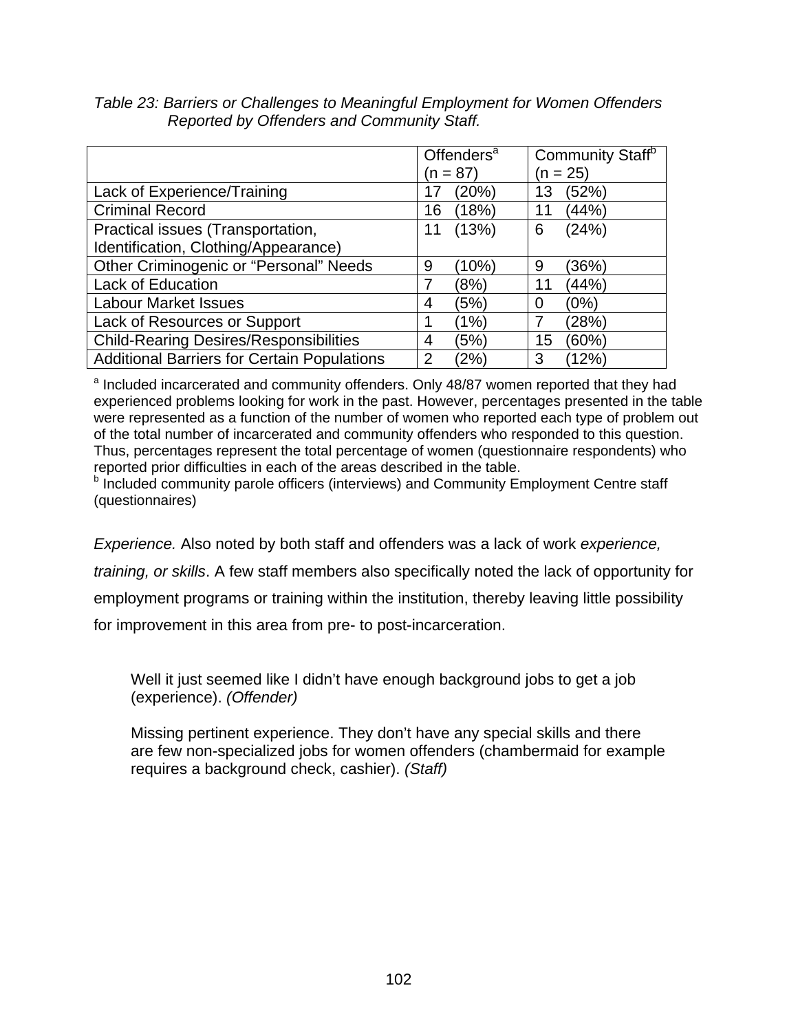*Table 23: Barriers or Challenges to Meaningful Employment for Women Offenders Reported by Offenders and Community Staff.*

| | Offenders[a] (n = 87) | Community Staff[b] (n = 25) |
|---|---|---|
| Lack of Experience/Training | 17 (20%) | 13 (52%) |
| Criminal Record | 16 (18%) | 11 (44%) |
| Practical issues (Transportation, Identification, Clothing/Appearance) | 11 (13%) | 6 (24%) |
| Other Criminogenic or "Personal" Needs | 9 (10%) | 9 (36%) |
| Lack of Education | 7 (8%) | 11 (44%) |
| Labour Market Issues | 4 (5%) | 0 (0%) |
| Lack of Resources or Support | 1 (1%) | 7 (28%) |
| Child-Rearing Desires/Responsibilities | 4 (5%) | 15 (60%) |
| Additional Barriers for Certain Populations | 2 (2%) | 3 (12%) |

[a] Included incarcerated and community offenders. Only 48/87 women reported that they had experienced problems looking for work in the past. However, percentages presented in the table were represented as a function of the number of women who reported each type of problem out of the total number of incarcerated and community offenders who responded to this question. Thus, percentages represent the total percentage of women (questionnaire respondents) who reported prior difficulties in each of the areas described in the table.
[b] Included community parole officers (interviews) and Community Employment Centre staff (questionnaires)

*Experience.* Also noted by both staff and offenders was a lack of work *experience, training, or skills*. A few staff members also specifically noted the lack of opportunity for employment programs or training within the institution, thereby leaving little possibility for improvement in this area from pre- to post-incarceration.

> Well it just seemed like I didn't have enough background jobs to get a job (experience). *(Offender)*
>
> Missing pertinent experience. They don't have any special skills and there are few non-specialized jobs for women offenders (chambermaid for example requires a background check, cashier). *(Staff)*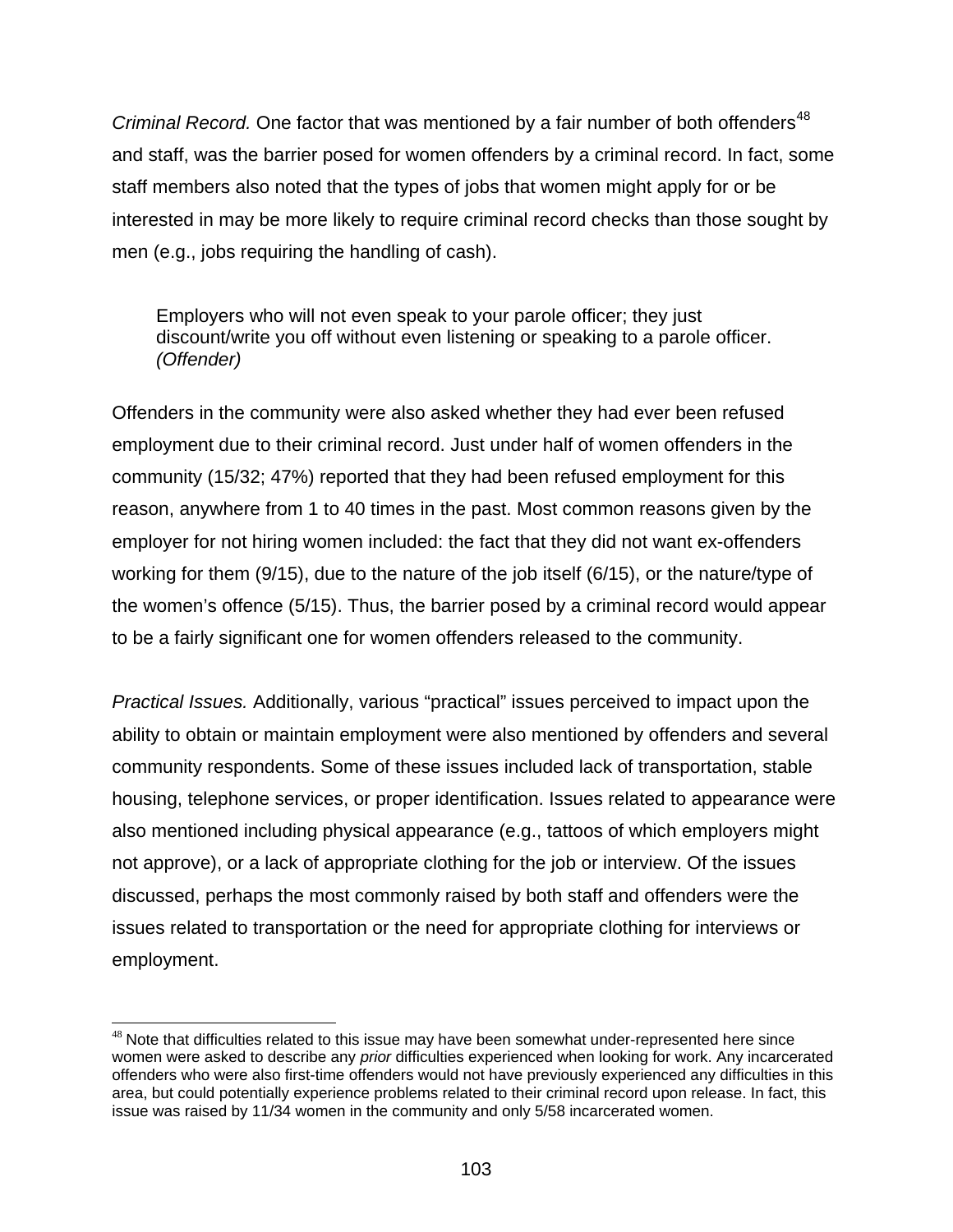*Criminal Record.* One factor that was mentioned by a fair number of both offenders[48] and staff, was the barrier posed for women offenders by a criminal record. In fact, some staff members also noted that the types of jobs that women might apply for or be interested in may be more likely to require criminal record checks than those sought by men (e.g., jobs requiring the handling of cash).

> Employers who will not even speak to your parole officer; they just discount/write you off without even listening or speaking to a parole officer. *(Offender)*

Offenders in the community were also asked whether they had ever been refused employment due to their criminal record. Just under half of women offenders in the community (15/32; 47%) reported that they had been refused employment for this reason, anywhere from 1 to 40 times in the past. Most common reasons given by the employer for not hiring women included: the fact that they did not want ex-offenders working for them (9/15), due to the nature of the job itself (6/15), or the nature/type of the women's offence (5/15). Thus, the barrier posed by a criminal record would appear to be a fairly significant one for women offenders released to the community.

*Practical Issues.* Additionally, various "practical" issues perceived to impact upon the ability to obtain or maintain employment were also mentioned by offenders and several community respondents. Some of these issues included lack of transportation, stable housing, telephone services, or proper identification. Issues related to appearance were also mentioned including physical appearance (e.g., tattoos of which employers might not approve), or a lack of appropriate clothing for the job or interview. Of the issues discussed, perhaps the most commonly raised by both staff and offenders were the issues related to transportation or the need for appropriate clothing for interviews or employment.

---

[48] Note that difficulties related to this issue may have been somewhat under-represented here since women were asked to describe any *prior* difficulties experienced when looking for work. Any incarcerated offenders who were also first-time offenders would not have previously experienced any difficulties in this area, but could potentially experience problems related to their criminal record upon release. In fact, this issue was raised by 11/34 women in the community and only 5/58 incarcerated women.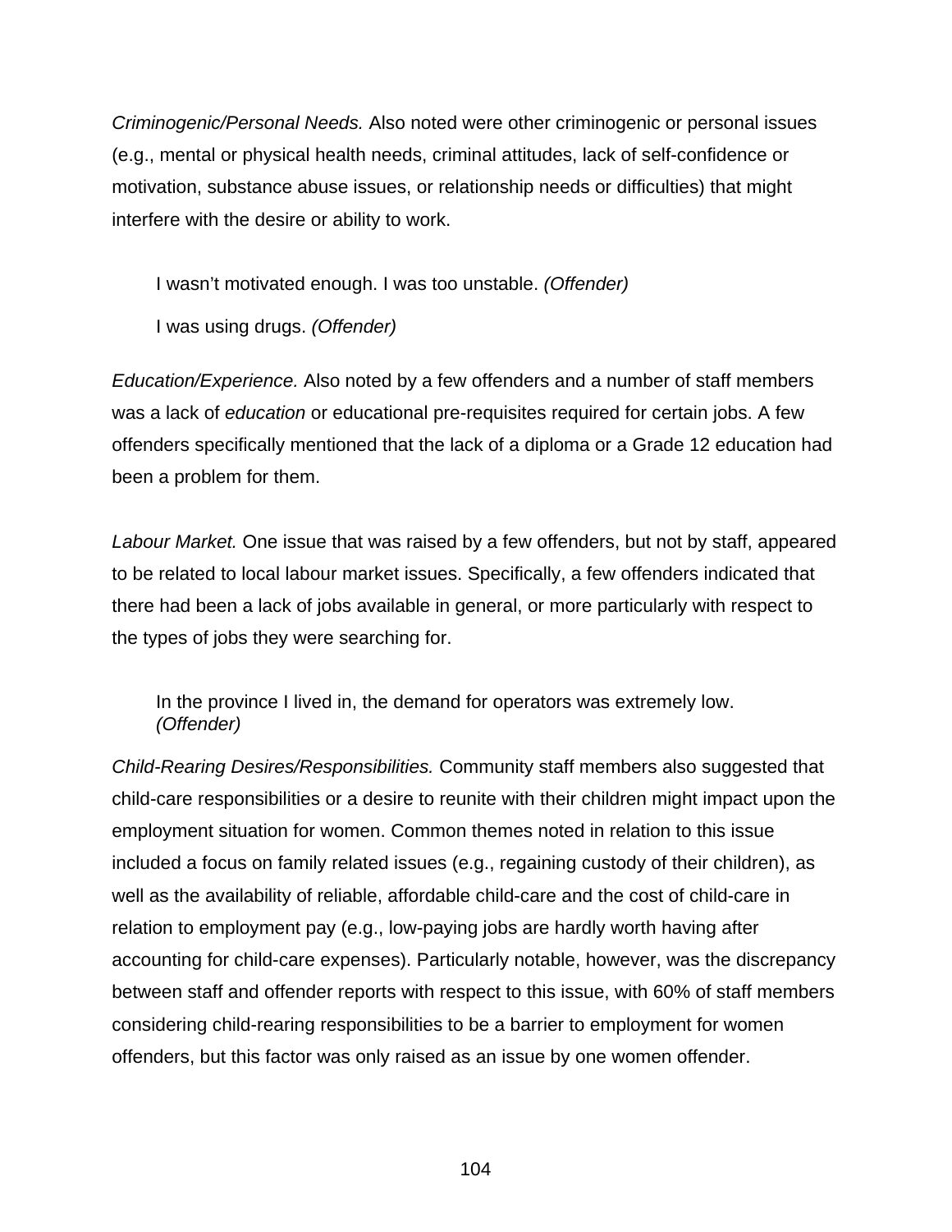*Criminogenic/Personal Needs.* Also noted were other criminogenic or personal issues (e.g., mental or physical health needs, criminal attitudes, lack of self-confidence or motivation, substance abuse issues, or relationship needs or difficulties) that might interfere with the desire or ability to work.

> I wasn't motivated enough. I was too unstable. *(Offender)*
>
> I was using drugs. *(Offender)*

*Education/Experience.* Also noted by a few offenders and a number of staff members was a lack of *education* or educational pre-requisites required for certain jobs. A few offenders specifically mentioned that the lack of a diploma or a Grade 12 education had been a problem for them.

*Labour Market.* One issue that was raised by a few offenders, but not by staff, appeared to be related to local labour market issues. Specifically, a few offenders indicated that there had been a lack of jobs available in general, or more particularly with respect to the types of jobs they were searching for.

> In the province I lived in, the demand for operators was extremely low. *(Offender)*

*Child-Rearing Desires/Responsibilities.* Community staff members also suggested that child-care responsibilities or a desire to reunite with their children might impact upon the employment situation for women. Common themes noted in relation to this issue included a focus on family related issues (e.g., regaining custody of their children), as well as the availability of reliable, affordable child-care and the cost of child-care in relation to employment pay (e.g., low-paying jobs are hardly worth having after accounting for child-care expenses). Particularly notable, however, was the discrepancy between staff and offender reports with respect to this issue, with 60% of staff members considering child-rearing responsibilities to be a barrier to employment for women offenders, but this factor was only raised as an issue by one women offender.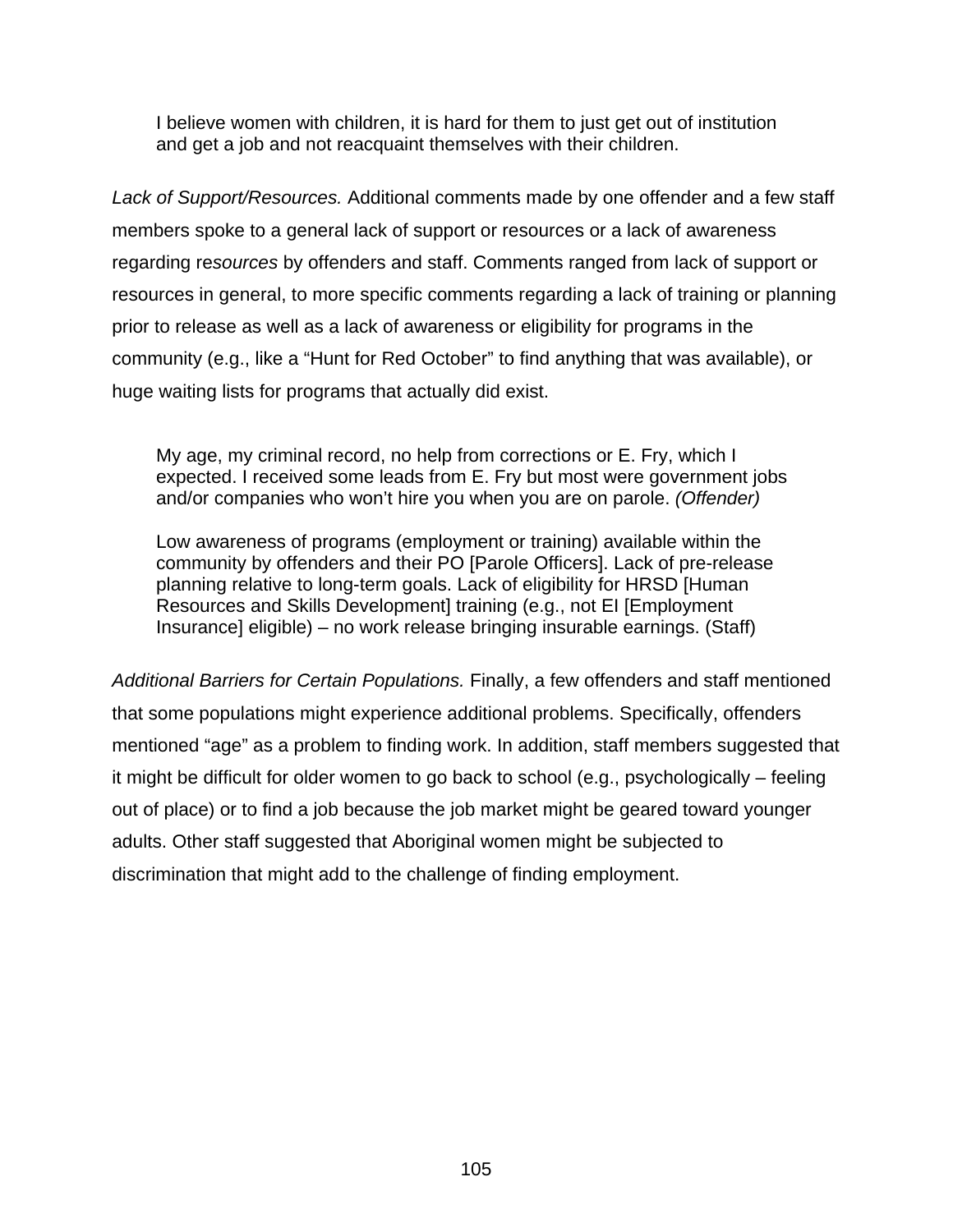> I believe women with children, it is hard for them to just get out of institution and get a job and not reacquaint themselves with their children.

*Lack of Support/Resources.* Additional comments made by one offender and a few staff members spoke to a general lack of support or resources or a lack of awareness regarding re*sources* by offenders and staff. Comments ranged from lack of support or resources in general, to more specific comments regarding a lack of training or planning prior to release as well as a lack of awareness or eligibility for programs in the community (e.g., like a "Hunt for Red October" to find anything that was available), or huge waiting lists for programs that actually did exist.

> My age, my criminal record, no help from corrections or E. Fry, which I expected. I received some leads from E. Fry but most were government jobs and/or companies who won't hire you when you are on parole. *(Offender)*
>
> Low awareness of programs (employment or training) available within the community by offenders and their PO [Parole Officers]. Lack of pre-release planning relative to long-term goals. Lack of eligibility for HRSD [Human Resources and Skills Development] training (e.g., not EI [Employment Insurance] eligible) – no work release bringing insurable earnings. (Staff)

*Additional Barriers for Certain Populations.* Finally, a few offenders and staff mentioned that some populations might experience additional problems. Specifically, offenders mentioned "age" as a problem to finding work. In addition, staff members suggested that it might be difficult for older women to go back to school (e.g., psychologically – feeling out of place) or to find a job because the job market might be geared toward younger adults. Other staff suggested that Aboriginal women might be subjected to discrimination that might add to the challenge of finding employment.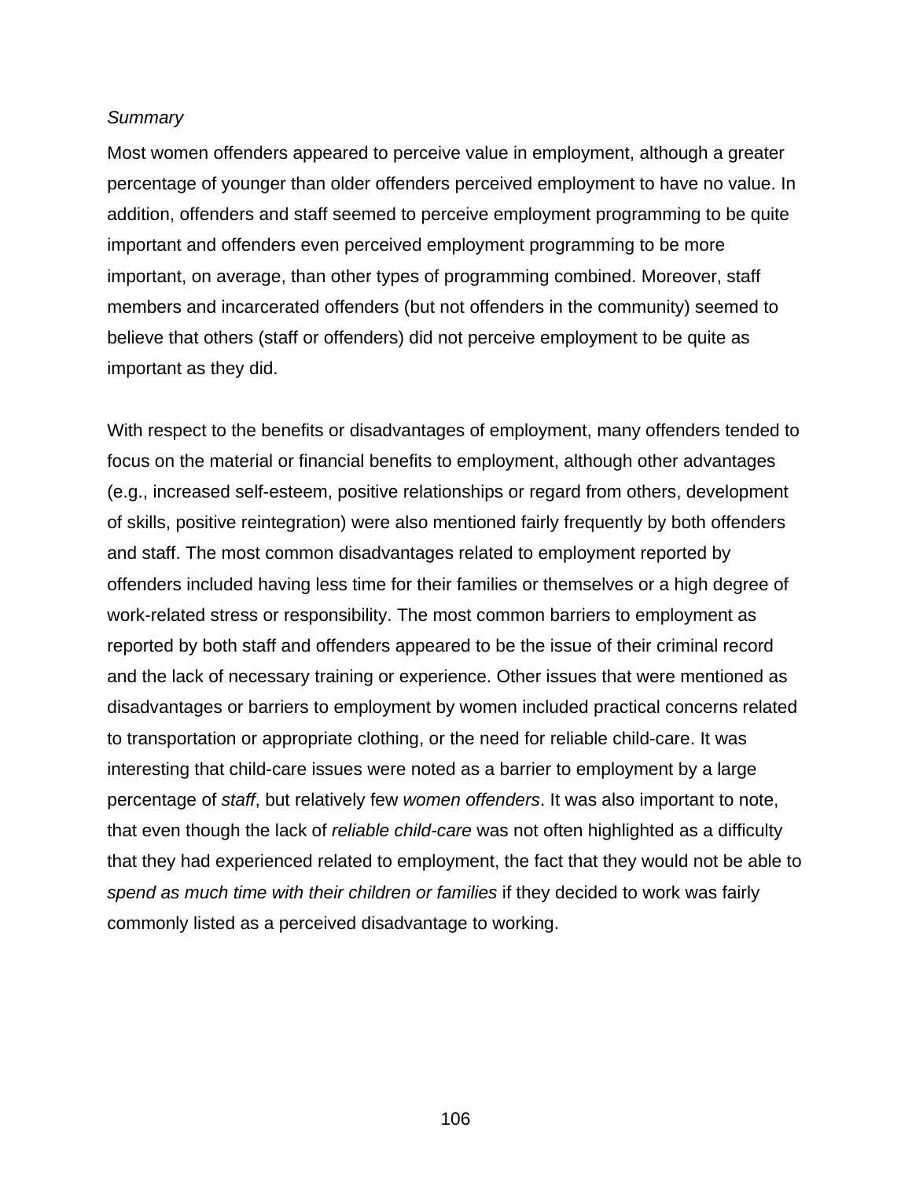*Summary*

Most women offenders appeared to perceive value in employment, although a greater percentage of younger than older offenders perceived employment to have no value. In addition, offenders and staff seemed to perceive employment programming to be quite important and offenders even perceived employment programming to be more important, on average, than other types of programming combined. Moreover, staff members and incarcerated offenders (but not offenders in the community) seemed to believe that others (staff or offenders) did not perceive employment to be quite as important as they did.

With respect to the benefits or disadvantages of employment, many offenders tended to focus on the material or financial benefits to employment, although other advantages (e.g., increased self-esteem, positive relationships or regard from others, development of skills, positive reintegration) were also mentioned fairly frequently by both offenders and staff. The most common disadvantages related to employment reported by offenders included having less time for their families or themselves or a high degree of work-related stress or responsibility. The most common barriers to employment as reported by both staff and offenders appeared to be the issue of their criminal record and the lack of necessary training or experience. Other issues that were mentioned as disadvantages or barriers to employment by women included practical concerns related to transportation or appropriate clothing, or the need for reliable child-care. It was interesting that child-care issues were noted as a barrier to employment by a large percentage of *staff*, but relatively few *women offenders*. It was also important to note, that even though the lack of *reliable child-care* was not often highlighted as a difficulty that they had experienced related to employment, the fact that they would not be able to *spend as much time with their children or families* if they decided to work was fairly commonly listed as a perceived disadvantage to working.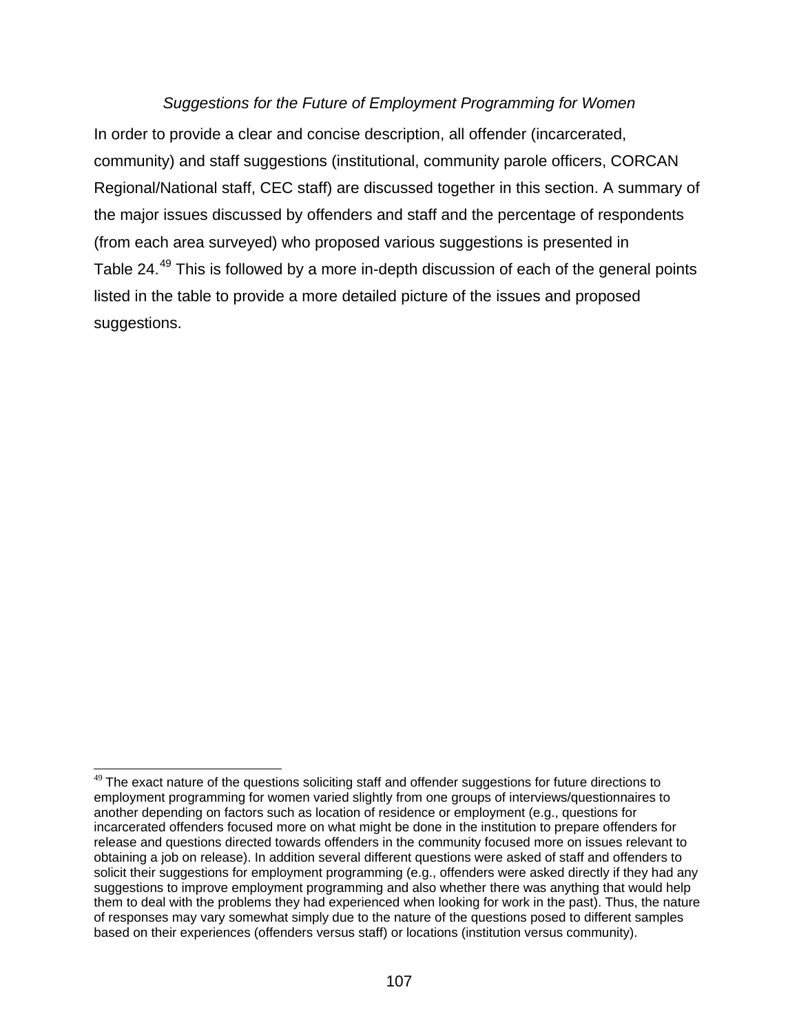### *Suggestions for the Future of Employment Programming for Women*

In order to provide a clear and concise description, all offender (incarcerated, community) and staff suggestions (institutional, community parole officers, CORCAN Regional/National staff, CEC staff) are discussed together in this section. A summary of the major issues discussed by offenders and staff and the percentage of respondents (from each area surveyed) who proposed various suggestions is presented in Table 24.[49] This is followed by a more in-depth discussion of each of the general points listed in the table to provide a more detailed picture of the issues and proposed suggestions.

---

[49] The exact nature of the questions soliciting staff and offender suggestions for future directions to employment programming for women varied slightly from one groups of interviews/questionnaires to another depending on factors such as location of residence or employment (e.g., questions for incarcerated offenders focused more on what might be done in the institution to prepare offenders for release and questions directed towards offenders in the community focused more on issues relevant to obtaining a job on release). In addition several different questions were asked of staff and offenders to solicit their suggestions for employment programming (e.g., offenders were asked directly if they had any suggestions to improve employment programming and also whether there was anything that would help them to deal with the problems they had experienced when looking for work in the past). Thus, the nature of responses may vary somewhat simply due to the nature of the questions posed to different samples based on their experiences (offenders versus staff) or locations (institution versus community).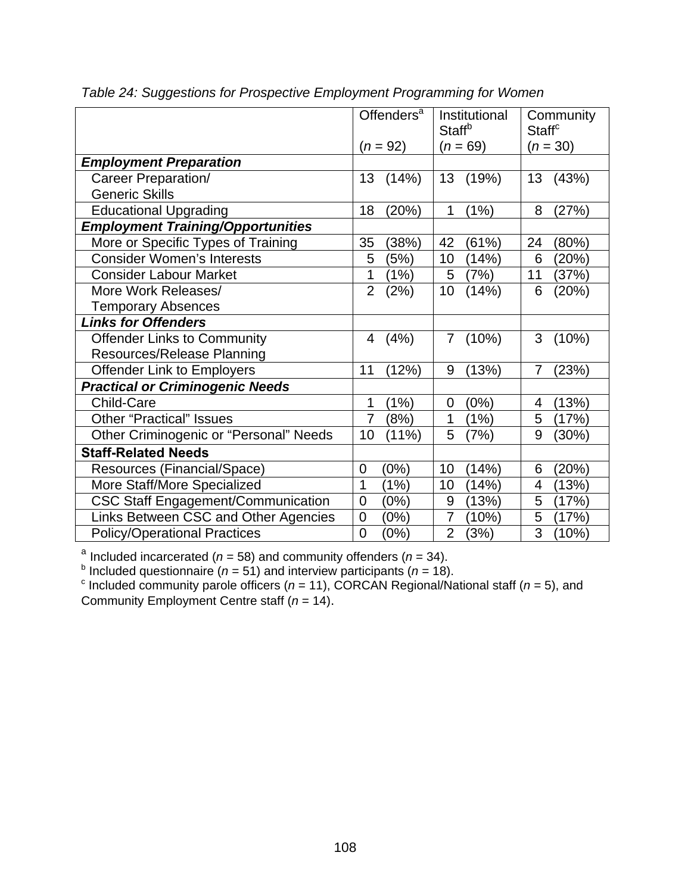*Table 24: Suggestions for Prospective Employment Programming for Women*

| | Offenders[a] ($n$ = 92) | Institutional Staff[b] ($n$ = 69) | Community Staff[c] ($n$ = 30) |
|---|---|---|---|
| ***Employment Preparation*** | | | |
| Career Preparation/ Generic Skills | 13 (14%) | 13 (19%) | 13 (43%) |
| Educational Upgrading | 18 (20%) | 1 (1%) | 8 (27%) |
| ***Employment Training/Opportunities*** | | | |
| More or Specific Types of Training | 35 (38%) | 42 (61%) | 24 (80%) |
| Consider Women's Interests | 5 (5%) | 10 (14%) | 6 (20%) |
| Consider Labour Market | 1 (1%) | 5 (7%) | 11 (37%) |
| More Work Releases/ Temporary Absences | 2 (2%) | 10 (14%) | 6 (20%) |
| ***Links for Offenders*** | | | |
| Offender Links to Community Resources/Release Planning | 4 (4%) | 7 (10%) | 3 (10%) |
| Offender Link to Employers | 11 (12%) | 9 (13%) | 7 (23%) |
| ***Practical or Criminogenic Needs*** | | | |
| Child-Care | 1 (1%) | 0 (0%) | 4 (13%) |
| Other "Practical" Issues | 7 (8%) | 1 (1%) | 5 (17%) |
| Other Criminogenic or "Personal" Needs | 10 (11%) | 5 (7%) | 9 (30%) |
| **Staff-Related Needs** | | | |
| Resources (Financial/Space) | 0 (0%) | 10 (14%) | 6 (20%) |
| More Staff/More Specialized | 1 (1%) | 10 (14%) | 4 (13%) |
| CSC Staff Engagement/Communication | 0 (0%) | 9 (13%) | 5 (17%) |
| Links Between CSC and Other Agencies | 0 (0%) | 7 (10%) | 5 (17%) |
| Policy/Operational Practices | 0 (0%) | 2 (3%) | 3 (10%) |

[a] Included incarcerated ($n$ = 58) and community offenders ($n$ = 34).
[b] Included questionnaire ($n$ = 51) and interview participants ($n$ = 18).
[c] Included community parole officers ($n$ = 11), CORCAN Regional/National staff ($n$ = 5), and Community Employment Centre staff ($n$ = 14).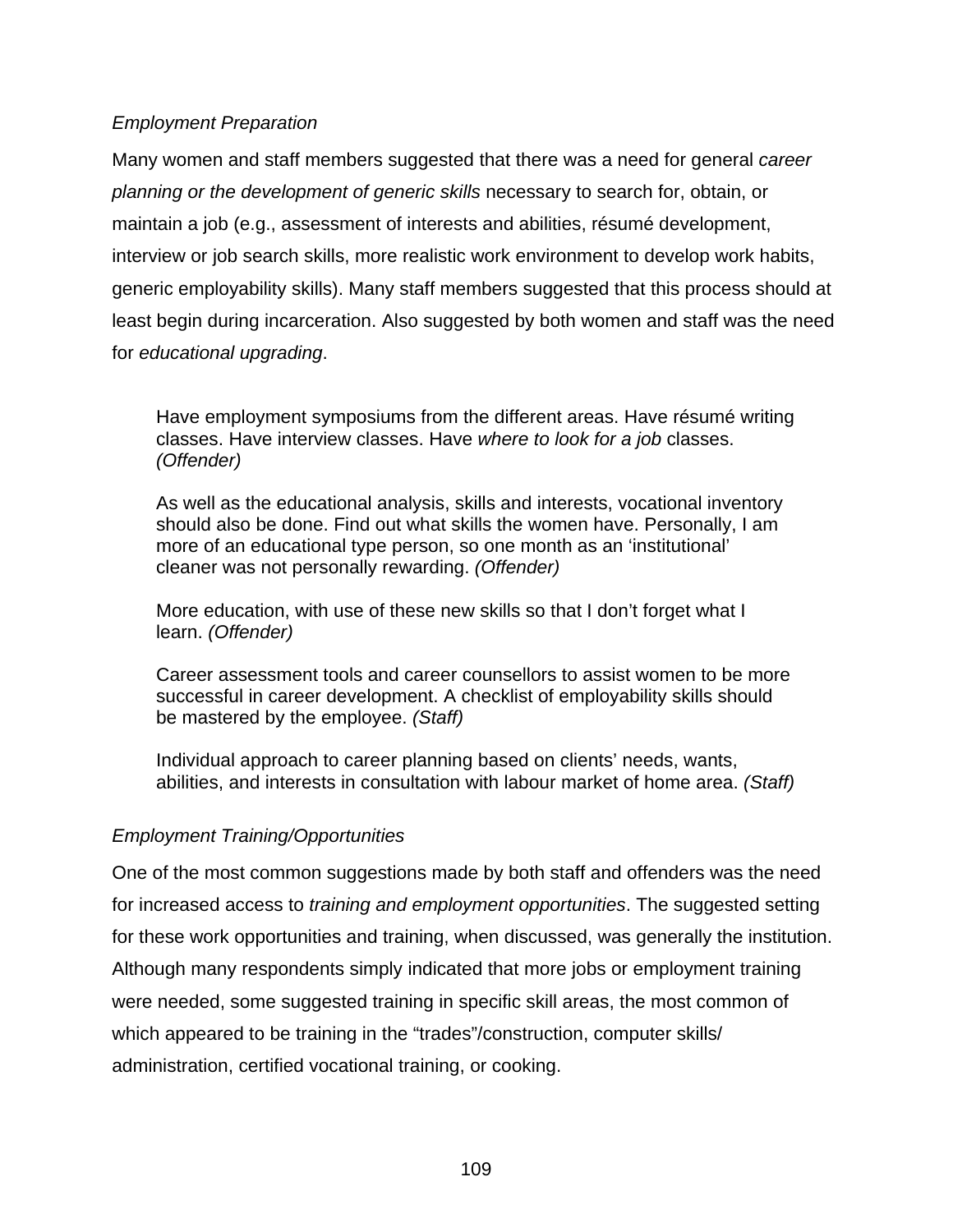*Employment Preparation*

Many women and staff members suggested that there was a need for general *career planning or the development of generic skills* necessary to search for, obtain, or maintain a job (e.g., assessment of interests and abilities, résumé development, interview or job search skills, more realistic work environment to develop work habits, generic employability skills). Many staff members suggested that this process should at least begin during incarceration. Also suggested by both women and staff was the need for *educational upgrading*.

> Have employment symposiums from the different areas. Have résumé writing classes. Have interview classes. Have *where to look for a job* classes. *(Offender)*
>
> As well as the educational analysis, skills and interests, vocational inventory should also be done. Find out what skills the women have. Personally, I am more of an educational type person, so one month as an 'institutional' cleaner was not personally rewarding. *(Offender)*
>
> More education, with use of these new skills so that I don't forget what I learn. *(Offender)*
>
> Career assessment tools and career counsellors to assist women to be more successful in career development. A checklist of employability skills should be mastered by the employee. *(Staff)*
>
> Individual approach to career planning based on clients' needs, wants, abilities, and interests in consultation with labour market of home area. *(Staff)*

*Employment Training/Opportunities*

One of the most common suggestions made by both staff and offenders was the need for increased access to *training and employment opportunities*. The suggested setting for these work opportunities and training, when discussed, was generally the institution. Although many respondents simply indicated that more jobs or employment training were needed, some suggested training in specific skill areas, the most common of which appeared to be training in the "trades"/construction, computer skills/ administration, certified vocational training, or cooking.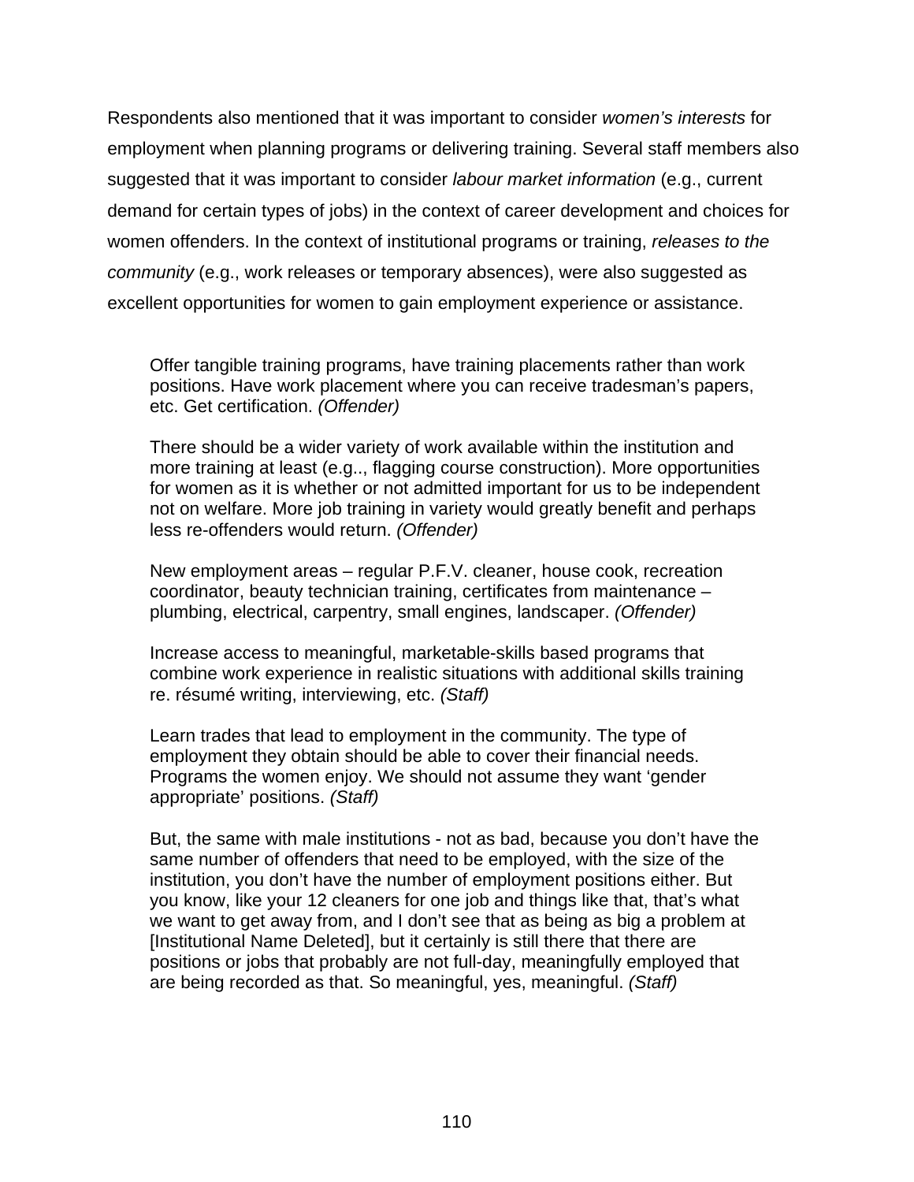Respondents also mentioned that it was important to consider *women's interests* for employment when planning programs or delivering training. Several staff members also suggested that it was important to consider *labour market information* (e.g., current demand for certain types of jobs) in the context of career development and choices for women offenders. In the context of institutional programs or training, *releases to the community* (e.g., work releases or temporary absences), were also suggested as excellent opportunities for women to gain employment experience or assistance.

> Offer tangible training programs, have training placements rather than work positions. Have work placement where you can receive tradesman's papers, etc. Get certification. *(Offender)*
>
> There should be a wider variety of work available within the institution and more training at least (e.g.., flagging course construction). More opportunities for women as it is whether or not admitted important for us to be independent not on welfare. More job training in variety would greatly benefit and perhaps less re-offenders would return. *(Offender)*
>
> New employment areas – regular P.F.V. cleaner, house cook, recreation coordinator, beauty technician training, certificates from maintenance – plumbing, electrical, carpentry, small engines, landscaper. *(Offender)*
>
> Increase access to meaningful, marketable-skills based programs that combine work experience in realistic situations with additional skills training re. résumé writing, interviewing, etc. *(Staff)*
>
> Learn trades that lead to employment in the community. The type of employment they obtain should be able to cover their financial needs. Programs the women enjoy. We should not assume they want 'gender appropriate' positions. *(Staff)*
>
> But, the same with male institutions - not as bad, because you don't have the same number of offenders that need to be employed, with the size of the institution, you don't have the number of employment positions either. But you know, like your 12 cleaners for one job and things like that, that's what we want to get away from, and I don't see that as being as big a problem at [Institutional Name Deleted], but it certainly is still there that there are positions or jobs that probably are not full-day, meaningfully employed that are being recorded as that. So meaningful, yes, meaningful. *(Staff)*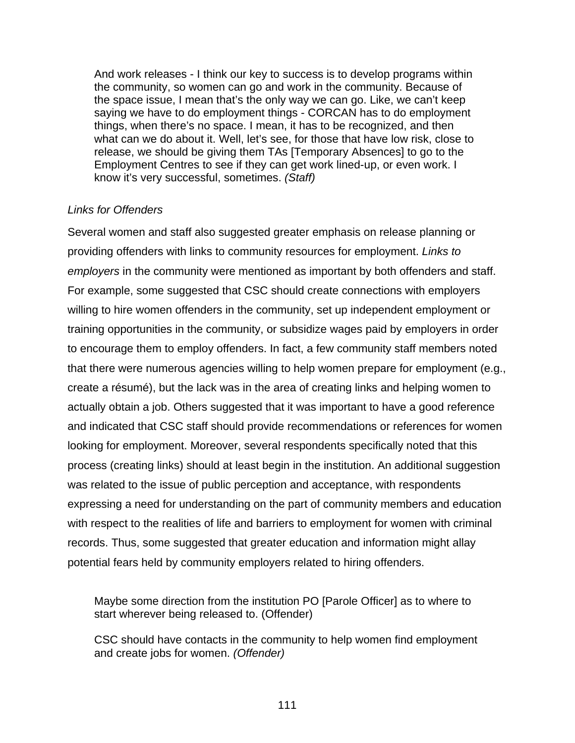> And work releases - I think our key to success is to develop programs within the community, so women can go and work in the community. Because of the space issue, I mean that's the only way we can go. Like, we can't keep saying we have to do employment things - CORCAN has to do employment things, when there's no space. I mean, it has to be recognized, and then what can we do about it. Well, let's see, for those that have low risk, close to release, we should be giving them TAs [Temporary Absences] to go to the Employment Centres to see if they can get work lined-up, or even work. I know it's very successful, sometimes. *(Staff)*

*Links for Offenders*

Several women and staff also suggested greater emphasis on release planning or providing offenders with links to community resources for employment. *Links to employers* in the community were mentioned as important by both offenders and staff. For example, some suggested that CSC should create connections with employers willing to hire women offenders in the community, set up independent employment or training opportunities in the community, or subsidize wages paid by employers in order to encourage them to employ offenders. In fact, a few community staff members noted that there were numerous agencies willing to help women prepare for employment (e.g., create a résumé), but the lack was in the area of creating links and helping women to actually obtain a job. Others suggested that it was important to have a good reference and indicated that CSC staff should provide recommendations or references for women looking for employment. Moreover, several respondents specifically noted that this process (creating links) should at least begin in the institution. An additional suggestion was related to the issue of public perception and acceptance, with respondents expressing a need for understanding on the part of community members and education with respect to the realities of life and barriers to employment for women with criminal records. Thus, some suggested that greater education and information might allay potential fears held by community employers related to hiring offenders.

> Maybe some direction from the institution PO [Parole Officer] as to where to start wherever being released to. (Offender)

> CSC should have contacts in the community to help women find employment and create jobs for women. *(Offender)*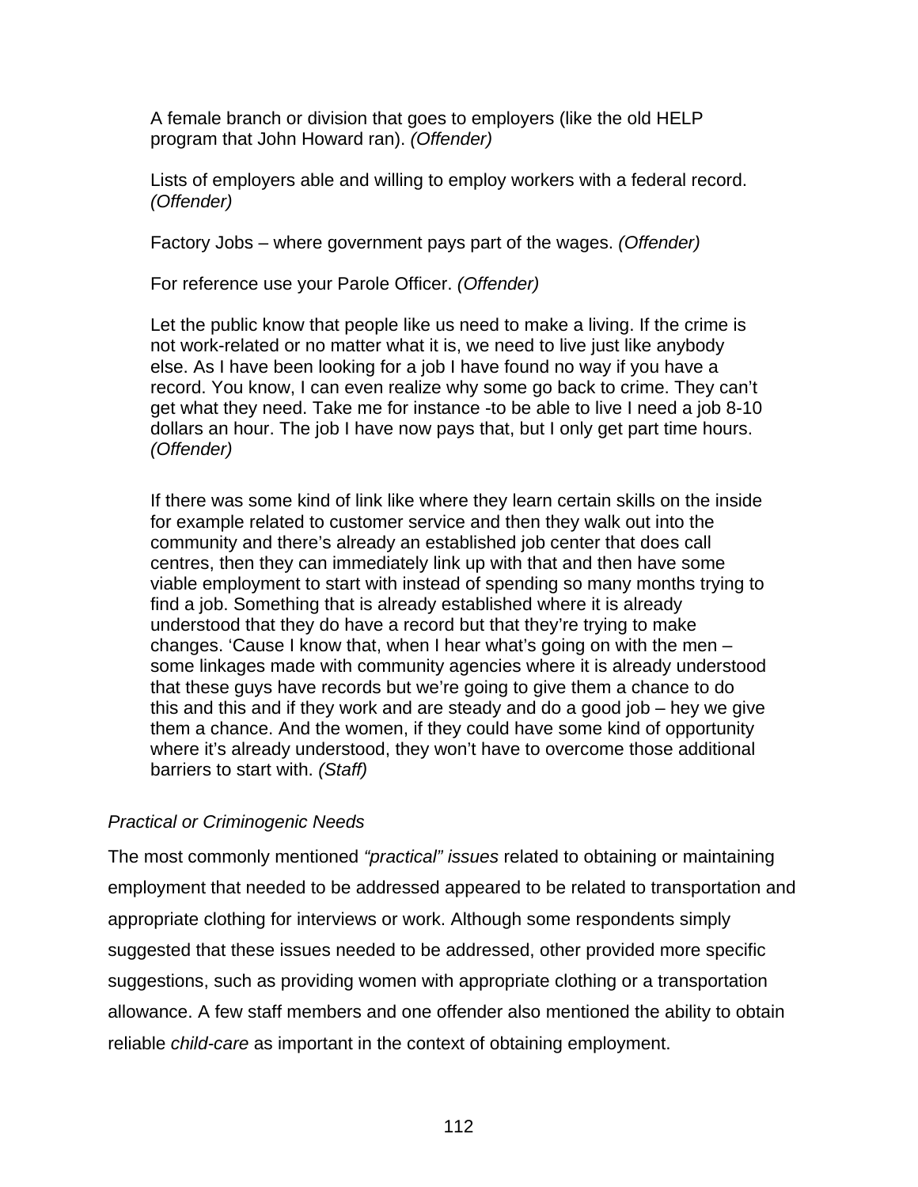> A female branch or division that goes to employers (like the old HELP program that John Howard ran). *(Offender)*

> Lists of employers able and willing to employ workers with a federal record. *(Offender)*

> Factory Jobs – where government pays part of the wages. *(Offender)*

> For reference use your Parole Officer. *(Offender)*

> Let the public know that people like us need to make a living. If the crime is not work-related or no matter what it is, we need to live just like anybody else. As I have been looking for a job I have found no way if you have a record. You know, I can even realize why some go back to crime. They can't get what they need. Take me for instance -to be able to live I need a job 8-10 dollars an hour. The job I have now pays that, but I only get part time hours. *(Offender)*

> If there was some kind of link like where they learn certain skills on the inside for example related to customer service and then they walk out into the community and there's already an established job center that does call centres, then they can immediately link up with that and then have some viable employment to start with instead of spending so many months trying to find a job. Something that is already established where it is already understood that they do have a record but that they're trying to make changes. 'Cause I know that, when I hear what's going on with the men – some linkages made with community agencies where it is already understood that these guys have records but we're going to give them a chance to do this and this and if they work and are steady and do a good job – hey we give them a chance. And the women, if they could have some kind of opportunity where it's already understood, they won't have to overcome those additional barriers to start with. *(Staff)*

*Practical or Criminogenic Needs*

The most commonly mentioned *"practical" issues* related to obtaining or maintaining employment that needed to be addressed appeared to be related to transportation and appropriate clothing for interviews or work. Although some respondents simply suggested that these issues needed to be addressed, other provided more specific suggestions, such as providing women with appropriate clothing or a transportation allowance. A few staff members and one offender also mentioned the ability to obtain reliable *child-care* as important in the context of obtaining employment.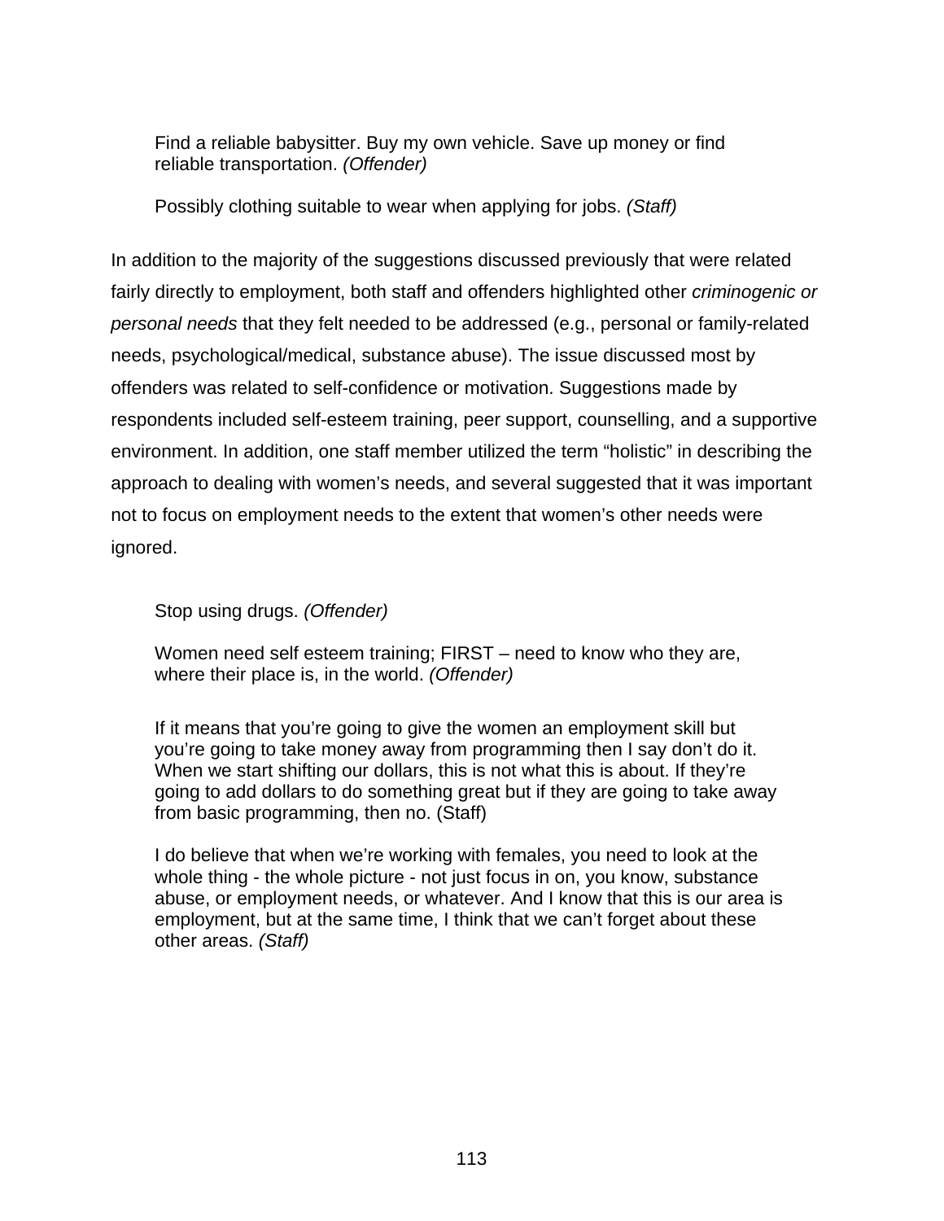> Find a reliable babysitter. Buy my own vehicle. Save up money or find reliable transportation. *(Offender)*

> Possibly clothing suitable to wear when applying for jobs. *(Staff)*

In addition to the majority of the suggestions discussed previously that were related fairly directly to employment, both staff and offenders highlighted other *criminogenic or personal needs* that they felt needed to be addressed (e.g., personal or family-related needs, psychological/medical, substance abuse). The issue discussed most by offenders was related to self-confidence or motivation. Suggestions made by respondents included self-esteem training, peer support, counselling, and a supportive environment. In addition, one staff member utilized the term "holistic" in describing the approach to dealing with women's needs, and several suggested that it was important not to focus on employment needs to the extent that women's other needs were ignored.

> Stop using drugs. *(Offender)*

> Women need self esteem training; FIRST – need to know who they are, where their place is, in the world. *(Offender)*

> If it means that you're going to give the women an employment skill but you're going to take money away from programming then I say don't do it. When we start shifting our dollars, this is not what this is about. If they're going to add dollars to do something great but if they are going to take away from basic programming, then no. (Staff)

> I do believe that when we're working with females, you need to look at the whole thing - the whole picture - not just focus in on, you know, substance abuse, or employment needs, or whatever. And I know that this is our area is employment, but at the same time, I think that we can't forget about these other areas. *(Staff)*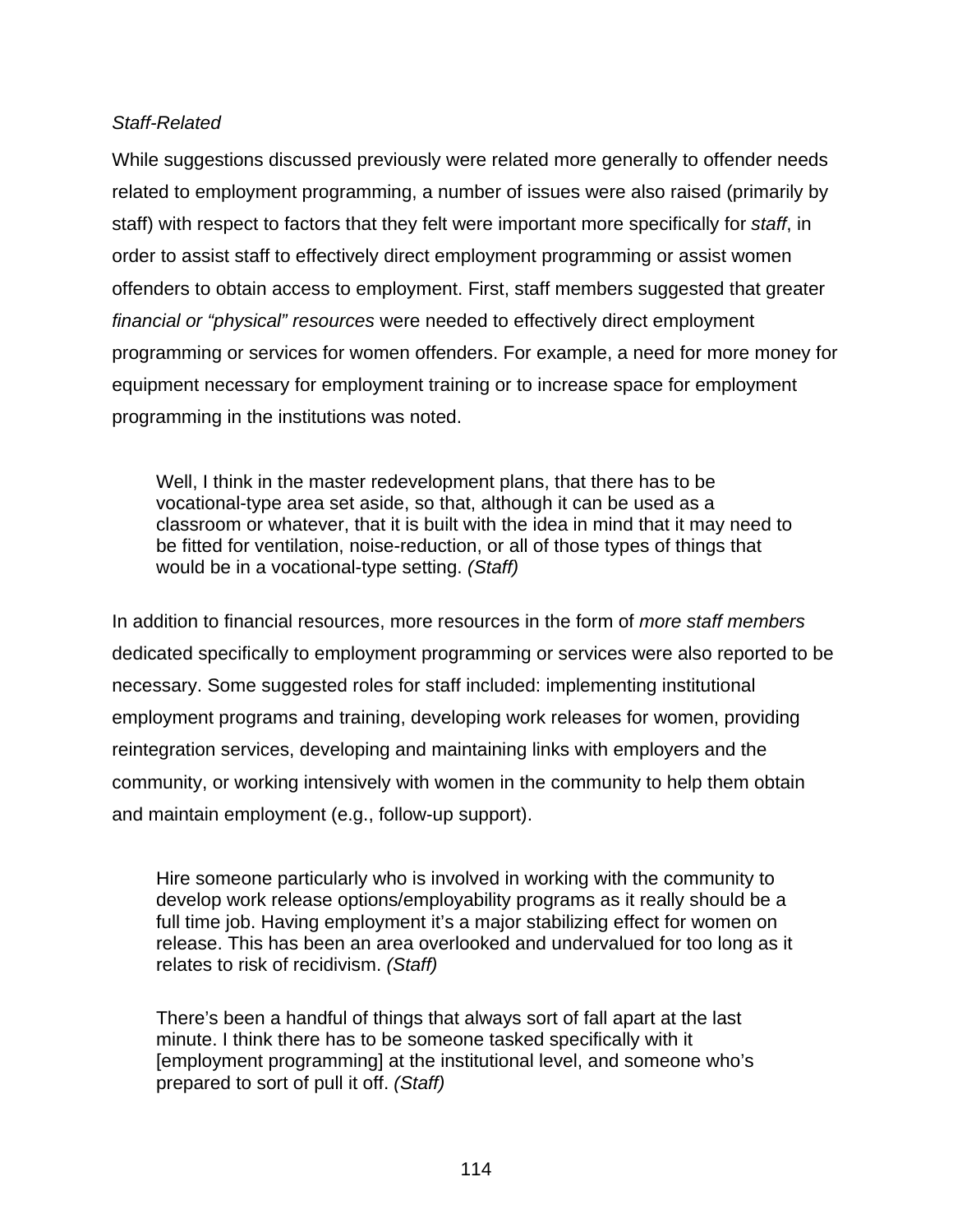*Staff-Related*

While suggestions discussed previously were related more generally to offender needs related to employment programming, a number of issues were also raised (primarily by staff) with respect to factors that they felt were important more specifically for *staff*, in order to assist staff to effectively direct employment programming or assist women offenders to obtain access to employment. First, staff members suggested that greater *financial or "physical" resources* were needed to effectively direct employment programming or services for women offenders. For example, a need for more money for equipment necessary for employment training or to increase space for employment programming in the institutions was noted.

> Well, I think in the master redevelopment plans, that there has to be vocational-type area set aside, so that, although it can be used as a classroom or whatever, that it is built with the idea in mind that it may need to be fitted for ventilation, noise-reduction, or all of those types of things that would be in a vocational-type setting. *(Staff)*

In addition to financial resources, more resources in the form of *more staff members* dedicated specifically to employment programming or services were also reported to be necessary. Some suggested roles for staff included: implementing institutional employment programs and training, developing work releases for women, providing reintegration services, developing and maintaining links with employers and the community, or working intensively with women in the community to help them obtain and maintain employment (e.g., follow-up support).

> Hire someone particularly who is involved in working with the community to develop work release options/employability programs as it really should be a full time job. Having employment it's a major stabilizing effect for women on release. This has been an area overlooked and undervalued for too long as it relates to risk of recidivism. *(Staff)*

> There's been a handful of things that always sort of fall apart at the last minute. I think there has to be someone tasked specifically with it [employment programming] at the institutional level, and someone who's prepared to sort of pull it off. *(Staff)*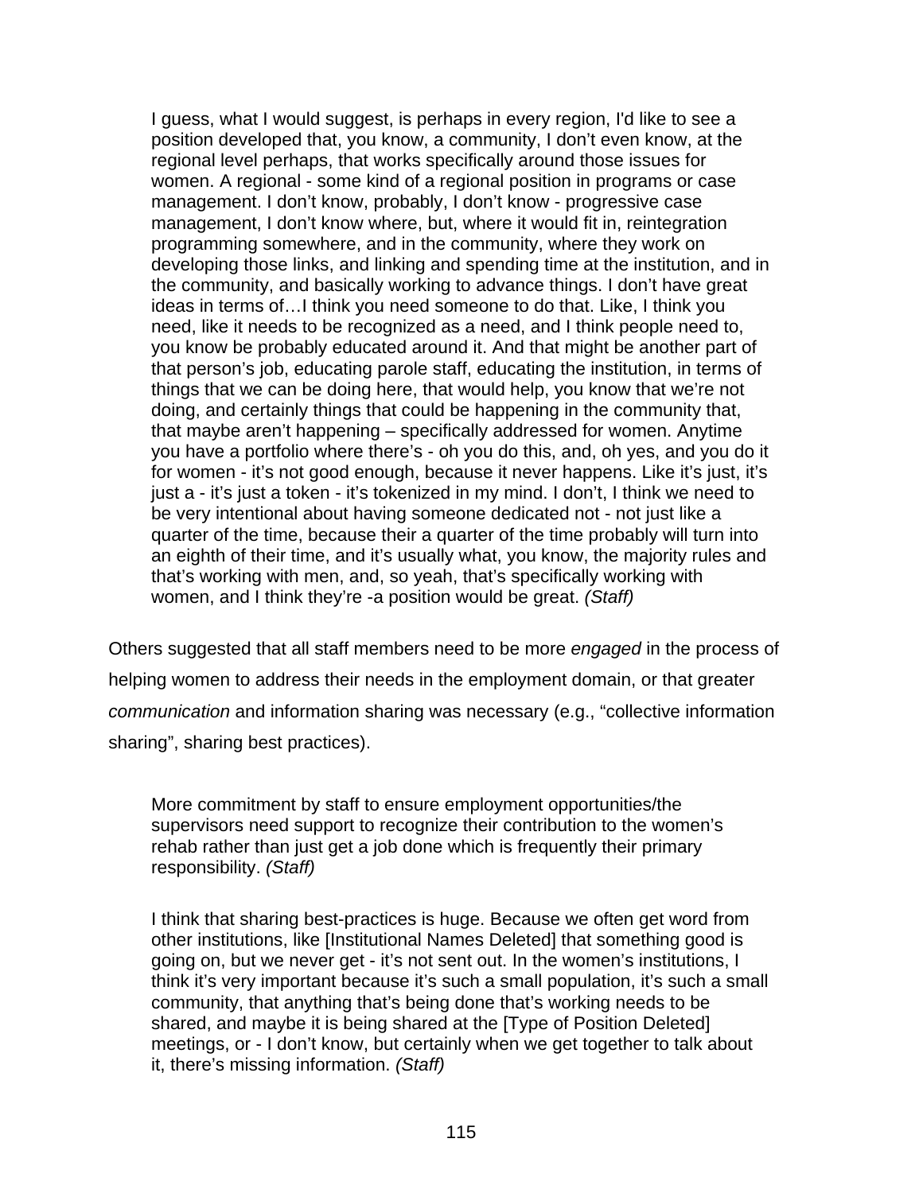> I guess, what I would suggest, is perhaps in every region, I'd like to see a position developed that, you know, a community, I don't even know, at the regional level perhaps, that works specifically around those issues for women. A regional - some kind of a regional position in programs or case management. I don't know, probably, I don't know - progressive case management, I don't know where, but, where it would fit in, reintegration programming somewhere, and in the community, where they work on developing those links, and linking and spending time at the institution, and in the community, and basically working to advance things. I don't have great ideas in terms of…I think you need someone to do that. Like, I think you need, like it needs to be recognized as a need, and I think people need to, you know be probably educated around it. And that might be another part of that person's job, educating parole staff, educating the institution, in terms of things that we can be doing here, that would help, you know that we're not doing, and certainly things that could be happening in the community that, that maybe aren't happening – specifically addressed for women. Anytime you have a portfolio where there's - oh you do this, and, oh yes, and you do it for women - it's not good enough, because it never happens. Like it's just, it's just a - it's just a token - it's tokenized in my mind. I don't, I think we need to be very intentional about having someone dedicated not - not just like a quarter of the time, because their a quarter of the time probably will turn into an eighth of their time, and it's usually what, you know, the majority rules and that's working with men, and, so yeah, that's specifically working with women, and I think they're -a position would be great. *(Staff)*

Others suggested that all staff members need to be more *engaged* in the process of helping women to address their needs in the employment domain, or that greater *communication* and information sharing was necessary (e.g., "collective information sharing", sharing best practices).

> More commitment by staff to ensure employment opportunities/the supervisors need support to recognize their contribution to the women's rehab rather than just get a job done which is frequently their primary responsibility. *(Staff)*

> I think that sharing best-practices is huge. Because we often get word from other institutions, like [Institutional Names Deleted] that something good is going on, but we never get - it's not sent out. In the women's institutions, I think it's very important because it's such a small population, it's such a small community, that anything that's being done that's working needs to be shared, and maybe it is being shared at the [Type of Position Deleted] meetings, or - I don't know, but certainly when we get together to talk about it, there's missing information. *(Staff)*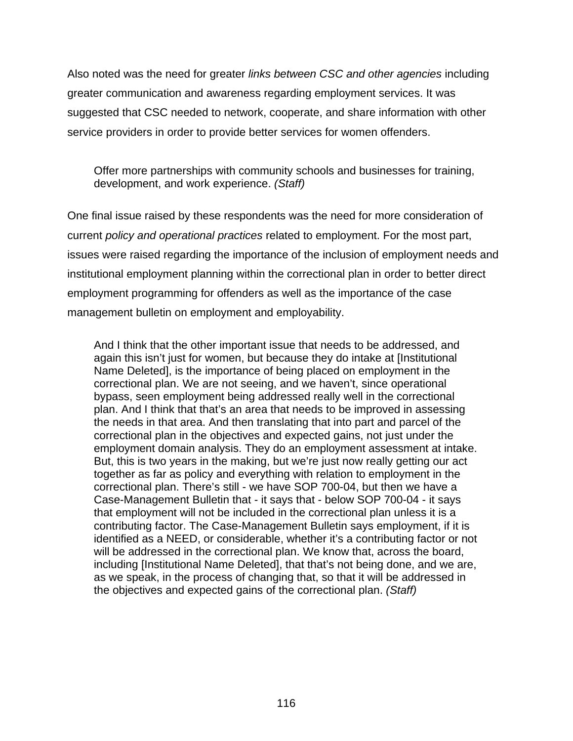Also noted was the need for greater *links between CSC and other agencies* including greater communication and awareness regarding employment services. It was suggested that CSC needed to network, cooperate, and share information with other service providers in order to provide better services for women offenders.

> Offer more partnerships with community schools and businesses for training, development, and work experience. *(Staff)*

One final issue raised by these respondents was the need for more consideration of current *policy and operational practices* related to employment. For the most part, issues were raised regarding the importance of the inclusion of employment needs and institutional employment planning within the correctional plan in order to better direct employment programming for offenders as well as the importance of the case management bulletin on employment and employability.

> And I think that the other important issue that needs to be addressed, and again this isn't just for women, but because they do intake at [Institutional Name Deleted], is the importance of being placed on employment in the correctional plan. We are not seeing, and we haven't, since operational bypass, seen employment being addressed really well in the correctional plan. And I think that that's an area that needs to be improved in assessing the needs in that area. And then translating that into part and parcel of the correctional plan in the objectives and expected gains, not just under the employment domain analysis. They do an employment assessment at intake. But, this is two years in the making, but we're just now really getting our act together as far as policy and everything with relation to employment in the correctional plan. There's still - we have SOP 700-04, but then we have a Case-Management Bulletin that - it says that - below SOP 700-04 - it says that employment will not be included in the correctional plan unless it is a contributing factor. The Case-Management Bulletin says employment, if it is identified as a NEED, or considerable, whether it's a contributing factor or not will be addressed in the correctional plan. We know that, across the board, including [Institutional Name Deleted], that that's not being done, and we are, as we speak, in the process of changing that, so that it will be addressed in the objectives and expected gains of the correctional plan. *(Staff)*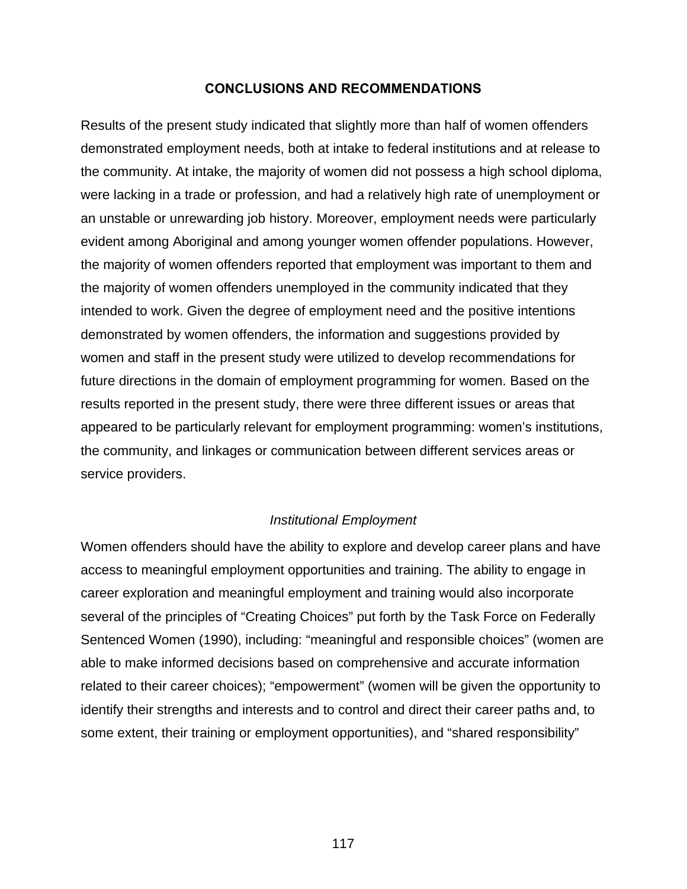## CONCLUSIONS AND RECOMMENDATIONS

Results of the present study indicated that slightly more than half of women offenders demonstrated employment needs, both at intake to federal institutions and at release to the community. At intake, the majority of women did not possess a high school diploma, were lacking in a trade or profession, and had a relatively high rate of unemployment or an unstable or unrewarding job history. Moreover, employment needs were particularly evident among Aboriginal and among younger women offender populations. However, the majority of women offenders reported that employment was important to them and the majority of women offenders unemployed in the community indicated that they intended to work. Given the degree of employment need and the positive intentions demonstrated by women offenders, the information and suggestions provided by women and staff in the present study were utilized to develop recommendations for future directions in the domain of employment programming for women. Based on the results reported in the present study, there were three different issues or areas that appeared to be particularly relevant for employment programming: women's institutions, the community, and linkages or communication between different services areas or service providers.

### *Institutional Employment*

Women offenders should have the ability to explore and develop career plans and have access to meaningful employment opportunities and training. The ability to engage in career exploration and meaningful employment and training would also incorporate several of the principles of "Creating Choices" put forth by the Task Force on Federally Sentenced Women (1990), including: "meaningful and responsible choices" (women are able to make informed decisions based on comprehensive and accurate information related to their career choices); "empowerment" (women will be given the opportunity to identify their strengths and interests and to control and direct their career paths and, to some extent, their training or employment opportunities), and "shared responsibility"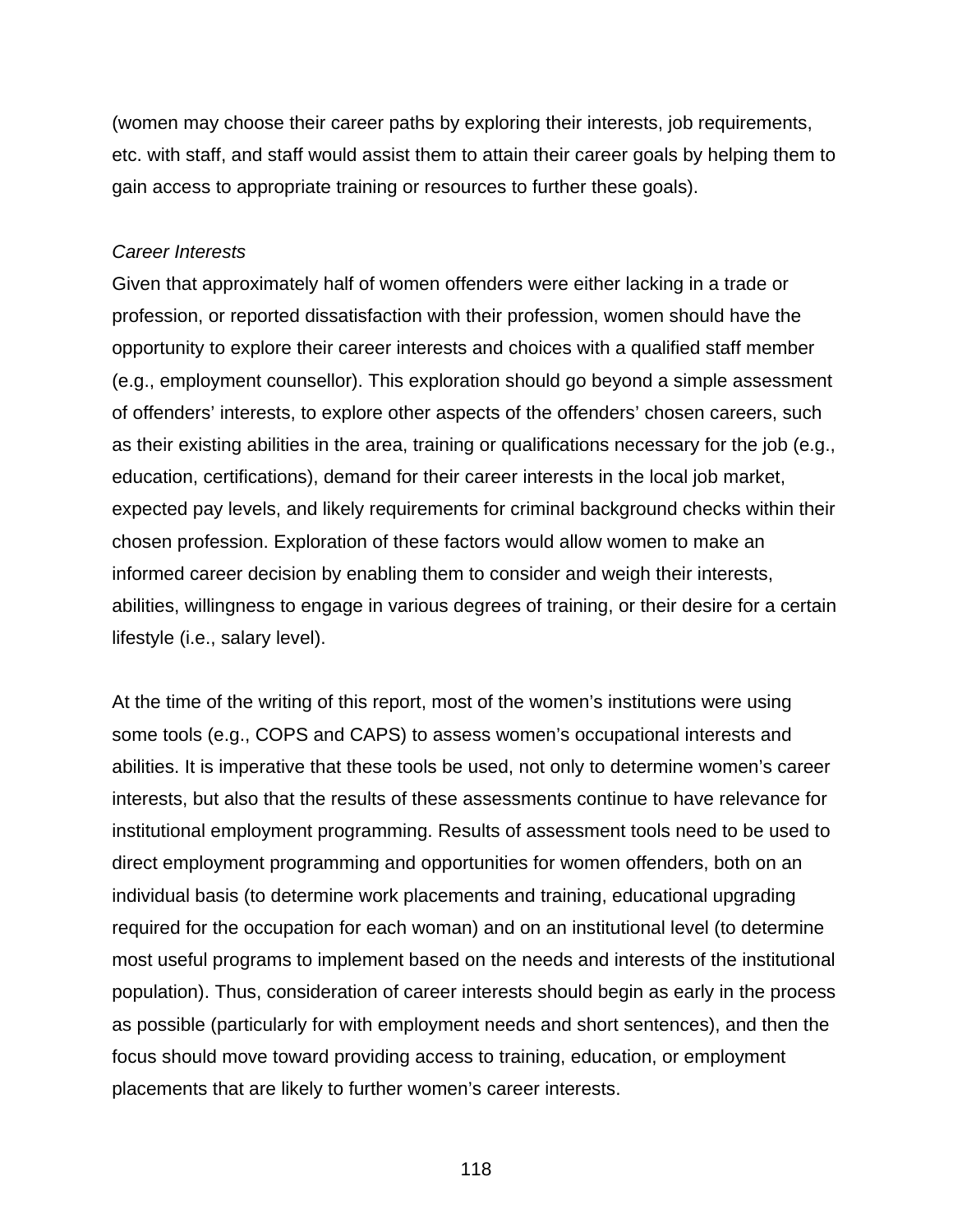(women may choose their career paths by exploring their interests, job requirements, etc. with staff, and staff would assist them to attain their career goals by helping them to gain access to appropriate training or resources to further these goals).

*Career Interests*

Given that approximately half of women offenders were either lacking in a trade or profession, or reported dissatisfaction with their profession, women should have the opportunity to explore their career interests and choices with a qualified staff member (e.g., employment counsellor). This exploration should go beyond a simple assessment of offenders' interests, to explore other aspects of the offenders' chosen careers, such as their existing abilities in the area, training or qualifications necessary for the job (e.g., education, certifications), demand for their career interests in the local job market, expected pay levels, and likely requirements for criminal background checks within their chosen profession. Exploration of these factors would allow women to make an informed career decision by enabling them to consider and weigh their interests, abilities, willingness to engage in various degrees of training, or their desire for a certain lifestyle (i.e., salary level).

At the time of the writing of this report, most of the women's institutions were using some tools (e.g., COPS and CAPS) to assess women's occupational interests and abilities. It is imperative that these tools be used, not only to determine women's career interests, but also that the results of these assessments continue to have relevance for institutional employment programming. Results of assessment tools need to be used to direct employment programming and opportunities for women offenders, both on an individual basis (to determine work placements and training, educational upgrading required for the occupation for each woman) and on an institutional level (to determine most useful programs to implement based on the needs and interests of the institutional population). Thus, consideration of career interests should begin as early in the process as possible (particularly for with employment needs and short sentences), and then the focus should move toward providing access to training, education, or employment placements that are likely to further women's career interests.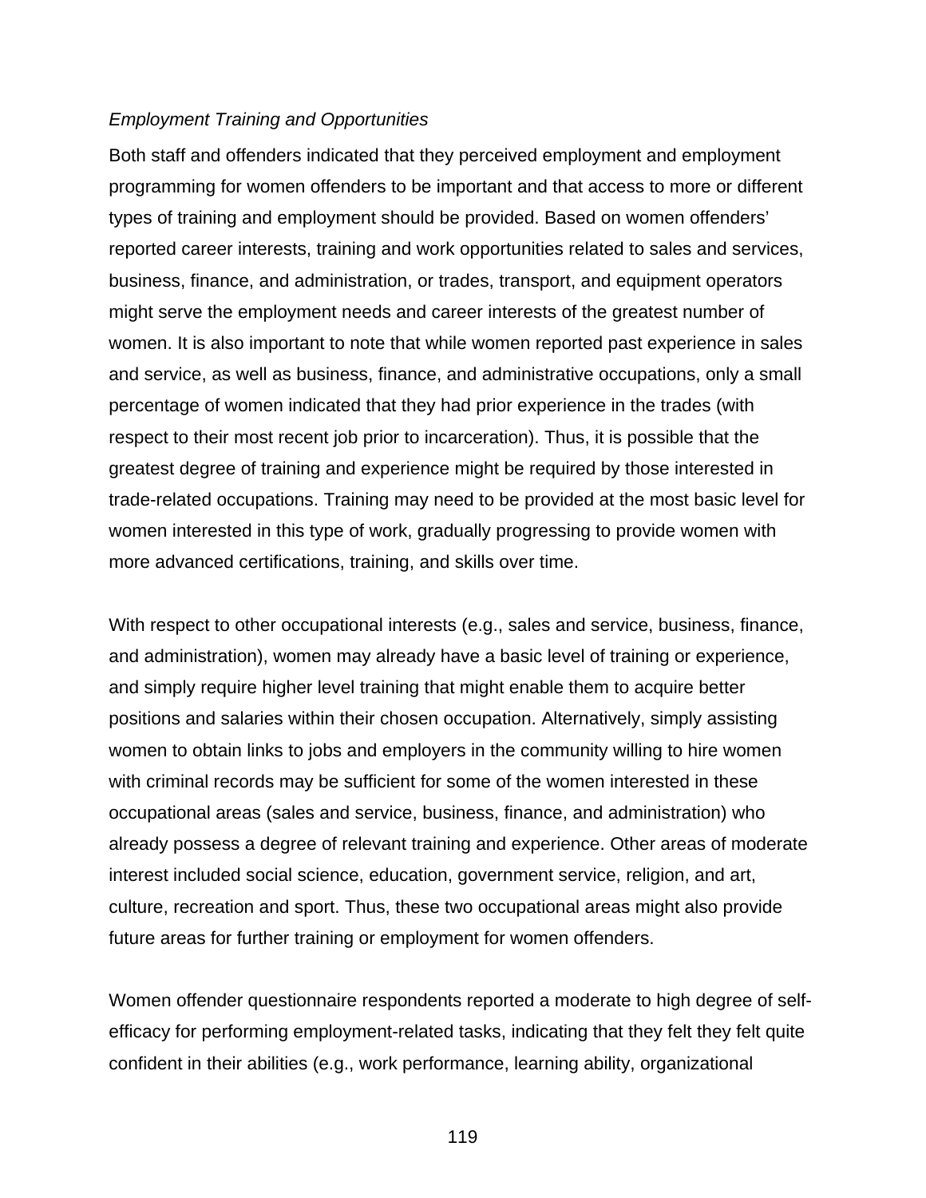*Employment Training and Opportunities*

Both staff and offenders indicated that they perceived employment and employment programming for women offenders to be important and that access to more or different types of training and employment should be provided. Based on women offenders' reported career interests, training and work opportunities related to sales and services, business, finance, and administration, or trades, transport, and equipment operators might serve the employment needs and career interests of the greatest number of women. It is also important to note that while women reported past experience in sales and service, as well as business, finance, and administrative occupations, only a small percentage of women indicated that they had prior experience in the trades (with respect to their most recent job prior to incarceration). Thus, it is possible that the greatest degree of training and experience might be required by those interested in trade-related occupations. Training may need to be provided at the most basic level for women interested in this type of work, gradually progressing to provide women with more advanced certifications, training, and skills over time.

With respect to other occupational interests (e.g., sales and service, business, finance, and administration), women may already have a basic level of training or experience, and simply require higher level training that might enable them to acquire better positions and salaries within their chosen occupation. Alternatively, simply assisting women to obtain links to jobs and employers in the community willing to hire women with criminal records may be sufficient for some of the women interested in these occupational areas (sales and service, business, finance, and administration) who already possess a degree of relevant training and experience. Other areas of moderate interest included social science, education, government service, religion, and art, culture, recreation and sport. Thus, these two occupational areas might also provide future areas for further training or employment for women offenders.

Women offender questionnaire respondents reported a moderate to high degree of self-efficacy for performing employment-related tasks, indicating that they felt they felt quite confident in their abilities (e.g., work performance, learning ability, organizational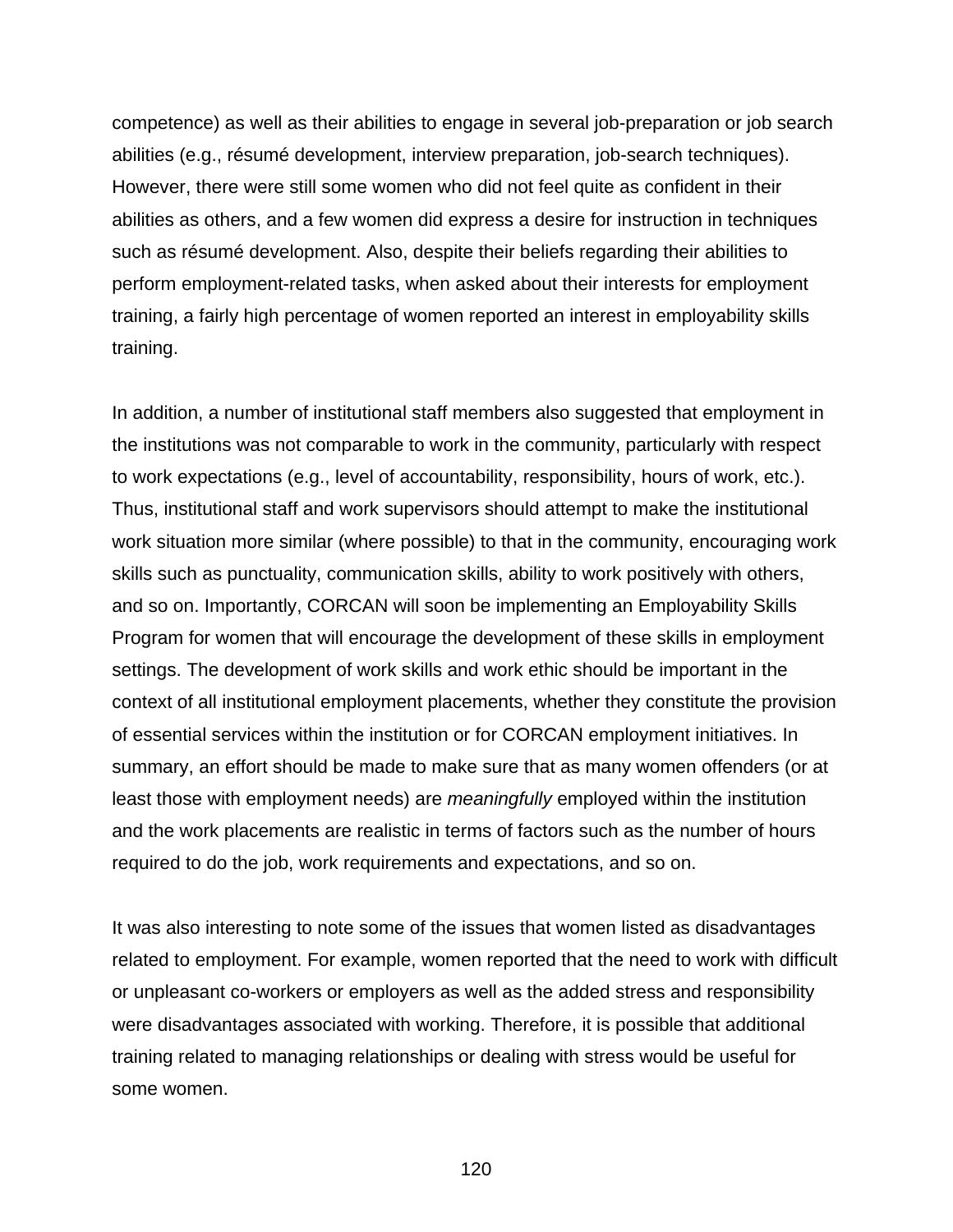competence) as well as their abilities to engage in several job-preparation or job search abilities (e.g., résumé development, interview preparation, job-search techniques). However, there were still some women who did not feel quite as confident in their abilities as others, and a few women did express a desire for instruction in techniques such as résumé development. Also, despite their beliefs regarding their abilities to perform employment-related tasks, when asked about their interests for employment training, a fairly high percentage of women reported an interest in employability skills training.

In addition, a number of institutional staff members also suggested that employment in the institutions was not comparable to work in the community, particularly with respect to work expectations (e.g., level of accountability, responsibility, hours of work, etc.). Thus, institutional staff and work supervisors should attempt to make the institutional work situation more similar (where possible) to that in the community, encouraging work skills such as punctuality, communication skills, ability to work positively with others, and so on. Importantly, CORCAN will soon be implementing an Employability Skills Program for women that will encourage the development of these skills in employment settings. The development of work skills and work ethic should be important in the context of all institutional employment placements, whether they constitute the provision of essential services within the institution or for CORCAN employment initiatives. In summary, an effort should be made to make sure that as many women offenders (or at least those with employment needs) are *meaningfully* employed within the institution and the work placements are realistic in terms of factors such as the number of hours required to do the job, work requirements and expectations, and so on.

It was also interesting to note some of the issues that women listed as disadvantages related to employment. For example, women reported that the need to work with difficult or unpleasant co-workers or employers as well as the added stress and responsibility were disadvantages associated with working. Therefore, it is possible that additional training related to managing relationships or dealing with stress would be useful for some women.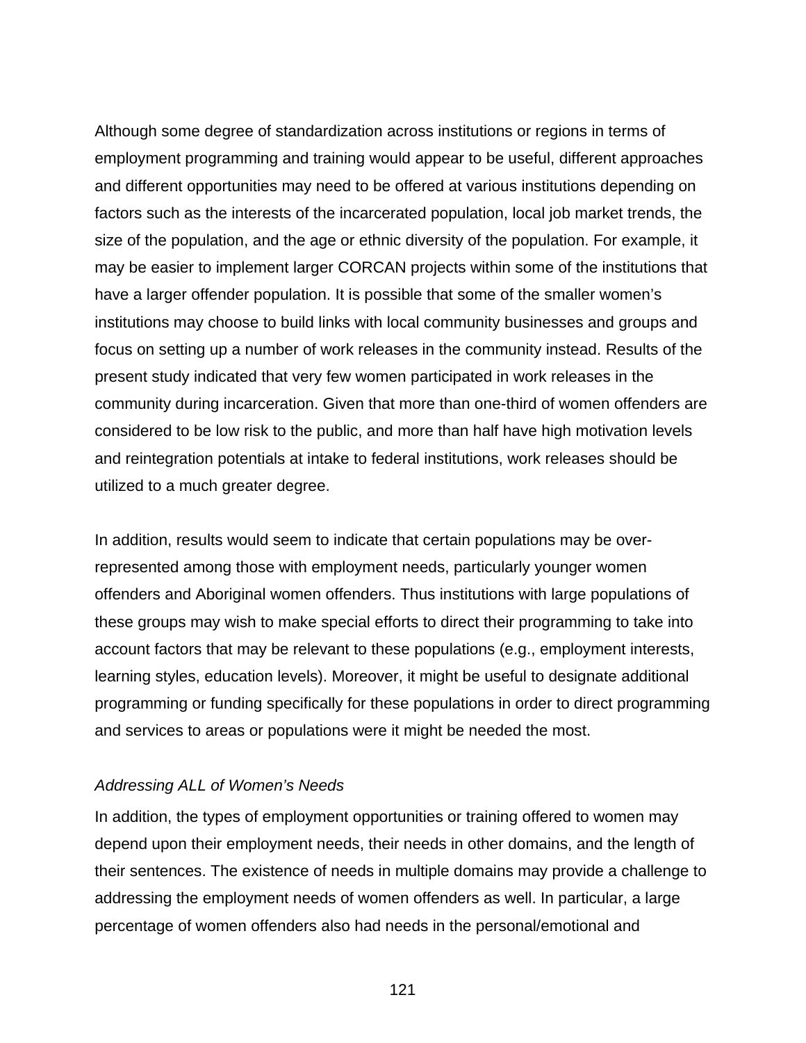Although some degree of standardization across institutions or regions in terms of employment programming and training would appear to be useful, different approaches and different opportunities may need to be offered at various institutions depending on factors such as the interests of the incarcerated population, local job market trends, the size of the population, and the age or ethnic diversity of the population. For example, it may be easier to implement larger CORCAN projects within some of the institutions that have a larger offender population. It is possible that some of the smaller women's institutions may choose to build links with local community businesses and groups and focus on setting up a number of work releases in the community instead. Results of the present study indicated that very few women participated in work releases in the community during incarceration. Given that more than one-third of women offenders are considered to be low risk to the public, and more than half have high motivation levels and reintegration potentials at intake to federal institutions, work releases should be utilized to a much greater degree.

In addition, results would seem to indicate that certain populations may be over-represented among those with employment needs, particularly younger women offenders and Aboriginal women offenders. Thus institutions with large populations of these groups may wish to make special efforts to direct their programming to take into account factors that may be relevant to these populations (e.g., employment interests, learning styles, education levels). Moreover, it might be useful to designate additional programming or funding specifically for these populations in order to direct programming and services to areas or populations were it might be needed the most.

*Addressing ALL of Women's Needs*

In addition, the types of employment opportunities or training offered to women may depend upon their employment needs, their needs in other domains, and the length of their sentences. The existence of needs in multiple domains may provide a challenge to addressing the employment needs of women offenders as well. In particular, a large percentage of women offenders also had needs in the personal/emotional and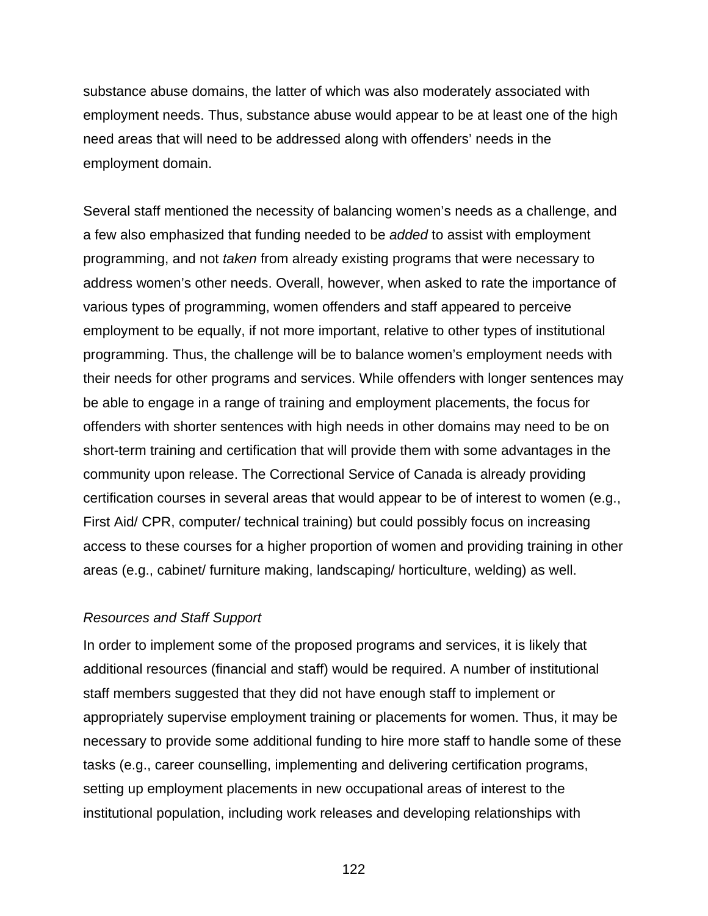substance abuse domains, the latter of which was also moderately associated with employment needs. Thus, substance abuse would appear to be at least one of the high need areas that will need to be addressed along with offenders' needs in the employment domain.

Several staff mentioned the necessity of balancing women's needs as a challenge, and a few also emphasized that funding needed to be *added* to assist with employment programming, and not *taken* from already existing programs that were necessary to address women's other needs. Overall, however, when asked to rate the importance of various types of programming, women offenders and staff appeared to perceive employment to be equally, if not more important, relative to other types of institutional programming. Thus, the challenge will be to balance women's employment needs with their needs for other programs and services. While offenders with longer sentences may be able to engage in a range of training and employment placements, the focus for offenders with shorter sentences with high needs in other domains may need to be on short-term training and certification that will provide them with some advantages in the community upon release. The Correctional Service of Canada is already providing certification courses in several areas that would appear to be of interest to women (e.g., First Aid/ CPR, computer/ technical training) but could possibly focus on increasing access to these courses for a higher proportion of women and providing training in other areas (e.g., cabinet/ furniture making, landscaping/ horticulture, welding) as well.

*Resources and Staff Support*

In order to implement some of the proposed programs and services, it is likely that additional resources (financial and staff) would be required. A number of institutional staff members suggested that they did not have enough staff to implement or appropriately supervise employment training or placements for women. Thus, it may be necessary to provide some additional funding to hire more staff to handle some of these tasks (e.g., career counselling, implementing and delivering certification programs, setting up employment placements in new occupational areas of interest to the institutional population, including work releases and developing relationships with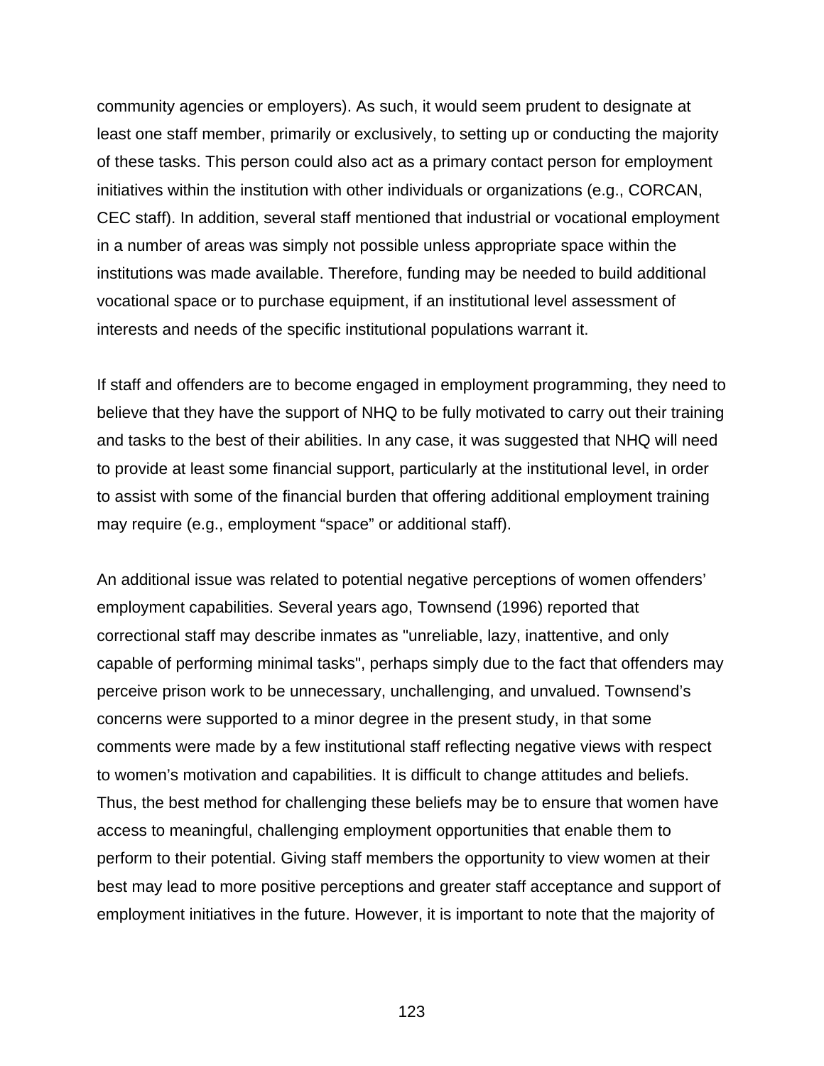community agencies or employers). As such, it would seem prudent to designate at least one staff member, primarily or exclusively, to setting up or conducting the majority of these tasks. This person could also act as a primary contact person for employment initiatives within the institution with other individuals or organizations (e.g., CORCAN, CEC staff). In addition, several staff mentioned that industrial or vocational employment in a number of areas was simply not possible unless appropriate space within the institutions was made available. Therefore, funding may be needed to build additional vocational space or to purchase equipment, if an institutional level assessment of interests and needs of the specific institutional populations warrant it.

If staff and offenders are to become engaged in employment programming, they need to believe that they have the support of NHQ to be fully motivated to carry out their training and tasks to the best of their abilities. In any case, it was suggested that NHQ will need to provide at least some financial support, particularly at the institutional level, in order to assist with some of the financial burden that offering additional employment training may require (e.g., employment "space" or additional staff).

An additional issue was related to potential negative perceptions of women offenders' employment capabilities. Several years ago, Townsend (1996) reported that correctional staff may describe inmates as "unreliable, lazy, inattentive, and only capable of performing minimal tasks", perhaps simply due to the fact that offenders may perceive prison work to be unnecessary, unchallenging, and unvalued. Townsend's concerns were supported to a minor degree in the present study, in that some comments were made by a few institutional staff reflecting negative views with respect to women's motivation and capabilities. It is difficult to change attitudes and beliefs. Thus, the best method for challenging these beliefs may be to ensure that women have access to meaningful, challenging employment opportunities that enable them to perform to their potential. Giving staff members the opportunity to view women at their best may lead to more positive perceptions and greater staff acceptance and support of employment initiatives in the future. However, it is important to note that the majority of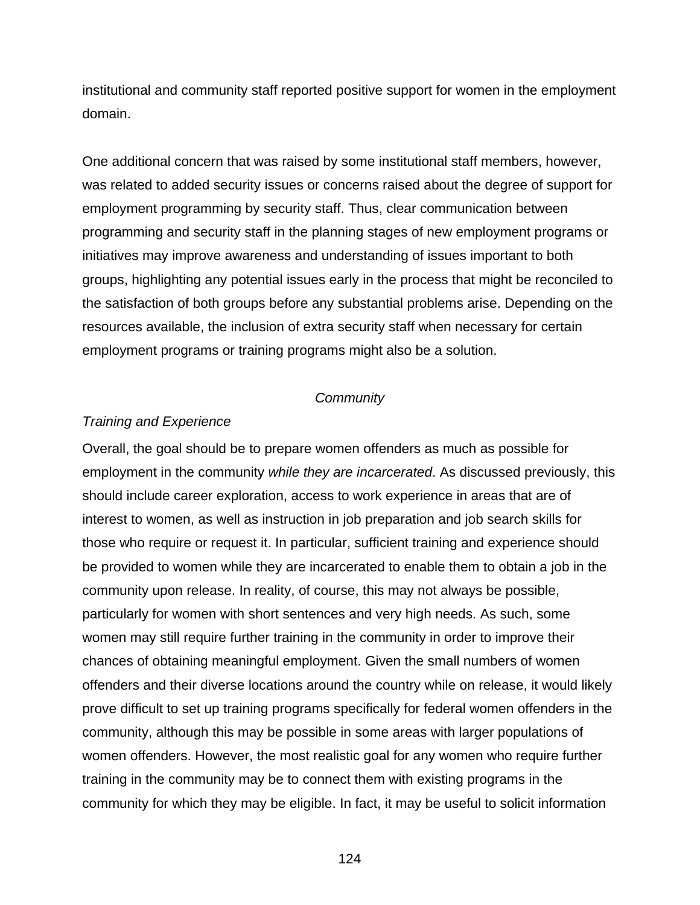institutional and community staff reported positive support for women in the employment domain.

One additional concern that was raised by some institutional staff members, however, was related to added security issues or concerns raised about the degree of support for employment programming by security staff. Thus, clear communication between programming and security staff in the planning stages of new employment programs or initiatives may improve awareness and understanding of issues important to both groups, highlighting any potential issues early in the process that might be reconciled to the satisfaction of both groups before any substantial problems arise. Depending on the resources available, the inclusion of extra security staff when necessary for certain employment programs or training programs might also be a solution.

### *Community*

#### *Training and Experience*

Overall, the goal should be to prepare women offenders as much as possible for employment in the community *while they are incarcerated*. As discussed previously, this should include career exploration, access to work experience in areas that are of interest to women, as well as instruction in job preparation and job search skills for those who require or request it. In particular, sufficient training and experience should be provided to women while they are incarcerated to enable them to obtain a job in the community upon release. In reality, of course, this may not always be possible, particularly for women with short sentences and very high needs. As such, some women may still require further training in the community in order to improve their chances of obtaining meaningful employment. Given the small numbers of women offenders and their diverse locations around the country while on release, it would likely prove difficult to set up training programs specifically for federal women offenders in the community, although this may be possible in some areas with larger populations of women offenders. However, the most realistic goal for any women who require further training in the community may be to connect them with existing programs in the community for which they may be eligible. In fact, it may be useful to solicit information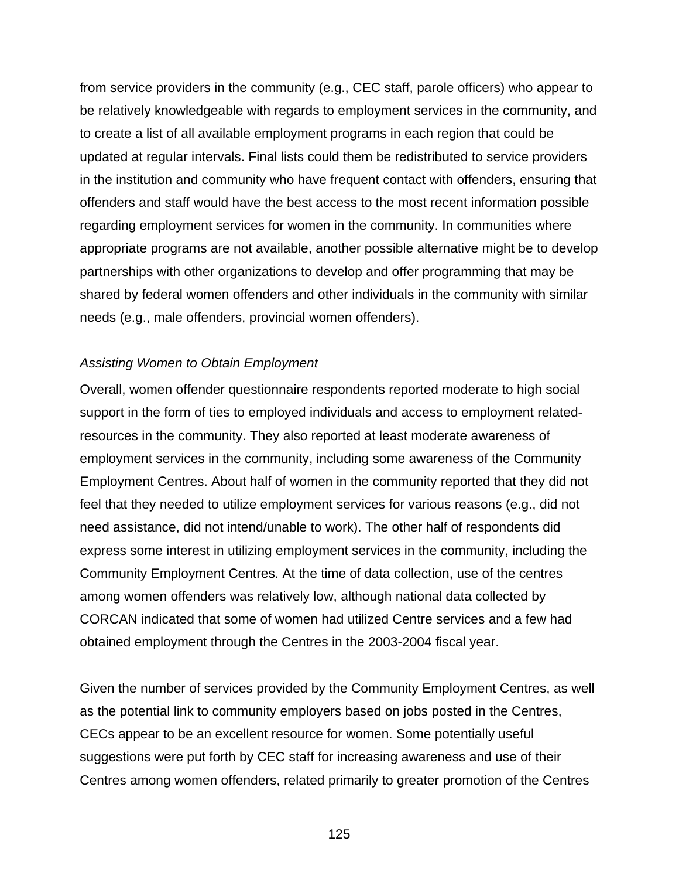from service providers in the community (e.g., CEC staff, parole officers) who appear to be relatively knowledgeable with regards to employment services in the community, and to create a list of all available employment programs in each region that could be updated at regular intervals. Final lists could them be redistributed to service providers in the institution and community who have frequent contact with offenders, ensuring that offenders and staff would have the best access to the most recent information possible regarding employment services for women in the community. In communities where appropriate programs are not available, another possible alternative might be to develop partnerships with other organizations to develop and offer programming that may be shared by federal women offenders and other individuals in the community with similar needs (e.g., male offenders, provincial women offenders).

*Assisting Women to Obtain Employment*

Overall, women offender questionnaire respondents reported moderate to high social support in the form of ties to employed individuals and access to employment related-resources in the community. They also reported at least moderate awareness of employment services in the community, including some awareness of the Community Employment Centres. About half of women in the community reported that they did not feel that they needed to utilize employment services for various reasons (e.g., did not need assistance, did not intend/unable to work). The other half of respondents did express some interest in utilizing employment services in the community, including the Community Employment Centres. At the time of data collection, use of the centres among women offenders was relatively low, although national data collected by CORCAN indicated that some of women had utilized Centre services and a few had obtained employment through the Centres in the 2003-2004 fiscal year.

Given the number of services provided by the Community Employment Centres, as well as the potential link to community employers based on jobs posted in the Centres, CECs appear to be an excellent resource for women. Some potentially useful suggestions were put forth by CEC staff for increasing awareness and use of their Centres among women offenders, related primarily to greater promotion of the Centres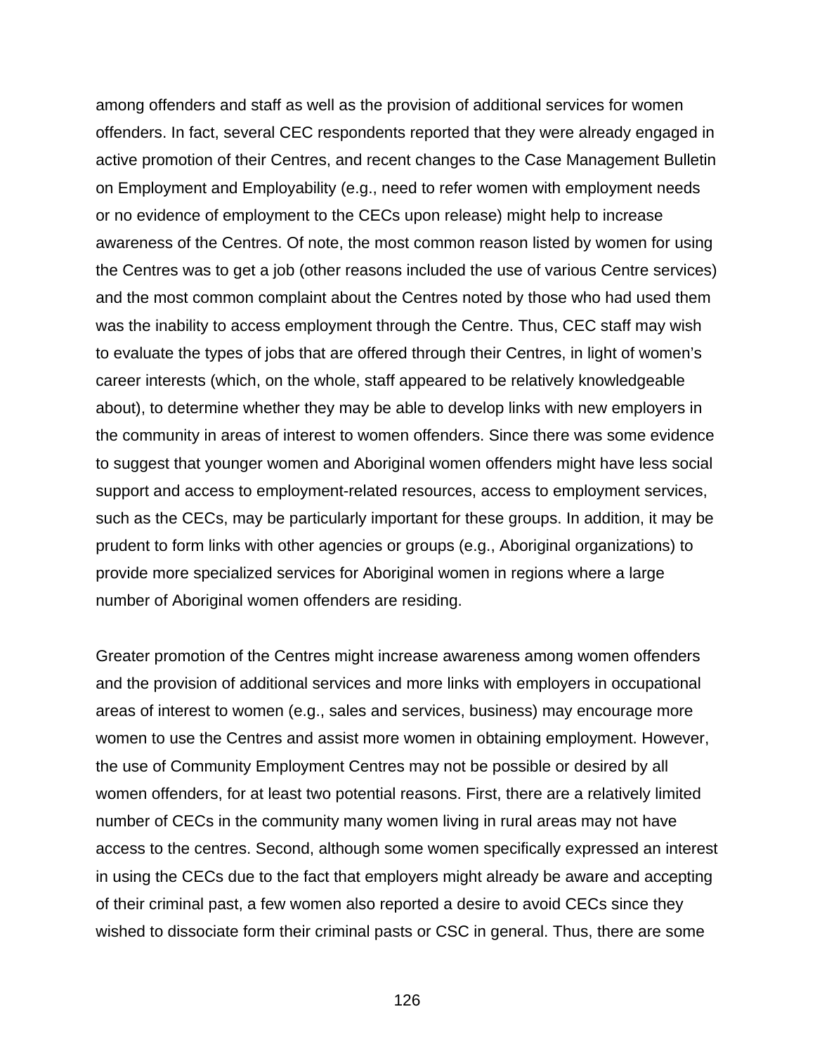among offenders and staff as well as the provision of additional services for women offenders. In fact, several CEC respondents reported that they were already engaged in active promotion of their Centres, and recent changes to the Case Management Bulletin on Employment and Employability (e.g., need to refer women with employment needs or no evidence of employment to the CECs upon release) might help to increase awareness of the Centres. Of note, the most common reason listed by women for using the Centres was to get a job (other reasons included the use of various Centre services) and the most common complaint about the Centres noted by those who had used them was the inability to access employment through the Centre. Thus, CEC staff may wish to evaluate the types of jobs that are offered through their Centres, in light of women's career interests (which, on the whole, staff appeared to be relatively knowledgeable about), to determine whether they may be able to develop links with new employers in the community in areas of interest to women offenders. Since there was some evidence to suggest that younger women and Aboriginal women offenders might have less social support and access to employment-related resources, access to employment services, such as the CECs, may be particularly important for these groups. In addition, it may be prudent to form links with other agencies or groups (e.g., Aboriginal organizations) to provide more specialized services for Aboriginal women in regions where a large number of Aboriginal women offenders are residing.

Greater promotion of the Centres might increase awareness among women offenders and the provision of additional services and more links with employers in occupational areas of interest to women (e.g., sales and services, business) may encourage more women to use the Centres and assist more women in obtaining employment. However, the use of Community Employment Centres may not be possible or desired by all women offenders, for at least two potential reasons. First, there are a relatively limited number of CECs in the community many women living in rural areas may not have access to the centres. Second, although some women specifically expressed an interest in using the CECs due to the fact that employers might already be aware and accepting of their criminal past, a few women also reported a desire to avoid CECs since they wished to dissociate form their criminal pasts or CSC in general. Thus, there are some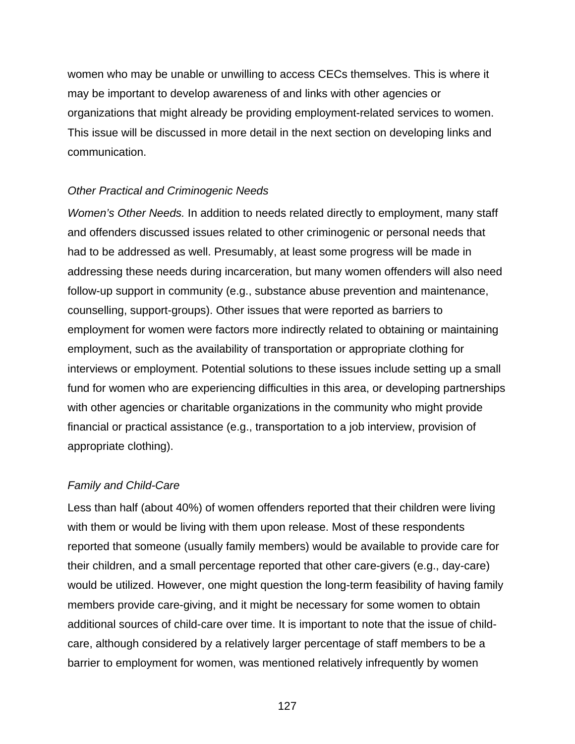women who may be unable or unwilling to access CECs themselves. This is where it may be important to develop awareness of and links with other agencies or organizations that might already be providing employment-related services to women. This issue will be discussed in more detail in the next section on developing links and communication.

### *Other Practical and Criminogenic Needs*

*Women's Other Needs.* In addition to needs related directly to employment, many staff and offenders discussed issues related to other criminogenic or personal needs that had to be addressed as well. Presumably, at least some progress will be made in addressing these needs during incarceration, but many women offenders will also need follow-up support in community (e.g., substance abuse prevention and maintenance, counselling, support-groups). Other issues that were reported as barriers to employment for women were factors more indirectly related to obtaining or maintaining employment, such as the availability of transportation or appropriate clothing for interviews or employment. Potential solutions to these issues include setting up a small fund for women who are experiencing difficulties in this area, or developing partnerships with other agencies or charitable organizations in the community who might provide financial or practical assistance (e.g., transportation to a job interview, provision of appropriate clothing).

### *Family and Child-Care*

Less than half (about 40%) of women offenders reported that their children were living with them or would be living with them upon release. Most of these respondents reported that someone (usually family members) would be available to provide care for their children, and a small percentage reported that other care-givers (e.g., day-care) would be utilized. However, one might question the long-term feasibility of having family members provide care-giving, and it might be necessary for some women to obtain additional sources of child-care over time. It is important to note that the issue of child-care, although considered by a relatively larger percentage of staff members to be a barrier to employment for women, was mentioned relatively infrequently by women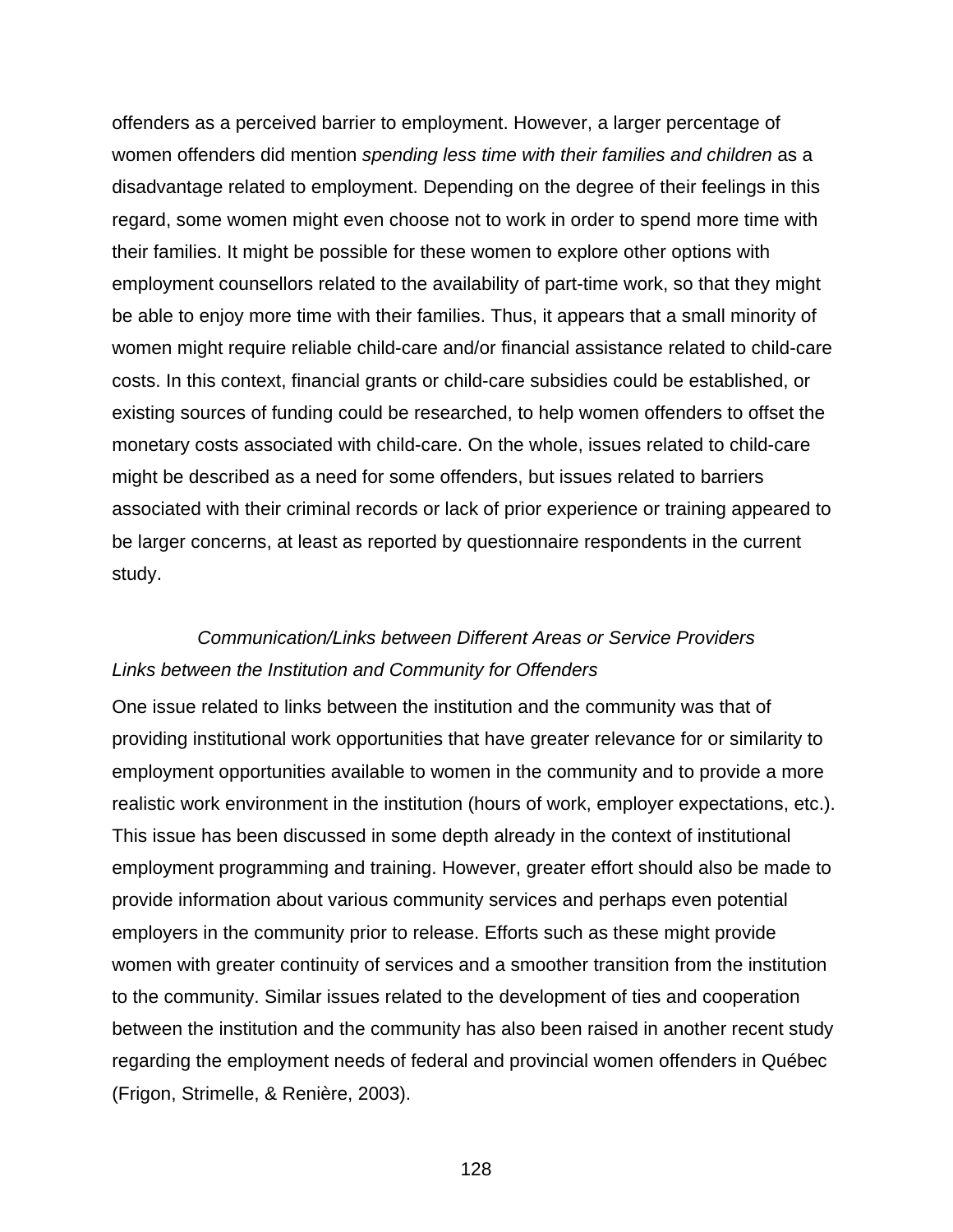offenders as a perceived barrier to employment. However, a larger percentage of women offenders did mention *spending less time with their families and children* as a disadvantage related to employment. Depending on the degree of their feelings in this regard, some women might even choose not to work in order to spend more time with their families. It might be possible for these women to explore other options with employment counsellors related to the availability of part-time work, so that they might be able to enjoy more time with their families. Thus, it appears that a small minority of women might require reliable child-care and/or financial assistance related to child-care costs. In this context, financial grants or child-care subsidies could be established, or existing sources of funding could be researched, to help women offenders to offset the monetary costs associated with child-care. On the whole, issues related to child-care might be described as a need for some offenders, but issues related to barriers associated with their criminal records or lack of prior experience or training appeared to be larger concerns, at least as reported by questionnaire respondents in the current study.

### *Communication/Links between Different Areas or Service Providers*

#### *Links between the Institution and Community for Offenders*

One issue related to links between the institution and the community was that of providing institutional work opportunities that have greater relevance for or similarity to employment opportunities available to women in the community and to provide a more realistic work environment in the institution (hours of work, employer expectations, etc.). This issue has been discussed in some depth already in the context of institutional employment programming and training. However, greater effort should also be made to provide information about various community services and perhaps even potential employers in the community prior to release. Efforts such as these might provide women with greater continuity of services and a smoother transition from the institution to the community. Similar issues related to the development of ties and cooperation between the institution and the community has also been raised in another recent study regarding the employment needs of federal and provincial women offenders in Québec (Frigon, Strimelle, & Renière, 2003).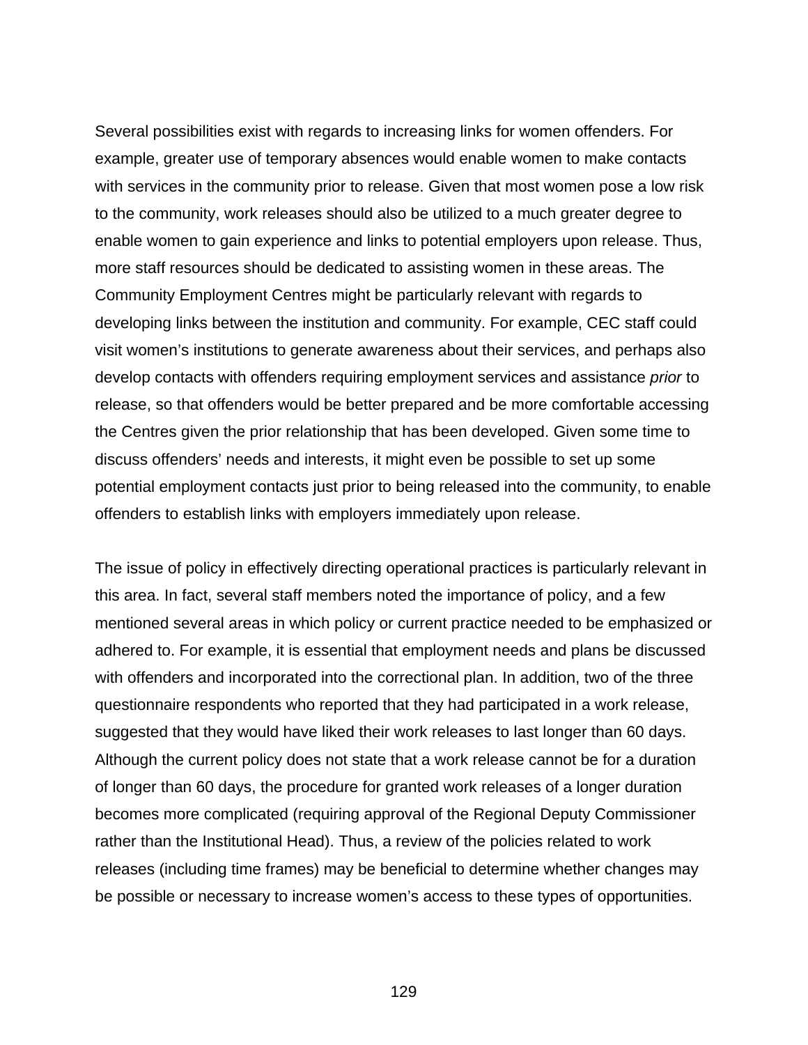Several possibilities exist with regards to increasing links for women offenders. For example, greater use of temporary absences would enable women to make contacts with services in the community prior to release. Given that most women pose a low risk to the community, work releases should also be utilized to a much greater degree to enable women to gain experience and links to potential employers upon release. Thus, more staff resources should be dedicated to assisting women in these areas. The Community Employment Centres might be particularly relevant with regards to developing links between the institution and community. For example, CEC staff could visit women's institutions to generate awareness about their services, and perhaps also develop contacts with offenders requiring employment services and assistance *prior* to release, so that offenders would be better prepared and be more comfortable accessing the Centres given the prior relationship that has been developed. Given some time to discuss offenders' needs and interests, it might even be possible to set up some potential employment contacts just prior to being released into the community, to enable offenders to establish links with employers immediately upon release.

The issue of policy in effectively directing operational practices is particularly relevant in this area. In fact, several staff members noted the importance of policy, and a few mentioned several areas in which policy or current practice needed to be emphasized or adhered to. For example, it is essential that employment needs and plans be discussed with offenders and incorporated into the correctional plan. In addition, two of the three questionnaire respondents who reported that they had participated in a work release, suggested that they would have liked their work releases to last longer than 60 days. Although the current policy does not state that a work release cannot be for a duration of longer than 60 days, the procedure for granted work releases of a longer duration becomes more complicated (requiring approval of the Regional Deputy Commissioner rather than the Institutional Head). Thus, a review of the policies related to work releases (including time frames) may be beneficial to determine whether changes may be possible or necessary to increase women's access to these types of opportunities.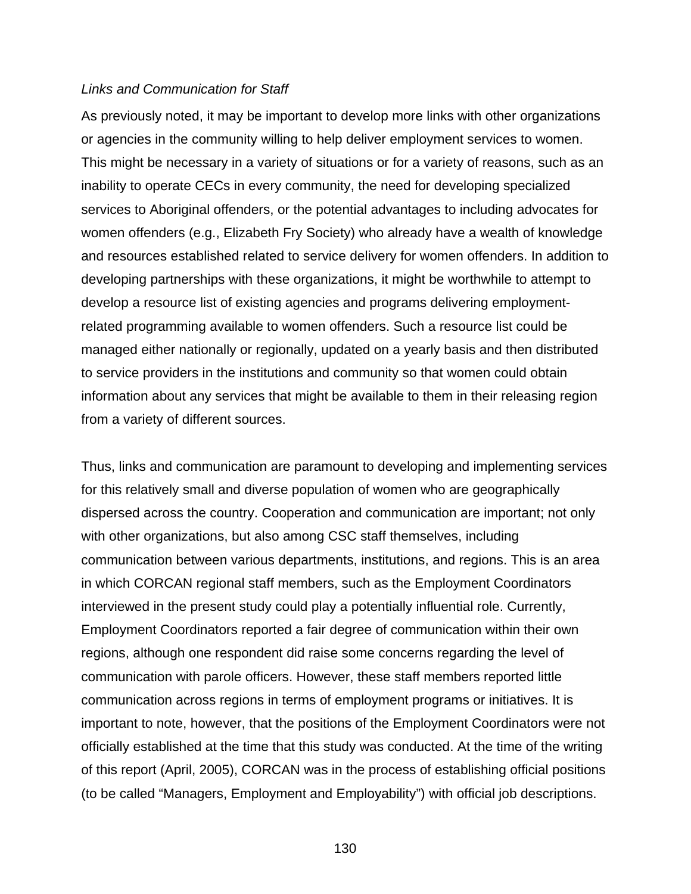*Links and Communication for Staff*

As previously noted, it may be important to develop more links with other organizations or agencies in the community willing to help deliver employment services to women. This might be necessary in a variety of situations or for a variety of reasons, such as an inability to operate CECs in every community, the need for developing specialized services to Aboriginal offenders, or the potential advantages to including advocates for women offenders (e.g., Elizabeth Fry Society) who already have a wealth of knowledge and resources established related to service delivery for women offenders. In addition to developing partnerships with these organizations, it might be worthwhile to attempt to develop a resource list of existing agencies and programs delivering employment-related programming available to women offenders. Such a resource list could be managed either nationally or regionally, updated on a yearly basis and then distributed to service providers in the institutions and community so that women could obtain information about any services that might be available to them in their releasing region from a variety of different sources.

Thus, links and communication are paramount to developing and implementing services for this relatively small and diverse population of women who are geographically dispersed across the country. Cooperation and communication are important; not only with other organizations, but also among CSC staff themselves, including communication between various departments, institutions, and regions. This is an area in which CORCAN regional staff members, such as the Employment Coordinators interviewed in the present study could play a potentially influential role. Currently, Employment Coordinators reported a fair degree of communication within their own regions, although one respondent did raise some concerns regarding the level of communication with parole officers. However, these staff members reported little communication across regions in terms of employment programs or initiatives. It is important to note, however, that the positions of the Employment Coordinators were not officially established at the time that this study was conducted. At the time of the writing of this report (April, 2005), CORCAN was in the process of establishing official positions (to be called "Managers, Employment and Employability") with official job descriptions.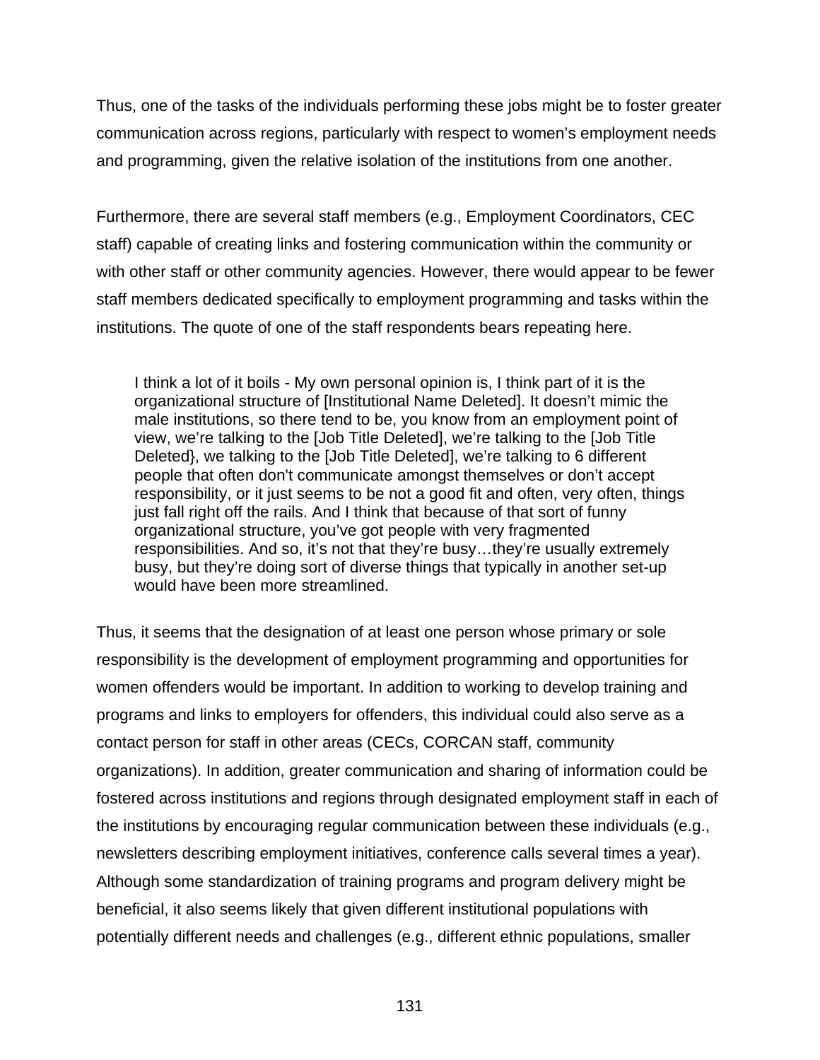Thus, one of the tasks of the individuals performing these jobs might be to foster greater communication across regions, particularly with respect to women's employment needs and programming, given the relative isolation of the institutions from one another.

Furthermore, there are several staff members (e.g., Employment Coordinators, CEC staff) capable of creating links and fostering communication within the community or with other staff or other community agencies. However, there would appear to be fewer staff members dedicated specifically to employment programming and tasks within the institutions. The quote of one of the staff respondents bears repeating here.

> I think a lot of it boils - My own personal opinion is, I think part of it is the organizational structure of [Institutional Name Deleted]. It doesn't mimic the male institutions, so there tend to be, you know from an employment point of view, we're talking to the [Job Title Deleted], we're talking to the [Job Title Deleted}, we talking to the [Job Title Deleted], we're talking to 6 different people that often don't communicate amongst themselves or don't accept responsibility, or it just seems to be not a good fit and often, very often, things just fall right off the rails. And I think that because of that sort of funny organizational structure, you've got people with very fragmented responsibilities. And so, it's not that they're busy…they're usually extremely busy, but they're doing sort of diverse things that typically in another set-up would have been more streamlined.

Thus, it seems that the designation of at least one person whose primary or sole responsibility is the development of employment programming and opportunities for women offenders would be important. In addition to working to develop training and programs and links to employers for offenders, this individual could also serve as a contact person for staff in other areas (CECs, CORCAN staff, community organizations). In addition, greater communication and sharing of information could be fostered across institutions and regions through designated employment staff in each of the institutions by encouraging regular communication between these individuals (e.g., newsletters describing employment initiatives, conference calls several times a year). Although some standardization of training programs and program delivery might be beneficial, it also seems likely that given different institutional populations with potentially different needs and challenges (e.g., different ethnic populations, smaller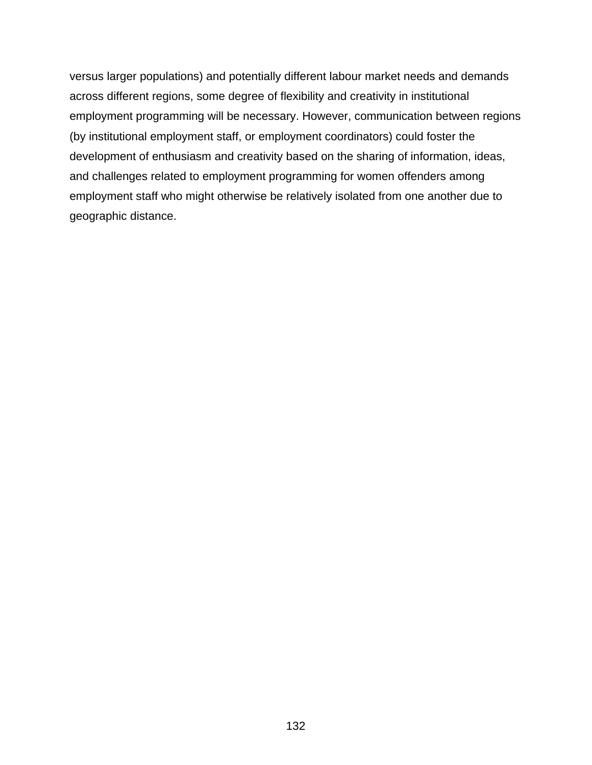versus larger populations) and potentially different labour market needs and demands across different regions, some degree of flexibility and creativity in institutional employment programming will be necessary. However, communication between regions (by institutional employment staff, or employment coordinators) could foster the development of enthusiasm and creativity based on the sharing of information, ideas, and challenges related to employment programming for women offenders among employment staff who might otherwise be relatively isolated from one another due to geographic distance.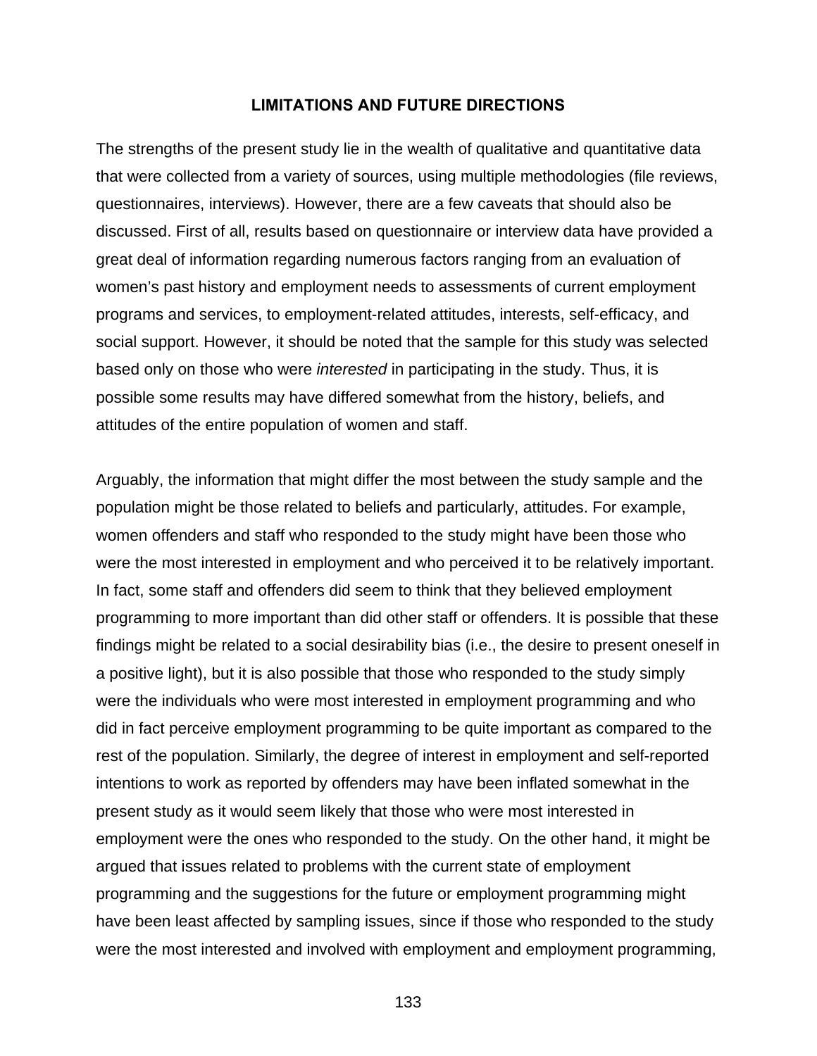## LIMITATIONS AND FUTURE DIRECTIONS

The strengths of the present study lie in the wealth of qualitative and quantitative data that were collected from a variety of sources, using multiple methodologies (file reviews, questionnaires, interviews). However, there are a few caveats that should also be discussed. First of all, results based on questionnaire or interview data have provided a great deal of information regarding numerous factors ranging from an evaluation of women's past history and employment needs to assessments of current employment programs and services, to employment-related attitudes, interests, self-efficacy, and social support. However, it should be noted that the sample for this study was selected based only on those who were *interested* in participating in the study. Thus, it is possible some results may have differed somewhat from the history, beliefs, and attitudes of the entire population of women and staff.

Arguably, the information that might differ the most between the study sample and the population might be those related to beliefs and particularly, attitudes. For example, women offenders and staff who responded to the study might have been those who were the most interested in employment and who perceived it to be relatively important. In fact, some staff and offenders did seem to think that they believed employment programming to more important than did other staff or offenders. It is possible that these findings might be related to a social desirability bias (i.e., the desire to present oneself in a positive light), but it is also possible that those who responded to the study simply were the individuals who were most interested in employment programming and who did in fact perceive employment programming to be quite important as compared to the rest of the population. Similarly, the degree of interest in employment and self-reported intentions to work as reported by offenders may have been inflated somewhat in the present study as it would seem likely that those who were most interested in employment were the ones who responded to the study. On the other hand, it might be argued that issues related to problems with the current state of employment programming and the suggestions for the future or employment programming might have been least affected by sampling issues, since if those who responded to the study were the most interested and involved with employment and employment programming,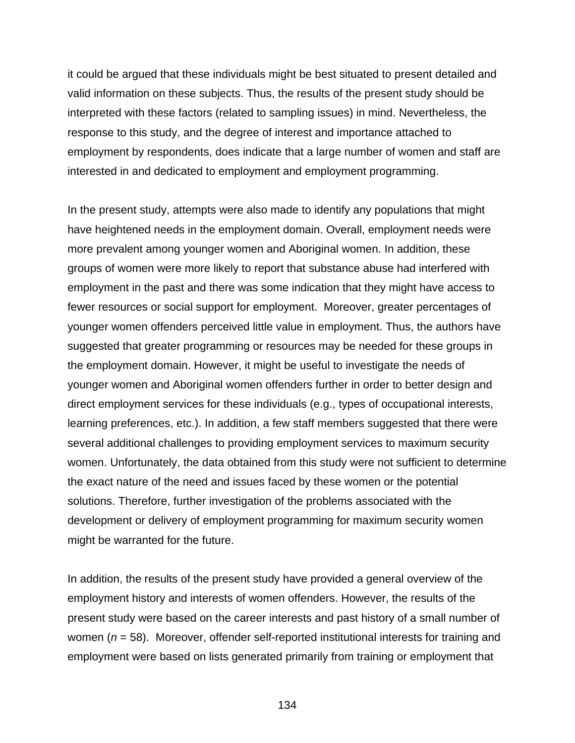it could be argued that these individuals might be best situated to present detailed and valid information on these subjects. Thus, the results of the present study should be interpreted with these factors (related to sampling issues) in mind. Nevertheless, the response to this study, and the degree of interest and importance attached to employment by respondents, does indicate that a large number of women and staff are interested in and dedicated to employment and employment programming.

In the present study, attempts were also made to identify any populations that might have heightened needs in the employment domain. Overall, employment needs were more prevalent among younger women and Aboriginal women. In addition, these groups of women were more likely to report that substance abuse had interfered with employment in the past and there was some indication that they might have access to fewer resources or social support for employment.  Moreover, greater percentages of younger women offenders perceived little value in employment. Thus, the authors have suggested that greater programming or resources may be needed for these groups in the employment domain. However, it might be useful to investigate the needs of younger women and Aboriginal women offenders further in order to better design and direct employment services for these individuals (e.g., types of occupational interests, learning preferences, etc.). In addition, a few staff members suggested that there were several additional challenges to providing employment services to maximum security women. Unfortunately, the data obtained from this study were not sufficient to determine the exact nature of the need and issues faced by these women or the potential solutions. Therefore, further investigation of the problems associated with the development or delivery of employment programming for maximum security women might be warranted for the future.

In addition, the results of the present study have provided a general overview of the employment history and interests of women offenders. However, the results of the present study were based on the career interests and past history of a small number of women ($n$ = 58).  Moreover, offender self-reported institutional interests for training and employment were based on lists generated primarily from training or employment that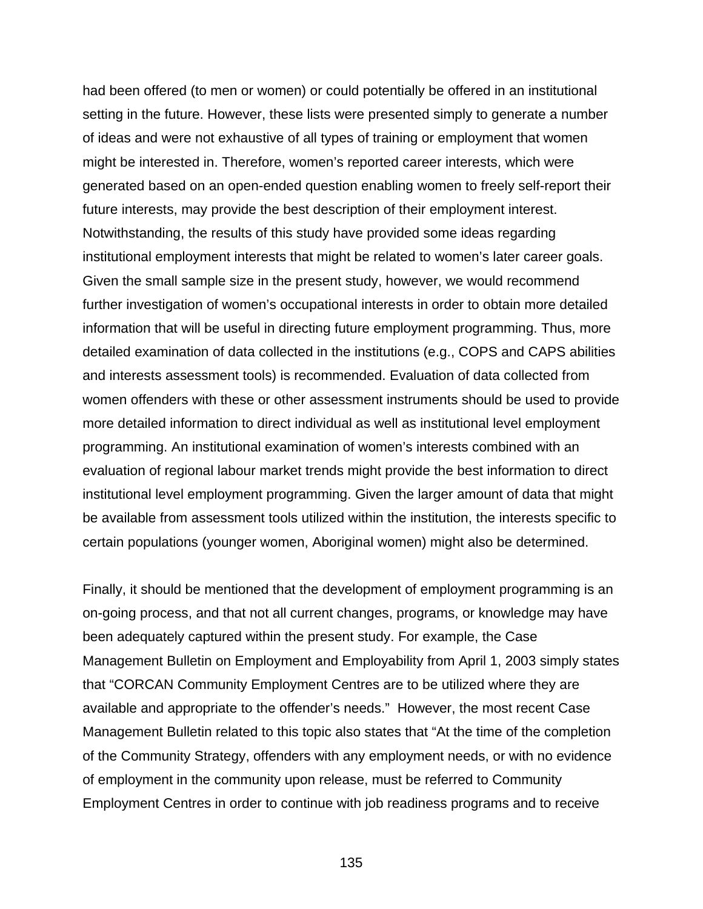had been offered (to men or women) or could potentially be offered in an institutional setting in the future. However, these lists were presented simply to generate a number of ideas and were not exhaustive of all types of training or employment that women might be interested in. Therefore, women's reported career interests, which were generated based on an open-ended question enabling women to freely self-report their future interests, may provide the best description of their employment interest. Notwithstanding, the results of this study have provided some ideas regarding institutional employment interests that might be related to women's later career goals. Given the small sample size in the present study, however, we would recommend further investigation of women's occupational interests in order to obtain more detailed information that will be useful in directing future employment programming. Thus, more detailed examination of data collected in the institutions (e.g., COPS and CAPS abilities and interests assessment tools) is recommended. Evaluation of data collected from women offenders with these or other assessment instruments should be used to provide more detailed information to direct individual as well as institutional level employment programming. An institutional examination of women's interests combined with an evaluation of regional labour market trends might provide the best information to direct institutional level employment programming. Given the larger amount of data that might be available from assessment tools utilized within the institution, the interests specific to certain populations (younger women, Aboriginal women) might also be determined.

Finally, it should be mentioned that the development of employment programming is an on-going process, and that not all current changes, programs, or knowledge may have been adequately captured within the present study. For example, the Case Management Bulletin on Employment and Employability from April 1, 2003 simply states that "CORCAN Community Employment Centres are to be utilized where they are available and appropriate to the offender's needs." However, the most recent Case Management Bulletin related to this topic also states that "At the time of the completion of the Community Strategy, offenders with any employment needs, or with no evidence of employment in the community upon release, must be referred to Community Employment Centres in order to continue with job readiness programs and to receive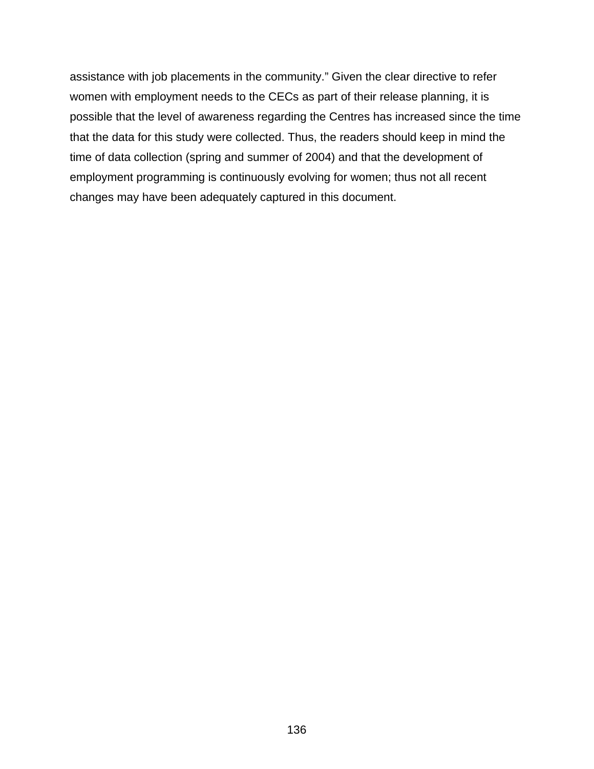assistance with job placements in the community." Given the clear directive to refer women with employment needs to the CECs as part of their release planning, it is possible that the level of awareness regarding the Centres has increased since the time that the data for this study were collected. Thus, the readers should keep in mind the time of data collection (spring and summer of 2004) and that the development of employment programming is continuously evolving for women; thus not all recent changes may have been adequately captured in this document.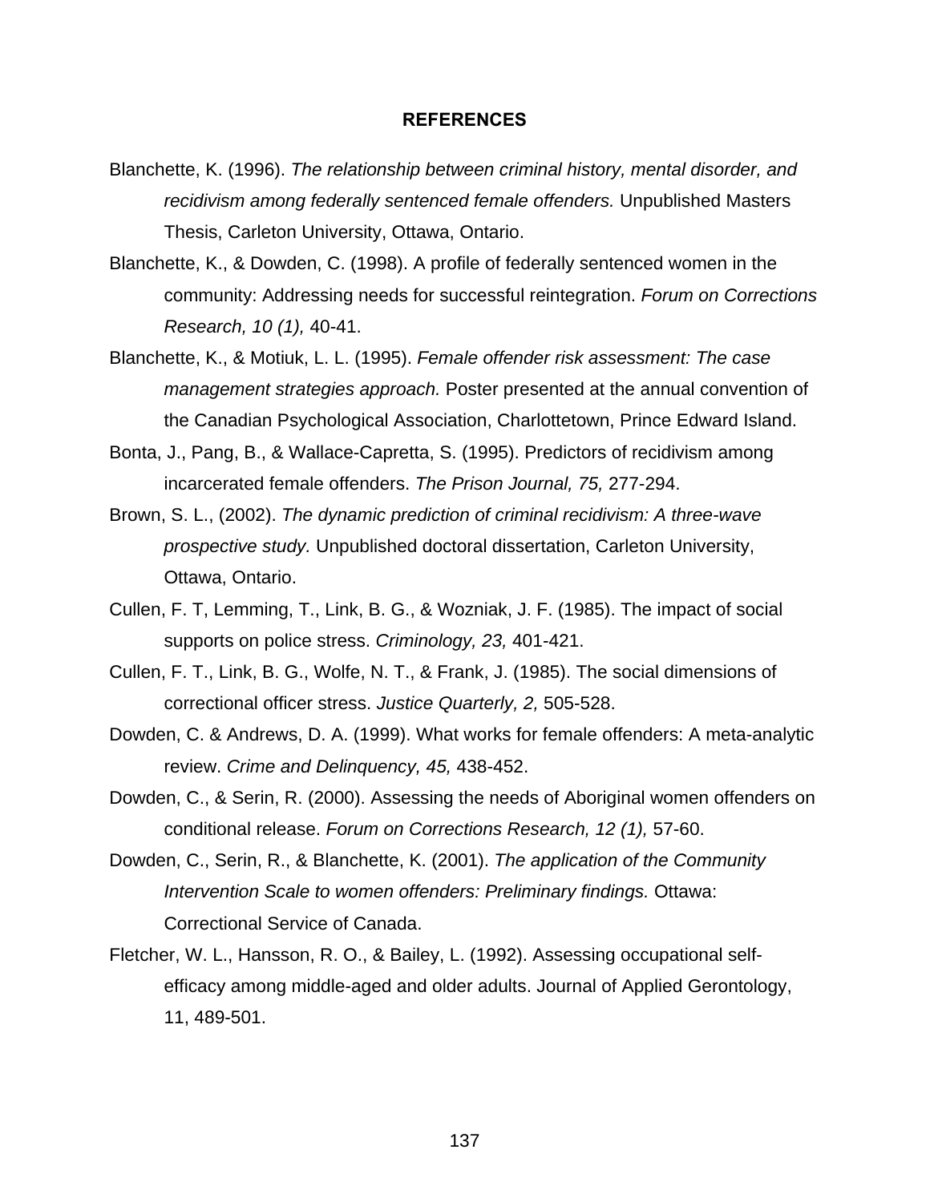# REFERENCES

Blanchette, K. (1996). *The relationship between criminal history, mental disorder, and recidivism among federally sentenced female offenders.* Unpublished Masters Thesis, Carleton University, Ottawa, Ontario.

Blanchette, K., & Dowden, C. (1998). A profile of federally sentenced women in the community: Addressing needs for successful reintegration. *Forum on Corrections Research, 10 (1),* 40-41.

Blanchette, K., & Motiuk, L. L. (1995). *Female offender risk assessment: The case management strategies approach.* Poster presented at the annual convention of the Canadian Psychological Association, Charlottetown, Prince Edward Island.

Bonta, J., Pang, B., & Wallace-Capretta, S. (1995). Predictors of recidivism among incarcerated female offenders. *The Prison Journal, 75,* 277-294.

Brown, S. L., (2002). *The dynamic prediction of criminal recidivism: A three-wave prospective study.* Unpublished doctoral dissertation, Carleton University, Ottawa, Ontario.

Cullen, F. T, Lemming, T., Link, B. G., & Wozniak, J. F. (1985). The impact of social supports on police stress. *Criminology, 23,* 401-421.

Cullen, F. T., Link, B. G., Wolfe, N. T., & Frank, J. (1985). The social dimensions of correctional officer stress. *Justice Quarterly, 2,* 505-528.

Dowden, C. & Andrews, D. A. (1999). What works for female offenders: A meta-analytic review. *Crime and Delinquency, 45,* 438-452.

Dowden, C., & Serin, R. (2000). Assessing the needs of Aboriginal women offenders on conditional release. *Forum on Corrections Research, 12 (1),* 57-60.

Dowden, C., Serin, R., & Blanchette, K. (2001). *The application of the Community Intervention Scale to women offenders: Preliminary findings.* Ottawa: Correctional Service of Canada.

Fletcher, W. L., Hansson, R. O., & Bailey, L. (1992). Assessing occupational self-efficacy among middle-aged and older adults. Journal of Applied Gerontology, 11, 489-501.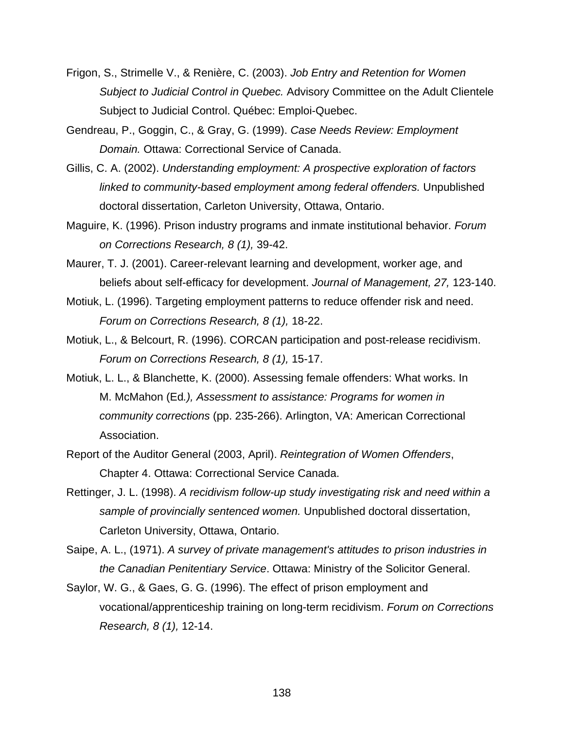Frigon, S., Strimelle V., & Renière, C. (2003). *Job Entry and Retention for Women Subject to Judicial Control in Quebec.* Advisory Committee on the Adult Clientele Subject to Judicial Control. Québec: Emploi-Quebec.

Gendreau, P., Goggin, C., & Gray, G. (1999). *Case Needs Review: Employment Domain.* Ottawa: Correctional Service of Canada.

Gillis, C. A. (2002). *Understanding employment: A prospective exploration of factors linked to community-based employment among federal offenders.* Unpublished doctoral dissertation, Carleton University, Ottawa, Ontario.

Maguire, K. (1996). Prison industry programs and inmate institutional behavior. *Forum on Corrections Research, 8 (1),* 39-42.

Maurer, T. J. (2001). Career-relevant learning and development, worker age, and beliefs about self-efficacy for development. *Journal of Management, 27,* 123-140.

Motiuk, L. (1996). Targeting employment patterns to reduce offender risk and need. *Forum on Corrections Research, 8 (1),* 18-22.

Motiuk, L., & Belcourt, R. (1996). CORCAN participation and post-release recidivism. *Forum on Corrections Research, 8 (1),* 15-17.

Motiuk, L. L., & Blanchette, K. (2000). Assessing female offenders: What works. In M. McMahon (Ed*.), Assessment to assistance: Programs for women in community corrections* (pp. 235-266). Arlington, VA: American Correctional Association.

Report of the Auditor General (2003, April). *Reintegration of Women Offenders*, Chapter 4. Ottawa: Correctional Service Canada.

Rettinger, J. L. (1998). *A recidivism follow-up study investigating risk and need within a sample of provincially sentenced women.* Unpublished doctoral dissertation, Carleton University, Ottawa, Ontario.

Saipe, A. L., (1971). *A survey of private management's attitudes to prison industries in the Canadian Penitentiary Service*. Ottawa: Ministry of the Solicitor General.

Saylor, W. G., & Gaes, G. G. (1996). The effect of prison employment and vocational/apprenticeship training on long-term recidivism. *Forum on Corrections Research, 8 (1),* 12-14.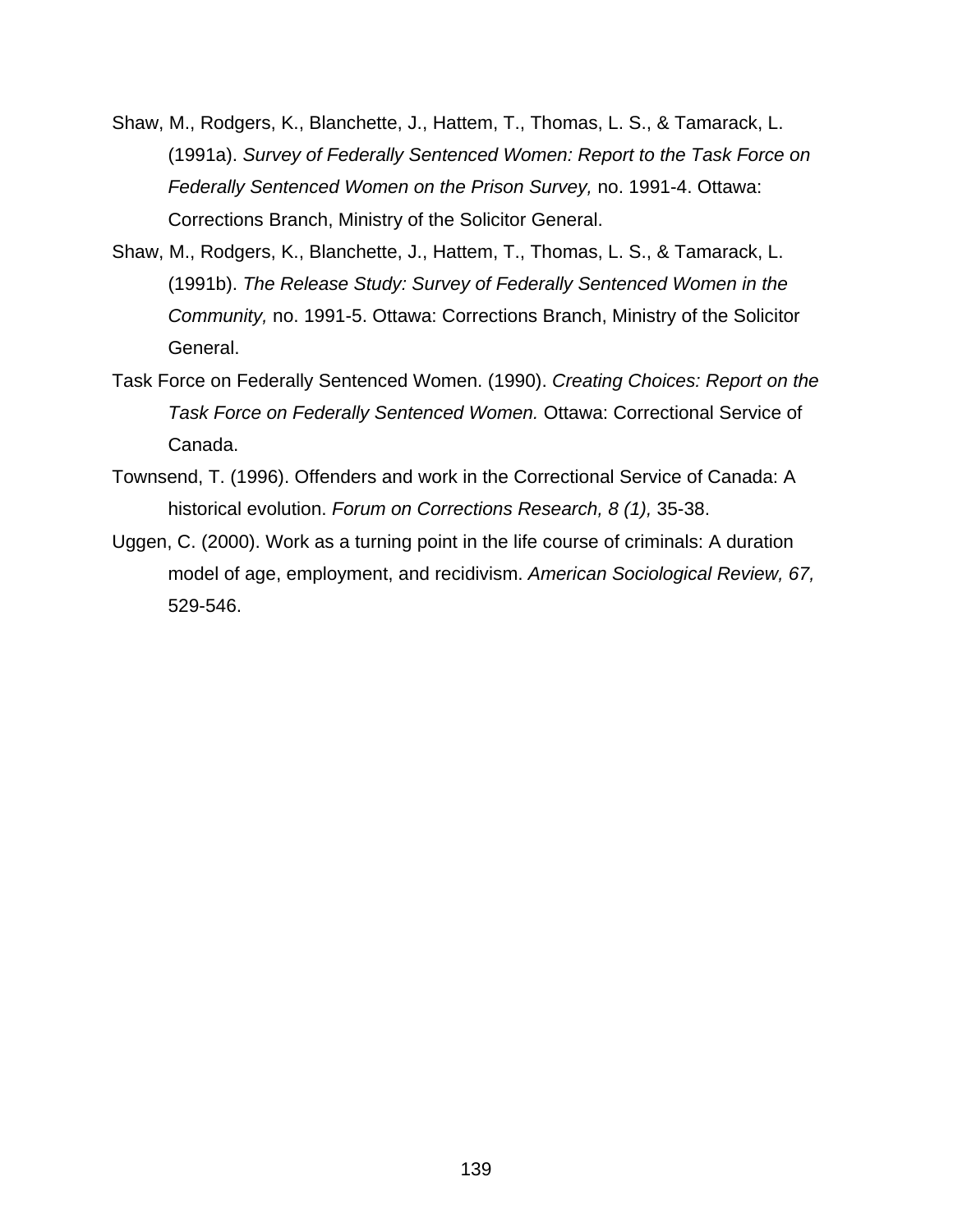Shaw, M., Rodgers, K., Blanchette, J., Hattem, T., Thomas, L. S., & Tamarack, L. (1991a). *Survey of Federally Sentenced Women: Report to the Task Force on Federally Sentenced Women on the Prison Survey,* no. 1991-4. Ottawa: Corrections Branch, Ministry of the Solicitor General.

Shaw, M., Rodgers, K., Blanchette, J., Hattem, T., Thomas, L. S., & Tamarack, L. (1991b). *The Release Study: Survey of Federally Sentenced Women in the Community,* no. 1991-5. Ottawa: Corrections Branch, Ministry of the Solicitor General.

Task Force on Federally Sentenced Women. (1990). *Creating Choices: Report on the Task Force on Federally Sentenced Women.* Ottawa: Correctional Service of Canada.

Townsend, T. (1996). Offenders and work in the Correctional Service of Canada: A historical evolution. *Forum on Corrections Research, 8 (1),* 35-38.

Uggen, C. (2000). Work as a turning point in the life course of criminals: A duration model of age, employment, and recidivism. *American Sociological Review, 67,* 529-546.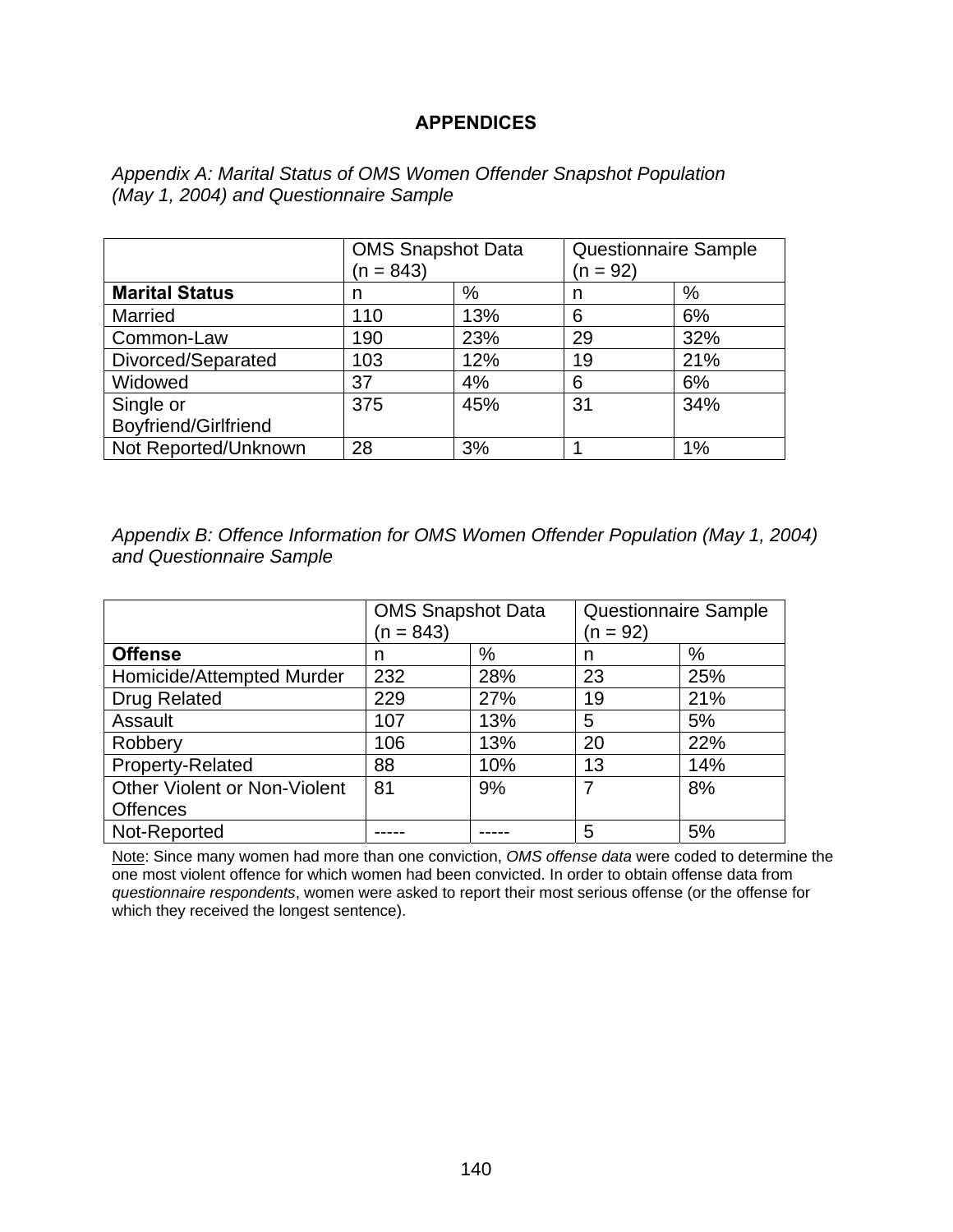# APPENDICES

*Appendix A: Marital Status of OMS Women Offender Snapshot Population (May 1, 2004) and Questionnaire Sample*

| | OMS Snapshot Data (n = 843) | | Questionnaire Sample (n = 92) | |
|---|---|---|---|---|
| **Marital Status** | n | % | n | % |
| Married | 110 | 13% | 6 | 6% |
| Common-Law | 190 | 23% | 29 | 32% |
| Divorced/Separated | 103 | 12% | 19 | 21% |
| Widowed | 37 | 4% | 6 | 6% |
| Single or Boyfriend/Girlfriend | 375 | 45% | 31 | 34% |
| Not Reported/Unknown | 28 | 3% | 1 | 1% |

*Appendix B: Offence Information for OMS Women Offender Population (May 1, 2004) and Questionnaire Sample*

| | OMS Snapshot Data (n = 843) | | Questionnaire Sample (n = 92) | |
|---|---|---|---|---|
| **Offense** | n | % | n | % |
| Homicide/Attempted Murder | 232 | 28% | 23 | 25% |
| Drug Related | 229 | 27% | 19 | 21% |
| Assault | 107 | 13% | 5 | 5% |
| Robbery | 106 | 13% | 20 | 22% |
| Property-Related | 88 | 10% | 13 | 14% |
| Other Violent or Non-Violent Offences | 81 | 9% | 7 | 8% |
| Not-Reported | ----- | ----- | 5 | 5% |

Note: Since many women had more than one conviction, *OMS offense data* were coded to determine the one most violent offence for which women had been convicted. In order to obtain offense data from *questionnaire respondents*, women were asked to report their most serious offense (or the offense for which they received the longest sentence).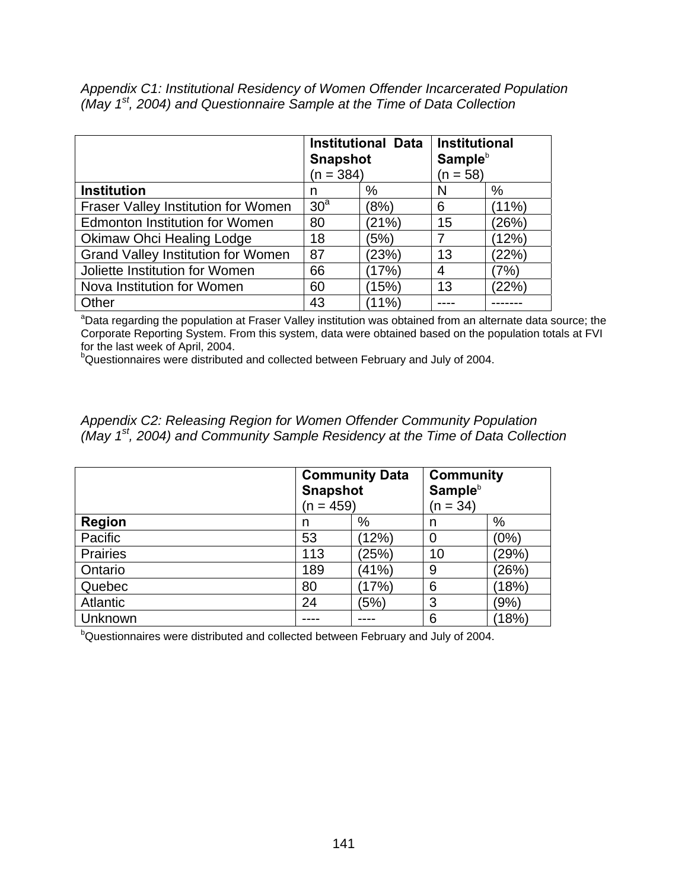*Appendix C1: Institutional Residency of Women Offender Incarcerated Population (May 1st, 2004) and Questionnaire Sample at the Time of Data Collection*

| | **Institutional Data Snapshot** (n = 384) | | **Institutional Sample**[b] (n = 58) | |
|---|---|---|---|---|
| **Institution** | n | % | N | % |
| Fraser Valley Institution for Women | 30[a] | (8%) | 6 | (11%) |
| Edmonton Institution for Women | 80 | (21%) | 15 | (26%) |
| Okimaw Ohci Healing Lodge | 18 | (5%) | 7 | (12%) |
| Grand Valley Institution for Women | 87 | (23%) | 13 | (22%) |
| Joliette Institution for Women | 66 | (17%) | 4 | (7%) |
| Nova Institution for Women | 60 | (15%) | 13 | (22%) |
| Other | 43 | (11%) | ---- | ------- |

[a]Data regarding the population at Fraser Valley institution was obtained from an alternate data source; the Corporate Reporting System. From this system, data were obtained based on the population totals at FVI for the last week of April, 2004.
[b]Questionnaires were distributed and collected between February and July of 2004.

*Appendix C2: Releasing Region for Women Offender Community Population (May 1st, 2004) and Community Sample Residency at the Time of Data Collection*

| | **Community Data Snapshot** (n = 459) | | **Community Sample**[b] (n = 34) | |
|---|---|---|---|---|
| **Region** | n | % | n | % |
| Pacific | 53 | (12%) | 0 | (0%) |
| Prairies | 113 | (25%) | 10 | (29%) |
| Ontario | 189 | (41%) | 9 | (26%) |
| Quebec | 80 | (17%) | 6 | (18%) |
| Atlantic | 24 | (5%) | 3 | (9%) |
| Unknown | ---- | ---- | 6 | (18%) |

[b]Questionnaires were distributed and collected between February and July of 2004.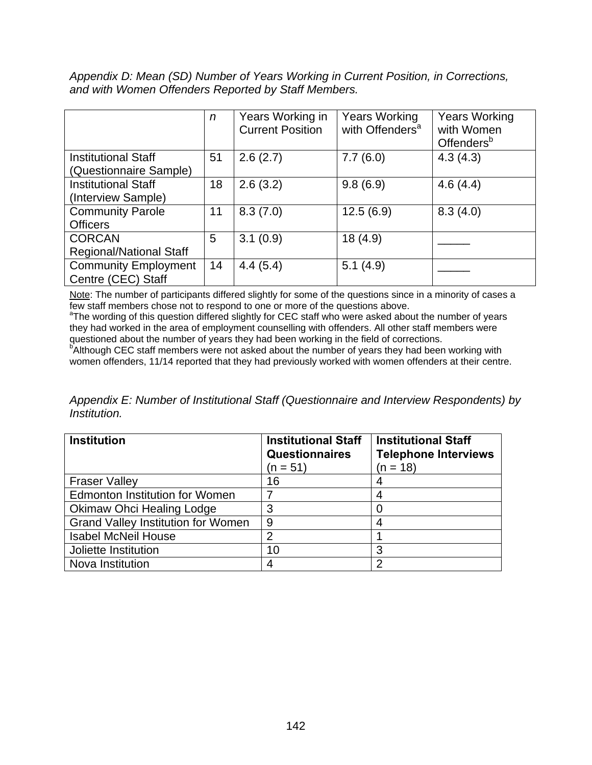*Appendix D: Mean (SD) Number of Years Working in Current Position, in Corrections, and with Women Offenders Reported by Staff Members.*

| | *n* | Years Working in Current Position | Years Working with Offenders[a] | Years Working with Women Offenders[b] |
|---|---|---|---|---|
| Institutional Staff (Questionnaire Sample) | 51 | 2.6 (2.7) | 7.7 (6.0) | 4.3 (4.3) |
| Institutional Staff (Interview Sample) | 18 | 2.6 (3.2) | 9.8 (6.9) | 4.6 (4.4) |
| Community Parole Officers | 11 | 8.3 (7.0) | 12.5 (6.9) | 8.3 (4.0) |
| CORCAN Regional/National Staff | 5 | 3.1 (0.9) | 18 (4.9) | _____ |
| Community Employment Centre (CEC) Staff | 14 | 4.4 (5.4) | 5.1 (4.9) | _____ |

Note: The number of participants differed slightly for some of the questions since in a minority of cases a few staff members chose not to respond to one or more of the questions above.
[a]The wording of this question differed slightly for CEC staff who were asked about the number of years they had worked in the area of employment counselling with offenders. All other staff members were questioned about the number of years they had been working in the field of corrections.
[b]Although CEC staff members were not asked about the number of years they had been working with women offenders, 11/14 reported that they had previously worked with women offenders at their centre.

*Appendix E: Number of Institutional Staff (Questionnaire and Interview Respondents) by Institution.*

| **Institution** | **Institutional Staff Questionnaires** (n = 51) | **Institutional Staff Telephone Interviews** (n = 18) |
|---|---|---|
| Fraser Valley | 16 | 4 |
| Edmonton Institution for Women | 7 | 4 |
| Okimaw Ohci Healing Lodge | 3 | 0 |
| Grand Valley Institution for Women | 9 | 4 |
| Isabel McNeil House | 2 | 1 |
| Joliette Institution | 10 | 3 |
| Nova Institution | 4 | 2 |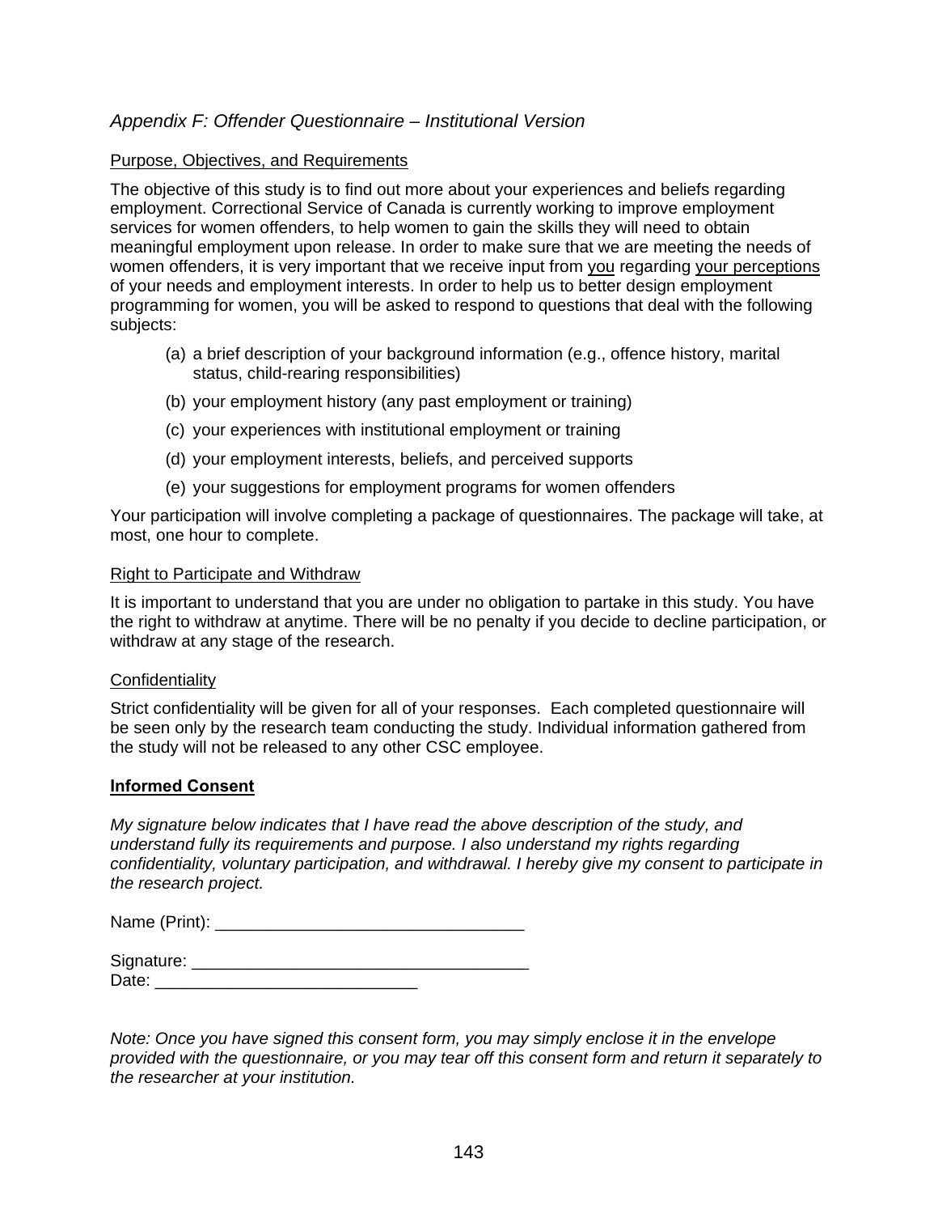*Appendix F: Offender Questionnaire – Institutional Version*

Purpose, Objectives, and Requirements

The objective of this study is to find out more about your experiences and beliefs regarding employment. Correctional Service of Canada is currently working to improve employment services for women offenders, to help women to gain the skills they will need to obtain meaningful employment upon release. In order to make sure that we are meeting the needs of women offenders, it is very important that we receive input from you regarding your perceptions of your needs and employment interests. In order to help us to better design employment programming for women, you will be asked to respond to questions that deal with the following subjects:

(a) a brief description of your background information (e.g., offence history, marital status, child-rearing responsibilities)

(b) your employment history (any past employment or training)

(c) your experiences with institutional employment or training

(d) your employment interests, beliefs, and perceived supports

(e) your suggestions for employment programs for women offenders

Your participation will involve completing a package of questionnaires. The package will take, at most, one hour to complete.

Right to Participate and Withdraw

It is important to understand that you are under no obligation to partake in this study. You have the right to withdraw at anytime. There will be no penalty if you decide to decline participation, or withdraw at any stage of the research.

Confidentiality

Strict confidentiality will be given for all of your responses. Each completed questionnaire will be seen only by the research team conducting the study. Individual information gathered from the study will not be released to any other CSC employee.

**Informed Consent**

*My signature below indicates that I have read the above description of the study, and understand fully its requirements and purpose. I also understand my rights regarding confidentiality, voluntary participation, and withdrawal. I hereby give my consent to participate in the research project.*

Name (Print): _________________________________

Signature: ____________________________________
Date: ____________________________

*Note: Once you have signed this consent form, you may simply enclose it in the envelope provided with the questionnaire, or you may tear off this consent form and return it separately to the researcher at your institution.*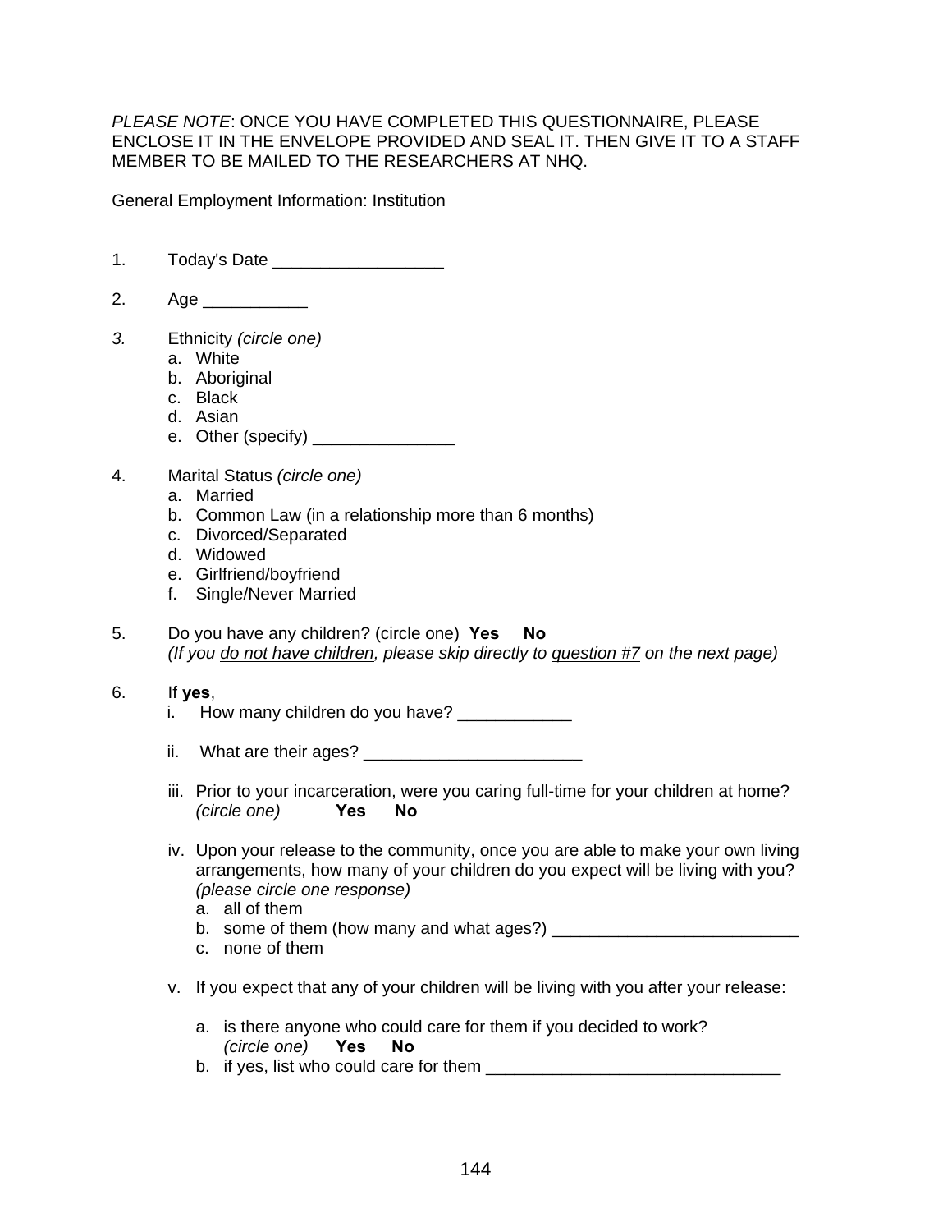*PLEASE NOTE*: ONCE YOU HAVE COMPLETED THIS QUESTIONNAIRE, PLEASE ENCLOSE IT IN THE ENVELOPE PROVIDED AND SEAL IT. THEN GIVE IT TO A STAFF MEMBER TO BE MAILED TO THE RESEARCHERS AT NHQ.

General Employment Information: Institution

1. Today's Date __________________

2. Age ___________

3. Ethnicity *(circle one)*
   a. White
   b. Aboriginal
   c. Black
   d. Asian
   e. Other (specify) _______________

4. Marital Status *(circle one)*
   a. Married
   b. Common Law (in a relationship more than 6 months)
   c. Divorced/Separated
   d. Widowed
   e. Girlfriend/boyfriend
   f. Single/Never Married

5. Do you have any children? (circle one) **Yes** **No**
   *(If you <u>do not have children</u>, please skip directly to <u>question #7</u> on the next page)*

6. If **yes**,
   i. How many children do you have? ____________

   ii. What are their ages? _______________________

   iii. Prior to your incarceration, were you caring full-time for your children at home? *(circle one)* **Yes** **No**

   iv. Upon your release to the community, once you are able to make your own living arrangements, how many of your children do you expect will be living with you? *(please circle one response)*
      a. all of them
      b. some of them (how many and what ages?) __________________________
      c. none of them

   v. If you expect that any of your children will be living with you after your release:

      a. is there anyone who could care for them if you decided to work? *(circle one)* **Yes** **No**
      b. if yes, list who could care for them _______________________________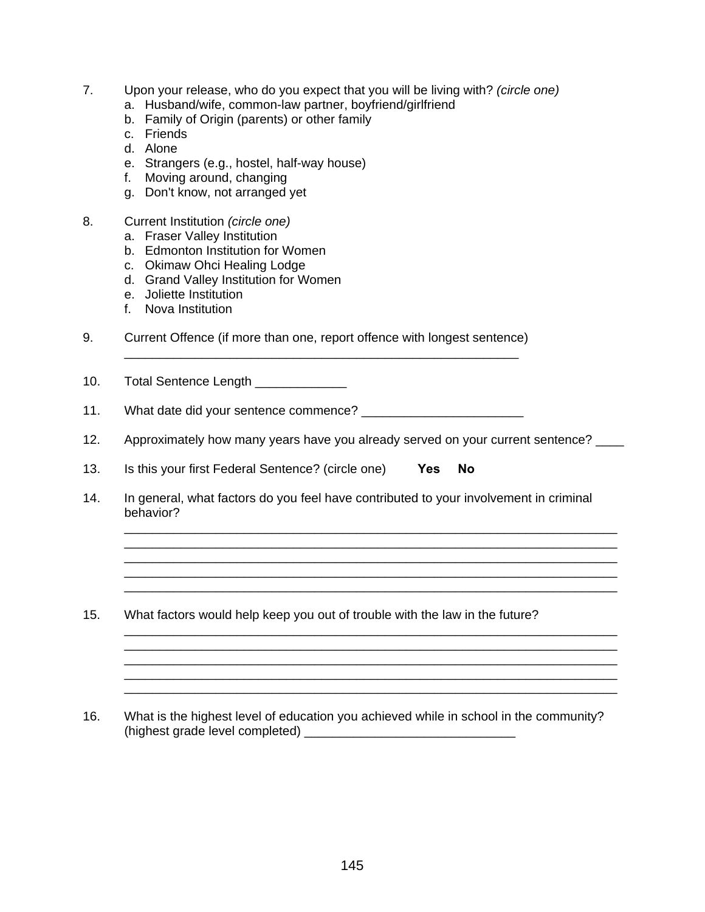7. Upon your release, who do you expect that you will be living with? *(circle one)*
   a. Husband/wife, common-law partner, boyfriend/girlfriend
   b. Family of Origin (parents) or other family
   c. Friends
   d. Alone
   e. Strangers (e.g., hostel, half-way house)
   f. Moving around, changing
   g. Don't know, not arranged yet

8. Current Institution *(circle one)*
   a. Fraser Valley Institution
   b. Edmonton Institution for Women
   c. Okimaw Ohci Healing Lodge
   d. Grand Valley Institution for Women
   e. Joliette Institution
   f. Nova Institution

9. Current Offence (if more than one, report offence with longest sentence)
   ___________________________________________________________

10. Total Sentence Length _____________

11. What date did your sentence commence? _______________________

12. Approximately how many years have you already served on your current sentence? ____

13. Is this your first Federal Sentence? (circle one) **Yes** **No**

14. In general, what factors do you feel have contributed to your involvement in criminal behavior?
    ________________________________________________________________________
    ________________________________________________________________________
    ________________________________________________________________________
    ________________________________________________________________________
    ________________________________________________________________________

15. What factors would help keep you out of trouble with the law in the future?
    ________________________________________________________________________
    ________________________________________________________________________
    ________________________________________________________________________
    ________________________________________________________________________
    ________________________________________________________________________

16. What is the highest level of education you achieved while in school in the community? (highest grade level completed) ______________________________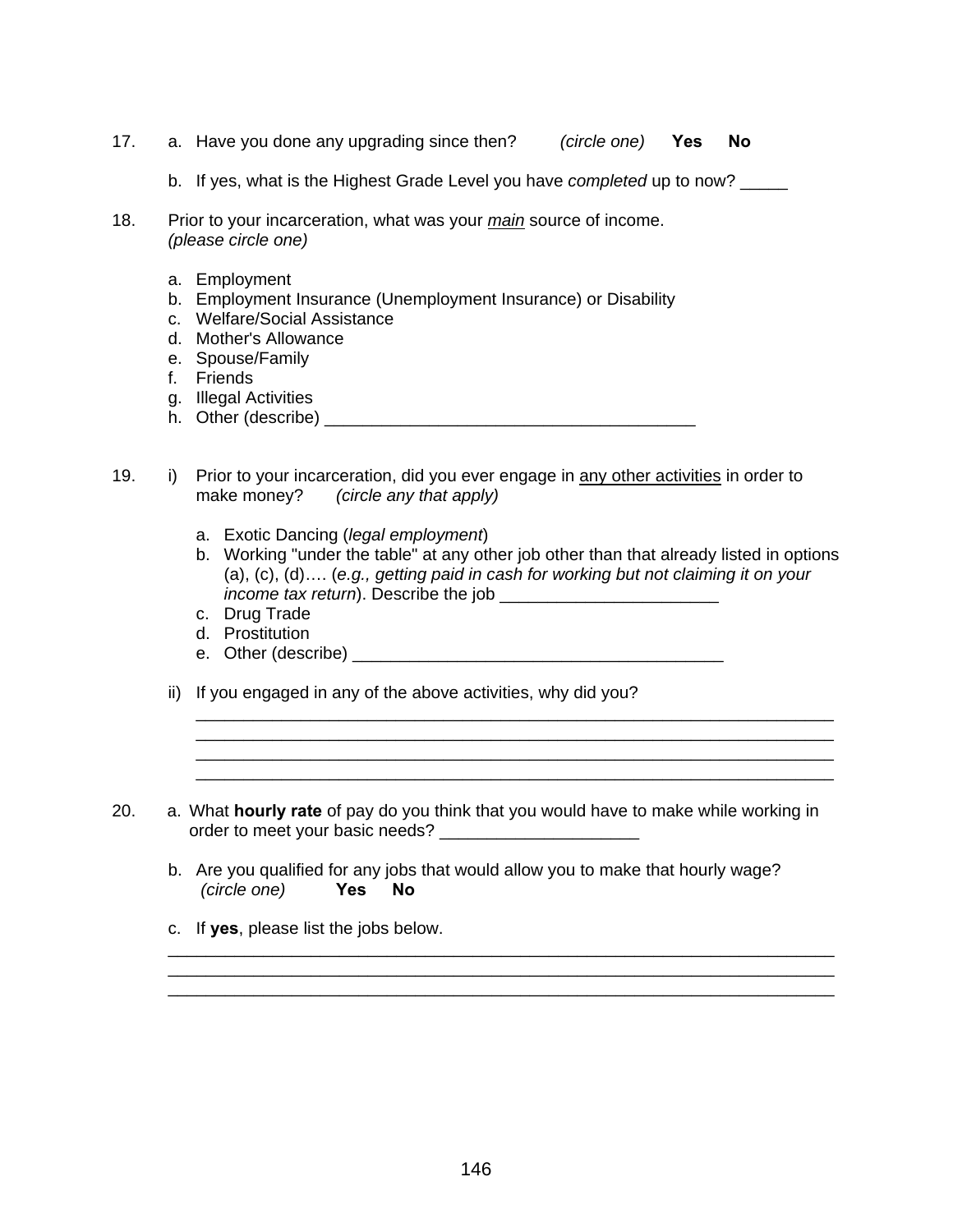17. a. Have you done any upgrading since then? *(circle one)* **Yes** **No**

    b. If yes, what is the Highest Grade Level you have *completed* up to now? _____

18. Prior to your incarceration, what was your <u>*main*</u> source of income. *(please circle one)*

    a. Employment
    b. Employment Insurance (Unemployment Insurance) or Disability
    c. Welfare/Social Assistance
    d. Mother's Allowance
    e. Spouse/Family
    f. Friends
    g. Illegal Activities
    h. Other (describe) _______________________________________

19. i) Prior to your incarceration, did you ever engage in <u>any other activities</u> in order to make money? *(circle any that apply)*

    a. Exotic Dancing (*legal employment*)
    b. Working "under the table" at any other job other than that already listed in options (a), (c), (d)…. (*e.g., getting paid in cash for working but not claiming it on your income tax return*). Describe the job _______________________
    c. Drug Trade
    d. Prostitution
    e. Other (describe) _______________________________________

    ii) If you engaged in any of the above activities, why did you?

    _____________________________________________________________________
    _____________________________________________________________________
    _____________________________________________________________________
    _____________________________________________________________________

20. a. What **hourly rate** of pay do you think that you would have to make while working in order to meet your basic needs? _____________________

    b. Are you qualified for any jobs that would allow you to make that hourly wage? *(circle one)* **Yes** **No**

    c. If **yes**, please list the jobs below.

    _____________________________________________________________________
    _____________________________________________________________________
    _____________________________________________________________________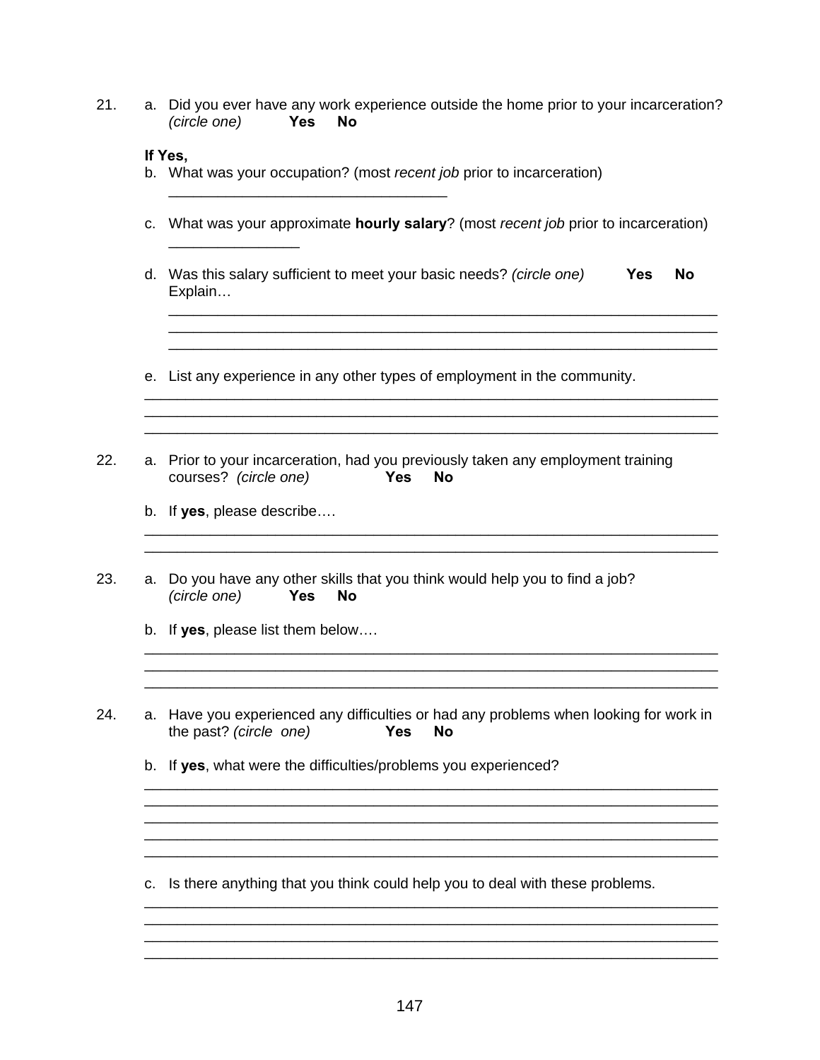21. a. Did you ever have any work experience outside the home prior to your incarceration? *(circle one)* **Yes** **No**

**If Yes,**

b. What was your occupation? (most *recent job* prior to incarceration)

____________________________________

c. What was your approximate **hourly salary**? (most *recent job* prior to incarceration)

_________________

d. Was this salary sufficient to meet your basic needs? *(circle one)* **Yes** **No**
Explain…

______________________________________________________________________
______________________________________________________________________
______________________________________________________________________

e. List any experience in any other types of employment in the community.

______________________________________________________________________
______________________________________________________________________
______________________________________________________________________

22. a. Prior to your incarceration, had you previously taken any employment training courses? *(circle one)* **Yes** **No**

b. If **yes**, please describe….

______________________________________________________________________
______________________________________________________________________

23. a. Do you have any other skills that you think would help you to find a job? *(circle one)* **Yes** **No**

b. If **yes**, please list them below….

______________________________________________________________________
______________________________________________________________________
______________________________________________________________________

24. a. Have you experienced any difficulties or had any problems when looking for work in the past? *(circle one)* **Yes** **No**

b. If **yes**, what were the difficulties/problems you experienced?

______________________________________________________________________
______________________________________________________________________
______________________________________________________________________
______________________________________________________________________
______________________________________________________________________

c. Is there anything that you think could help you to deal with these problems.

______________________________________________________________________
______________________________________________________________________
______________________________________________________________________
______________________________________________________________________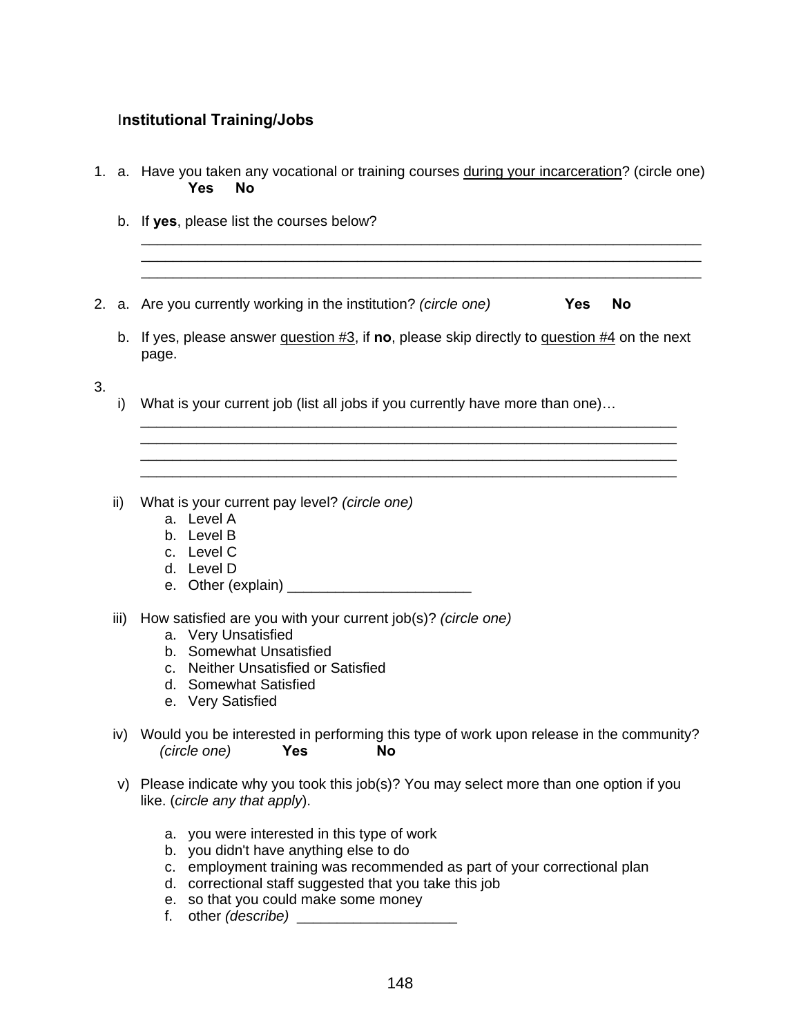## Institutional Training/Jobs

1. a. Have you taken any vocational or training courses <u>during your incarceration</u>? (circle one)
   **Yes** **No**

   b. If **yes**, please list the courses below?

   ______________________________________________________________________
   ______________________________________________________________________
   ______________________________________________________________________

2. a. Are you currently working in the institution? *(circle one)* **Yes** **No**

   b. If yes, please answer <u>question #3</u>, if **no**, please skip directly to <u>question #4</u> on the next page.

3.
   i) What is your current job (list all jobs if you currently have more than one)…

   ____________________________________________________________________
   ____________________________________________________________________
   ____________________________________________________________________
   ____________________________________________________________________

   ii) What is your current pay level? *(circle one)*
      a. Level A
      b. Level B
      c. Level C
      d. Level D
      e. Other (explain) ______________________

   iii) How satisfied are you with your current job(s)? *(circle one)*
      a. Very Unsatisfied
      b. Somewhat Unsatisfied
      c. Neither Unsatisfied or Satisfied
      d. Somewhat Satisfied
      e. Very Satisfied

   iv) Would you be interested in performing this type of work upon release in the community? *(circle one)* **Yes** **No**

   v) Please indicate why you took this job(s)? You may select more than one option if you like. (*circle any that apply*).

      a. you were interested in this type of work
      b. you didn't have anything else to do
      c. employment training was recommended as part of your correctional plan
      d. correctional staff suggested that you take this job
      e. so that you could make some money
      f. other *(describe)* ___________________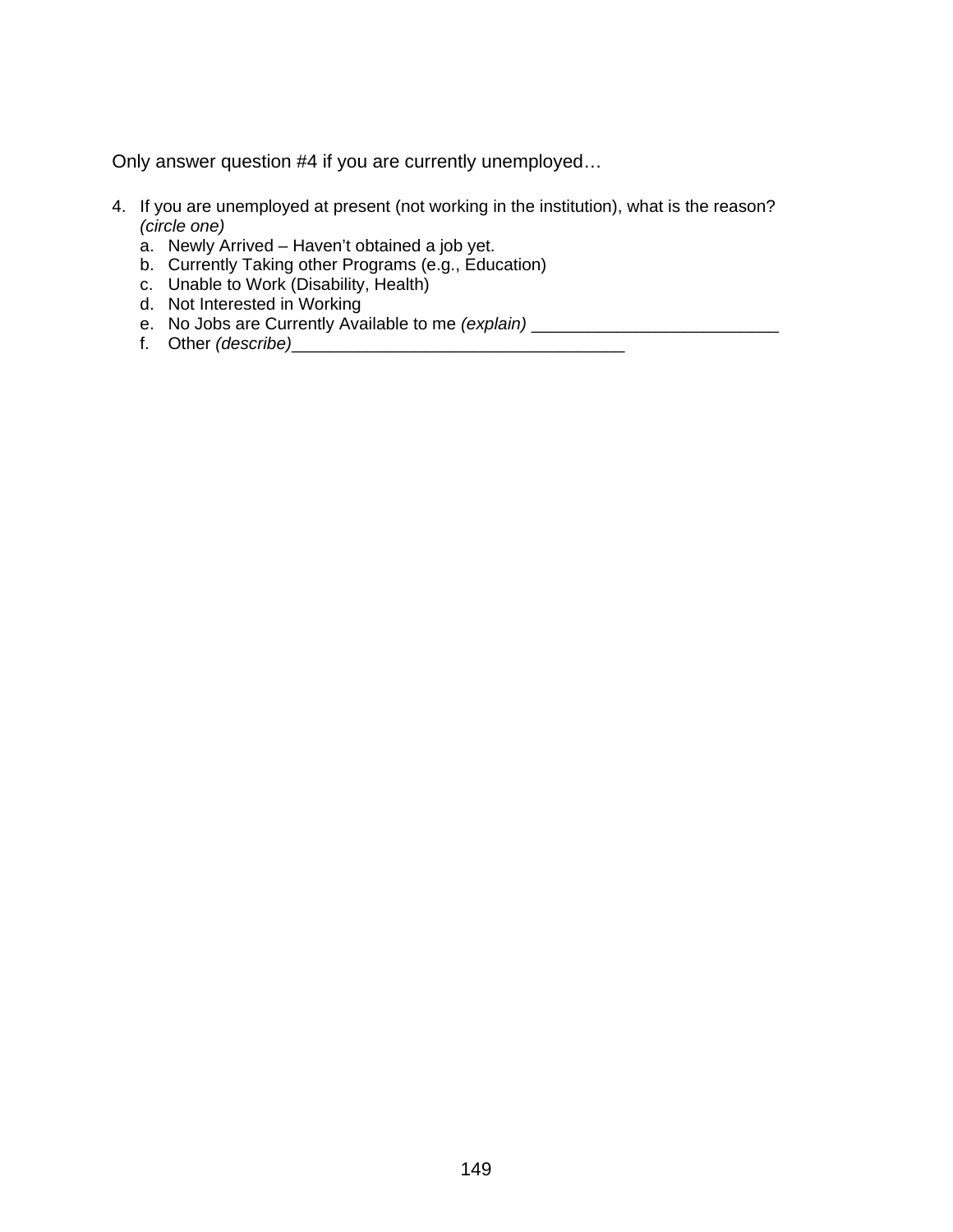Only answer question #4 if you are currently unemployed…

4. If you are unemployed at present (not working in the institution), what is the reason? *(circle one)*
   a. Newly Arrived – Haven't obtained a job yet.
   b. Currently Taking other Programs (e.g., Education)
   c. Unable to Work (Disability, Health)
   d. Not Interested in Working
   e. No Jobs are Currently Available to me *(explain)* __________________________
   f. Other *(describe)*___________________________________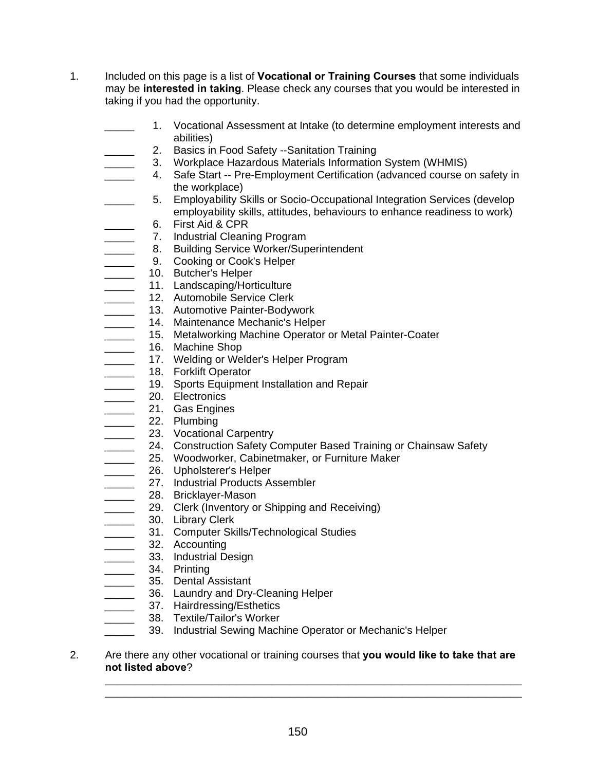1. Included on this page is a list of **Vocational or Training Courses** that some individuals may be **interested in taking**. Please check any courses that you would be interested in taking if you had the opportunity.

   _____ 1. Vocational Assessment at Intake (to determine employment interests and abilities)
   _____ 2. Basics in Food Safety --Sanitation Training
   _____ 3. Workplace Hazardous Materials Information System (WHMIS)
   _____ 4. Safe Start -- Pre-Employment Certification (advanced course on safety in the workplace)
   _____ 5. Employability Skills or Socio-Occupational Integration Services (develop employability skills, attitudes, behaviours to enhance readiness to work)
   _____ 6. First Aid & CPR
   _____ 7. Industrial Cleaning Program
   _____ 8. Building Service Worker/Superintendent
   _____ 9. Cooking or Cook's Helper
   _____ 10. Butcher's Helper
   _____ 11. Landscaping/Horticulture
   _____ 12. Automobile Service Clerk
   _____ 13. Automotive Painter-Bodywork
   _____ 14. Maintenance Mechanic's Helper
   _____ 15. Metalworking Machine Operator or Metal Painter-Coater
   _____ 16. Machine Shop
   _____ 17. Welding or Welder's Helper Program
   _____ 18. Forklift Operator
   _____ 19. Sports Equipment Installation and Repair
   _____ 20. Electronics
   _____ 21. Gas Engines
   _____ 22. Plumbing
   _____ 23. Vocational Carpentry
   _____ 24. Construction Safety Computer Based Training or Chainsaw Safety
   _____ 25. Woodworker, Cabinetmaker, or Furniture Maker
   _____ 26. Upholsterer's Helper
   _____ 27. Industrial Products Assembler
   _____ 28. Bricklayer-Mason
   _____ 29. Clerk (Inventory or Shipping and Receiving)
   _____ 30. Library Clerk
   _____ 31. Computer Skills/Technological Studies
   _____ 32. Accounting
   _____ 33. Industrial Design
   _____ 34. Printing
   _____ 35. Dental Assistant
   _____ 36. Laundry and Dry-Cleaning Helper
   _____ 37. Hairdressing/Esthetics
   _____ 38. Textile/Tailor's Worker
   _____ 39. Industrial Sewing Machine Operator or Mechanic's Helper

2. Are there any other vocational or training courses that **you would like to take that are not listed above**?

   ______________________________________________________________________

   ______________________________________________________________________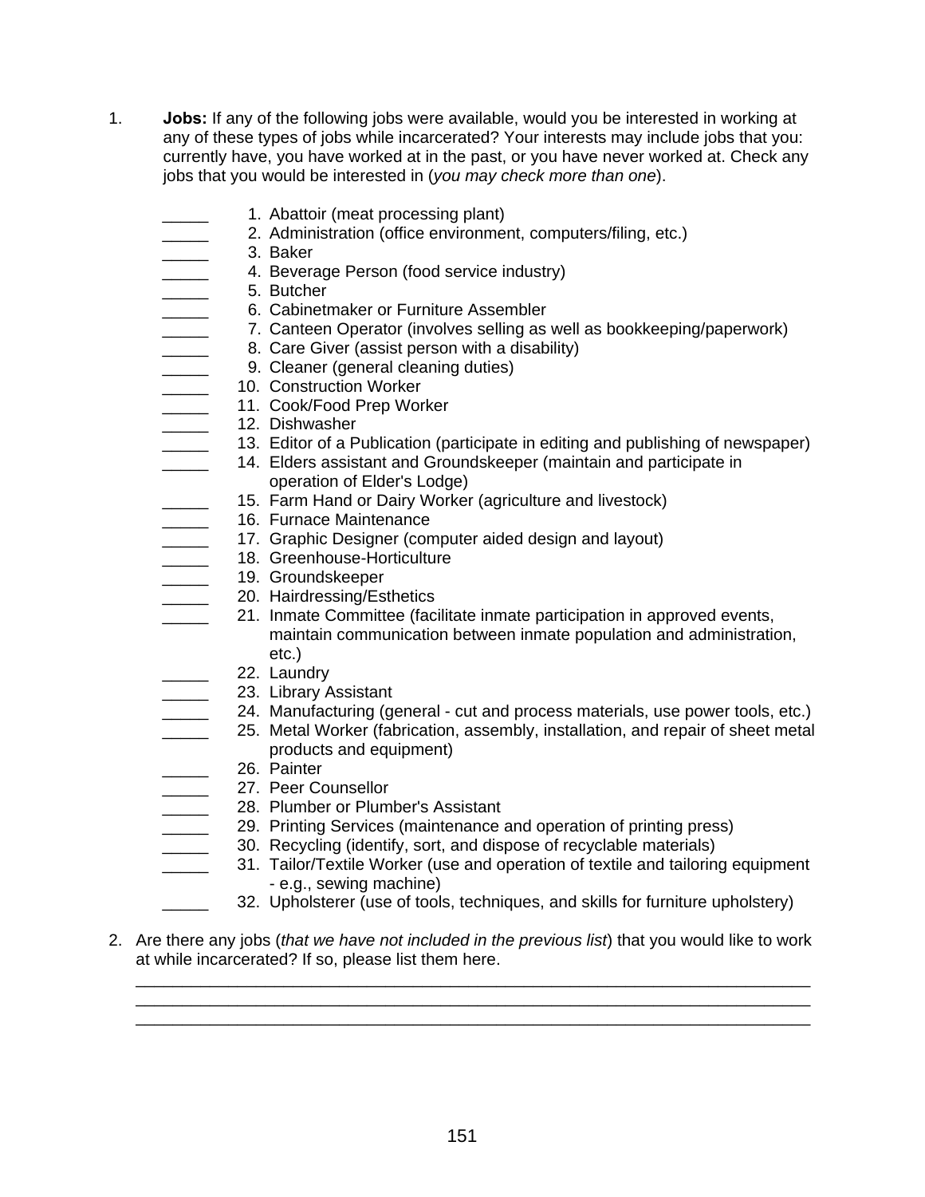1. **Jobs:** If any of the following jobs were available, would you be interested in working at any of these types of jobs while incarcerated? Your interests may include jobs that you: currently have, you have worked at in the past, or you have never worked at. Check any jobs that you would be interested in (*you may check more than one*).

    _____ 1. Abattoir (meat processing plant)
    _____ 2. Administration (office environment, computers/filing, etc.)
    _____ 3. Baker
    _____ 4. Beverage Person (food service industry)
    _____ 5. Butcher
    _____ 6. Cabinetmaker or Furniture Assembler
    _____ 7. Canteen Operator (involves selling as well as bookkeeping/paperwork)
    _____ 8. Care Giver (assist person with a disability)
    _____ 9. Cleaner (general cleaning duties)
    _____ 10. Construction Worker
    _____ 11. Cook/Food Prep Worker
    _____ 12. Dishwasher
    _____ 13. Editor of a Publication (participate in editing and publishing of newspaper)
    _____ 14. Elders assistant and Groundskeeper (maintain and participate in operation of Elder's Lodge)
    _____ 15. Farm Hand or Dairy Worker (agriculture and livestock)
    _____ 16. Furnace Maintenance
    _____ 17. Graphic Designer (computer aided design and layout)
    _____ 18. Greenhouse-Horticulture
    _____ 19. Groundskeeper
    _____ 20. Hairdressing/Esthetics
    _____ 21. Inmate Committee (facilitate inmate participation in approved events, maintain communication between inmate population and administration, etc.)
    _____ 22. Laundry
    _____ 23. Library Assistant
    _____ 24. Manufacturing (general - cut and process materials, use power tools, etc.)
    _____ 25. Metal Worker (fabrication, assembly, installation, and repair of sheet metal products and equipment)
    _____ 26. Painter
    _____ 27. Peer Counsellor
    _____ 28. Plumber or Plumber's Assistant
    _____ 29. Printing Services (maintenance and operation of printing press)
    _____ 30. Recycling (identify, sort, and dispose of recyclable materials)
    _____ 31. Tailor/Textile Worker (use and operation of textile and tailoring equipment - e.g., sewing machine)
    _____ 32. Upholsterer (use of tools, techniques, and skills for furniture upholstery)

2. Are there any jobs (*that we have not included in the previous list*) that you would like to work at while incarcerated? If so, please list them here.

    ______________________________________________________________________
    ______________________________________________________________________
    ______________________________________________________________________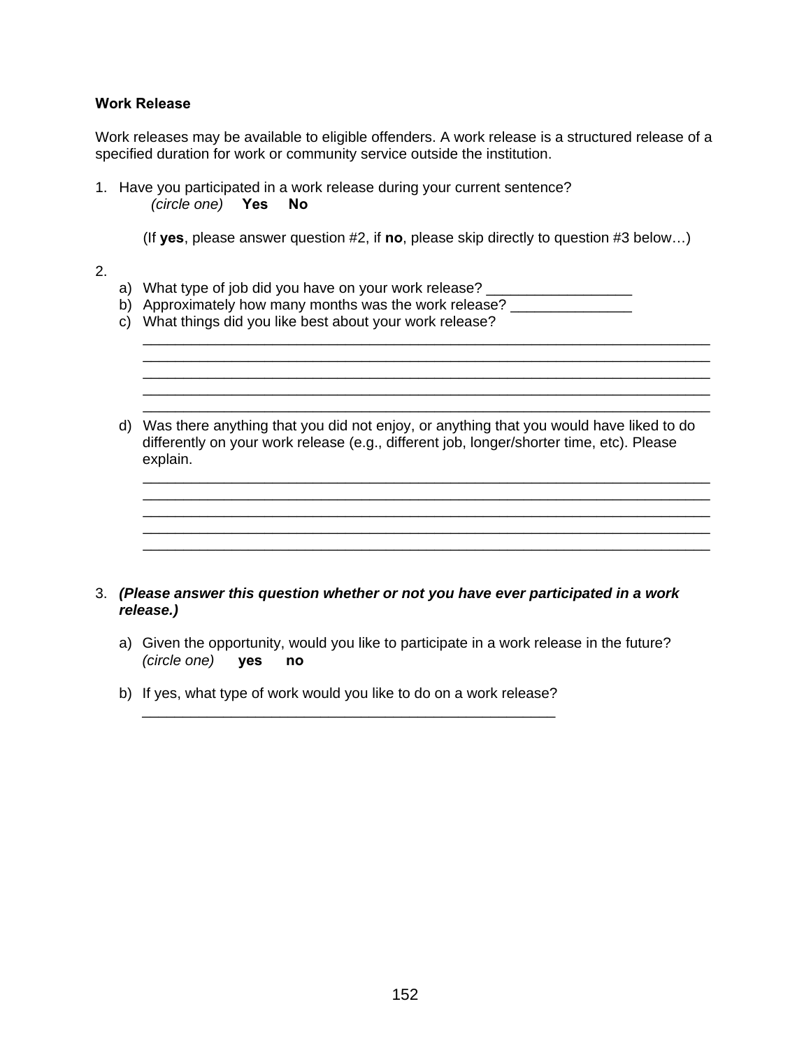**Work Release**

Work releases may be available to eligible offenders. A work release is a structured release of a specified duration for work or community service outside the institution.

1. Have you participated in a work release during your current sentence?
   *(circle one)* **Yes** **No**

   (If **yes**, please answer question #2, if **no**, please skip directly to question #3 below…)

2.
   a) What type of job did you have on your work release? __________________
   b) Approximately how many months was the work release? _______________
   c) What things did you like best about your work release?
   ______________________________________________________________________
   ______________________________________________________________________
   ______________________________________________________________________
   ______________________________________________________________________
   ______________________________________________________________________
   d) Was there anything that you did not enjoy, or anything that you would have liked to do differently on your work release (e.g., different job, longer/shorter time, etc). Please explain.
   ______________________________________________________________________
   ______________________________________________________________________
   ______________________________________________________________________
   ______________________________________________________________________
   ______________________________________________________________________

3. ***(Please answer this question whether or not you have ever participated in a work release.)***

   a) Given the opportunity, would you like to participate in a work release in the future?
   *(circle one)* **yes** **no**

   b) If yes, what type of work would you like to do on a work release?
   ______________________________________________________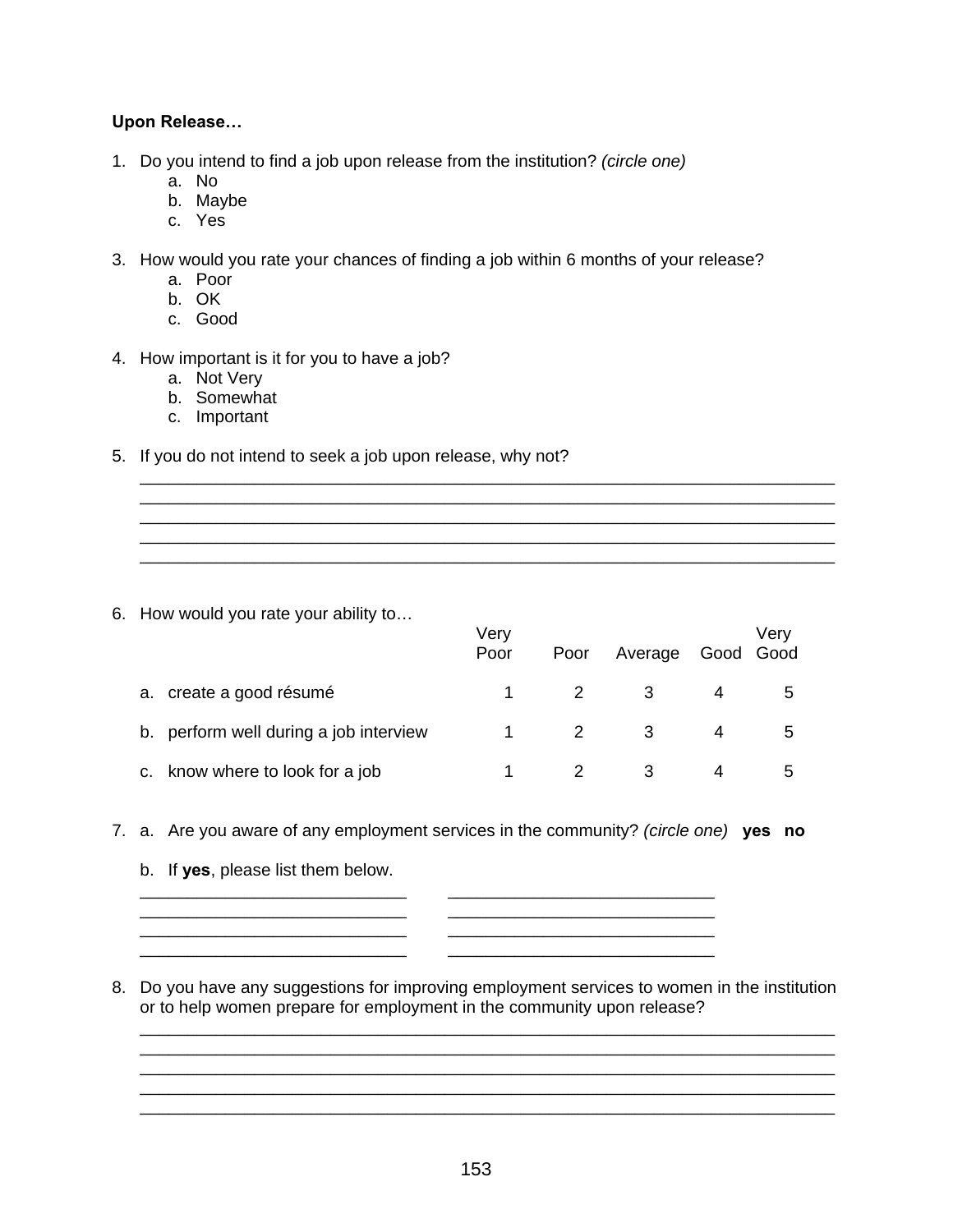**Upon Release…**

1. Do you intend to find a job upon release from the institution? *(circle one)*
    a. No
    b. Maybe
    c. Yes

3. How would you rate your chances of finding a job within 6 months of your release?
    a. Poor
    b. OK
    c. Good

4. How important is it for you to have a job?
    a. Not Very
    b. Somewhat
    c. Important

5. If you do not intend to seek a job upon release, why not?

___________________________________________________________________________
___________________________________________________________________________
___________________________________________________________________________
___________________________________________________________________________
___________________________________________________________________________

6. How would you rate your ability to…

| | Very Poor | Poor | Average | Good | Very Good |
|---|---|---|---|---|---|
| a. create a good résumé | 1 | 2 | 3 | 4 | 5 |
| b. perform well during a job interview | 1 | 2 | 3 | 4 | 5 |
| c. know where to look for a job | 1 | 2 | 3 | 4 | 5 |

7. a. Are you aware of any employment services in the community? *(circle one)* **yes no**

    b. If **yes**, please list them below.

___________________________ ___________________________
___________________________ ___________________________
___________________________ ___________________________
___________________________ ___________________________

8. Do you have any suggestions for improving employment services to women in the institution or to help women prepare for employment in the community upon release?

___________________________________________________________________________
___________________________________________________________________________
___________________________________________________________________________
___________________________________________________________________________
___________________________________________________________________________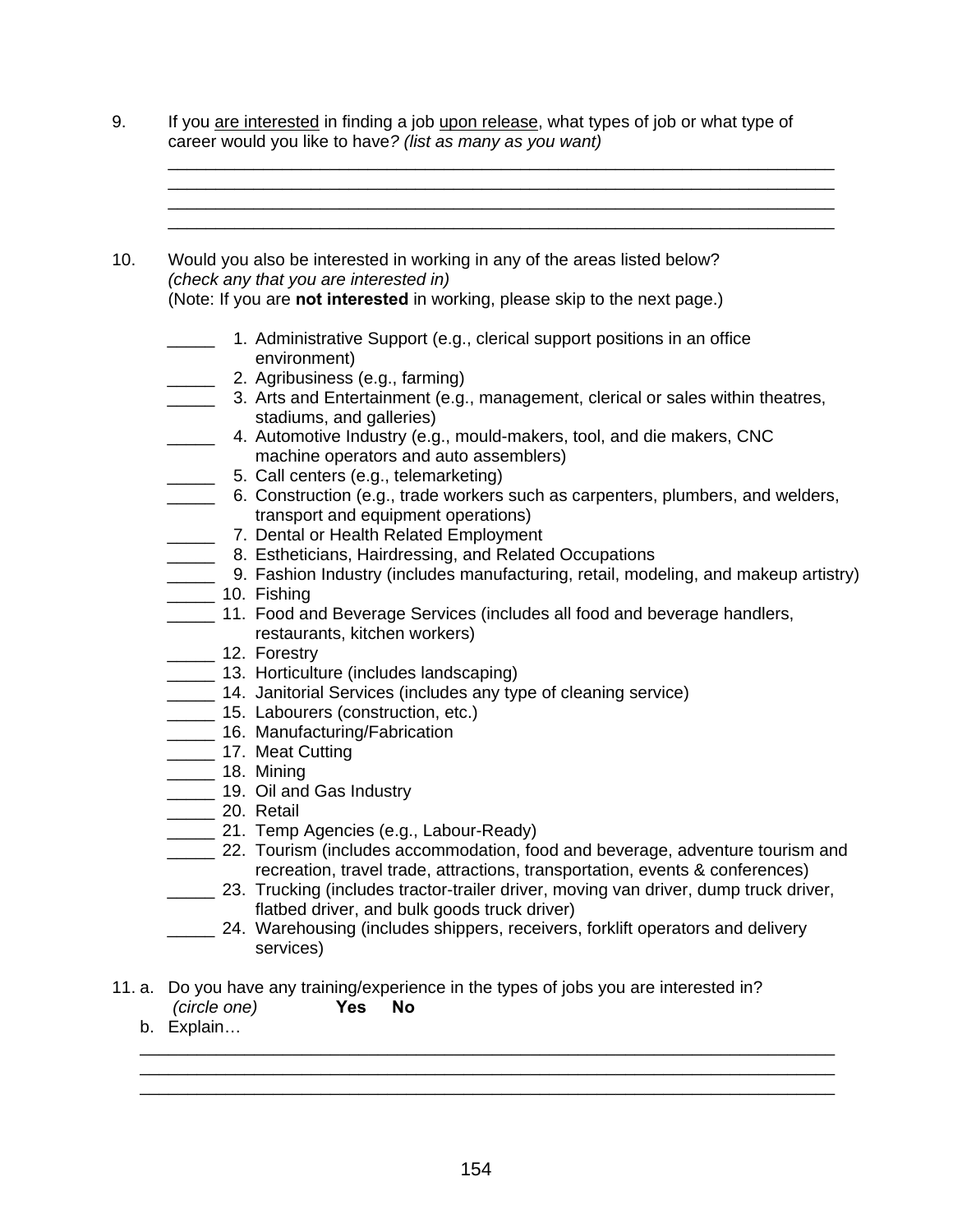9. If you <u>are interested</u> in finding a job <u>upon release</u>, what types of job or what type of career would you like to have*? (list as many as you want)*

________________________________________________________________________
________________________________________________________________________
________________________________________________________________________
________________________________________________________________________

10. Would you also be interested in working in any of the areas listed below?
*(check any that you are interested in)*
(Note: If you are **not interested** in working, please skip to the next page.)

_____ 1. Administrative Support (e.g., clerical support positions in an office environment)
_____ 2. Agribusiness (e.g., farming)
_____ 3. Arts and Entertainment (e.g., management, clerical or sales within theatres, stadiums, and galleries)
_____ 4. Automotive Industry (e.g., mould-makers, tool, and die makers, CNC machine operators and auto assemblers)
_____ 5. Call centers (e.g., telemarketing)
_____ 6. Construction (e.g., trade workers such as carpenters, plumbers, and welders, transport and equipment operations)
_____ 7. Dental or Health Related Employment
_____ 8. Estheticians, Hairdressing, and Related Occupations
_____ 9. Fashion Industry (includes manufacturing, retail, modeling, and makeup artistry)
_____ 10. Fishing
_____ 11. Food and Beverage Services (includes all food and beverage handlers, restaurants, kitchen workers)
_____ 12. Forestry
_____ 13. Horticulture (includes landscaping)
_____ 14. Janitorial Services (includes any type of cleaning service)
_____ 15. Labourers (construction, etc.)
_____ 16. Manufacturing/Fabrication
_____ 17. Meat Cutting
_____ 18. Mining
_____ 19. Oil and Gas Industry
_____ 20. Retail
_____ 21. Temp Agencies (e.g., Labour-Ready)
_____ 22. Tourism (includes accommodation, food and beverage, adventure tourism and recreation, travel trade, attractions, transportation, events & conferences)
_____ 23. Trucking (includes tractor-trailer driver, moving van driver, dump truck driver, flatbed driver, and bulk goods truck driver)
_____ 24. Warehousing (includes shippers, receivers, forklift operators and delivery services)

11. a. Do you have any training/experience in the types of jobs you are interested in?
*(circle one)* **Yes No**

b. Explain…

________________________________________________________________________
________________________________________________________________________
________________________________________________________________________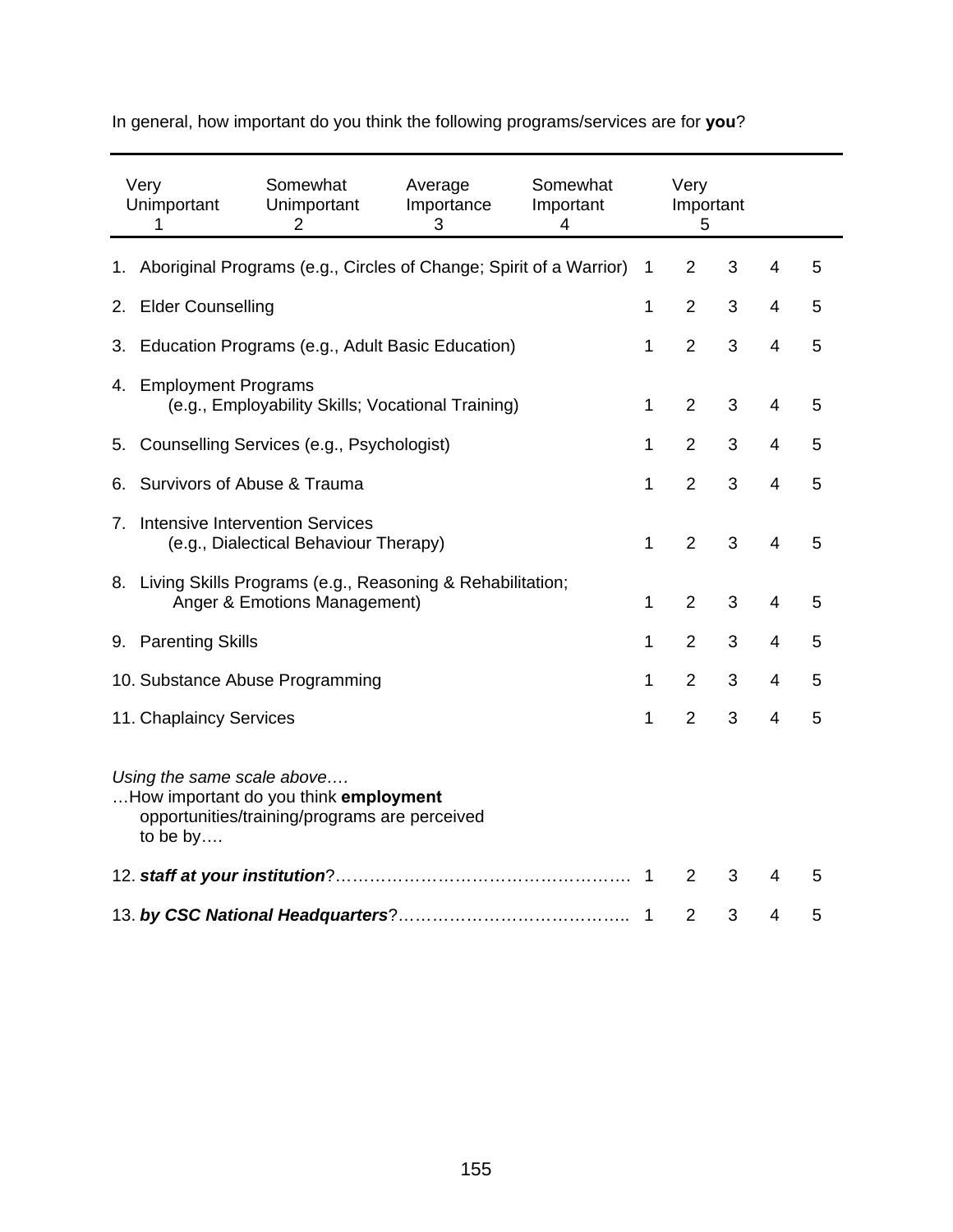In general, how important do you think the following programs/services are for **you**?

| Very Unimportant 1 | Somewhat Unimportant 2 | Average Importance 3 | Somewhat Important 4 | Very Important 5 |
|---|---|---|---|---|

| Item | | | | | |
|---|---|---|---|---|---|
| 1. Aboriginal Programs (e.g., Circles of Change; Spirit of a Warrior) | 1 | 2 | 3 | 4 | 5 |
| 2. Elder Counselling | 1 | 2 | 3 | 4 | 5 |
| 3. Education Programs (e.g., Adult Basic Education) | 1 | 2 | 3 | 4 | 5 |
| 4. Employment Programs (e.g., Employability Skills; Vocational Training) | 1 | 2 | 3 | 4 | 5 |
| 5. Counselling Services (e.g., Psychologist) | 1 | 2 | 3 | 4 | 5 |
| 6. Survivors of Abuse & Trauma | 1 | 2 | 3 | 4 | 5 |
| 7. Intensive Intervention Services (e.g., Dialectical Behaviour Therapy) | 1 | 2 | 3 | 4 | 5 |
| 8. Living Skills Programs (e.g., Reasoning & Rehabilitation; Anger & Emotions Management) | 1 | 2 | 3 | 4 | 5 |
| 9. Parenting Skills | 1 | 2 | 3 | 4 | 5 |
| 10. Substance Abuse Programming | 1 | 2 | 3 | 4 | 5 |
| 11. Chaplaincy Services | 1 | 2 | 3 | 4 | 5 |

*Using the same scale above….*
…How important do you think **employment** opportunities/training/programs are perceived to be by….

| Item | | | | | |
|---|---|---|---|---|---|
| 12. ***staff at your institution***?……………………………………………. | 1 | 2 | 3 | 4 | 5 |
| 13. ***by CSC National Headquarters***?………………………………….. | 1 | 2 | 3 | 4 | 5 |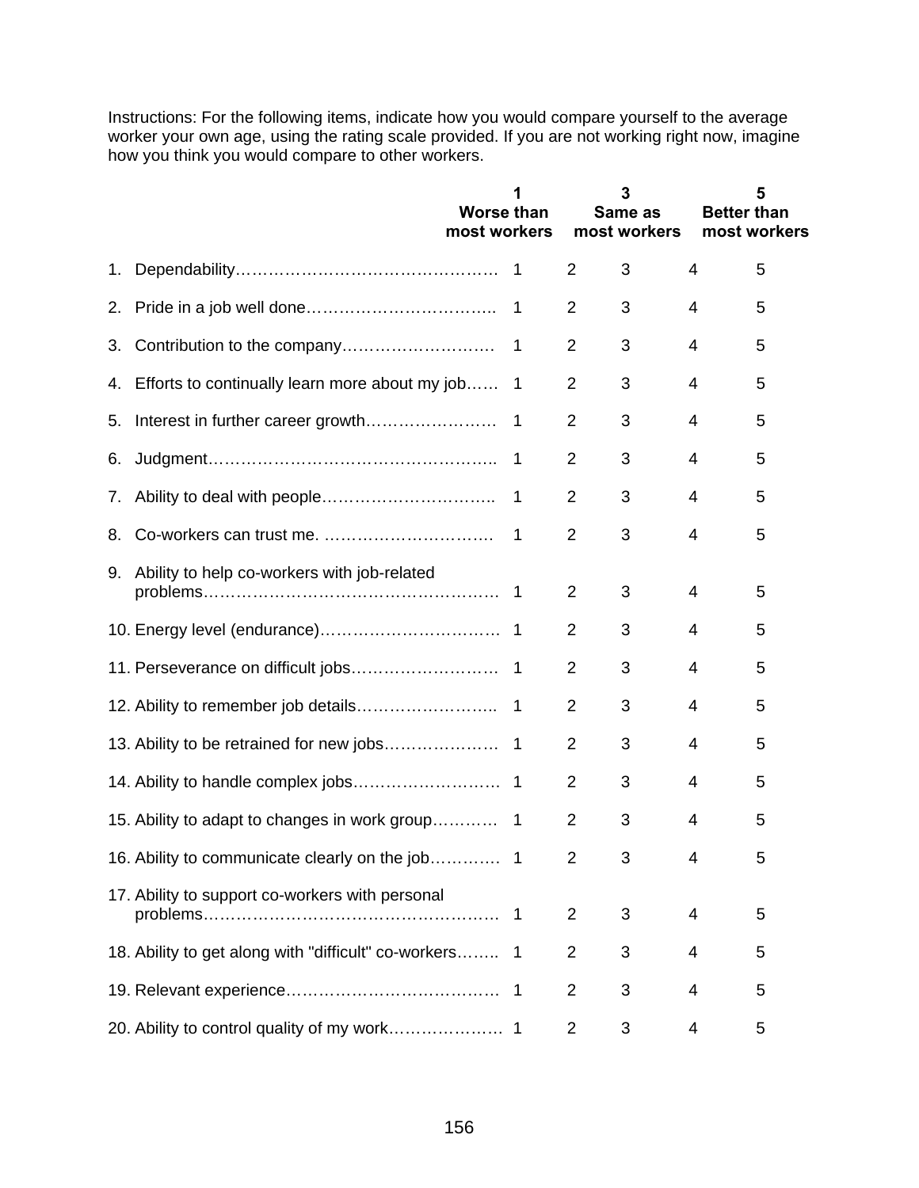Instructions: For the following items, indicate how you would compare yourself to the average worker your own age, using the rating scale provided. If you are not working right now, imagine how you think you would compare to other workers.

| | 1 Worse than most workers | | 3 Same as most workers | | 5 Better than most workers |
|---|---|---|---|---|---|
| 1. Dependability………………………………………… | 1 | 2 | 3 | 4 | 5 |
| 2. Pride in a job well done…………………………….. | 1 | 2 | 3 | 4 | 5 |
| 3. Contribution to the company………………………. | 1 | 2 | 3 | 4 | 5 |
| 4. Efforts to continually learn more about my job…… | 1 | 2 | 3 | 4 | 5 |
| 5. Interest in further career growth……………………. | 1 | 2 | 3 | 4 | 5 |
| 6. Judgment…………………………………………….. | 1 | 2 | 3 | 4 | 5 |
| 7. Ability to deal with people………………………….. | 1 | 2 | 3 | 4 | 5 |
| 8. Co-workers can trust me. ………………………….. | 1 | 2 | 3 | 4 | 5 |
| 9. Ability to help co-workers with job-related problems……………………………………………… | 1 | 2 | 3 | 4 | 5 |
| 10. Energy level (endurance)…………………………… | 1 | 2 | 3 | 4 | 5 |
| 11. Perseverance on difficult jobs……………………… | 1 | 2 | 3 | 4 | 5 |
| 12. Ability to remember job details…………………….. | 1 | 2 | 3 | 4 | 5 |
| 13. Ability to be retrained for new jobs………………… | 1 | 2 | 3 | 4 | 5 |
| 14. Ability to handle complex jobs……………………… | 1 | 2 | 3 | 4 | 5 |
| 15. Ability to adapt to changes in work group………… | 1 | 2 | 3 | 4 | 5 |
| 16. Ability to communicate clearly on the job………… | 1 | 2 | 3 | 4 | 5 |
| 17. Ability to support co-workers with personal problems……………………………………………… | 1 | 2 | 3 | 4 | 5 |
| 18. Ability to get along with "difficult" co-workers…….. | 1 | 2 | 3 | 4 | 5 |
| 19. Relevant experience………………………………… | 1 | 2 | 3 | 4 | 5 |
| 20. Ability to control quality of my work………………… | 1 | 2 | 3 | 4 | 5 |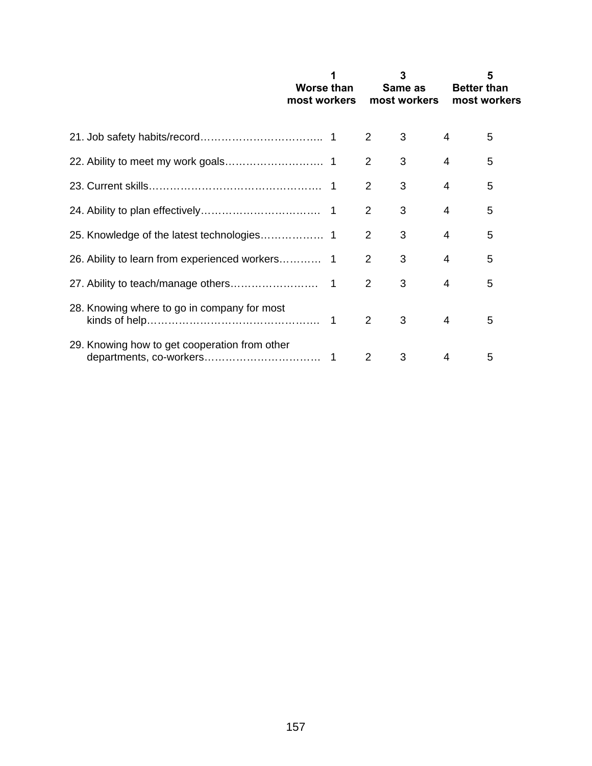| | 1 Worse than most workers | 2 | 3 Same as most workers | 4 | 5 Better than most workers |
|---|---|---|---|---|---|
| 21. Job safety habits/record | 1 | 2 | 3 | 4 | 5 |
| 22. Ability to meet my work goals | 1 | 2 | 3 | 4 | 5 |
| 23. Current skills | 1 | 2 | 3 | 4 | 5 |
| 24. Ability to plan effectively | 1 | 2 | 3 | 4 | 5 |
| 25. Knowledge of the latest technologies | 1 | 2 | 3 | 4 | 5 |
| 26. Ability to learn from experienced workers | 1 | 2 | 3 | 4 | 5 |
| 27. Ability to teach/manage others | 1 | 2 | 3 | 4 | 5 |
| 28. Knowing where to go in company for most kinds of help | 1 | 2 | 3 | 4 | 5 |
| 29. Knowing how to get cooperation from other departments, co-workers | 1 | 2 | 3 | 4 | 5 |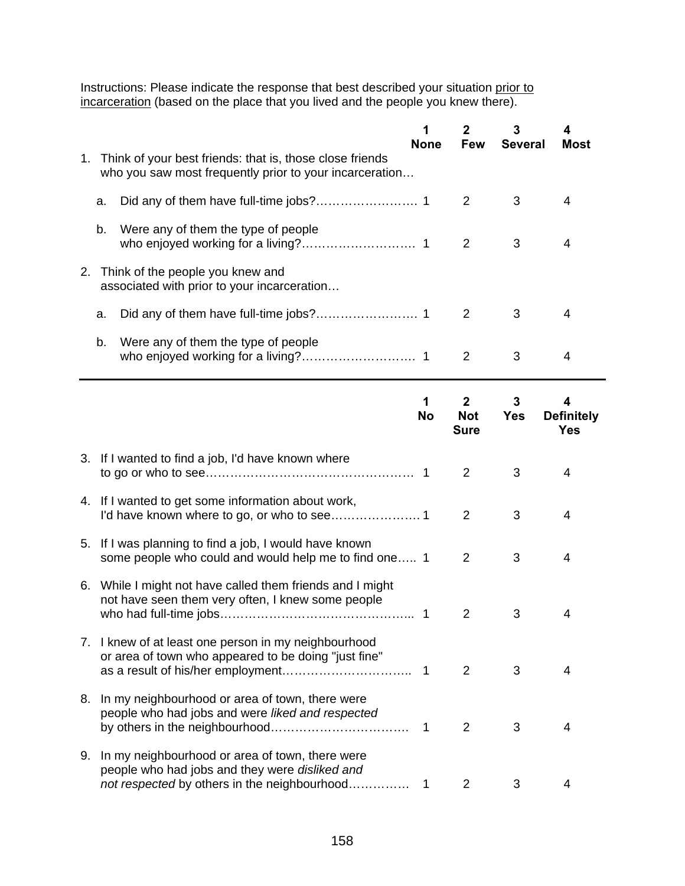Instructions: Please indicate the response that best described your situation prior to incarceration (based on the place that you lived and the people you knew there).

| | 1 None | 2 Few | 3 Several | 4 Most |
|---|---|---|---|---|
| 1. Think of your best friends: that is, those close friends who you saw most frequently prior to your incarceration… | | | | |
| a. Did any of them have full-time jobs?……………………. | 1 | 2 | 3 | 4 |
| b. Were any of them the type of people who enjoyed working for a living?………………………. | 1 | 2 | 3 | 4 |
| 2. Think of the people you knew and associated with prior to your incarceration… | | | | |
| a. Did any of them have full-time jobs?……………………. | 1 | 2 | 3 | 4 |
| b. Were any of them the type of people who enjoyed working for a living?………………………. | 1 | 2 | 3 | 4 |

| | 1 No | 2 Not Sure | 3 Yes | 4 Definitely Yes |
|---|---|---|---|---|
| 3. If I wanted to find a job, I'd have known where to go or who to see…………………………………………… | 1 | 2 | 3 | 4 |
| 4. If I wanted to get some information about work, I'd have known where to go, or who to see………………… | 1 | 2 | 3 | 4 |
| 5. If I was planning to find a job, I would have known some people who could and would help me to find one….. | 1 | 2 | 3 | 4 |
| 6. While I might not have called them friends and I might not have seen them very often, I knew some people who had full-time jobs……………………………………….. | 1 | 2 | 3 | 4 |
| 7. I knew of at least one person in my neighbourhood or area of town who appeared to be doing "just fine" as a result of his/her employment………………………….. | 1 | 2 | 3 | 4 |
| 8. In my neighbourhood or area of town, there were people who had jobs and were *liked and respected* by others in the neighbourhood……………………………. | 1 | 2 | 3 | 4 |
| 9. In my neighbourhood or area of town, there were people who had jobs and they were *disliked and not respected* by others in the neighbourhood…………… | 1 | 2 | 3 | 4 |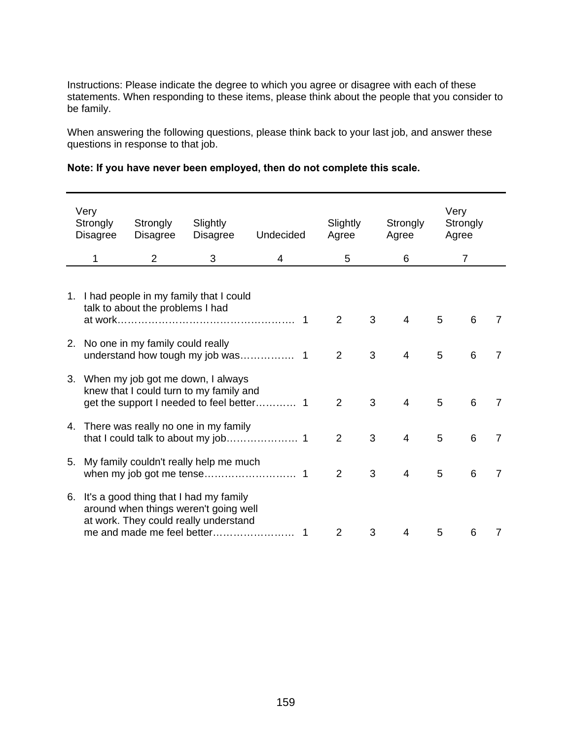Instructions: Please indicate the degree to which you agree or disagree with each of these statements. When responding to these items, please think about the people that you consider to be family.

When answering the following questions, please think back to your last job, and answer these questions in response to that job.

**Note: If you have never been employed, then do not complete this scale.**

| Very Strongly Disagree | Strongly Disagree | Slightly Disagree | Undecided | Slightly Agree | Strongly Agree | Very Strongly Agree |
|---|---|---|---|---|---|---|
| 1 | 2 | 3 | 4 | 5 | 6 | 7 |

| Item | | | | | | | |
|---|---|---|---|---|---|---|---|
| 1. I had people in my family that I could talk to about the problems I had at work…………………………………………. | 1 | 2 | 3 | 4 | 5 | 6 | 7 |
| 2. No one in my family could really understand how tough my job was……………. | 1 | 2 | 3 | 4 | 5 | 6 | 7 |
| 3. When my job got me down, I always knew that I could turn to my family and get the support I needed to feel better………… | 1 | 2 | 3 | 4 | 5 | 6 | 7 |
| 4. There was really no one in my family that I could talk to about my job………………… | 1 | 2 | 3 | 4 | 5 | 6 | 7 |
| 5. My family couldn't really help me much when my job got me tense……………………… | 1 | 2 | 3 | 4 | 5 | 6 | 7 |
| 6. It's a good thing that I had my family around when things weren't going well at work. They could really understand me and made me feel better…………………… | 1 | 2 | 3 | 4 | 5 | 6 | 7 |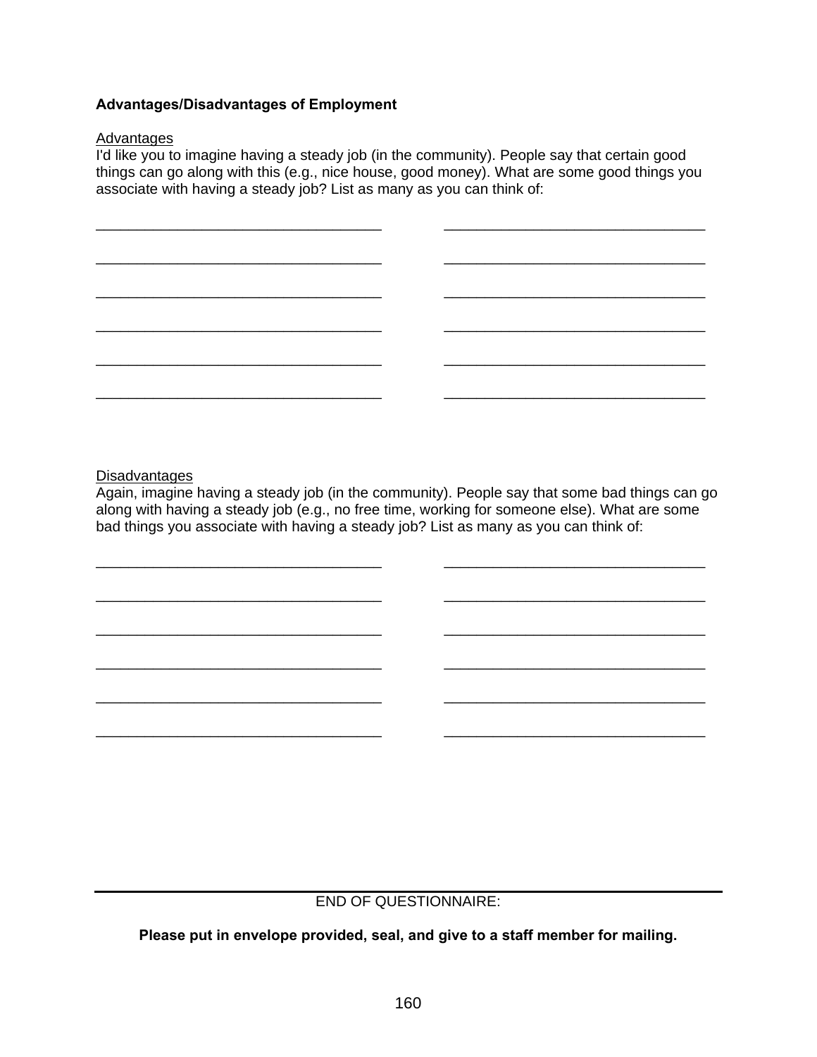**Advantages/Disadvantages of Employment**

<u>Advantages</u>
I'd like you to imagine having a steady job (in the community). People say that certain good things can go along with this (e.g., nice house, good money). What are some good things you associate with having a steady job? List as many as you can think of:

___________________________________ ________________________________

___________________________________ ________________________________

___________________________________ ________________________________

___________________________________ ________________________________

___________________________________ ________________________________

___________________________________ ________________________________

<u>Disadvantages</u>
Again, imagine having a steady job (in the community). People say that some bad things can go along with having a steady job (e.g., no free time, working for someone else). What are some bad things you associate with having a steady job? List as many as you can think of:

___________________________________ ________________________________

___________________________________ ________________________________

___________________________________ ________________________________

___________________________________ ________________________________

___________________________________ ________________________________

___________________________________ ________________________________

---

END OF QUESTIONNAIRE:

**Please put in envelope provided, seal, and give to a staff member for mailing.**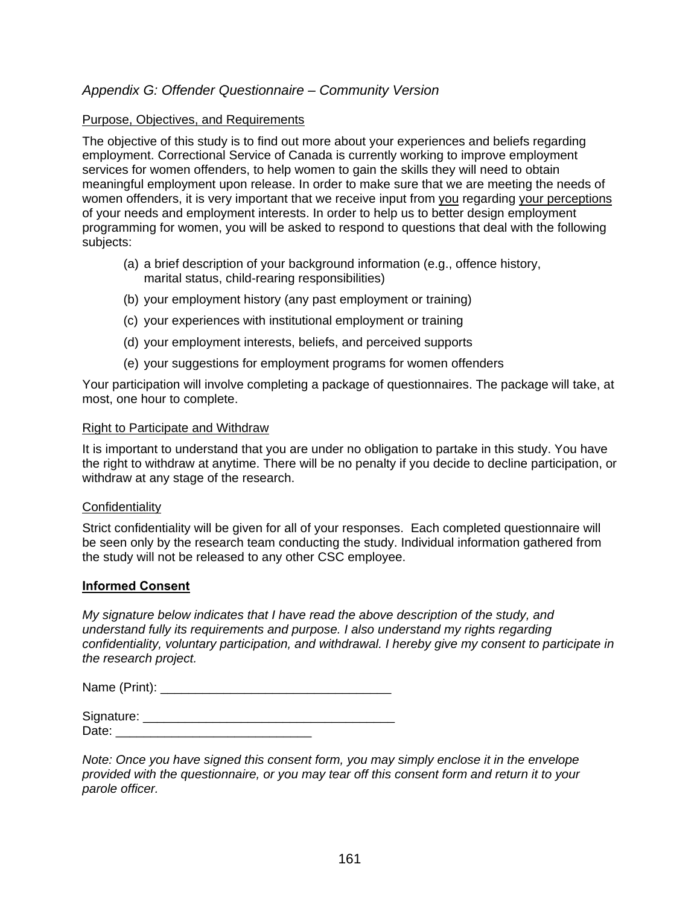## *Appendix G: Offender Questionnaire – Community Version*

Purpose, Objectives, and Requirements

The objective of this study is to find out more about your experiences and beliefs regarding employment. Correctional Service of Canada is currently working to improve employment services for women offenders, to help women to gain the skills they will need to obtain meaningful employment upon release. In order to make sure that we are meeting the needs of women offenders, it is very important that we receive input from you regarding your perceptions of your needs and employment interests. In order to help us to better design employment programming for women, you will be asked to respond to questions that deal with the following subjects:

(a) a brief description of your background information (e.g., offence history, marital status, child-rearing responsibilities)

(b) your employment history (any past employment or training)

(c) your experiences with institutional employment or training

(d) your employment interests, beliefs, and perceived supports

(e) your suggestions for employment programs for women offenders

Your participation will involve completing a package of questionnaires. The package will take, at most, one hour to complete.

Right to Participate and Withdraw

It is important to understand that you are under no obligation to partake in this study. You have the right to withdraw at anytime. There will be no penalty if you decide to decline participation, or withdraw at any stage of the research.

Confidentiality

Strict confidentiality will be given for all of your responses. Each completed questionnaire will be seen only by the research team conducting the study. Individual information gathered from the study will not be released to any other CSC employee.

**Informed Consent**

*My signature below indicates that I have read the above description of the study, and understand fully its requirements and purpose. I also understand my rights regarding confidentiality, voluntary participation, and withdrawal. I hereby give my consent to participate in the research project.*

Name (Print): _________________________________

Signature: _____________________________________

Date: ____________________________

*Note: Once you have signed this consent form, you may simply enclose it in the envelope provided with the questionnaire, or you may tear off this consent form and return it to your parole officer.*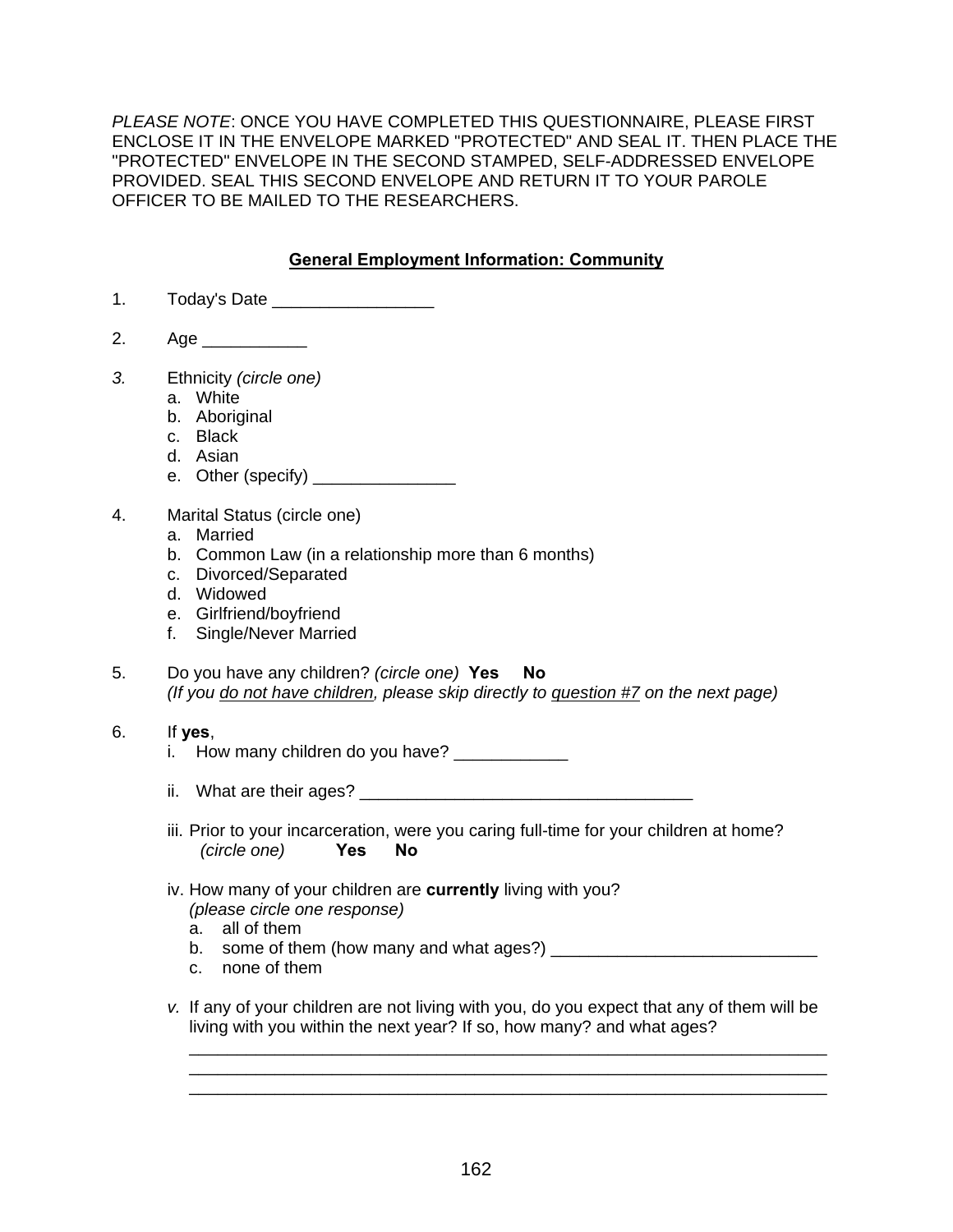*PLEASE NOTE*: ONCE YOU HAVE COMPLETED THIS QUESTIONNAIRE, PLEASE FIRST ENCLOSE IT IN THE ENVELOPE MARKED "PROTECTED" AND SEAL IT. THEN PLACE THE "PROTECTED" ENVELOPE IN THE SECOND STAMPED, SELF-ADDRESSED ENVELOPE PROVIDED. SEAL THIS SECOND ENVELOPE AND RETURN IT TO YOUR PAROLE OFFICER TO BE MAILED TO THE RESEARCHERS.

## General Employment Information: Community

1. Today's Date _________________

2. Age ___________

3. Ethnicity *(circle one)*
   a. White
   b. Aboriginal
   c. Black
   d. Asian
   e. Other (specify) _______________

4. Marital Status (circle one)
   a. Married
   b. Common Law (in a relationship more than 6 months)
   c. Divorced/Separated
   d. Widowed
   e. Girlfriend/boyfriend
   f. Single/Never Married

5. Do you have any children? *(circle one)* **Yes** **No**
   *(If you do not have children, please skip directly to question #7 on the next page)*

6. If **yes**,
   i. How many children do you have? ____________

   ii. What are their ages? ___________________________________

   iii. Prior to your incarceration, were you caring full-time for your children at home? *(circle one)* **Yes** **No**

   iv. How many of your children are **currently** living with you? *(please circle one response)*
      a. all of them
      b. some of them (how many and what ages?) ____________________________
      c. none of them

   *v.* If any of your children are not living with you, do you expect that any of them will be living with you within the next year? If so, how many? and what ages?
   ____________________________________________________________________
   ____________________________________________________________________
   ____________________________________________________________________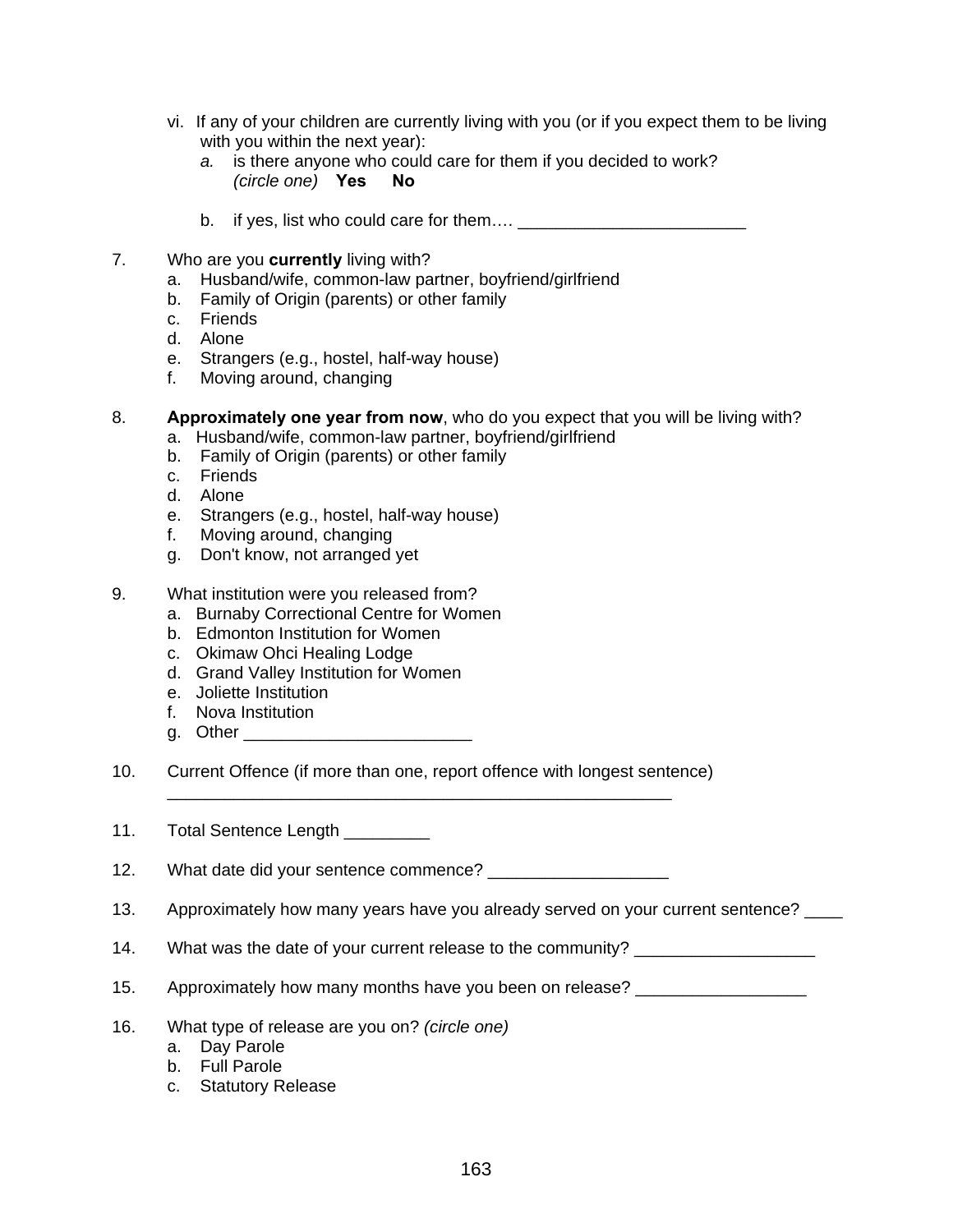vi. If any of your children are currently living with you (or if you expect them to be living with you within the next year):

   *a.* is there anyone who could care for them if you decided to work? *(circle one)* **Yes** **No**

   b. if yes, list who could care for them…. ________________________

7. Who are you **currently** living with?
   a. Husband/wife, common-law partner, boyfriend/girlfriend
   b. Family of Origin (parents) or other family
   c. Friends
   d. Alone
   e. Strangers (e.g., hostel, half-way house)
   f. Moving around, changing

8. **Approximately one year from now**, who do you expect that you will be living with?
   a. Husband/wife, common-law partner, boyfriend/girlfriend
   b. Family of Origin (parents) or other family
   c. Friends
   d. Alone
   e. Strangers (e.g., hostel, half-way house)
   f. Moving around, changing
   g. Don't know, not arranged yet

9. What institution were you released from?
   a. Burnaby Correctional Centre for Women
   b. Edmonton Institution for Women
   c. Okimaw Ohci Healing Lodge
   d. Grand Valley Institution for Women
   e. Joliette Institution
   f. Nova Institution
   g. Other ________________________

10. Current Offence (if more than one, report offence with longest sentence)
    ______________________________________________________

11. Total Sentence Length _________

12. What date did your sentence commence? ___________________

13. Approximately how many years have you already served on your current sentence? ____

14. What was the date of your current release to the community? ___________________

15. Approximately how many months have you been on release? __________________

16. What type of release are you on? *(circle one)*
    a. Day Parole
    b. Full Parole
    c. Statutory Release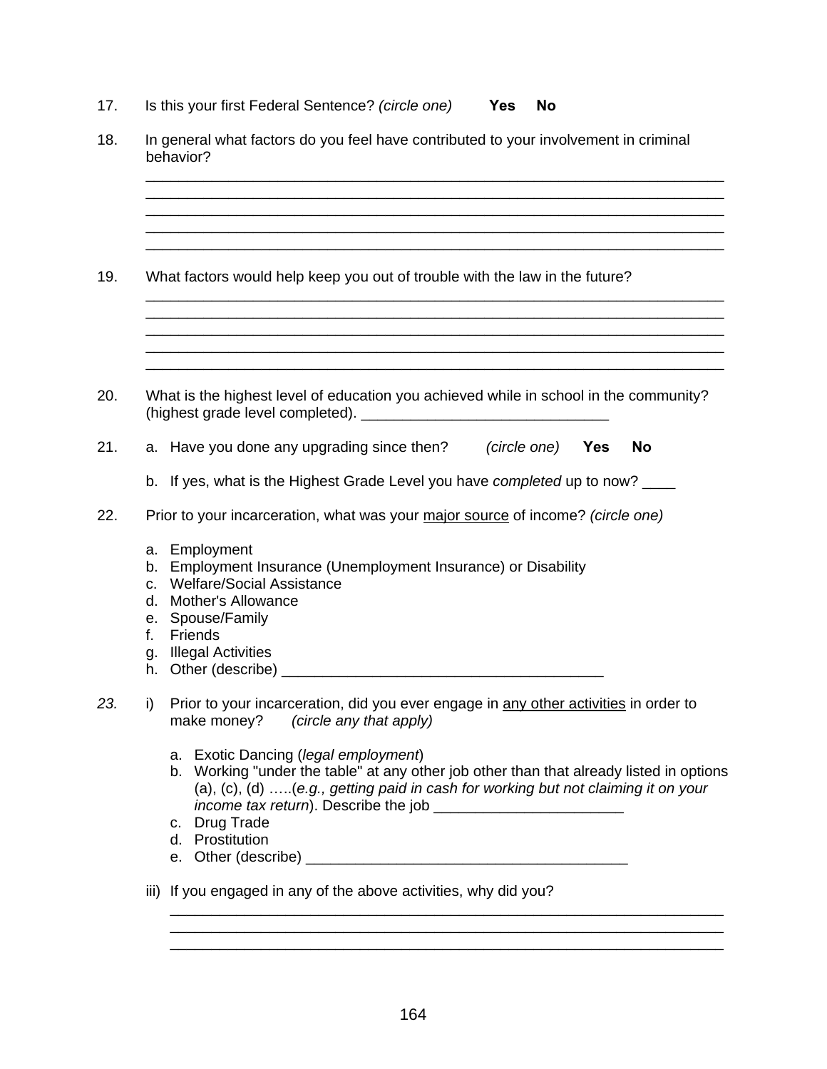17. Is this your first Federal Sentence? *(circle one)* **Yes** **No**

18. In general what factors do you feel have contributed to your involvement in criminal behavior?

_______________________________________________________________________
_______________________________________________________________________
_______________________________________________________________________
_______________________________________________________________________
_______________________________________________________________________

19. What factors would help keep you out of trouble with the law in the future?

_______________________________________________________________________
_______________________________________________________________________
_______________________________________________________________________
_______________________________________________________________________
_______________________________________________________________________

20. What is the highest level of education you achieved while in school in the community? (highest grade level completed). ______________________________

21. a. Have you done any upgrading since then? *(circle one)* **Yes** **No**

    b. If yes, what is the Highest Grade Level you have *completed* up to now? ____

22. Prior to your incarceration, what was your major source of income? *(circle one)*

    a. Employment
    b. Employment Insurance (Unemployment Insurance) or Disability
    c. Welfare/Social Assistance
    d. Mother's Allowance
    e. Spouse/Family
    f. Friends
    g. Illegal Activities
    h. Other (describe) _______________________________________

*23.* i) Prior to your incarceration, did you ever engage in any other activities in order to make money? *(circle any that apply)*

    a. Exotic Dancing (*legal employment*)
    b. Working "under the table" at any other job other than that already listed in options (a), (c), (d) …..(*e.g., getting paid in cash for working but not claiming it on your income tax return*). Describe the job _______________________
    c. Drug Trade
    d. Prostitution
    e. Other (describe) _______________________________________

    iii) If you engaged in any of the above activities, why did you?

    ___________________________________________________________________
    ___________________________________________________________________
    ___________________________________________________________________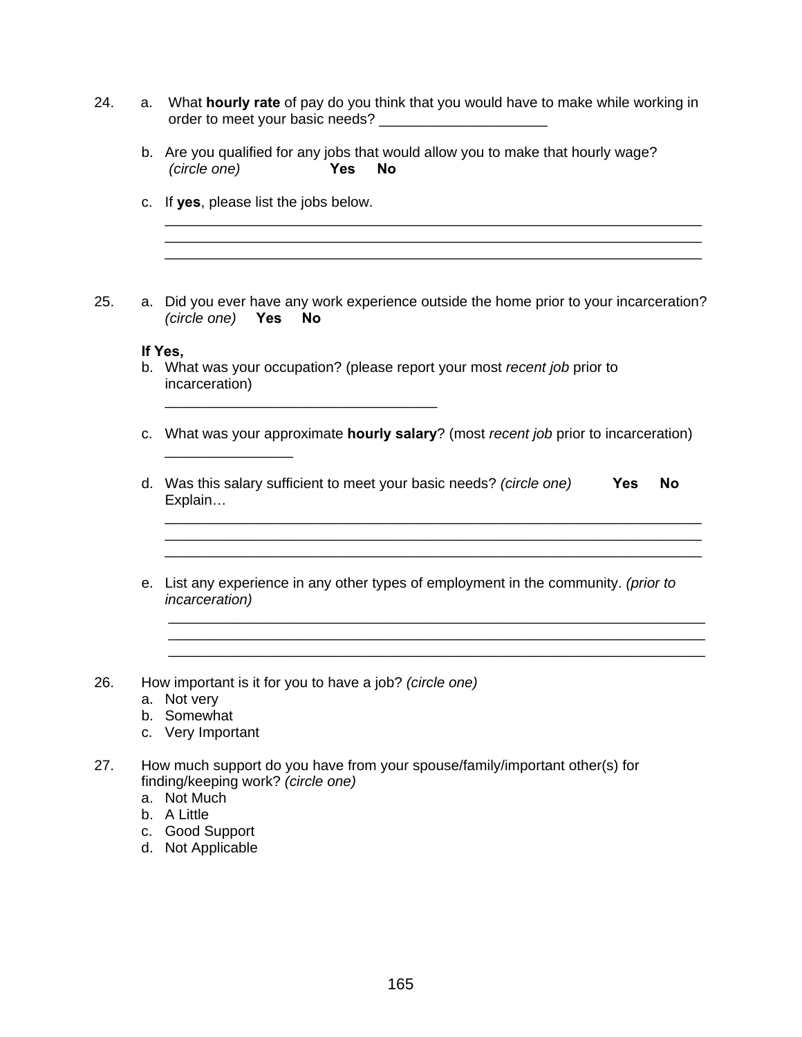24. a. What **hourly rate** of pay do you think that you would have to make while working in order to meet your basic needs? _____________________

    b. Are you qualified for any jobs that would allow you to make that hourly wage? *(circle one)* **Yes** **No**

    c. If **yes**, please list the jobs below.
    ______________________________________________________________________
    ______________________________________________________________________
    ______________________________________________________________________

25. a. Did you ever have any work experience outside the home prior to your incarceration? *(circle one)* **Yes** **No**

    **If Yes,**

    b. What was your occupation? (please report your most *recent job* prior to incarceration)
    __________________________________

    c. What was your approximate **hourly salary**? (most *recent job* prior to incarceration)
    ________________

    d. Was this salary sufficient to meet your basic needs? *(circle one)* **Yes** **No**
    Explain…
    ______________________________________________________________________
    ______________________________________________________________________
    ______________________________________________________________________

    e. List any experience in any other types of employment in the community. *(prior to incarceration)*
    ______________________________________________________________________
    ______________________________________________________________________
    ______________________________________________________________________

26. How important is it for you to have a job? *(circle one)*
    a. Not very
    b. Somewhat
    c. Very Important

27. How much support do you have from your spouse/family/important other(s) for finding/keeping work? *(circle one)*
    a. Not Much
    b. A Little
    c. Good Support
    d. Not Applicable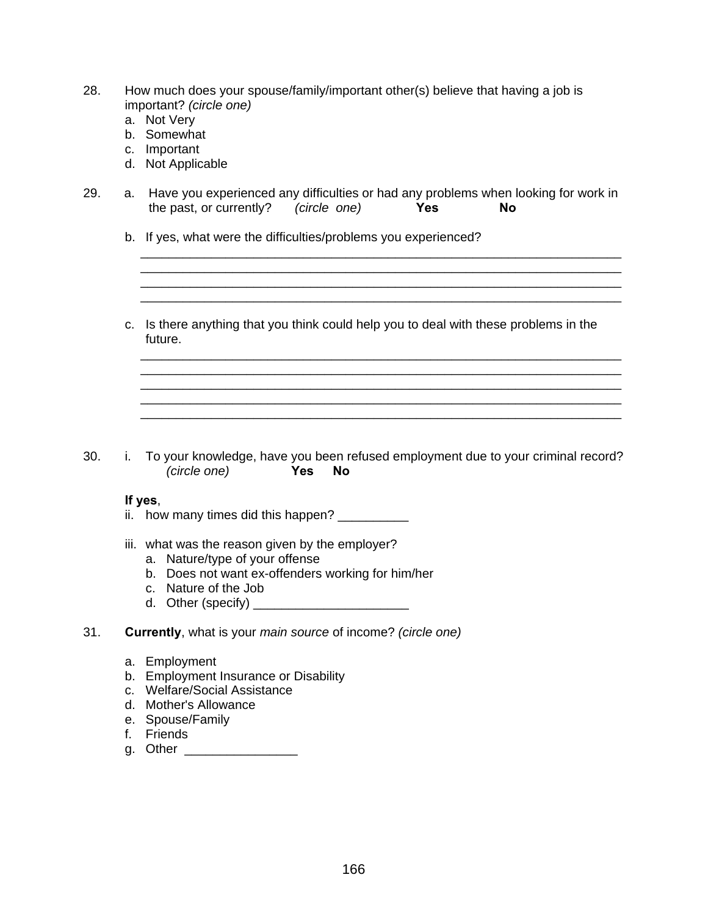28. How much does your spouse/family/important other(s) believe that having a job is important? *(circle one)*
    a. Not Very
    b. Somewhat
    c. Important
    d. Not Applicable

29. a. Have you experienced any difficulties or had any problems when looking for work in the past, or currently? *(circle one)* **Yes** **No**

    b. If yes, what were the difficulties/problems you experienced?

    ______________________________________________________________________
    ______________________________________________________________________
    ______________________________________________________________________
    ______________________________________________________________________

    c. Is there anything that you think could help you to deal with these problems in the future.

    ______________________________________________________________________
    ______________________________________________________________________
    ______________________________________________________________________
    ______________________________________________________________________
    ______________________________________________________________________

30. i. To your knowledge, have you been refused employment due to your criminal record? *(circle one)* **Yes** **No**

    **If yes**,
    ii. how many times did this happen? __________

    iii. what was the reason given by the employer?
        a. Nature/type of your offense
        b. Does not want ex-offenders working for him/her
        c. Nature of the Job
        d. Other (specify) ______________________

31. **Currently**, what is your *main source* of income? *(circle one)*

    a. Employment
    b. Employment Insurance or Disability
    c. Welfare/Social Assistance
    d. Mother's Allowance
    e. Spouse/Family
    f. Friends
    g. Other ________________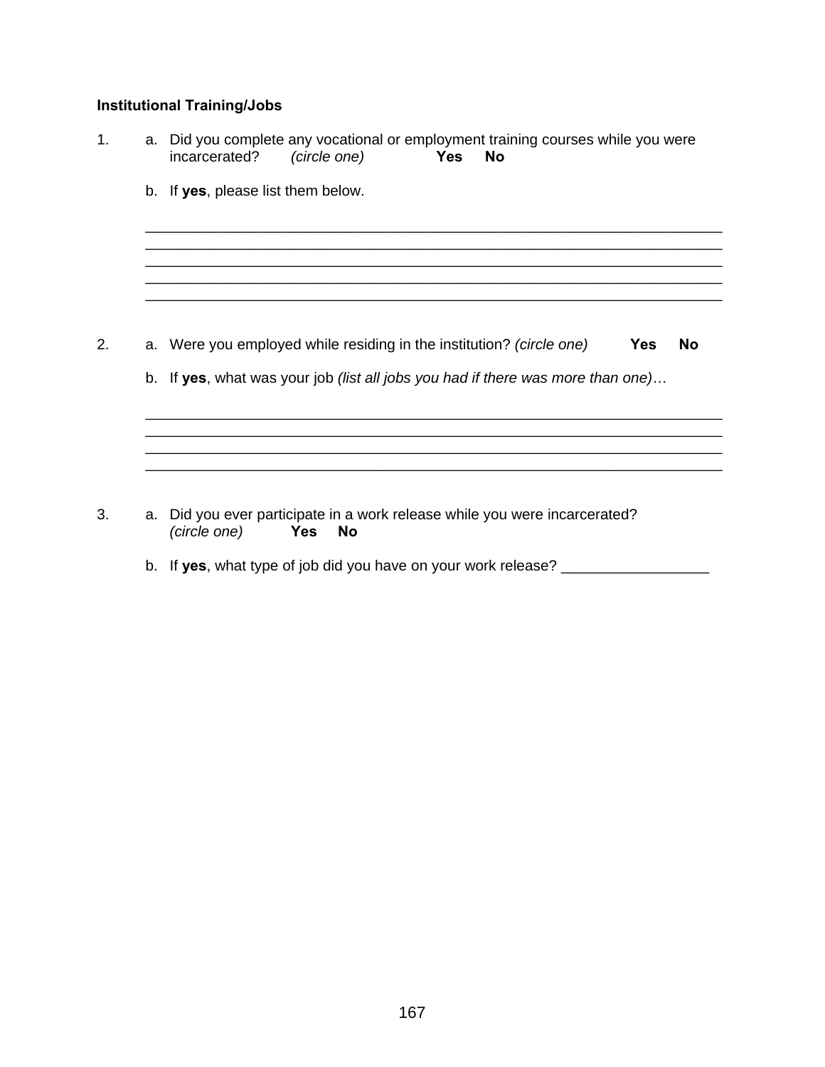**Institutional Training/Jobs**

1. a. Did you complete any vocational or employment training courses while you were incarcerated? *(circle one)* **Yes** **No**

   b. If **yes**, please list them below.

   ______________________________________________________________________
   ______________________________________________________________________
   ______________________________________________________________________
   ______________________________________________________________________
   ______________________________________________________________________

2. a. Were you employed while residing in the institution? *(circle one)* **Yes** **No**

   b. If **yes**, what was your job *(list all jobs you had if there was more than one)*…

   ______________________________________________________________________
   ______________________________________________________________________
   ______________________________________________________________________
   ______________________________________________________________________

3. a. Did you ever participate in a work release while you were incarcerated? *(circle one)* **Yes** **No**

   b. If **yes**, what type of job did you have on your work release? __________________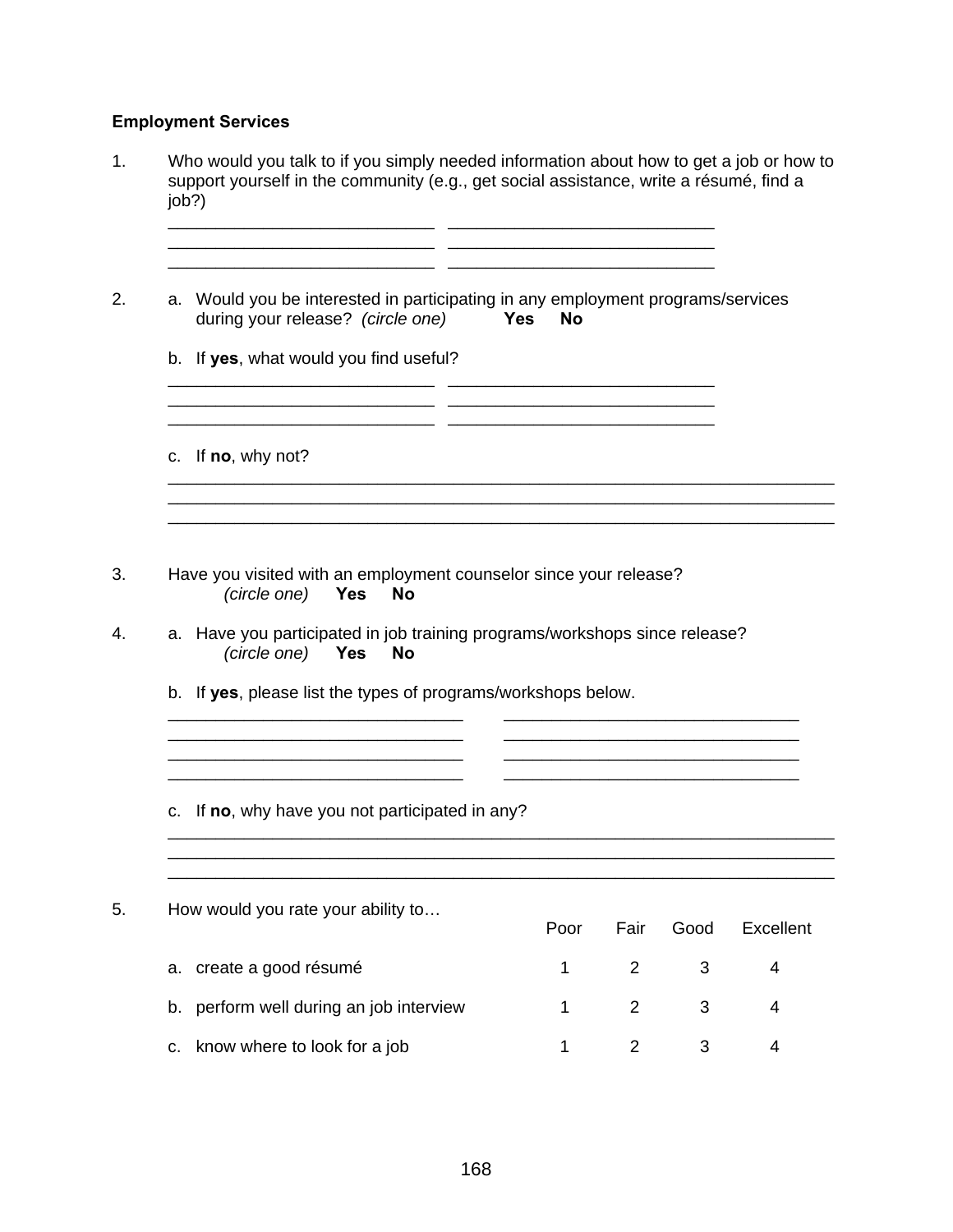**Employment Services**

1. Who would you talk to if you simply needed information about how to get a job or how to support yourself in the community (e.g., get social assistance, write a résumé, find a job?)

   ____________________________ ____________________________
   ____________________________ ____________________________
   ____________________________ ____________________________

2. a. Would you be interested in participating in any employment programs/services during your release? *(circle one)* **Yes** **No**

   b. If **yes**, what would you find useful?

   ____________________________ ____________________________
   ____________________________ ____________________________
   ____________________________ ____________________________

   c. If **no**, why not?

   ______________________________________________________________________
   ______________________________________________________________________
   ______________________________________________________________________

3. Have you visited with an employment counselor since your release?
   *(circle one)* **Yes** **No**

4. a. Have you participated in job training programs/workshops since release?
   *(circle one)* **Yes** **No**

   b. If **yes**, please list the types of programs/workshops below.

   _______________________________ _______________________________
   _______________________________ _______________________________
   _______________________________ _______________________________
   _______________________________ _______________________________

   c. If **no**, why have you not participated in any?

   ______________________________________________________________________
   ______________________________________________________________________
   ______________________________________________________________________

5. How would you rate your ability to…

| | Poor | Fair | Good | Excellent |
|---|---|---|---|---|
| a. create a good résumé | 1 | 2 | 3 | 4 |
| b. perform well during an job interview | 1 | 2 | 3 | 4 |
| c. know where to look for a job | 1 | 2 | 3 | 4 |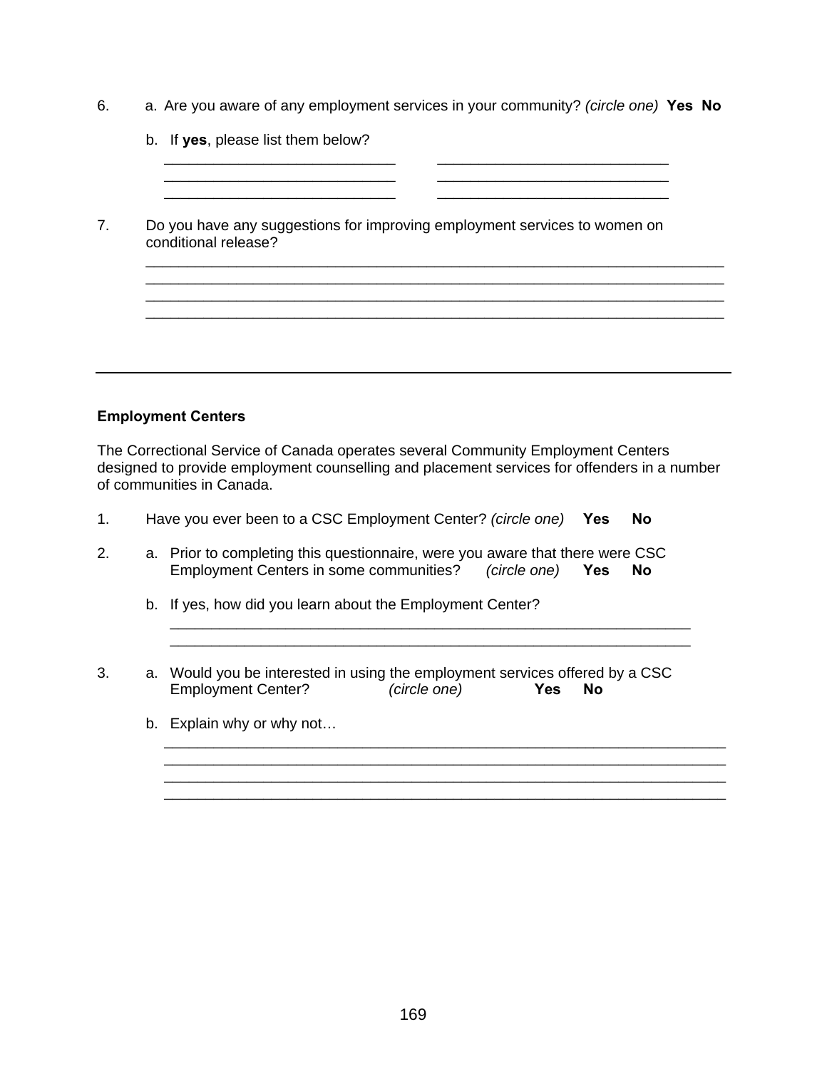6. a. Are you aware of any employment services in your community? *(circle one)* **Yes No**

   b. If **yes**, please list them below?

   ____________________________ ____________________________
   ____________________________ ____________________________
   ____________________________ ____________________________

7. Do you have any suggestions for improving employment services to women on conditional release?

   ______________________________________________________________________
   ______________________________________________________________________
   ______________________________________________________________________
   ______________________________________________________________________

---

**Employment Centers**

The Correctional Service of Canada operates several Community Employment Centers designed to provide employment counselling and placement services for offenders in a number of communities in Canada.

1. Have you ever been to a CSC Employment Center? *(circle one)* **Yes No**

2. a. Prior to completing this questionnaire, were you aware that there were CSC Employment Centers in some communities? *(circle one)* **Yes No**

   b. If yes, how did you learn about the Employment Center?

   ________________________________________________________________
   ________________________________________________________________

3. a. Would you be interested in using the employment services offered by a CSC Employment Center? *(circle one)* **Yes No**

   b. Explain why or why not…

   ________________________________________________________________
   ________________________________________________________________
   ________________________________________________________________
   ________________________________________________________________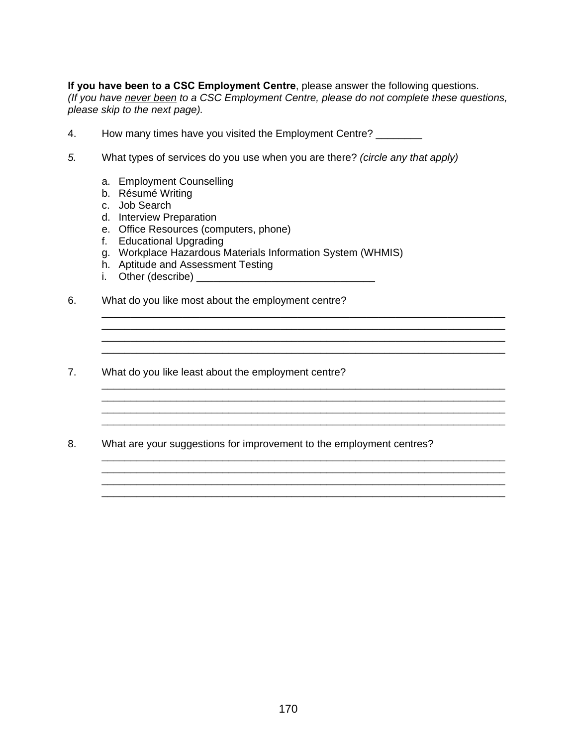**If you have been to a CSC Employment Centre**, please answer the following questions.
*(If you have* *never been* *to a CSC Employment Centre, please do not complete these questions, please skip to the next page).*

4. How many times have you visited the Employment Centre? ________

*5.* What types of services do you use when you are there? *(circle any that apply)*

   a. Employment Counselling
   b. Résumé Writing
   c. Job Search
   d. Interview Preparation
   e. Office Resources (computers, phone)
   f. Educational Upgrading
   g. Workplace Hazardous Materials Information System (WHMIS)
   h. Aptitude and Assessment Testing
   i. Other (describe) ______________________________

6. What do you like most about the employment centre?
______________________________________________________________________
______________________________________________________________________
______________________________________________________________________
______________________________________________________________________

7. What do you like least about the employment centre?
______________________________________________________________________
______________________________________________________________________
______________________________________________________________________
______________________________________________________________________

8. What are your suggestions for improvement to the employment centres?
______________________________________________________________________
______________________________________________________________________
______________________________________________________________________
______________________________________________________________________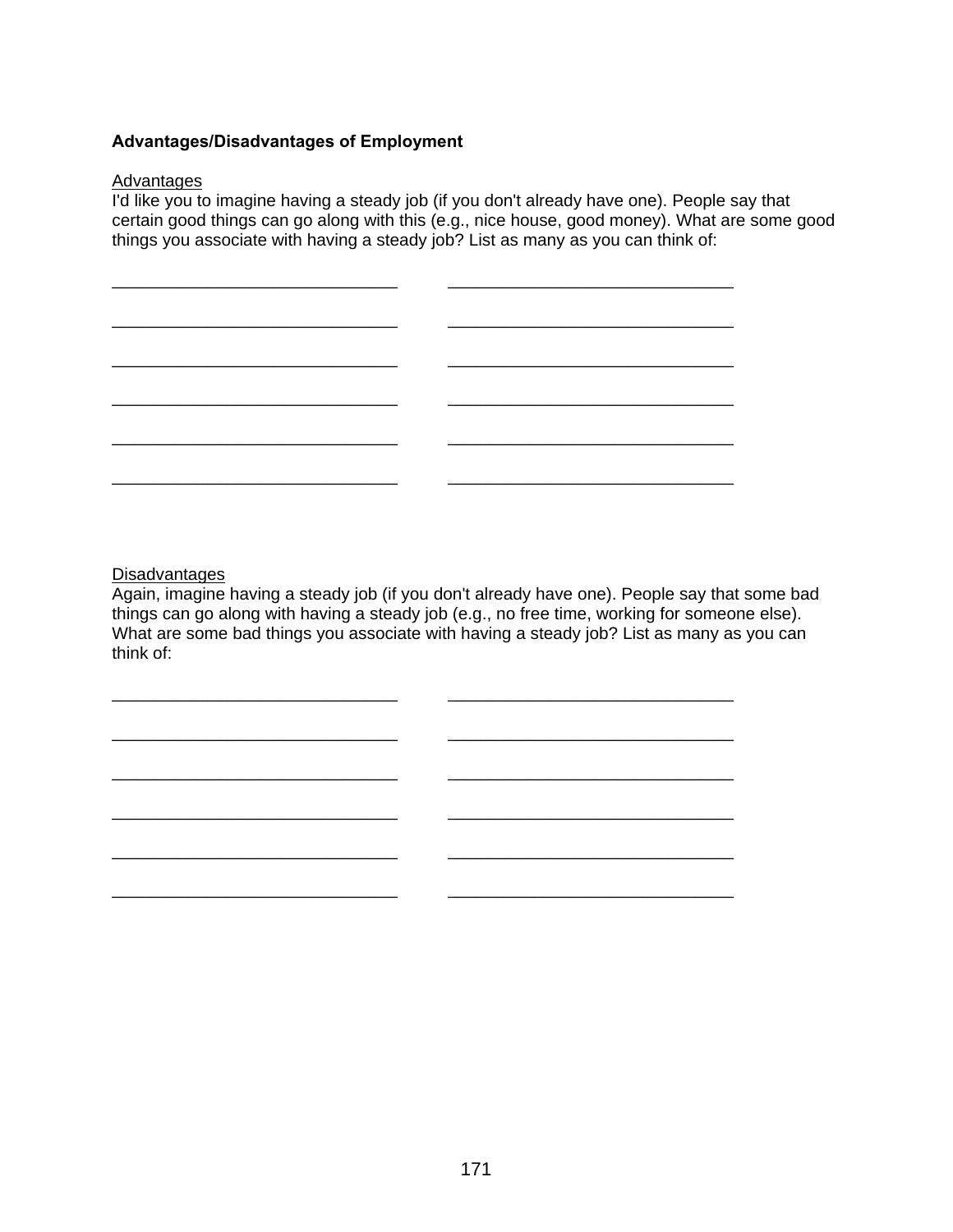**Advantages/Disadvantages of Employment**

<u>Advantages</u>

I'd like you to imagine having a steady job (if you don't already have one). People say that certain good things can go along with this (e.g., nice house, good money). What are some good things you associate with having a steady job? List as many as you can think of:

| | |
|---|---|
| ______________________________ | ______________________________ |
| ______________________________ | ______________________________ |
| ______________________________ | ______________________________ |
| ______________________________ | ______________________________ |
| ______________________________ | ______________________________ |
| ______________________________ | ______________________________ |

<u>Disadvantages</u>

Again, imagine having a steady job (if you don't already have one). People say that some bad things can go along with having a steady job (e.g., no free time, working for someone else). What are some bad things you associate with having a steady job? List as many as you can think of:

| | |
|---|---|
| ______________________________ | ______________________________ |
| ______________________________ | ______________________________ |
| ______________________________ | ______________________________ |
| ______________________________ | ______________________________ |
| ______________________________ | ______________________________ |
| ______________________________ | ______________________________ |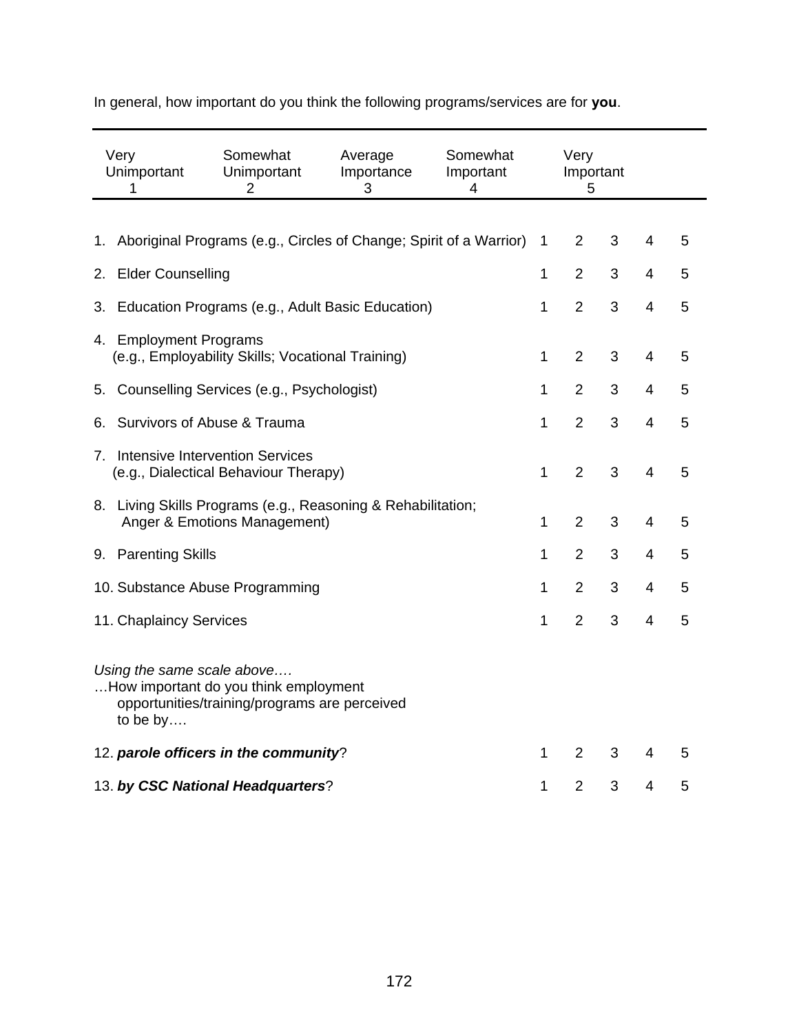In general, how important do you think the following programs/services are for **you**.

| Very Unimportant | Somewhat Unimportant | Average Importance | Somewhat Important | Very Important |
|---|---|---|---|---|
| 1 | 2 | 3 | 4 | 5 |

| Item | | | | | |
|---|---|---|---|---|---|
| 1. Aboriginal Programs (e.g., Circles of Change; Spirit of a Warrior) | 1 | 2 | 3 | 4 | 5 |
| 2. Elder Counselling | 1 | 2 | 3 | 4 | 5 |
| 3. Education Programs (e.g., Adult Basic Education) | 1 | 2 | 3 | 4 | 5 |
| 4. Employment Programs (e.g., Employability Skills; Vocational Training) | 1 | 2 | 3 | 4 | 5 |
| 5. Counselling Services (e.g., Psychologist) | 1 | 2 | 3 | 4 | 5 |
| 6. Survivors of Abuse & Trauma | 1 | 2 | 3 | 4 | 5 |
| 7. Intensive Intervention Services (e.g., Dialectical Behaviour Therapy) | 1 | 2 | 3 | 4 | 5 |
| 8. Living Skills Programs (e.g., Reasoning & Rehabilitation; Anger & Emotions Management) | 1 | 2 | 3 | 4 | 5 |
| 9. Parenting Skills | 1 | 2 | 3 | 4 | 5 |
| 10. Substance Abuse Programming | 1 | 2 | 3 | 4 | 5 |
| 11. Chaplaincy Services | 1 | 2 | 3 | 4 | 5 |

*Using the same scale above….*
…How important do you think employment opportunities/training/programs are perceived to be by….

| Item | | | | | |
|---|---|---|---|---|---|
| 12. ***parole officers in the community***? | 1 | 2 | 3 | 4 | 5 |
| 13. ***by CSC National Headquarters***? | 1 | 2 | 3 | 4 | 5 |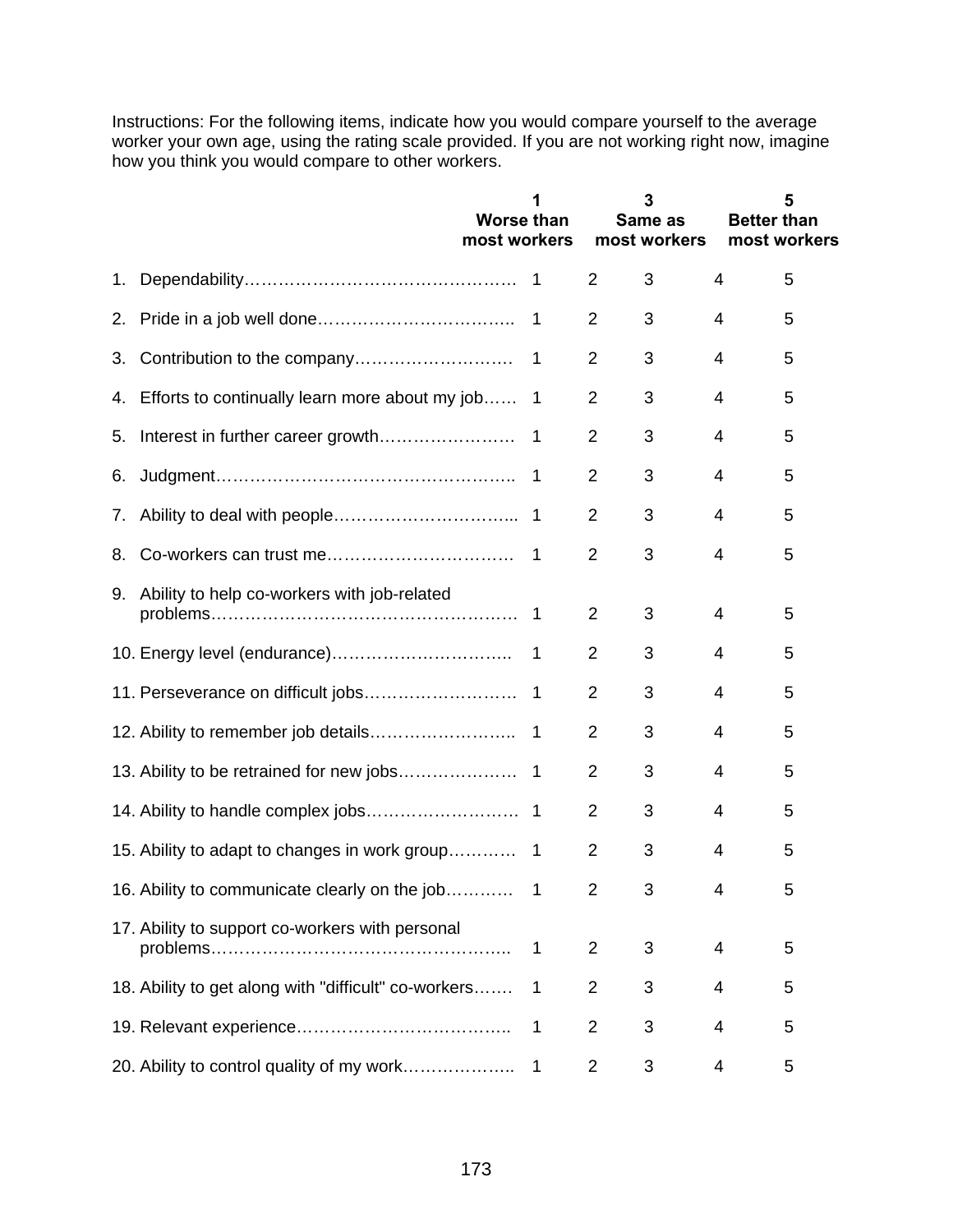Instructions: For the following items, indicate how you would compare yourself to the average worker your own age, using the rating scale provided. If you are not working right now, imagine how you think you would compare to other workers.

| | 1 Worse than most workers | | 3 Same as most workers | | 5 Better than most workers |
|---|---|---|---|---|---|
| 1. Dependability | 1 | 2 | 3 | 4 | 5 |
| 2. Pride in a job well done | 1 | 2 | 3 | 4 | 5 |
| 3. Contribution to the company | 1 | 2 | 3 | 4 | 5 |
| 4. Efforts to continually learn more about my job | 1 | 2 | 3 | 4 | 5 |
| 5. Interest in further career growth | 1 | 2 | 3 | 4 | 5 |
| 6. Judgment | 1 | 2 | 3 | 4 | 5 |
| 7. Ability to deal with people | 1 | 2 | 3 | 4 | 5 |
| 8. Co-workers can trust me | 1 | 2 | 3 | 4 | 5 |
| 9. Ability to help co-workers with job-related problems | 1 | 2 | 3 | 4 | 5 |
| 10. Energy level (endurance) | 1 | 2 | 3 | 4 | 5 |
| 11. Perseverance on difficult jobs | 1 | 2 | 3 | 4 | 5 |
| 12. Ability to remember job details | 1 | 2 | 3 | 4 | 5 |
| 13. Ability to be retrained for new jobs | 1 | 2 | 3 | 4 | 5 |
| 14. Ability to handle complex jobs | 1 | 2 | 3 | 4 | 5 |
| 15. Ability to adapt to changes in work group | 1 | 2 | 3 | 4 | 5 |
| 16. Ability to communicate clearly on the job | 1 | 2 | 3 | 4 | 5 |
| 17. Ability to support co-workers with personal problems | 1 | 2 | 3 | 4 | 5 |
| 18. Ability to get along with "difficult" co-workers | 1 | 2 | 3 | 4 | 5 |
| 19. Relevant experience | 1 | 2 | 3 | 4 | 5 |
| 20. Ability to control quality of my work | 1 | 2 | 3 | 4 | 5 |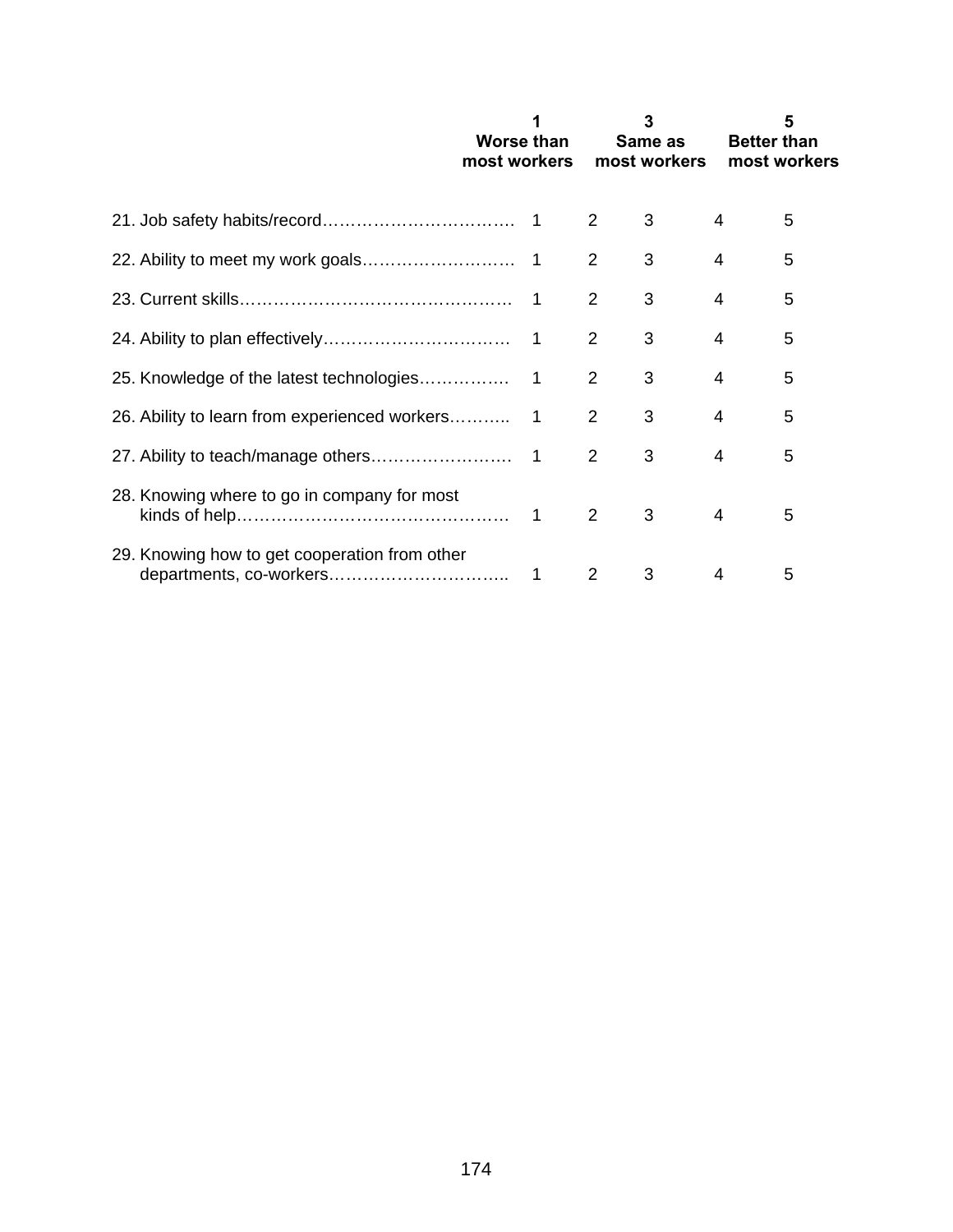| | 1<br>Worse than most workers | 2 | 3<br>Same as most workers | 4 | 5<br>Better than most workers |
|---|---|---|---|---|---|
| 21. Job safety habits/record……………………………. | 1 | 2 | 3 | 4 | 5 |
| 22. Ability to meet my work goals……………………… | 1 | 2 | 3 | 4 | 5 |
| 23. Current skills…………………………………………. | 1 | 2 | 3 | 4 | 5 |
| 24. Ability to plan effectively……………………………. | 1 | 2 | 3 | 4 | 5 |
| 25. Knowledge of the latest technologies……………. | 1 | 2 | 3 | 4 | 5 |
| 26. Ability to learn from experienced workers……….. | 1 | 2 | 3 | 4 | 5 |
| 27. Ability to teach/manage others……………………. | 1 | 2 | 3 | 4 | 5 |
| 28. Knowing where to go in company for most kinds of help…………………………………………. | 1 | 2 | 3 | 4 | 5 |
| 29. Knowing how to get cooperation from other departments, co-workers………………………….. | 1 | 2 | 3 | 4 | 5 |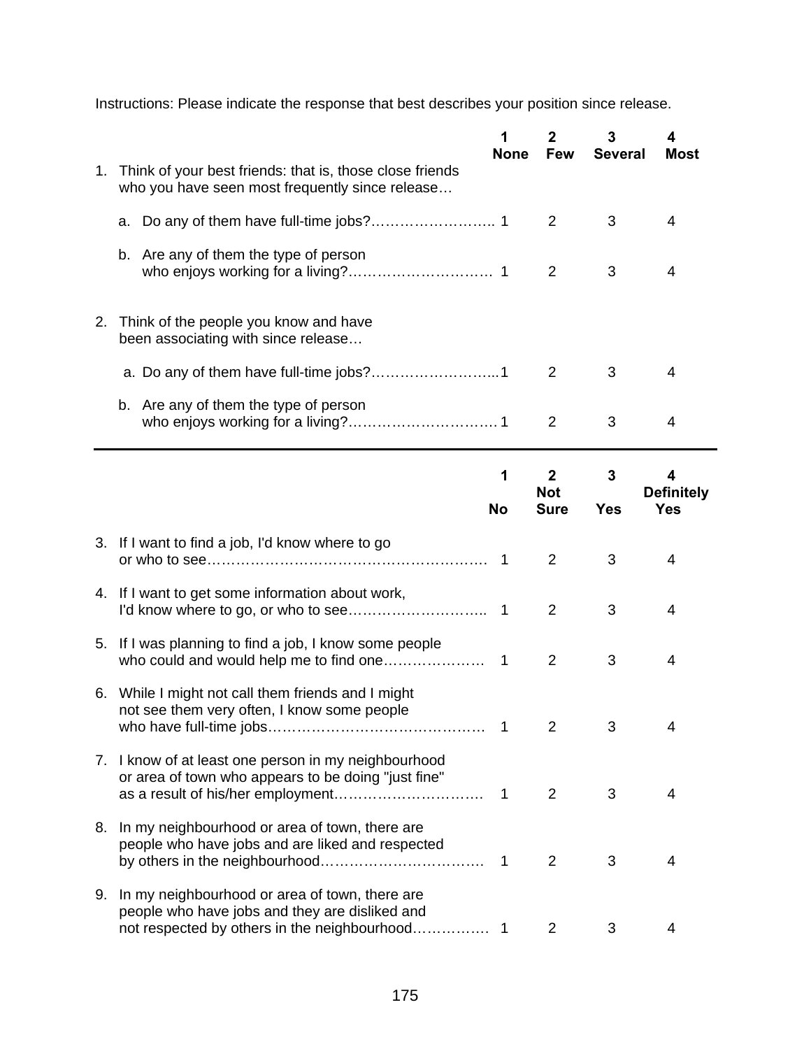Instructions: Please indicate the response that best describes your position since release.

| | 1 None | 2 Few | 3 Several | 4 Most |
|---|---|---|---|---|
| 1. Think of your best friends: that is, those close friends who you have seen most frequently since release… | | | | |
| a. Do any of them have full-time jobs?…………………….. | 1 | 2 | 3 | 4 |
| b. Are any of them the type of person who enjoys working for a living?………………………… | 1 | 2 | 3 | 4 |
| 2. Think of the people you know and have been associating with since release… | | | | |
| a. Do any of them have full-time jobs?……………………... | 1 | 2 | 3 | 4 |
| b. Are any of them the type of person who enjoys working for a living?…………………………. | 1 | 2 | 3 | 4 |

| | 1 No | 2 Not Sure | 3 Yes | 4 Definitely Yes |
|---|---|---|---|---|
| 3. If I want to find a job, I'd know where to go or who to see………………………………………………. | 1 | 2 | 3 | 4 |
| 4. If I want to get some information about work, I'd know where to go, or who to see……………………….. | 1 | 2 | 3 | 4 |
| 5. If I was planning to find a job, I know some people who could and would help me to find one………………… | 1 | 2 | 3 | 4 |
| 6. While I might not call them friends and I might not see them very often, I know some people who have full-time jobs………………………………………. | 1 | 2 | 3 | 4 |
| 7. I know of at least one person in my neighbourhood or area of town who appears to be doing "just fine" as a result of his/her employment…………………………. | 1 | 2 | 3 | 4 |
| 8. In my neighbourhood or area of town, there are people who have jobs and are liked and respected by others in the neighbourhood……………………………. | 1 | 2 | 3 | 4 |
| 9. In my neighbourhood or area of town, there are people who have jobs and they are disliked and not respected by others in the neighbourhood…………… | 1 | 2 | 3 | 4 |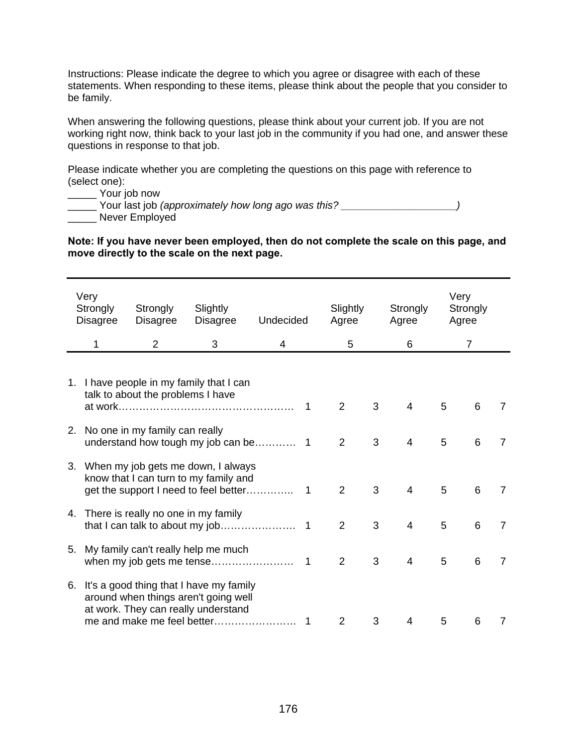Instructions: Please indicate the degree to which you agree or disagree with each of these statements. When responding to these items, please think about the people that you consider to be family.

When answering the following questions, please think about your current job. If you are not working right now, think back to your last job in the community if you had one, and answer these questions in response to that job.

Please indicate whether you are completing the questions on this page with reference to (select one):
_____ Your job now
_____ Your last job *(approximately how long ago was this? ____________________)*
_____ Never Employed

**Note: If you have never been employed, then do not complete the scale on this page, and move directly to the scale on the next page.**

| Very Strongly Disagree | Strongly Disagree | Slightly Disagree | Undecided | Slightly Agree | Strongly Agree | Very Strongly Agree |
|---|---|---|---|---|---|---|
| 1 | 2 | 3 | 4 | 5 | 6 | 7 |

| Item | | | | | | | |
|---|---|---|---|---|---|---|---|
| 1. I have people in my family that I can talk to about the problems I have at work…………………………………………… | 1 | 2 | 3 | 4 | 5 | 6 | 7 |
| 2. No one in my family can really understand how tough my job can be………… | 1 | 2 | 3 | 4 | 5 | 6 | 7 |
| 3. When my job gets me down, I always know that I can turn to my family and get the support I need to feel better………….. | 1 | 2 | 3 | 4 | 5 | 6 | 7 |
| 4. There is really no one in my family that I can talk to about my job…………………. | 1 | 2 | 3 | 4 | 5 | 6 | 7 |
| 5. My family can't really help me much when my job gets me tense…………………… | 1 | 2 | 3 | 4 | 5 | 6 | 7 |
| 6. It's a good thing that I have my family around when things aren't going well at work. They can really understand me and make me feel better……………………. | 1 | 2 | 3 | 4 | 5 | 6 | 7 |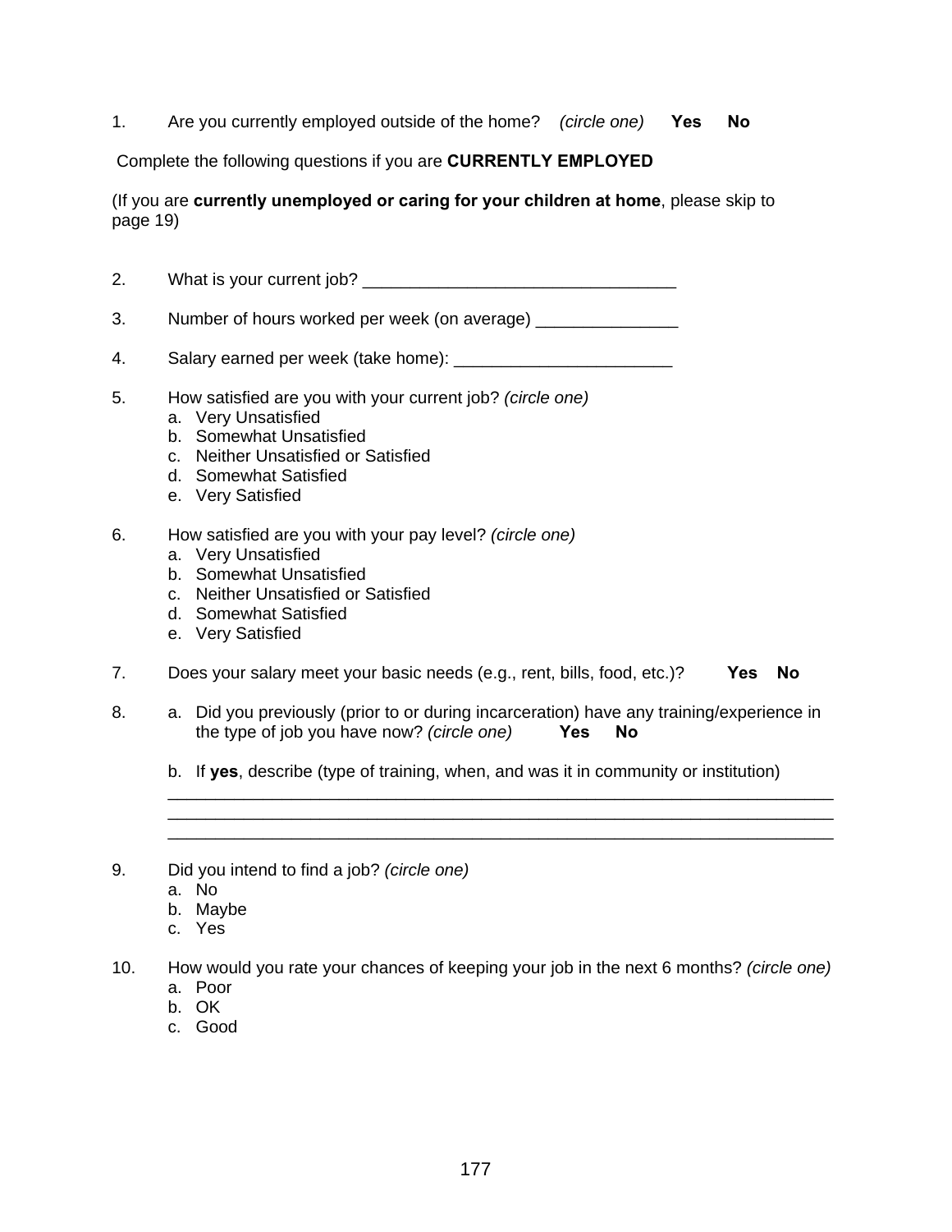1. Are you currently employed outside of the home? *(circle one)* **Yes** **No**

Complete the following questions if you are **CURRENTLY EMPLOYED**

(If you are **currently unemployed or caring for your children at home**, please skip to page 19)

2. What is your current job? _________________________________

3. Number of hours worked per week (on average) _______________

4. Salary earned per week (take home): _______________________

5. How satisfied are you with your current job? *(circle one)*
   a. Very Unsatisfied
   b. Somewhat Unsatisfied
   c. Neither Unsatisfied or Satisfied
   d. Somewhat Satisfied
   e. Very Satisfied

6. How satisfied are you with your pay level? *(circle one)*
   a. Very Unsatisfied
   b. Somewhat Unsatisfied
   c. Neither Unsatisfied or Satisfied
   d. Somewhat Satisfied
   e. Very Satisfied

7. Does your salary meet your basic needs (e.g., rent, bills, food, etc.)? **Yes** **No**

8. a. Did you previously (prior to or during incarceration) have any training/experience in the type of job you have now? *(circle one)* **Yes** **No**

   b. If **yes**, describe (type of training, when, and was it in community or institution)
   ______________________________________________________________________
   ______________________________________________________________________
   ______________________________________________________________________

9. Did you intend to find a job? *(circle one)*
   a. No
   b. Maybe
   c. Yes

10. How would you rate your chances of keeping your job in the next 6 months? *(circle one)*
    a. Poor
    b. OK
    c. Good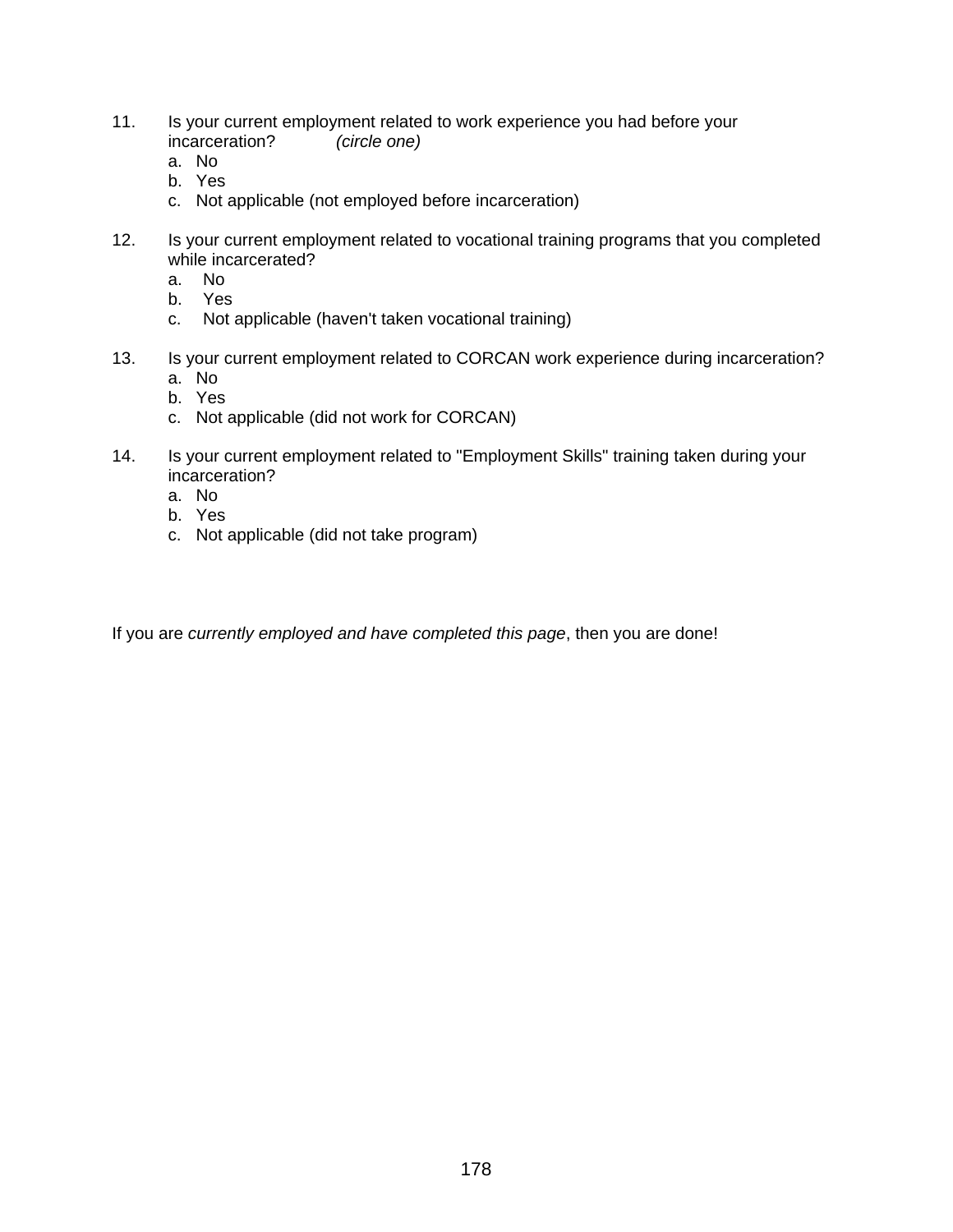11. Is your current employment related to work experience you had before your incarceration? *(circle one)*
    a. No
    b. Yes
    c. Not applicable (not employed before incarceration)

12. Is your current employment related to vocational training programs that you completed while incarcerated?
    a. No
    b. Yes
    c. Not applicable (haven't taken vocational training)

13. Is your current employment related to CORCAN work experience during incarceration?
    a. No
    b. Yes
    c. Not applicable (did not work for CORCAN)

14. Is your current employment related to "Employment Skills" training taken during your incarceration?
    a. No
    b. Yes
    c. Not applicable (did not take program)

If you are *currently employed and have completed this page*, then you are done!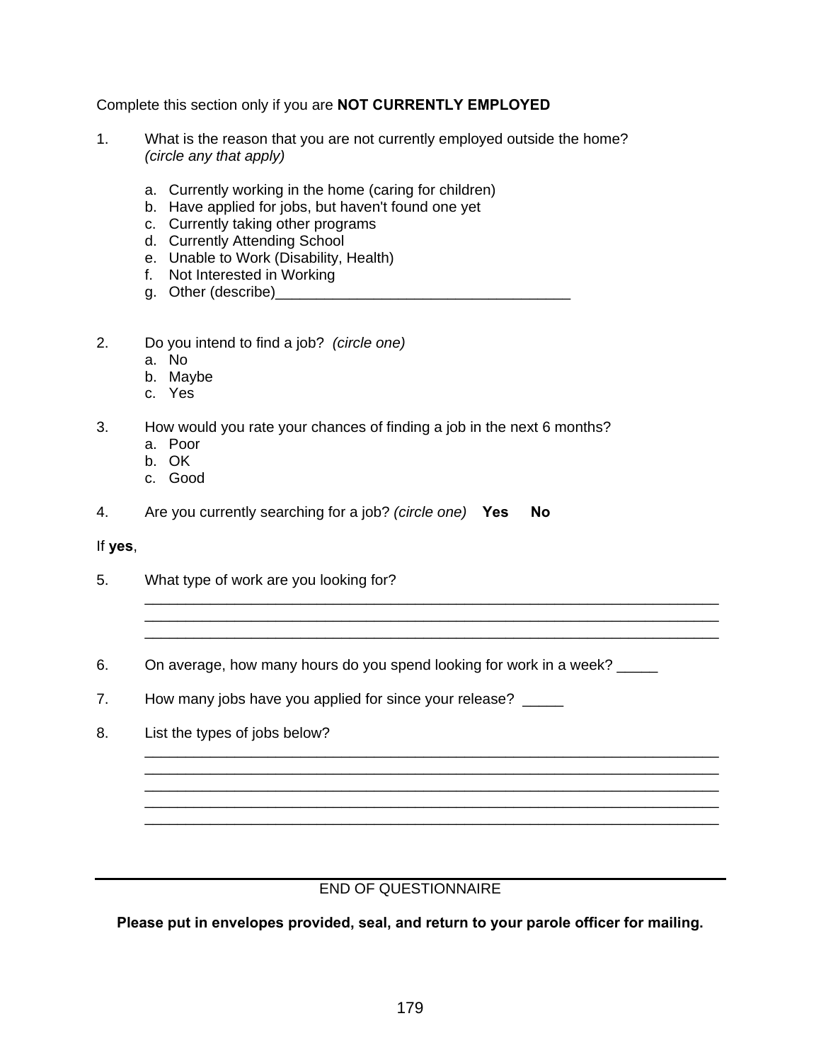Complete this section only if you are **NOT CURRENTLY EMPLOYED**

1. What is the reason that you are not currently employed outside the home? *(circle any that apply)*

   a. Currently working in the home (caring for children)
   b. Have applied for jobs, but haven't found one yet
   c. Currently taking other programs
   d. Currently Attending School
   e. Unable to Work (Disability, Health)
   f. Not Interested in Working
   g. Other (describe)___________________________________

2. Do you intend to find a job? *(circle one)*
   a. No
   b. Maybe
   c. Yes

3. How would you rate your chances of finding a job in the next 6 months?
   a. Poor
   b. OK
   c. Good

4. Are you currently searching for a job? *(circle one)* **Yes** **No**

If **yes**,

5. What type of work are you looking for?
   ______________________________________________________________________
   ______________________________________________________________________
   ______________________________________________________________________

6. On average, how many hours do you spend looking for work in a week? _____

7. How many jobs have you applied for since your release? _____

8. List the types of jobs below?
   ______________________________________________________________________
   ______________________________________________________________________
   ______________________________________________________________________
   ______________________________________________________________________
   ______________________________________________________________________

---

END OF QUESTIONNAIRE

**Please put in envelopes provided, seal, and return to your parole officer for mailing.**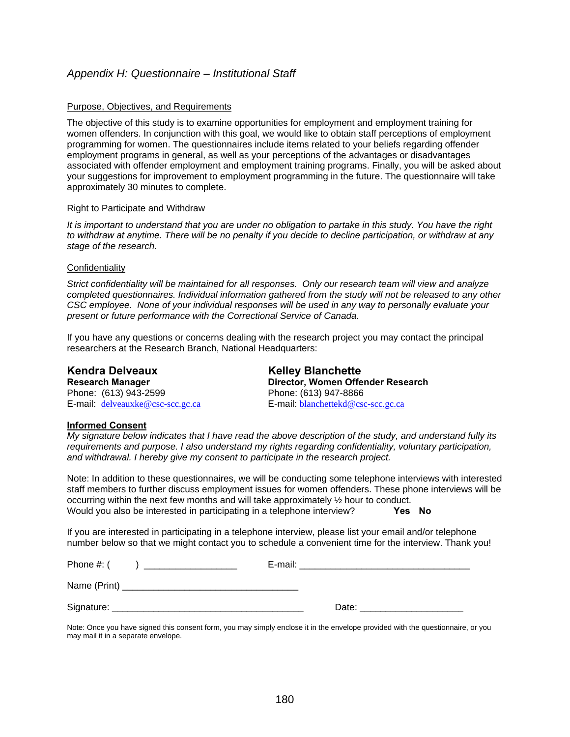*Appendix H: Questionnaire – Institutional Staff*

Purpose, Objectives, and Requirements

The objective of this study is to examine opportunities for employment and employment training for women offenders. In conjunction with this goal, we would like to obtain staff perceptions of employment programming for women. The questionnaires include items related to your beliefs regarding offender employment programs in general, as well as your perceptions of the advantages or disadvantages associated with offender employment and employment training programs. Finally, you will be asked about your suggestions for improvement to employment programming in the future. The questionnaire will take approximately 30 minutes to complete.

Right to Participate and Withdraw

*It is important to understand that you are under no obligation to partake in this study. You have the right to withdraw at anytime. There will be no penalty if you decide to decline participation, or withdraw at any stage of the research.*

Confidentiality

*Strict confidentiality will be maintained for all responses. Only our research team will view and analyze completed questionnaires. Individual information gathered from the study will not be released to any other CSC employee. None of your individual responses will be used in any way to personally evaluate your present or future performance with the Correctional Service of Canada.*

If you have any questions or concerns dealing with the research project you may contact the principal researchers at the Research Branch, National Headquarters:

**Kendra Delveaux**
**Research Manager**
Phone: (613) 943-2599
E-mail: delveauxke@csc-scc.gc.ca

**Kelley Blanchette**
**Director, Women Offender Research**
Phone: (613) 947-8866
E-mail: blanchettekd@csc-scc.gc.ca

**Informed Consent**
*My signature below indicates that I have read the above description of the study, and understand fully its requirements and purpose. I also understand my rights regarding confidentiality, voluntary participation, and withdrawal. I hereby give my consent to participate in the research project.*

Note: In addition to these questionnaires, we will be conducting some telephone interviews with interested staff members to further discuss employment issues for women offenders. These phone interviews will be occurring within the next few months and will take approximately ½ hour to conduct.
Would you also be interested in participating in a telephone interview? **Yes No**

If you are interested in participating in a telephone interview, please list your email and/or telephone number below so that we might contact you to schedule a convenient time for the interview. Thank you!

Phone #: (     ) __________________ E-mail: ________________________________

Name (Print) _________________________________

Signature: ____________________________________ Date: ____________________

Note: Once you have signed this consent form, you may simply enclose it in the envelope provided with the questionnaire, or you may mail it in a separate envelope.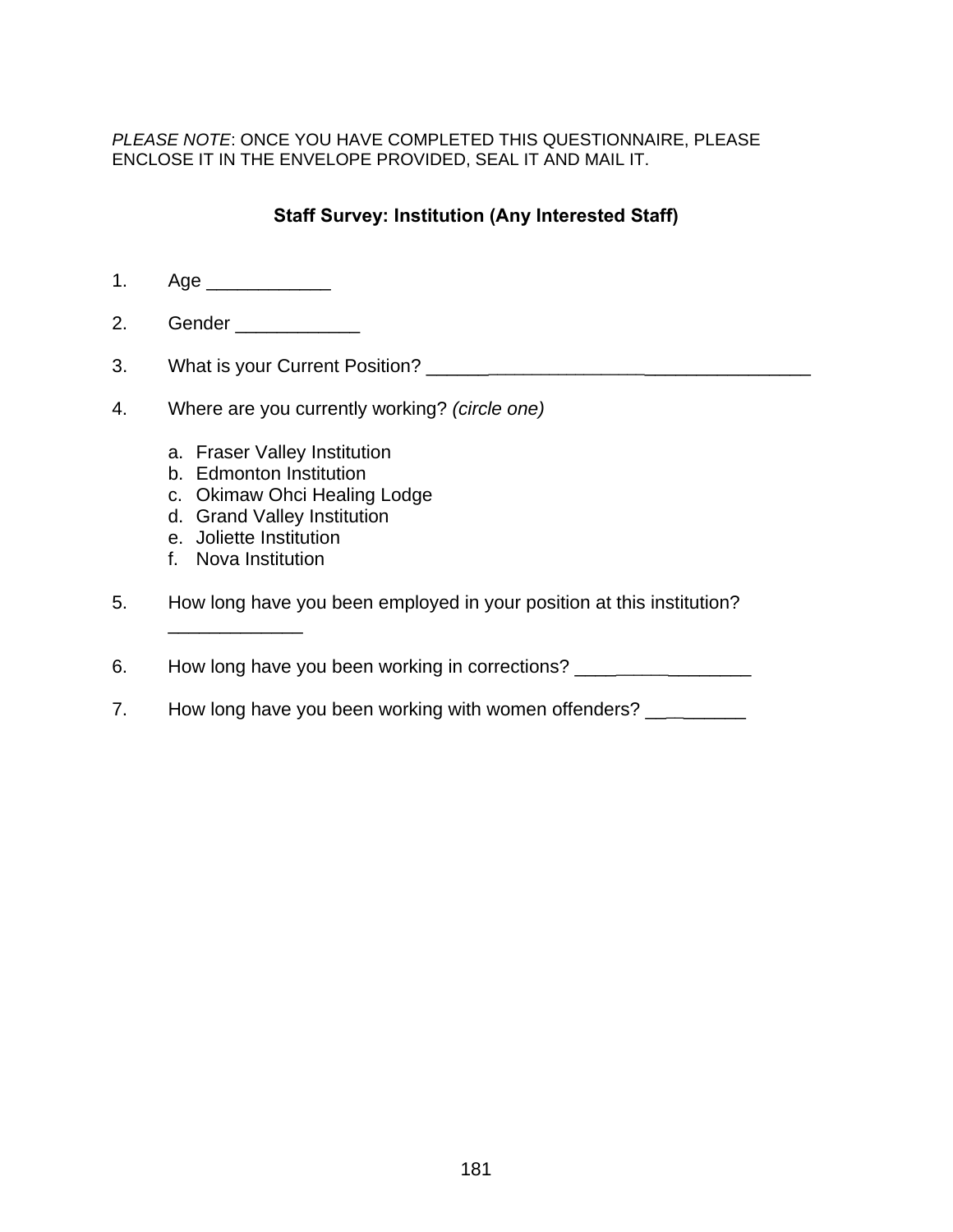*PLEASE NOTE*: ONCE YOU HAVE COMPLETED THIS QUESTIONNAIRE, PLEASE ENCLOSE IT IN THE ENVELOPE PROVIDED, SEAL IT AND MAIL IT.

**Staff Survey: Institution (Any Interested Staff)**

1. Age ____________

2. Gender ____________

3. What is your Current Position? ________________________________________

4. Where are you currently working? *(circle one)*

   a. Fraser Valley Institution
   b. Edmonton Institution
   c. Okimaw Ohci Healing Lodge
   d. Grand Valley Institution
   e. Joliette Institution
   f. Nova Institution

5. How long have you been employed in your position at this institution? _____________

6. How long have you been working in corrections? _________________

7. How long have you been working with women offenders? __________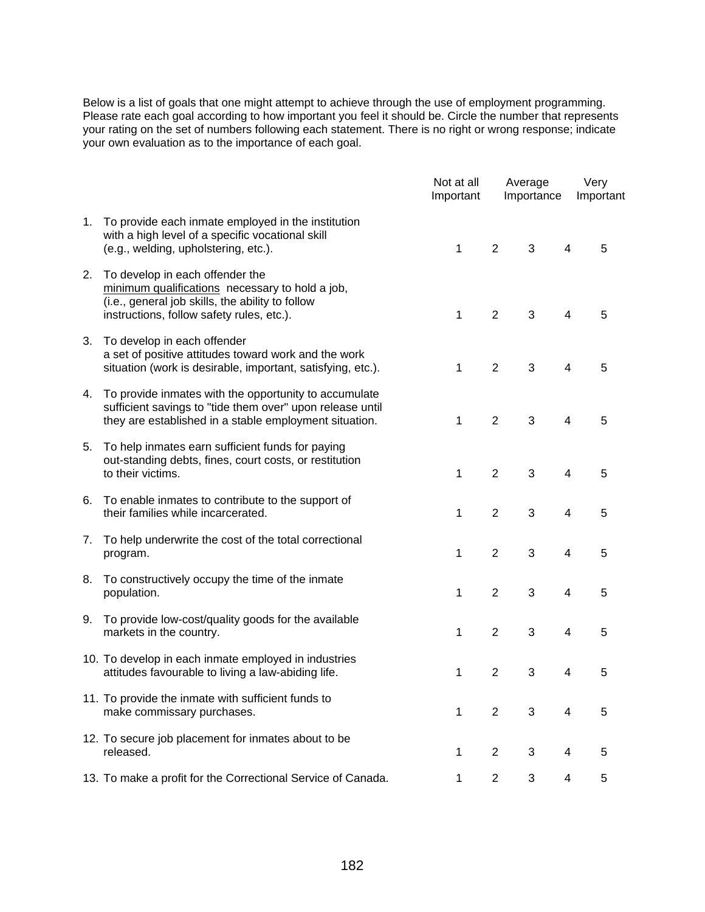Below is a list of goals that one might attempt to achieve through the use of employment programming. Please rate each goal according to how important you feel it should be. Circle the number that represents your rating on the set of numbers following each statement. There is no right or wrong response; indicate your own evaluation as to the importance of each goal.

| | Not at all Important | | Average Importance | | Very Important |
|---|---|---|---|---|---|
| 1. To provide each inmate employed in the institution with a high level of a specific vocational skill (e.g., welding, upholstering, etc.). | 1 | 2 | 3 | 4 | 5 |
| 2. To develop in each offender the <u>minimum qualifications</u> necessary to hold a job, (i.e., general job skills, the ability to follow instructions, follow safety rules, etc.). | 1 | 2 | 3 | 4 | 5 |
| 3. To develop in each offender a set of positive attitudes toward work and the work situation (work is desirable, important, satisfying, etc.). | 1 | 2 | 3 | 4 | 5 |
| 4. To provide inmates with the opportunity to accumulate sufficient savings to "tide them over" upon release until they are established in a stable employment situation. | 1 | 2 | 3 | 4 | 5 |
| 5. To help inmates earn sufficient funds for paying out-standing debts, fines, court costs, or restitution to their victims. | 1 | 2 | 3 | 4 | 5 |
| 6. To enable inmates to contribute to the support of their families while incarcerated. | 1 | 2 | 3 | 4 | 5 |
| 7. To help underwrite the cost of the total correctional program. | 1 | 2 | 3 | 4 | 5 |
| 8. To constructively occupy the time of the inmate population. | 1 | 2 | 3 | 4 | 5 |
| 9. To provide low-cost/quality goods for the available markets in the country. | 1 | 2 | 3 | 4 | 5 |
| 10. To develop in each inmate employed in industries attitudes favourable to living a law-abiding life. | 1 | 2 | 3 | 4 | 5 |
| 11. To provide the inmate with sufficient funds to make commissary purchases. | 1 | 2 | 3 | 4 | 5 |
| 12. To secure job placement for inmates about to be released. | 1 | 2 | 3 | 4 | 5 |
| 13. To make a profit for the Correctional Service of Canada. | 1 | 2 | 3 | 4 | 5 |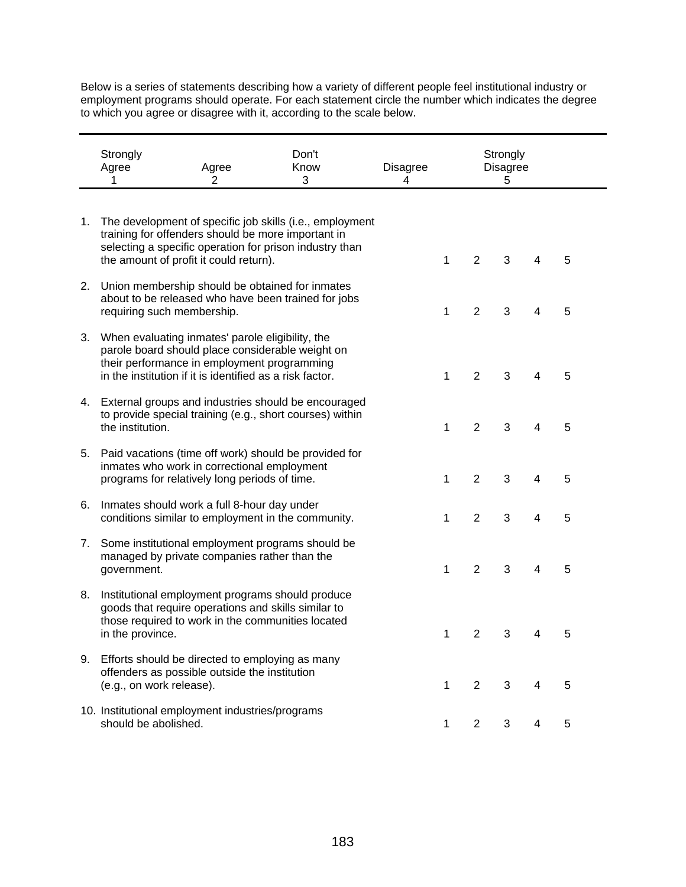Below is a series of statements describing how a variety of different people feel institutional industry or employment programs should operate. For each statement circle the number which indicates the degree to which you agree or disagree with it, according to the scale below.

| Strongly Agree 1 | Agree 2 | Don't Know 3 | Disagree 4 | Strongly Disagree 5 |
|---|---|---|---|---|

| | Statement | | | | | |
|---|---|---|---|---|---|---|
| 1. | The development of specific job skills (i.e., employment training for offenders should be more important in selecting a specific operation for prison industry than the amount of profit it could return). | 1 | 2 | 3 | 4 | 5 |
| 2. | Union membership should be obtained for inmates about to be released who have been trained for jobs requiring such membership. | 1 | 2 | 3 | 4 | 5 |
| 3. | When evaluating inmates' parole eligibility, the parole board should place considerable weight on their performance in employment programming in the institution if it is identified as a risk factor. | 1 | 2 | 3 | 4 | 5 |
| 4. | External groups and industries should be encouraged to provide special training (e.g., short courses) within the institution. | 1 | 2 | 3 | 4 | 5 |
| 5. | Paid vacations (time off work) should be provided for inmates who work in correctional employment programs for relatively long periods of time. | 1 | 2 | 3 | 4 | 5 |
| 6. | Inmates should work a full 8-hour day under conditions similar to employment in the community. | 1 | 2 | 3 | 4 | 5 |
| 7. | Some institutional employment programs should be managed by private companies rather than the government. | 1 | 2 | 3 | 4 | 5 |
| 8. | Institutional employment programs should produce goods that require operations and skills similar to those required to work in the communities located in the province. | 1 | 2 | 3 | 4 | 5 |
| 9. | Efforts should be directed to employing as many offenders as possible outside the institution (e.g., on work release). | 1 | 2 | 3 | 4 | 5 |
| 10. | Institutional employment industries/programs should be abolished. | 1 | 2 | 3 | 4 | 5 |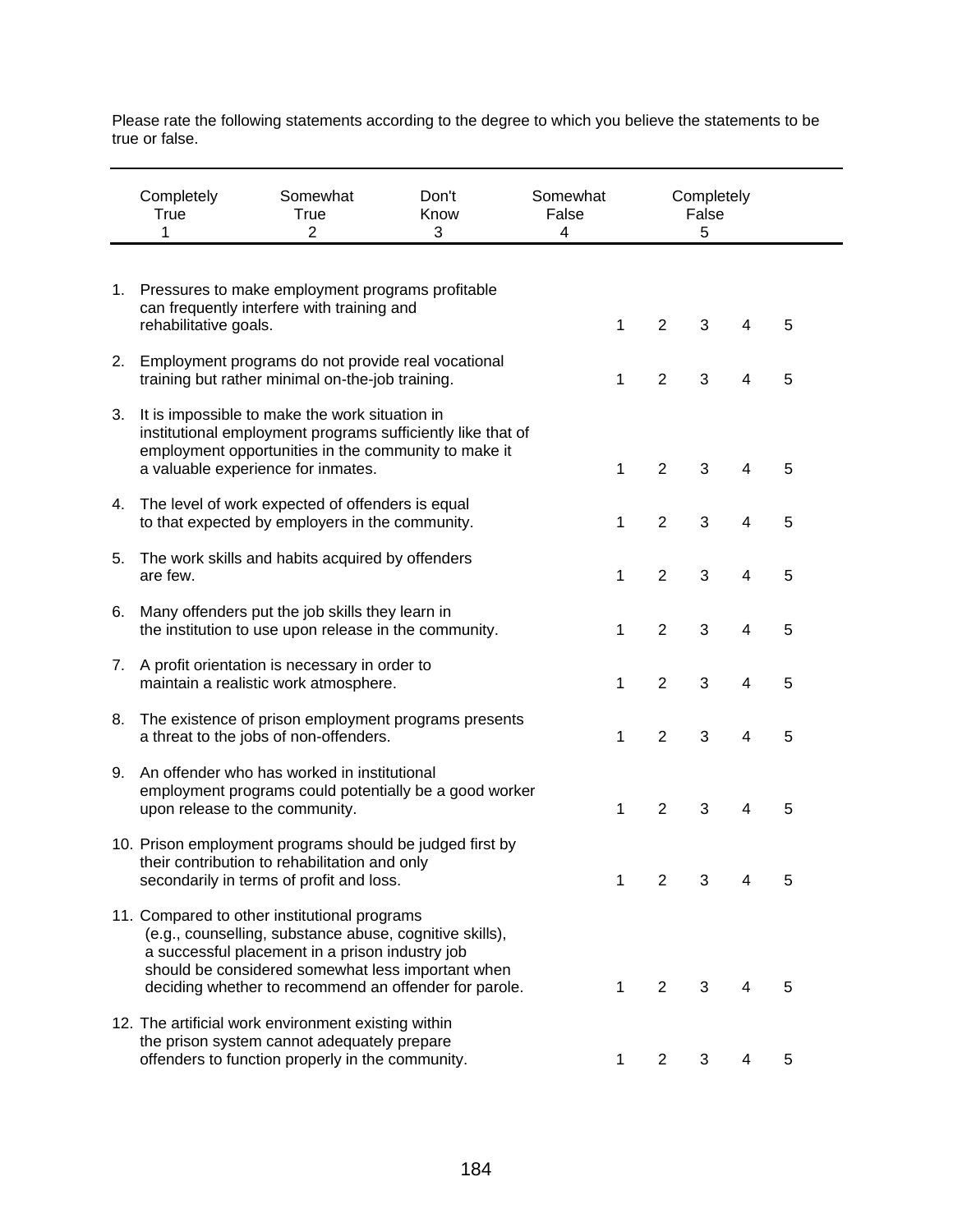Please rate the following statements according to the degree to which you believe the statements to be true or false.

| Completely True | Somewhat True | Don't Know | Somewhat False | Completely False |
|---|---|---|---|---|
| 1 | 2 | 3 | 4 | 5 |

| | Statement | | | | | |
|---|---|---|---|---|---|---|
| 1. | Pressures to make employment programs profitable can frequently interfere with training and rehabilitative goals. | 1 | 2 | 3 | 4 | 5 |
| 2. | Employment programs do not provide real vocational training but rather minimal on-the-job training. | 1 | 2 | 3 | 4 | 5 |
| 3. | It is impossible to make the work situation in institutional employment programs sufficiently like that of employment opportunities in the community to make it a valuable experience for inmates. | 1 | 2 | 3 | 4 | 5 |
| 4. | The level of work expected of offenders is equal to that expected by employers in the community. | 1 | 2 | 3 | 4 | 5 |
| 5. | The work skills and habits acquired by offenders are few. | 1 | 2 | 3 | 4 | 5 |
| 6. | Many offenders put the job skills they learn in the institution to use upon release in the community. | 1 | 2 | 3 | 4 | 5 |
| 7. | A profit orientation is necessary in order to maintain a realistic work atmosphere. | 1 | 2 | 3 | 4 | 5 |
| 8. | The existence of prison employment programs presents a threat to the jobs of non-offenders. | 1 | 2 | 3 | 4 | 5 |
| 9. | An offender who has worked in institutional employment programs could potentially be a good worker upon release to the community. | 1 | 2 | 3 | 4 | 5 |
| 10. | Prison employment programs should be judged first by their contribution to rehabilitation and only secondarily in terms of profit and loss. | 1 | 2 | 3 | 4 | 5 |
| 11. | Compared to other institutional programs (e.g., counselling, substance abuse, cognitive skills), a successful placement in a prison industry job should be considered somewhat less important when deciding whether to recommend an offender for parole. | 1 | 2 | 3 | 4 | 5 |
| 12. | The artificial work environment existing within the prison system cannot adequately prepare offenders to function properly in the community. | 1 | 2 | 3 | 4 | 5 |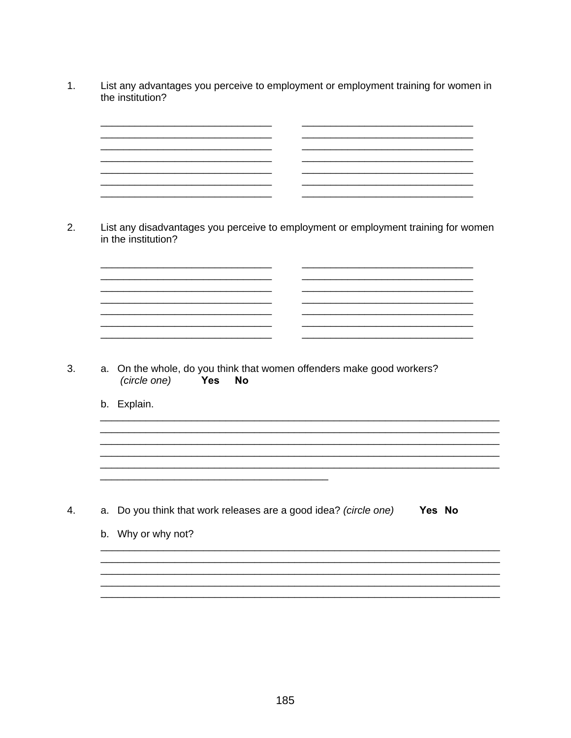1. List any advantages you perceive to employment or employment training for women in the institution?

_______________________________ _______________________________
_______________________________ _______________________________
_______________________________ _______________________________
_______________________________ _______________________________
_______________________________ _______________________________
_______________________________ _______________________________
_______________________________ _______________________________

2. List any disadvantages you perceive to employment or employment training for women in the institution?

_______________________________ _______________________________
_______________________________ _______________________________
_______________________________ _______________________________
_______________________________ _______________________________
_______________________________ _______________________________
_______________________________ _______________________________
_______________________________ _______________________________

3. a. On the whole, do you think that women offenders make good workers? *(circle one)* **Yes** **No**

   b. Explain.

_________________________________________________________________________
_________________________________________________________________________
_________________________________________________________________________
_________________________________________________________________________
_________________________________________________________________________
_________________________________________

4. a. Do you think that work releases are a good idea? *(circle one)* **Yes** **No**

   b. Why or why not?

_________________________________________________________________________
_________________________________________________________________________
_________________________________________________________________________
_________________________________________________________________________
_________________________________________________________________________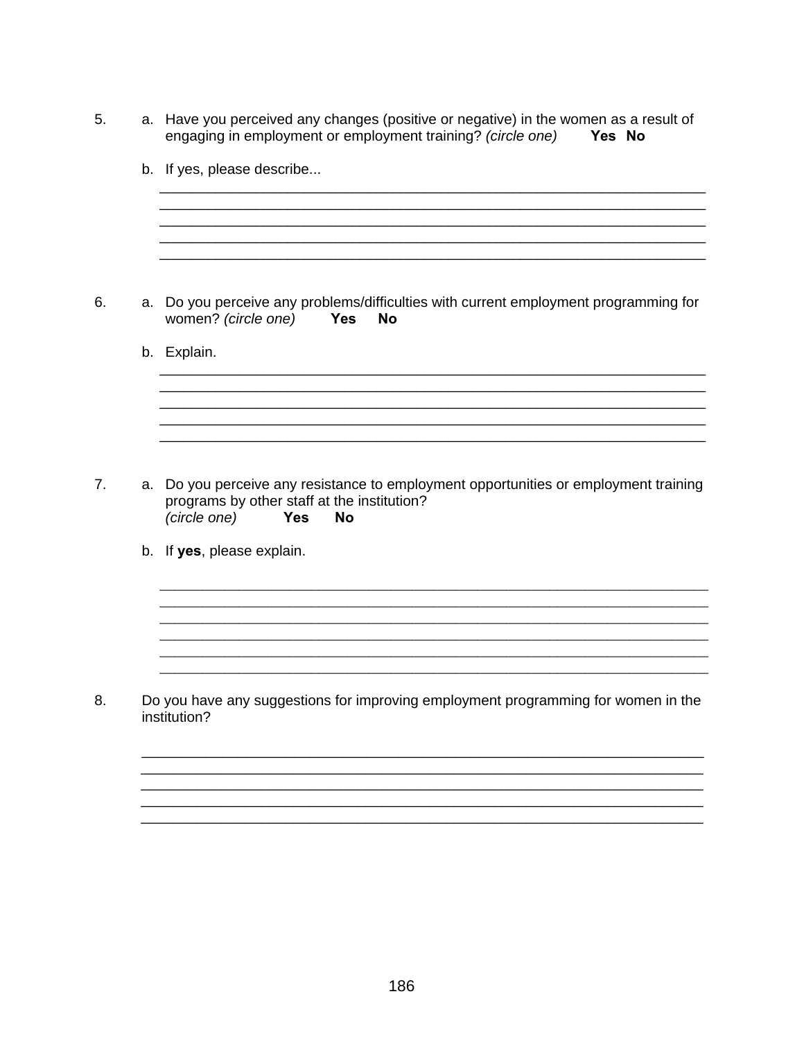5. a. Have you perceived any changes (positive or negative) in the women as a result of engaging in employment or employment training? *(circle one)* **Yes No**

   b. If yes, please describe...

   ______________________________________________________________________
   ______________________________________________________________________
   ______________________________________________________________________
   ______________________________________________________________________
   ______________________________________________________________________

6. a. Do you perceive any problems/difficulties with current employment programming for women? *(circle one)* **Yes No**

   b. Explain.

   ______________________________________________________________________
   ______________________________________________________________________
   ______________________________________________________________________
   ______________________________________________________________________
   ______________________________________________________________________

7. a. Do you perceive any resistance to employment opportunities or employment training programs by other staff at the institution?
   *(circle one)* **Yes No**

   b. If **yes**, please explain.

   ______________________________________________________________________
   ______________________________________________________________________
   ______________________________________________________________________
   ______________________________________________________________________
   ______________________________________________________________________
   ______________________________________________________________________

8. Do you have any suggestions for improving employment programming for women in the institution?

   ______________________________________________________________________
   ______________________________________________________________________
   ______________________________________________________________________
   ______________________________________________________________________
   ______________________________________________________________________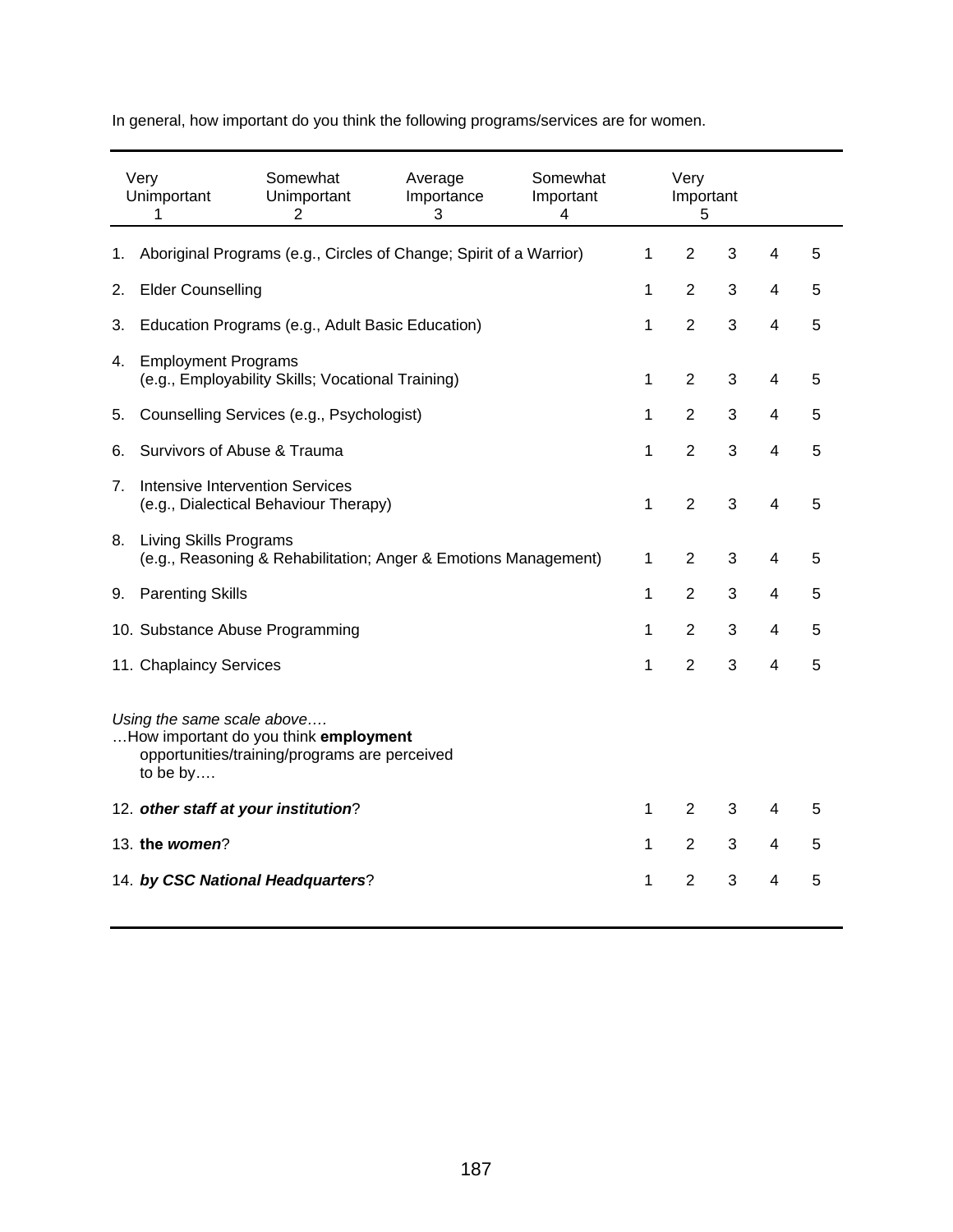In general, how important do you think the following programs/services are for women.

| Very Unimportant 1 | Somewhat Unimportant 2 | Average Importance 3 | Somewhat Important 4 | Very Important 5 |
|---|---|---|---|---|

| | | | | | |
|---|---|---|---|---|---|
| 1. Aboriginal Programs (e.g., Circles of Change; Spirit of a Warrior) | 1 | 2 | 3 | 4 | 5 |
| 2. Elder Counselling | 1 | 2 | 3 | 4 | 5 |
| 3. Education Programs (e.g., Adult Basic Education) | 1 | 2 | 3 | 4 | 5 |
| 4. Employment Programs (e.g., Employability Skills; Vocational Training) | 1 | 2 | 3 | 4 | 5 |
| 5. Counselling Services (e.g., Psychologist) | 1 | 2 | 3 | 4 | 5 |
| 6. Survivors of Abuse & Trauma | 1 | 2 | 3 | 4 | 5 |
| 7. Intensive Intervention Services (e.g., Dialectical Behaviour Therapy) | 1 | 2 | 3 | 4 | 5 |
| 8. Living Skills Programs (e.g., Reasoning & Rehabilitation; Anger & Emotions Management) | 1 | 2 | 3 | 4 | 5 |
| 9. Parenting Skills | 1 | 2 | 3 | 4 | 5 |
| 10. Substance Abuse Programming | 1 | 2 | 3 | 4 | 5 |
| 11. Chaplaincy Services | 1 | 2 | 3 | 4 | 5 |

*Using the same scale above….*
…How important do you think **employment** opportunities/training/programs are perceived to be by….

| | | | | | |
|---|---|---|---|---|---|
| 12. ***other staff at your institution***? | 1 | 2 | 3 | 4 | 5 |
| 13. **the *women***? | 1 | 2 | 3 | 4 | 5 |
| 14. ***by CSC National Headquarters***? | 1 | 2 | 3 | 4 | 5 |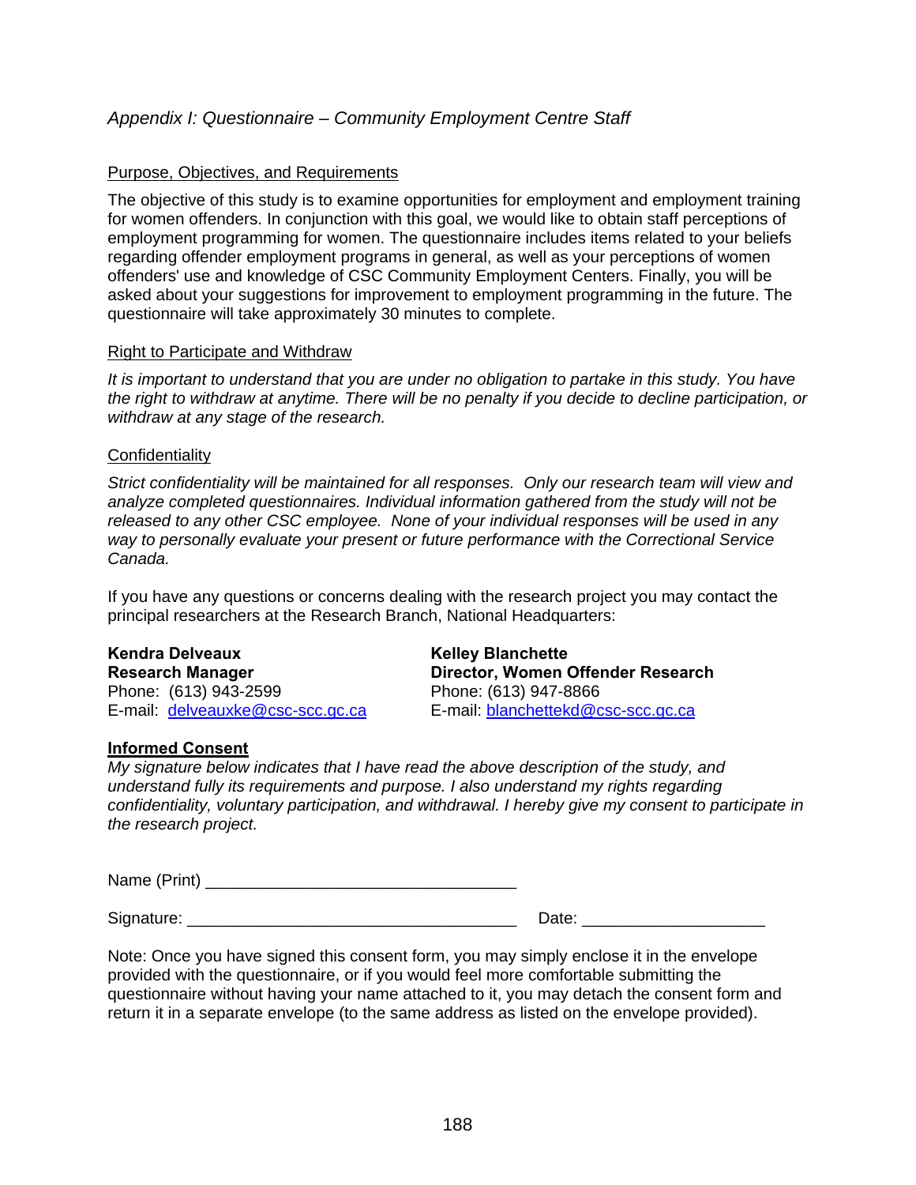## *Appendix I: Questionnaire – Community Employment Centre Staff*

<u>Purpose, Objectives, and Requirements</u>

The objective of this study is to examine opportunities for employment and employment training for women offenders. In conjunction with this goal, we would like to obtain staff perceptions of employment programming for women. The questionnaire includes items related to your beliefs regarding offender employment programs in general, as well as your perceptions of women offenders' use and knowledge of CSC Community Employment Centers. Finally, you will be asked about your suggestions for improvement to employment programming in the future. The questionnaire will take approximately 30 minutes to complete.

<u>Right to Participate and Withdraw</u>

*It is important to understand that you are under no obligation to partake in this study. You have the right to withdraw at anytime. There will be no penalty if you decide to decline participation, or withdraw at any stage of the research.*

<u>Confidentiality</u>

*Strict confidentiality will be maintained for all responses. Only our research team will view and analyze completed questionnaires. Individual information gathered from the study will not be released to any other CSC employee. None of your individual responses will be used in any way to personally evaluate your present or future performance with the Correctional Service Canada.*

If you have any questions or concerns dealing with the research project you may contact the principal researchers at the Research Branch, National Headquarters:

**Kendra Delveaux**
**Research Manager**
Phone: (613) 943-2599
E-mail: delveauxke@csc-scc.gc.ca

**Kelley Blanchette**
**Director, Women Offender Research**
Phone: (613) 947-8866
E-mail: blanchettekd@csc-scc.gc.ca

**<u>Informed Consent</u>**
*My signature below indicates that I have read the above description of the study, and understand fully its requirements and purpose. I also understand my rights regarding confidentiality, voluntary participation, and withdrawal. I hereby give my consent to participate in the research project.*

Name (Print) ___________________________________

Signature: _____________________________________ Date: ____________________

Note: Once you have signed this consent form, you may simply enclose it in the envelope provided with the questionnaire, or if you would feel more comfortable submitting the questionnaire without having your name attached to it, you may detach the consent form and return it in a separate envelope (to the same address as listed on the envelope provided).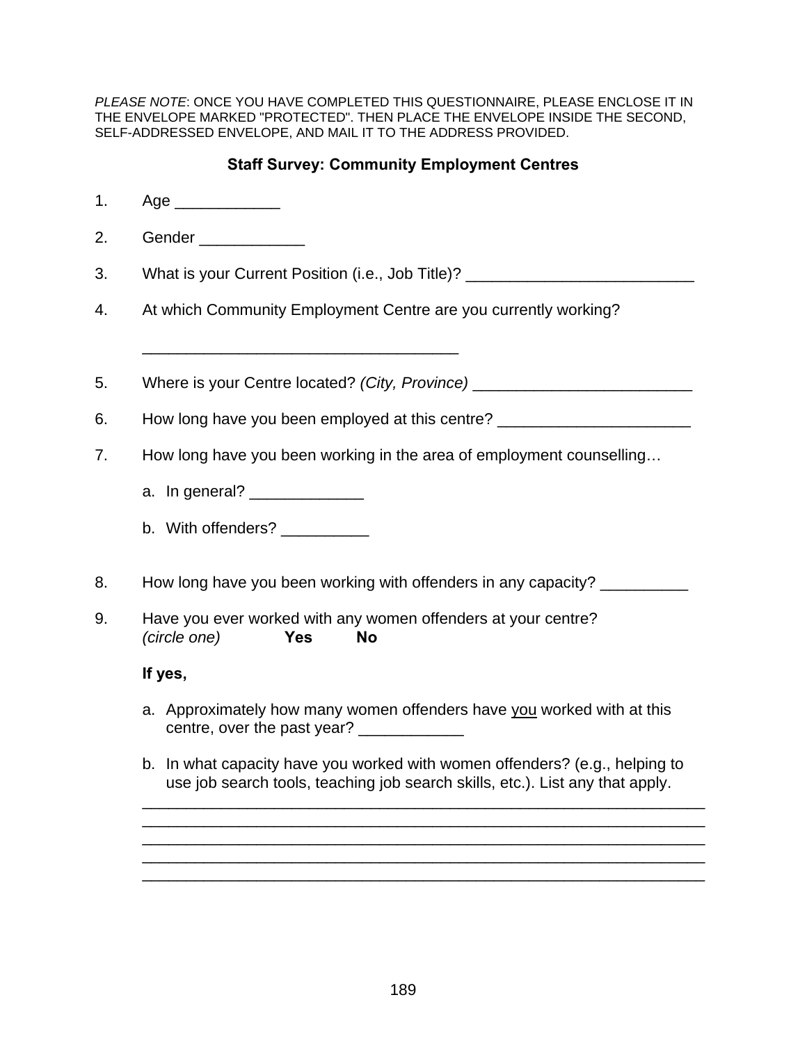*PLEASE NOTE*: ONCE YOU HAVE COMPLETED THIS QUESTIONNAIRE, PLEASE ENCLOSE IT IN THE ENVELOPE MARKED "PROTECTED". THEN PLACE THE ENVELOPE INSIDE THE SECOND, SELF-ADDRESSED ENVELOPE, AND MAIL IT TO THE ADDRESS PROVIDED.

## Staff Survey: Community Employment Centres

1. Age ____________

2. Gender ____________

3. What is your Current Position (i.e., Job Title)? __________________________

4. At which Community Employment Centre are you currently working?

   ____________________________________

5. Where is your Centre located? *(City, Province)* _________________________

6. How long have you been employed at this centre? ______________________

7. How long have you been working in the area of employment counselling…

   a. In general? _____________

   b. With offenders? __________

8. How long have you been working with offenders in any capacity? __________

9. Have you ever worked with any women offenders at your centre?
   *(circle one)* **Yes** **No**

   **If yes,**

   a. Approximately how many women offenders have <u>you</u> worked with at this centre, over the past year? ____________

   b. In what capacity have you worked with women offenders? (e.g., helping to use job search tools, teaching job search skills, etc.). List any that apply.

   _________________________________________________________________
   _________________________________________________________________
   _________________________________________________________________
   _________________________________________________________________
   _________________________________________________________________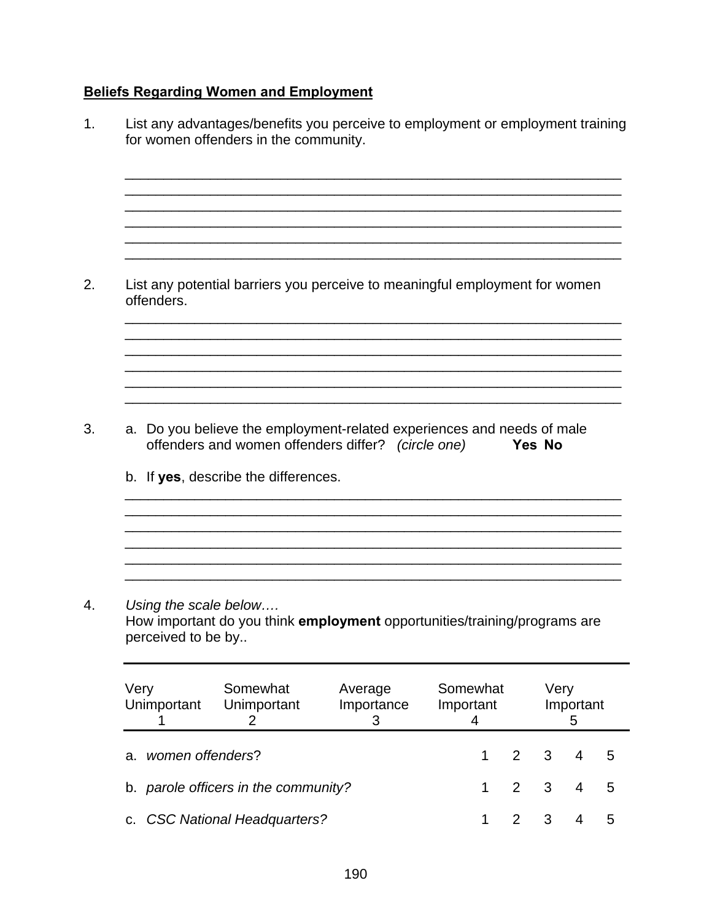**Beliefs Regarding Women and Employment**

1. List any advantages/benefits you perceive to employment or employment training for women offenders in the community.

______________________________________________________________________
______________________________________________________________________
______________________________________________________________________
______________________________________________________________________
______________________________________________________________________
______________________________________________________________________

2. List any potential barriers you perceive to meaningful employment for women offenders.

______________________________________________________________________
______________________________________________________________________
______________________________________________________________________
______________________________________________________________________
______________________________________________________________________
______________________________________________________________________

3. a. Do you believe the employment-related experiences and needs of male offenders and women offenders differ? *(circle one)* **Yes No**

   b. If **yes**, describe the differences.

______________________________________________________________________
______________________________________________________________________
______________________________________________________________________
______________________________________________________________________
______________________________________________________________________
______________________________________________________________________

4. *Using the scale below….*
   How important do you think **employment** opportunities/training/programs are perceived to be by..

| Very Unimportant 1 | Somewhat Unimportant 2 | Average Importance 3 | Somewhat Important 4 | Very Important 5 |
|---|---|---|---|---|

| | | | | | |
|---|---|---|---|---|---|
| a. *women offenders*? | 1 | 2 | 3 | 4 | 5 |
| b. *parole officers in the community?* | 1 | 2 | 3 | 4 | 5 |
| c. *CSC National Headquarters?* | 1 | 2 | 3 | 4 | 5 |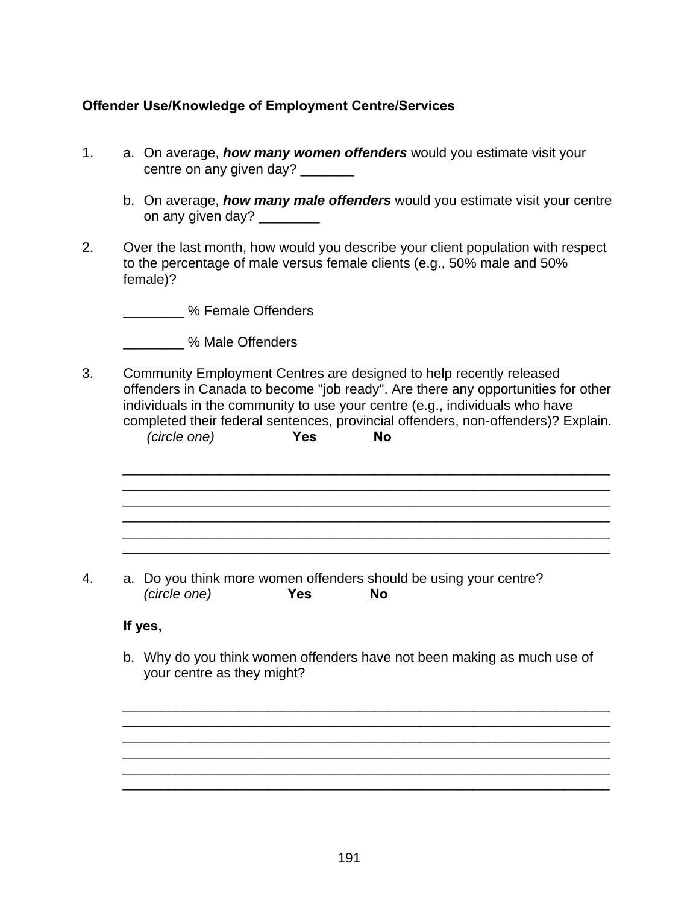**Offender Use/Knowledge of Employment Centre/Services**

1. a. On average, ***how many women offenders*** would you estimate visit your centre on any given day? _______

   b. On average, ***how many male offenders*** would you estimate visit your centre on any given day? ________

2. Over the last month, how would you describe your client population with respect to the percentage of male versus female clients (e.g., 50% male and 50% female)?

   ________ % Female Offenders

   ________ % Male Offenders

3. Community Employment Centres are designed to help recently released offenders in Canada to become "job ready". Are there any opportunities for other individuals in the community to use your centre (e.g., individuals who have completed their federal sentences, provincial offenders, non-offenders)? Explain.
   *(circle one)* **Yes** **No**

   ________________________________________________________________
   ________________________________________________________________
   ________________________________________________________________
   ________________________________________________________________
   ________________________________________________________________
   ________________________________________________________________

4. a. Do you think more women offenders should be using your centre?
   *(circle one)* **Yes** **No**

   **If yes,**

   b. Why do you think women offenders have not been making as much use of your centre as they might?

   ________________________________________________________________
   ________________________________________________________________
   ________________________________________________________________
   ________________________________________________________________
   ________________________________________________________________
   ________________________________________________________________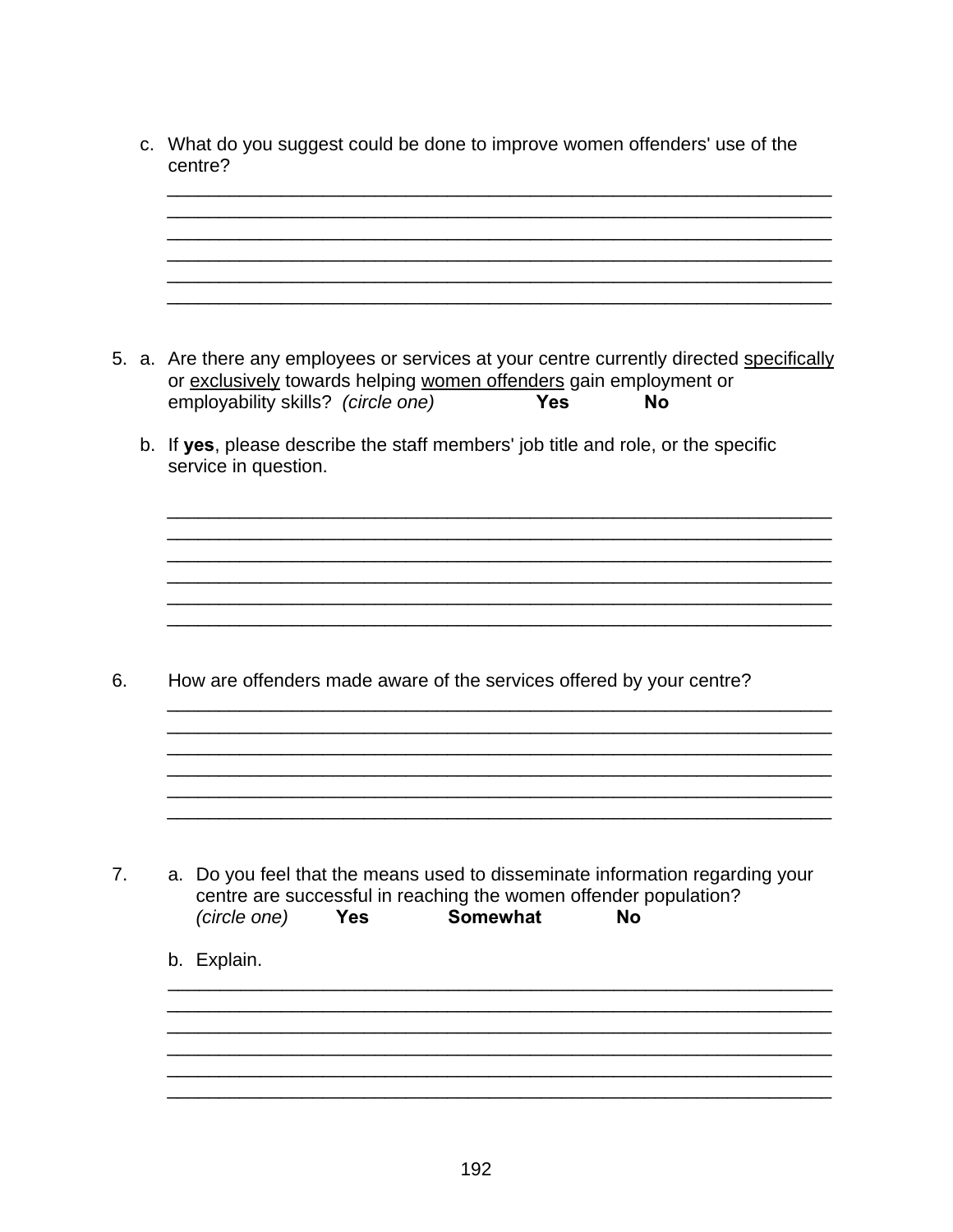c. What do you suggest could be done to improve women offenders' use of the centre?

________________________________________________________________
________________________________________________________________
________________________________________________________________
________________________________________________________________
________________________________________________________________
________________________________________________________________

5. a. Are there any employees or services at your centre currently directed <u>specifically</u> or <u>exclusively</u> towards helping <u>women offenders</u> gain employment or employability skills? *(circle one)* **Yes** **No**

b. If **yes**, please describe the staff members' job title and role, or the specific service in question.

________________________________________________________________
________________________________________________________________
________________________________________________________________
________________________________________________________________
________________________________________________________________
________________________________________________________________

6. How are offenders made aware of the services offered by your centre?

________________________________________________________________
________________________________________________________________
________________________________________________________________
________________________________________________________________
________________________________________________________________
________________________________________________________________

7. a. Do you feel that the means used to disseminate information regarding your centre are successful in reaching the women offender population? *(circle one)* **Yes** **Somewhat** **No**

b. Explain.

________________________________________________________________
________________________________________________________________
________________________________________________________________
________________________________________________________________
________________________________________________________________
________________________________________________________________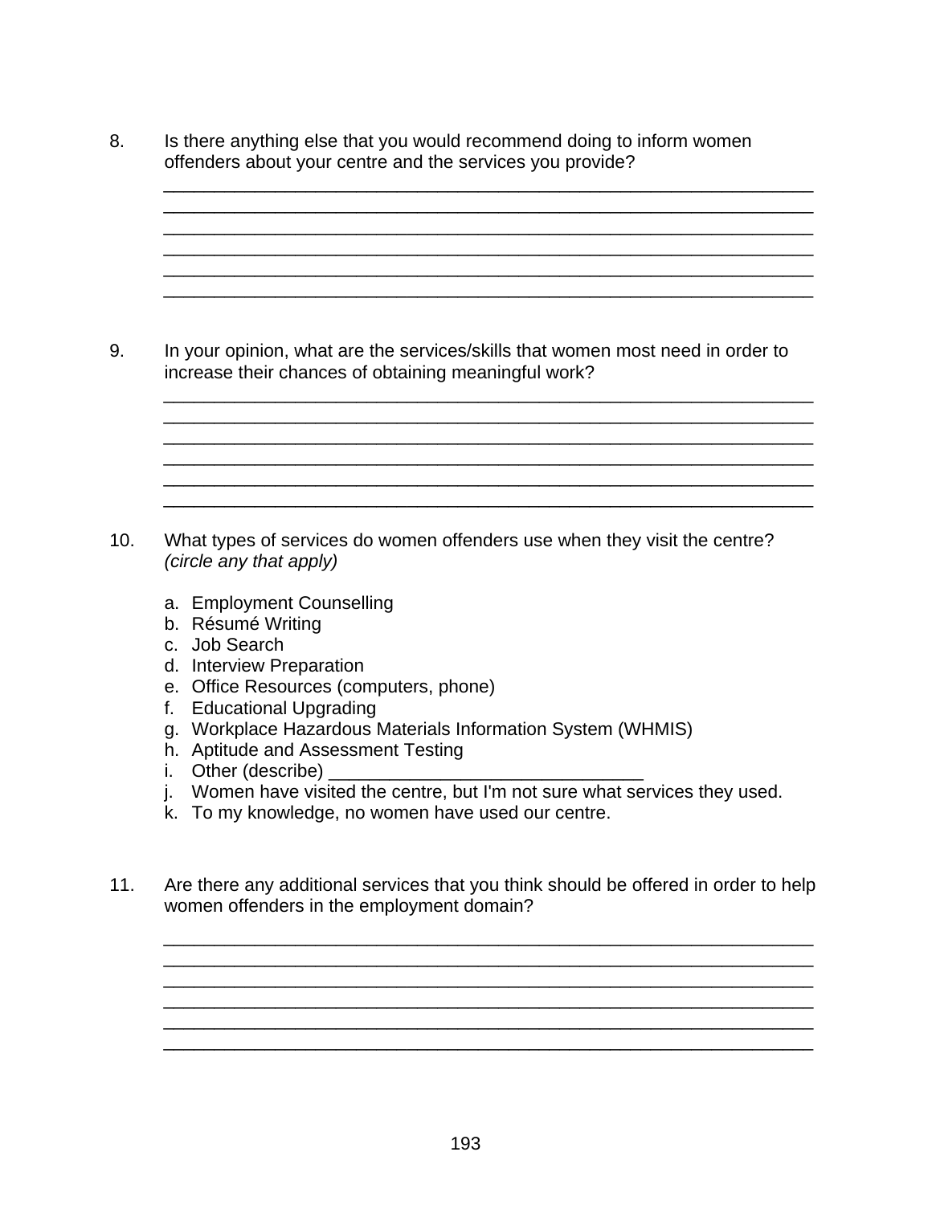8. Is there anything else that you would recommend doing to inform women offenders about your centre and the services you provide?

_______________________________________________________________
_______________________________________________________________
_______________________________________________________________
_______________________________________________________________
_______________________________________________________________
_______________________________________________________________

9. In your opinion, what are the services/skills that women most need in order to increase their chances of obtaining meaningful work?

_______________________________________________________________
_______________________________________________________________
_______________________________________________________________
_______________________________________________________________
_______________________________________________________________
_______________________________________________________________

10. What types of services do women offenders use when they visit the centre? *(circle any that apply)*

    a. Employment Counselling
    b. Résumé Writing
    c. Job Search
    d. Interview Preparation
    e. Office Resources (computers, phone)
    f. Educational Upgrading
    g. Workplace Hazardous Materials Information System (WHMIS)
    h. Aptitude and Assessment Testing
    i. Other (describe) ______________________________
    j. Women have visited the centre, but I'm not sure what services they used.
    k. To my knowledge, no women have used our centre.

11. Are there any additional services that you think should be offered in order to help women offenders in the employment domain?

_______________________________________________________________
_______________________________________________________________
_______________________________________________________________
_______________________________________________________________
_______________________________________________________________
_______________________________________________________________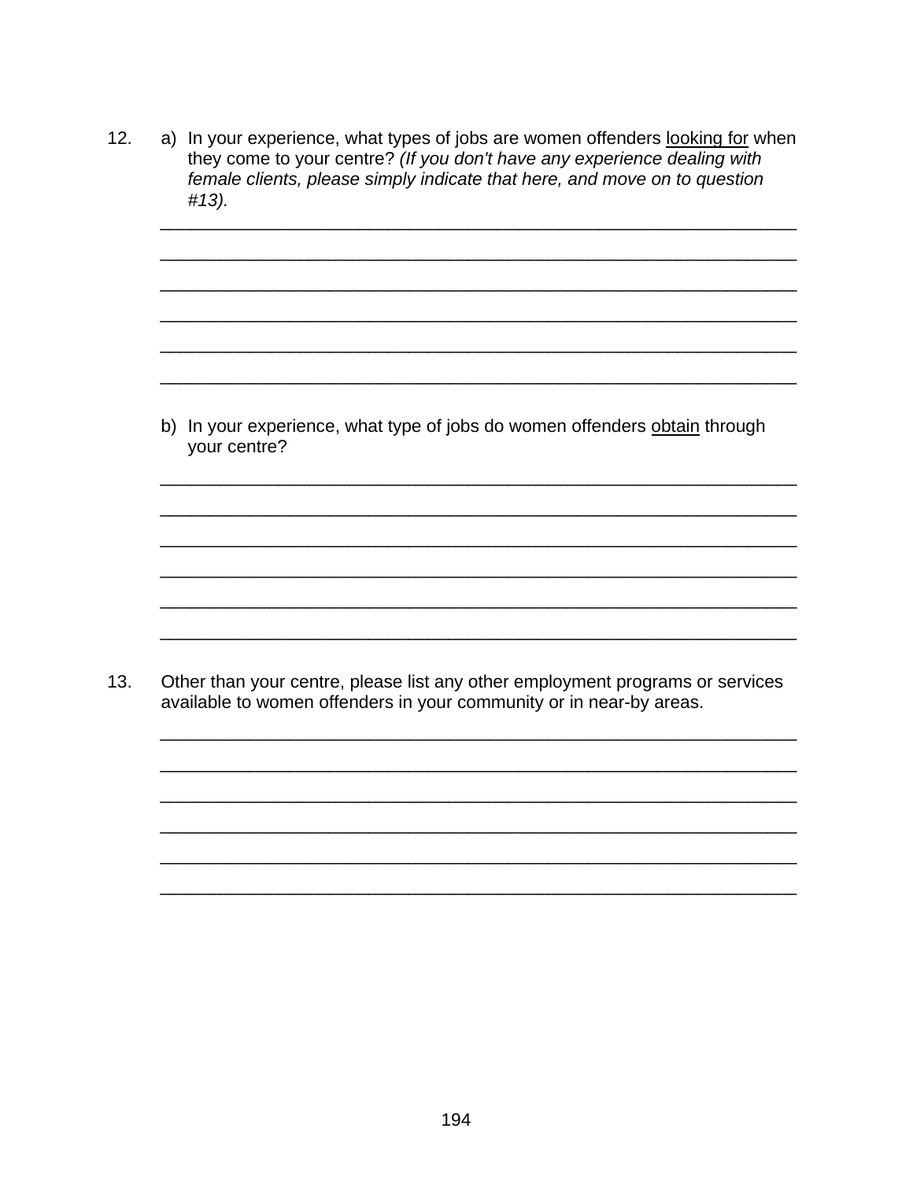12. a) In your experience, what types of jobs are women offenders <u>looking for</u> when they come to your centre? *(If you don't have any experience dealing with female clients, please simply indicate that here, and move on to question #13).*

______________________________________________________________________

______________________________________________________________________

______________________________________________________________________

______________________________________________________________________

______________________________________________________________________

______________________________________________________________________

b) In your experience, what type of jobs do women offenders <u>obtain</u> through your centre?

______________________________________________________________________

______________________________________________________________________

______________________________________________________________________

______________________________________________________________________

______________________________________________________________________

______________________________________________________________________

13. Other than your centre, please list any other employment programs or services available to women offenders in your community or in near-by areas.

______________________________________________________________________

______________________________________________________________________

______________________________________________________________________

______________________________________________________________________

______________________________________________________________________

______________________________________________________________________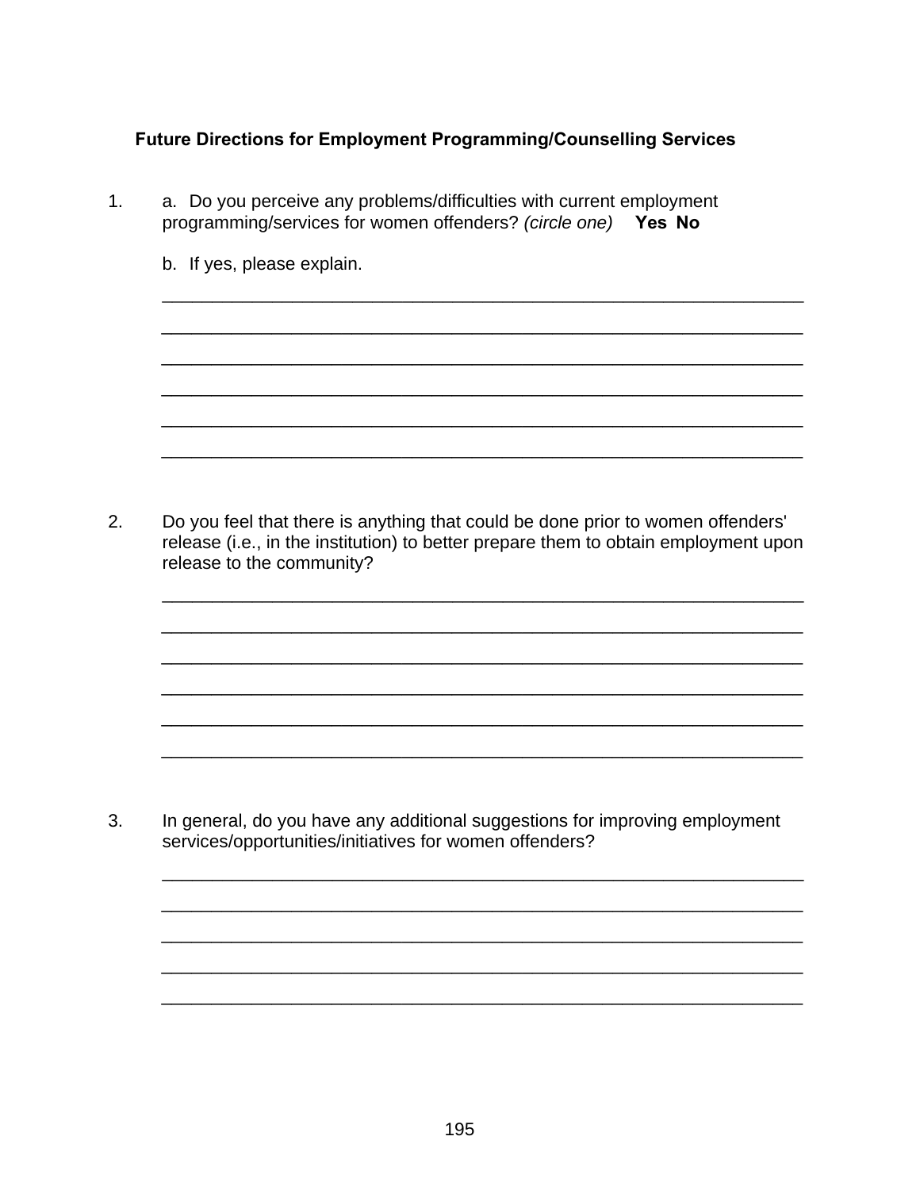### Future Directions for Employment Programming/Counselling Services

1. a. Do you perceive any problems/difficulties with current employment programming/services for women offenders? *(circle one)* **Yes No**

   b. If yes, please explain.

   ________________________________________________________________

   ________________________________________________________________

   ________________________________________________________________

   ________________________________________________________________

   ________________________________________________________________

   ________________________________________________________________

2. Do you feel that there is anything that could be done prior to women offenders' release (i.e., in the institution) to better prepare them to obtain employment upon release to the community?

   ________________________________________________________________

   ________________________________________________________________

   ________________________________________________________________

   ________________________________________________________________

   ________________________________________________________________

   ________________________________________________________________

3. In general, do you have any additional suggestions for improving employment services/opportunities/initiatives for women offenders?

   ________________________________________________________________

   ________________________________________________________________

   ________________________________________________________________

   ________________________________________________________________

   ________________________________________________________________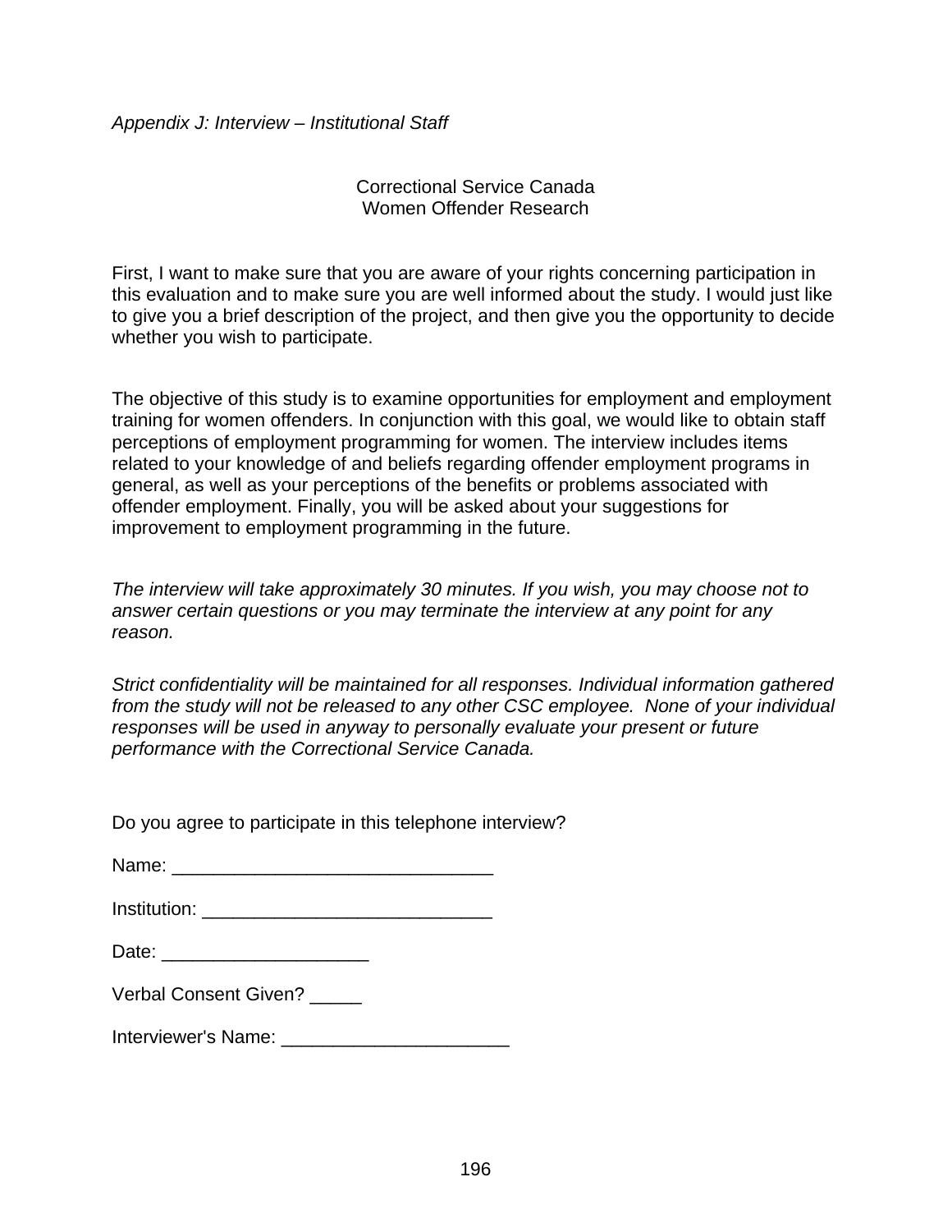*Appendix J: Interview – Institutional Staff*

Correctional Service Canada
Women Offender Research

First, I want to make sure that you are aware of your rights concerning participation in this evaluation and to make sure you are well informed about the study. I would just like to give you a brief description of the project, and then give you the opportunity to decide whether you wish to participate.

The objective of this study is to examine opportunities for employment and employment training for women offenders. In conjunction with this goal, we would like to obtain staff perceptions of employment programming for women. The interview includes items related to your knowledge of and beliefs regarding offender employment programs in general, as well as your perceptions of the benefits or problems associated with offender employment. Finally, you will be asked about your suggestions for improvement to employment programming in the future.

*The interview will take approximately 30 minutes. If you wish, you may choose not to answer certain questions or you may terminate the interview at any point for any reason.*

*Strict confidentiality will be maintained for all responses. Individual information gathered from the study will not be released to any other CSC employee. None of your individual responses will be used in anyway to personally evaluate your present or future performance with the Correctional Service Canada.*

Do you agree to participate in this telephone interview?

Name: _______________________________

Institution: ____________________________

Date: ____________________

Verbal Consent Given? _____

Interviewer's Name: ______________________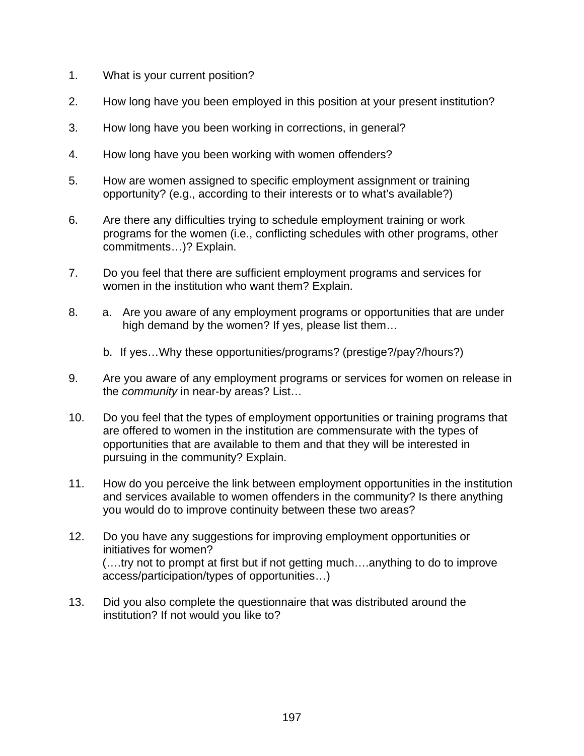1. What is your current position?

2. How long have you been employed in this position at your present institution?

3. How long have you been working in corrections, in general?

4. How long have you been working with women offenders?

5. How are women assigned to specific employment assignment or training opportunity? (e.g., according to their interests or to what's available?)

6. Are there any difficulties trying to schedule employment training or work programs for the women (i.e., conflicting schedules with other programs, other commitments…)? Explain.

7. Do you feel that there are sufficient employment programs and services for women in the institution who want them? Explain.

8. a. Are you aware of any employment programs or opportunities that are under high demand by the women? If yes, please list them…

   b. If yes…Why these opportunities/programs? (prestige?/pay?/hours?)

9. Are you aware of any employment programs or services for women on release in the *community* in near-by areas? List…

10. Do you feel that the types of employment opportunities or training programs that are offered to women in the institution are commensurate with the types of opportunities that are available to them and that they will be interested in pursuing in the community? Explain.

11. How do you perceive the link between employment opportunities in the institution and services available to women offenders in the community? Is there anything you would do to improve continuity between these two areas?

12. Do you have any suggestions for improving employment opportunities or initiatives for women?
    (….try not to prompt at first but if not getting much….anything to do to improve access/participation/types of opportunities…)

13. Did you also complete the questionnaire that was distributed around the institution? If not would you like to?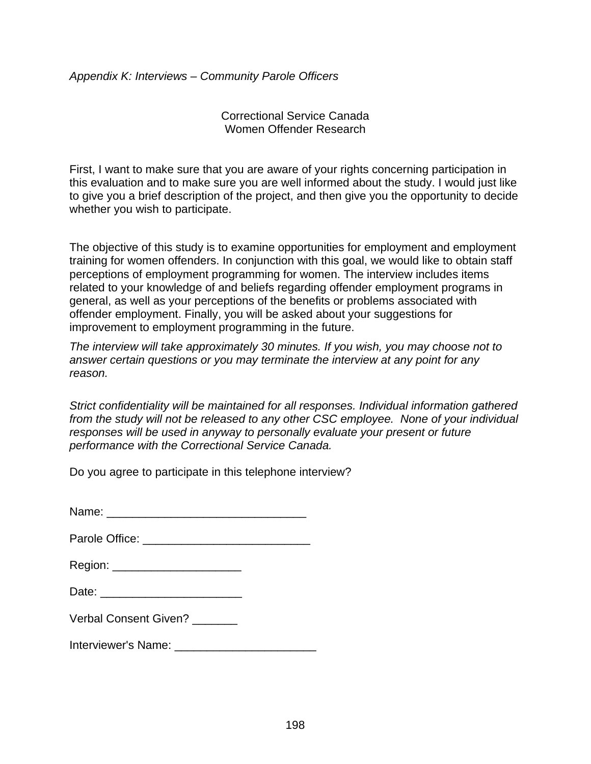*Appendix K: Interviews – Community Parole Officers*

Correctional Service Canada
Women Offender Research

First, I want to make sure that you are aware of your rights concerning participation in this evaluation and to make sure you are well informed about the study. I would just like to give you a brief description of the project, and then give you the opportunity to decide whether you wish to participate.

The objective of this study is to examine opportunities for employment and employment training for women offenders. In conjunction with this goal, we would like to obtain staff perceptions of employment programming for women. The interview includes items related to your knowledge of and beliefs regarding offender employment programs in general, as well as your perceptions of the benefits or problems associated with offender employment. Finally, you will be asked about your suggestions for improvement to employment programming in the future.

*The interview will take approximately 30 minutes. If you wish, you may choose not to answer certain questions or you may terminate the interview at any point for any reason.*

*Strict confidentiality will be maintained for all responses. Individual information gathered from the study will not be released to any other CSC employee. None of your individual responses will be used in anyway to personally evaluate your present or future performance with the Correctional Service Canada.*

Do you agree to participate in this telephone interview?

Name: _______________________________

Parole Office: __________________________

Region: ____________________

Date: ______________________

Verbal Consent Given? _______

Interviewer's Name: ______________________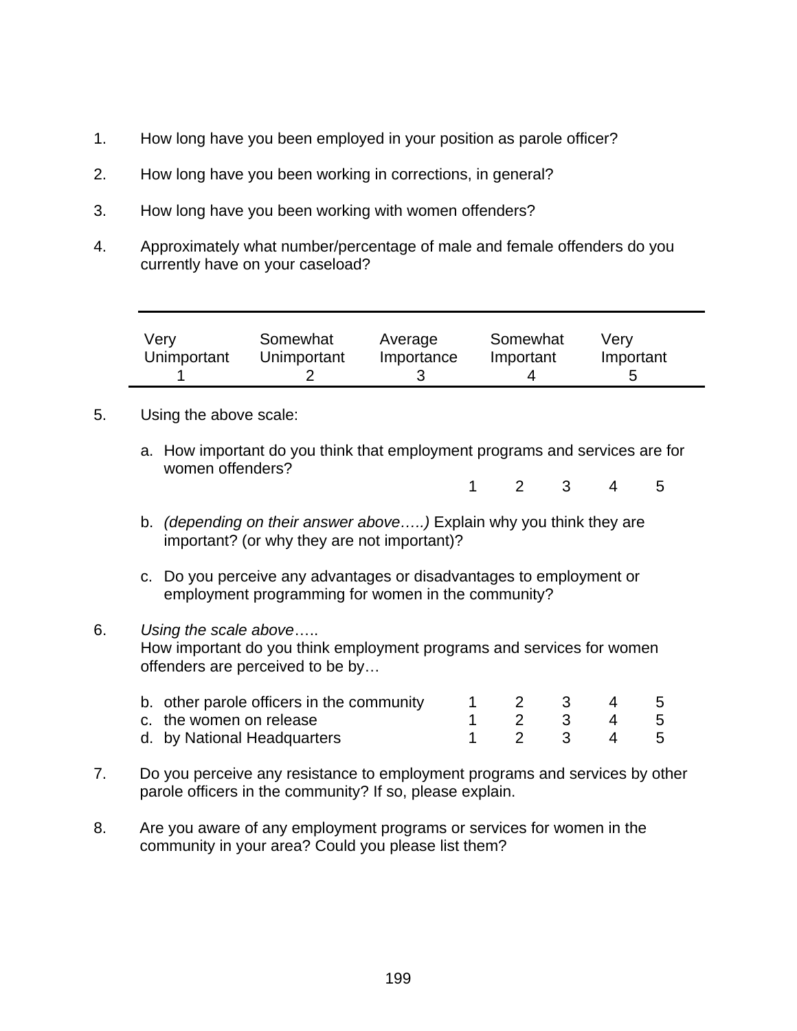1. How long have you been employed in your position as parole officer?

2. How long have you been working in corrections, in general?

3. How long have you been working with women offenders?

4. Approximately what number/percentage of male and female offenders do you currently have on your caseload?

| Very Unimportant | Somewhat Unimportant | Average Importance | Somewhat Important | Very Important |
|---|---|---|---|---|
| 1 | 2 | 3 | 4 | 5 |

5. Using the above scale:

   a. How important do you think that employment programs and services are for women offenders?

      1 2 3 4 5

   b. *(depending on their answer above…..)* Explain why you think they are important? (or why they are not important)?

   c. Do you perceive any advantages or disadvantages to employment or employment programming for women in the community?

6. *Using the scale above*…..
   How important do you think employment programs and services for women offenders are perceived to be by…

| | | | | | |
|---|---|---|---|---|---|
| b. other parole officers in the community | 1 | 2 | 3 | 4 | 5 |
| c. the women on release | 1 | 2 | 3 | 4 | 5 |
| d. by National Headquarters | 1 | 2 | 3 | 4 | 5 |

7. Do you perceive any resistance to employment programs and services by other parole officers in the community? If so, please explain.

8. Are you aware of any employment programs or services for women in the community in your area? Could you please list them?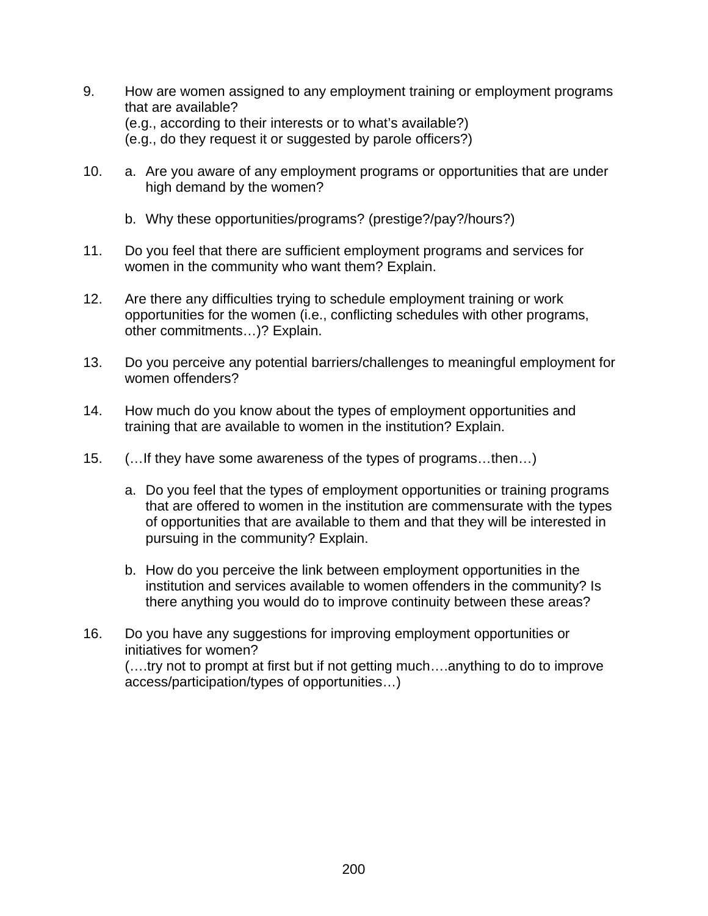9. How are women assigned to any employment training or employment programs that are available?
   (e.g., according to their interests or to what's available?)
   (e.g., do they request it or suggested by parole officers?)

10. a. Are you aware of any employment programs or opportunities that are under high demand by the women?

    b. Why these opportunities/programs? (prestige?/pay?/hours?)

11. Do you feel that there are sufficient employment programs and services for women in the community who want them? Explain.

12. Are there any difficulties trying to schedule employment training or work opportunities for the women (i.e., conflicting schedules with other programs, other commitments…)? Explain.

13. Do you perceive any potential barriers/challenges to meaningful employment for women offenders?

14. How much do you know about the types of employment opportunities and training that are available to women in the institution? Explain.

15. (…If they have some awareness of the types of programs…then…)

    a. Do you feel that the types of employment opportunities or training programs that are offered to women in the institution are commensurate with the types of opportunities that are available to them and that they will be interested in pursuing in the community? Explain.

    b. How do you perceive the link between employment opportunities in the institution and services available to women offenders in the community? Is there anything you would do to improve continuity between these areas?

16. Do you have any suggestions for improving employment opportunities or initiatives for women?
    (….try not to prompt at first but if not getting much….anything to do to improve access/participation/types of opportunities…)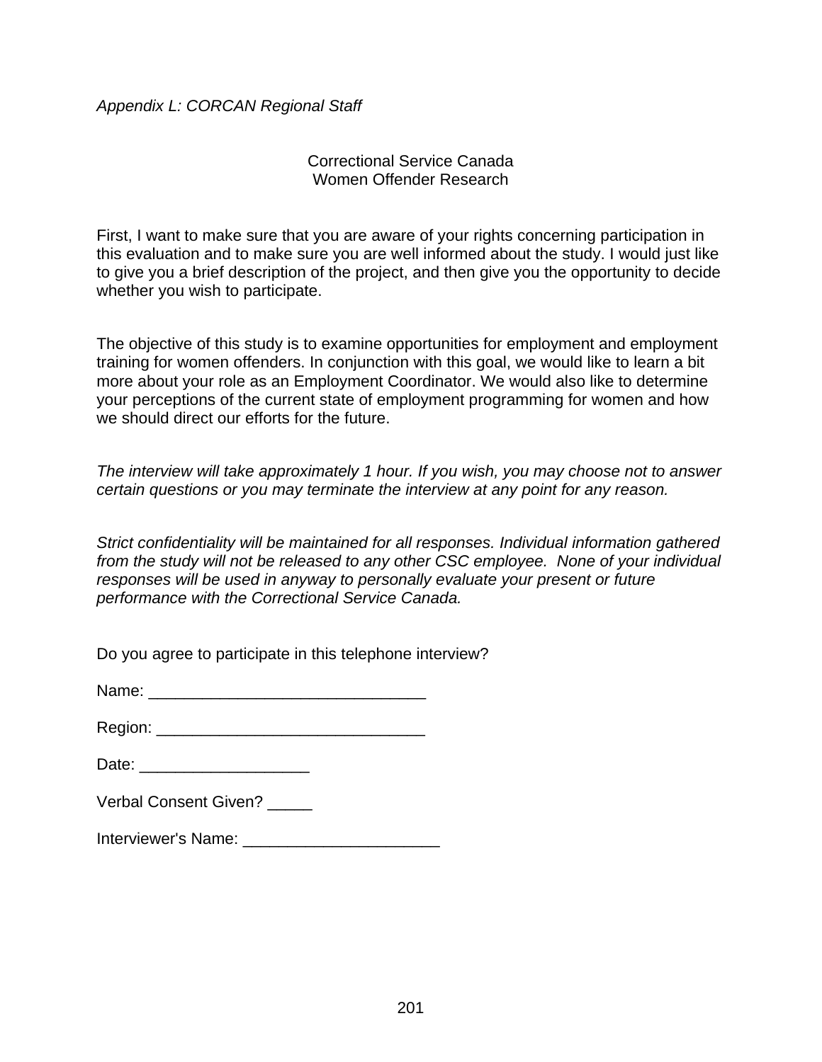*Appendix L: CORCAN Regional Staff*

Correctional Service Canada
Women Offender Research

First, I want to make sure that you are aware of your rights concerning participation in this evaluation and to make sure you are well informed about the study. I would just like to give you a brief description of the project, and then give you the opportunity to decide whether you wish to participate.

The objective of this study is to examine opportunities for employment and employment training for women offenders. In conjunction with this goal, we would like to learn a bit more about your role as an Employment Coordinator. We would also like to determine your perceptions of the current state of employment programming for women and how we should direct our efforts for the future.

*The interview will take approximately 1 hour. If you wish, you may choose not to answer certain questions or you may terminate the interview at any point for any reason.*

*Strict confidentiality will be maintained for all responses. Individual information gathered from the study will not be released to any other CSC employee. None of your individual responses will be used in anyway to personally evaluate your present or future performance with the Correctional Service Canada.*

Do you agree to participate in this telephone interview?

Name: _______________________________

Region: ______________________________

Date: ___________________

Verbal Consent Given? _____

Interviewer's Name: ______________________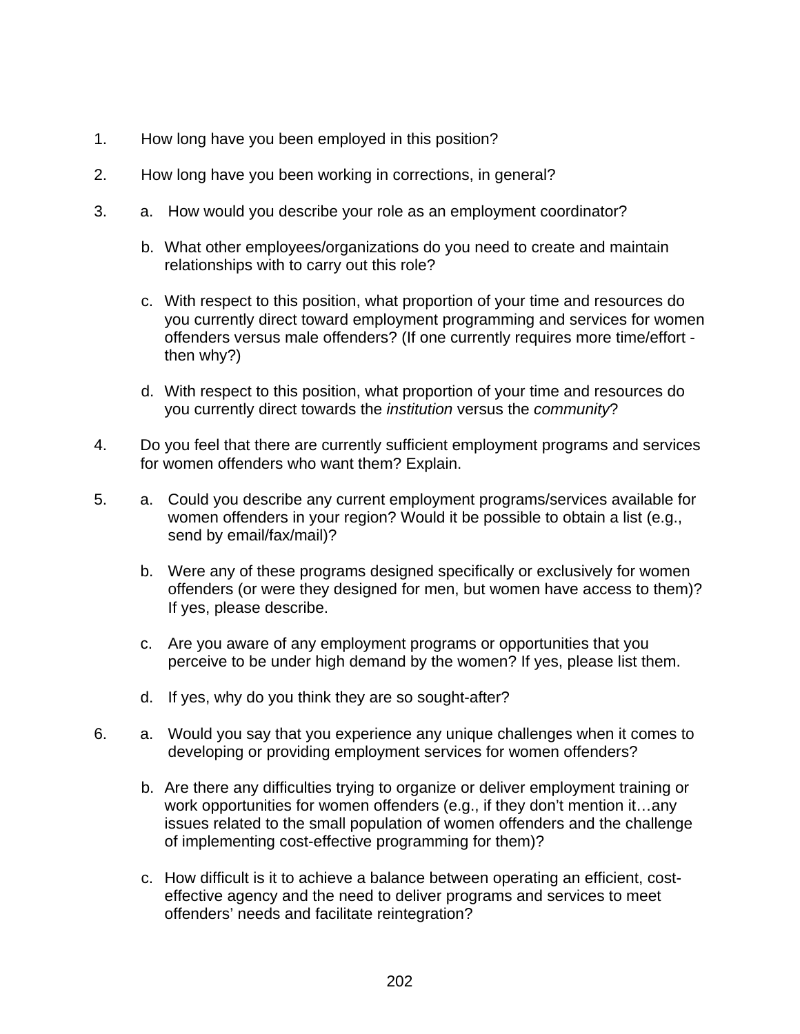1. How long have you been employed in this position?

2. How long have you been working in corrections, in general?

3. a. How would you describe your role as an employment coordinator?

   b. What other employees/organizations do you need to create and maintain relationships with to carry out this role?

   c. With respect to this position, what proportion of your time and resources do you currently direct toward employment programming and services for women offenders versus male offenders? (If one currently requires more time/effort - then why?)

   d. With respect to this position, what proportion of your time and resources do you currently direct towards the *institution* versus the *community*?

4. Do you feel that there are currently sufficient employment programs and services for women offenders who want them? Explain.

5. a. Could you describe any current employment programs/services available for women offenders in your region? Would it be possible to obtain a list (e.g., send by email/fax/mail)?

   b. Were any of these programs designed specifically or exclusively for women offenders (or were they designed for men, but women have access to them)? If yes, please describe.

   c. Are you aware of any employment programs or opportunities that you perceive to be under high demand by the women? If yes, please list them.

   d. If yes, why do you think they are so sought-after?

6. a. Would you say that you experience any unique challenges when it comes to developing or providing employment services for women offenders?

   b. Are there any difficulties trying to organize or deliver employment training or work opportunities for women offenders (e.g., if they don't mention it…any issues related to the small population of women offenders and the challenge of implementing cost-effective programming for them)?

   c. How difficult is it to achieve a balance between operating an efficient, cost-effective agency and the need to deliver programs and services to meet offenders' needs and facilitate reintegration?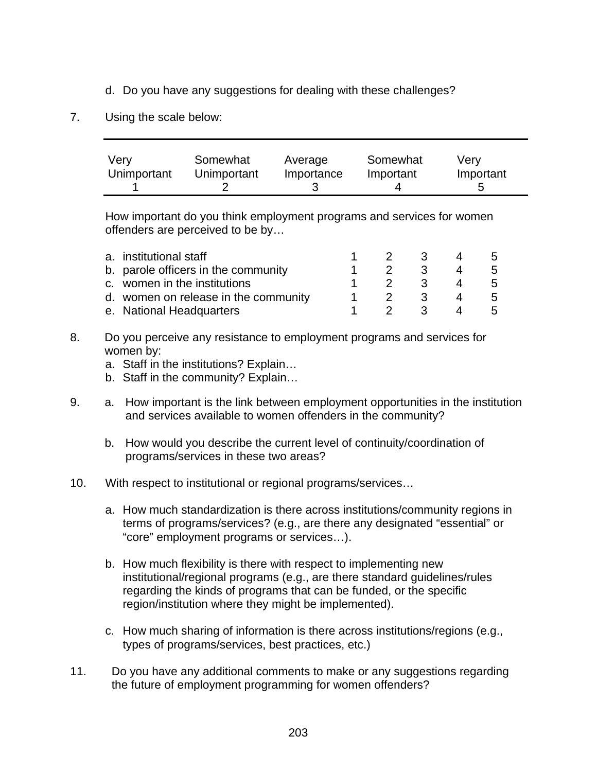d. Do you have any suggestions for dealing with these challenges?

7. Using the scale below:

| Very Unimportant | Somewhat Unimportant | Average Importance | Somewhat Important | Very Important |
|---|---|---|---|---|
| 1 | 2 | 3 | 4 | 5 |

How important do you think employment programs and services for women offenders are perceived to be by…

| | | | | | |
|---|---|---|---|---|---|
| a. institutional staff | 1 | 2 | 3 | 4 | 5 |
| b. parole officers in the community | 1 | 2 | 3 | 4 | 5 |
| c. women in the institutions | 1 | 2 | 3 | 4 | 5 |
| d. women on release in the community | 1 | 2 | 3 | 4 | 5 |
| e. National Headquarters | 1 | 2 | 3 | 4 | 5 |

8. Do you perceive any resistance to employment programs and services for women by:
   a. Staff in the institutions? Explain…
   b. Staff in the community? Explain…

9. a. How important is the link between employment opportunities in the institution and services available to women offenders in the community?

   b. How would you describe the current level of continuity/coordination of programs/services in these two areas?

10. With respect to institutional or regional programs/services…

    a. How much standardization is there across institutions/community regions in terms of programs/services? (e.g., are there any designated "essential" or "core" employment programs or services…).

    b. How much flexibility is there with respect to implementing new institutional/regional programs (e.g., are there standard guidelines/rules regarding the kinds of programs that can be funded, or the specific region/institution where they might be implemented).

    c. How much sharing of information is there across institutions/regions (e.g., types of programs/services, best practices, etc.)

11. Do you have any additional comments to make or any suggestions regarding the future of employment programming for women offenders?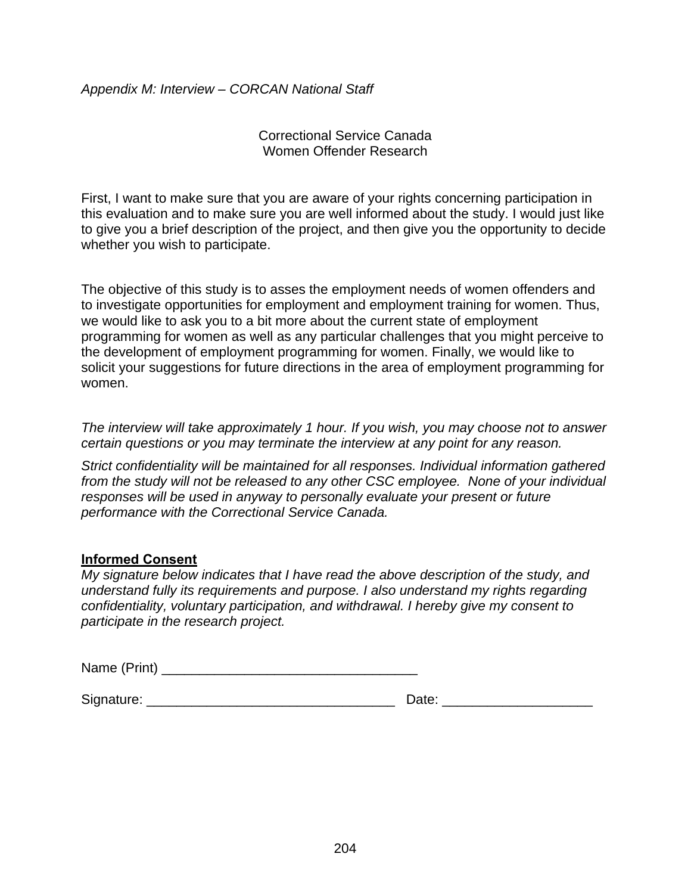*Appendix M: Interview – CORCAN National Staff*

Correctional Service Canada
Women Offender Research

First, I want to make sure that you are aware of your rights concerning participation in this evaluation and to make sure you are well informed about the study. I would just like to give you a brief description of the project, and then give you the opportunity to decide whether you wish to participate.

The objective of this study is to asses the employment needs of women offenders and to investigate opportunities for employment and employment training for women. Thus, we would like to ask you to a bit more about the current state of employment programming for women as well as any particular challenges that you might perceive to the development of employment programming for women. Finally, we would like to solicit your suggestions for future directions in the area of employment programming for women.

*The interview will take approximately 1 hour. If you wish, you may choose not to answer certain questions or you may terminate the interview at any point for any reason.*

*Strict confidentiality will be maintained for all responses. Individual information gathered from the study will not be released to any other CSC employee. None of your individual responses will be used in anyway to personally evaluate your present or future performance with the Correctional Service Canada.*

**Informed Consent**

*My signature below indicates that I have read the above description of the study, and understand fully its requirements and purpose. I also understand my rights regarding confidentiality, voluntary participation, and withdrawal. I hereby give my consent to participate in the research project.*

Name (Print) _________________________________

Signature: ________________________________ Date: ___________________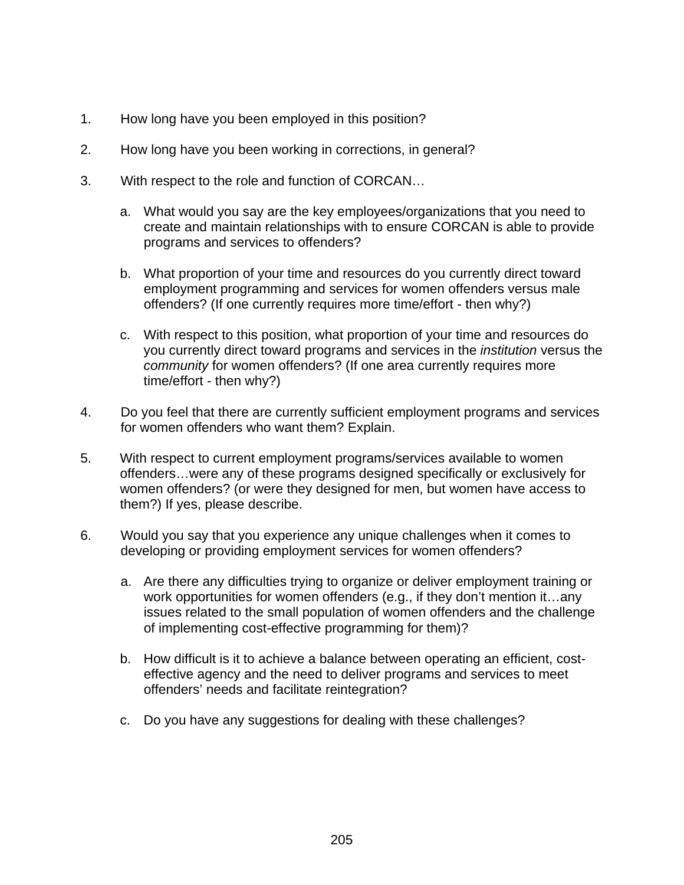1. How long have you been employed in this position?

2. How long have you been working in corrections, in general?

3. With respect to the role and function of CORCAN…

   a. What would you say are the key employees/organizations that you need to create and maintain relationships with to ensure CORCAN is able to provide programs and services to offenders?

   b. What proportion of your time and resources do you currently direct toward employment programming and services for women offenders versus male offenders? (If one currently requires more time/effort - then why?)

   c. With respect to this position, what proportion of your time and resources do you currently direct toward programs and services in the *institution* versus the *community* for women offenders? (If one area currently requires more time/effort - then why?)

4. Do you feel that there are currently sufficient employment programs and services for women offenders who want them? Explain.

5. With respect to current employment programs/services available to women offenders…were any of these programs designed specifically or exclusively for women offenders? (or were they designed for men, but women have access to them?) If yes, please describe.

6. Would you say that you experience any unique challenges when it comes to developing or providing employment services for women offenders?

   a. Are there any difficulties trying to organize or deliver employment training or work opportunities for women offenders (e.g., if they don't mention it…any issues related to the small population of women offenders and the challenge of implementing cost-effective programming for them)?

   b. How difficult is it to achieve a balance between operating an efficient, cost-effective agency and the need to deliver programs and services to meet offenders' needs and facilitate reintegration?

   c. Do you have any suggestions for dealing with these challenges?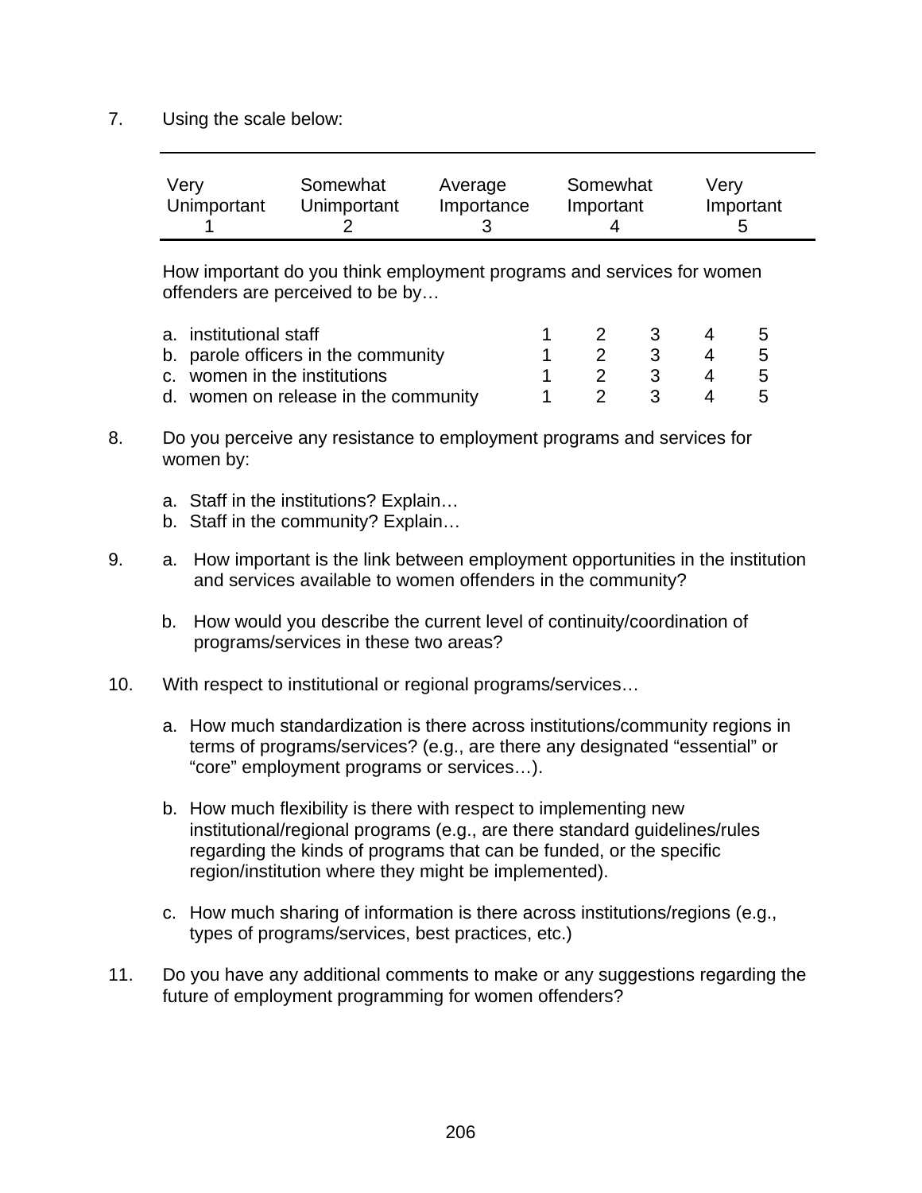7. Using the scale below:

| Very Unimportant | Somewhat Unimportant | Average Importance | Somewhat Important | Very Important |
|---|---|---|---|---|
| 1 | 2 | 3 | 4 | 5 |

How important do you think employment programs and services for women offenders are perceived to be by…

| | | | | | |
|---|---|---|---|---|---|
| a. institutional staff | 1 | 2 | 3 | 4 | 5 |
| b. parole officers in the community | 1 | 2 | 3 | 4 | 5 |
| c. women in the institutions | 1 | 2 | 3 | 4 | 5 |
| d. women on release in the community | 1 | 2 | 3 | 4 | 5 |

8. Do you perceive any resistance to employment programs and services for women by:

   a. Staff in the institutions? Explain…
   b. Staff in the community? Explain…

9. a. How important is the link between employment opportunities in the institution and services available to women offenders in the community?

   b. How would you describe the current level of continuity/coordination of programs/services in these two areas?

10. With respect to institutional or regional programs/services…

    a. How much standardization is there across institutions/community regions in terms of programs/services? (e.g., are there any designated “essential” or “core” employment programs or services…).

    b. How much flexibility is there with respect to implementing new institutional/regional programs (e.g., are there standard guidelines/rules regarding the kinds of programs that can be funded, or the specific region/institution where they might be implemented).

    c. How much sharing of information is there across institutions/regions (e.g., types of programs/services, best practices, etc.)

11. Do you have any additional comments to make or any suggestions regarding the future of employment programming for women offenders?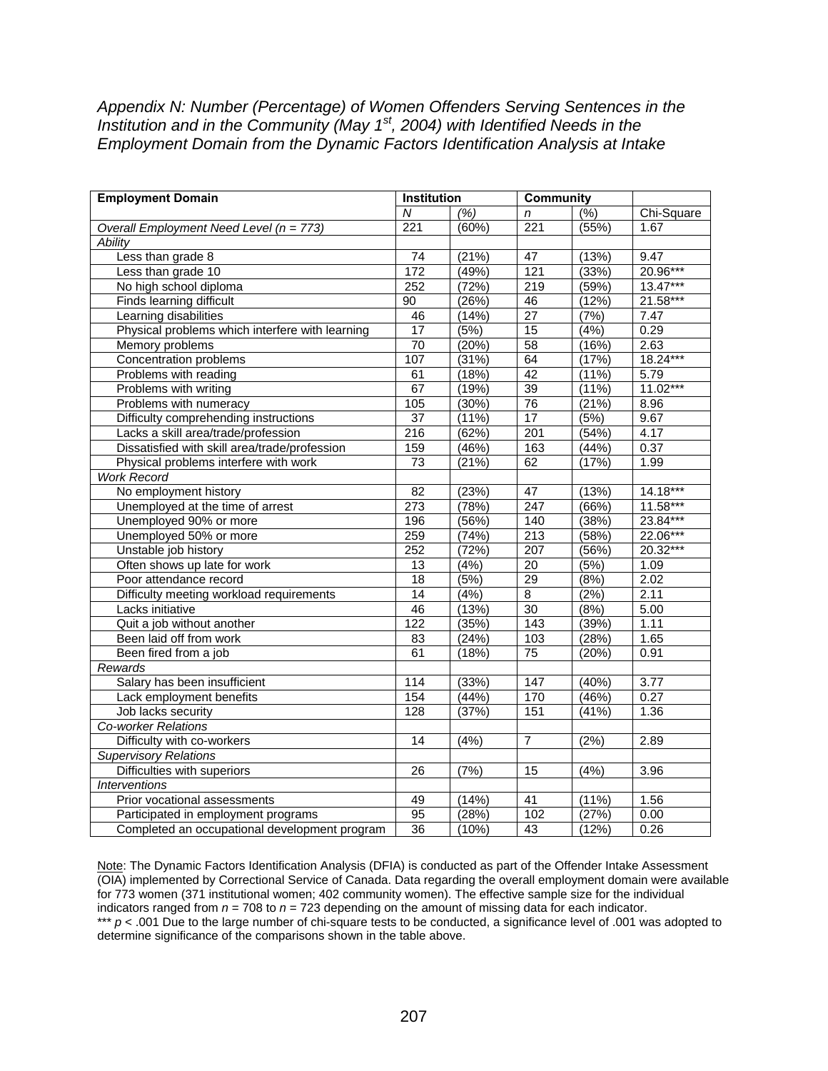*Appendix N: Number (Percentage) of Women Offenders Serving Sentences in the Institution and in the Community (May 1st, 2004) with Identified Needs in the Employment Domain from the Dynamic Factors Identification Analysis at Intake*

| Employment Domain | Institution | | Community | | |
|---|---|---|---|---|---|
| | *N* | *(%)* | *n* | (%) | Chi-Square |
| *Overall Employment Need Level (n = 773)* | 221 | (60%) | 221 | (55%) | 1.67 |
| *Ability* | | | | | |
| Less than grade 8 | 74 | (21%) | 47 | (13%) | 9.47 |
| Less than grade 10 | 172 | (49%) | 121 | (33%) | 20.96*** |
| No high school diploma | 252 | (72%) | 219 | (59%) | 13.47*** |
| Finds learning difficult | 90 | (26%) | 46 | (12%) | 21.58*** |
| Learning disabilities | 46 | (14%) | 27 | (7%) | 7.47 |
| Physical problems which interfere with learning | 17 | (5%) | 15 | (4%) | 0.29 |
| Memory problems | 70 | (20%) | 58 | (16%) | 2.63 |
| Concentration problems | 107 | (31%) | 64 | (17%) | 18.24*** |
| Problems with reading | 61 | (18%) | 42 | (11%) | 5.79 |
| Problems with writing | 67 | (19%) | 39 | (11%) | 11.02*** |
| Problems with numeracy | 105 | (30%) | 76 | (21%) | 8.96 |
| Difficulty comprehending instructions | 37 | (11%) | 17 | (5%) | 9.67 |
| Lacks a skill area/trade/profession | 216 | (62%) | 201 | (54%) | 4.17 |
| Dissatisfied with skill area/trade/profession | 159 | (46%) | 163 | (44%) | 0.37 |
| Physical problems interfere with work | 73 | (21%) | 62 | (17%) | 1.99 |
| *Work Record* | | | | | |
| No employment history | 82 | (23%) | 47 | (13%) | 14.18*** |
| Unemployed at the time of arrest | 273 | (78%) | 247 | (66%) | 11.58*** |
| Unemployed 90% or more | 196 | (56%) | 140 | (38%) | 23.84*** |
| Unemployed 50% or more | 259 | (74%) | 213 | (58%) | 22.06*** |
| Unstable job history | 252 | (72%) | 207 | (56%) | 20.32*** |
| Often shows up late for work | 13 | (4%) | 20 | (5%) | 1.09 |
| Poor attendance record | 18 | (5%) | 29 | (8%) | 2.02 |
| Difficulty meeting workload requirements | 14 | (4%) | 8 | (2%) | 2.11 |
| Lacks initiative | 46 | (13%) | 30 | (8%) | 5.00 |
| Quit a job without another | 122 | (35%) | 143 | (39%) | 1.11 |
| Been laid off from work | 83 | (24%) | 103 | (28%) | 1.65 |
| Been fired from a job | 61 | (18%) | 75 | (20%) | 0.91 |
| *Rewards* | | | | | |
| Salary has been insufficient | 114 | (33%) | 147 | (40%) | 3.77 |
| Lack employment benefits | 154 | (44%) | 170 | (46%) | 0.27 |
| Job lacks security | 128 | (37%) | 151 | (41%) | 1.36 |
| *Co-worker Relations* | | | | | |
| Difficulty with co-workers | 14 | (4%) | 7 | (2%) | 2.89 |
| *Supervisory Relations* | | | | | |
| Difficulties with superiors | 26 | (7%) | 15 | (4%) | 3.96 |
| *Interventions* | | | | | |
| Prior vocational assessments | 49 | (14%) | 41 | (11%) | 1.56 |
| Participated in employment programs | 95 | (28%) | 102 | (27%) | 0.00 |
| Completed an occupational development program | 36 | (10%) | 43 | (12%) | 0.26 |

Note: The Dynamic Factors Identification Analysis (DFIA) is conducted as part of the Offender Intake Assessment (OIA) implemented by Correctional Service of Canada. Data regarding the overall employment domain were available for 773 women (371 institutional women; 402 community women). The effective sample size for the individual indicators ranged from $n = 708$ to $n = 723$ depending on the amount of missing data for each indicator.
*** $p < .001$ Due to the large number of chi-square tests to be conducted, a significance level of .001 was adopted to determine significance of the comparisons shown in the table above.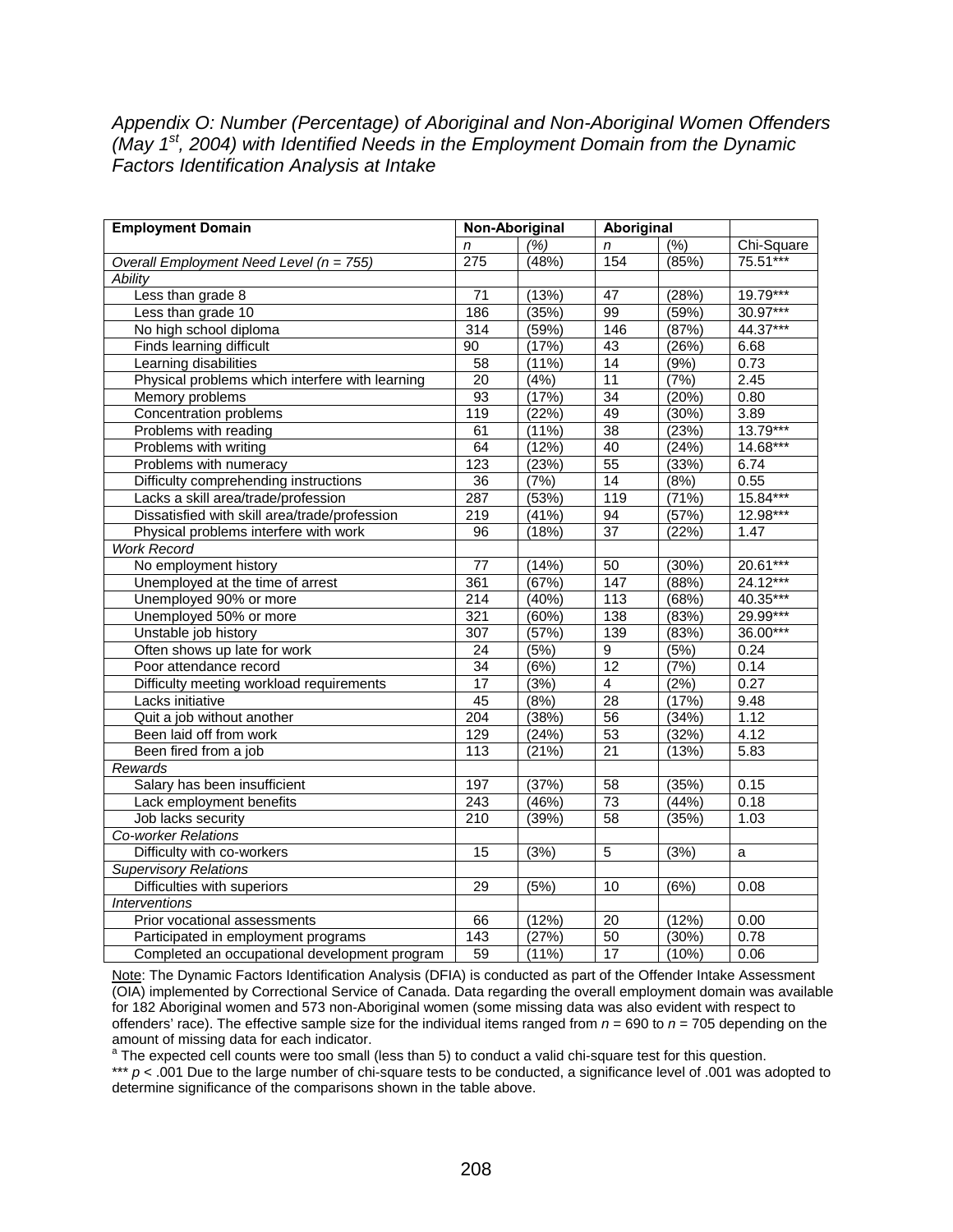*Appendix O: Number (Percentage) of Aboriginal and Non-Aboriginal Women Offenders (May 1st, 2004) with Identified Needs in the Employment Domain from the Dynamic Factors Identification Analysis at Intake*

| **Employment Domain** | **Non-Aboriginal** | | **Aboriginal** | | |
|---|---|---|---|---|---|
| | *n* | *(%)* | *n* | (%) | Chi-Square |
| *Overall Employment Need Level (n = 755)* | 275 | (48%) | 154 | (85%) | 75.51*** |
| *Ability* | | | | | |
| Less than grade 8 | 71 | (13%) | 47 | (28%) | 19.79*** |
| Less than grade 10 | 186 | (35%) | 99 | (59%) | 30.97*** |
| No high school diploma | 314 | (59%) | 146 | (87%) | 44.37*** |
| Finds learning difficult | 90 | (17%) | 43 | (26%) | 6.68 |
| Learning disabilities | 58 | (11%) | 14 | (9%) | 0.73 |
| Physical problems which interfere with learning | 20 | (4%) | 11 | (7%) | 2.45 |
| Memory problems | 93 | (17%) | 34 | (20%) | 0.80 |
| Concentration problems | 119 | (22%) | 49 | (30%) | 3.89 |
| Problems with reading | 61 | (11%) | 38 | (23%) | 13.79*** |
| Problems with writing | 64 | (12%) | 40 | (24%) | 14.68*** |
| Problems with numeracy | 123 | (23%) | 55 | (33%) | 6.74 |
| Difficulty comprehending instructions | 36 | (7%) | 14 | (8%) | 0.55 |
| Lacks a skill area/trade/profession | 287 | (53%) | 119 | (71%) | 15.84*** |
| Dissatisfied with skill area/trade/profession | 219 | (41%) | 94 | (57%) | 12.98*** |
| Physical problems interfere with work | 96 | (18%) | 37 | (22%) | 1.47 |
| *Work Record* | | | | | |
| No employment history | 77 | (14%) | 50 | (30%) | 20.61*** |
| Unemployed at the time of arrest | 361 | (67%) | 147 | (88%) | 24.12*** |
| Unemployed 90% or more | 214 | (40%) | 113 | (68%) | 40.35*** |
| Unemployed 50% or more | 321 | (60%) | 138 | (83%) | 29.99*** |
| Unstable job history | 307 | (57%) | 139 | (83%) | 36.00*** |
| Often shows up late for work | 24 | (5%) | 9 | (5%) | 0.24 |
| Poor attendance record | 34 | (6%) | 12 | (7%) | 0.14 |
| Difficulty meeting workload requirements | 17 | (3%) | 4 | (2%) | 0.27 |
| Lacks initiative | 45 | (8%) | 28 | (17%) | 9.48 |
| Quit a job without another | 204 | (38%) | 56 | (34%) | 1.12 |
| Been laid off from work | 129 | (24%) | 53 | (32%) | 4.12 |
| Been fired from a job | 113 | (21%) | 21 | (13%) | 5.83 |
| *Rewards* | | | | | |
| Salary has been insufficient | 197 | (37%) | 58 | (35%) | 0.15 |
| Lack employment benefits | 243 | (46%) | 73 | (44%) | 0.18 |
| Job lacks security | 210 | (39%) | 58 | (35%) | 1.03 |
| *Co-worker Relations* | | | | | |
| Difficulty with co-workers | 15 | (3%) | 5 | (3%) | a |
| *Supervisory Relations* | | | | | |
| Difficulties with superiors | 29 | (5%) | 10 | (6%) | 0.08 |
| *Interventions* | | | | | |
| Prior vocational assessments | 66 | (12%) | 20 | (12%) | 0.00 |
| Participated in employment programs | 143 | (27%) | 50 | (30%) | 0.78 |
| Completed an occupational development program | 59 | (11%) | 17 | (10%) | 0.06 |

Note: The Dynamic Factors Identification Analysis (DFIA) is conducted as part of the Offender Intake Assessment (OIA) implemented by Correctional Service of Canada. Data regarding the overall employment domain was available for 182 Aboriginal women and 573 non-Aboriginal women (some missing data was also evident with respect to offenders' race). The effective sample size for the individual items ranged from $n = 690$ to $n = 705$ depending on the amount of missing data for each indicator.

[a] The expected cell counts were too small (less than 5) to conduct a valid chi-square test for this question.

*** $p < .001$ Due to the large number of chi-square tests to be conducted, a significance level of .001 was adopted to determine significance of the comparisons shown in the table above.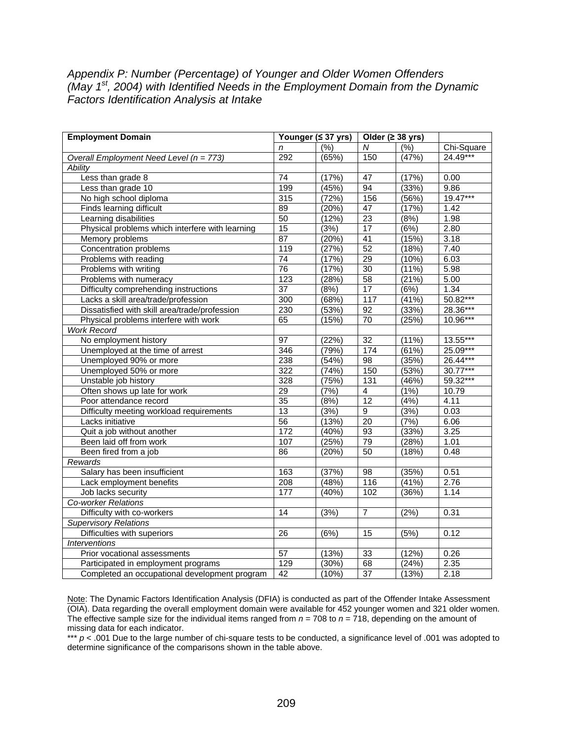*Appendix P: Number (Percentage) of Younger and Older Women Offenders (May 1st, 2004) with Identified Needs in the Employment Domain from the Dynamic Factors Identification Analysis at Intake*

| Employment Domain | Younger (≤ 37 yrs) | | Older (≥ 38 yrs) | | |
|---|---|---|---|---|---|
| | *n* | (%) | *N* | (%) | Chi-Square |
| *Overall Employment Need Level (n = 773)* | 292 | (65%) | 150 | (47%) | 24.49*** |
| *Ability* | | | | | |
| Less than grade 8 | 74 | (17%) | 47 | (17%) | 0.00 |
| Less than grade 10 | 199 | (45%) | 94 | (33%) | 9.86 |
| No high school diploma | 315 | (72%) | 156 | (56%) | 19.47*** |
| Finds learning difficult | 89 | (20%) | 47 | (17%) | 1.42 |
| Learning disabilities | 50 | (12%) | 23 | (8%) | 1.98 |
| Physical problems which interfere with learning | 15 | (3%) | 17 | (6%) | 2.80 |
| Memory problems | 87 | (20%) | 41 | (15%) | 3.18 |
| Concentration problems | 119 | (27%) | 52 | (18%) | 7.40 |
| Problems with reading | 74 | (17%) | 29 | (10%) | 6.03 |
| Problems with writing | 76 | (17%) | 30 | (11%) | 5.98 |
| Problems with numeracy | 123 | (28%) | 58 | (21%) | 5.00 |
| Difficulty comprehending instructions | 37 | (8%) | 17 | (6%) | 1.34 |
| Lacks a skill area/trade/profession | 300 | (68%) | 117 | (41%) | 50.82*** |
| Dissatisfied with skill area/trade/profession | 230 | (53%) | 92 | (33%) | 28.36*** |
| Physical problems interfere with work | 65 | (15%) | 70 | (25%) | 10.96*** |
| *Work Record* | | | | | |
| No employment history | 97 | (22%) | 32 | (11%) | 13.55*** |
| Unemployed at the time of arrest | 346 | (79%) | 174 | (61%) | 25.09*** |
| Unemployed 90% or more | 238 | (54%) | 98 | (35%) | 26.44*** |
| Unemployed 50% or more | 322 | (74%) | 150 | (53%) | 30.77*** |
| Unstable job history | 328 | (75%) | 131 | (46%) | 59.32*** |
| Often shows up late for work | 29 | (7%) | 4 | (1%) | 10.79 |
| Poor attendance record | 35 | (8%) | 12 | (4%) | 4.11 |
| Difficulty meeting workload requirements | 13 | (3%) | 9 | (3%) | 0.03 |
| Lacks initiative | 56 | (13%) | 20 | (7%) | 6.06 |
| Quit a job without another | 172 | (40%) | 93 | (33%) | 3.25 |
| Been laid off from work | 107 | (25%) | 79 | (28%) | 1.01 |
| Been fired from a job | 86 | (20%) | 50 | (18%) | 0.48 |
| *Rewards* | | | | | |
| Salary has been insufficient | 163 | (37%) | 98 | (35%) | 0.51 |
| Lack employment benefits | 208 | (48%) | 116 | (41%) | 2.76 |
| Job lacks security | 177 | (40%) | 102 | (36%) | 1.14 |
| *Co-worker Relations* | | | | | |
| Difficulty with co-workers | 14 | (3%) | 7 | (2%) | 0.31 |
| *Supervisory Relations* | | | | | |
| Difficulties with superiors | 26 | (6%) | 15 | (5%) | 0.12 |
| *Interventions* | | | | | |
| Prior vocational assessments | 57 | (13%) | 33 | (12%) | 0.26 |
| Participated in employment programs | 129 | (30%) | 68 | (24%) | 2.35 |
| Completed an occupational development program | 42 | (10%) | 37 | (13%) | 2.18 |

Note: The Dynamic Factors Identification Analysis (DFIA) is conducted as part of the Offender Intake Assessment (OIA). Data regarding the overall employment domain were available for 452 younger women and 321 older women. The effective sample size for the individual items ranged from $n$ = 708 to $n$ = 718, depending on the amount of missing data for each indicator.

*** $p < .001$ Due to the large number of chi-square tests to be conducted, a significance level of .001 was adopted to determine significance of the comparisons shown in the table above.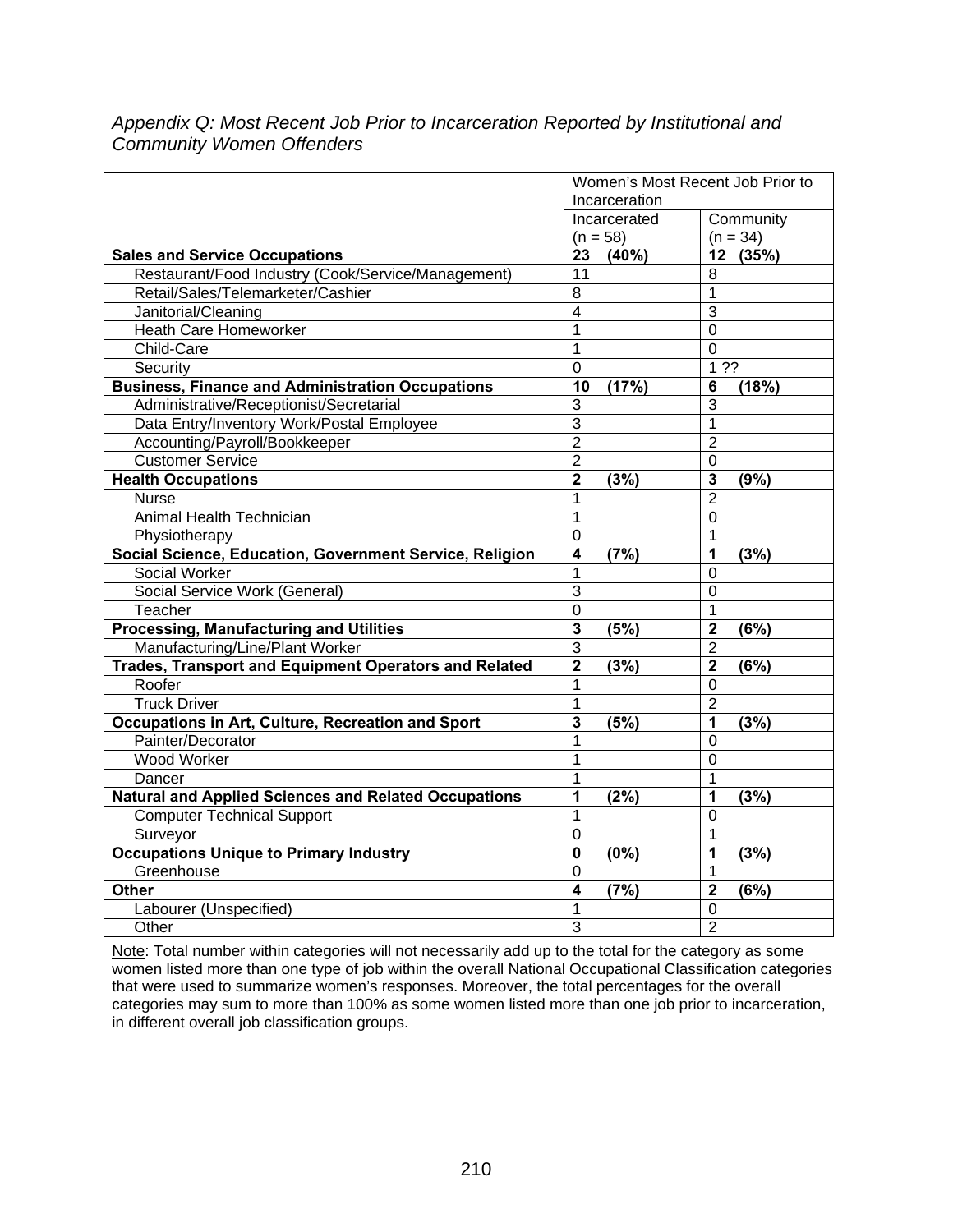*Appendix Q: Most Recent Job Prior to Incarceration Reported by Institutional and Community Women Offenders*

| | Women's Most Recent Job Prior to Incarceration | |
|---|---|---|
| | Incarcerated (n = 58) | Community (n = 34) |
| **Sales and Service Occupations** | **23 (40%)** | **12 (35%)** |
| Restaurant/Food Industry (Cook/Service/Management) | 11 | 8 |
| Retail/Sales/Telemarketer/Cashier | 8 | 1 |
| Janitorial/Cleaning | 4 | 3 |
| Heath Care Homeworker | 1 | 0 |
| Child-Care | 1 | 0 |
| Security | 0 | 1 ?? |
| **Business, Finance and Administration Occupations** | **10 (17%)** | **6 (18%)** |
| Administrative/Receptionist/Secretarial | 3 | 3 |
| Data Entry/Inventory Work/Postal Employee | 3 | 1 |
| Accounting/Payroll/Bookkeeper | 2 | 2 |
| Customer Service | 2 | 0 |
| **Health Occupations** | **2 (3%)** | **3 (9%)** |
| Nurse | 1 | 2 |
| Animal Health Technician | 1 | 0 |
| Physiotherapy | 0 | 1 |
| **Social Science, Education, Government Service, Religion** | **4 (7%)** | **1 (3%)** |
| Social Worker | 1 | 0 |
| Social Service Work (General) | 3 | 0 |
| Teacher | 0 | 1 |
| **Processing, Manufacturing and Utilities** | **3 (5%)** | **2 (6%)** |
| Manufacturing/Line/Plant Worker | 3 | 2 |
| **Trades, Transport and Equipment Operators and Related** | **2 (3%)** | **2 (6%)** |
| Roofer | 1 | 0 |
| Truck Driver | 1 | 2 |
| **Occupations in Art, Culture, Recreation and Sport** | **3 (5%)** | **1 (3%)** |
| Painter/Decorator | 1 | 0 |
| Wood Worker | 1 | 0 |
| Dancer | 1 | 1 |
| **Natural and Applied Sciences and Related Occupations** | **1 (2%)** | **1 (3%)** |
| Computer Technical Support | 1 | 0 |
| Surveyor | 0 | 1 |
| **Occupations Unique to Primary Industry** | **0 (0%)** | **1 (3%)** |
| Greenhouse | 0 | 1 |
| **Other** | **4 (7%)** | **2 (6%)** |
| Labourer (Unspecified) | 1 | 0 |
| Other | 3 | 2 |

Note: Total number within categories will not necessarily add up to the total for the category as some women listed more than one type of job within the overall National Occupational Classification categories that were used to summarize women's responses. Moreover, the total percentages for the overall categories may sum to more than 100% as some women listed more than one job prior to incarceration, in different overall job classification groups.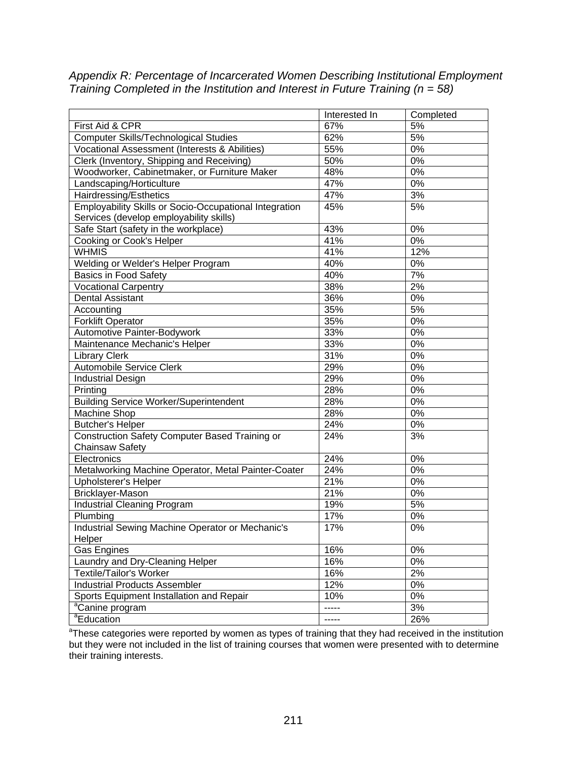*Appendix R: Percentage of Incarcerated Women Describing Institutional Employment Training Completed in the Institution and Interest in Future Training (n = 58)*

| | Interested In | Completed |
|---|---|---|
| First Aid & CPR | 67% | 5% |
| Computer Skills/Technological Studies | 62% | 5% |
| Vocational Assessment (Interests & Abilities) | 55% | 0% |
| Clerk (Inventory, Shipping and Receiving) | 50% | 0% |
| Woodworker, Cabinetmaker, or Furniture Maker | 48% | 0% |
| Landscaping/Horticulture | 47% | 0% |
| Hairdressing/Esthetics | 47% | 3% |
| Employability Skills or Socio-Occupational Integration Services (develop employability skills) | 45% | 5% |
| Safe Start (safety in the workplace) | 43% | 0% |
| Cooking or Cook's Helper | 41% | 0% |
| WHMIS | 41% | 12% |
| Welding or Welder's Helper Program | 40% | 0% |
| Basics in Food Safety | 40% | 7% |
| Vocational Carpentry | 38% | 2% |
| Dental Assistant | 36% | 0% |
| Accounting | 35% | 5% |
| Forklift Operator | 35% | 0% |
| Automotive Painter-Bodywork | 33% | 0% |
| Maintenance Mechanic's Helper | 33% | 0% |
| Library Clerk | 31% | 0% |
| Automobile Service Clerk | 29% | 0% |
| Industrial Design | 29% | 0% |
| Printing | 28% | 0% |
| Building Service Worker/Superintendent | 28% | 0% |
| Machine Shop | 28% | 0% |
| Butcher's Helper | 24% | 0% |
| Construction Safety Computer Based Training or Chainsaw Safety | 24% | 3% |
| Electronics | 24% | 0% |
| Metalworking Machine Operator, Metal Painter-Coater | 24% | 0% |
| Upholsterer's Helper | 21% | 0% |
| Bricklayer-Mason | 21% | 0% |
| Industrial Cleaning Program | 19% | 5% |
| Plumbing | 17% | 0% |
| Industrial Sewing Machine Operator or Mechanic's Helper | 17% | 0% |
| Gas Engines | 16% | 0% |
| Laundry and Dry-Cleaning Helper | 16% | 0% |
| Textile/Tailor's Worker | 16% | 2% |
| Industrial Products Assembler | 12% | 0% |
| Sports Equipment Installation and Repair | 10% | 0% |
| [a]Canine program | ----- | 3% |
| [a]Education | ----- | 26% |

[a]These categories were reported by women as types of training that they had received in the institution but they were not included in the list of training courses that women were presented with to determine their training interests.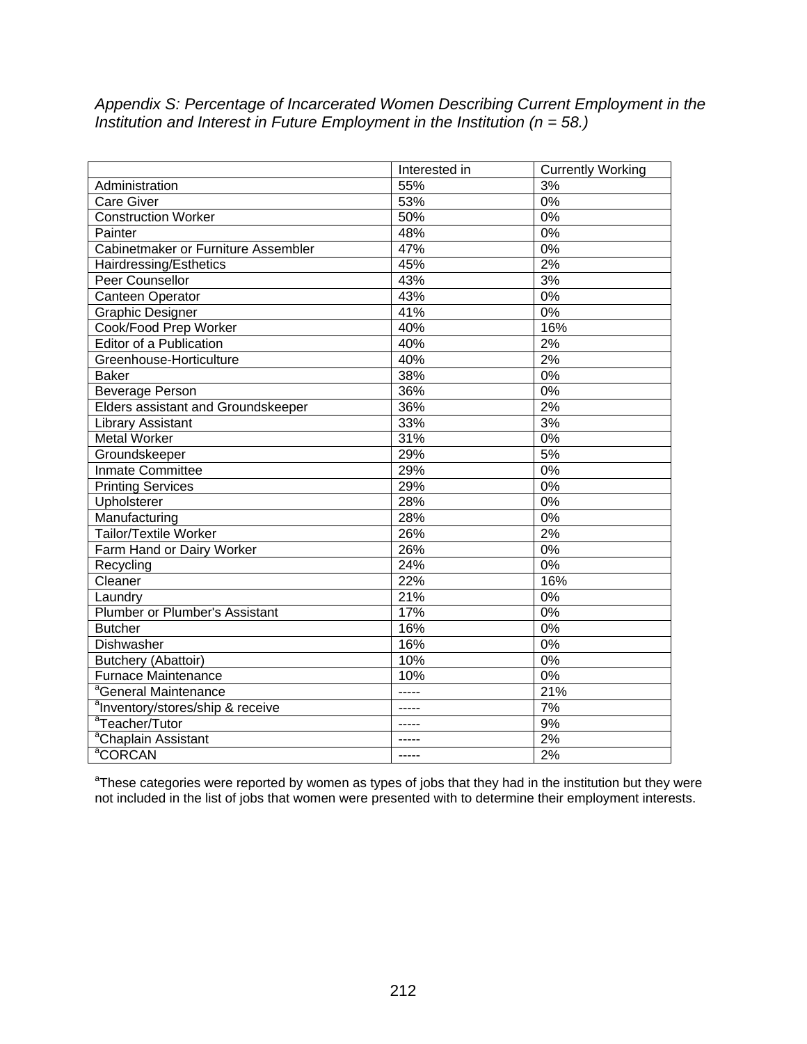*Appendix S: Percentage of Incarcerated Women Describing Current Employment in the Institution and Interest in Future Employment in the Institution (n = 58.)*

| | Interested in | Currently Working |
|---|---|---|
| Administration | 55% | 3% |
| Care Giver | 53% | 0% |
| Construction Worker | 50% | 0% |
| Painter | 48% | 0% |
| Cabinetmaker or Furniture Assembler | 47% | 0% |
| Hairdressing/Esthetics | 45% | 2% |
| Peer Counsellor | 43% | 3% |
| Canteen Operator | 43% | 0% |
| Graphic Designer | 41% | 0% |
| Cook/Food Prep Worker | 40% | 16% |
| Editor of a Publication | 40% | 2% |
| Greenhouse-Horticulture | 40% | 2% |
| Baker | 38% | 0% |
| Beverage Person | 36% | 0% |
| Elders assistant and Groundskeeper | 36% | 2% |
| Library Assistant | 33% | 3% |
| Metal Worker | 31% | 0% |
| Groundskeeper | 29% | 5% |
| Inmate Committee | 29% | 0% |
| Printing Services | 29% | 0% |
| Upholsterer | 28% | 0% |
| Manufacturing | 28% | 0% |
| Tailor/Textile Worker | 26% | 2% |
| Farm Hand or Dairy Worker | 26% | 0% |
| Recycling | 24% | 0% |
| Cleaner | 22% | 16% |
| Laundry | 21% | 0% |
| Plumber or Plumber's Assistant | 17% | 0% |
| Butcher | 16% | 0% |
| Dishwasher | 16% | 0% |
| Butchery (Abattoir) | 10% | 0% |
| Furnace Maintenance | 10% | 0% |
| [a]General Maintenance | ----- | 21% |
| [a]Inventory/stores/ship & receive | ----- | 7% |
| [a]Teacher/Tutor | ----- | 9% |
| [a]Chaplain Assistant | ----- | 2% |
| [a]CORCAN | ----- | 2% |

[a]These categories were reported by women as types of jobs that they had in the institution but they were not included in the list of jobs that women were presented with to determine their employment interests.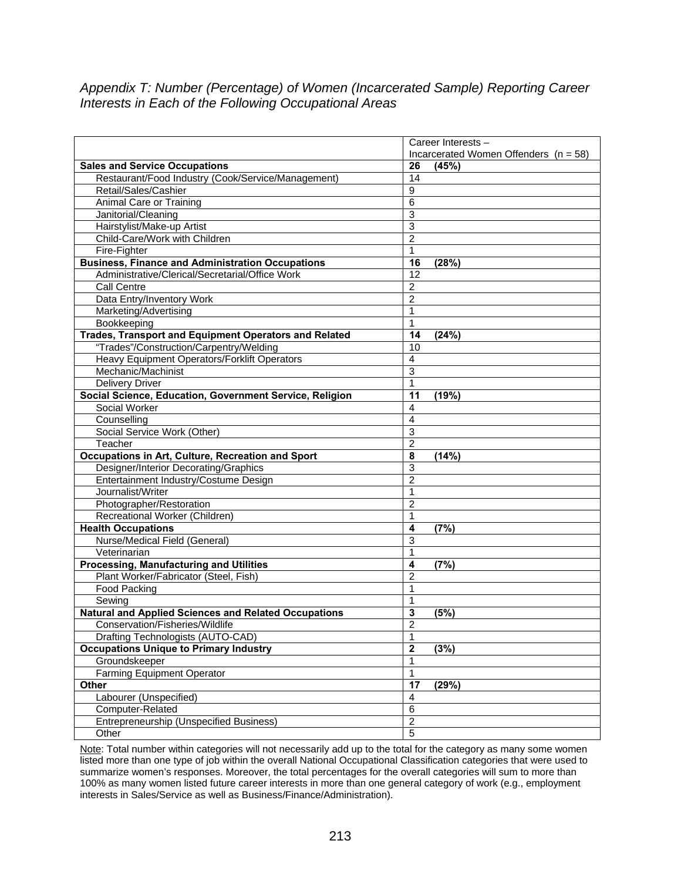*Appendix T: Number (Percentage) of Women (Incarcerated Sample) Reporting Career Interests in Each of the Following Occupational Areas*

| | Career Interests – Incarcerated Women Offenders (n = 58) |
|---|---|
| **Sales and Service Occupations** | **26 (45%)** |
| Restaurant/Food Industry (Cook/Service/Management) | 14 |
| Retail/Sales/Cashier | 9 |
| Animal Care or Training | 6 |
| Janitorial/Cleaning | 3 |
| Hairstylist/Make-up Artist | 3 |
| Child-Care/Work with Children | 2 |
| Fire-Fighter | 1 |
| **Business, Finance and Administration Occupations** | **16 (28%)** |
| Administrative/Clerical/Secretarial/Office Work | 12 |
| Call Centre | 2 |
| Data Entry/Inventory Work | 2 |
| Marketing/Advertising | 1 |
| Bookkeeping | 1 |
| **Trades, Transport and Equipment Operators and Related** | **14 (24%)** |
| "Trades"/Construction/Carpentry/Welding | 10 |
| Heavy Equipment Operators/Forklift Operators | 4 |
| Mechanic/Machinist | 3 |
| Delivery Driver | 1 |
| **Social Science, Education, Government Service, Religion** | **11 (19%)** |
| Social Worker | 4 |
| Counselling | 4 |
| Social Service Work (Other) | 3 |
| Teacher | 2 |
| **Occupations in Art, Culture, Recreation and Sport** | **8 (14%)** |
| Designer/Interior Decorating/Graphics | 3 |
| Entertainment Industry/Costume Design | 2 |
| Journalist/Writer | 1 |
| Photographer/Restoration | 2 |
| Recreational Worker (Children) | 1 |
| **Health Occupations** | **4 (7%)** |
| Nurse/Medical Field (General) | 3 |
| Veterinarian | 1 |
| **Processing, Manufacturing and Utilities** | **4 (7%)** |
| Plant Worker/Fabricator (Steel, Fish) | 2 |
| Food Packing | 1 |
| Sewing | 1 |
| **Natural and Applied Sciences and Related Occupations** | **3 (5%)** |
| Conservation/Fisheries/Wildlife | 2 |
| Drafting Technologists (AUTO-CAD) | 1 |
| **Occupations Unique to Primary Industry** | **2 (3%)** |
| Groundskeeper | 1 |
| Farming Equipment Operator | 1 |
| **Other** | **17 (29%)** |
| Labourer (Unspecified) | 4 |
| Computer-Related | 6 |
| Entrepreneurship (Unspecified Business) | 2 |
| Other | 5 |

Note: Total number within categories will not necessarily add up to the total for the category as many some women listed more than one type of job within the overall National Occupational Classification categories that were used to summarize women's responses. Moreover, the total percentages for the overall categories will sum to more than 100% as many women listed future career interests in more than one general category of work (e.g., employment interests in Sales/Service as well as Business/Finance/Administration).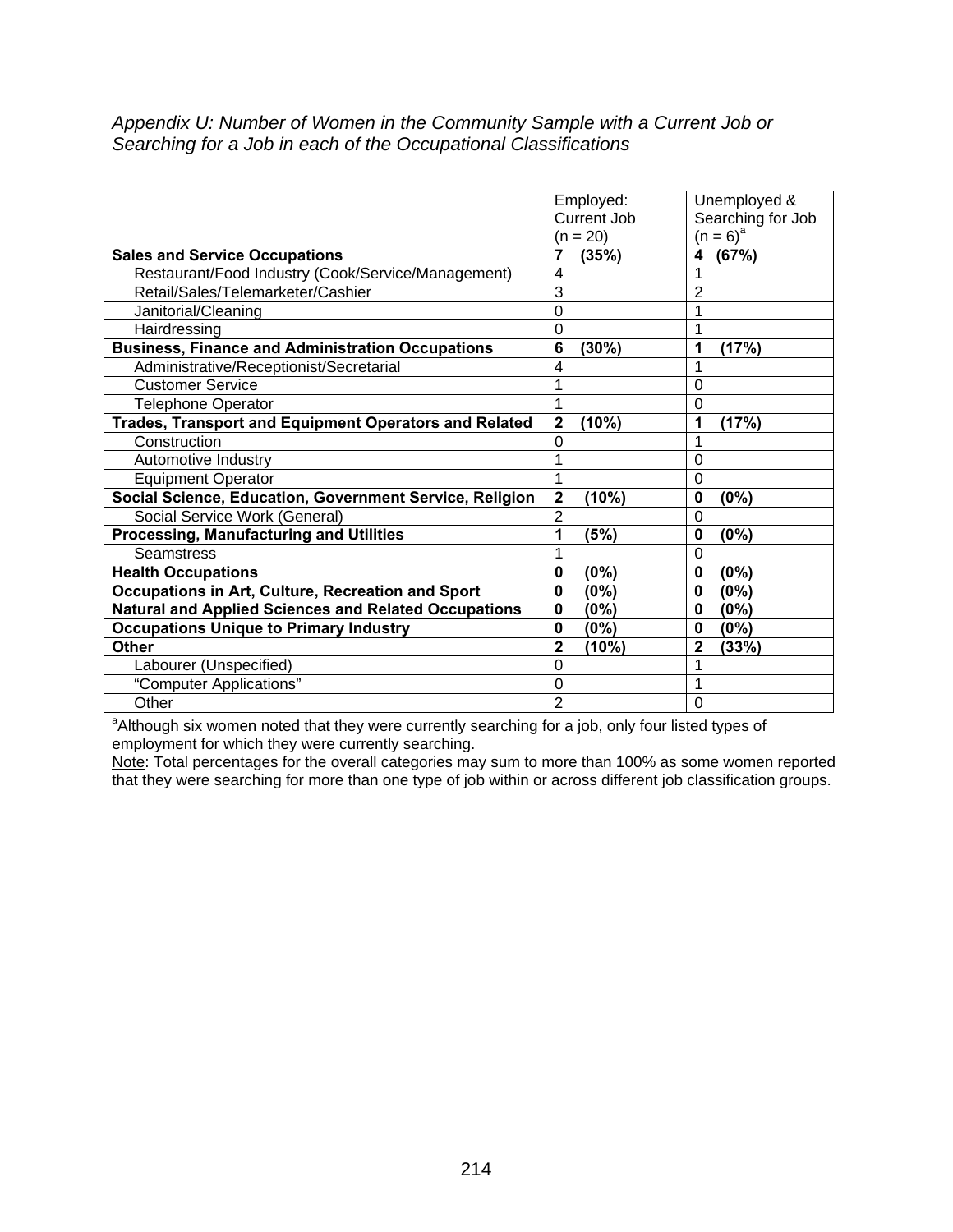*Appendix U: Number of Women in the Community Sample with a Current Job or Searching for a Job in each of the Occupational Classifications*

| | Employed: Current Job (n = 20) | Unemployed & Searching for Job (n = 6)[a] |
|---|---|---|
| **Sales and Service Occupations** | **7 (35%)** | **4 (67%)** |
| Restaurant/Food Industry (Cook/Service/Management) | 4 | 1 |
| Retail/Sales/Telemarketer/Cashier | 3 | 2 |
| Janitorial/Cleaning | 0 | 1 |
| Hairdressing | 0 | 1 |
| **Business, Finance and Administration Occupations** | **6 (30%)** | **1 (17%)** |
| Administrative/Receptionist/Secretarial | 4 | 1 |
| Customer Service | 1 | 0 |
| Telephone Operator | 1 | 0 |
| **Trades, Transport and Equipment Operators and Related** | **2 (10%)** | **1 (17%)** |
| Construction | 0 | 1 |
| Automotive Industry | 1 | 0 |
| Equipment Operator | 1 | 0 |
| **Social Science, Education, Government Service, Religion** | **2 (10%)** | **0 (0%)** |
| Social Service Work (General) | 2 | 0 |
| **Processing, Manufacturing and Utilities** | **1 (5%)** | **0 (0%)** |
| Seamstress | 1 | 0 |
| **Health Occupations** | **0 (0%)** | **0 (0%)** |
| **Occupations in Art, Culture, Recreation and Sport** | **0 (0%)** | **0 (0%)** |
| **Natural and Applied Sciences and Related Occupations** | **0 (0%)** | **0 (0%)** |
| **Occupations Unique to Primary Industry** | **0 (0%)** | **0 (0%)** |
| **Other** | **2 (10%)** | **2 (33%)** |
| Labourer (Unspecified) | 0 | 1 |
| "Computer Applications" | 0 | 1 |
| Other | 2 | 0 |

[a]Although six women noted that they were currently searching for a job, only four listed types of employment for which they were currently searching.

Note: Total percentages for the overall categories may sum to more than 100% as some women reported that they were searching for more than one type of job within or across different job classification groups.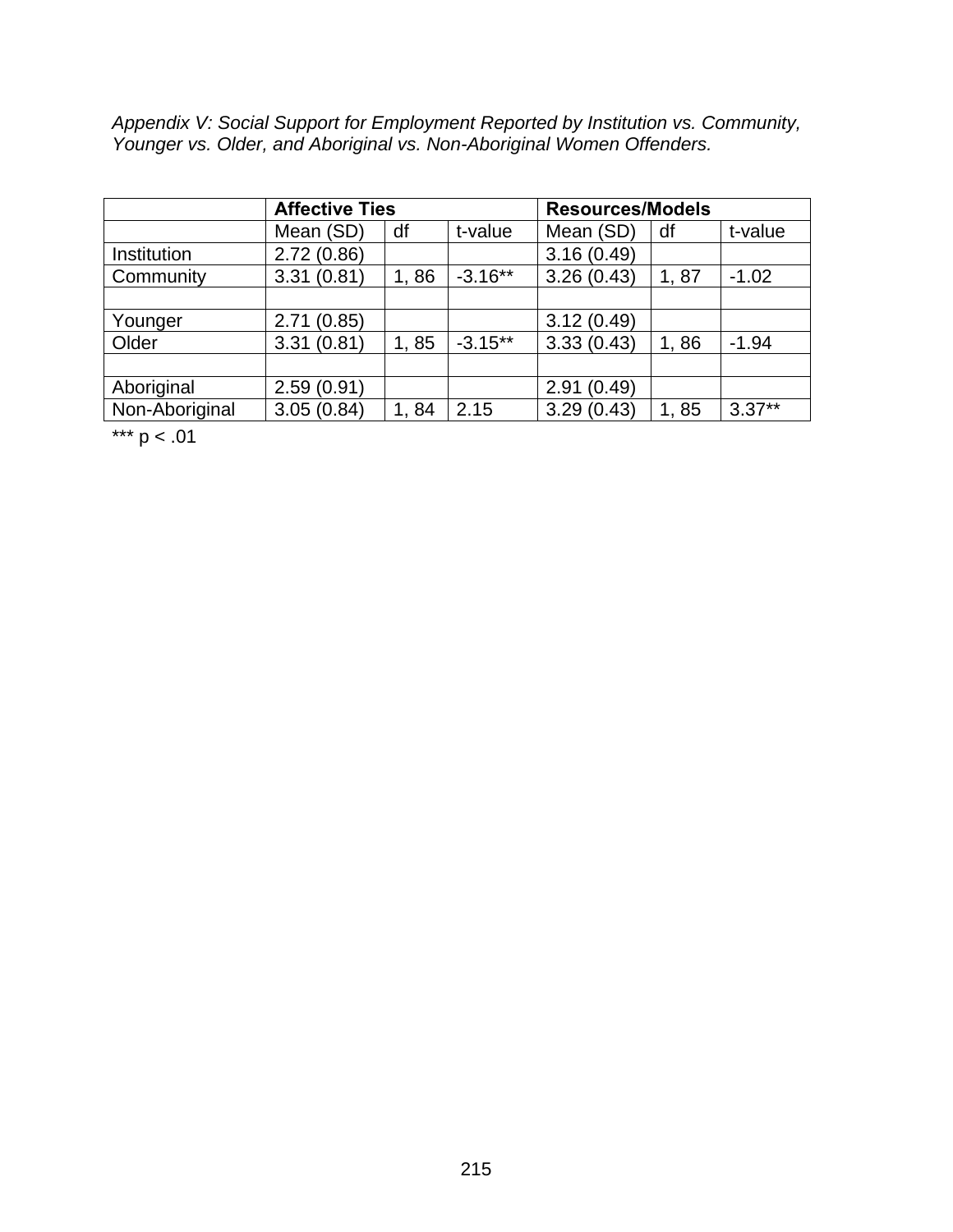*Appendix V: Social Support for Employment Reported by Institution vs. Community, Younger vs. Older, and Aboriginal vs. Non-Aboriginal Women Offenders.*

| | **Affective Ties** | | | **Resources/Models** | | |
|---|---|---|---|---|---|---|
| | Mean (SD) | df | t-value | Mean (SD) | df | t-value |
| Institution | 2.72 (0.86) | | | 3.16 (0.49) | | |
| Community | 3.31 (0.81) | 1, 86 | -3.16** | 3.26 (0.43) | 1, 87 | -1.02 |
| | | | | | | |
| Younger | 2.71 (0.85) | | | 3.12 (0.49) | | |
| Older | 3.31 (0.81) | 1, 85 | -3.15** | 3.33 (0.43) | 1, 86 | -1.94 |
| | | | | | | |
| Aboriginal | 2.59 (0.91) | | | 2.91 (0.49) | | |
| Non-Aboriginal | 3.05 (0.84) | 1, 84 | 2.15 | 3.29 (0.43) | 1, 85 | 3.37** |

*** $p < .01$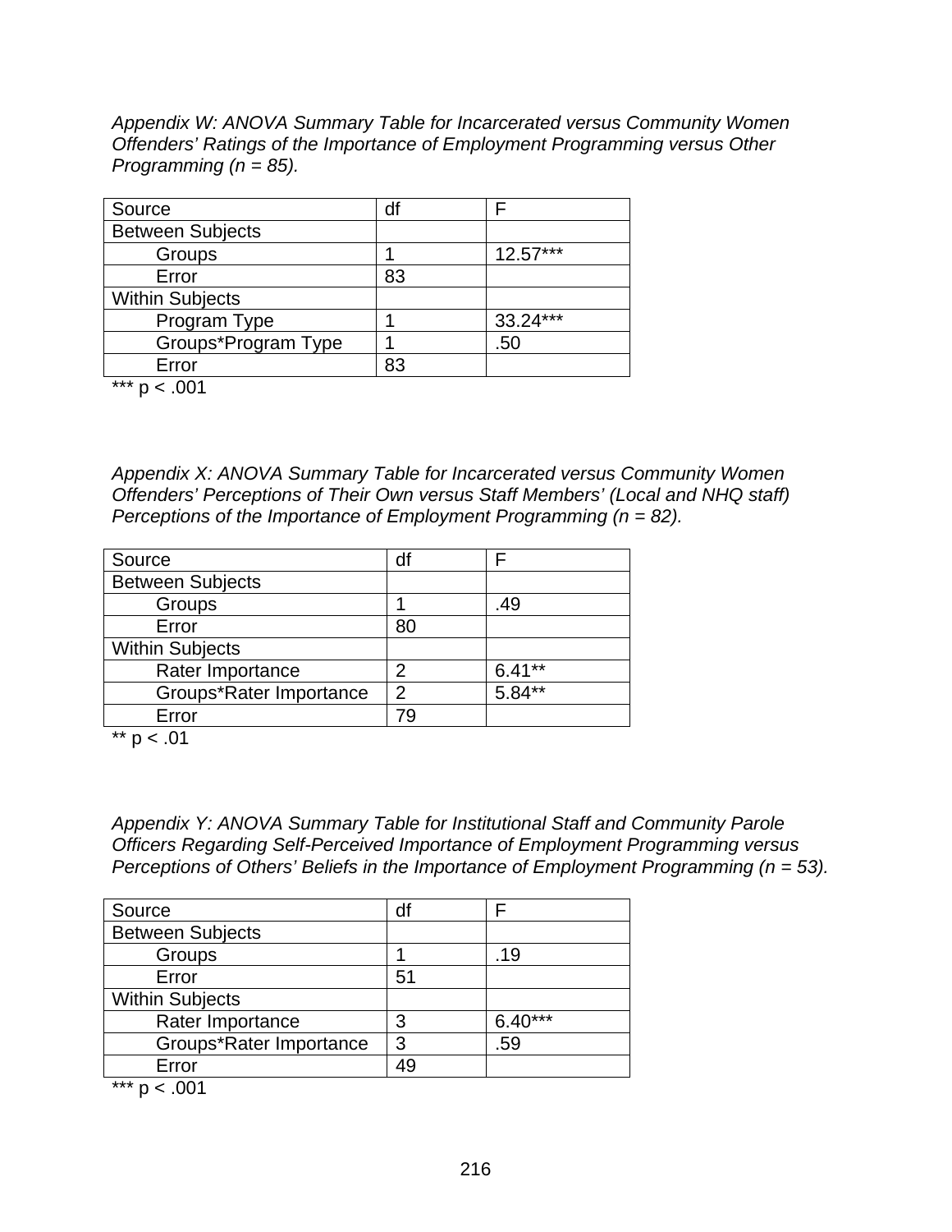*Appendix W: ANOVA Summary Table for Incarcerated versus Community Women Offenders' Ratings of the Importance of Employment Programming versus Other Programming (n = 85).*

| Source | df | F |
|---|---|---|
| Between Subjects | | |
| Groups | 1 | 12.57*** |
| Error | 83 | |
| Within Subjects | | |
| Program Type | 1 | 33.24*** |
| Groups*Program Type | 1 | .50 |
| Error | 83 | |

*** $p < .001$

*Appendix X: ANOVA Summary Table for Incarcerated versus Community Women Offenders' Perceptions of Their Own versus Staff Members' (Local and NHQ staff) Perceptions of the Importance of Employment Programming (n = 82).*

| Source | df | F |
|---|---|---|
| Between Subjects | | |
| Groups | 1 | .49 |
| Error | 80 | |
| Within Subjects | | |
| Rater Importance | 2 | 6.41** |
| Groups*Rater Importance | 2 | 5.84** |
| Error | 79 | |

** $p < .01$

*Appendix Y: ANOVA Summary Table for Institutional Staff and Community Parole Officers Regarding Self-Perceived Importance of Employment Programming versus Perceptions of Others' Beliefs in the Importance of Employment Programming (n = 53).*

| Source | df | F |
|---|---|---|
| Between Subjects | | |
| Groups | 1 | .19 |
| Error | 51 | |
| Within Subjects | | |
| Rater Importance | 3 | 6.40*** |
| Groups*Rater Importance | 3 | .59 |
| Error | 49 | |

*** $p < .001$